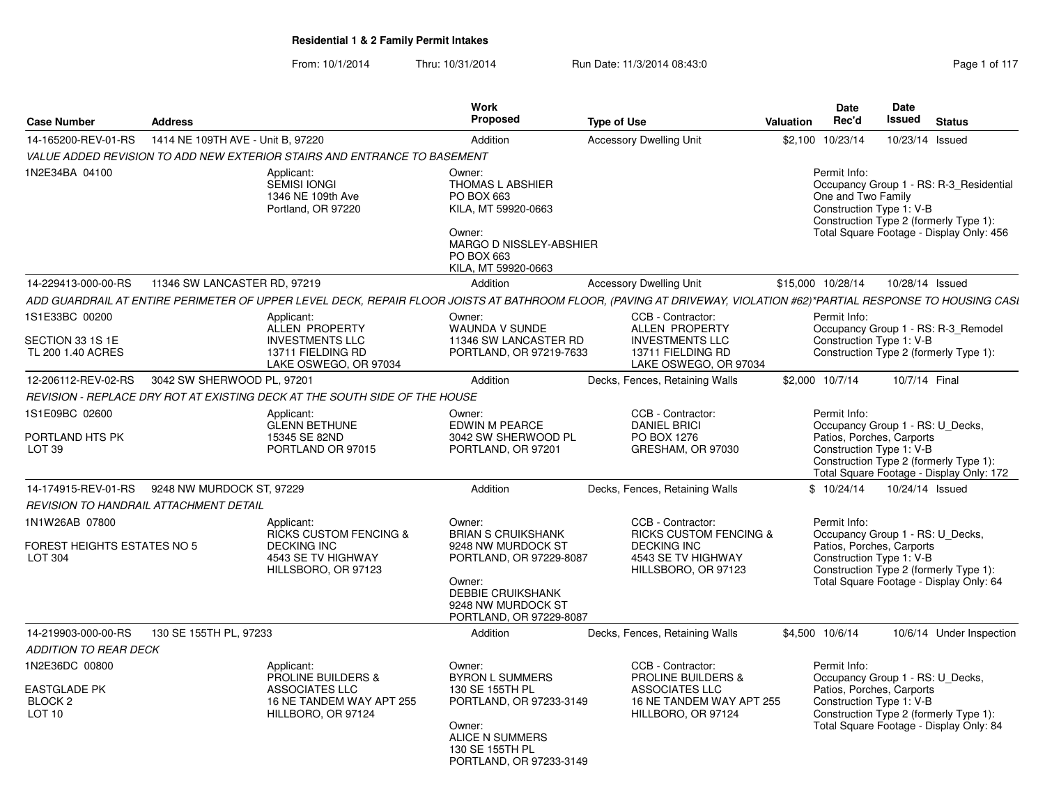# Residential 1 & 2 Family Permit Intakes

From: 10/1/2014 Thru: 10/31/2014 Run Date: 11/3/2014 08:43:0

| Case Number | Address | Work Proposed | Type of Use | Valuation | Date Rec'd | Date Issued | Status |
|---|---|---|---|---|---|---|---|
| 14-165200-REV-01-RS | 1414 NE 109TH AVE - Unit B, 97220 | Addition | Accessory Dwelling Unit | $2,100 | 10/23/14 | 10/23/14 | Issued |

*VALUE ADDED REVISION TO ADD NEW EXTERIOR STAIRS AND ENTRANCE TO BASEMENT*

1N2E34BA 04100

Applicant: SEMISI IONGI, 1346 NE 109th Ave, Portland, OR 97220

Owner: THOMAS L ABSHIER, PO BOX 663, KILA, MT 59920-0663

Owner: MARGO D NISSLEY-ABSHIER, PO BOX 663, KILA, MT 59920-0663

Permit Info: Occupancy Group 1 - RS: R-3_Residential One and Two Family; Construction Type 1: V-B; Construction Type 2 (formerly Type 1):; Total Square Footage - Display Only: 456

| Case Number | Address | Work Proposed | Type of Use | Valuation | Date Rec'd | Date Issued | Status |
|---|---|---|---|---|---|---|---|
| 14-229413-000-00-RS | 11346 SW LANCASTER RD, 97219 | Addition | Accessory Dwelling Unit | $15,000 | 10/28/14 | 10/28/14 | Issued |

*ADD GUARDRAIL AT ENTIRE PERIMETER OF UPPER LEVEL DECK, REPAIR FLOOR JOISTS AT BATHROOM FLOOR, (PAVING AT DRIVEWAY, VIOLATION #62)*PARTIAL RESPONSE TO HOUSING CASI*

1S1E33BC 00200
SECTION 33 1S 1E
TL 200 1.40 ACRES

Applicant: ALLEN PROPERTY INVESTMENTS LLC, 13711 FIELDING RD, LAKE OSWEGO, OR 97034

Owner: WAUNDA V SUNDE, 11346 SW LANCASTER RD, PORTLAND, OR 97219-7633

CCB - Contractor: ALLEN PROPERTY INVESTMENTS LLC, 13711 FIELDING RD, LAKE OSWEGO, OR 97034

Permit Info: Occupancy Group 1 - RS: R-3_Remodel; Construction Type 1: V-B; Construction Type 2 (formerly Type 1):

| Case Number | Address | Work Proposed | Type of Use | Valuation | Date Rec'd | Date Issued | Status |
|---|---|---|---|---|---|---|---|
| 12-206112-REV-02-RS | 3042 SW SHERWOOD PL, 97201 | Addition | Decks, Fences, Retaining Walls | $2,000 | 10/7/14 | 10/7/14 | Final |

*REVISION - REPLACE DRY ROT AT EXISTING DECK AT THE SOUTH SIDE OF THE HOUSE*

1S1E09BC 02600
PORTLAND HTS PK
LOT 39

Applicant: GLENN BETHUNE, 15345 SE 82ND, PORTLAND OR 97015

Owner: EDWIN M PEARCE, 3042 SW SHERWOOD PL, PORTLAND, OR 97201

CCB - Contractor: DANIEL BRICI, PO BOX 1276, GRESHAM, OR 97030

Permit Info: Occupancy Group 1 - RS: U_Decks, Patios, Porches, Carports; Construction Type 1: V-B; Construction Type 2 (formerly Type 1):; Total Square Footage - Display Only: 172

| Case Number | Address | Work Proposed | Type of Use | Valuation | Date Rec'd | Date Issued | Status |
|---|---|---|---|---|---|---|---|
| 14-174915-REV-01-RS | 9248 NW MURDOCK ST, 97229 | Addition | Decks, Fences, Retaining Walls | $ | 10/24/14 | 10/24/14 | Issued |

*REVISION TO HANDRAIL ATTACHMENT DETAIL*

1N1W26AB 07800
FOREST HEIGHTS ESTATES NO 5
LOT 304

Applicant: RICKS CUSTOM FENCING & DECKING INC, 4543 SE TV HIGHWAY, HILLSBORO, OR 97123

Owner: BRIAN S CRUIKSHANK, 9248 NW MURDOCK ST, PORTLAND, OR 97229-8087

Owner: DEBBIE CRUIKSHANK, 9248 NW MURDOCK ST, PORTLAND, OR 97229-8087

CCB - Contractor: RICKS CUSTOM FENCING & DECKING INC, 4543 SE TV HIGHWAY, HILLSBORO, OR 97123

Permit Info: Occupancy Group 1 - RS: U_Decks, Patios, Porches, Carports; Construction Type 1: V-B; Construction Type 2 (formerly Type 1):; Total Square Footage - Display Only: 64

| Case Number | Address | Work Proposed | Type of Use | Valuation | Date Rec'd | Date Issued | Status |
|---|---|---|---|---|---|---|---|
| 14-219903-000-00-RS | 130 SE 155TH PL, 97233 | Addition | Decks, Fences, Retaining Walls | $4,500 | 10/6/14 | 10/6/14 | Under Inspection |

*ADDITION TO REAR DECK*

1N2E36DC 00800
EASTGLADE PK
BLOCK 2
LOT 10

Applicant: PROLINE BUILDERS & ASSOCIATES LLC, 16 NE TANDEM WAY APT 255, HILLBORO, OR 97124

Owner: BYRON L SUMMERS, 130 SE 155TH PL, PORTLAND, OR 97233-3149

Owner: ALICE N SUMMERS, 130 SE 155TH PL, PORTLAND, OR 97233-3149

CCB - Contractor: PROLINE BUILDERS & ASSOCIATES LLC, 16 NE TANDEM WAY APT 255, HILLBORO, OR 97124

Permit Info: Occupancy Group 1 - RS: U_Decks, Patios, Porches, Carports; Construction Type 1: V-B; Construction Type 2 (formerly Type 1):; Total Square Footage - Display Only: 84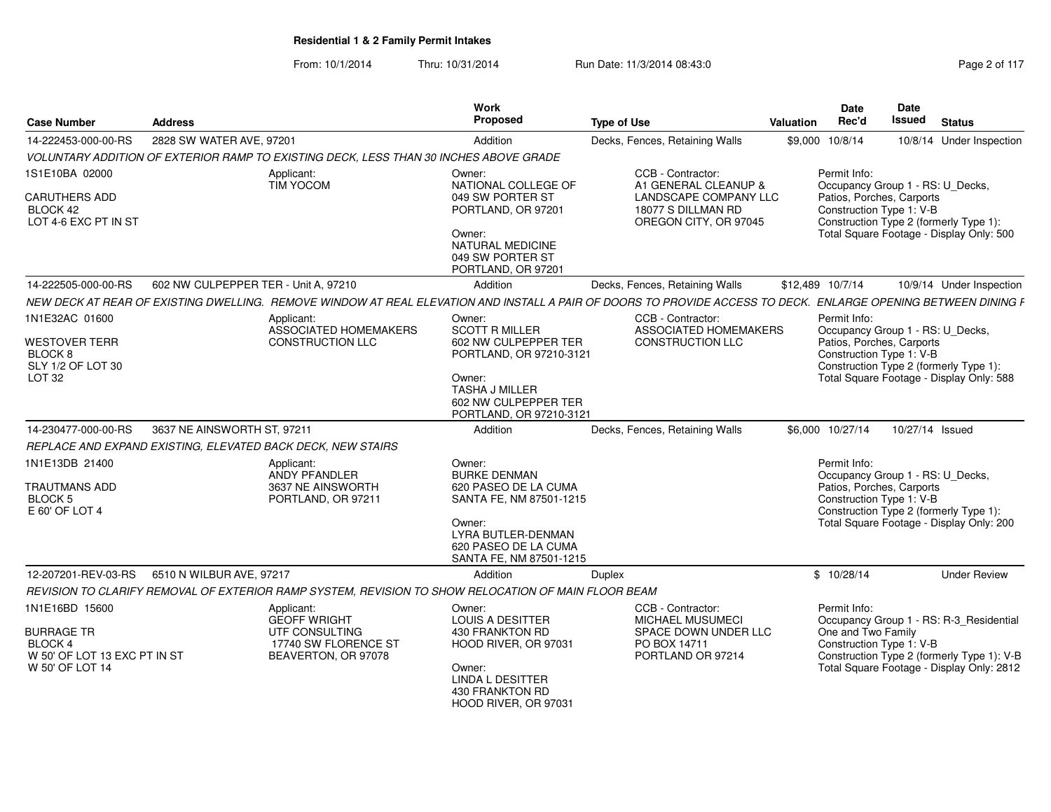# Residential 1 & 2 Family Permit Intakes

From: 10/1/2014 Thru: 10/31/2014 Run Date: 11/3/2014 08:43:0

| Case Number | Address | Work Proposed | Type of Use | Valuation | Date Rec'd | Date Issued | Status |
|---|---|---|---|---|---|---|---|
| 14-222453-000-00-RS | 2828 SW WATER AVE, 97201 | Addition | Decks, Fences, Retaining Walls | $9,000 | 10/8/14 | 10/8/14 | Under Inspection |

*VOLUNTARY ADDITION OF EXTERIOR RAMP TO EXISTING DECK, LESS THAN 30 INCHES ABOVE GRADE*

1S1E10BA 02000
CARUTHERS ADD
BLOCK 42
LOT 4-6 EXC PT IN ST

Applicant:
TIM YOCOM

Owner:
NATIONAL COLLEGE OF
049 SW PORTER ST
PORTLAND, OR 97201

Owner:
NATURAL MEDICINE
049 SW PORTER ST
PORTLAND, OR 97201

CCB - Contractor:
A1 GENERAL CLEANUP &
LANDSCAPE COMPANY LLC
18077 S DILLMAN RD
OREGON CITY, OR 97045

Permit Info:
Occupancy Group 1 - RS: U_Decks, Patios, Porches, Carports
Construction Type 1: V-B
Construction Type 2 (formerly Type 1):
Total Square Footage - Display Only: 500

| Case Number | Address | Work Proposed | Type of Use | Valuation | Date Rec'd | Date Issued | Status |
|---|---|---|---|---|---|---|---|
| 14-222505-000-00-RS | 602 NW CULPEPPER TER - Unit A, 97210 | Addition | Decks, Fences, Retaining Walls | $12,489 | 10/7/14 | 10/9/14 | Under Inspection |

*NEW DECK AT REAR OF EXISTING DWELLING. REMOVE WINDOW AT REAL ELEVATION AND INSTALL A PAIR OF DOORS TO PROVIDE ACCESS TO DECK. ENLARGE OPENING BETWEEN DINING F*

1N1E32AC 01600
WESTOVER TERR
BLOCK 8
SLY 1/2 OF LOT 30
LOT 32

Applicant:
ASSOCIATED HOMEMAKERS
CONSTRUCTION LLC

Owner:
SCOTT R MILLER
602 NW CULPEPPER TER
PORTLAND, OR 97210-3121

Owner:
TASHA J MILLER
602 NW CULPEPPER TER
PORTLAND, OR 97210-3121

CCB - Contractor:
ASSOCIATED HOMEMAKERS
CONSTRUCTION LLC

Permit Info:
Occupancy Group 1 - RS: U_Decks, Patios, Porches, Carports
Construction Type 1: V-B
Construction Type 2 (formerly Type 1):
Total Square Footage - Display Only: 588

| Case Number | Address | Work Proposed | Type of Use | Valuation | Date Rec'd | Date Issued | Status |
|---|---|---|---|---|---|---|---|
| 14-230477-000-00-RS | 3637 NE AINSWORTH ST, 97211 | Addition | Decks, Fences, Retaining Walls | $6,000 | 10/27/14 | 10/27/14 | Issued |

*REPLACE AND EXPAND EXISTING, ELEVATED BACK DECK, NEW STAIRS*

1N1E13DB 21400
TRAUTMANS ADD
BLOCK 5
E 60' OF LOT 4

Applicant:
ANDY PFANDLER
3637 NE AINSWORTH
PORTLAND, OR 97211

Owner:
BURKE DENMAN
620 PASEO DE LA CUMA
SANTA FE, NM 87501-1215

Owner:
LYRA BUTLER-DENMAN
620 PASEO DE LA CUMA
SANTA FE, NM 87501-1215

Permit Info:
Occupancy Group 1 - RS: U_Decks, Patios, Porches, Carports
Construction Type 1: V-B
Construction Type 2 (formerly Type 1):
Total Square Footage - Display Only: 200

| Case Number | Address | Work Proposed | Type of Use | Valuation | Date Rec'd | Date Issued | Status |
|---|---|---|---|---|---|---|---|
| 12-207201-REV-03-RS | 6510 N WILBUR AVE, 97217 | Addition | Duplex | $ | 10/28/14 | | Under Review |

*REVISION TO CLARIFY REMOVAL OF EXTERIOR RAMP SYSTEM, REVISION TO SHOW RELOCATION OF MAIN FLOOR BEAM*

1N1E16BD 15600
BURRAGE TR
BLOCK 4
W 50' OF LOT 13 EXC PT IN ST
W 50' OF LOT 14

Applicant:
GEOFF WRIGHT
UTF CONSULTING
17740 SW FLORENCE ST
BEAVERTON, OR 97078

Owner:
LOUIS A DESITTER
430 FRANKTON RD
HOOD RIVER, OR 97031

Owner:
LINDA L DESITTER
430 FRANKTON RD
HOOD RIVER, OR 97031

CCB - Contractor:
MICHAEL MUSUMECI
SPACE DOWN UNDER LLC
PO BOX 14711
PORTLAND OR 97214

Permit Info:
Occupancy Group 1 - RS: R-3_Residential One and Two Family
Construction Type 1: V-B
Construction Type 2 (formerly Type 1): V-B
Total Square Footage - Display Only: 2812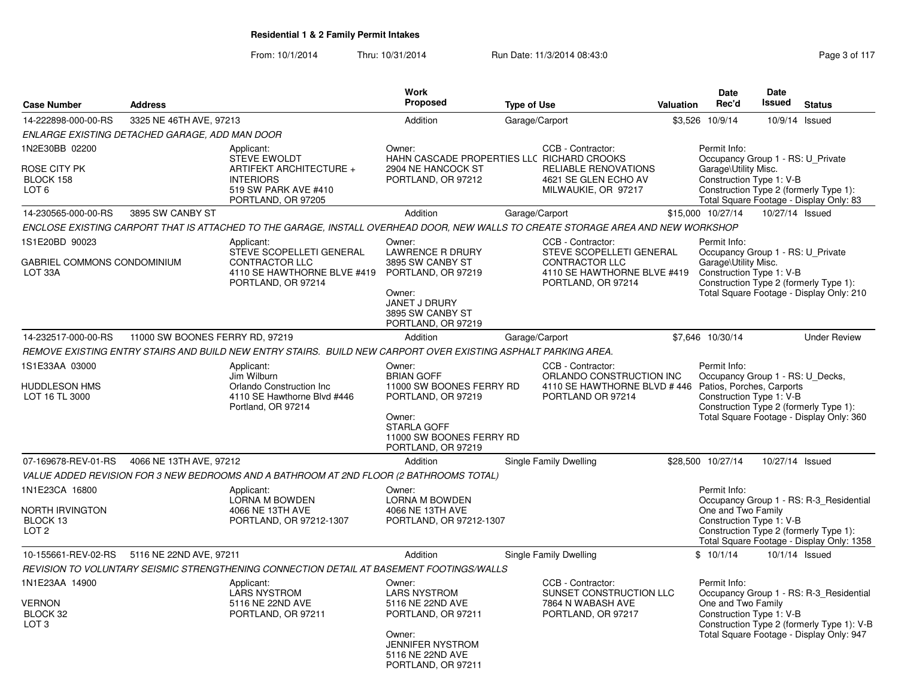# Residential 1 & 2 Family Permit Intakes

From: 10/1/2014 Thru: 10/31/2014 Run Date: 11/3/2014 08:43:0

| Case Number | Address | Work Proposed | Type of Use | Valuation | Date Rec'd | Date Issued | Status |
|---|---|---|---|---|---|---|---|
| 14-222898-000-00-RS | 3325 NE 46TH AVE, 97213 | Addition | Garage/Carport | $3,526 | 10/9/14 | 10/9/14 | Issued |

*ENLARGE EXISTING DETACHED GARAGE, ADD MAN DOOR*

1N2E30BB 02200
ROSE CITY PK
BLOCK 158
LOT 6

Applicant:
STEVE EWOLDT
ARTIFEKT ARCHITECTURE + INTERIORS
519 SW PARK AVE #410
PORTLAND, OR 97205

Owner:
HAHN CASCADE PROPERTIES LLC
2904 NE HANCOCK ST
PORTLAND, OR 97212

CCB - Contractor:
RICHARD CROOKS
RELIABLE RENOVATIONS
4621 SE GLEN ECHO AV
MILWAUKIE, OR 97217

Permit Info:
Occupancy Group 1 - RS: U_Private Garage\Utility Misc.
Construction Type 1: V-B
Construction Type 2 (formerly Type 1):
Total Square Footage - Display Only: 83

| Case Number | Address | Work Proposed | Type of Use | Valuation | Date Rec'd | Date Issued | Status |
|---|---|---|---|---|---|---|---|
| 14-230565-000-00-RS | 3895 SW CANBY ST | Addition | Garage/Carport | $15,000 | 10/27/14 | 10/27/14 | Issued |

*ENCLOSE EXISTING CARPORT THAT IS ATTACHED TO THE GARAGE, INSTALL OVERHEAD DOOR, NEW WALLS TO CREATE STORAGE AREA AND NEW WORKSHOP*

1S1E20BD 90023
GABRIEL COMMONS CONDOMINIUM
LOT 33A

Applicant:
STEVE SCOPELLETI GENERAL CONTRACTOR LLC
4110 SE HAWTHORNE BLVE #419
PORTLAND, OR 97214

Owner:
LAWRENCE R DRURY
3895 SW CANBY ST
PORTLAND, OR 97219

Owner:
JANET J DRURY
3895 SW CANBY ST
PORTLAND, OR 97219

CCB - Contractor:
STEVE SCOPELLETI GENERAL CONTRACTOR LLC
4110 SE HAWTHORNE BLVE #419
PORTLAND, OR 97214

Permit Info:
Occupancy Group 1 - RS: U_Private Garage\Utility Misc.
Construction Type 1: V-B
Construction Type 2 (formerly Type 1):
Total Square Footage - Display Only: 210

| Case Number | Address | Work Proposed | Type of Use | Valuation | Date Rec'd | Date Issued | Status |
|---|---|---|---|---|---|---|---|
| 14-232517-000-00-RS | 11000 SW BOONES FERRY RD, 97219 | Addition | Garage/Carport | $7,646 | 10/30/14 | | Under Review |

*REMOVE EXISTING ENTRY STAIRS AND BUILD NEW ENTRY STAIRS. BUILD NEW CARPORT OVER EXISTING ASPHALT PARKING AREA.*

1S1E33AA 03000
HUDDLESON HMS
LOT 16 TL 3000

Applicant:
Jim Wilburn
Orlando Construction Inc
4110 SE Hawthorne Blvd #446
Portland, OR 97214

Owner:
BRIAN GOFF
11000 SW BOONES FERRY RD
PORTLAND, OR 97219

Owner:
STARLA GOFF
11000 SW BOONES FERRY RD
PORTLAND, OR 97219

CCB - Contractor:
ORLANDO CONSTRUCTION INC
4110 SE HAWTHORNE BLVD # 446
PORTLAND OR 97214

Permit Info:
Occupancy Group 1 - RS: U_Decks, Patios, Porches, Carports
Construction Type 1: V-B
Construction Type 2 (formerly Type 1):
Total Square Footage - Display Only: 360

| Case Number | Address | Work Proposed | Type of Use | Valuation | Date Rec'd | Date Issued | Status |
|---|---|---|---|---|---|---|---|
| 07-169678-REV-01-RS | 4066 NE 13TH AVE, 97212 | Addition | Single Family Dwelling | $28,500 | 10/27/14 | 10/27/14 | Issued |

*VALUE ADDED REVISION FOR 3 NEW BEDROOMS AND A BATHROOM AT 2ND FLOOR (2 BATHROOMS TOTAL)*

1N1E23CA 16800
NORTH IRVINGTON
BLOCK 13
LOT 2

Applicant:
LORNA M BOWDEN
4066 NE 13TH AVE
PORTLAND, OR 97212-1307

Owner:
LORNA M BOWDEN
4066 NE 13TH AVE
PORTLAND, OR 97212-1307

Permit Info:
Occupancy Group 1 - RS: R-3_Residential One and Two Family
Construction Type 1: V-B
Construction Type 2 (formerly Type 1):
Total Square Footage - Display Only: 1358

| Case Number | Address | Work Proposed | Type of Use | Valuation | Date Rec'd | Date Issued | Status |
|---|---|---|---|---|---|---|---|
| 10-155661-REV-02-RS | 5116 NE 22ND AVE, 97211 | Addition | Single Family Dwelling | $ | 10/1/14 | 10/1/14 | Issued |

*REVISION TO VOLUNTARY SEISMIC STRENGTHENING CONNECTION DETAIL AT BASEMENT FOOTINGS/WALLS*

1N1E23AA 14900
VERNON
BLOCK 32
LOT 3

Applicant:
LARS NYSTROM
5116 NE 22ND AVE
PORTLAND, OR 97211

Owner:
LARS NYSTROM
5116 NE 22ND AVE
PORTLAND, OR 97211

Owner:
JENNIFER NYSTROM
5116 NE 22ND AVE
PORTLAND, OR 97211

CCB - Contractor:
SUNSET CONSTRUCTION LLC
7864 N WABASH AVE
PORTLAND, OR 97217

Permit Info:
Occupancy Group 1 - RS: R-3_Residential One and Two Family
Construction Type 1: V-B
Construction Type 2 (formerly Type 1): V-B
Total Square Footage - Display Only: 947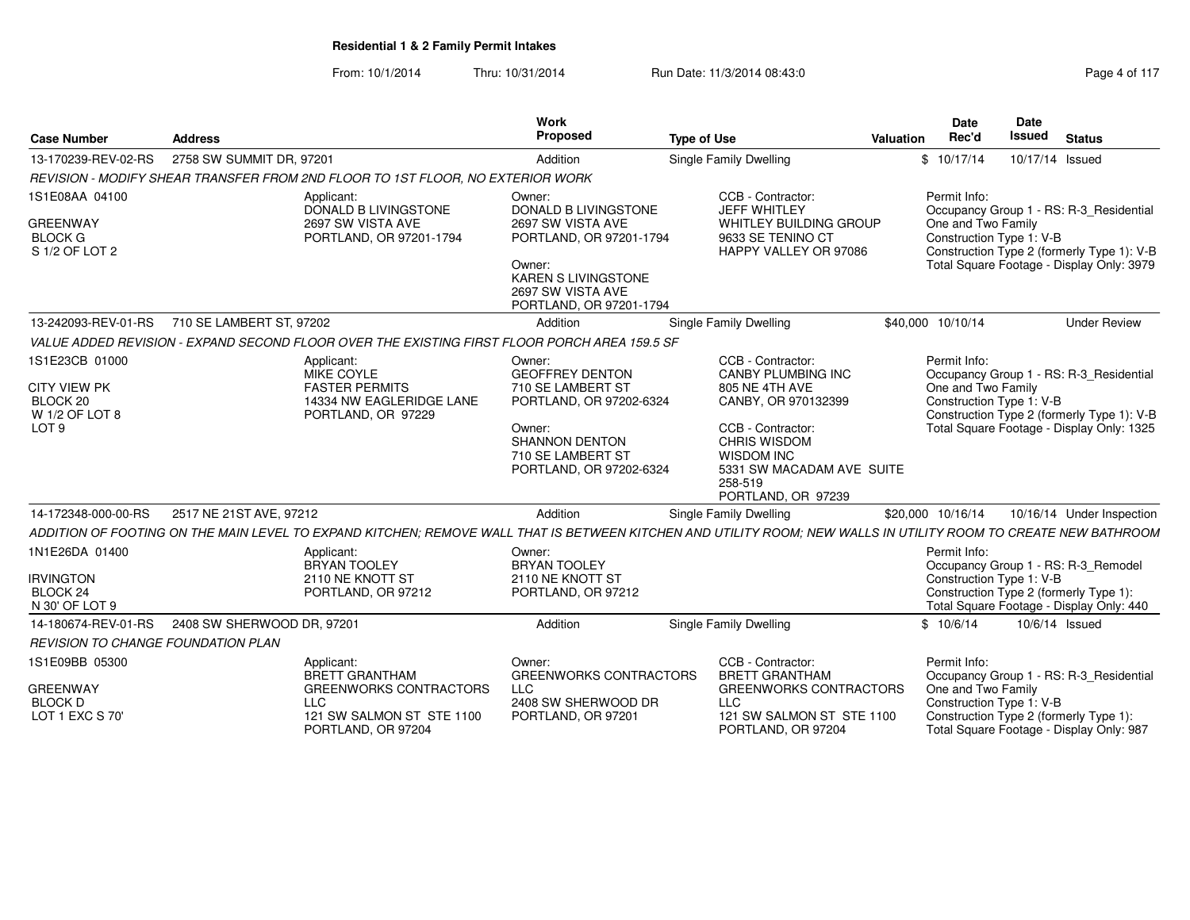# Residential 1 & 2 Family Permit Intakes

From: 10/1/2014 Thru: 10/31/2014 Run Date: 11/3/2014 08:43:0

| Case Number | Address | Work Proposed | Type of Use | Valuation | Date Rec'd | Date Issued | Status |
|---|---|---|---|---|---|---|---|
| 13-170239-REV-02-RS | 2758 SW SUMMIT DR, 97201 | Addition | Single Family Dwelling | $ | 10/17/14 | 10/17/14 | Issued |

*REVISION - MODIFY SHEAR TRANSFER FROM 2ND FLOOR TO 1ST FLOOR, NO EXTERIOR WORK*

1S1E08AA 04100
GREENWAY
BLOCK G
S 1/2 OF LOT 2

Applicant:
DONALD B LIVINGSTONE
2697 SW VISTA AVE
PORTLAND, OR 97201-1794

Owner:
DONALD B LIVINGSTONE
2697 SW VISTA AVE
PORTLAND, OR 97201-1794

Owner:
KAREN S LIVINGSTONE
2697 SW VISTA AVE
PORTLAND, OR 97201-1794

CCB - Contractor:
JEFF WHITLEY
WHITLEY BUILDING GROUP
9633 SE TENINO CT
HAPPY VALLEY OR 97086

Permit Info:
Occupancy Group 1 - RS: R-3_Residential One and Two Family
Construction Type 1: V-B
Construction Type 2 (formerly Type 1): V-B
Total Square Footage - Display Only: 3979

| Case Number | Address | Work Proposed | Type of Use | Valuation | Date Rec'd | Date Issued | Status |
|---|---|---|---|---|---|---|---|
| 13-242093-REV-01-RS | 710 SE LAMBERT ST, 97202 | Addition | Single Family Dwelling | $40,000 | 10/10/14 | | Under Review |

*VALUE ADDED REVISION - EXPAND SECOND FLOOR OVER THE EXISTING FIRST FLOOR PORCH AREA 159.5 SF*

1S1E23CB 01000
CITY VIEW PK
BLOCK 20
W 1/2 OF LOT 8
LOT 9

Applicant:
MIKE COYLE
FASTER PERMITS
14334 NW EAGLERIDGE LANE
PORTLAND, OR 97229

Owner:
GEOFFREY DENTON
710 SE LAMBERT ST
PORTLAND, OR 97202-6324

Owner:
SHANNON DENTON
710 SE LAMBERT ST
PORTLAND, OR 97202-6324

CCB - Contractor:
CANBY PLUMBING INC
805 NE 4TH AVE
CANBY, OR 970132399

CCB - Contractor:
CHRIS WISDOM
WISDOM INC
5331 SW MACADAM AVE SUITE 258-519
PORTLAND, OR 97239

Permit Info:
Occupancy Group 1 - RS: R-3_Residential One and Two Family
Construction Type 1: V-B
Construction Type 2 (formerly Type 1): V-B
Total Square Footage - Display Only: 1325

| Case Number | Address | Work Proposed | Type of Use | Valuation | Date Rec'd | Date Issued | Status |
|---|---|---|---|---|---|---|---|
| 14-172348-000-00-RS | 2517 NE 21ST AVE, 97212 | Addition | Single Family Dwelling | $20,000 | 10/16/14 | 10/16/14 | Under Inspection |

*ADDITION OF FOOTING ON THE MAIN LEVEL TO EXPAND KITCHEN; REMOVE WALL THAT IS BETWEEN KITCHEN AND UTILITY ROOM; NEW WALLS IN UTILITY ROOM TO CREATE NEW BATHROOM*

1N1E26DA 01400
IRVINGTON
BLOCK 24
N 30' OF LOT 9

Applicant:
BRYAN TOOLEY
2110 NE KNOTT ST
PORTLAND, OR 97212

Owner:
BRYAN TOOLEY
2110 NE KNOTT ST
PORTLAND, OR 97212

Permit Info:
Occupancy Group 1 - RS: R-3_Remodel
Construction Type 1: V-B
Construction Type 2 (formerly Type 1):
Total Square Footage - Display Only: 440

| Case Number | Address | Work Proposed | Type of Use | Valuation | Date Rec'd | Date Issued | Status |
|---|---|---|---|---|---|---|---|
| 14-180674-REV-01-RS | 2408 SW SHERWOOD DR, 97201 | Addition | Single Family Dwelling | $ | 10/6/14 | 10/6/14 | Issued |

*REVISION TO CHANGE FOUNDATION PLAN*

1S1E09BB 05300
GREENWAY
BLOCK D
LOT 1 EXC S 70'

Applicant:
BRETT GRANTHAM
GREENWORKS CONTRACTORS LLC
121 SW SALMON ST STE 1100
PORTLAND, OR 97204

Owner:
GREENWORKS CONTRACTORS LLC
2408 SW SHERWOOD DR
PORTLAND, OR 97201

CCB - Contractor:
BRETT GRANTHAM
GREENWORKS CONTRACTORS LLC
121 SW SALMON ST STE 1100
PORTLAND, OR 97204

Permit Info:
Occupancy Group 1 - RS: R-3_Residential One and Two Family
Construction Type 1: V-B
Construction Type 2 (formerly Type 1):
Total Square Footage - Display Only: 987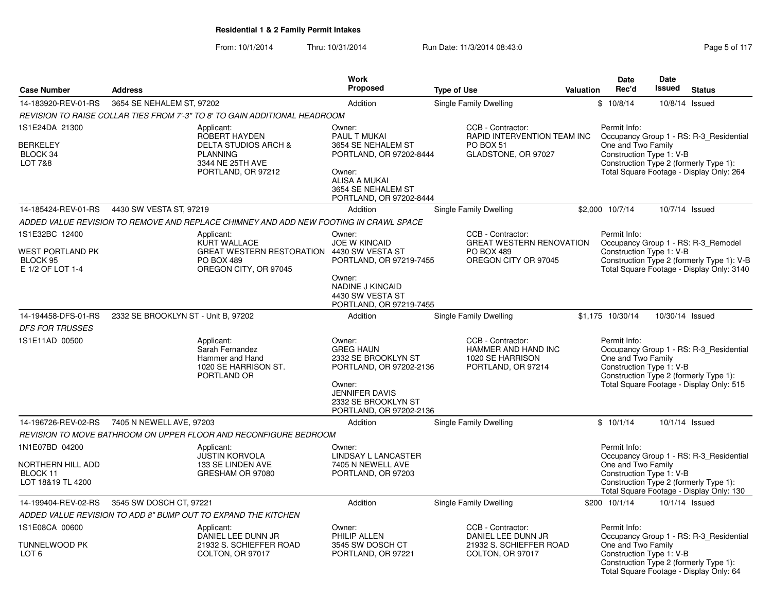# Residential 1 & 2 Family Permit Intakes

From: 10/1/2014 Thru: 10/31/2014 Run Date: 11/3/2014 08:43:0

| Case Number | Address | Work Proposed | Type of Use | Valuation | Date Rec'd | Date Issued | Status |
|---|---|---|---|---|---|---|---|
| 14-183920-REV-01-RS | 3654 SE NEHALEM ST, 97202 | Addition | Single Family Dwelling | $ | 10/8/14 | 10/8/14 | Issued |

*REVISION TO RAISE COLLAR TIES FROM 7'-3" TO 8' TO GAIN ADDITIONAL HEADROOM*

1S1E24DA 21300
BERKELEY
BLOCK 34
LOT 7&8

Applicant:
ROBERT HAYDEN
DELTA STUDIOS ARCH & PLANNING
3344 NE 25TH AVE
PORTLAND, OR 97212

Owner:
PAUL T MUKAI
3654 SE NEHALEM ST
PORTLAND, OR 97202-8444

Owner:
ALISA A MUKAI
3654 SE NEHALEM ST
PORTLAND, OR 97202-8444

CCB - Contractor:
RAPID INTERVENTION TEAM INC
PO BOX 51
GLADSTONE, OR 97027

Permit Info:
Occupancy Group 1 - RS: R-3_Residential One and Two Family
Construction Type 1: V-B
Construction Type 2 (formerly Type 1):
Total Square Footage - Display Only: 264

| Case Number | Address | Work Proposed | Type of Use | Valuation | Date Rec'd | Date Issued | Status |
|---|---|---|---|---|---|---|---|
| 14-185424-REV-01-RS | 4430 SW VESTA ST, 97219 | Addition | Single Family Dwelling | $2,000 | 10/7/14 | 10/7/14 | Issued |

*ADDED VALUE REVISION TO REMOVE AND REPLACE CHIMNEY AND ADD NEW FOOTING IN CRAWL SPACE*

1S1E32BC 12400
WEST PORTLAND PK
BLOCK 95
E 1/2 OF LOT 1-4

Applicant:
KURT WALLACE
GREAT WESTERN RESTORATION
PO BOX 489
OREGON CITY, OR 97045

Owner:
JOE W KINCAID
4430 SW VESTA ST
PORTLAND, OR 97219-7455

Owner:
NADINE J KINCAID
4430 SW VESTA ST
PORTLAND, OR 97219-7455

CCB - Contractor:
GREAT WESTERN RENOVATION
PO BOX 489
OREGON CITY OR 97045

Permit Info:
Occupancy Group 1 - RS: R-3_Remodel
Construction Type 1: V-B
Construction Type 2 (formerly Type 1): V-B
Total Square Footage - Display Only: 3140

| Case Number | Address | Work Proposed | Type of Use | Valuation | Date Rec'd | Date Issued | Status |
|---|---|---|---|---|---|---|---|
| 14-194458-DFS-01-RS | 2332 SE BROOKLYN ST - Unit B, 97202 | Addition | Single Family Dwelling | $1,175 | 10/30/14 | 10/30/14 | Issued |

*DFS FOR TRUSSES*

1S1E11AD 00500

Applicant:
Sarah Fernandez
Hammer and Hand
1020 SE HARRISON ST.
PORTLAND OR

Owner:
GREG HAUN
2332 SE BROOKLYN ST
PORTLAND, OR 97202-2136

Owner:
JENNIFER DAVIS
2332 SE BROOKLYN ST
PORTLAND, OR 97202-2136

CCB - Contractor:
HAMMER AND HAND INC
1020 SE HARRISON
PORTLAND, OR 97214

Permit Info:
Occupancy Group 1 - RS: R-3_Residential One and Two Family
Construction Type 1: V-B
Construction Type 2 (formerly Type 1):
Total Square Footage - Display Only: 515

| Case Number | Address | Work Proposed | Type of Use | Valuation | Date Rec'd | Date Issued | Status |
|---|---|---|---|---|---|---|---|
| 14-196726-REV-02-RS | 7405 N NEWELL AVE, 97203 | Addition | Single Family Dwelling | $ | 10/1/14 | 10/1/14 | Issued |

*REVISION TO MOVE BATHROOM ON UPPER FLOOR AND RECONFIGURE BEDROOM*

1N1E07BD 04200
NORTHERN HILL ADD
BLOCK 11
LOT 18&19 TL 4200

Applicant:
JUSTIN KORVOLA
133 SE LINDEN AVE
GRESHAM OR 97080

Owner:
LINDSAY L LANCASTER
7405 N NEWELL AVE
PORTLAND, OR 97203

Permit Info:
Occupancy Group 1 - RS: R-3_Residential One and Two Family
Construction Type 1: V-B
Construction Type 2 (formerly Type 1):
Total Square Footage - Display Only: 130

| Case Number | Address | Work Proposed | Type of Use | Valuation | Date Rec'd | Date Issued | Status |
|---|---|---|---|---|---|---|---|
| 14-199404-REV-02-RS | 3545 SW DOSCH CT, 97221 | Addition | Single Family Dwelling | $200 | 10/1/14 | 10/1/14 | Issued |

*ADDED VALUE REVISION TO ADD 8" BUMP OUT TO EXPAND THE KITCHEN*

1S1E08CA 00600
TUNNELWOOD PK
LOT 6

Applicant:
DANIEL LEE DUNN JR
21932 S. SCHIEFFER ROAD
COLTON, OR 97017

Owner:
PHILIP ALLEN
3545 SW DOSCH CT
PORTLAND, OR 97221

CCB - Contractor:
DANIEL LEE DUNN JR
21932 S. SCHIEFFER ROAD
COLTON, OR 97017

Permit Info:
Occupancy Group 1 - RS: R-3_Residential One and Two Family
Construction Type 1: V-B
Construction Type 2 (formerly Type 1):
Total Square Footage - Display Only: 64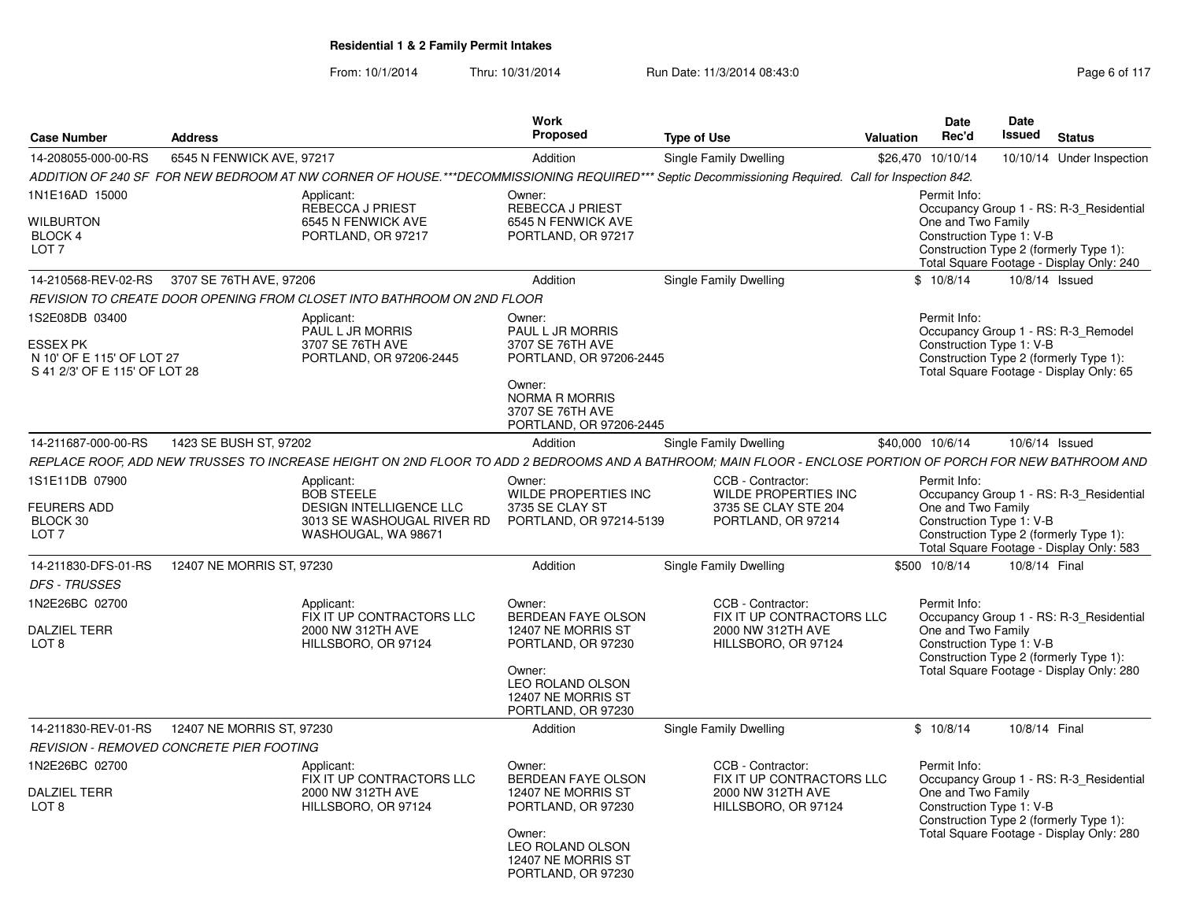**Residential 1 & 2 Family Permit Intakes**

From: 10/1/2014 Thru: 10/31/2014 Run Date: 11/3/2014 08:43:0

| Case Number | Address | Work Proposed | Type of Use | Valuation | Date Rec'd | Date Issued | Status |
|---|---|---|---|---|---|---|---|
| 14-208055-000-00-RS | 6545 N FENWICK AVE, 97217 | Addition | Single Family Dwelling | $26,470 | 10/10/14 | 10/10/14 | Under Inspection |

*ADDITION OF 240 SF FOR NEW BEDROOM AT NW CORNER OF HOUSE.\*\*\*DECOMMISSIONING REQUIRED\*\*\* Septic Decommissioning Required. Call for Inspection 842.*

1N1E16AD 15000
WILBURTON
BLOCK 4
LOT 7

Applicant: REBECCA J PRIEST, 6545 N FENWICK AVE, PORTLAND, OR 97217

Owner: REBECCA J PRIEST, 6545 N FENWICK AVE, PORTLAND, OR 97217

Permit Info:
Occupancy Group 1 - RS: R-3_Residential One and Two Family
Construction Type 1: V-B
Construction Type 2 (formerly Type 1):
Total Square Footage - Display Only: 240

---

| Case Number | Address | Work Proposed | Type of Use | Valuation | Date Rec'd | Date Issued | Status |
|---|---|---|---|---|---|---|---|
| 14-210568-REV-02-RS | 3707 SE 76TH AVE, 97206 | Addition | Single Family Dwelling | $ | 10/8/14 | 10/8/14 | Issued |

*REVISION TO CREATE DOOR OPENING FROM CLOSET INTO BATHROOM ON 2ND FLOOR*

1S2E08DB 03400
ESSEX PK
N 10' OF E 115' OF LOT 27
S 41 2/3' OF E 115' OF LOT 28

Applicant: PAUL L JR MORRIS, 3707 SE 76TH AVE, PORTLAND, OR 97206-2445

Owner: PAUL L JR MORRIS, 3707 SE 76TH AVE, PORTLAND, OR 97206-2445

Owner: NORMA R MORRIS, 3707 SE 76TH AVE, PORTLAND, OR 97206-2445

Permit Info:
Occupancy Group 1 - RS: R-3_Remodel
Construction Type 1: V-B
Construction Type 2 (formerly Type 1):
Total Square Footage - Display Only: 65

---

| Case Number | Address | Work Proposed | Type of Use | Valuation | Date Rec'd | Date Issued | Status |
|---|---|---|---|---|---|---|---|
| 14-211687-000-00-RS | 1423 SE BUSH ST, 97202 | Addition | Single Family Dwelling | $40,000 | 10/6/14 | 10/6/14 | Issued |

*REPLACE ROOF, ADD NEW TRUSSES TO INCREASE HEIGHT ON 2ND FLOOR TO ADD 2 BEDROOMS AND A BATHROOM; MAIN FLOOR - ENCLOSE PORTION OF PORCH FOR NEW BATHROOM AND*

1S1E11DB 07900
FEURERS ADD
BLOCK 30
LOT 7

Applicant: BOB STEELE, DESIGN INTELLIGENCE LLC, 3013 SE WASHOUGAL RIVER RD, WASHOUGAL, WA 98671

Owner: WILDE PROPERTIES INC, 3735 SE CLAY ST, PORTLAND, OR 97214-5139

CCB - Contractor: WILDE PROPERTIES INC, 3735 SE CLAY STE 204, PORTLAND, OR 97214

Permit Info:
Occupancy Group 1 - RS: R-3_Residential One and Two Family
Construction Type 1: V-B
Construction Type 2 (formerly Type 1):
Total Square Footage - Display Only: 583

---

| Case Number | Address | Work Proposed | Type of Use | Valuation | Date Rec'd | Date Issued | Status |
|---|---|---|---|---|---|---|---|
| 14-211830-DFS-01-RS | 12407 NE MORRIS ST, 97230 | Addition | Single Family Dwelling | $500 | 10/8/14 | 10/8/14 | Final |

*DFS - TRUSSES*

1N2E26BC 02700
DALZIEL TERR
LOT 8

Applicant: FIX IT UP CONTRACTORS LLC, 2000 NW 312TH AVE, HILLSBORO, OR 97124

Owner: BERDEAN FAYE OLSON, 12407 NE MORRIS ST, PORTLAND, OR 97230

Owner: LEO ROLAND OLSON, 12407 NE MORRIS ST, PORTLAND, OR 97230

CCB - Contractor: FIX IT UP CONTRACTORS LLC, 2000 NW 312TH AVE, HILLSBORO, OR 97124

Permit Info:
Occupancy Group 1 - RS: R-3_Residential One and Two Family
Construction Type 1: V-B
Construction Type 2 (formerly Type 1):
Total Square Footage - Display Only: 280

---

| Case Number | Address | Work Proposed | Type of Use | Valuation | Date Rec'd | Date Issued | Status |
|---|---|---|---|---|---|---|---|
| 14-211830-REV-01-RS | 12407 NE MORRIS ST, 97230 | Addition | Single Family Dwelling | $ | 10/8/14 | 10/8/14 | Final |

*REVISION - REMOVED CONCRETE PIER FOOTING*

1N2E26BC 02700
DALZIEL TERR
LOT 8

Applicant: FIX IT UP CONTRACTORS LLC, 2000 NW 312TH AVE, HILLSBORO, OR 97124

Owner: BERDEAN FAYE OLSON, 12407 NE MORRIS ST, PORTLAND, OR 97230

Owner: LEO ROLAND OLSON, 12407 NE MORRIS ST, PORTLAND, OR 97230

CCB - Contractor: FIX IT UP CONTRACTORS LLC, 2000 NW 312TH AVE, HILLSBORO, OR 97124

Permit Info:
Occupancy Group 1 - RS: R-3_Residential One and Two Family
Construction Type 1: V-B
Construction Type 2 (formerly Type 1):
Total Square Footage - Display Only: 280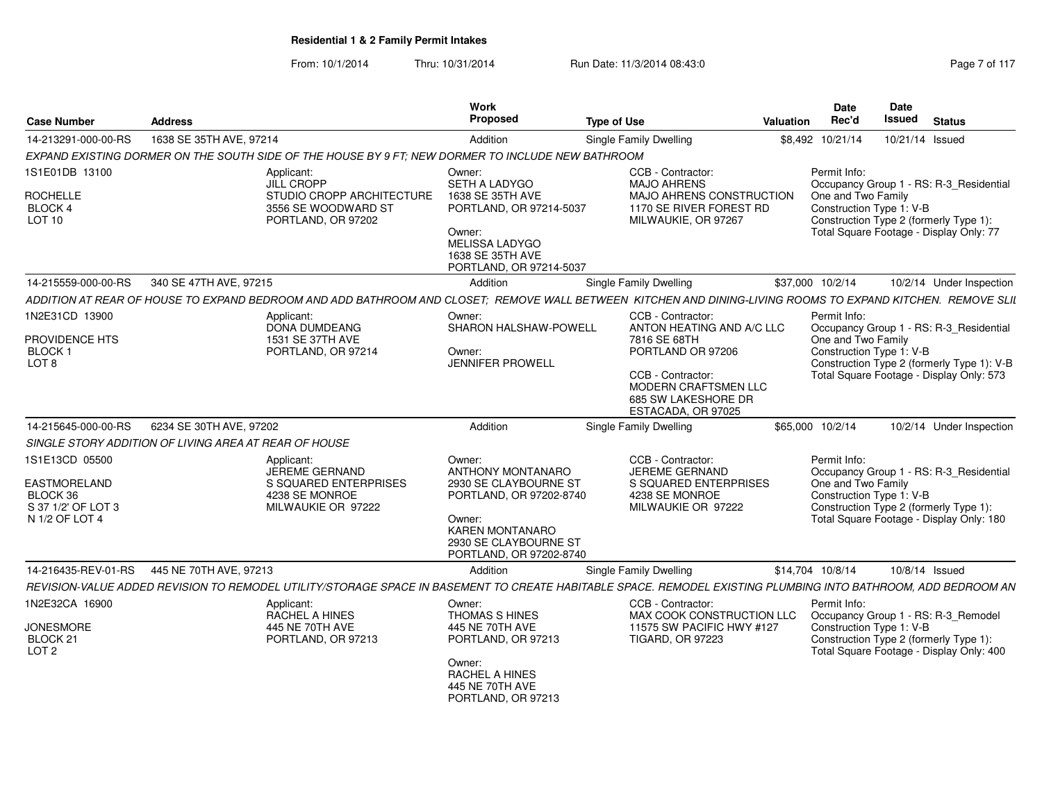**Residential 1 & 2 Family Permit Intakes**

From: 10/1/2014 Thru: 10/31/2014 Run Date: 11/3/2014 08:43:0

| Case Number | Address | Work Proposed | Type of Use | Valuation | Date Rec'd | Date Issued | Status |
|---|---|---|---|---|---|---|---|
| 14-213291-000-00-RS | 1638 SE 35TH AVE, 97214 | Addition | Single Family Dwelling | $8,492 | 10/21/14 | 10/21/14 | Issued |

*EXPAND EXISTING DORMER ON THE SOUTH SIDE OF THE HOUSE BY 9 FT; NEW DORMER TO INCLUDE NEW BATHROOM*

1S1E01DB 13100
ROCHELLE
BLOCK 4
LOT 10

Applicant:
JILL CROPP
STUDIO CROPP ARCHITECTURE
3556 SE WOODWARD ST
PORTLAND, OR 97202

Owner:
SETH A LADYGO
1638 SE 35TH AVE
PORTLAND, OR 97214-5037

Owner:
MELISSA LADYGO
1638 SE 35TH AVE
PORTLAND, OR 97214-5037

CCB - Contractor:
MAJO AHRENS
MAJO AHRENS CONSTRUCTION
1170 SE RIVER FOREST RD
MILWAUKIE, OR 97267

Permit Info:
Occupancy Group 1 - RS: R-3_Residential One and Two Family
Construction Type 1: V-B
Construction Type 2 (formerly Type 1):
Total Square Footage - Display Only: 77

| Case Number | Address | Work Proposed | Type of Use | Valuation | Date Rec'd | Date Issued | Status |
|---|---|---|---|---|---|---|---|
| 14-215559-000-00-RS | 340 SE 47TH AVE, 97215 | Addition | Single Family Dwelling | $37,000 | 10/2/14 | 10/2/14 | Under Inspection |

*ADDITION AT REAR OF HOUSE TO EXPAND BEDROOM AND ADD BATHROOM AND CLOSET; REMOVE WALL BETWEEN KITCHEN AND DINING-LIVING ROOMS TO EXPAND KITCHEN. REMOVE SLI*

1N2E31CD 13900
PROVIDENCE HTS
BLOCK 1
LOT 8

Applicant:
DONA DUMDEANG
1531 SE 37TH AVE
PORTLAND, OR 97214

Owner:
SHARON HALSHAW-POWELL

Owner:
JENNIFER PROWELL

CCB - Contractor:
ANTON HEATING AND A/C LLC
7816 SE 68TH
PORTLAND OR 97206

CCB - Contractor:
MODERN CRAFTSMEN LLC
685 SW LAKESHORE DR
ESTACADA, OR 97025

Permit Info:
Occupancy Group 1 - RS: R-3_Residential One and Two Family
Construction Type 1: V-B
Construction Type 2 (formerly Type 1): V-B
Total Square Footage - Display Only: 573

| Case Number | Address | Work Proposed | Type of Use | Valuation | Date Rec'd | Date Issued | Status |
|---|---|---|---|---|---|---|---|
| 14-215645-000-00-RS | 6234 SE 30TH AVE, 97202 | Addition | Single Family Dwelling | $65,000 | 10/2/14 | 10/2/14 | Under Inspection |

*SINGLE STORY ADDITION OF LIVING AREA AT REAR OF HOUSE*

1S1E13CD 05500
EASTMORELAND
BLOCK 36
S 37 1/2' OF LOT 3
N 1/2 OF LOT 4

Applicant:
JEREME GERNAND
S SQUARED ENTERPRISES
4238 SE MONROE
MILWAUKIE OR 97222

Owner:
ANTHONY MONTANARO
2930 SE CLAYBOURNE ST
PORTLAND, OR 97202-8740

Owner:
KAREN MONTANARO
2930 SE CLAYBOURNE ST
PORTLAND, OR 97202-8740

CCB - Contractor:
JEREME GERNAND
S SQUARED ENTERPRISES
4238 SE MONROE
MILWAUKIE OR 97222

Permit Info:
Occupancy Group 1 - RS: R-3_Residential One and Two Family
Construction Type 1: V-B
Construction Type 2 (formerly Type 1):
Total Square Footage - Display Only: 180

| Case Number | Address | Work Proposed | Type of Use | Valuation | Date Rec'd | Date Issued | Status |
|---|---|---|---|---|---|---|---|
| 14-216435-REV-01-RS | 445 NE 70TH AVE, 97213 | Addition | Single Family Dwelling | $14,704 | 10/8/14 | 10/8/14 | Issued |

*REVISION-VALUE ADDED REVISION TO REMODEL UTILITY/STORAGE SPACE IN BASEMENT TO CREATE HABITABLE SPACE. REMODEL EXISTING PLUMBING INTO BATHROOM, ADD BEDROOM AN*

1N2E32CA 16900
JONESMORE
BLOCK 21
LOT 2

Applicant:
RACHEL A HINES
445 NE 70TH AVE
PORTLAND, OR 97213

Owner:
THOMAS S HINES
445 NE 70TH AVE
PORTLAND, OR 97213

Owner:
RACHEL A HINES
445 NE 70TH AVE
PORTLAND, OR 97213

CCB - Contractor:
MAX COOK CONSTRUCTION LLC
11575 SW PACIFIC HWY #127
TIGARD, OR 97223

Permit Info:
Occupancy Group 1 - RS: R-3_Remodel
Construction Type 1: V-B
Construction Type 2 (formerly Type 1):
Total Square Footage - Display Only: 400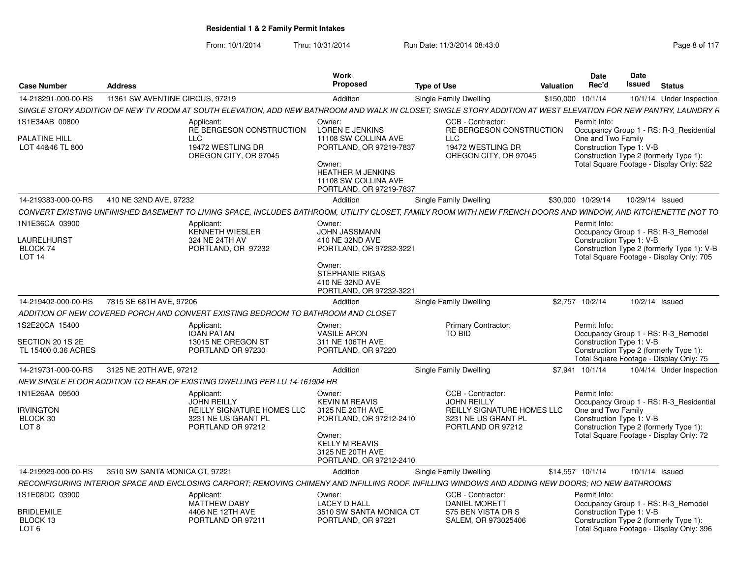**Residential 1 & 2 Family Permit Intakes**

From: 10/1/2014 Thru: 10/31/2014 Run Date: 11/3/2014 08:43:0

| Case Number | Address | Work Proposed | Type of Use | Valuation | Date Rec'd | Date Issued | Status |
|---|---|---|---|---|---|---|---|
| 14-218291-000-00-RS | 11361 SW AVENTINE CIRCUS, 97219 | Addition | Single Family Dwelling | $150,000 | 10/1/14 | 10/1/14 | Under Inspection |

*SINGLE STORY ADDITION OF NEW TV ROOM AT SOUTH ELEVATION, ADD NEW BATHROOM AND WALK IN CLOSET; SINGLE STORY ADDITION AT WEST ELEVATION FOR NEW PANTRY, LAUNDRY R*

1S1E34AB 00800
PALATINE HILL
LOT 44&46 TL 800

Applicant: RE BERGESON CONSTRUCTION LLC, 19472 WESTLING DR, OREGON CITY, OR 97045

Owner: LOREN E JENKINS, 11108 SW COLLINA AVE, PORTLAND, OR 97219-7837
Owner: HEATHER M JENKINS, 11108 SW COLLINA AVE, PORTLAND, OR 97219-7837

CCB - Contractor: RE BERGESON CONSTRUCTION LLC, 19472 WESTLING DR, OREGON CITY, OR 97045

Permit Info:
Occupancy Group 1 - RS: R-3_Residential One and Two Family
Construction Type 1: V-B
Construction Type 2 (formerly Type 1):
Total Square Footage - Display Only: 522

| Case Number | Address | Work Proposed | Type of Use | Valuation | Date Rec'd | Date Issued | Status |
|---|---|---|---|---|---|---|---|
| 14-219383-000-00-RS | 410 NE 32ND AVE, 97232 | Addition | Single Family Dwelling | $30,000 | 10/29/14 | 10/29/14 | Issued |

*CONVERT EXISTING UNFINISHED BASEMENT TO LIVING SPACE, INCLUDES BATHROOM, UTILITY CLOSET, FAMILY ROOM WITH NEW FRENCH DOORS AND WINDOW, AND KITCHENETTE (NOT TO*

1N1E36CA 03900
LAURELHURST
BLOCK 74
LOT 14

Applicant: KENNETH WIESLER, 324 NE 24TH AV, PORTLAND, OR 97232

Owner: JOHN JASSMANN, 410 NE 32ND AVE, PORTLAND, OR 97232-3221
Owner: STEPHANIE RIGAS, 410 NE 32ND AVE, PORTLAND, OR 97232-3221

Permit Info:
Occupancy Group 1 - RS: R-3_Remodel
Construction Type 1: V-B
Construction Type 2 (formerly Type 1): V-B
Total Square Footage - Display Only: 705

| Case Number | Address | Work Proposed | Type of Use | Valuation | Date Rec'd | Date Issued | Status |
|---|---|---|---|---|---|---|---|
| 14-219402-000-00-RS | 7815 SE 68TH AVE, 97206 | Addition | Single Family Dwelling | $2,757 | 10/2/14 | 10/2/14 | Issued |

*ADDITION OF NEW COVERED PORCH AND CONVERT EXISTING BEDROOM TO BATHROOM AND CLOSET*

1S2E20CA 15400
SECTION 20 1S 2E
TL 15400 0.36 ACRES

Applicant: IOAN PATAN, 13015 NE OREGON ST, PORTLAND OR 97230

Owner: VASILE ARON, 311 NE 106TH AVE, PORTLAND, OR 97220

Primary Contractor: TO BID

Permit Info:
Occupancy Group 1 - RS: R-3_Remodel
Construction Type 1: V-B
Construction Type 2 (formerly Type 1):
Total Square Footage - Display Only: 75

| Case Number | Address | Work Proposed | Type of Use | Valuation | Date Rec'd | Date Issued | Status |
|---|---|---|---|---|---|---|---|
| 14-219731-000-00-RS | 3125 NE 20TH AVE, 97212 | Addition | Single Family Dwelling | $7,941 | 10/1/14 | 10/4/14 | Under Inspection |

*NEW SINGLE FLOOR ADDITION TO REAR OF EXISTING DWELLING PER LU 14-161904 HR*

1N1E26AA 09500
IRVINGTON
BLOCK 30
LOT 8

Applicant: JOHN REILLY, REILLY SIGNATURE HOMES LLC, 3231 NE US GRANT PL, PORTLAND OR 97212

Owner: KEVIN M REAVIS, 3125 NE 20TH AVE, PORTLAND, OR 97212-2410
Owner: KELLY M REAVIS, 3125 NE 20TH AVE, PORTLAND, OR 97212-2410

CCB - Contractor: JOHN REILLY, REILLY SIGNATURE HOMES LLC, 3231 NE US GRANT PL, PORTLAND OR 97212

Permit Info:
Occupancy Group 1 - RS: R-3_Residential One and Two Family
Construction Type 1: V-B
Construction Type 2 (formerly Type 1):
Total Square Footage - Display Only: 72

| Case Number | Address | Work Proposed | Type of Use | Valuation | Date Rec'd | Date Issued | Status |
|---|---|---|---|---|---|---|---|
| 14-219929-000-00-RS | 3510 SW SANTA MONICA CT, 97221 | Addition | Single Family Dwelling | $14,557 | 10/1/14 | 10/1/14 | Issued |

*RECONFIGURING INTERIOR SPACE AND ENCLOSING CARPORT; REMOVING CHIMENY AND INFILLING ROOF. INFILLING WINDOWS AND ADDING NEW DOORS; NO NEW BATHROOMS*

1S1E08DC 03900
BRIDLEMILE
BLOCK 13
LOT 6

Applicant: MATTHEW DABY, 4406 NE 12TH AVE, PORTLAND OR 97211

Owner: LACEY D HALL, 3510 SW SANTA MONICA CT, PORTLAND, OR 97221

CCB - Contractor: DANIEL MORETT, 575 BEN VISTA DR S, SALEM, OR 973025406

Permit Info:
Occupancy Group 1 - RS: R-3_Remodel
Construction Type 1: V-B
Construction Type 2 (formerly Type 1):
Total Square Footage - Display Only: 396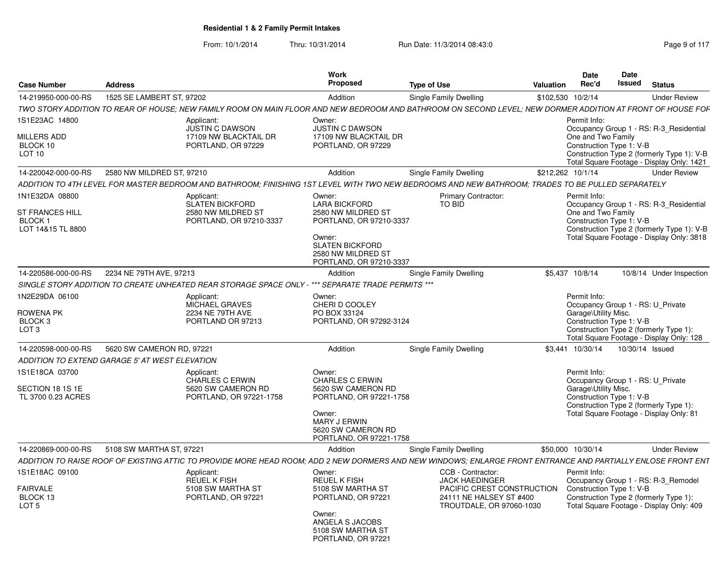# Residential 1 & 2 Family Permit Intakes

From: 10/1/2014 Thru: 10/31/2014 Run Date: 11/3/2014 08:43:0

| Case Number | Address | Work Proposed | Type of Use | Valuation | Date Rec'd | Date Issued | Status |
|---|---|---|---|---|---|---|---|
| 14-219950-000-00-RS | 1525 SE LAMBERT ST, 97202 | Addition | Single Family Dwelling | $102,530 | 10/2/14 | | Under Review |

TWO STORY ADDITION TO REAR OF HOUSE; NEW FAMILY ROOM ON MAIN FLOOR AND NEW BEDROOM AND BATHROOM ON SECOND LEVEL; NEW DORMER ADDITION AT FRONT OF HOUSE FOR

1S1E23AC 14800
MILLERS ADD
BLOCK 10
LOT 10

Applicant:
JUSTIN C DAWSON
17109 NW BLACKTAIL DR
PORTLAND, OR 97229

Owner:
JUSTIN C DAWSON
17109 NW BLACKTAIL DR
PORTLAND, OR 97229

Permit Info:
Occupancy Group 1 - RS: R-3_Residential One and Two Family
Construction Type 1: V-B
Construction Type 2 (formerly Type 1): V-B
Total Square Footage - Display Only: 1421

| Case Number | Address | Work Proposed | Type of Use | Valuation | Date Rec'd | Date Issued | Status |
|---|---|---|---|---|---|---|---|
| 14-220042-000-00-RS | 2580 NW MILDRED ST, 97210 | Addition | Single Family Dwelling | $212,262 | 10/1/14 | | Under Review |

ADDITION TO 4TH LEVEL FOR MASTER BEDROOM AND BATHROOM; FINISHING 1ST LEVEL WITH TWO NEW BEDROOMS AND NEW BATHROOM; TRADES TO BE PULLED SEPARATELY

1N1E32DA 08800
ST FRANCES HILL
BLOCK 1
LOT 14&15 TL 8800

Applicant:
SLATEN BICKFORD
2580 NW MILDRED ST
PORTLAND, OR 97210-3337

Owner:
LARA BICKFORD
2580 NW MILDRED ST
PORTLAND, OR 97210-3337

Owner:
SLATEN BICKFORD
2580 NW MILDRED ST
PORTLAND, OR 97210-3337

Primary Contractor:
TO BID

Permit Info:
Occupancy Group 1 - RS: R-3_Residential One and Two Family
Construction Type 1: V-B
Construction Type 2 (formerly Type 1): V-B
Total Square Footage - Display Only: 3818

| Case Number | Address | Work Proposed | Type of Use | Valuation | Date Rec'd | Date Issued | Status |
|---|---|---|---|---|---|---|---|
| 14-220586-000-00-RS | 2234 NE 79TH AVE, 97213 | Addition | Single Family Dwelling | $5,437 | 10/8/14 | 10/8/14 | Under Inspection |

SINGLE STORY ADDITION TO CREATE UNHEATED REAR STORAGE SPACE ONLY - *** SEPARATE TRADE PERMITS ***

1N2E29DA 06100
ROWENA PK
BLOCK 3
LOT 3

Applicant:
MICHAEL GRAVES
2234 NE 79TH AVE
PORTLAND OR 97213

Owner:
CHERI D COOLEY
PO BOX 33124
PORTLAND, OR 97292-3124

Permit Info:
Occupancy Group 1 - RS: U_Private Garage\Utility Misc.
Construction Type 1: V-B
Construction Type 2 (formerly Type 1):
Total Square Footage - Display Only: 128

| Case Number | Address | Work Proposed | Type of Use | Valuation | Date Rec'd | Date Issued | Status |
|---|---|---|---|---|---|---|---|
| 14-220598-000-00-RS | 5620 SW CAMERON RD, 97221 | Addition | Single Family Dwelling | $3,441 | 10/30/14 | 10/30/14 | Issued |

ADDITION TO EXTEND GARAGE 5' AT WEST ELEVATION

1S1E18CA 03700
SECTION 18 1S 1E
TL 3700 0.23 ACRES

Applicant:
CHARLES C ERWIN
5620 SW CAMERON RD
PORTLAND, OR 97221-1758

Owner:
CHARLES C ERWIN
5620 SW CAMERON RD
PORTLAND, OR 97221-1758

Owner:
MARY J ERWIN
5620 SW CAMERON RD
PORTLAND, OR 97221-1758

Permit Info:
Occupancy Group 1 - RS: U_Private Garage\Utility Misc.
Construction Type 1: V-B
Construction Type 2 (formerly Type 1):
Total Square Footage - Display Only: 81

| Case Number | Address | Work Proposed | Type of Use | Valuation | Date Rec'd | Date Issued | Status |
|---|---|---|---|---|---|---|---|
| 14-220869-000-00-RS | 5108 SW MARTHA ST, 97221 | Addition | Single Family Dwelling | $50,000 | 10/30/14 | | Under Review |

ADDITION TO RAISE ROOF OF EXISTING ATTIC TO PROVIDE MORE HEAD ROOM; ADD 2 NEW DORMERS AND NEW WINDOWS; ENLARGE FRONT ENTRANCE AND PARTIALLY ENLOSE FRONT ENT

1S1E18AC 09100
FAIRVALE
BLOCK 13
LOT 5

Applicant:
REUEL K FISH
5108 SW MARTHA ST
PORTLAND, OR 97221

Owner:
REUEL K FISH
5108 SW MARTHA ST
PORTLAND, OR 97221

Owner:
ANGELA S JACOBS
5108 SW MARTHA ST
PORTLAND, OR 97221

CCB - Contractor:
JACK HAEDINGER
PACIFIC CREST CONSTRUCTION
24111 NE HALSEY ST #400
TROUTDALE, OR 97060-1030

Permit Info:
Occupancy Group 1 - RS: R-3_Remodel
Construction Type 1: V-B
Construction Type 2 (formerly Type 1):
Total Square Footage - Display Only: 409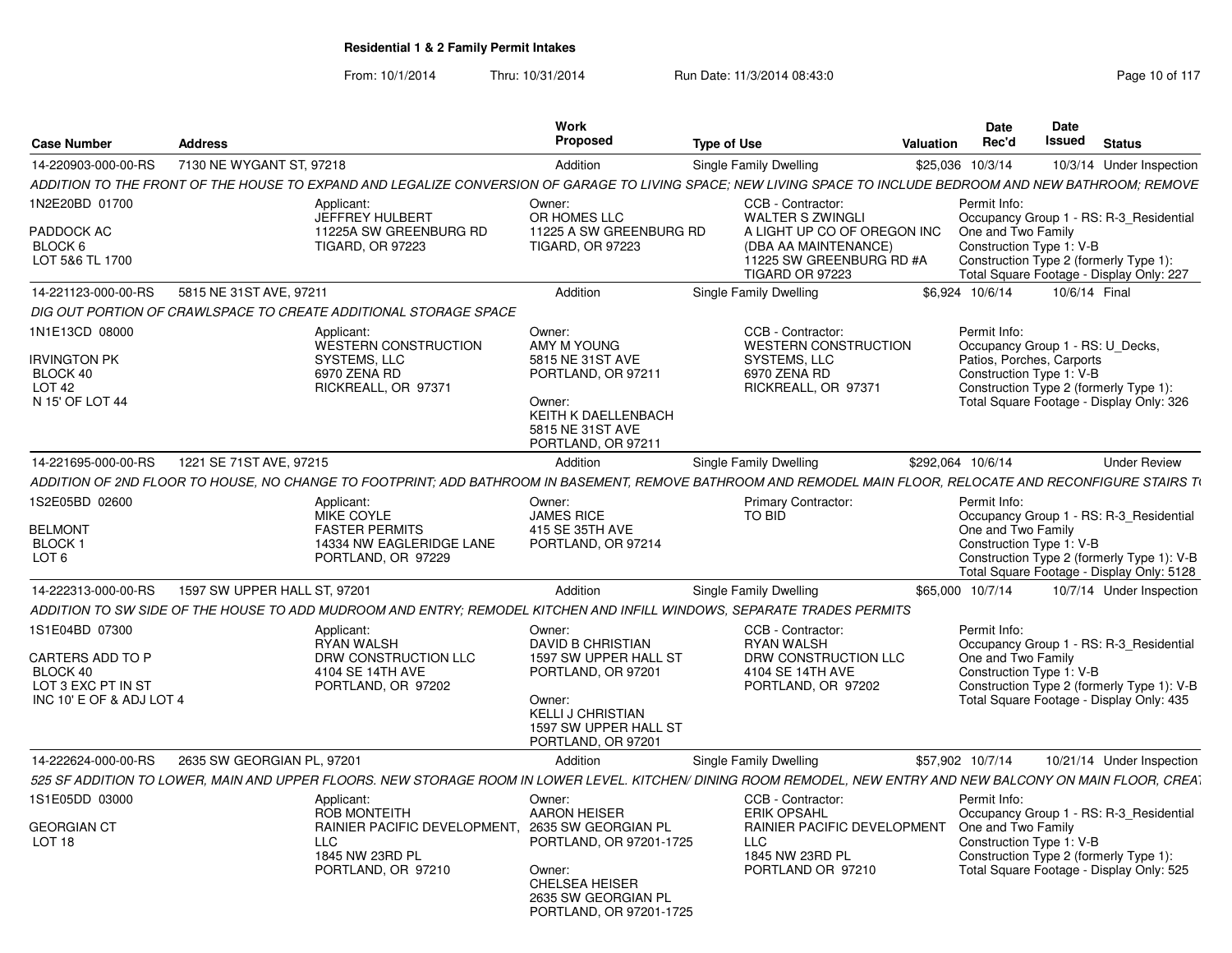## Residential 1 & 2 Family Permit Intakes

From: 10/1/2014 Thru: 10/31/2014 Run Date: 11/3/2014 08:43:0

| Case Number | Address | Work Proposed | Type of Use | Valuation | Date Rec'd | Date Issued | Status |
|---|---|---|---|---|---|---|---|
| 14-220903-000-00-RS | 7130 NE WYGANT ST, 97218 | Addition | Single Family Dwelling | $25,036 | 10/3/14 | 10/3/14 | Under Inspection |

*ADDITION TO THE FRONT OF THE HOUSE TO EXPAND AND LEGALIZE CONVERSION OF GARAGE TO LIVING SPACE; NEW LIVING SPACE TO INCLUDE BEDROOM AND NEW BATHROOM; REMOVE*

1N2E20BD 01700
PADDOCK AC
BLOCK 6
LOT 5&6 TL 1700

Applicant:
JEFFREY HULBERT
11225A SW GREENBURG RD
TIGARD, OR 97223

Owner:
OR HOMES LLC
11225 A SW GREENBURG RD
TIGARD, OR 97223

CCB - Contractor:
WALTER S ZWINGLI
A LIGHT UP CO OF OREGON INC
(DBA AA MAINTENANCE)
11225 SW GREENBURG RD #A
TIGARD OR 97223

Permit Info:
Occupancy Group 1 - RS: R-3_Residential One and Two Family
Construction Type 1: V-B
Construction Type 2 (formerly Type 1):
Total Square Footage - Display Only: 227

| Case Number | Address | Work Proposed | Type of Use | Valuation | Date Rec'd | Date Issued | Status |
|---|---|---|---|---|---|---|---|
| 14-221123-000-00-RS | 5815 NE 31ST AVE, 97211 | Addition | Single Family Dwelling | $6,924 | 10/6/14 | 10/6/14 | Final |

*DIG OUT PORTION OF CRAWLSPACE TO CREATE ADDITIONAL STORAGE SPACE*

1N1E13CD 08000
IRVINGTON PK
BLOCK 40
LOT 42
N 15' OF LOT 44

Applicant:
WESTERN CONSTRUCTION SYSTEMS, LLC
6970 ZENA RD
RICKREALL, OR 97371

Owner:
AMY M YOUNG
5815 NE 31ST AVE
PORTLAND, OR 97211

Owner:
KEITH K DAELLENBACH
5815 NE 31ST AVE
PORTLAND, OR 97211

CCB - Contractor:
WESTERN CONSTRUCTION SYSTEMS, LLC
6970 ZENA RD
RICKREALL, OR 97371

Permit Info:
Occupancy Group 1 - RS: U_Decks, Patios, Porches, Carports
Construction Type 1: V-B
Construction Type 2 (formerly Type 1):
Total Square Footage - Display Only: 326

| Case Number | Address | Work Proposed | Type of Use | Valuation | Date Rec'd | Date Issued | Status |
|---|---|---|---|---|---|---|---|
| 14-221695-000-00-RS | 1221 SE 71ST AVE, 97215 | Addition | Single Family Dwelling | $292,064 | 10/6/14 | | Under Review |

*ADDITION OF 2ND FLOOR TO HOUSE, NO CHANGE TO FOOTPRINT; ADD BATHROOM IN BASEMENT, REMOVE BATHROOM AND REMODEL MAIN FLOOR, RELOCATE AND RECONFIGURE STAIRS T*

1S2E05BD 02600
BELMONT
BLOCK 1
LOT 6

Applicant:
MIKE COYLE
FASTER PERMITS
14334 NW EAGLERIDGE LANE
PORTLAND, OR 97229

Owner:
JAMES RICE
415 SE 35TH AVE
PORTLAND, OR 97214

Primary Contractor:
TO BID

Permit Info:
Occupancy Group 1 - RS: R-3_Residential One and Two Family
Construction Type 1: V-B
Construction Type 2 (formerly Type 1): V-B
Total Square Footage - Display Only: 5128

| Case Number | Address | Work Proposed | Type of Use | Valuation | Date Rec'd | Date Issued | Status |
|---|---|---|---|---|---|---|---|
| 14-222313-000-00-RS | 1597 SW UPPER HALL ST, 97201 | Addition | Single Family Dwelling | $65,000 | 10/7/14 | 10/7/14 | Under Inspection |

*ADDITION TO SW SIDE OF THE HOUSE TO ADD MUDROOM AND ENTRY; REMODEL KITCHEN AND INFILL WINDOWS, SEPARATE TRADES PERMITS*

1S1E04BD 07300
CARTERS ADD TO P
BLOCK 40
LOT 3 EXC PT IN ST
INC 10' E OF & ADJ LOT 4

Applicant:
RYAN WALSH
DRW CONSTRUCTION LLC
4104 SE 14TH AVE
PORTLAND, OR 97202

Owner:
DAVID B CHRISTIAN
1597 SW UPPER HALL ST
PORTLAND, OR 97201

Owner:
KELLI J CHRISTIAN
1597 SW UPPER HALL ST
PORTLAND, OR 97201

CCB - Contractor:
RYAN WALSH
DRW CONSTRUCTION LLC
4104 SE 14TH AVE
PORTLAND, OR 97202

Permit Info:
Occupancy Group 1 - RS: R-3_Residential One and Two Family
Construction Type 1: V-B
Construction Type 2 (formerly Type 1): V-B
Total Square Footage - Display Only: 435

| Case Number | Address | Work Proposed | Type of Use | Valuation | Date Rec'd | Date Issued | Status |
|---|---|---|---|---|---|---|---|
| 14-222624-000-00-RS | 2635 SW GEORGIAN PL, 97201 | Addition | Single Family Dwelling | $57,902 | 10/7/14 | 10/21/14 | Under Inspection |

*525 SF ADDITION TO LOWER, MAIN AND UPPER FLOORS. NEW STORAGE ROOM IN LOWER LEVEL. KITCHEN/ DINING ROOM REMODEL, NEW ENTRY AND NEW BALCONY ON MAIN FLOOR, CREAT*

1S1E05DD 03000
GEORGIAN CT
LOT 18

Applicant:
ROB MONTEITH
RAINIER PACIFIC DEVELOPMENT, LLC
1845 NW 23RD PL
PORTLAND, OR 97210

Owner:
AARON HEISER
2635 SW GEORGIAN PL
PORTLAND, OR 97201-1725

Owner:
CHELSEA HEISER
2635 SW GEORGIAN PL
PORTLAND, OR 97201-1725

CCB - Contractor:
ERIK OPSAHL
RAINIER PACIFIC DEVELOPMENT LLC
1845 NW 23RD PL
PORTLAND OR 97210

Permit Info:
Occupancy Group 1 - RS: R-3_Residential One and Two Family
Construction Type 1: V-B
Construction Type 2 (formerly Type 1):
Total Square Footage - Display Only: 525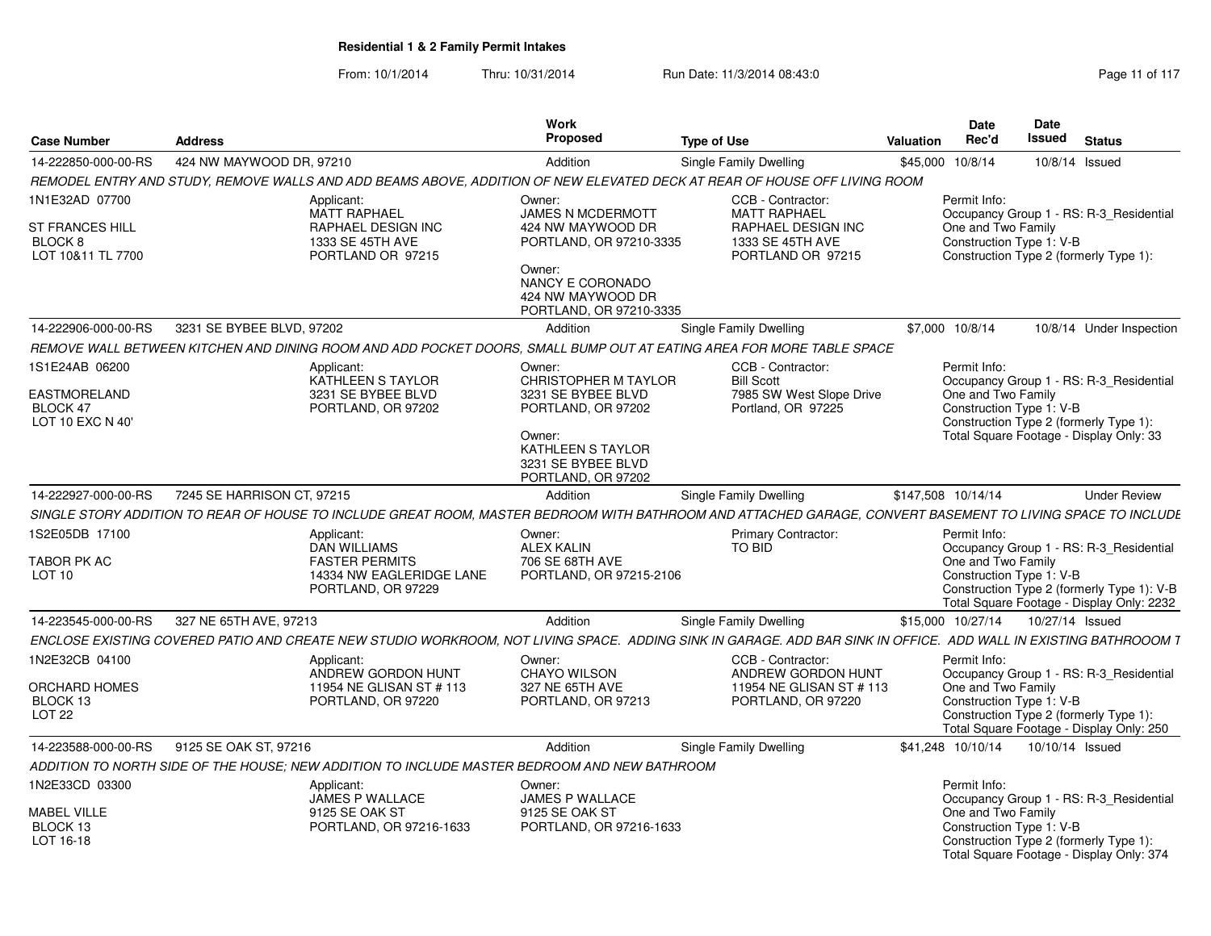# Residential 1 & 2 Family Permit Intakes

From: 10/1/2014 Thru: 10/31/2014 Run Date: 11/3/2014 08:43:0

| Case Number | Address | Work Proposed | Type of Use | Valuation | Date Rec'd | Date Issued | Status |
|---|---|---|---|---|---|---|---|
| 14-222850-000-00-RS | 424 NW MAYWOOD DR, 97210 | Addition | Single Family Dwelling | $45,000 | 10/8/14 | 10/8/14 | Issued |

REMODEL ENTRY AND STUDY, REMOVE WALLS AND ADD BEAMS ABOVE, ADDITION OF NEW ELEVATED DECK AT REAR OF HOUSE OFF LIVING ROOM

1N1E32AD 07700
ST FRANCES HILL
BLOCK 8
LOT 10&11 TL 7700

Applicant:
MATT RAPHAEL
RAPHAEL DESIGN INC
1333 SE 45TH AVE
PORTLAND OR 97215

Owner:
JAMES N MCDERMOTT
424 NW MAYWOOD DR
PORTLAND, OR 97210-3335

Owner:
NANCY E CORONADO
424 NW MAYWOOD DR
PORTLAND, OR 97210-3335

CCB - Contractor:
MATT RAPHAEL
RAPHAEL DESIGN INC
1333 SE 45TH AVE
PORTLAND OR 97215

Permit Info:
Occupancy Group 1 - RS: R-3_Residential One and Two Family
Construction Type 1: V-B
Construction Type 2 (formerly Type 1):

| Case Number | Address | Work Proposed | Type of Use | Valuation | Date Rec'd | Date Issued | Status |
|---|---|---|---|---|---|---|---|
| 14-222906-000-00-RS | 3231 SE BYBEE BLVD, 97202 | Addition | Single Family Dwelling | $7,000 | 10/8/14 | 10/8/14 | Under Inspection |

REMOVE WALL BETWEEN KITCHEN AND DINING ROOM AND ADD POCKET DOORS, SMALL BUMP OUT AT EATING AREA FOR MORE TABLE SPACE

1S1E24AB 06200
EASTMORELAND
BLOCK 47
LOT 10 EXC N 40'

Applicant:
KATHLEEN S TAYLOR
3231 SE BYBEE BLVD
PORTLAND, OR 97202

Owner:
CHRISTOPHER M TAYLOR
3231 SE BYBEE BLVD
PORTLAND, OR 97202

Owner:
KATHLEEN S TAYLOR
3231 SE BYBEE BLVD
PORTLAND, OR 97202

CCB - Contractor:
Bill Scott
7985 SW West Slope Drive
Portland, OR 97225

Permit Info:
Occupancy Group 1 - RS: R-3_Residential One and Two Family
Construction Type 1: V-B
Construction Type 2 (formerly Type 1):
Total Square Footage - Display Only: 33

| Case Number | Address | Work Proposed | Type of Use | Valuation | Date Rec'd | Date Issued | Status |
|---|---|---|---|---|---|---|---|
| 14-222927-000-00-RS | 7245 SE HARRISON CT, 97215 | Addition | Single Family Dwelling | $147,508 | 10/14/14 | | Under Review |

SINGLE STORY ADDITION TO REAR OF HOUSE TO INCLUDE GREAT ROOM, MASTER BEDROOM WITH BATHROOM AND ATTACHED GARAGE, CONVERT BASEMENT TO LIVING SPACE TO INCLUDE

1S2E05DB 17100
TABOR PK AC
LOT 10

Applicant:
DAN WILLIAMS
FASTER PERMITS
14334 NW EAGLERIDGE LANE
PORTLAND, OR 97229

Owner:
ALEX KALIN
706 SE 68TH AVE
PORTLAND, OR 97215-2106

Primary Contractor:
TO BID

Permit Info:
Occupancy Group 1 - RS: R-3_Residential One and Two Family
Construction Type 1: V-B
Construction Type 2 (formerly Type 1): V-B
Total Square Footage - Display Only: 2232

| Case Number | Address | Work Proposed | Type of Use | Valuation | Date Rec'd | Date Issued | Status |
|---|---|---|---|---|---|---|---|
| 14-223545-000-00-RS | 327 NE 65TH AVE, 97213 | Addition | Single Family Dwelling | $15,000 | 10/27/14 | 10/27/14 | Issued |

ENCLOSE EXISTING COVERED PATIO AND CREATE NEW STUDIO WORKROOM, NOT LIVING SPACE. ADDING SINK IN GARAGE. ADD BAR SINK IN OFFICE. ADD WALL IN EXISTING BATHROOOM T

1N2E32CB 04100
ORCHARD HOMES
BLOCK 13
LOT 22

Applicant:
ANDREW GORDON HUNT
11954 NE GLISAN ST # 113
PORTLAND, OR 97220

Owner:
CHAYO WILSON
327 NE 65TH AVE
PORTLAND, OR 97213

CCB - Contractor:
ANDREW GORDON HUNT
11954 NE GLISAN ST # 113
PORTLAND, OR 97220

Permit Info:
Occupancy Group 1 - RS: R-3_Residential One and Two Family
Construction Type 1: V-B
Construction Type 2 (formerly Type 1):
Total Square Footage - Display Only: 250

| Case Number | Address | Work Proposed | Type of Use | Valuation | Date Rec'd | Date Issued | Status |
|---|---|---|---|---|---|---|---|
| 14-223588-000-00-RS | 9125 SE OAK ST, 97216 | Addition | Single Family Dwelling | $41,248 | 10/10/14 | 10/10/14 | Issued |

ADDITION TO NORTH SIDE OF THE HOUSE; NEW ADDITION TO INCLUDE MASTER BEDROOM AND NEW BATHROOM

1N2E33CD 03300
MABEL VILLE
BLOCK 13
LOT 16-18

Applicant:
JAMES P WALLACE
9125 SE OAK ST
PORTLAND, OR 97216-1633

Owner:
JAMES P WALLACE
9125 SE OAK ST
PORTLAND, OR 97216-1633

Permit Info:
Occupancy Group 1 - RS: R-3_Residential One and Two Family
Construction Type 1: V-B
Construction Type 2 (formerly Type 1):
Total Square Footage - Display Only: 374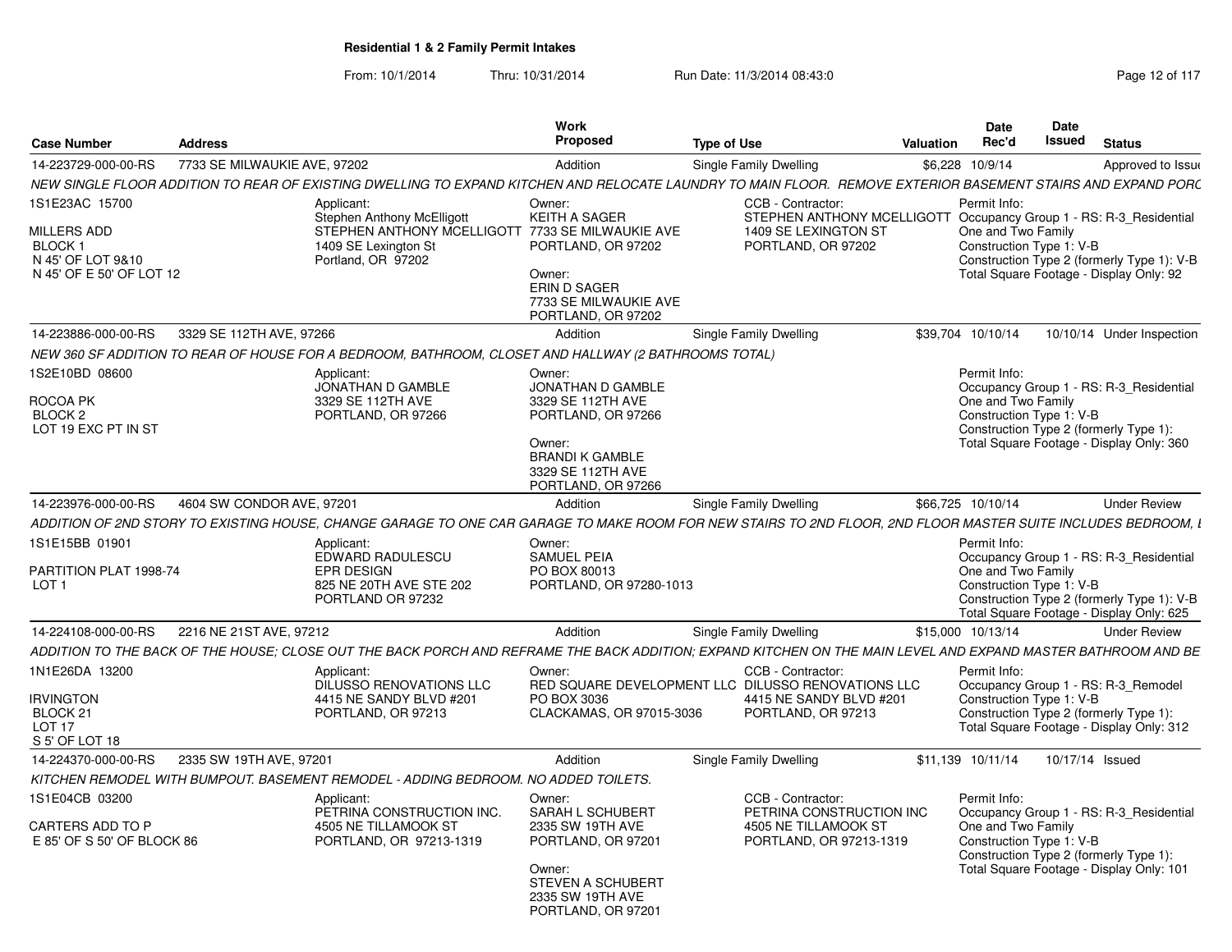**Residential 1 & 2 Family Permit Intakes**

From: 10/1/2014 Thru: 10/31/2014 Run Date: 11/3/2014 08:43:0

| Case Number | Address | Work Proposed | Type of Use | Valuation | Date Rec'd | Date Issued | Status |
|---|---|---|---|---|---|---|---|
| 14-223729-000-00-RS | 7733 SE MILWAUKIE AVE, 97202 | Addition | Single Family Dwelling | $6,228 | 10/9/14 | | Approved to Issue |

NEW SINGLE FLOOR ADDITION TO REAR OF EXISTING DWELLING TO EXPAND KITCHEN AND RELOCATE LAUNDRY TO MAIN FLOOR. REMOVE EXTERIOR BASEMENT STAIRS AND EXPAND PORC

1S1E23AC 15700
MILLERS ADD
BLOCK 1
N 45' OF LOT 9&10
N 45' OF E 50' OF LOT 12

Applicant:
Stephen Anthony McElligott
STEPHEN ANTHONY MCELLIGOTT
1409 SE Lexington St
Portland, OR 97202

Owner:
KEITH A SAGER
7733 SE MILWAUKIE AVE
PORTLAND, OR 97202

Owner:
ERIN D SAGER
7733 SE MILWAUKIE AVE
PORTLAND, OR 97202

CCB - Contractor:
STEPHEN ANTHONY MCELLIGOTT
1409 SE LEXINGTON ST
PORTLAND, OR 97202

Permit Info:
Occupancy Group 1 - RS: R-3_Residential One and Two Family
Construction Type 1: V-B
Construction Type 2 (formerly Type 1): V-B
Total Square Footage - Display Only: 92

| Case Number | Address | Work Proposed | Type of Use | Valuation | Date Rec'd | Date Issued | Status |
|---|---|---|---|---|---|---|---|
| 14-223886-000-00-RS | 3329 SE 112TH AVE, 97266 | Addition | Single Family Dwelling | $39,704 | 10/10/14 | 10/10/14 | Under Inspection |

NEW 360 SF ADDITION TO REAR OF HOUSE FOR A BEDROOM, BATHROOM, CLOSET AND HALLWAY (2 BATHROOMS TOTAL)

1S2E10BD 08600
ROCOA PK
BLOCK 2
LOT 19 EXC PT IN ST

Applicant:
JONATHAN D GAMBLE
3329 SE 112TH AVE
PORTLAND, OR 97266

Owner:
JONATHAN D GAMBLE
3329 SE 112TH AVE
PORTLAND, OR 97266

Owner:
BRANDI K GAMBLE
3329 SE 112TH AVE
PORTLAND, OR 97266

Permit Info:
Occupancy Group 1 - RS: R-3_Residential One and Two Family
Construction Type 1: V-B
Construction Type 2 (formerly Type 1):
Total Square Footage - Display Only: 360

| Case Number | Address | Work Proposed | Type of Use | Valuation | Date Rec'd | Date Issued | Status |
|---|---|---|---|---|---|---|---|
| 14-223976-000-00-RS | 4604 SW CONDOR AVE, 97201 | Addition | Single Family Dwelling | $66,725 | 10/10/14 | | Under Review |

ADDITION OF 2ND STORY TO EXISTING HOUSE, CHANGE GARAGE TO ONE CAR GARAGE TO MAKE ROOM FOR NEW STAIRS TO 2ND FLOOR, 2ND FLOOR MASTER SUITE INCLUDES BEDROOM, I

1S1E15BB 01901
PARTITION PLAT 1998-74
LOT 1

Applicant:
EDWARD RADULESCU
EPR DESIGN
825 NE 20TH AVE STE 202
PORTLAND OR 97232

Owner:
SAMUEL PEIA
PO BOX 80013
PORTLAND, OR 97280-1013

Permit Info:
Occupancy Group 1 - RS: R-3_Residential One and Two Family
Construction Type 1: V-B
Construction Type 2 (formerly Type 1): V-B
Total Square Footage - Display Only: 625

| Case Number | Address | Work Proposed | Type of Use | Valuation | Date Rec'd | Date Issued | Status |
|---|---|---|---|---|---|---|---|
| 14-224108-000-00-RS | 2216 NE 21ST AVE, 97212 | Addition | Single Family Dwelling | $15,000 | 10/13/14 | | Under Review |

ADDITION TO THE BACK OF THE HOUSE; CLOSE OUT THE BACK PORCH AND REFRAME THE BACK ADDITION; EXPAND KITCHEN ON THE MAIN LEVEL AND EXPAND MASTER BATHROOM AND BE

1N1E26DA 13200
IRVINGTON
BLOCK 21
LOT 17
S 5' OF LOT 18

Applicant:
DILUSSO RENOVATIONS LLC
4415 NE SANDY BLVD #201
PORTLAND, OR 97213

Owner:
RED SQUARE DEVELOPMENT LLC
PO BOX 3036
CLACKAMAS, OR 97015-3036

CCB - Contractor:
DILUSSO RENOVATIONS LLC
4415 NE SANDY BLVD #201
PORTLAND, OR 97213

Permit Info:
Occupancy Group 1 - RS: R-3_Remodel
Construction Type 1: V-B
Construction Type 2 (formerly Type 1):
Total Square Footage - Display Only: 312

| Case Number | Address | Work Proposed | Type of Use | Valuation | Date Rec'd | Date Issued | Status |
|---|---|---|---|---|---|---|---|
| 14-224370-000-00-RS | 2335 SW 19TH AVE, 97201 | Addition | Single Family Dwelling | $11,139 | 10/11/14 | 10/17/14 | Issued |

KITCHEN REMODEL WITH BUMPOUT. BASEMENT REMODEL - ADDING BEDROOM. NO ADDED TOILETS.

1S1E04CB 03200
CARTERS ADD TO P
E 85' OF S 50' OF BLOCK 86

Applicant:
PETRINA CONSTRUCTION INC.
4505 NE TILLAMOOK ST
PORTLAND, OR 97213-1319

Owner:
SARAH L SCHUBERT
2335 SW 19TH AVE
PORTLAND, OR 97201

Owner:
STEVEN A SCHUBERT
2335 SW 19TH AVE
PORTLAND, OR 97201

CCB - Contractor:
PETRINA CONSTRUCTION INC
4505 NE TILLAMOOK ST
PORTLAND, OR 97213-1319

Permit Info:
Occupancy Group 1 - RS: R-3_Residential One and Two Family
Construction Type 1: V-B
Construction Type 2 (formerly Type 1):
Total Square Footage - Display Only: 101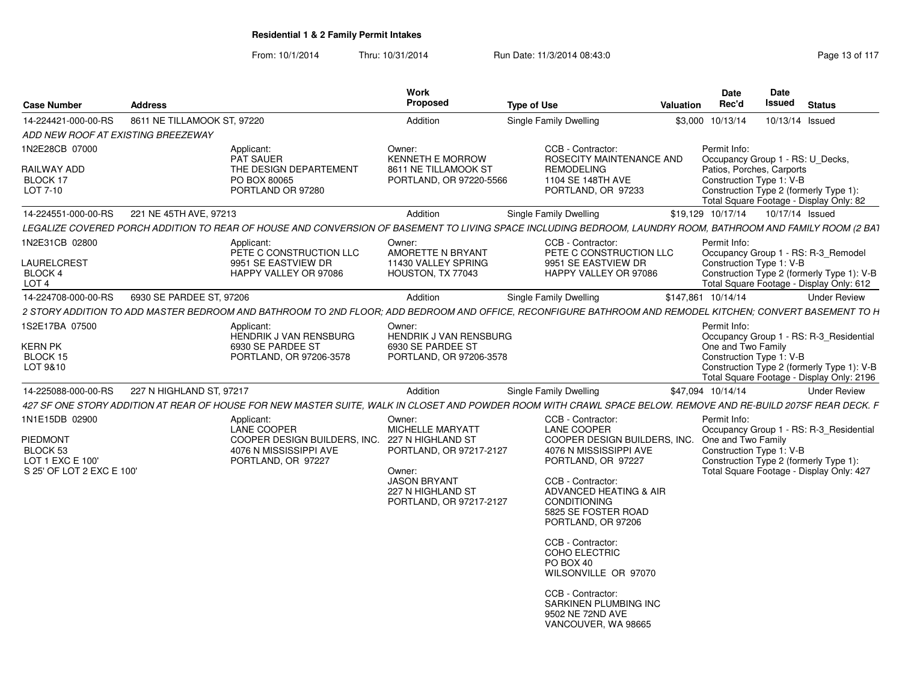**Residential 1 & 2 Family Permit Intakes**

From: 10/1/2014 Thru: 10/31/2014 Run Date: 11/3/2014 08:43:0

| Case Number | Address | Work Proposed | Type of Use | Valuation | Date Rec'd | Date Issued | Status |
|---|---|---|---|---|---|---|---|
| 14-224421-000-00-RS | 8611 NE TILLAMOOK ST, 97220 | Addition | Single Family Dwelling | $3,000 | 10/13/14 | 10/13/14 | Issued |

*ADD NEW ROOF AT EXISTING BREEZEWAY*

1N2E28CB 07000
RAILWAY ADD
BLOCK 17
LOT 7-10

Applicant: PAT SAUER, THE DESIGN DEPARTEMENT, PO BOX 80065, PORTLAND OR 97280

Owner: KENNETH E MORROW, 8611 NE TILLAMOOK ST, PORTLAND, OR 97220-5566

CCB - Contractor: ROSECITY MAINTENANCE AND REMODELING, 1104 SE 148TH AVE, PORTLAND, OR 97233

Permit Info: Occupancy Group 1 - RS: U_Decks, Patios, Porches, Carports; Construction Type 1: V-B; Construction Type 2 (formerly Type 1):; Total Square Footage - Display Only: 82

| Case Number | Address | Work Proposed | Type of Use | Valuation | Date Rec'd | Date Issued | Status |
|---|---|---|---|---|---|---|---|
| 14-224551-000-00-RS | 221 NE 45TH AVE, 97213 | Addition | Single Family Dwelling | $19,129 | 10/17/14 | 10/17/14 | Issued |

*LEGALIZE COVERED PORCH ADDITION TO REAR OF HOUSE AND CONVERSION OF BASEMENT TO LIVING SPACE INCLUDING BEDROOM, LAUNDRY ROOM, BATHROOM AND FAMILY ROOM (2 BAT*

1N2E31CB 02800
LAURELCREST
BLOCK 4
LOT 4

Applicant: PETE C CONSTRUCTION LLC, 9951 SE EASTVIEW DR, HAPPY VALLEY OR 97086

Owner: AMORETTE N BRYANT, 11430 VALLEY SPRING, HOUSTON, TX 77043

CCB - Contractor: PETE C CONSTRUCTION LLC, 9951 SE EASTVIEW DR, HAPPY VALLEY OR 97086

Permit Info: Occupancy Group 1 - RS: R-3_Remodel; Construction Type 1: V-B; Construction Type 2 (formerly Type 1): V-B; Total Square Footage - Display Only: 612

| Case Number | Address | Work Proposed | Type of Use | Valuation | Date Rec'd | Date Issued | Status |
|---|---|---|---|---|---|---|---|
| 14-224708-000-00-RS | 6930 SE PARDEE ST, 97206 | Addition | Single Family Dwelling | $147,861 | 10/14/14 | | Under Review |

*2 STORY ADDITION TO ADD MASTER BEDROOM AND BATHROOM TO 2ND FLOOR; ADD BEDROOM AND OFFICE, RECONFIGURE BATHROOM AND REMODEL KITCHEN; CONVERT BASEMENT TO H*

1S2E17BA 07500
KERN PK
BLOCK 15
LOT 9&10

Applicant: HENDRIK J VAN RENSBURG, 6930 SE PARDEE ST, PORTLAND, OR 97206-3578

Owner: HENDRIK J VAN RENSBURG, 6930 SE PARDEE ST, PORTLAND, OR 97206-3578

Permit Info: Occupancy Group 1 - RS: R-3_Residential One and Two Family; Construction Type 1: V-B; Construction Type 2 (formerly Type 1): V-B; Total Square Footage - Display Only: 2196

| Case Number | Address | Work Proposed | Type of Use | Valuation | Date Rec'd | Date Issued | Status |
|---|---|---|---|---|---|---|---|
| 14-225088-000-00-RS | 227 N HIGHLAND ST, 97217 | Addition | Single Family Dwelling | $47,094 | 10/14/14 | | Under Review |

*427 SF ONE STORY ADDITION AT REAR OF HOUSE FOR NEW MASTER SUITE, WALK IN CLOSET AND POWDER ROOM WITH CRAWL SPACE BELOW. REMOVE AND RE-BUILD 207SF REAR DECK. F*

1N1E15DB 02900
PIEDMONT
BLOCK 53
LOT 1 EXC E 100'
S 25' OF LOT 2 EXC E 100'

Applicant: LANE COOPER, COOPER DESIGN BUILDERS, INC., 4076 N MISSISSIPPI AVE, PORTLAND, OR 97227

Owner: MICHELLE MARYATT, 227 N HIGHLAND ST, PORTLAND, OR 97217-2127

Owner: JASON BRYANT, 227 N HIGHLAND ST, PORTLAND, OR 97217-2127

CCB - Contractor: LANE COOPER, COOPER DESIGN BUILDERS, INC., 4076 N MISSISSIPPI AVE, PORTLAND, OR 97227

CCB - Contractor: ADVANCED HEATING & AIR CONDITIONING, 5825 SE FOSTER ROAD, PORTLAND, OR 97206

CCB - Contractor: COHO ELECTRIC, PO BOX 40, WILSONVILLE OR 97070

CCB - Contractor: SARKINEN PLUMBING INC, 9502 NE 72ND AVE, VANCOUVER, WA 98665

Permit Info: Occupancy Group 1 - RS: R-3_Residential One and Two Family; Construction Type 1: V-B; Construction Type 2 (formerly Type 1):; Total Square Footage - Display Only: 427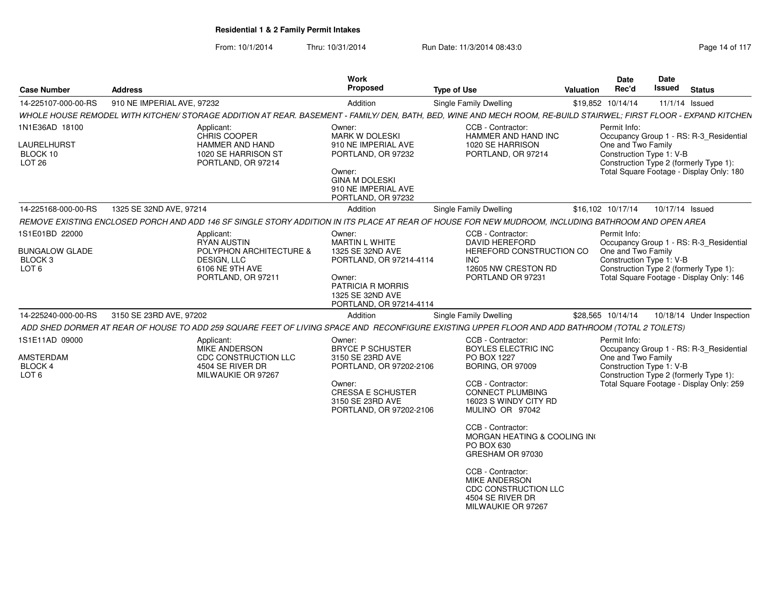**Residential 1 & 2 Family Permit Intakes**

From: 10/1/2014 Thru: 10/31/2014 Run Date: 11/3/2014 08:43:0

| Case Number | Address | Work Proposed | Type of Use | Valuation | Date Rec'd | Date Issued | Status |
|---|---|---|---|---|---|---|---|
| 14-225107-000-00-RS | 910 NE IMPERIAL AVE, 97232 | Addition | Single Family Dwelling | $19,852 | 10/14/14 | 11/1/14 | Issued |

*WHOLE HOUSE REMODEL WITH KITCHEN/ STORAGE ADDITION AT REAR. BASEMENT - FAMILY/ DEN, BATH, BED, WINE AND MECH ROOM, RE-BUILD STAIRWEL; FIRST FLOOR - EXPAND KITCHEN*

1N1E36AD 18100
LAURELHURST
BLOCK 10
LOT 26

Applicant:
CHRIS COOPER
HAMMER AND HAND
1020 SE HARRISON ST
PORTLAND, OR 97214

Owner:
MARK W DOLESKI
910 NE IMPERIAL AVE
PORTLAND, OR 97232

Owner:
GINA M DOLESKI
910 NE IMPERIAL AVE
PORTLAND, OR 97232

CCB - Contractor:
HAMMER AND HAND INC
1020 SE HARRISON
PORTLAND, OR 97214

Permit Info:
Occupancy Group 1 - RS: R-3_Residential One and Two Family
Construction Type 1: V-B
Construction Type 2 (formerly Type 1):
Total Square Footage - Display Only: 180

| Case Number | Address | Work Proposed | Type of Use | Valuation | Date Rec'd | Date Issued | Status |
|---|---|---|---|---|---|---|---|
| 14-225168-000-00-RS | 1325 SE 32ND AVE, 97214 | Addition | Single Family Dwelling | $16,102 | 10/17/14 | 10/17/14 | Issued |

*REMOVE EXISTING ENCLOSED PORCH AND ADD 146 SF SINGLE STORY ADDITION IN ITS PLACE AT REAR OF HOUSE FOR NEW MUDROOM, INCLUDING BATHROOM AND OPEN AREA*

1S1E01BD 22000
BUNGALOW GLADE
BLOCK 3
LOT 6

Applicant:
RYAN AUSTIN
POLYPHON ARCHITECTURE & DESIGN, LLC
6106 NE 9TH AVE
PORTLAND, OR 97211

Owner:
MARTIN L WHITE
1325 SE 32ND AVE
PORTLAND, OR 97214-4114

Owner:
PATRICIA R MORRIS
1325 SE 32ND AVE
PORTLAND, OR 97214-4114

CCB - Contractor:
DAVID HEREFORD
HEREFORD CONSTRUCTION CO INC
12605 NW CRESTON RD
PORTLAND OR 97231

Permit Info:
Occupancy Group 1 - RS: R-3_Residential One and Two Family
Construction Type 1: V-B
Construction Type 2 (formerly Type 1):
Total Square Footage - Display Only: 146

| Case Number | Address | Work Proposed | Type of Use | Valuation | Date Rec'd | Date Issued | Status |
|---|---|---|---|---|---|---|---|
| 14-225240-000-00-RS | 3150 SE 23RD AVE, 97202 | Addition | Single Family Dwelling | $28,565 | 10/14/14 | 10/18/14 | Under Inspection |

*ADD SHED DORMER AT REAR OF HOUSE TO ADD 259 SQUARE FEET OF LIVING SPACE AND RECONFIGURE EXISTING UPPER FLOOR AND ADD BATHROOM (TOTAL 2 TOILETS)*

1S1E11AD 09000
AMSTERDAM
BLOCK 4
LOT 6

Applicant:
MIKE ANDERSON
CDC CONSTRUCTION LLC
4504 SE RIVER DR
MILWAUKIE OR 97267

Owner:
BRYCE P SCHUSTER
3150 SE 23RD AVE
PORTLAND, OR 97202-2106

Owner:
CRESSA E SCHUSTER
3150 SE 23RD AVE
PORTLAND, OR 97202-2106

CCB - Contractor:
BOYLES ELECTRIC INC
PO BOX 1227
BORING, OR 97009

CCB - Contractor:
CONNECT PLUMBING
16023 S WINDY CITY RD
MULINO OR 97042

CCB - Contractor:
MORGAN HEATING & COOLING IN(
PO BOX 630
GRESHAM OR 97030

CCB - Contractor:
MIKE ANDERSON
CDC CONSTRUCTION LLC
4504 SE RIVER DR
MILWAUKIE OR 97267

Permit Info:
Occupancy Group 1 - RS: R-3_Residential One and Two Family
Construction Type 1: V-B
Construction Type 2 (formerly Type 1):
Total Square Footage - Display Only: 259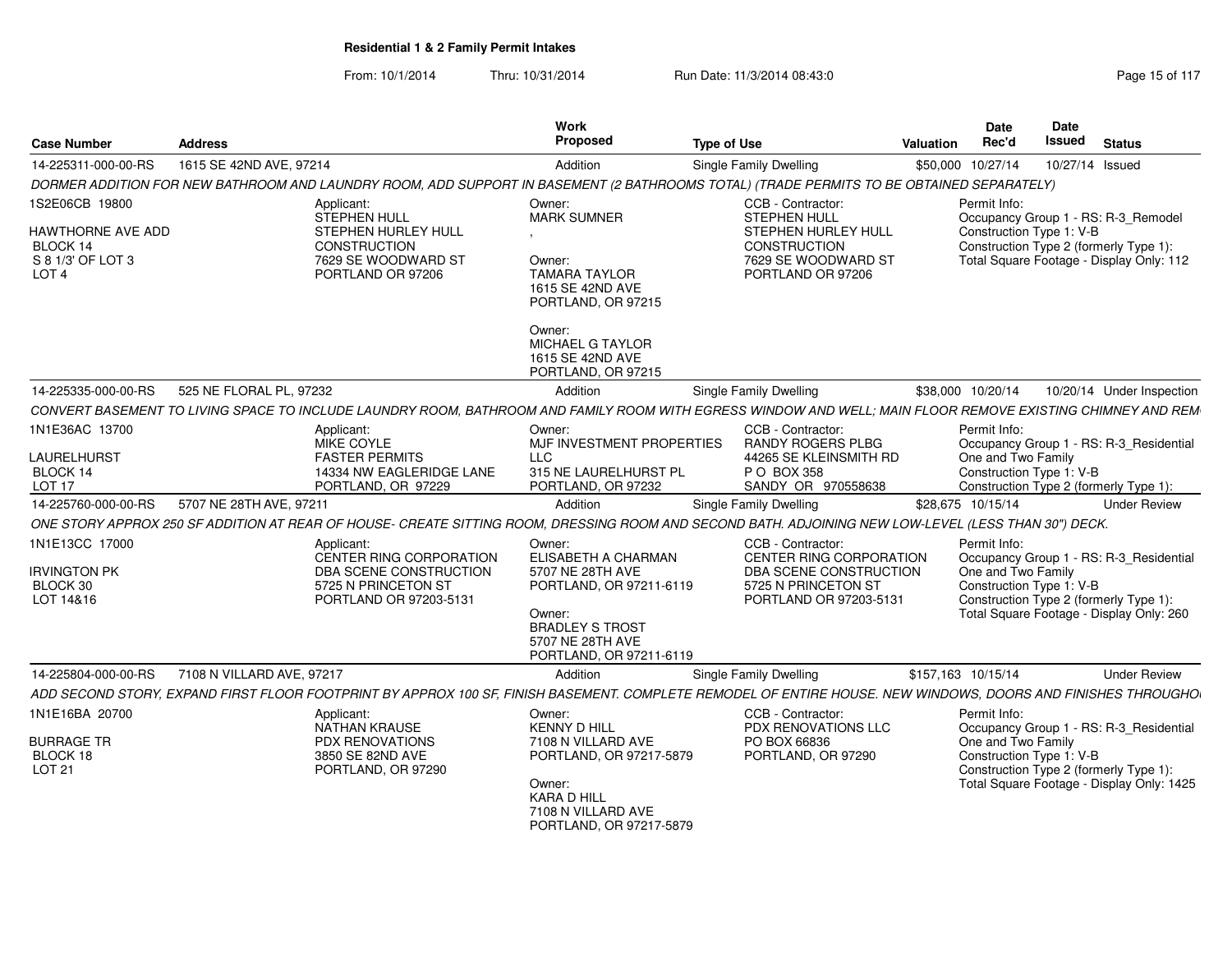**Residential 1 & 2 Family Permit Intakes**

From: 10/1/2014 Thru: 10/31/2014 Run Date: 11/3/2014 08:43:0

| Case Number | Address | Work Proposed | Type of Use | Valuation | Date Rec'd | Date Issued | Status |
|---|---|---|---|---|---|---|---|
| 14-225311-000-00-RS | 1615 SE 42ND AVE, 97214 | Addition | Single Family Dwelling | $50,000 | 10/27/14 | 10/27/14 | Issued |

DORMER ADDITION FOR NEW BATHROOM AND LAUNDRY ROOM, ADD SUPPORT IN BASEMENT (2 BATHROOMS TOTAL) (TRADE PERMITS TO BE OBTAINED SEPARATELY)

1S2E06CB 19800
HAWTHORNE AVE ADD
BLOCK 14
S 8 1/3' OF LOT 3
LOT 4

Applicant:
STEPHEN HULL
STEPHEN HURLEY HULL CONSTRUCTION
7629 SE WOODWARD ST
PORTLAND OR 97206

Owner:
MARK SUMNER
,

Owner:
TAMARA TAYLOR
1615 SE 42ND AVE
PORTLAND, OR 97215

Owner:
MICHAEL G TAYLOR
1615 SE 42ND AVE
PORTLAND, OR 97215

CCB - Contractor:
STEPHEN HULL
STEPHEN HURLEY HULL CONSTRUCTION
7629 SE WOODWARD ST
PORTLAND OR 97206

Permit Info:
Occupancy Group 1 - RS: R-3_Remodel
Construction Type 1: V-B
Construction Type 2 (formerly Type 1):
Total Square Footage - Display Only: 112

| Case Number | Address | Work Proposed | Type of Use | Valuation | Date Rec'd | Date Issued | Status |
|---|---|---|---|---|---|---|---|
| 14-225335-000-00-RS | 525 NE FLORAL PL, 97232 | Addition | Single Family Dwelling | $38,000 | 10/20/14 | 10/20/14 | Under Inspection |

CONVERT BASEMENT TO LIVING SPACE TO INCLUDE LAUNDRY ROOM, BATHROOM AND FAMILY ROOM WITH EGRESS WINDOW AND WELL; MAIN FLOOR REMOVE EXISTING CHIMNEY AND REM

1N1E36AC 13700
LAURELHURST
BLOCK 14
LOT 17

Applicant:
MIKE COYLE
FASTER PERMITS
14334 NW EAGLERIDGE LANE
PORTLAND, OR 97229

Owner:
MJF INVESTMENT PROPERTIES LLC
315 NE LAURELHURST PL
PORTLAND, OR 97232

CCB - Contractor:
RANDY ROGERS PLBG
44265 SE KLEINSMITH RD
P O BOX 358
SANDY OR 970558638

Permit Info:
Occupancy Group 1 - RS: R-3_Residential One and Two Family
Construction Type 1: V-B
Construction Type 2 (formerly Type 1):

| Case Number | Address | Work Proposed | Type of Use | Valuation | Date Rec'd | Date Issued | Status |
|---|---|---|---|---|---|---|---|
| 14-225760-000-00-RS | 5707 NE 28TH AVE, 97211 | Addition | Single Family Dwelling | $28,675 | 10/15/14 | | Under Review |

ONE STORY APPROX 250 SF ADDITION AT REAR OF HOUSE- CREATE SITTING ROOM, DRESSING ROOM AND SECOND BATH. ADJOINING NEW LOW-LEVEL (LESS THAN 30") DECK.

1N1E13CC 17000
IRVINGTON PK
BLOCK 30
LOT 14&16

Applicant:
CENTER RING CORPORATION
DBA SCENE CONSTRUCTION
5725 N PRINCETON ST
PORTLAND OR 97203-5131

Owner:
ELISABETH A CHARMAN
5707 NE 28TH AVE
PORTLAND, OR 97211-6119

Owner:
BRADLEY S TROST
5707 NE 28TH AVE
PORTLAND, OR 97211-6119

CCB - Contractor:
CENTER RING CORPORATION
DBA SCENE CONSTRUCTION
5725 N PRINCETON ST
PORTLAND OR 97203-5131

Permit Info:
Occupancy Group 1 - RS: R-3_Residential One and Two Family
Construction Type 1: V-B
Construction Type 2 (formerly Type 1):
Total Square Footage - Display Only: 260

| Case Number | Address | Work Proposed | Type of Use | Valuation | Date Rec'd | Date Issued | Status |
|---|---|---|---|---|---|---|---|
| 14-225804-000-00-RS | 7108 N VILLARD AVE, 97217 | Addition | Single Family Dwelling | $157,163 | 10/15/14 | | Under Review |

ADD SECOND STORY, EXPAND FIRST FLOOR FOOTPRINT BY APPROX 100 SF, FINISH BASEMENT. COMPLETE REMODEL OF ENTIRE HOUSE. NEW WINDOWS, DOORS AND FINISHES THROUGHO

1N1E16BA 20700
BURRAGE TR
BLOCK 18
LOT 21

Applicant:
NATHAN KRAUSE
PDX RENOVATIONS
3850 SE 82ND AVE
PORTLAND, OR 97290

Owner:
KENNY D HILL
7108 N VILLARD AVE
PORTLAND, OR 97217-5879

Owner:
KARA D HILL
7108 N VILLARD AVE
PORTLAND, OR 97217-5879

CCB - Contractor:
PDX RENOVATIONS LLC
PO BOX 66836
PORTLAND, OR 97290

Permit Info:
Occupancy Group 1 - RS: R-3_Residential One and Two Family
Construction Type 1: V-B
Construction Type 2 (formerly Type 1):
Total Square Footage - Display Only: 1425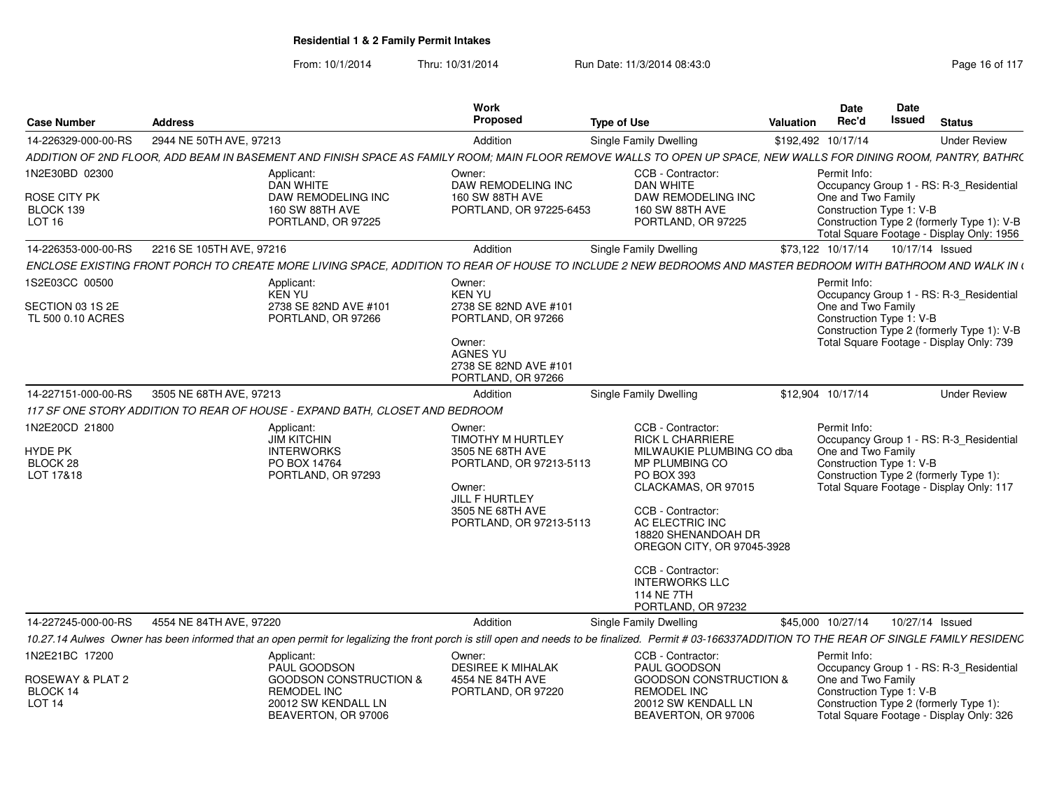**Residential 1 & 2 Family Permit Intakes**

From: 10/1/2014 Thru: 10/31/2014 Run Date: 11/3/2014 08:43:0

| Case Number | Address | Work Proposed | Type of Use | Valuation | Date Rec'd | Date Issued | Status |
|---|---|---|---|---|---|---|---|
| 14-226329-000-00-RS | 2944 NE 50TH AVE, 97213 | Addition | Single Family Dwelling | $192,492 | 10/17/14 | | Under Review |
| ADDITION OF 2ND FLOOR, ADD BEAM IN BASEMENT AND FINISH SPACE AS FAMILY ROOM; MAIN FLOOR REMOVE WALLS TO OPEN UP SPACE, NEW WALLS FOR DINING ROOM, PANTRY, BATHRC | | | | | | | |
| 1N2E30BD 02300<br>ROSE CITY PK<br>BLOCK 139<br>LOT 16 | Applicant:<br>DAN WHITE<br>DAW REMODELING INC<br>160 SW 88TH AVE<br>PORTLAND, OR 97225 | Owner:<br>DAW REMODELING INC<br>160 SW 88TH AVE<br>PORTLAND, OR 97225-6453 | CCB - Contractor:<br>DAN WHITE<br>DAW REMODELING INC<br>160 SW 88TH AVE<br>PORTLAND, OR 97225 | | Permit Info:<br>Occupancy Group 1 - RS: R-3_Residential One and Two Family<br>Construction Type 1: V-B<br>Construction Type 2 (formerly Type 1): V-B<br>Total Square Footage - Display Only: 1956 | | |
| 14-226353-000-00-RS | 2216 SE 105TH AVE, 97216 | Addition | Single Family Dwelling | $73,122 | 10/17/14 | 10/17/14 | Issued |
| ENCLOSE EXISTING FRONT PORCH TO CREATE MORE LIVING SPACE, ADDITION TO REAR OF HOUSE TO INCLUDE 2 NEW BEDROOMS AND MASTER BEDROOM WITH BATHROOM AND WALK IN ( | | | | | | | |
| 1S2E03CC 00500<br>SECTION 03 1S 2E<br>TL 500 0.10 ACRES | Applicant:<br>KEN YU<br>2738 SE 82ND AVE #101<br>PORTLAND, OR 97266 | Owner:<br>KEN YU<br>2738 SE 82ND AVE #101<br>PORTLAND, OR 97266<br>Owner:<br>AGNES YU<br>2738 SE 82ND AVE #101<br>PORTLAND, OR 97266 | | | Permit Info:<br>Occupancy Group 1 - RS: R-3_Residential One and Two Family<br>Construction Type 1: V-B<br>Construction Type 2 (formerly Type 1): V-B<br>Total Square Footage - Display Only: 739 | | |
| 14-227151-000-00-RS | 3505 NE 68TH AVE, 97213 | Addition | Single Family Dwelling | $12,904 | 10/17/14 | | Under Review |
| 117 SF ONE STORY ADDITION TO REAR OF HOUSE - EXPAND BATH, CLOSET AND BEDROOM | | | | | | | |
| 1N2E20CD 21800<br>HYDE PK<br>BLOCK 28<br>LOT 17&18 | Applicant:<br>JIM KITCHIN<br>INTERWORKS<br>PO BOX 14764<br>PORTLAND, OR 97293 | Owner:<br>TIMOTHY M HURTLEY<br>3505 NE 68TH AVE<br>PORTLAND, OR 97213-5113<br>Owner:<br>JILL F HURTLEY<br>3505 NE 68TH AVE<br>PORTLAND, OR 97213-5113 | CCB - Contractor:<br>RICK L CHARRIERE<br>MILWAUKIE PLUMBING CO dba MP PLUMBING CO<br>PO BOX 393<br>CLACKAMAS, OR 97015<br>CCB - Contractor:<br>AC ELECTRIC INC<br>18820 SHENANDOAH DR<br>OREGON CITY, OR 97045-3928<br>CCB - Contractor:<br>INTERWORKS LLC<br>114 NE 7TH<br>PORTLAND, OR 97232 | | Permit Info:<br>Occupancy Group 1 - RS: R-3_Residential One and Two Family<br>Construction Type 1: V-B<br>Construction Type 2 (formerly Type 1):<br>Total Square Footage - Display Only: 117 | | |
| 14-227245-000-00-RS | 4554 NE 84TH AVE, 97220 | Addition | Single Family Dwelling | $45,000 | 10/27/14 | 10/27/14 | Issued |
| 10.27.14 Aulwes Owner has been informed that an open permit for legalizing the front porch is still open and needs to be finalized. Permit # 03-166337ADDITION TO THE REAR OF SINGLE FAMILY RESIDENC | | | | | | | |
| 1N2E21BC 17200<br>ROSEWAY & PLAT 2<br>BLOCK 14<br>LOT 14 | Applicant:<br>PAUL GOODSON<br>GOODSON CONSTRUCTION & REMODEL INC<br>20012 SW KENDALL LN<br>BEAVERTON, OR 97006 | Owner:<br>DESIREE K MIHALAK<br>4554 NE 84TH AVE<br>PORTLAND, OR 97220 | CCB - Contractor:<br>PAUL GOODSON<br>GOODSON CONSTRUCTION & REMODEL INC<br>20012 SW KENDALL LN<br>BEAVERTON, OR 97006 | | Permit Info:<br>Occupancy Group 1 - RS: R-3_Residential One and Two Family<br>Construction Type 1: V-B<br>Construction Type 2 (formerly Type 1):<br>Total Square Footage - Display Only: 326 | | |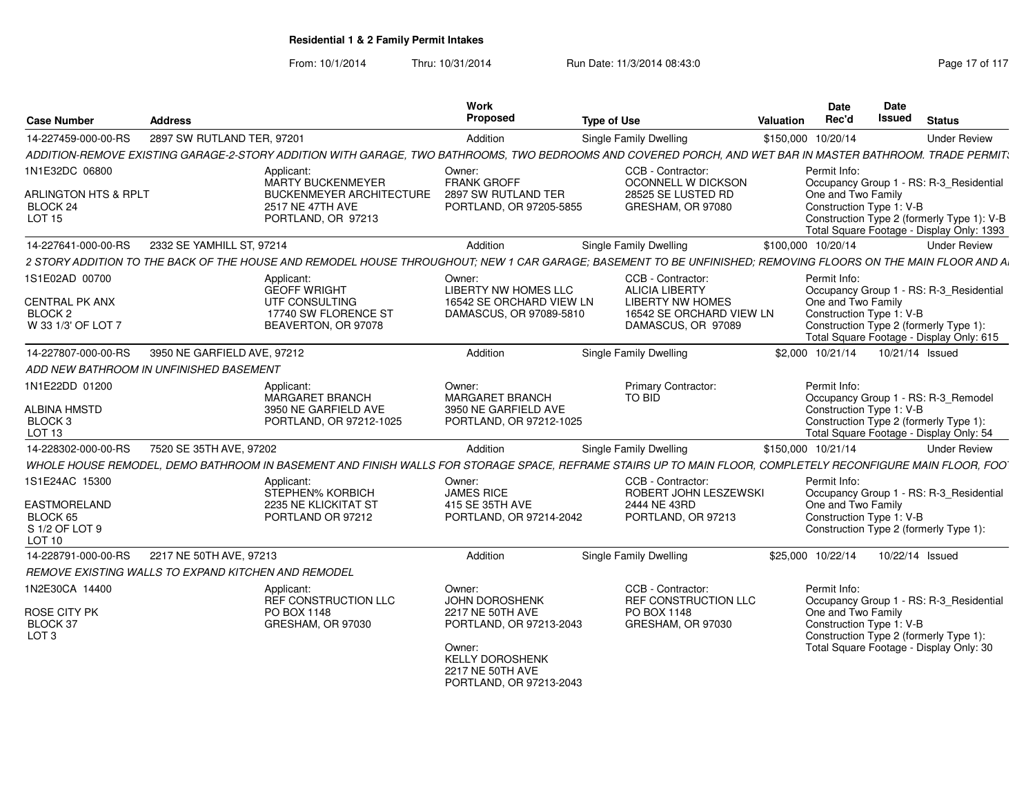# Residential 1 & 2 Family Permit Intakes

From: 10/1/2014 Thru: 10/31/2014 Run Date: 11/3/2014 08:43:0

| Case Number | Address | Work Proposed | Type of Use | Valuation | Date Rec'd | Date Issued | Status |
|---|---|---|---|---|---|---|---|
| 14-227459-000-00-RS | 2897 SW RUTLAND TER, 97201 | Addition | Single Family Dwelling | $150,000 | 10/20/14 | | Under Review |

*ADDITION-REMOVE EXISTING GARAGE-2-STORY ADDITION WITH GARAGE, TWO BATHROOMS, TWO BEDROOMS AND COVERED PORCH, AND WET BAR IN MASTER BATHROOM. TRADE PERMIT*

1N1E32DC 06800
ARLINGTON HTS & RPLT
BLOCK 24
LOT 15

Applicant:
MARTY BUCKENMEYER
BUCKENMEYER ARCHITECTURE
2517 NE 47TH AVE
PORTLAND, OR 97213

Owner:
FRANK GROFF
2897 SW RUTLAND TER
PORTLAND, OR 97205-5855

CCB - Contractor:
OCONNELL W DICKSON
28525 SE LUSTED RD
GRESHAM, OR 97080

Permit Info:
Occupancy Group 1 - RS: R-3_Residential One and Two Family
Construction Type 1: V-B
Construction Type 2 (formerly Type 1): V-B
Total Square Footage - Display Only: 1393

| Case Number | Address | Work Proposed | Type of Use | Valuation | Date Rec'd | Date Issued | Status |
|---|---|---|---|---|---|---|---|
| 14-227641-000-00-RS | 2332 SE YAMHILL ST, 97214 | Addition | Single Family Dwelling | $100,000 | 10/20/14 | | Under Review |

*2 STORY ADDITION TO THE BACK OF THE HOUSE AND REMODEL HOUSE THROUGHOUT; NEW 1 CAR GARAGE; BASEMENT TO BE UNFINISHED; REMOVING FLOORS ON THE MAIN FLOOR AND A*

1S1E02AD 00700
CENTRAL PK ANX
BLOCK 2
W 33 1/3' OF LOT 7

Applicant:
GEOFF WRIGHT
UTF CONSULTING
17740 SW FLORENCE ST
BEAVERTON, OR 97078

Owner:
LIBERTY NW HOMES LLC
16542 SE ORCHARD VIEW LN
DAMASCUS, OR 97089-5810

CCB - Contractor:
ALICIA LIBERTY
LIBERTY NW HOMES
16542 SE ORCHARD VIEW LN
DAMASCUS, OR 97089

Permit Info:
Occupancy Group 1 - RS: R-3_Residential One and Two Family
Construction Type 1: V-B
Construction Type 2 (formerly Type 1):
Total Square Footage - Display Only: 615

| Case Number | Address | Work Proposed | Type of Use | Valuation | Date Rec'd | Date Issued | Status |
|---|---|---|---|---|---|---|---|
| 14-227807-000-00-RS | 3950 NE GARFIELD AVE, 97212 | Addition | Single Family Dwelling | $2,000 | 10/21/14 | 10/21/14 | Issued |

*ADD NEW BATHROOM IN UNFINISHED BASEMENT*

1N1E22DD 01200
ALBINA HMSTD
BLOCK 3
LOT 13

Applicant:
MARGARET BRANCH
3950 NE GARFIELD AVE
PORTLAND, OR 97212-1025

Owner:
MARGARET BRANCH
3950 NE GARFIELD AVE
PORTLAND, OR 97212-1025

Primary Contractor:
TO BID

Permit Info:
Occupancy Group 1 - RS: R-3_Remodel
Construction Type 1: V-B
Construction Type 2 (formerly Type 1):
Total Square Footage - Display Only: 54

| Case Number | Address | Work Proposed | Type of Use | Valuation | Date Rec'd | Date Issued | Status |
|---|---|---|---|---|---|---|---|
| 14-228302-000-00-RS | 7520 SE 35TH AVE, 97202 | Addition | Single Family Dwelling | $150,000 | 10/21/14 | | Under Review |

*WHOLE HOUSE REMODEL, DEMO BATHROOM IN BASEMENT AND FINISH WALLS FOR STORAGE SPACE, REFRAME STAIRS UP TO MAIN FLOOR, COMPLETELY RECONFIGURE MAIN FLOOR, FOO*

1S1E24AC 15300
EASTMORELAND
BLOCK 65
S 1/2 OF LOT 9
LOT 10

Applicant:
STEPHEN% KORBICH
2235 NE KLICKITAT ST
PORTLAND OR 97212

Owner:
JAMES RICE
415 SE 35TH AVE
PORTLAND, OR 97214-2042

CCB - Contractor:
ROBERT JOHN LESZEWSKI
2444 NE 43RD
PORTLAND, OR 97213

Permit Info:
Occupancy Group 1 - RS: R-3_Residential One and Two Family
Construction Type 1: V-B
Construction Type 2 (formerly Type 1):

| Case Number | Address | Work Proposed | Type of Use | Valuation | Date Rec'd | Date Issued | Status |
|---|---|---|---|---|---|---|---|
| 14-228791-000-00-RS | 2217 NE 50TH AVE, 97213 | Addition | Single Family Dwelling | $25,000 | 10/22/14 | 10/22/14 | Issued |

*REMOVE EXISTING WALLS TO EXPAND KITCHEN AND REMODEL*

1N2E30CA 14400
ROSE CITY PK
BLOCK 37
LOT 3

Applicant:
REF CONSTRUCTION LLC
PO BOX 1148
GRESHAM, OR 97030

Owner:
JOHN DOROSHENK
2217 NE 50TH AVE
PORTLAND, OR 97213-2043

Owner:
KELLY DOROSHENK
2217 NE 50TH AVE
PORTLAND, OR 97213-2043

CCB - Contractor:
REF CONSTRUCTION LLC
PO BOX 1148
GRESHAM, OR 97030

Permit Info:
Occupancy Group 1 - RS: R-3_Residential One and Two Family
Construction Type 1: V-B
Construction Type 2 (formerly Type 1):
Total Square Footage - Display Only: 30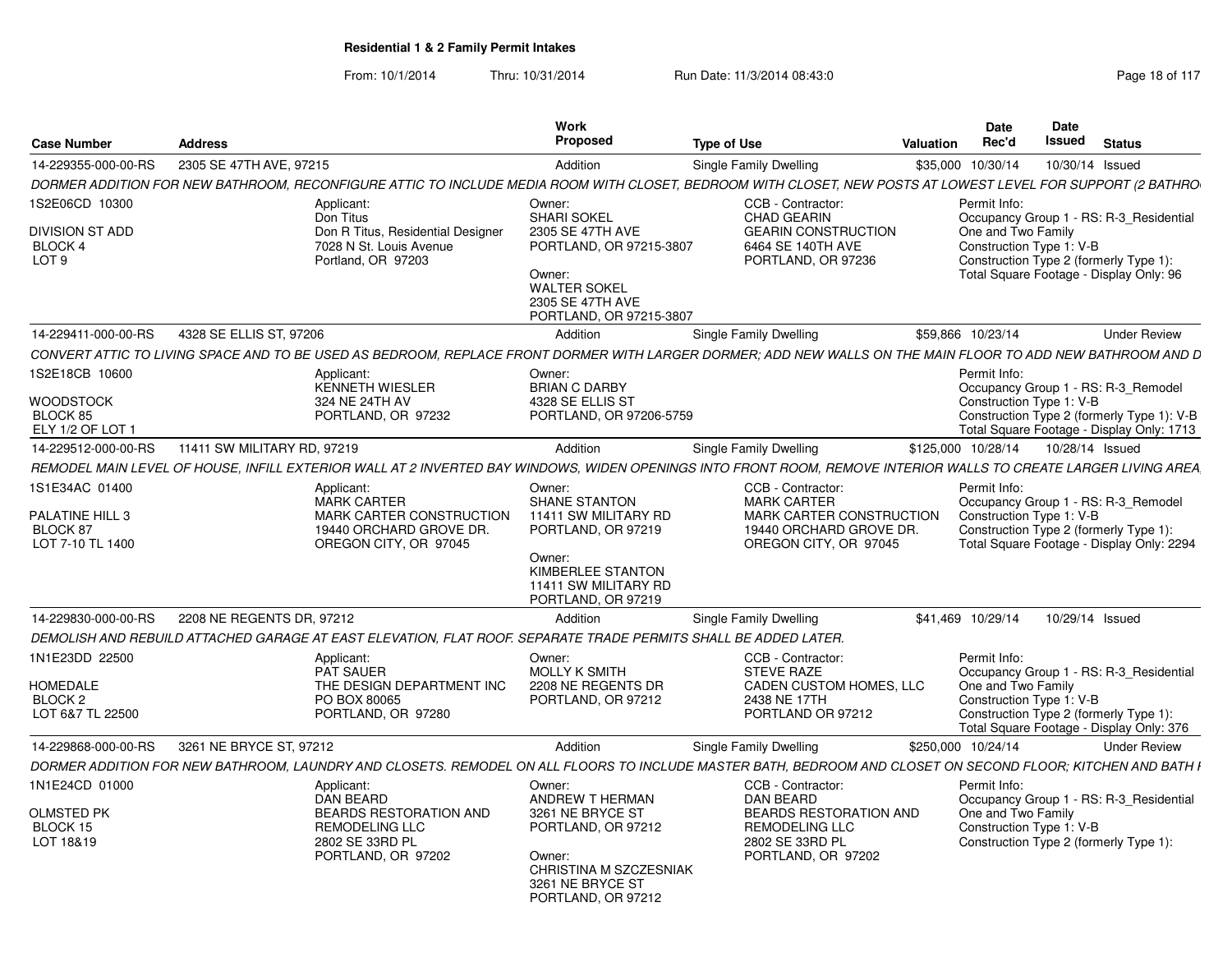# Residential 1 & 2 Family Permit Intakes

From: 10/1/2014 Thru: 10/31/2014 Run Date: 11/3/2014 08:43:0

| Case Number | Address | Work Proposed | Type of Use | Valuation | Date Rec'd | Date Issued | Status |
|---|---|---|---|---|---|---|---|
| 14-229355-000-00-RS | 2305 SE 47TH AVE, 97215 | Addition | Single Family Dwelling | $35,000 | 10/30/14 | 10/30/14 | Issued |

*DORMER ADDITION FOR NEW BATHROOM, RECONFIGURE ATTIC TO INCLUDE MEDIA ROOM WITH CLOSET, BEDROOM WITH CLOSET, NEW POSTS AT LOWEST LEVEL FOR SUPPORT (2 BATHRO*

1S2E06CD 10300
DIVISION ST ADD
BLOCK 4
LOT 9

Applicant:
Don Titus
Don R Titus, Residential Designer
7028 N St. Louis Avenue
Portland, OR 97203

Owner:
SHARI SOKEL
2305 SE 47TH AVE
PORTLAND, OR 97215-3807

Owner:
WALTER SOKEL
2305 SE 47TH AVE
PORTLAND, OR 97215-3807

CCB - Contractor:
CHAD GEARIN
GEARIN CONSTRUCTION
6464 SE 140TH AVE
PORTLAND, OR 97236

Permit Info:
Occupancy Group 1 - RS: R-3_Residential One and Two Family
Construction Type 1: V-B
Construction Type 2 (formerly Type 1):
Total Square Footage - Display Only: 96

| Case Number | Address | Work Proposed | Type of Use | Valuation | Date Rec'd | Date Issued | Status |
|---|---|---|---|---|---|---|---|
| 14-229411-000-00-RS | 4328 SE ELLIS ST, 97206 | Addition | Single Family Dwelling | $59,866 | 10/23/14 | | Under Review |

*CONVERT ATTIC TO LIVING SPACE AND TO BE USED AS BEDROOM, REPLACE FRONT DORMER WITH LARGER DORMER; ADD NEW WALLS ON THE MAIN FLOOR TO ADD NEW BATHROOM AND D*

1S2E18CB 10600
WOODSTOCK
BLOCK 85
ELY 1/2 OF LOT 1

Applicant:
KENNETH WIESLER
324 NE 24TH AV
PORTLAND, OR 97232

Owner:
BRIAN C DARBY
4328 SE ELLIS ST
PORTLAND, OR 97206-5759

Permit Info:
Occupancy Group 1 - RS: R-3_Remodel
Construction Type 1: V-B
Construction Type 2 (formerly Type 1): V-B
Total Square Footage - Display Only: 1713

| Case Number | Address | Work Proposed | Type of Use | Valuation | Date Rec'd | Date Issued | Status |
|---|---|---|---|---|---|---|---|
| 14-229512-000-00-RS | 11411 SW MILITARY RD, 97219 | Addition | Single Family Dwelling | $125,000 | 10/28/14 | 10/28/14 | Issued |

*REMODEL MAIN LEVEL OF HOUSE, INFILL EXTERIOR WALL AT 2 INVERTED BAY WINDOWS, WIDEN OPENINGS INTO FRONT ROOM, REMOVE INTERIOR WALLS TO CREATE LARGER LIVING AREA*

1S1E34AC 01400
PALATINE HILL 3
BLOCK 87
LOT 7-10 TL 1400

Applicant:
MARK CARTER
MARK CARTER CONSTRUCTION
19440 ORCHARD GROVE DR.
OREGON CITY, OR 97045

Owner:
SHANE STANTON
11411 SW MILITARY RD
PORTLAND, OR 97219

Owner:
KIMBERLEE STANTON
11411 SW MILITARY RD
PORTLAND, OR 97219

CCB - Contractor:
MARK CARTER
MARK CARTER CONSTRUCTION
19440 ORCHARD GROVE DR.
OREGON CITY, OR 97045

Permit Info:
Occupancy Group 1 - RS: R-3_Remodel
Construction Type 1: V-B
Construction Type 2 (formerly Type 1):
Total Square Footage - Display Only: 2294

| Case Number | Address | Work Proposed | Type of Use | Valuation | Date Rec'd | Date Issued | Status |
|---|---|---|---|---|---|---|---|
| 14-229830-000-00-RS | 2208 NE REGENTS DR, 97212 | Addition | Single Family Dwelling | $41,469 | 10/29/14 | 10/29/14 | Issued |

*DEMOLISH AND REBUILD ATTACHED GARAGE AT EAST ELEVATION, FLAT ROOF. SEPARATE TRADE PERMITS SHALL BE ADDED LATER.*

1N1E23DD 22500
HOMEDALE
BLOCK 2
LOT 6&7 TL 22500

Applicant:
PAT SAUER
THE DESIGN DEPARTMENT INC
PO BOX 80065
PORTLAND, OR 97280

Owner:
MOLLY K SMITH
2208 NE REGENTS DR
PORTLAND, OR 97212

CCB - Contractor:
STEVE RAZE
CADEN CUSTOM HOMES, LLC
2438 NE 17TH
PORTLAND OR 97212

Permit Info:
Occupancy Group 1 - RS: R-3_Residential One and Two Family
Construction Type 1: V-B
Construction Type 2 (formerly Type 1):
Total Square Footage - Display Only: 376

| Case Number | Address | Work Proposed | Type of Use | Valuation | Date Rec'd | Date Issued | Status |
|---|---|---|---|---|---|---|---|
| 14-229868-000-00-RS | 3261 NE BRYCE ST, 97212 | Addition | Single Family Dwelling | $250,000 | 10/24/14 | | Under Review |

*DORMER ADDITION FOR NEW BATHROOM, LAUNDRY AND CLOSETS. REMODEL ON ALL FLOORS TO INCLUDE MASTER BATH, BEDROOM AND CLOSET ON SECOND FLOOR; KITCHEN AND BATH I*

1N1E24CD 01000
OLMSTED PK
BLOCK 15
LOT 18&19

Applicant:
DAN BEARD
BEARDS RESTORATION AND REMODELING LLC
2802 SE 33RD PL
PORTLAND, OR 97202

Owner:
ANDREW T HERMAN
3261 NE BRYCE ST
PORTLAND, OR 97212

Owner:
CHRISTINA M SZCZESNIAK
3261 NE BRYCE ST
PORTLAND, OR 97212

CCB - Contractor:
DAN BEARD
BEARDS RESTORATION AND REMODELING LLC
2802 SE 33RD PL
PORTLAND, OR 97202

Permit Info:
Occupancy Group 1 - RS: R-3_Residential One and Two Family
Construction Type 1: V-B
Construction Type 2 (formerly Type 1):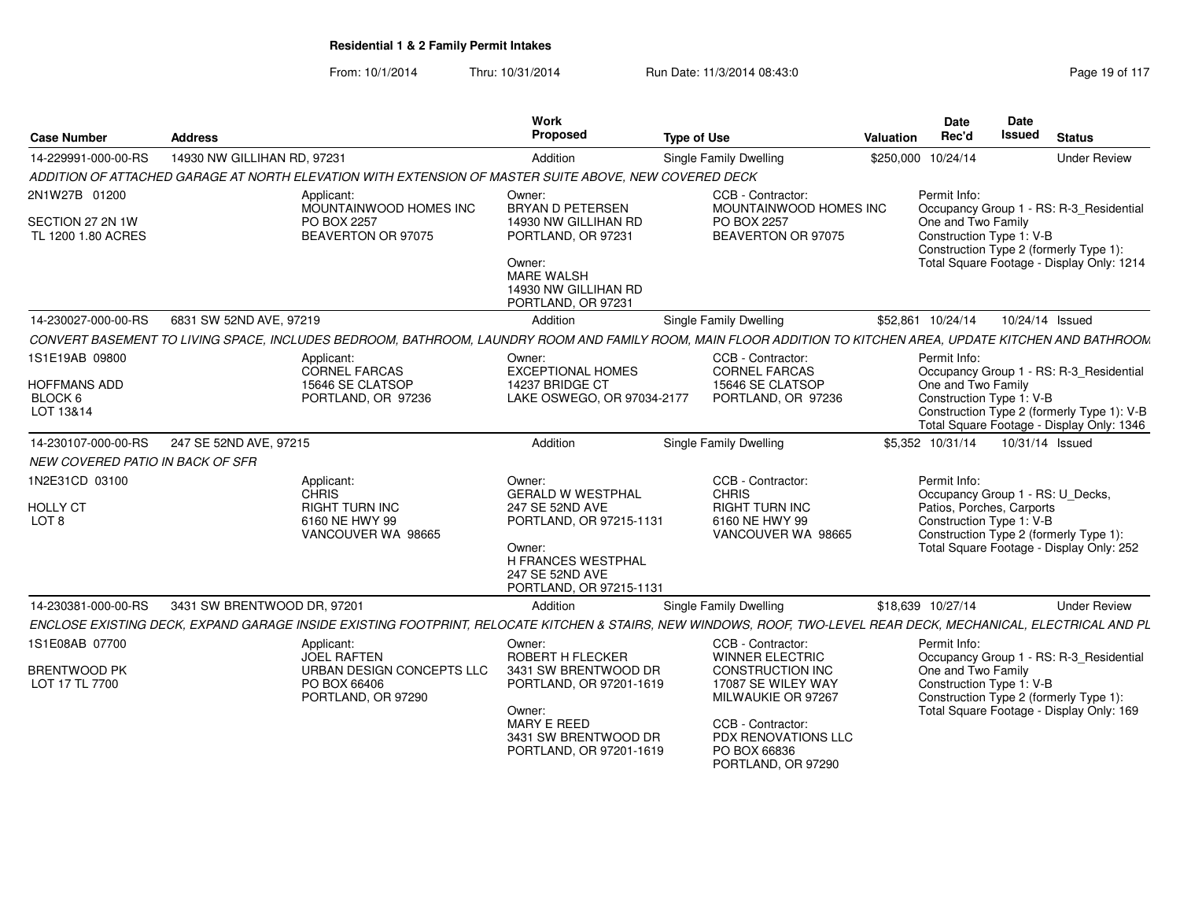# Residential 1 & 2 Family Permit Intakes

From: 10/1/2014 Thru: 10/31/2014 Run Date: 11/3/2014 08:43:0

| Case Number | Address | Work Proposed | Type of Use | Valuation | Date Rec'd | Date Issued | Status |
|---|---|---|---|---|---|---|---|
| 14-229991-000-00-RS | 14930 NW GILLIHAN RD, 97231 | Addition | Single Family Dwelling | $250,000 | 10/24/14 | | Under Review |

ADDITION OF ATTACHED GARAGE AT NORTH ELEVATION WITH EXTENSION OF MASTER SUITE ABOVE, NEW COVERED DECK

2N1W27B 01200
SECTION 27 2N 1W
TL 1200 1.80 ACRES

Applicant:
MOUNTAINWOOD HOMES INC
PO BOX 2257
BEAVERTON OR 97075

Owner:
BRYAN D PETERSEN
14930 NW GILLIHAN RD
PORTLAND, OR 97231

Owner:
MARE WALSH
14930 NW GILLIHAN RD
PORTLAND, OR 97231

CCB - Contractor:
MOUNTAINWOOD HOMES INC
PO BOX 2257
BEAVERTON OR 97075

Permit Info:
Occupancy Group 1 - RS: R-3_Residential One and Two Family
Construction Type 1: V-B
Construction Type 2 (formerly Type 1):
Total Square Footage - Display Only: 1214

| Case Number | Address | Work Proposed | Type of Use | Valuation | Date Rec'd | Date Issued | Status |
|---|---|---|---|---|---|---|---|
| 14-230027-000-00-RS | 6831 SW 52ND AVE, 97219 | Addition | Single Family Dwelling | $52,861 | 10/24/14 | 10/24/14 | Issued |

CONVERT BASEMENT TO LIVING SPACE, INCLUDES BEDROOM, BATHROOM, LAUNDRY ROOM AND FAMILY ROOM, MAIN FLOOR ADDITION TO KITCHEN AREA, UPDATE KITCHEN AND BATHROOM

1S1E19AB 09800
HOFFMANS ADD
BLOCK 6
LOT 13&14

Applicant:
CORNEL FARCAS
15646 SE CLATSOP
PORTLAND, OR 97236

Owner:
EXCEPTIONAL HOMES
14237 BRIDGE CT
LAKE OSWEGO, OR 97034-2177

CCB - Contractor:
CORNEL FARCAS
15646 SE CLATSOP
PORTLAND, OR 97236

Permit Info:
Occupancy Group 1 - RS: R-3_Residential One and Two Family
Construction Type 1: V-B
Construction Type 2 (formerly Type 1): V-B
Total Square Footage - Display Only: 1346

| Case Number | Address | Work Proposed | Type of Use | Valuation | Date Rec'd | Date Issued | Status |
|---|---|---|---|---|---|---|---|
| 14-230107-000-00-RS | 247 SE 52ND AVE, 97215 | Addition | Single Family Dwelling | $5,352 | 10/31/14 | 10/31/14 | Issued |

NEW COVERED PATIO IN BACK OF SFR

1N2E31CD 03100
HOLLY CT
LOT 8

Applicant:
CHRIS
RIGHT TURN INC
6160 NE HWY 99
VANCOUVER WA 98665

Owner:
GERALD W WESTPHAL
247 SE 52ND AVE
PORTLAND, OR 97215-1131

Owner:
H FRANCES WESTPHAL
247 SE 52ND AVE
PORTLAND, OR 97215-1131

CCB - Contractor:
CHRIS
RIGHT TURN INC
6160 NE HWY 99
VANCOUVER WA 98665

Permit Info:
Occupancy Group 1 - RS: U_Decks, Patios, Porches, Carports
Construction Type 1: V-B
Construction Type 2 (formerly Type 1):
Total Square Footage - Display Only: 252

| Case Number | Address | Work Proposed | Type of Use | Valuation | Date Rec'd | Date Issued | Status |
|---|---|---|---|---|---|---|---|
| 14-230381-000-00-RS | 3431 SW BRENTWOOD DR, 97201 | Addition | Single Family Dwelling | $18,639 | 10/27/14 | | Under Review |

ENCLOSE EXISTING DECK, EXPAND GARAGE INSIDE EXISTING FOOTPRINT, RELOCATE KITCHEN & STAIRS, NEW WINDOWS, ROOF, TWO-LEVEL REAR DECK, MECHANICAL, ELECTRICAL AND PL

1S1E08AB 07700
BRENTWOOD PK
LOT 17 TL 7700

Applicant:
JOEL RAFTEN
URBAN DESIGN CONCEPTS LLC
PO BOX 66406
PORTLAND, OR 97290

Owner:
ROBERT H FLECKER
3431 SW BRENTWOOD DR
PORTLAND, OR 97201-1619

Owner:
MARY E REED
3431 SW BRENTWOOD DR
PORTLAND, OR 97201-1619

CCB - Contractor:
WINNER ELECTRIC CONSTRUCTION INC
17087 SE WILEY WAY
MILWAUKIE OR 97267

CCB - Contractor:
PDX RENOVATIONS LLC
PO BOX 66836
PORTLAND, OR 97290

Permit Info:
Occupancy Group 1 - RS: R-3_Residential One and Two Family
Construction Type 1: V-B
Construction Type 2 (formerly Type 1):
Total Square Footage - Display Only: 169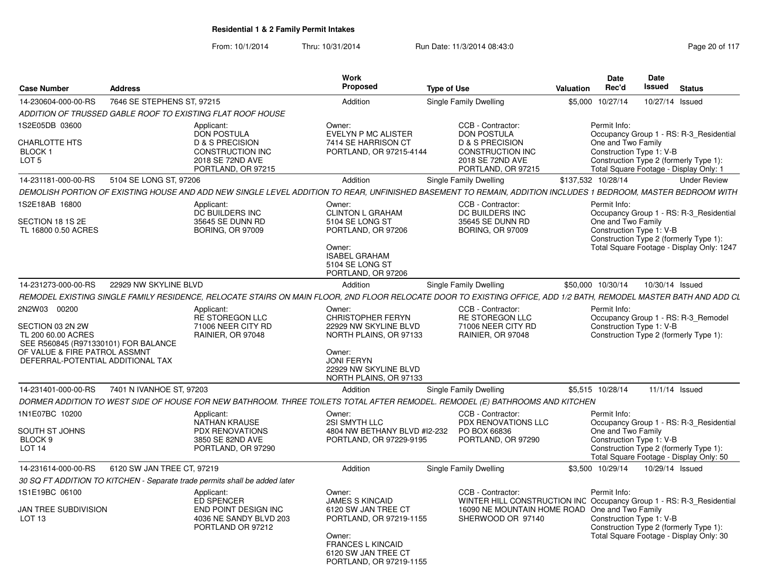# Residential 1 & 2 Family Permit Intakes

From: 10/1/2014 Thru: 10/31/2014 Run Date: 11/3/2014 08:43:0

| Case Number | Address | Work Proposed | Type of Use | Valuation | Date Rec'd | Date Issued | Status |
|---|---|---|---|---|---|---|---|
| 14-230604-000-00-RS | 7646 SE STEPHENS ST, 97215 | Addition | Single Family Dwelling | $5,000 | 10/27/14 | 10/27/14 | Issued |

*ADDITION OF TRUSSED GABLE ROOF TO EXISTING FLAT ROOF HOUSE*

1S2E05DB 03600
CHARLOTTE HTS
BLOCK 1
LOT 5

Applicant: DON POSTULA, D & S PRECISION CONSTRUCTION INC, 2018 SE 72ND AVE, PORTLAND, OR 97215

Owner: EVELYN P MC ALISTER, 7414 SE HARRISON CT, PORTLAND, OR 97215-4144

CCB - Contractor: DON POSTULA, D & S PRECISION CONSTRUCTION INC, 2018 SE 72ND AVE, PORTLAND, OR 97215

Permit Info: Occupancy Group 1 - RS: R-3_Residential One and Two Family; Construction Type 1: V-B; Construction Type 2 (formerly Type 1):; Total Square Footage - Display Only: 1

| Case Number | Address | Work Proposed | Type of Use | Valuation | Date Rec'd | Date Issued | Status |
|---|---|---|---|---|---|---|---|
| 14-231181-000-00-RS | 5104 SE LONG ST, 97206 | Addition | Single Family Dwelling | $137,532 | 10/28/14 | | Under Review |

*DEMOLISH PORTION OF EXISTING HOUSE AND ADD NEW SINGLE LEVEL ADDITION TO REAR, UNFINISHED BASEMENT TO REMAIN, ADDITION INCLUDES 1 BEDROOM, MASTER BEDROOM WITH*

1S2E18AB 16800
SECTION 18 1S 2E
TL 16800 0.50 ACRES

Applicant: DC BUILDERS INC, 35645 SE DUNN RD, BORING, OR 97009

Owner: CLINTON L GRAHAM, 5104 SE LONG ST, PORTLAND, OR 97206

Owner: ISABEL GRAHAM, 5104 SE LONG ST, PORTLAND, OR 97206

CCB - Contractor: DC BUILDERS INC, 35645 SE DUNN RD, BORING, OR 97009

Permit Info: Occupancy Group 1 - RS: R-3_Residential One and Two Family; Construction Type 1: V-B; Construction Type 2 (formerly Type 1):; Total Square Footage - Display Only: 1247

| Case Number | Address | Work Proposed | Type of Use | Valuation | Date Rec'd | Date Issued | Status |
|---|---|---|---|---|---|---|---|
| 14-231273-000-00-RS | 22929 NW SKYLINE BLVD | Addition | Single Family Dwelling | $50,000 | 10/30/14 | 10/30/14 | Issued |

*REMODEL EXISTING SINGLE FAMILY RESIDENCE, RELOCATE STAIRS ON MAIN FLOOR, 2ND FLOOR RELOCATE DOOR TO EXISTING OFFICE, ADD 1/2 BATH, REMODEL MASTER BATH AND ADD CL*

2N2W03 00200
SECTION 03 2N 2W
TL 200 60.00 ACRES
SEE R560845 (R971330101) FOR BALANCE OF VALUE & FIRE PATROL ASSMNT
DEFERRAL-POTENTIAL ADDITIONAL TAX

Applicant: RE STOREGON LLC, 71006 NEER CITY RD, RAINIER, OR 97048

Owner: CHRISTOPHER FERYN, 22929 NW SKYLINE BLVD, NORTH PLAINS, OR 97133

Owner: JONI FERYN, 22929 NW SKYLINE BLVD, NORTH PLAINS, OR 97133

CCB - Contractor: RE STOREGON LLC, 71006 NEER CITY RD, RAINIER, OR 97048

Permit Info: Occupancy Group 1 - RS: R-3_Remodel; Construction Type 1: V-B; Construction Type 2 (formerly Type 1):

| Case Number | Address | Work Proposed | Type of Use | Valuation | Date Rec'd | Date Issued | Status |
|---|---|---|---|---|---|---|---|
| 14-231401-000-00-RS | 7401 N IVANHOE ST, 97203 | Addition | Single Family Dwelling | $5,515 | 10/28/14 | 11/1/14 | Issued |

*DORMER ADDITION TO WEST SIDE OF HOUSE FOR NEW BATHROOM. THREE TOILETS TOTAL AFTER REMODEL. REMODEL (E) BATHROOMS AND KITCHEN*

1N1E07BC 10200
SOUTH ST JOHNS
BLOCK 9
LOT 14

Applicant: NATHAN KRAUSE, PDX RENOVATIONS, 3850 SE 82ND AVE, PORTLAND, OR 97290

Owner: 2SI SMYTH LLC, 4804 NW BETHANY BLVD #I2-232, PORTLAND, OR 97229-9195

CCB - Contractor: PDX RENOVATIONS LLC, PO BOX 66836, PORTLAND, OR 97290

Permit Info: Occupancy Group 1 - RS: R-3_Residential One and Two Family; Construction Type 1: V-B; Construction Type 2 (formerly Type 1):; Total Square Footage - Display Only: 50

| Case Number | Address | Work Proposed | Type of Use | Valuation | Date Rec'd | Date Issued | Status |
|---|---|---|---|---|---|---|---|
| 14-231614-000-00-RS | 6120 SW JAN TREE CT, 97219 | Addition | Single Family Dwelling | $3,500 | 10/29/14 | 10/29/14 | Issued |

*30 SQ FT ADDITION TO KITCHEN - Separate trade permits shall be added later*

1S1E19BC 06100
JAN TREE SUBDIVISION
LOT 13

Applicant: ED SPENCER, END POINT DESIGN INC, 4036 NE SANDY BLVD 203, PORTLAND OR 97212

Owner: JAMES S KINCAID, 6120 SW JAN TREE CT, PORTLAND, OR 97219-1155

Owner: FRANCES L KINCAID, 6120 SW JAN TREE CT, PORTLAND, OR 97219-1155

CCB - Contractor: WINTER HILL CONSTRUCTION INC, 16090 NE MOUNTAIN HOME ROAD, SHERWOOD OR 97140

Permit Info: Occupancy Group 1 - RS: R-3_Residential One and Two Family; Construction Type 1: V-B; Construction Type 2 (formerly Type 1):; Total Square Footage - Display Only: 30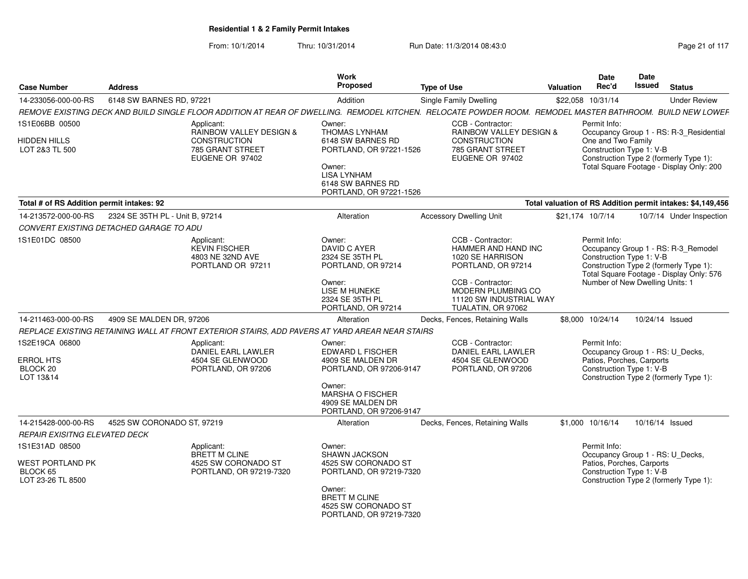# Residential 1 & 2 Family Permit Intakes

From: 10/1/2014 Thru: 10/31/2014 Run Date: 11/3/2014 08:43:0

| Case Number | Address | Work Proposed | Type of Use | Valuation | Date Rec'd | Date Issued | Status |
|---|---|---|---|---|---|---|---|
| 14-233056-000-00-RS | 6148 SW BARNES RD, 97221 | Addition | Single Family Dwelling | $22,058 | 10/31/14 | | Under Review |

REMOVE EXISTING DECK AND BUILD SINGLE FLOOR ADDITION AT REAR OF DWELLING. REMODEL KITCHEN. RELOCATE POWDER ROOM. REMODEL MASTER BATHROOM. BUILD NEW LOWER

1S1E06BB 00500
HIDDEN HILLS
LOT 2&3 TL 500

Applicant:
RAINBOW VALLEY DESIGN & CONSTRUCTION
785 GRANT STREET
EUGENE OR 97402

Owner:
THOMAS LYNHAM
6148 SW BARNES RD
PORTLAND, OR 97221-1526

Owner:
LISA LYNHAM
6148 SW BARNES RD
PORTLAND, OR 97221-1526

CCB - Contractor:
RAINBOW VALLEY DESIGN & CONSTRUCTION
785 GRANT STREET
EUGENE OR 97402

Permit Info:
Occupancy Group 1 - RS: R-3_Residential One and Two Family
Construction Type 1: V-B
Construction Type 2 (formerly Type 1):
Total Square Footage - Display Only: 200

**Total # of RS Addition permit intakes: 92** — **Total valuation of RS Addition permit intakes: $4,149,456**

| Case Number | Address | Work Proposed | Type of Use | Valuation | Date Rec'd | Date Issued | Status |
|---|---|---|---|---|---|---|---|
| 14-213572-000-00-RS | 2324 SE 35TH PL - Unit B, 97214 | Alteration | Accessory Dwelling Unit | $21,174 | 10/7/14 | 10/7/14 | Under Inspection |

CONVERT EXISTING DETACHED GARAGE TO ADU

1S1E01DC 08500

Applicant:
KEVIN FISCHER
4803 NE 32ND AVE
PORTLAND OR 97211

Owner:
DAVID C AYER
2324 SE 35TH PL
PORTLAND, OR 97214

Owner:
LISE M HUNEKE
2324 SE 35TH PL
PORTLAND, OR 97214

CCB - Contractor:
HAMMER AND HAND INC
1020 SE HARRISON
PORTLAND, OR 97214

CCB - Contractor:
MODERN PLUMBING CO
11120 SW INDUSTRIAL WAY
TUALATIN, OR 97062

Permit Info:
Occupancy Group 1 - RS: R-3_Remodel
Construction Type 1: V-B
Construction Type 2 (formerly Type 1):
Total Square Footage - Display Only: 576
Number of New Dwelling Units: 1

| Case Number | Address | Work Proposed | Type of Use | Valuation | Date Rec'd | Date Issued | Status |
|---|---|---|---|---|---|---|---|
| 14-211463-000-00-RS | 4909 SE MALDEN DR, 97206 | Alteration | Decks, Fences, Retaining Walls | $8,000 | 10/24/14 | 10/24/14 | Issued |

REPLACE EXISTING RETAINING WALL AT FRONT EXTERIOR STAIRS, ADD PAVERS AT YARD AREAR NEAR STAIRS

1S2E19CA 06800
ERROL HTS
BLOCK 20
LOT 13&14

Applicant:
DANIEL EARL LAWLER
4504 SE GLENWOOD
PORTLAND, OR 97206

Owner:
EDWARD L FISCHER
4909 SE MALDEN DR
PORTLAND, OR 97206-9147

Owner:
MARSHA O FISCHER
4909 SE MALDEN DR
PORTLAND, OR 97206-9147

CCB - Contractor:
DANIEL EARL LAWLER
4504 SE GLENWOOD
PORTLAND, OR 97206

Permit Info:
Occupancy Group 1 - RS: U_Decks, Patios, Porches, Carports
Construction Type 1: V-B
Construction Type 2 (formerly Type 1):

| Case Number | Address | Work Proposed | Type of Use | Valuation | Date Rec'd | Date Issued | Status |
|---|---|---|---|---|---|---|---|
| 14-215428-000-00-RS | 4525 SW CORONADO ST, 97219 | Alteration | Decks, Fences, Retaining Walls | $1,000 | 10/16/14 | 10/16/14 | Issued |

REPAIR EXISITNG ELEVATED DECK

1S1E31AD 08500
WEST PORTLAND PK
BLOCK 65
LOT 23-26 TL 8500

Applicant:
BRETT M CLINE
4525 SW CORONADO ST
PORTLAND, OR 97219-7320

Owner:
SHAWN JACKSON
4525 SW CORONADO ST
PORTLAND, OR 97219-7320

Owner:
BRETT M CLINE
4525 SW CORONADO ST
PORTLAND, OR 97219-7320

Permit Info:
Occupancy Group 1 - RS: U_Decks, Patios, Porches, Carports
Construction Type 1: V-B
Construction Type 2 (formerly Type 1):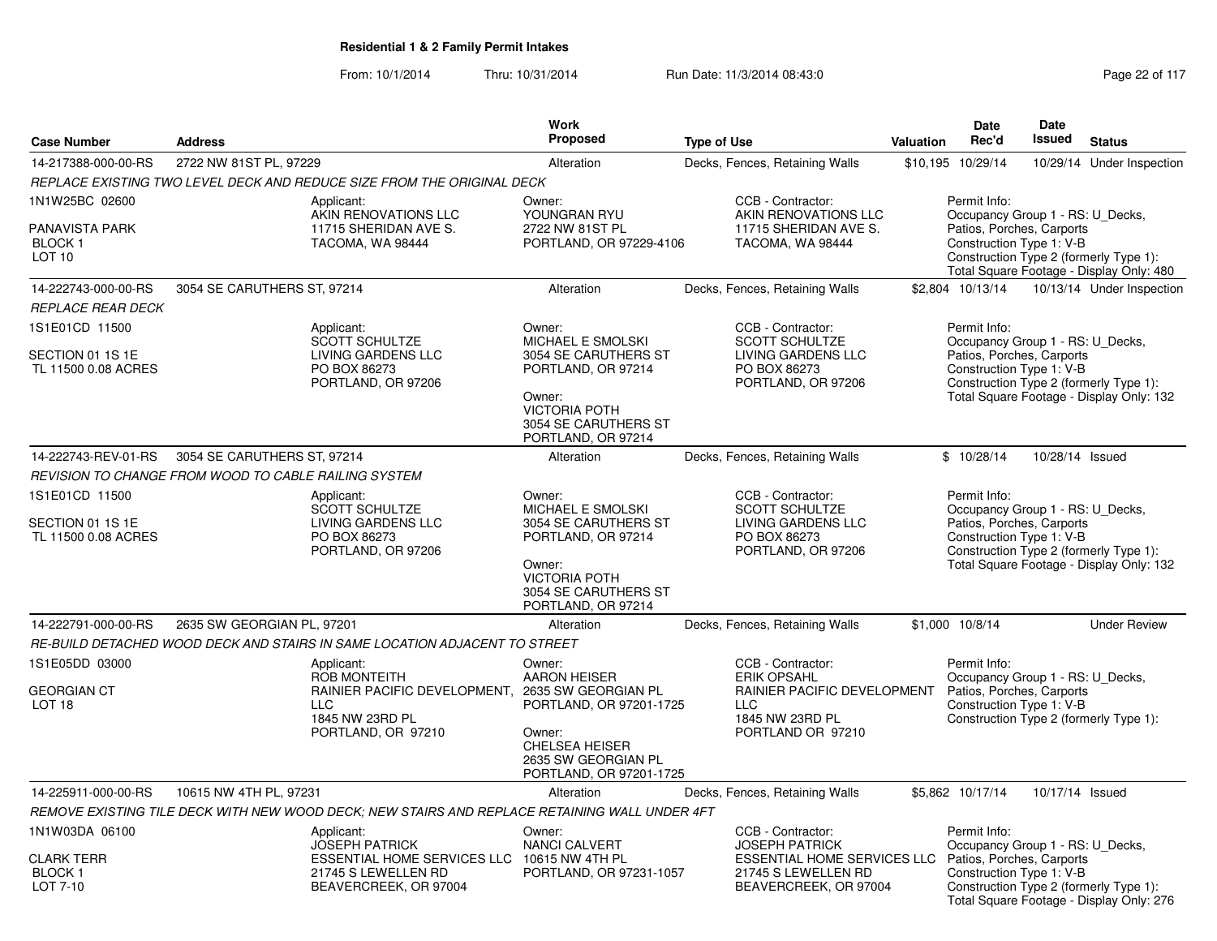**Residential 1 & 2 Family Permit Intakes**

From: 10/1/2014 Thru: 10/31/2014 Run Date: 11/3/2014 08:43:0

| Case Number | Address | Work Proposed | Type of Use | Valuation | Date Rec'd | Date Issued | Status |
|---|---|---|---|---|---|---|---|
| 14-217388-000-00-RS | 2722 NW 81ST PL, 97229 | Alteration | Decks, Fences, Retaining Walls | $10,195 | 10/29/14 | 10/29/14 | Under Inspection |

*REPLACE EXISTING TWO LEVEL DECK AND REDUCE SIZE FROM THE ORIGINAL DECK*

1N1W25BC 02600
PANAVISTA PARK
BLOCK 1
LOT 10

Applicant:
AKIN RENOVATIONS LLC
11715 SHERIDAN AVE S.
TACOMA, WA 98444

Owner:
YOUNGRAN RYU
2722 NW 81ST PL
PORTLAND, OR 97229-4106

CCB - Contractor:
AKIN RENOVATIONS LLC
11715 SHERIDAN AVE S.
TACOMA, WA 98444

Permit Info:
Occupancy Group 1 - RS: U_Decks, Patios, Porches, Carports
Construction Type 1: V-B
Construction Type 2 (formerly Type 1):
Total Square Footage - Display Only: 480

| Case Number | Address | Work Proposed | Type of Use | Valuation | Date Rec'd | Date Issued | Status |
|---|---|---|---|---|---|---|---|
| 14-222743-000-00-RS | 3054 SE CARUTHERS ST, 97214 | Alteration | Decks, Fences, Retaining Walls | $2,804 | 10/13/14 | 10/13/14 | Under Inspection |

*REPLACE REAR DECK*

1S1E01CD 11500
SECTION 01 1S 1E
TL 11500 0.08 ACRES

Applicant:
SCOTT SCHULTZE
LIVING GARDENS LLC
PO BOX 86273
PORTLAND, OR 97206

Owner:
MICHAEL E SMOLSKI
3054 SE CARUTHERS ST
PORTLAND, OR 97214

Owner:
VICTORIA POTH
3054 SE CARUTHERS ST
PORTLAND, OR 97214

CCB - Contractor:
SCOTT SCHULTZE
LIVING GARDENS LLC
PO BOX 86273
PORTLAND, OR 97206

Permit Info:
Occupancy Group 1 - RS: U_Decks, Patios, Porches, Carports
Construction Type 1: V-B
Construction Type 2 (formerly Type 1):
Total Square Footage - Display Only: 132

| Case Number | Address | Work Proposed | Type of Use | Valuation | Date Rec'd | Date Issued | Status |
|---|---|---|---|---|---|---|---|
| 14-222743-REV-01-RS | 3054 SE CARUTHERS ST, 97214 | Alteration | Decks, Fences, Retaining Walls | $ | 10/28/14 | 10/28/14 | Issued |

*REVISION TO CHANGE FROM WOOD TO CABLE RAILING SYSTEM*

1S1E01CD 11500
SECTION 01 1S 1E
TL 11500 0.08 ACRES

Applicant:
SCOTT SCHULTZE
LIVING GARDENS LLC
PO BOX 86273
PORTLAND, OR 97206

Owner:
MICHAEL E SMOLSKI
3054 SE CARUTHERS ST
PORTLAND, OR 97214

Owner:
VICTORIA POTH
3054 SE CARUTHERS ST
PORTLAND, OR 97214

CCB - Contractor:
SCOTT SCHULTZE
LIVING GARDENS LLC
PO BOX 86273
PORTLAND, OR 97206

Permit Info:
Occupancy Group 1 - RS: U_Decks, Patios, Porches, Carports
Construction Type 1: V-B
Construction Type 2 (formerly Type 1):
Total Square Footage - Display Only: 132

| Case Number | Address | Work Proposed | Type of Use | Valuation | Date Rec'd | Date Issued | Status |
|---|---|---|---|---|---|---|---|
| 14-222791-000-00-RS | 2635 SW GEORGIAN PL, 97201 | Alteration | Decks, Fences, Retaining Walls | $1,000 | 10/8/14 | | Under Review |

*RE-BUILD DETACHED WOOD DECK AND STAIRS IN SAME LOCATION ADJACENT TO STREET*

1S1E05DD 03000
GEORGIAN CT
LOT 18

Applicant:
ROB MONTEITH
RAINIER PACIFIC DEVELOPMENT, LLC
1845 NW 23RD PL
PORTLAND, OR 97210

Owner:
AARON HEISER
2635 SW GEORGIAN PL
PORTLAND, OR 97201-1725

Owner:
CHELSEA HEISER
2635 SW GEORGIAN PL
PORTLAND, OR 97201-1725

CCB - Contractor:
ERIK OPSAHL
RAINIER PACIFIC DEVELOPMENT LLC
1845 NW 23RD PL
PORTLAND OR 97210

Permit Info:
Occupancy Group 1 - RS: U_Decks, Patios, Porches, Carports
Construction Type 1: V-B
Construction Type 2 (formerly Type 1):

| Case Number | Address | Work Proposed | Type of Use | Valuation | Date Rec'd | Date Issued | Status |
|---|---|---|---|---|---|---|---|
| 14-225911-000-00-RS | 10615 NW 4TH PL, 97231 | Alteration | Decks, Fences, Retaining Walls | $5,862 | 10/17/14 | 10/17/14 | Issued |

*REMOVE EXISTING TILE DECK WITH NEW WOOD DECK; NEW STAIRS AND REPLACE RETAINING WALL UNDER 4FT*

1N1W03DA 06100
CLARK TERR
BLOCK 1
LOT 7-10

Applicant:
JOSEPH PATRICK
ESSENTIAL HOME SERVICES LLC
21745 S LEWELLEN RD
BEAVERCREEK, OR 97004

Owner:
NANCI CALVERT
10615 NW 4TH PL
PORTLAND, OR 97231-1057

CCB - Contractor:
JOSEPH PATRICK
ESSENTIAL HOME SERVICES LLC
21745 S LEWELLEN RD
BEAVERCREEK, OR 97004

Permit Info:
Occupancy Group 1 - RS: U_Decks, Patios, Porches, Carports
Construction Type 1: V-B
Construction Type 2 (formerly Type 1):
Total Square Footage - Display Only: 276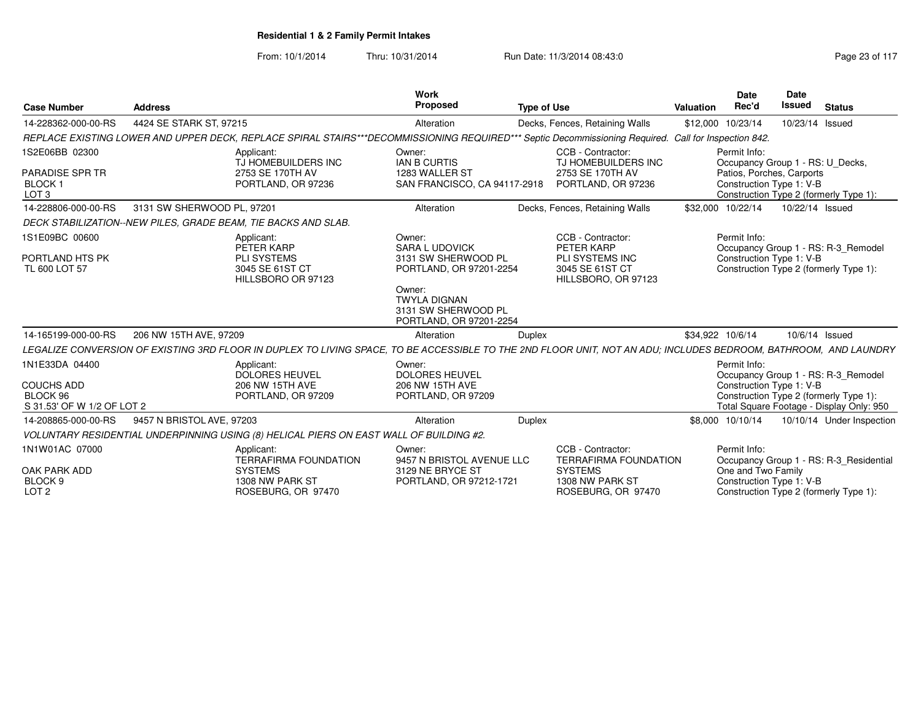**Residential 1 & 2 Family Permit Intakes**

From: 10/1/2014 Thru: 10/31/2014 Run Date: 11/3/2014 08:43:0

| Case Number | Address | Work Proposed | Type of Use | Valuation | Date Rec'd | Date Issued | Status |
|---|---|---|---|---|---|---|---|
| 14-228362-000-00-RS | 4424 SE STARK ST, 97215 | Alteration | Decks, Fences, Retaining Walls | $12,000 | 10/23/14 | 10/23/14 | Issued |

*REPLACE EXISTING LOWER AND UPPER DECK, REPLACE SPIRAL STAIRS***DECOMMISSIONING REQUIRED*** Septic Decommissioning Required. Call for Inspection 842.*

1S2E06BB 02300
PARADISE SPR TR
BLOCK 1
LOT 3

Applicant:
TJ HOMEBUILDERS INC
2753 SE 170TH AV
PORTLAND, OR 97236

Owner:
IAN B CURTIS
1283 WALLER ST
SAN FRANCISCO, CA 94117-2918

CCB - Contractor:
TJ HOMEBUILDERS INC
2753 SE 170TH AV
PORTLAND, OR 97236

Permit Info:
Occupancy Group 1 - RS: U_Decks, Patios, Porches, Carports
Construction Type 1: V-B
Construction Type 2 (formerly Type 1):

| Case Number | Address | Work Proposed | Type of Use | Valuation | Date Rec'd | Date Issued | Status |
|---|---|---|---|---|---|---|---|
| 14-228806-000-00-RS | 3131 SW SHERWOOD PL, 97201 | Alteration | Decks, Fences, Retaining Walls | $32,000 | 10/22/14 | 10/22/14 | Issued |

*DECK STABILIZATION--NEW PILES, GRADE BEAM, TIE BACKS AND SLAB.*

1S1E09BC 00600
PORTLAND HTS PK
TL 600 LOT 57

Applicant:
PETER KARP
PLI SYSTEMS
3045 SE 61ST CT
HILLSBORO OR 97123

Owner:
SARA L UDOVICK
3131 SW SHERWOOD PL
PORTLAND, OR 97201-2254

Owner:
TWYLA DIGNAN
3131 SW SHERWOOD PL
PORTLAND, OR 97201-2254

CCB - Contractor:
PETER KARP
PLI SYSTEMS INC
3045 SE 61ST CT
HILLSBORO, OR 97123

Permit Info:
Occupancy Group 1 - RS: R-3_Remodel
Construction Type 1: V-B
Construction Type 2 (formerly Type 1):

| Case Number | Address | Work Proposed | Type of Use | Valuation | Date Rec'd | Date Issued | Status |
|---|---|---|---|---|---|---|---|
| 14-165199-000-00-RS | 206 NW 15TH AVE, 97209 | Alteration | Duplex | $34,922 | 10/6/14 | 10/6/14 | Issued |

*LEGALIZE CONVERSION OF EXISTING 3RD FLOOR IN DUPLEX TO LIVING SPACE, TO BE ACCESSIBLE TO THE 2ND FLOOR UNIT, NOT AN ADU; INCLUDES BEDROOM, BATHROOM, AND LAUNDRY*

1N1E33DA 04400
COUCHS ADD
BLOCK 96
S 31.53' OF W 1/2 OF LOT 2

Applicant:
DOLORES HEUVEL
206 NW 15TH AVE
PORTLAND, OR 97209

Owner:
DOLORES HEUVEL
206 NW 15TH AVE
PORTLAND, OR 97209

Permit Info:
Occupancy Group 1 - RS: R-3_Remodel
Construction Type 1: V-B
Construction Type 2 (formerly Type 1):
Total Square Footage - Display Only: 950

| Case Number | Address | Work Proposed | Type of Use | Valuation | Date Rec'd | Date Issued | Status |
|---|---|---|---|---|---|---|---|
| 14-208865-000-00-RS | 9457 N BRISTOL AVE, 97203 | Alteration | Duplex | $8,000 | 10/10/14 | 10/10/14 | Under Inspection |

*VOLUNTARY RESIDENTIAL UNDERPINNING USING (8) HELICAL PIERS ON EAST WALL OF BUILDING #2.*

1N1W01AC 07000
OAK PARK ADD
BLOCK 9
LOT 2

Applicant:
TERRAFIRMA FOUNDATION SYSTEMS
1308 NW PARK ST
ROSEBURG, OR 97470

Owner:
9457 N BRISTOL AVENUE LLC
3129 NE BRYCE ST
PORTLAND, OR 97212-1721

CCB - Contractor:
TERRAFIRMA FOUNDATION SYSTEMS
1308 NW PARK ST
ROSEBURG, OR 97470

Permit Info:
Occupancy Group 1 - RS: R-3_Residential One and Two Family
Construction Type 1: V-B
Construction Type 2 (formerly Type 1):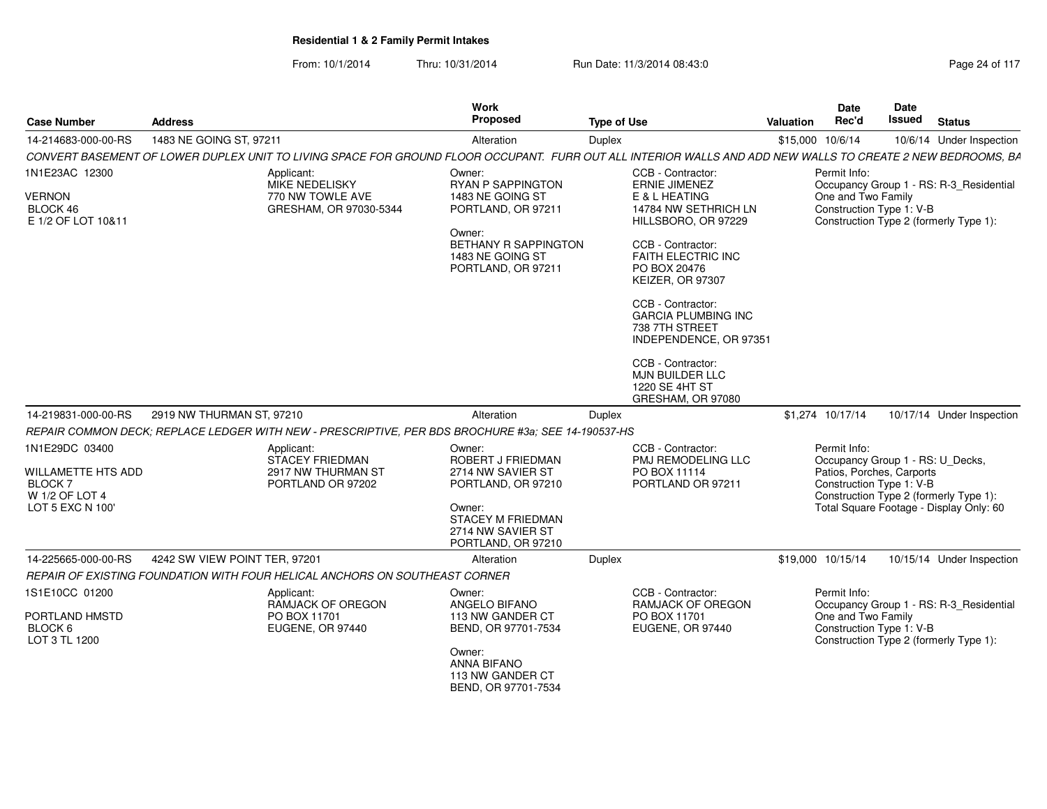**Residential 1 & 2 Family Permit Intakes**

From: 10/1/2014 Thru: 10/31/2014 Run Date: 11/3/2014 08:43:0

| Case Number | Address | Work Proposed | Type of Use | Valuation | Date Rec'd | Date Issued | Status |
|---|---|---|---|---|---|---|---|
| 14-214683-000-00-RS | 1483 NE GOING ST, 97211 | Alteration | Duplex | $15,000 | 10/6/14 | 10/6/14 | Under Inspection |

*CONVERT BASEMENT OF LOWER DUPLEX UNIT TO LIVING SPACE FOR GROUND FLOOR OCCUPANT. FURR OUT ALL INTERIOR WALLS AND ADD NEW WALLS TO CREATE 2 NEW BEDROOMS, BA*

1N1E23AC 12300
VERNON
BLOCK 46
E 1/2 OF LOT 10&11

Applicant:
MIKE NEDELISKY
770 NW TOWLE AVE
GRESHAM, OR 97030-5344

Owner:
RYAN P SAPPINGTON
1483 NE GOING ST
PORTLAND, OR 97211

Owner:
BETHANY R SAPPINGTON
1483 NE GOING ST
PORTLAND, OR 97211

CCB - Contractor:
ERNIE JIMENEZ
E & L HEATING
14784 NW SETHRICH LN
HILLSBORO, OR 97229

CCB - Contractor:
FAITH ELECTRIC INC
PO BOX 20476
KEIZER, OR 97307

CCB - Contractor:
GARCIA PLUMBING INC
738 7TH STREET
INDEPENDENCE, OR 97351

CCB - Contractor:
MJN BUILDER LLC
1220 SE 4HT ST
GRESHAM, OR 97080

Permit Info:
Occupancy Group 1 - RS: R-3_Residential One and Two Family
Construction Type 1: V-B
Construction Type 2 (formerly Type 1):

| Case Number | Address | Work Proposed | Type of Use | Valuation | Date Rec'd | Date Issued | Status |
|---|---|---|---|---|---|---|---|
| 14-219831-000-00-RS | 2919 NW THURMAN ST, 97210 | Alteration | Duplex | $1,274 | 10/17/14 | 10/17/14 | Under Inspection |

*REPAIR COMMON DECK; REPLACE LEDGER WITH NEW - PRESCRIPTIVE, PER BDS BROCHURE #3a; SEE 14-190537-HS*

1N1E29DC 03400
WILLAMETTE HTS ADD
BLOCK 7
W 1/2 OF LOT 4
LOT 5 EXC N 100'

Applicant:
STACEY FRIEDMAN
2917 NW THURMAN ST
PORTLAND OR 97202

Owner:
ROBERT J FRIEDMAN
2714 NW SAVIER ST
PORTLAND, OR 97210

Owner:
STACEY M FRIEDMAN
2714 NW SAVIER ST
PORTLAND, OR 97210

CCB - Contractor:
PMJ REMODELING LLC
PO BOX 11114
PORTLAND OR 97211

Permit Info:
Occupancy Group 1 - RS: U_Decks, Patios, Porches, Carports
Construction Type 1: V-B
Construction Type 2 (formerly Type 1):
Total Square Footage - Display Only: 60

| Case Number | Address | Work Proposed | Type of Use | Valuation | Date Rec'd | Date Issued | Status |
|---|---|---|---|---|---|---|---|
| 14-225665-000-00-RS | 4242 SW VIEW POINT TER, 97201 | Alteration | Duplex | $19,000 | 10/15/14 | 10/15/14 | Under Inspection |

*REPAIR OF EXISTING FOUNDATION WITH FOUR HELICAL ANCHORS ON SOUTHEAST CORNER*

1S1E10CC 01200
PORTLAND HMSTD
BLOCK 6
LOT 3 TL 1200

Applicant:
RAMJACK OF OREGON
PO BOX 11701
EUGENE, OR 97440

Owner:
ANGELO BIFANO
113 NW GANDER CT
BEND, OR 97701-7534

Owner:
ANNA BIFANO
113 NW GANDER CT
BEND, OR 97701-7534

CCB - Contractor:
RAMJACK OF OREGON
PO BOX 11701
EUGENE, OR 97440

Permit Info:
Occupancy Group 1 - RS: R-3_Residential One and Two Family
Construction Type 1: V-B
Construction Type 2 (formerly Type 1):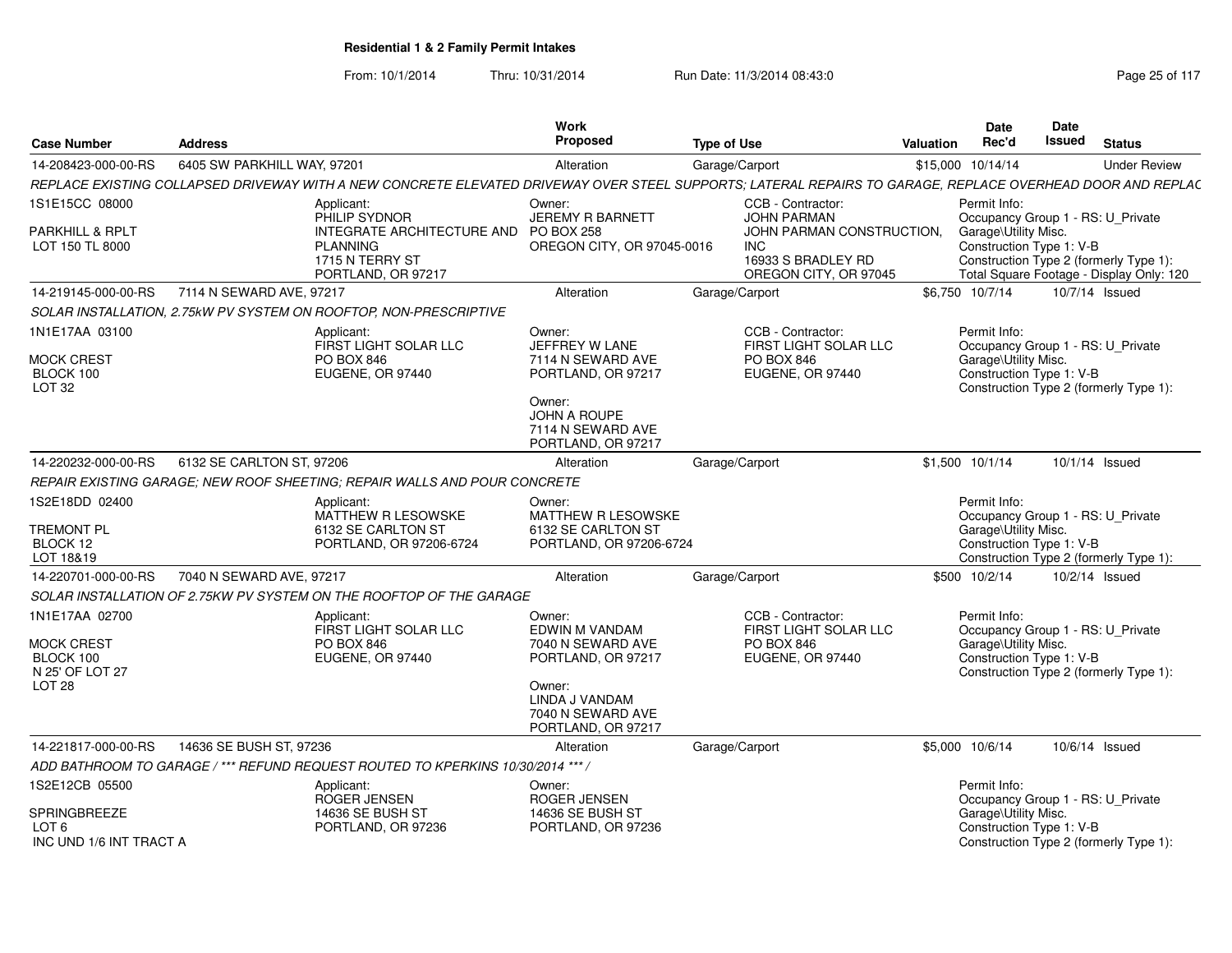## Residential 1 & 2 Family Permit Intakes

From: 10/1/2014 Thru: 10/31/2014 Run Date: 11/3/2014 08:43:0

| Case Number | Address | Work Proposed | Type of Use | Valuation | Date Rec'd | Date Issued | Status |
|---|---|---|---|---|---|---|---|
| 14-208423-000-00-RS | 6405 SW PARKHILL WAY, 97201 | Alteration | Garage/Carport | $15,000 | 10/14/14 | | Under Review |

REPLACE EXISTING COLLAPSED DRIVEWAY WITH A NEW CONCRETE ELEVATED DRIVEWAY OVER STEEL SUPPORTS; LATERAL REPAIRS TO GARAGE, REPLACE OVERHEAD DOOR AND REPLAC

1S1E15CC 08000
PARKHILL & RPLT
LOT 150 TL 8000

Applicant:
PHILIP SYDNOR
INTEGRATE ARCHITECTURE AND PLANNING
1715 N TERRY ST
PORTLAND, OR 97217

Owner:
JEREMY R BARNETT
PO BOX 258
OREGON CITY, OR 97045-0016

CCB - Contractor:
JOHN PARMAN
JOHN PARMAN CONSTRUCTION, INC
16933 S BRADLEY RD
OREGON CITY, OR 97045

Permit Info:
Occupancy Group 1 - RS: U_Private Garage\Utility Misc.
Construction Type 1: V-B
Construction Type 2 (formerly Type 1):
Total Square Footage - Display Only: 120

| Case Number | Address | Work Proposed | Type of Use | Valuation | Date Rec'd | Date Issued | Status |
|---|---|---|---|---|---|---|---|
| 14-219145-000-00-RS | 7114 N SEWARD AVE, 97217 | Alteration | Garage/Carport | $6,750 | 10/7/14 | 10/7/14 | Issued |

SOLAR INSTALLATION, 2.75kW PV SYSTEM ON ROOFTOP, NON-PRESCRIPTIVE

1N1E17AA 03100
MOCK CREST
BLOCK 100
LOT 32

Applicant:
FIRST LIGHT SOLAR LLC
PO BOX 846
EUGENE, OR 97440

Owner:
JEFFREY W LANE
7114 N SEWARD AVE
PORTLAND, OR 97217

Owner:
JOHN A ROUPE
7114 N SEWARD AVE
PORTLAND, OR 97217

CCB - Contractor:
FIRST LIGHT SOLAR LLC
PO BOX 846
EUGENE, OR 97440

Permit Info:
Occupancy Group 1 - RS: U_Private Garage\Utility Misc.
Construction Type 1: V-B
Construction Type 2 (formerly Type 1):

| Case Number | Address | Work Proposed | Type of Use | Valuation | Date Rec'd | Date Issued | Status |
|---|---|---|---|---|---|---|---|
| 14-220232-000-00-RS | 6132 SE CARLTON ST, 97206 | Alteration | Garage/Carport | $1,500 | 10/1/14 | 10/1/14 | Issued |

REPAIR EXISTING GARAGE; NEW ROOF SHEETING; REPAIR WALLS AND POUR CONCRETE

1S2E18DD 02400
TREMONT PL
BLOCK 12
LOT 18&19

Applicant:
MATTHEW R LESOWSKE
6132 SE CARLTON ST
PORTLAND, OR 97206-6724

Owner:
MATTHEW R LESOWSKE
6132 SE CARLTON ST
PORTLAND, OR 97206-6724

Permit Info:
Occupancy Group 1 - RS: U_Private Garage\Utility Misc.
Construction Type 1: V-B
Construction Type 2 (formerly Type 1):

| Case Number | Address | Work Proposed | Type of Use | Valuation | Date Rec'd | Date Issued | Status |
|---|---|---|---|---|---|---|---|
| 14-220701-000-00-RS | 7040 N SEWARD AVE, 97217 | Alteration | Garage/Carport | $500 | 10/2/14 | 10/2/14 | Issued |

SOLAR INSTALLATION OF 2.75KW PV SYSTEM ON THE ROOFTOP OF THE GARAGE

1N1E17AA 02700
MOCK CREST
BLOCK 100
N 25' OF LOT 27
LOT 28

Applicant:
FIRST LIGHT SOLAR LLC
PO BOX 846
EUGENE, OR 97440

Owner:
EDWIN M VANDAM
7040 N SEWARD AVE
PORTLAND, OR 97217

Owner:
LINDA J VANDAM
7040 N SEWARD AVE
PORTLAND, OR 97217

CCB - Contractor:
FIRST LIGHT SOLAR LLC
PO BOX 846
EUGENE, OR 97440

Permit Info:
Occupancy Group 1 - RS: U_Private Garage\Utility Misc.
Construction Type 1: V-B
Construction Type 2 (formerly Type 1):

| Case Number | Address | Work Proposed | Type of Use | Valuation | Date Rec'd | Date Issued | Status |
|---|---|---|---|---|---|---|---|
| 14-221817-000-00-RS | 14636 SE BUSH ST, 97236 | Alteration | Garage/Carport | $5,000 | 10/6/14 | 10/6/14 | Issued |

ADD BATHROOM TO GARAGE / *** REFUND REQUEST ROUTED TO KPERKINS 10/30/2014 *** /

1S2E12CB 05500
SPRINGBREEZE
LOT 6
INC UND 1/6 INT TRACT A

Applicant:
ROGER JENSEN
14636 SE BUSH ST
PORTLAND, OR 97236

Owner:
ROGER JENSEN
14636 SE BUSH ST
PORTLAND, OR 97236

Permit Info:
Occupancy Group 1 - RS: U_Private Garage\Utility Misc.
Construction Type 1: V-B
Construction Type 2 (formerly Type 1):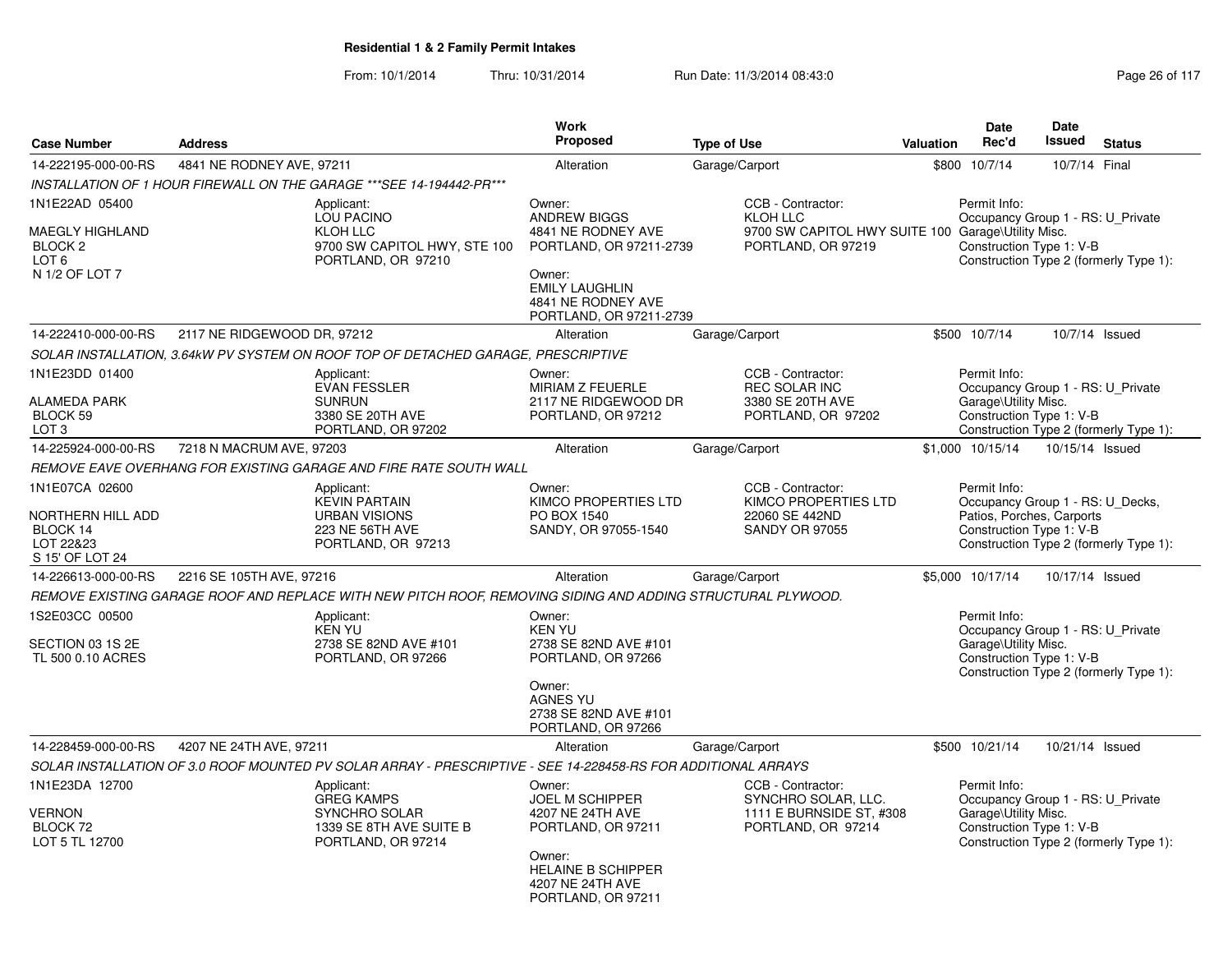**Residential 1 & 2 Family Permit Intakes**

From: 10/1/2014 Thru: 10/31/2014 Run Date: 11/3/2014 08:43:0

| Case Number | Address | Work Proposed | Type of Use | Valuation | Date Rec'd | Date Issued | Status |
|---|---|---|---|---|---|---|---|
| 14-222195-000-00-RS | 4841 NE RODNEY AVE, 97211 | Alteration | Garage/Carport | $800 | 10/7/14 | 10/7/14 | Final |

*INSTALLATION OF 1 HOUR FIREWALL ON THE GARAGE \*\*\*SEE 14-194442-PR\*\*\**

1N1E22AD 05400

MAEGLY HIGHLAND
BLOCK 2
LOT 6
N 1/2 OF LOT 7

Applicant:
LOU PACINO
KLOH LLC
9700 SW CAPITOL HWY, STE 100
PORTLAND, OR 97210

Owner:
ANDREW BIGGS
4841 NE RODNEY AVE
PORTLAND, OR 97211-2739

Owner:
EMILY LAUGHLIN
4841 NE RODNEY AVE
PORTLAND, OR 97211-2739

CCB - Contractor:
KLOH LLC
9700 SW CAPITOL HWY SUITE 100
PORTLAND, OR 97219

Permit Info:
Occupancy Group 1 - RS: U_Private Garage\Utility Misc.
Construction Type 1: V-B
Construction Type 2 (formerly Type 1):

| Case Number | Address | Work Proposed | Type of Use | Valuation | Date Rec'd | Date Issued | Status |
|---|---|---|---|---|---|---|---|
| 14-222410-000-00-RS | 2117 NE RIDGEWOOD DR, 97212 | Alteration | Garage/Carport | $500 | 10/7/14 | 10/7/14 | Issued |

*SOLAR INSTALLATION, 3.64kW PV SYSTEM ON ROOF TOP OF DETACHED GARAGE, PRESCRIPTIVE*

1N1E23DD 01400

ALAMEDA PARK
BLOCK 59
LOT 3

Applicant:
EVAN FESSLER
SUNRUN
3380 SE 20TH AVE
PORTLAND, OR 97202

Owner:
MIRIAM Z FEUERLE
2117 NE RIDGEWOOD DR
PORTLAND, OR 97212

CCB - Contractor:
REC SOLAR INC
3380 SE 20TH AVE
PORTLAND, OR 97202

Permit Info:
Occupancy Group 1 - RS: U_Private Garage\Utility Misc.
Construction Type 1: V-B
Construction Type 2 (formerly Type 1):

| Case Number | Address | Work Proposed | Type of Use | Valuation | Date Rec'd | Date Issued | Status |
|---|---|---|---|---|---|---|---|
| 14-225924-000-00-RS | 7218 N MACRUM AVE, 97203 | Alteration | Garage/Carport | $1,000 | 10/15/14 | 10/15/14 | Issued |

*REMOVE EAVE OVERHANG FOR EXISTING GARAGE AND FIRE RATE SOUTH WALL*

1N1E07CA 02600

NORTHERN HILL ADD
BLOCK 14
LOT 22&23
S 15' OF LOT 24

Applicant:
KEVIN PARTAIN
URBAN VISIONS
223 NE 56TH AVE
PORTLAND, OR 97213

Owner:
KIMCO PROPERTIES LTD
PO BOX 1540
SANDY, OR 97055-1540

CCB - Contractor:
KIMCO PROPERTIES LTD
22060 SE 442ND
SANDY OR 97055

Permit Info:
Occupancy Group 1 - RS: U_Decks, Patios, Porches, Carports
Construction Type 1: V-B
Construction Type 2 (formerly Type 1):

| Case Number | Address | Work Proposed | Type of Use | Valuation | Date Rec'd | Date Issued | Status |
|---|---|---|---|---|---|---|---|
| 14-226613-000-00-RS | 2216 SE 105TH AVE, 97216 | Alteration | Garage/Carport | $5,000 | 10/17/14 | 10/17/14 | Issued |

*REMOVE EXISTING GARAGE ROOF AND REPLACE WITH NEW PITCH ROOF, REMOVING SIDING AND ADDING STRUCTURAL PLYWOOD.*

1S2E03CC 00500

SECTION 03 1S 2E
TL 500 0.10 ACRES

Applicant:
KEN YU
2738 SE 82ND AVE #101
PORTLAND, OR 97266

Owner:
KEN YU
2738 SE 82ND AVE #101
PORTLAND, OR 97266

Owner:
AGNES YU
2738 SE 82ND AVE #101
PORTLAND, OR 97266

Permit Info:
Occupancy Group 1 - RS: U_Private Garage\Utility Misc.
Construction Type 1: V-B
Construction Type 2 (formerly Type 1):

| Case Number | Address | Work Proposed | Type of Use | Valuation | Date Rec'd | Date Issued | Status |
|---|---|---|---|---|---|---|---|
| 14-228459-000-00-RS | 4207 NE 24TH AVE, 97211 | Alteration | Garage/Carport | $500 | 10/21/14 | 10/21/14 | Issued |

*SOLAR INSTALLATION OF 3.0 ROOF MOUNTED PV SOLAR ARRAY - PRESCRIPTIVE - SEE 14-228458-RS FOR ADDITIONAL ARRAYS*

1N1E23DA 12700

VERNON
BLOCK 72
LOT 5 TL 12700

Applicant:
GREG KAMPS
SYNCHRO SOLAR
1339 SE 8TH AVE SUITE B
PORTLAND, OR 97214

Owner:
JOEL M SCHIPPER
4207 NE 24TH AVE
PORTLAND, OR 97211

Owner:
HELAINE B SCHIPPER
4207 NE 24TH AVE
PORTLAND, OR 97211

CCB - Contractor:
SYNCHRO SOLAR, LLC.
1111 E BURNSIDE ST, #308
PORTLAND, OR 97214

Permit Info:
Occupancy Group 1 - RS: U_Private Garage\Utility Misc.
Construction Type 1: V-B
Construction Type 2 (formerly Type 1):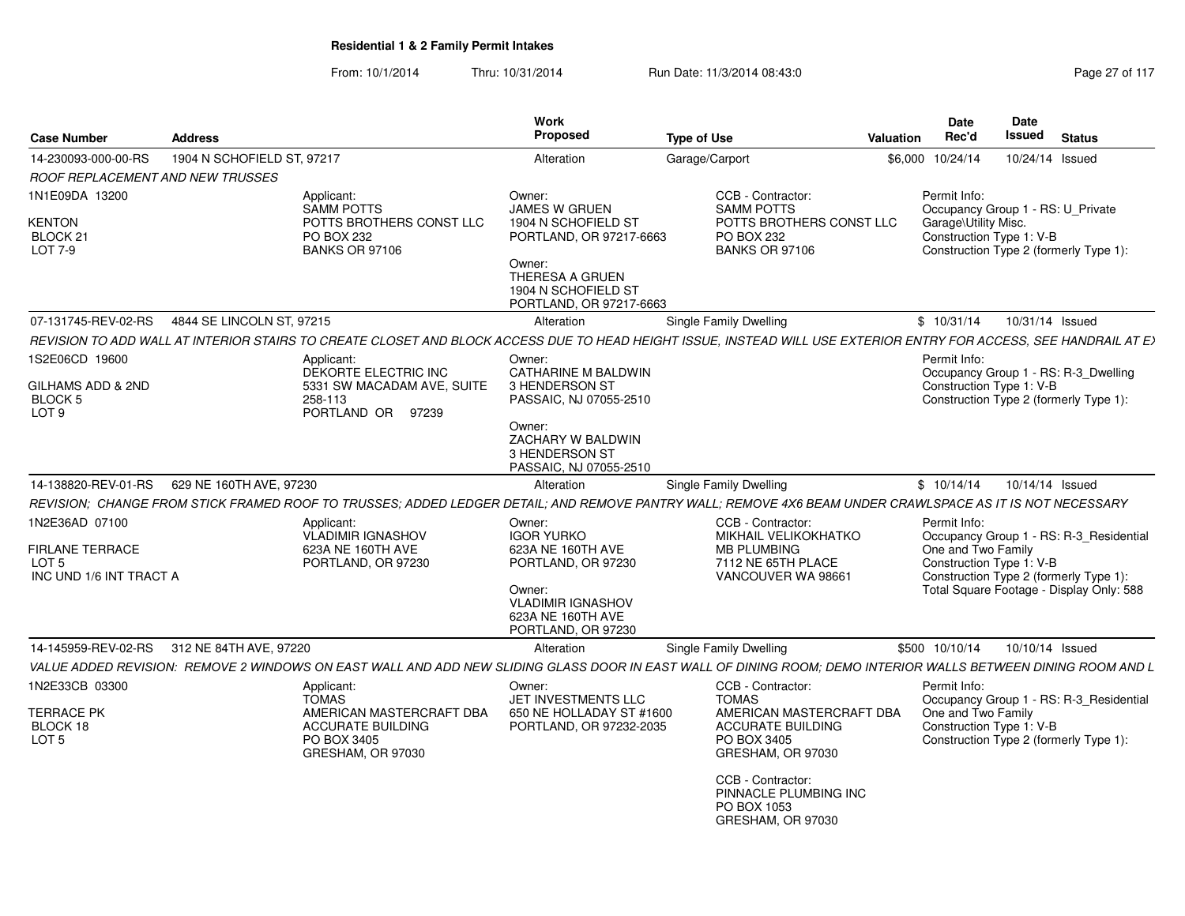**Residential 1 & 2 Family Permit Intakes**

From: 10/1/2014 Thru: 10/31/2014 Run Date: 11/3/2014 08:43:0

| Case Number | Address | Work Proposed | Type of Use | Valuation | Date Rec'd | Date Issued | Status |
|---|---|---|---|---|---|---|---|
| 14-230093-000-00-RS | 1904 N SCHOFIELD ST, 97217 | Alteration | Garage/Carport | $6,000 | 10/24/14 | 10/24/14 | Issued |

*ROOF REPLACEMENT AND NEW TRUSSES*

1N1E09DA 13200
KENTON
BLOCK 21
LOT 7-9

Applicant:
SAMM POTTS
POTTS BROTHERS CONST LLC
PO BOX 232
BANKS OR 97106

Owner:
JAMES W GRUEN
1904 N SCHOFIELD ST
PORTLAND, OR 97217-6663

Owner:
THERESA A GRUEN
1904 N SCHOFIELD ST
PORTLAND, OR 97217-6663

CCB - Contractor:
SAMM POTTS
POTTS BROTHERS CONST LLC
PO BOX 232
BANKS OR 97106

Permit Info:
Occupancy Group 1 - RS: U_Private Garage\Utility Misc.
Construction Type 1: V-B
Construction Type 2 (formerly Type 1):

---

| Case Number | Address | Work Proposed | Type of Use | Valuation | Date Rec'd | Date Issued | Status |
|---|---|---|---|---|---|---|---|
| 07-131745-REV-02-RS | 4844 SE LINCOLN ST, 97215 | Alteration | Single Family Dwelling | $ | 10/31/14 | 10/31/14 | Issued |

*REVISION TO ADD WALL AT INTERIOR STAIRS TO CREATE CLOSET AND BLOCK ACCESS DUE TO HEAD HEIGHT ISSUE, INSTEAD WILL USE EXTERIOR ENTRY FOR ACCESS, SEE HANDRAIL AT E*

1S2E06CD 19600
GILHAMS ADD & 2ND
BLOCK 5
LOT 9

Applicant:
DEKORTE ELECTRIC INC
5331 SW MACADAM AVE, SUITE 258-113
PORTLAND OR 97239

Owner:
CATHARINE M BALDWIN
3 HENDERSON ST
PASSAIC, NJ 07055-2510

Owner:
ZACHARY W BALDWIN
3 HENDERSON ST
PASSAIC, NJ 07055-2510

Permit Info:
Occupancy Group 1 - RS: R-3_Dwelling
Construction Type 1: V-B
Construction Type 2 (formerly Type 1):

---

| Case Number | Address | Work Proposed | Type of Use | Valuation | Date Rec'd | Date Issued | Status |
|---|---|---|---|---|---|---|---|
| 14-138820-REV-01-RS | 629 NE 160TH AVE, 97230 | Alteration | Single Family Dwelling | $ | 10/14/14 | 10/14/14 | Issued |

*REVISION; CHANGE FROM STICK FRAMED ROOF TO TRUSSES; ADDED LEDGER DETAIL; AND REMOVE PANTRY WALL; REMOVE 4X6 BEAM UNDER CRAWLSPACE AS IT IS NOT NECESSARY*

1N2E36AD 07100
FIRLANE TERRACE
LOT 5
INC UND 1/6 INT TRACT A

Applicant:
VLADIMIR IGNASHOV
623A NE 160TH AVE
PORTLAND, OR 97230

Owner:
IGOR YURKO
623A NE 160TH AVE
PORTLAND, OR 97230

Owner:
VLADIMIR IGNASHOV
623A NE 160TH AVE
PORTLAND, OR 97230

CCB - Contractor:
MIKHAIL VELIKOKHATKO
MB PLUMBING
7112 NE 65TH PLACE
VANCOUVER WA 98661

Permit Info:
Occupancy Group 1 - RS: R-3_Residential One and Two Family
Construction Type 1: V-B
Construction Type 2 (formerly Type 1):
Total Square Footage - Display Only: 588

---

| Case Number | Address | Work Proposed | Type of Use | Valuation | Date Rec'd | Date Issued | Status |
|---|---|---|---|---|---|---|---|
| 14-145959-REV-02-RS | 312 NE 84TH AVE, 97220 | Alteration | Single Family Dwelling | $500 | 10/10/14 | 10/10/14 | Issued |

*VALUE ADDED REVISION: REMOVE 2 WINDOWS ON EAST WALL AND ADD NEW SLIDING GLASS DOOR IN EAST WALL OF DINING ROOM; DEMO INTERIOR WALLS BETWEEN DINING ROOM AND L*

1N2E33CB 03300
TERRACE PK
BLOCK 18
LOT 5

Applicant:
TOMAS
AMERICAN MASTERCRAFT DBA
ACCURATE BUILDING
PO BOX 3405
GRESHAM, OR 97030

Owner:
JET INVESTMENTS LLC
650 NE HOLLADAY ST #1600
PORTLAND, OR 97232-2035

CCB - Contractor:
TOMAS
AMERICAN MASTERCRAFT DBA
ACCURATE BUILDING
PO BOX 3405
GRESHAM, OR 97030

CCB - Contractor:
PINNACLE PLUMBING INC
PO BOX 1053
GRESHAM, OR 97030

Permit Info:
Occupancy Group 1 - RS: R-3_Residential One and Two Family
Construction Type 1: V-B
Construction Type 2 (formerly Type 1):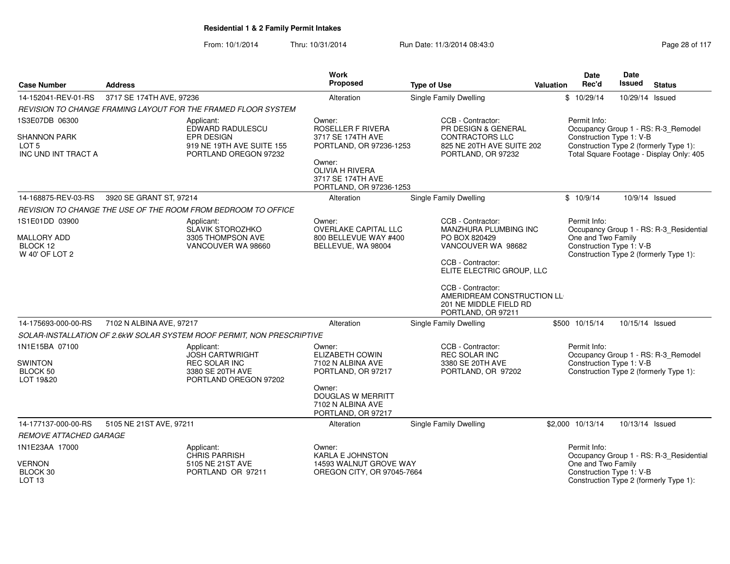**Residential 1 & 2 Family Permit Intakes**

From: 10/1/2014 Thru: 10/31/2014 Run Date: 11/3/2014 08:43:0

| Case Number | Address | Work Proposed | Type of Use | Valuation | Date Rec'd | Date Issued | Status |
|---|---|---|---|---|---|---|---|
| 14-152041-REV-01-RS | 3717 SE 174TH AVE, 97236 | Alteration | Single Family Dwelling | $ | 10/29/14 | 10/29/14 | Issued |

*REVISION TO CHANGE FRAMING LAYOUT FOR THE FRAMED FLOOR SYSTEM*

1S3E07DB 06300
SHANNON PARK
LOT 5
INC UND INT TRACT A

Applicant:
EDWARD RADULESCU
EPR DESIGN
919 NE 19TH AVE SUITE 155
PORTLAND OREGON 97232

Owner:
ROSELLER F RIVERA
3717 SE 174TH AVE
PORTLAND, OR 97236-1253

Owner:
OLIVIA H RIVERA
3717 SE 174TH AVE
PORTLAND, OR 97236-1253

CCB - Contractor:
PR DESIGN & GENERAL CONTRACTORS LLC
825 NE 20TH AVE SUITE 202
PORTLAND, OR 97232

Permit Info:
Occupancy Group 1 - RS: R-3_Remodel
Construction Type 1: V-B
Construction Type 2 (formerly Type 1):
Total Square Footage - Display Only: 405

| Case Number | Address | Work Proposed | Type of Use | Valuation | Date Rec'd | Date Issued | Status |
|---|---|---|---|---|---|---|---|
| 14-168875-REV-03-RS | 3920 SE GRANT ST, 97214 | Alteration | Single Family Dwelling | $ | 10/9/14 | 10/9/14 | Issued |

*REVISION TO CHANGE THE USE OF THE ROOM FROM BEDROOM TO OFFICE*

1S1E01DD 03900
MALLORY ADD
BLOCK 12
W 40' OF LOT 2

Applicant:
SLAVIK STOROZHKO
3305 THOMPSON AVE
VANCOUVER WA 98660

Owner:
OVERLAKE CAPITAL LLC
800 BELLEVUE WAY #400
BELLEVUE, WA 98004

CCB - Contractor:
MANZHURA PLUMBING INC
PO BOX 820429
VANCOUVER WA 98682

CCB - Contractor:
ELITE ELECTRIC GROUP, LLC

CCB - Contractor:
AMERIDREAM CONSTRUCTION LL
201 NE MIDDLE FIELD RD
PORTLAND, OR 97211

Permit Info:
Occupancy Group 1 - RS: R-3_Residential One and Two Family
Construction Type 1: V-B
Construction Type 2 (formerly Type 1):

| Case Number | Address | Work Proposed | Type of Use | Valuation | Date Rec'd | Date Issued | Status |
|---|---|---|---|---|---|---|---|
| 14-175693-000-00-RS | 7102 N ALBINA AVE, 97217 | Alteration | Single Family Dwelling | $500 | 10/15/14 | 10/15/14 | Issued |

*SOLAR-INSTALLATION OF 2.6kW SOLAR SYSTEM ROOF PERMIT, NON PRESCRIPTIVE*

1N1E15BA 07100
SWINTON
BLOCK 50
LOT 19&20

Applicant:
JOSH CARTWRIGHT
REC SOLAR INC
3380 SE 20TH AVE
PORTLAND OREGON 97202

Owner:
ELIZABETH COWIN
7102 N ALBINA AVE
PORTLAND, OR 97217

Owner:
DOUGLAS W MERRITT
7102 N ALBINA AVE
PORTLAND, OR 97217

CCB - Contractor:
REC SOLAR INC
3380 SE 20TH AVE
PORTLAND, OR 97202

Permit Info:
Occupancy Group 1 - RS: R-3_Remodel
Construction Type 1: V-B
Construction Type 2 (formerly Type 1):

| Case Number | Address | Work Proposed | Type of Use | Valuation | Date Rec'd | Date Issued | Status |
|---|---|---|---|---|---|---|---|
| 14-177137-000-00-RS | 5105 NE 21ST AVE, 97211 | Alteration | Single Family Dwelling | $2,000 | 10/13/14 | 10/13/14 | Issued |

*REMOVE ATTACHED GARAGE*

1N1E23AA 17000
VERNON
BLOCK 30
LOT 13

Applicant:
CHRIS PARRISH
5105 NE 21ST AVE
PORTLAND OR 97211

Owner:
KARLA E JOHNSTON
14593 WALNUT GROVE WAY
OREGON CITY, OR 97045-7664

Permit Info:
Occupancy Group 1 - RS: R-3_Residential One and Two Family
Construction Type 1: V-B
Construction Type 2 (formerly Type 1):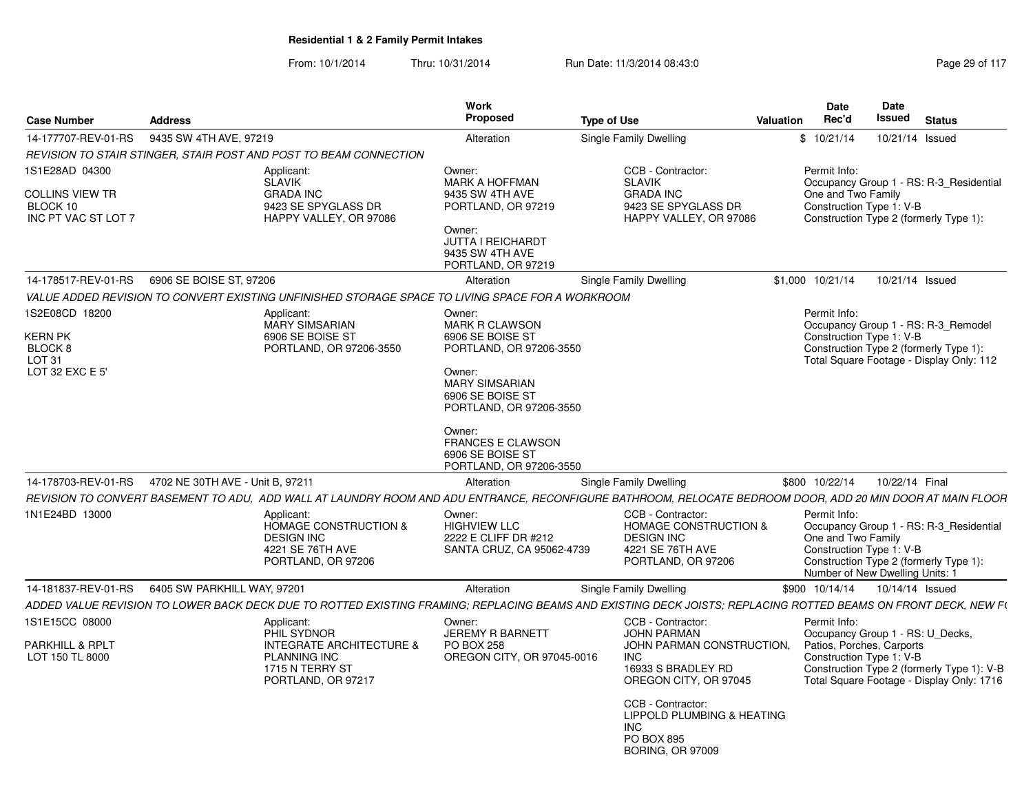## Residential 1 & 2 Family Permit Intakes

From: 10/1/2014 Thru: 10/31/2014 Run Date: 11/3/2014 08:43:0

| Case Number | Address | Work Proposed | Type of Use | Valuation | Date Rec'd | Date Issued | Status |
|---|---|---|---|---|---|---|---|
| 14-177707-REV-01-RS | 9435 SW 4TH AVE, 97219 | Alteration | Single Family Dwelling | $ | 10/21/14 | 10/21/14 | Issued |

REVISION TO STAIR STINGER, STAIR POST AND POST TO BEAM CONNECTION

1S1E28AD 04300
COLLINS VIEW TR
BLOCK 10
INC PT VAC ST LOT 7

Applicant:
SLAVIK
GRADA INC
9423 SE SPYGLASS DR
HAPPY VALLEY, OR 97086

Owner:
MARK A HOFFMAN
9435 SW 4TH AVE
PORTLAND, OR 97219

Owner:
JUTTA I REICHARDT
9435 SW 4TH AVE
PORTLAND, OR 97219

CCB - Contractor:
SLAVIK
GRADA INC
9423 SE SPYGLASS DR
HAPPY VALLEY, OR 97086

Permit Info:
Occupancy Group 1 - RS: R-3_Residential One and Two Family
Construction Type 1: V-B
Construction Type 2 (formerly Type 1):

| Case Number | Address | Work Proposed | Type of Use | Valuation | Date Rec'd | Date Issued | Status |
|---|---|---|---|---|---|---|---|
| 14-178517-REV-01-RS | 6906 SE BOISE ST, 97206 | Alteration | Single Family Dwelling | $1,000 | 10/21/14 | 10/21/14 | Issued |

VALUE ADDED REVISION TO CONVERT EXISTING UNFINISHED STORAGE SPACE TO LIVING SPACE FOR A WORKROOM

1S2E08CD 18200
KERN PK
BLOCK 8
LOT 31
LOT 32 EXC E 5'

Applicant:
MARY SIMSARIAN
6906 SE BOISE ST
PORTLAND, OR 97206-3550

Owner:
MARK R CLAWSON
6906 SE BOISE ST
PORTLAND, OR 97206-3550

Owner:
MARY SIMSARIAN
6906 SE BOISE ST
PORTLAND, OR 97206-3550

Owner:
FRANCES E CLAWSON
6906 SE BOISE ST
PORTLAND, OR 97206-3550

Permit Info:
Occupancy Group 1 - RS: R-3_Remodel
Construction Type 1: V-B
Construction Type 2 (formerly Type 1):
Total Square Footage - Display Only: 112

| Case Number | Address | Work Proposed | Type of Use | Valuation | Date Rec'd | Date Issued | Status |
|---|---|---|---|---|---|---|---|
| 14-178703-REV-01-RS | 4702 NE 30TH AVE - Unit B, 97211 | Alteration | Single Family Dwelling | $800 | 10/22/14 | 10/22/14 | Final |

REVISION TO CONVERT BASEMENT TO ADU, ADD WALL AT LAUNDRY ROOM AND ADU ENTRANCE, RECONFIGURE BATHROOM, RELOCATE BEDROOM DOOR, ADD 20 MIN DOOR AT MAIN FLOOR

1N1E24BD 13000

Applicant:
HOMAGE CONSTRUCTION & DESIGN INC
4221 SE 76TH AVE
PORTLAND, OR 97206

Owner:
HIGHVIEW LLC
2222 E CLIFF DR #212
SANTA CRUZ, CA 95062-4739

CCB - Contractor:
HOMAGE CONSTRUCTION & DESIGN INC
4221 SE 76TH AVE
PORTLAND, OR 97206

Permit Info:
Occupancy Group 1 - RS: R-3_Residential One and Two Family
Construction Type 1: V-B
Construction Type 2 (formerly Type 1):
Number of New Dwelling Units: 1

| Case Number | Address | Work Proposed | Type of Use | Valuation | Date Rec'd | Date Issued | Status |
|---|---|---|---|---|---|---|---|
| 14-181837-REV-01-RS | 6405 SW PARKHILL WAY, 97201 | Alteration | Single Family Dwelling | $900 | 10/14/14 | 10/14/14 | Issued |

ADDED VALUE REVISION TO LOWER BACK DECK DUE TO ROTTED EXISTING FRAMING; REPLACING BEAMS AND EXISTING DECK JOISTS; REPLACING ROTTED BEAMS ON FRONT DECK, NEW F(

1S1E15CC 08000
PARKHILL & RPLT
LOT 150 TL 8000

Applicant:
PHIL SYDNOR
INTEGRATE ARCHITECTURE & PLANNING INC
1715 N TERRY ST
PORTLAND, OR 97217

Owner:
JEREMY R BARNETT
PO BOX 258
OREGON CITY, OR 97045-0016

CCB - Contractor:
JOHN PARMAN
JOHN PARMAN CONSTRUCTION, INC
16933 S BRADLEY RD
OREGON CITY, OR 97045

CCB - Contractor:
LIPPOLD PLUMBING & HEATING INC
PO BOX 895
BORING, OR 97009

Permit Info:
Occupancy Group 1 - RS: U_Decks, Patios, Porches, Carports
Construction Type 1: V-B
Construction Type 2 (formerly Type 1): V-B
Total Square Footage - Display Only: 1716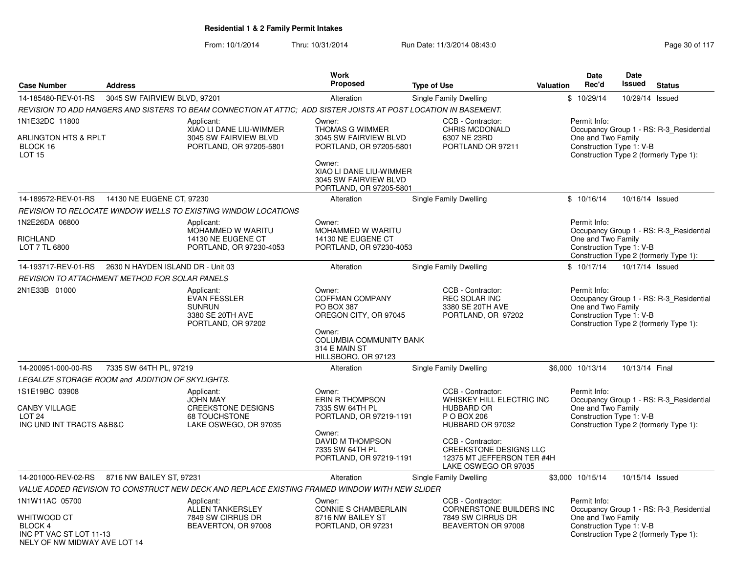**Residential 1 & 2 Family Permit Intakes**

From: 10/1/2014 Thru: 10/31/2014 Run Date: 11/3/2014 08:43:0

| Case Number | Address | Work Proposed | Type of Use | Valuation | Date Rec'd | Date Issued | Status |
|---|---|---|---|---|---|---|---|
| 14-185480-REV-01-RS | 3045 SW FAIRVIEW BLVD, 97201 | Alteration | Single Family Dwelling | $ | 10/29/14 | 10/29/14 | Issued |

*REVISION TO ADD HANGERS AND SISTERS TO BEAM CONNECTION AT ATTIC; ADD SISTER JOISTS AT POST LOCATION IN BASEMENT.*

1N1E32DC 11800
ARLINGTON HTS & RPLT
BLOCK 16
LOT 15

Applicant:
XIAO LI DANE LIU-WIMMER
3045 SW FAIRVIEW BLVD
PORTLAND, OR 97205-5801

Owner:
THOMAS G WIMMER
3045 SW FAIRVIEW BLVD
PORTLAND, OR 97205-5801

Owner:
XIAO LI DANE LIU-WIMMER
3045 SW FAIRVIEW BLVD
PORTLAND, OR 97205-5801

CCB - Contractor:
CHRIS MCDONALD
6307 NE 23RD
PORTLAND OR 97211

Permit Info:
Occupancy Group 1 - RS: R-3_Residential One and Two Family
Construction Type 1: V-B
Construction Type 2 (formerly Type 1):

---

| Case Number | Address | Work Proposed | Type of Use | Valuation | Date Rec'd | Date Issued | Status |
|---|---|---|---|---|---|---|---|
| 14-189572-REV-01-RS | 14130 NE EUGENE CT, 97230 | Alteration | Single Family Dwelling | $ | 10/16/14 | 10/16/14 | Issued |

*REVISION TO RELOCATE WINDOW WELLS TO EXISTING WINDOW LOCATIONS*

1N2E26DA 06800
RICHLAND
LOT 7 TL 6800

Applicant:
MOHAMMED W WARITU
14130 NE EUGENE CT
PORTLAND, OR 97230-4053

Owner:
MOHAMMED W WARITU
14130 NE EUGENE CT
PORTLAND, OR 97230-4053

Permit Info:
Occupancy Group 1 - RS: R-3_Residential One and Two Family
Construction Type 1: V-B
Construction Type 2 (formerly Type 1):

---

| Case Number | Address | Work Proposed | Type of Use | Valuation | Date Rec'd | Date Issued | Status |
|---|---|---|---|---|---|---|---|
| 14-193717-REV-01-RS | 2630 N HAYDEN ISLAND DR - Unit 03 | Alteration | Single Family Dwelling | $ | 10/17/14 | 10/17/14 | Issued |

*REVISION TO ATTACHMENT METHOD FOR SOLAR PANELS*

2N1E33B 01000

Applicant:
EVAN FESSLER
SUNRUN
3380 SE 20TH AVE
PORTLAND, OR 97202

Owner:
COFFMAN COMPANY
PO BOX 387
OREGON CITY, OR 97045

Owner:
COLUMBIA COMMUNITY BANK
314 E MAIN ST
HILLSBORO, OR 97123

CCB - Contractor:
REC SOLAR INC
3380 SE 20TH AVE
PORTLAND, OR 97202

Permit Info:
Occupancy Group 1 - RS: R-3_Residential One and Two Family
Construction Type 1: V-B
Construction Type 2 (formerly Type 1):

---

| Case Number | Address | Work Proposed | Type of Use | Valuation | Date Rec'd | Date Issued | Status |
|---|---|---|---|---|---|---|---|
| 14-200951-000-00-RS | 7335 SW 64TH PL, 97219 | Alteration | Single Family Dwelling | $6,000 | 10/13/14 | 10/13/14 | Final |

*LEGALIZE STORAGE ROOM and ADDITION OF SKYLIGHTS.*

1S1E19BC 03908
CANBY VILLAGE
LOT 24
INC UND INT TRACTS A&B&C

Applicant:
JOHN MAY
CREEKSTONE DESIGNS
68 TOUCHSTONE
LAKE OSWEGO, OR 97035

Owner:
ERIN R THOMPSON
7335 SW 64TH PL
PORTLAND, OR 97219-1191

Owner:
DAVID M THOMPSON
7335 SW 64TH PL
PORTLAND, OR 97219-1191

CCB - Contractor:
WHISKEY HILL ELECTRIC INC
HUBBARD OR
P O BOX 206
HUBBARD OR 97032

CCB - Contractor:
CREEKSTONE DESIGNS LLC
12375 MT JEFFERSON TER #4H
LAKE OSWEGO OR 97035

Permit Info:
Occupancy Group 1 - RS: R-3_Residential One and Two Family
Construction Type 1: V-B
Construction Type 2 (formerly Type 1):

---

| Case Number | Address | Work Proposed | Type of Use | Valuation | Date Rec'd | Date Issued | Status |
|---|---|---|---|---|---|---|---|
| 14-201000-REV-02-RS | 8716 NW BAILEY ST, 97231 | Alteration | Single Family Dwelling | $3,000 | 10/15/14 | 10/15/14 | Issued |

*VALUE ADDED REVISION TO CONSTRUCT NEW DECK AND REPLACE EXISTING FRAMED WINDOW WITH NEW SLIDER*

1N1W11AC 05700
WHITWOOD CT
BLOCK 4
INC PT VAC ST LOT 11-13
NELY OF NW MIDWAY AVE LOT 14

Applicant:
ALLEN TANKERSLEY
7849 SW CIRRUS DR
BEAVERTON, OR 97008

Owner:
CONNIE S CHAMBERLAIN
8716 NW BAILEY ST
PORTLAND, OR 97231

CCB - Contractor:
CORNERSTONE BUILDERS INC
7849 SW CIRRUS DR
BEAVERTON OR 97008

Permit Info:
Occupancy Group 1 - RS: R-3_Residential One and Two Family
Construction Type 1: V-B
Construction Type 2 (formerly Type 1):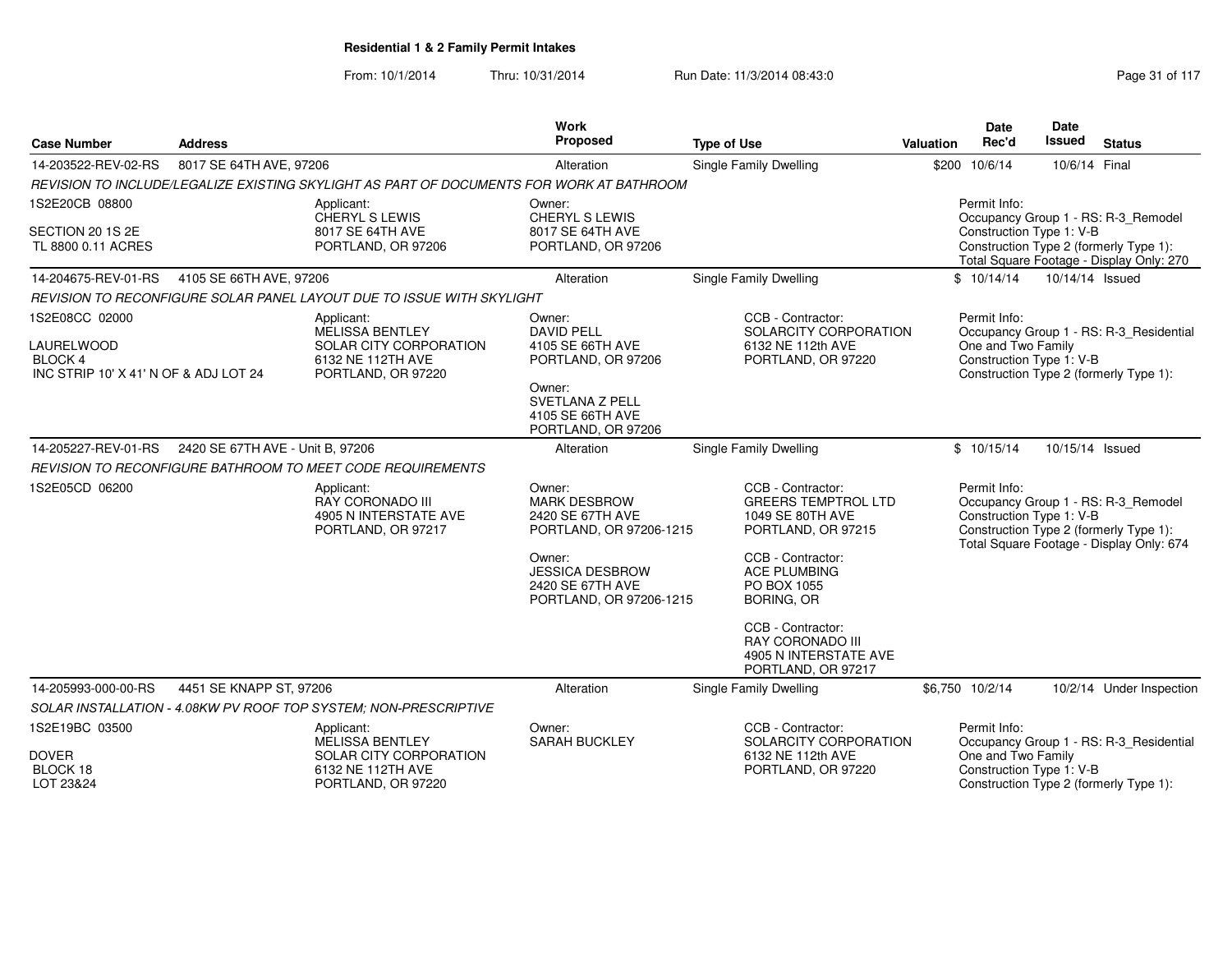**Residential 1 & 2 Family Permit Intakes**

From: 10/1/2014 Thru: 10/31/2014 Run Date: 11/3/2014 08:43:0

| Case Number | Address | Work Proposed | Type of Use | Valuation | Date Rec'd | Date Issued | Status |
|---|---|---|---|---|---|---|---|
| 14-203522-REV-02-RS | 8017 SE 64TH AVE, 97206 | Alteration | Single Family Dwelling | $200 | 10/6/14 | 10/6/14 | Final |

*REVISION TO INCLUDE/LEGALIZE EXISTING SKYLIGHT AS PART OF DOCUMENTS FOR WORK AT BATHROOM*

1S2E20CB 08800
SECTION 20 1S 2E
TL 8800 0.11 ACRES

Applicant: CHERYL S LEWIS, 8017 SE 64TH AVE, PORTLAND, OR 97206

Owner: CHERYL S LEWIS, 8017 SE 64TH AVE, PORTLAND, OR 97206

Permit Info:
Occupancy Group 1 - RS: R-3_Remodel
Construction Type 1: V-B
Construction Type 2 (formerly Type 1):
Total Square Footage - Display Only: 270

| Case Number | Address | Work Proposed | Type of Use | Valuation | Date Rec'd | Date Issued | Status |
|---|---|---|---|---|---|---|---|
| 14-204675-REV-01-RS | 4105 SE 66TH AVE, 97206 | Alteration | Single Family Dwelling | $ | 10/14/14 | 10/14/14 | Issued |

*REVISION TO RECONFIGURE SOLAR PANEL LAYOUT DUE TO ISSUE WITH SKYLIGHT*

1S2E08CC 02000
LAURELWOOD
BLOCK 4
INC STRIP 10' X 41' N OF & ADJ LOT 24

Applicant: MELISSA BENTLEY, SOLAR CITY CORPORATION, 6132 NE 112TH AVE, PORTLAND, OR 97220

Owner: DAVID PELL, 4105 SE 66TH AVE, PORTLAND, OR 97206

Owner: SVETLANA Z PELL, 4105 SE 66TH AVE, PORTLAND, OR 97206

CCB - Contractor: SOLARCITY CORPORATION, 6132 NE 112th AVE, PORTLAND, OR 97220

Permit Info:
Occupancy Group 1 - RS: R-3_Residential One and Two Family
Construction Type 1: V-B
Construction Type 2 (formerly Type 1):

| Case Number | Address | Work Proposed | Type of Use | Valuation | Date Rec'd | Date Issued | Status |
|---|---|---|---|---|---|---|---|
| 14-205227-REV-01-RS | 2420 SE 67TH AVE - Unit B, 97206 | Alteration | Single Family Dwelling | $ | 10/15/14 | 10/15/14 | Issued |

*REVISION TO RECONFIGURE BATHROOM TO MEET CODE REQUIREMENTS*

1S2E05CD 06200

Applicant: RAY CORONADO III, 4905 N INTERSTATE AVE, PORTLAND, OR 97217

Owner: MARK DESBROW, 2420 SE 67TH AVE, PORTLAND, OR 97206-1215

Owner: JESSICA DESBROW, 2420 SE 67TH AVE, PORTLAND, OR 97206-1215

CCB - Contractor: GREERS TEMPTROL LTD, 1049 SE 80TH AVE, PORTLAND, OR 97215

CCB - Contractor: ACE PLUMBING, PO BOX 1055, BORING, OR

CCB - Contractor: RAY CORONADO III, 4905 N INTERSTATE AVE, PORTLAND, OR 97217

Permit Info:
Occupancy Group 1 - RS: R-3_Remodel
Construction Type 1: V-B
Construction Type 2 (formerly Type 1):
Total Square Footage - Display Only: 674

| Case Number | Address | Work Proposed | Type of Use | Valuation | Date Rec'd | Date Issued | Status |
|---|---|---|---|---|---|---|---|
| 14-205993-000-00-RS | 4451 SE KNAPP ST, 97206 | Alteration | Single Family Dwelling | $6,750 | 10/2/14 | 10/2/14 | Under Inspection |

*SOLAR INSTALLATION - 4.08KW PV ROOF TOP SYSTEM; NON-PRESCRIPTIVE*

1S2E19BC 03500
DOVER
BLOCK 18
LOT 23&24

Applicant: MELISSA BENTLEY, SOLAR CITY CORPORATION, 6132 NE 112TH AVE, PORTLAND, OR 97220

Owner: SARAH BUCKLEY

CCB - Contractor: SOLARCITY CORPORATION, 6132 NE 112th AVE, PORTLAND, OR 97220

Permit Info:
Occupancy Group 1 - RS: R-3_Residential One and Two Family
Construction Type 1: V-B
Construction Type 2 (formerly Type 1):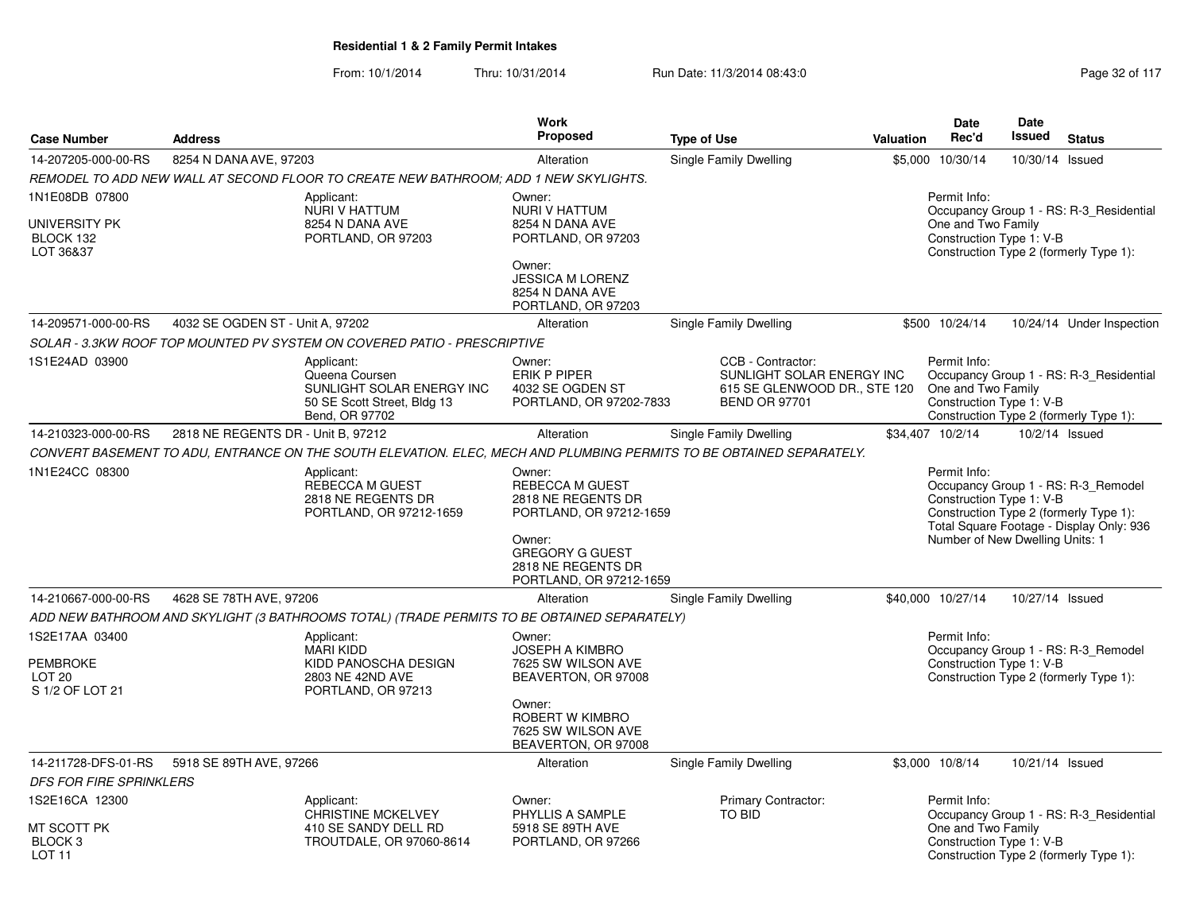## Residential 1 & 2 Family Permit Intakes

From: 10/1/2014 Thru: 10/31/2014 Run Date: 11/3/2014 08:43:0

| Case Number | Address | Work Proposed | Type of Use | Valuation | Date Rec'd | Date Issued | Status |
|---|---|---|---|---|---|---|---|
| 14-207205-000-00-RS | 8254 N DANA AVE, 97203 | Alteration | Single Family Dwelling | $5,000 | 10/30/14 | 10/30/14 | Issued |

*REMODEL TO ADD NEW WALL AT SECOND FLOOR TO CREATE NEW BATHROOM; ADD 1 NEW SKYLIGHTS.*

1N1E08DB 07800
UNIVERSITY PK
BLOCK 132
LOT 36&37

Applicant:
NURI V HATTUM
8254 N DANA AVE
PORTLAND, OR 97203

Owner:
NURI V HATTUM
8254 N DANA AVE
PORTLAND, OR 97203

Owner:
JESSICA M LORENZ
8254 N DANA AVE
PORTLAND, OR 97203

Permit Info:
Occupancy Group 1 - RS: R-3_Residential One and Two Family
Construction Type 1: V-B
Construction Type 2 (formerly Type 1):

| Case Number | Address | Work Proposed | Type of Use | Valuation | Date Rec'd | Date Issued | Status |
|---|---|---|---|---|---|---|---|
| 14-209571-000-00-RS | 4032 SE OGDEN ST - Unit A, 97202 | Alteration | Single Family Dwelling | $500 | 10/24/14 | 10/24/14 | Under Inspection |

*SOLAR - 3.3KW ROOF TOP MOUNTED PV SYSTEM ON COVERED PATIO - PRESCRIPTIVE*

1S1E24AD 03900

Applicant:
Queena Coursen
SUNLIGHT SOLAR ENERGY INC
50 SE Scott Street, Bldg 13
Bend, OR 97702

Owner:
ERIK P PIPER
4032 SE OGDEN ST
PORTLAND, OR 97202-7833

CCB - Contractor:
SUNLIGHT SOLAR ENERGY INC
615 SE GLENWOOD DR., STE 120
BEND OR 97701

Permit Info:
Occupancy Group 1 - RS: R-3_Residential One and Two Family
Construction Type 1: V-B
Construction Type 2 (formerly Type 1):

| Case Number | Address | Work Proposed | Type of Use | Valuation | Date Rec'd | Date Issued | Status |
|---|---|---|---|---|---|---|---|
| 14-210323-000-00-RS | 2818 NE REGENTS DR - Unit B, 97212 | Alteration | Single Family Dwelling | $34,407 | 10/2/14 | 10/2/14 | Issued |

*CONVERT BASEMENT TO ADU, ENTRANCE ON THE SOUTH ELEVATION. ELEC, MECH AND PLUMBING PERMITS TO BE OBTAINED SEPARATELY.*

1N1E24CC 08300

Applicant:
REBECCA M GUEST
2818 NE REGENTS DR
PORTLAND, OR 97212-1659

Owner:
REBECCA M GUEST
2818 NE REGENTS DR
PORTLAND, OR 97212-1659

Owner:
GREGORY G GUEST
2818 NE REGENTS DR
PORTLAND, OR 97212-1659

Permit Info:
Occupancy Group 1 - RS: R-3_Remodel
Construction Type 1: V-B
Construction Type 2 (formerly Type 1):
Total Square Footage - Display Only: 936
Number of New Dwelling Units: 1

| Case Number | Address | Work Proposed | Type of Use | Valuation | Date Rec'd | Date Issued | Status |
|---|---|---|---|---|---|---|---|
| 14-210667-000-00-RS | 4628 SE 78TH AVE, 97206 | Alteration | Single Family Dwelling | $40,000 | 10/27/14 | 10/27/14 | Issued |

*ADD NEW BATHROOM AND SKYLIGHT (3 BATHROOMS TOTAL) (TRADE PERMITS TO BE OBTAINED SEPARATELY)*

1S2E17AA 03400
PEMBROKE
LOT 20
S 1/2 OF LOT 21

Applicant:
MARI KIDD
KIDD PANOSCHA DESIGN
2803 NE 42ND AVE
PORTLAND, OR 97213

Owner:
JOSEPH A KIMBRO
7625 SW WILSON AVE
BEAVERTON, OR 97008

Owner:
ROBERT W KIMBRO
7625 SW WILSON AVE
BEAVERTON, OR 97008

Permit Info:
Occupancy Group 1 - RS: R-3_Remodel
Construction Type 1: V-B
Construction Type 2 (formerly Type 1):

| Case Number | Address | Work Proposed | Type of Use | Valuation | Date Rec'd | Date Issued | Status |
|---|---|---|---|---|---|---|---|
| 14-211728-DFS-01-RS | 5918 SE 89TH AVE, 97266 | Alteration | Single Family Dwelling | $3,000 | 10/8/14 | 10/21/14 | Issued |

*DFS FOR FIRE SPRINKLERS*

1S2E16CA 12300
MT SCOTT PK
BLOCK 3
LOT 11

Applicant:
CHRISTINE MCKELVEY
410 SE SANDY DELL RD
TROUTDALE, OR 97060-8614

Owner:
PHYLLIS A SAMPLE
5918 SE 89TH AVE
PORTLAND, OR 97266

Primary Contractor:
TO BID

Permit Info:
Occupancy Group 1 - RS: R-3_Residential One and Two Family
Construction Type 1: V-B
Construction Type 2 (formerly Type 1):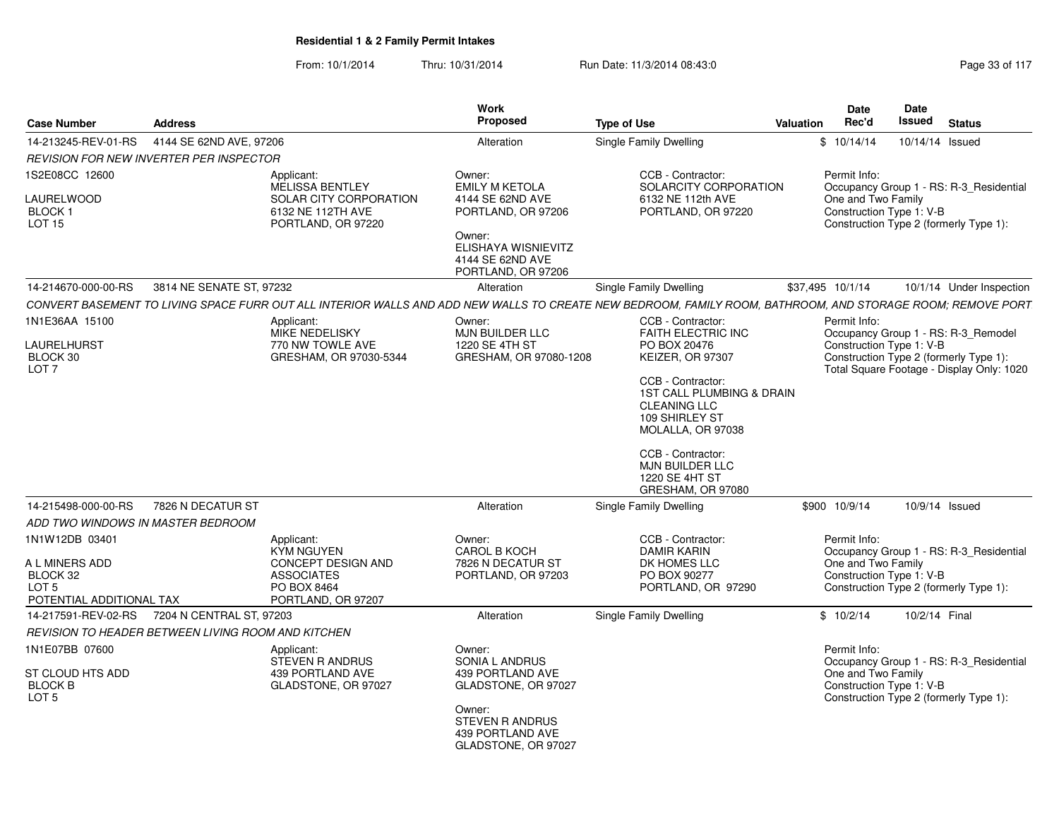# Residential 1 & 2 Family Permit Intakes

From: 10/1/2014 Thru: 10/31/2014 Run Date: 11/3/2014 08:43:0

| Case Number | Address | Work Proposed | Type of Use | Valuation | Date Rec'd | Date Issued | Status |
|---|---|---|---|---|---|---|---|
| 14-213245-REV-01-RS | 4144 SE 62ND AVE, 97206 | Alteration | Single Family Dwelling | $ | 10/14/14 | 10/14/14 | Issued |

*REVISION FOR NEW INVERTER PER INSPECTOR*

1S2E08CC 12600
LAURELWOOD
BLOCK 1
LOT 15

Applicant:
MELISSA BENTLEY
SOLAR CITY CORPORATION
6132 NE 112TH AVE
PORTLAND, OR 97220

Owner:
EMILY M KETOLA
4144 SE 62ND AVE
PORTLAND, OR 97206

Owner:
ELISHAYA WISNIEVITZ
4144 SE 62ND AVE
PORTLAND, OR 97206

CCB - Contractor:
SOLARCITY CORPORATION
6132 NE 112th AVE
PORTLAND, OR 97220

Permit Info:
Occupancy Group 1 - RS: R-3_Residential One and Two Family
Construction Type 1: V-B
Construction Type 2 (formerly Type 1):

| Case Number | Address | Work Proposed | Type of Use | Valuation | Date Rec'd | Date Issued | Status |
|---|---|---|---|---|---|---|---|
| 14-214670-000-00-RS | 3814 NE SENATE ST, 97232 | Alteration | Single Family Dwelling | $37,495 | 10/1/14 | 10/1/14 | Under Inspection |

*CONVERT BASEMENT TO LIVING SPACE FURR OUT ALL INTERIOR WALLS AND ADD NEW WALLS TO CREATE NEW BEDROOM, FAMILY ROOM, BATHROOM, AND STORAGE ROOM; REMOVE PORT*

1N1E36AA 15100
LAURELHURST
BLOCK 30
LOT 7

Applicant:
MIKE NEDELISKY
770 NW TOWLE AVE
GRESHAM, OR 97030-5344

Owner:
MJN BUILDER LLC
1220 SE 4TH ST
GRESHAM, OR 97080-1208

CCB - Contractor:
FAITH ELECTRIC INC
PO BOX 20476
KEIZER, OR 97307

CCB - Contractor:
1ST CALL PLUMBING & DRAIN CLEANING LLC
109 SHIRLEY ST
MOLALLA, OR 97038

CCB - Contractor:
MJN BUILDER LLC
1220 SE 4HT ST
GRESHAM, OR 97080

Permit Info:
Occupancy Group 1 - RS: R-3_Remodel
Construction Type 1: V-B
Construction Type 2 (formerly Type 1):
Total Square Footage - Display Only: 1020

| Case Number | Address | Work Proposed | Type of Use | Valuation | Date Rec'd | Date Issued | Status |
|---|---|---|---|---|---|---|---|
| 14-215498-000-00-RS | 7826 N DECATUR ST | Alteration | Single Family Dwelling | $900 | 10/9/14 | 10/9/14 | Issued |

*ADD TWO WINDOWS IN MASTER BEDROOM*

1N1W12DB 03401
A L MINERS ADD
BLOCK 32
LOT 5
POTENTIAL ADDITIONAL TAX

Applicant:
KYM NGUYEN
CONCEPT DESIGN AND ASSOCIATES
PO BOX 8464
PORTLAND, OR 97207

Owner:
CAROL B KOCH
7826 N DECATUR ST
PORTLAND, OR 97203

CCB - Contractor:
DAMIR KARIN
DK HOMES LLC
PO BOX 90277
PORTLAND, OR 97290

Permit Info:
Occupancy Group 1 - RS: R-3_Residential One and Two Family
Construction Type 1: V-B
Construction Type 2 (formerly Type 1):

| Case Number | Address | Work Proposed | Type of Use | Valuation | Date Rec'd | Date Issued | Status |
|---|---|---|---|---|---|---|---|
| 14-217591-REV-02-RS | 7204 N CENTRAL ST, 97203 | Alteration | Single Family Dwelling | $ | 10/2/14 | 10/2/14 | Final |

*REVISION TO HEADER BETWEEN LIVING ROOM AND KITCHEN*

1N1E07BB 07600
ST CLOUD HTS ADD
BLOCK B
LOT 5

Applicant:
STEVEN R ANDRUS
439 PORTLAND AVE
GLADSTONE, OR 97027

Owner:
SONIA L ANDRUS
439 PORTLAND AVE
GLADSTONE, OR 97027

Owner:
STEVEN R ANDRUS
439 PORTLAND AVE
GLADSTONE, OR 97027

Permit Info:
Occupancy Group 1 - RS: R-3_Residential One and Two Family
Construction Type 1: V-B
Construction Type 2 (formerly Type 1):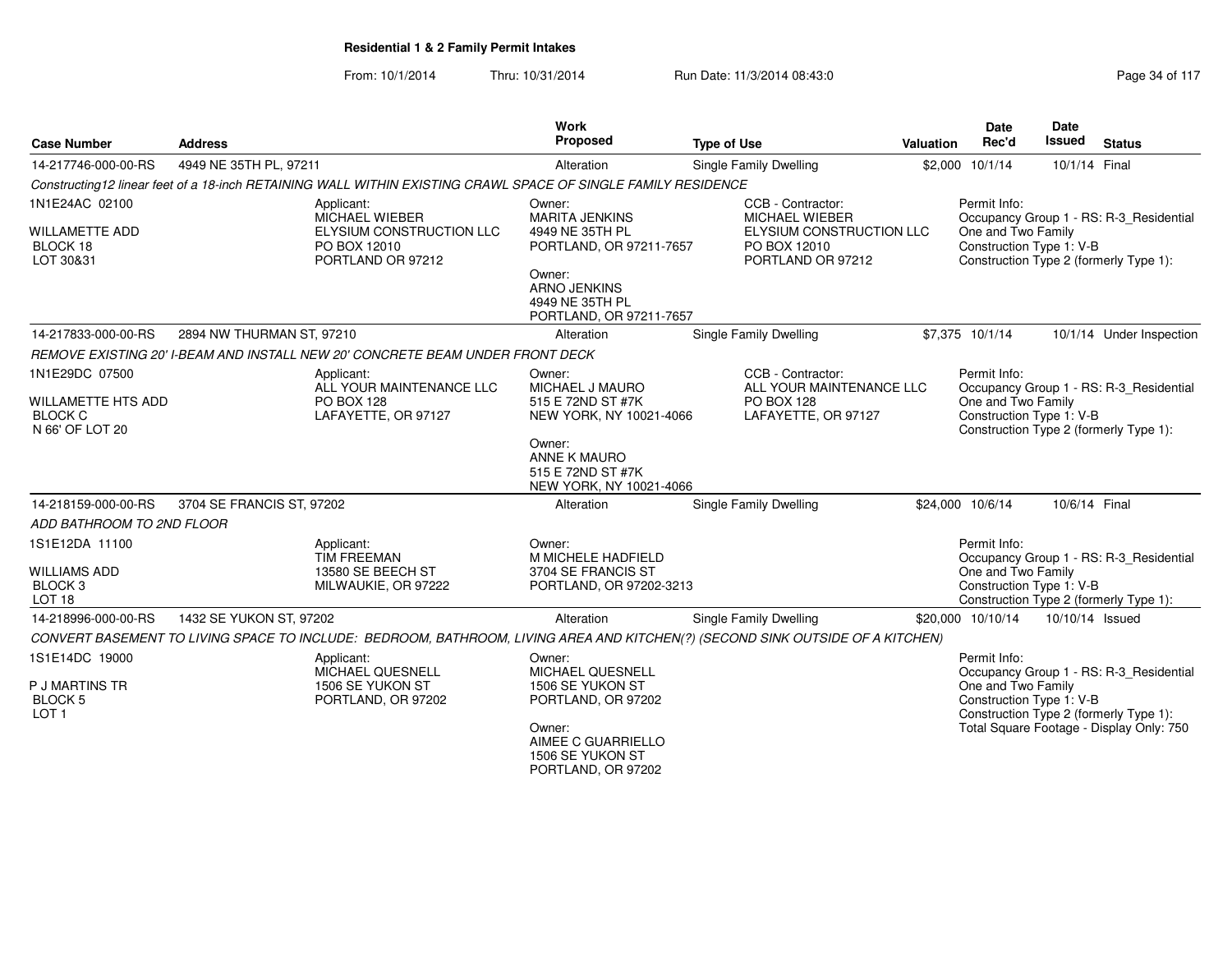# Residential 1 & 2 Family Permit Intakes

From: 10/1/2014 Thru: 10/31/2014 Run Date: 11/3/2014 08:43:0

| Case Number | Address | Work Proposed | Type of Use | Valuation | Date Rec'd | Date Issued | Status |
|---|---|---|---|---|---|---|---|
| 14-217746-000-00-RS | 4949 NE 35TH PL, 97211 | Alteration | Single Family Dwelling | $2,000 | 10/1/14 | 10/1/14 | Final |

*Constructing12 linear feet of a 18-inch RETAINING WALL WITHIN EXISTING CRAWL SPACE OF SINGLE FAMILY RESIDENCE*

1N1E24AC 02100
WILLAMETTE ADD
BLOCK 18
LOT 30&31

Applicant:
MICHAEL WIEBER
ELYSIUM CONSTRUCTION LLC
PO BOX 12010
PORTLAND OR 97212

Owner:
MARITA JENKINS
4949 NE 35TH PL
PORTLAND, OR 97211-7657

Owner:
ARNO JENKINS
4949 NE 35TH PL
PORTLAND, OR 97211-7657

CCB - Contractor:
MICHAEL WIEBER
ELYSIUM CONSTRUCTION LLC
PO BOX 12010
PORTLAND OR 97212

Permit Info:
Occupancy Group 1 - RS: R-3_Residential One and Two Family
Construction Type 1: V-B
Construction Type 2 (formerly Type 1):

| Case Number | Address | Work Proposed | Type of Use | Valuation | Date Rec'd | Date Issued | Status |
|---|---|---|---|---|---|---|---|
| 14-217833-000-00-RS | 2894 NW THURMAN ST, 97210 | Alteration | Single Family Dwelling | $7,375 | 10/1/14 | 10/1/14 | Under Inspection |

*REMOVE EXISTING 20' I-BEAM AND INSTALL NEW 20' CONCRETE BEAM UNDER FRONT DECK*

1N1E29DC 07500
WILLAMETTE HTS ADD
BLOCK C
N 66' OF LOT 20

Applicant:
ALL YOUR MAINTENANCE LLC
PO BOX 128
LAFAYETTE, OR 97127

Owner:
MICHAEL J MAURO
515 E 72ND ST #7K
NEW YORK, NY 10021-4066

Owner:
ANNE K MAURO
515 E 72ND ST #7K
NEW YORK, NY 10021-4066

CCB - Contractor:
ALL YOUR MAINTENANCE LLC
PO BOX 128
LAFAYETTE, OR 97127

Permit Info:
Occupancy Group 1 - RS: R-3_Residential One and Two Family
Construction Type 1: V-B
Construction Type 2 (formerly Type 1):

| Case Number | Address | Work Proposed | Type of Use | Valuation | Date Rec'd | Date Issued | Status |
|---|---|---|---|---|---|---|---|
| 14-218159-000-00-RS | 3704 SE FRANCIS ST, 97202 | Alteration | Single Family Dwelling | $24,000 | 10/6/14 | 10/6/14 | Final |

*ADD BATHROOM TO 2ND FLOOR*

1S1E12DA 11100
WILLIAMS ADD
BLOCK 3
LOT 18

Applicant:
TIM FREEMAN
13580 SE BEECH ST
MILWAUKIE, OR 97222

Owner:
M MICHELE HADFIELD
3704 SE FRANCIS ST
PORTLAND, OR 97202-3213

Permit Info:
Occupancy Group 1 - RS: R-3_Residential One and Two Family
Construction Type 1: V-B
Construction Type 2 (formerly Type 1):

| Case Number | Address | Work Proposed | Type of Use | Valuation | Date Rec'd | Date Issued | Status |
|---|---|---|---|---|---|---|---|
| 14-218996-000-00-RS | 1432 SE YUKON ST, 97202 | Alteration | Single Family Dwelling | $20,000 | 10/10/14 | 10/10/14 | Issued |

*CONVERT BASEMENT TO LIVING SPACE TO INCLUDE: BEDROOM, BATHROOM, LIVING AREA AND KITCHEN(?) (SECOND SINK OUTSIDE OF A KITCHEN)*

1S1E14DC 19000
P J MARTINS TR
BLOCK 5
LOT 1

Applicant:
MICHAEL QUESNELL
1506 SE YUKON ST
PORTLAND, OR 97202

Owner:
MICHAEL QUESNELL
1506 SE YUKON ST
PORTLAND, OR 97202

Owner:
AIMEE C GUARRIELLO
1506 SE YUKON ST
PORTLAND, OR 97202

Permit Info:
Occupancy Group 1 - RS: R-3_Residential One and Two Family
Construction Type 1: V-B
Construction Type 2 (formerly Type 1):
Total Square Footage - Display Only: 750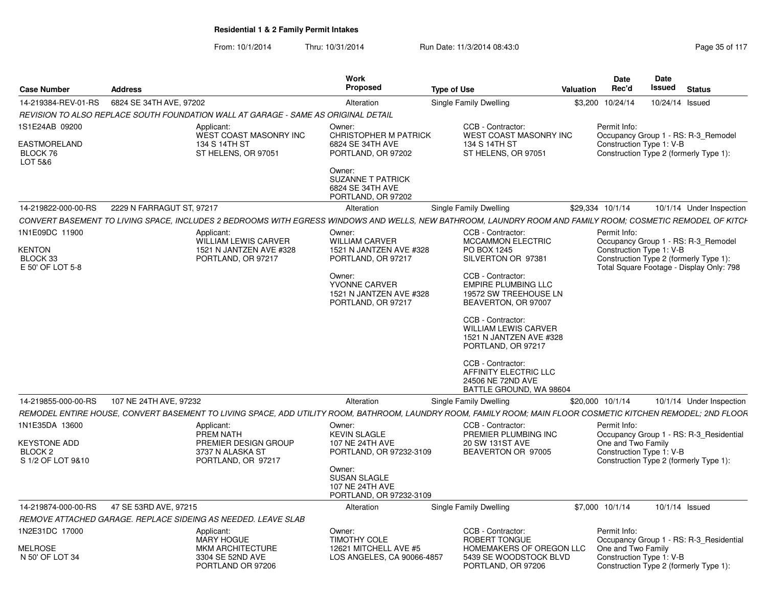## Residential 1 & 2 Family Permit Intakes

From: 10/1/2014 Thru: 10/31/2014 Run Date: 11/3/2014 08:43:0

| Case Number | Address | Work Proposed | Type of Use | Valuation | Date Rec'd | Date Issued | Status |
|---|---|---|---|---|---|---|---|
| 14-219384-REV-01-RS | 6824 SE 34TH AVE, 97202 | Alteration | Single Family Dwelling | $3,200 | 10/24/14 | 10/24/14 | Issued |

*REVISION TO ALSO REPLACE SOUTH FOUNDATION WALL AT GARAGE - SAME AS ORIGINAL DETAIL*

1S1E24AB 09200
EASTMORELAND
BLOCK 76
LOT 5&6

Applicant:
WEST COAST MASONRY INC
134 S 14TH ST
ST HELENS, OR 97051

Owner:
CHRISTOPHER M PATRICK
6824 SE 34TH AVE
PORTLAND, OR 97202

Owner:
SUZANNE T PATRICK
6824 SE 34TH AVE
PORTLAND, OR 97202

CCB - Contractor:
WEST COAST MASONRY INC
134 S 14TH ST
ST HELENS, OR 97051

Permit Info:
Occupancy Group 1 - RS: R-3_Remodel
Construction Type 1: V-B
Construction Type 2 (formerly Type 1):

---

| Case Number | Address | Work Proposed | Type of Use | Valuation | Date Rec'd | Date Issued | Status |
|---|---|---|---|---|---|---|---|
| 14-219822-000-00-RS | 2229 N FARRAGUT ST, 97217 | Alteration | Single Family Dwelling | $29,334 | 10/1/14 | 10/1/14 | Under Inspection |

*CONVERT BASEMENT TO LIVING SPACE, INCLUDES 2 BEDROOMS WITH EGRESS WINDOWS AND WELLS, NEW BATHROOM, LAUNDRY ROOM AND FAMILY ROOM; COSMETIC REMODEL OF KITCH*

1N1E09DC 11900
KENTON
BLOCK 33
E 50' OF LOT 5-8

Applicant:
WILLIAM LEWIS CARVER
1521 N JANTZEN AVE #328
PORTLAND, OR 97217

Owner:
WILLIAM CARVER
1521 N JANTZEN AVE #328
PORTLAND, OR 97217

Owner:
YVONNE CARVER
1521 N JANTZEN AVE #328
PORTLAND, OR 97217

CCB - Contractor:
MCCAMMON ELECTRIC
PO BOX 1245
SILVERTON OR 97381

CCB - Contractor:
EMPIRE PLUMBING LLC
19572 SW TREEHOUSE LN
BEAVERTON, OR 97007

CCB - Contractor:
WILLIAM LEWIS CARVER
1521 N JANTZEN AVE #328
PORTLAND, OR 97217

CCB - Contractor:
AFFINITY ELECTRIC LLC
24506 NE 72ND AVE
BATTLE GROUND, WA 98604

Permit Info:
Occupancy Group 1 - RS: R-3_Remodel
Construction Type 1: V-B
Construction Type 2 (formerly Type 1):
Total Square Footage - Display Only: 798

---

| Case Number | Address | Work Proposed | Type of Use | Valuation | Date Rec'd | Date Issued | Status |
|---|---|---|---|---|---|---|---|
| 14-219855-000-00-RS | 107 NE 24TH AVE, 97232 | Alteration | Single Family Dwelling | $20,000 | 10/1/14 | 10/1/14 | Under Inspection |

*REMODEL ENTIRE HOUSE, CONVERT BASEMENT TO LIVING SPACE, ADD UTILITY ROOM, BATHROOM, LAUNDRY ROOM, FAMILY ROOM; MAIN FLOOR COSMETIC KITCHEN REMODEL; 2ND FLOOR*

1N1E35DA 13600
KEYSTONE ADD
BLOCK 2
S 1/2 OF LOT 9&10

Applicant:
PREM NATH
PREMIER DESIGN GROUP
3737 N ALASKA ST
PORTLAND, OR 97217

Owner:
KEVIN SLAGLE
107 NE 24TH AVE
PORTLAND, OR 97232-3109

Owner:
SUSAN SLAGLE
107 NE 24TH AVE
PORTLAND, OR 97232-3109

CCB - Contractor:
PREMIER PLUMBING INC
20 SW 131ST AVE
BEAVERTON OR 97005

Permit Info:
Occupancy Group 1 - RS: R-3_Residential One and Two Family
Construction Type 1: V-B
Construction Type 2 (formerly Type 1):

---

| Case Number | Address | Work Proposed | Type of Use | Valuation | Date Rec'd | Date Issued | Status |
|---|---|---|---|---|---|---|---|
| 14-219874-000-00-RS | 47 SE 53RD AVE, 97215 | Alteration | Single Family Dwelling | $7,000 | 10/1/14 | 10/1/14 | Issued |

*REMOVE ATTACHED GARAGE. REPLACE SIDEING AS NEEDED. LEAVE SLAB*

1N2E31DC 17000
MELROSE
N 50' OF LOT 34

Applicant:
MARY HOGUE
MKM ARCHITECTURE
3304 SE 52ND AVE
PORTLAND OR 97206

Owner:
TIMOTHY COLE
12621 MITCHELL AVE #5
LOS ANGELES, CA 90066-4857

CCB - Contractor:
ROBERT TONGUE
HOMEMAKERS OF OREGON LLC
5439 SE WOODSTOCK BLVD
PORTLAND, OR 97206

Permit Info:
Occupancy Group 1 - RS: R-3_Residential One and Two Family
Construction Type 1: V-B
Construction Type 2 (formerly Type 1):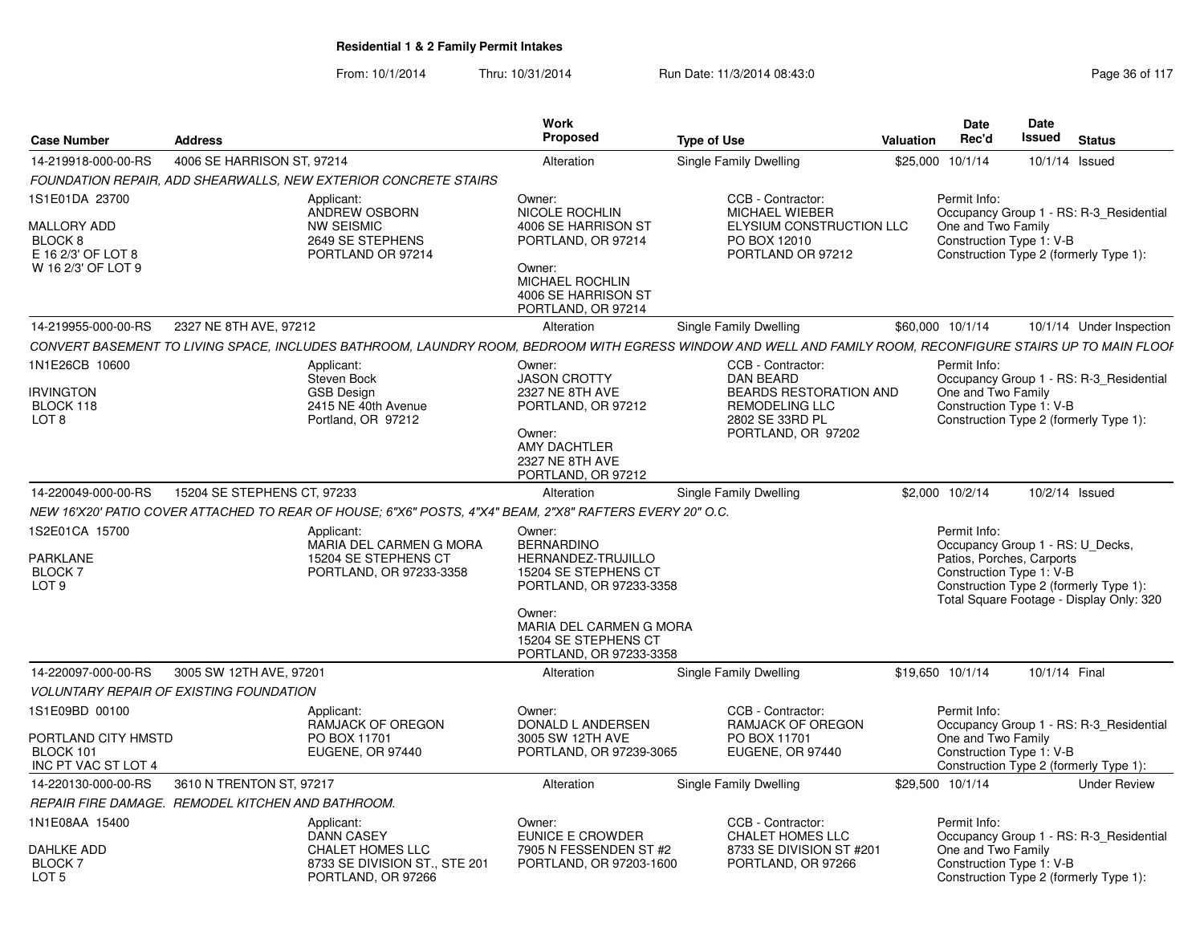**Residential 1 & 2 Family Permit Intakes**

From: 10/1/2014 Thru: 10/31/2014 Run Date: 11/3/2014 08:43:0

| Case Number | Address | Work Proposed | Type of Use | Valuation | Date Rec'd | Date Issued | Status |
|---|---|---|---|---|---|---|---|
| 14-219918-000-00-RS | 4006 SE HARRISON ST, 97214 | Alteration | Single Family Dwelling | $25,000 | 10/1/14 | 10/1/14 | Issued |

*FOUNDATION REPAIR, ADD SHEARWALLS, NEW EXTERIOR CONCRETE STAIRS*

1S1E01DA 23700
MALLORY ADD
BLOCK 8
E 16 2/3' OF LOT 8
W 16 2/3' OF LOT 9

Applicant: ANDREW OSBORN, NW SEISMIC, 2649 SE STEPHENS, PORTLAND OR 97214

Owner: NICOLE ROCHLIN, 4006 SE HARRISON ST, PORTLAND, OR 97214

Owner: MICHAEL ROCHLIN, 4006 SE HARRISON ST, PORTLAND, OR 97214

CCB - Contractor: MICHAEL WIEBER, ELYSIUM CONSTRUCTION LLC, PO BOX 12010, PORTLAND OR 97212

Permit Info: Occupancy Group 1 - RS: R-3_Residential One and Two Family; Construction Type 1: V-B; Construction Type 2 (formerly Type 1):

| Case Number | Address | Work Proposed | Type of Use | Valuation | Date Rec'd | Date Issued | Status |
|---|---|---|---|---|---|---|---|
| 14-219955-000-00-RS | 2327 NE 8TH AVE, 97212 | Alteration | Single Family Dwelling | $60,000 | 10/1/14 | 10/1/14 | Under Inspection |

*CONVERT BASEMENT TO LIVING SPACE, INCLUDES BATHROOM, LAUNDRY ROOM, BEDROOM WITH EGRESS WINDOW AND WELL AND FAMILY ROOM, RECONFIGURE STAIRS UP TO MAIN FLOOI*

1N1E26CB 10600
IRVINGTON
BLOCK 118
LOT 8

Applicant: Steven Bock, GSB Design, 2415 NE 40th Avenue, Portland, OR 97212

Owner: JASON CROTTY, 2327 NE 8TH AVE, PORTLAND, OR 97212

Owner: AMY DACHTLER, 2327 NE 8TH AVE, PORTLAND, OR 97212

CCB - Contractor: DAN BEARD, BEARDS RESTORATION AND REMODELING LLC, 2802 SE 33RD PL, PORTLAND, OR 97202

Permit Info: Occupancy Group 1 - RS: R-3_Residential One and Two Family; Construction Type 1: V-B; Construction Type 2 (formerly Type 1):

| Case Number | Address | Work Proposed | Type of Use | Valuation | Date Rec'd | Date Issued | Status |
|---|---|---|---|---|---|---|---|
| 14-220049-000-00-RS | 15204 SE STEPHENS CT, 97233 | Alteration | Single Family Dwelling | $2,000 | 10/2/14 | 10/2/14 | Issued |

*NEW 16'X20' PATIO COVER ATTACHED TO REAR OF HOUSE; 6"X6" POSTS, 4"X4" BEAM, 2"X8" RAFTERS EVERY 20" O.C.*

1S2E01CA 15700
PARKLANE
BLOCK 7
LOT 9

Applicant: MARIA DEL CARMEN G MORA, 15204 SE STEPHENS CT, PORTLAND, OR 97233-3358

Owner: BERNARDINO HERNANDEZ-TRUJILLO, 15204 SE STEPHENS CT, PORTLAND, OR 97233-3358

Owner: MARIA DEL CARMEN G MORA, 15204 SE STEPHENS CT, PORTLAND, OR 97233-3358

Permit Info: Occupancy Group 1 - RS: U_Decks, Patios, Porches, Carports; Construction Type 1: V-B; Construction Type 2 (formerly Type 1):; Total Square Footage - Display Only: 320

| Case Number | Address | Work Proposed | Type of Use | Valuation | Date Rec'd | Date Issued | Status |
|---|---|---|---|---|---|---|---|
| 14-220097-000-00-RS | 3005 SW 12TH AVE, 97201 | Alteration | Single Family Dwelling | $19,650 | 10/1/14 | 10/1/14 | Final |

*VOLUNTARY REPAIR OF EXISTING FOUNDATION*

1S1E09BD 00100
PORTLAND CITY HMSTD
BLOCK 101
INC PT VAC ST LOT 4

Applicant: RAMJACK OF OREGON, PO BOX 11701, EUGENE, OR 97440

Owner: DONALD L ANDERSEN, 3005 SW 12TH AVE, PORTLAND, OR 97239-3065

CCB - Contractor: RAMJACK OF OREGON, PO BOX 11701, EUGENE, OR 97440

Permit Info: Occupancy Group 1 - RS: R-3_Residential One and Two Family; Construction Type 1: V-B; Construction Type 2 (formerly Type 1):

| Case Number | Address | Work Proposed | Type of Use | Valuation | Date Rec'd | Date Issued | Status |
|---|---|---|---|---|---|---|---|
| 14-220130-000-00-RS | 3610 N TRENTON ST, 97217 | Alteration | Single Family Dwelling | $29,500 | 10/1/14 | | Under Review |

*REPAIR FIRE DAMAGE. REMODEL KITCHEN AND BATHROOM.*

1N1E08AA 15400
DAHLKE ADD
BLOCK 7
LOT 5

Applicant: DANN CASEY, CHALET HOMES LLC, 8733 SE DIVISION ST., STE 201, PORTLAND, OR 97266

Owner: EUNICE E CROWDER, 7905 N FESSENDEN ST #2, PORTLAND, OR 97203-1600

CCB - Contractor: CHALET HOMES LLC, 8733 SE DIVISION ST #201, PORTLAND, OR 97266

Permit Info: Occupancy Group 1 - RS: R-3_Residential One and Two Family; Construction Type 1: V-B; Construction Type 2 (formerly Type 1):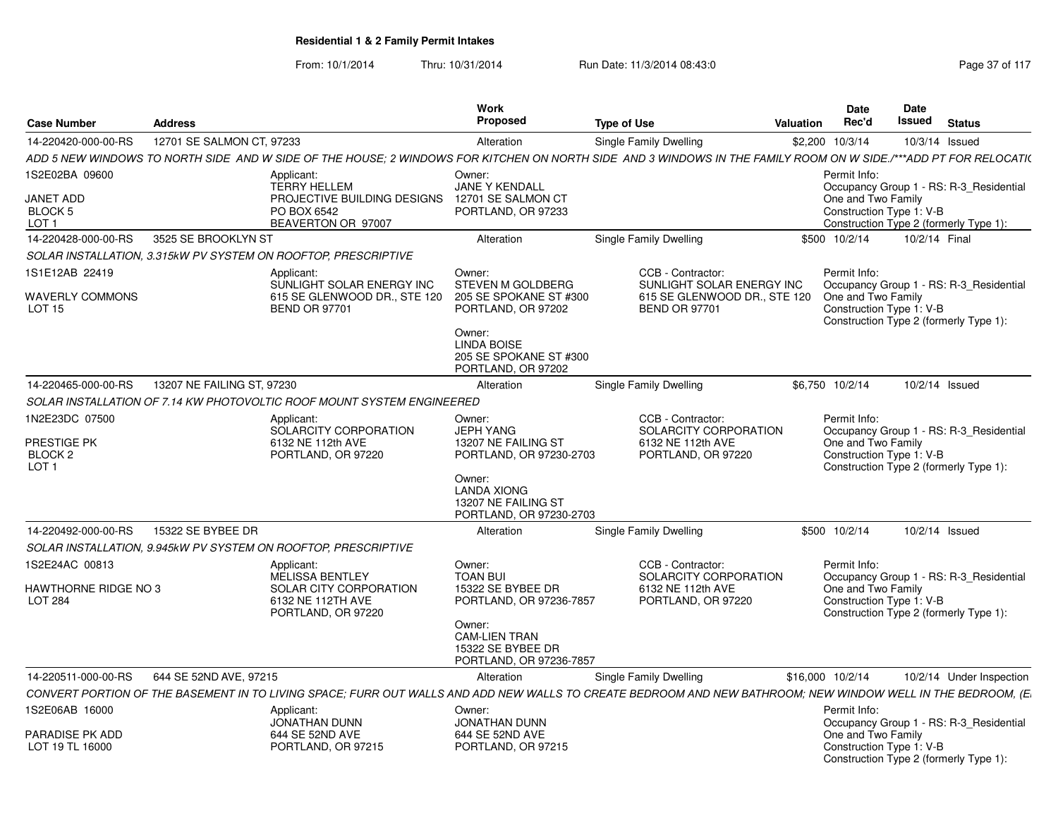**Residential 1 & 2 Family Permit Intakes**

From: 10/1/2014 Thru: 10/31/2014 Run Date: 11/3/2014 08:43:0

| Case Number | Address | Work Proposed | Type of Use | Valuation | Date Rec'd | Date Issued | Status |
|---|---|---|---|---|---|---|---|
| 14-220420-000-00-RS | 12701 SE SALMON CT, 97233 | Alteration | Single Family Dwelling | $2,200 | 10/3/14 | 10/3/14 | Issued |

*ADD 5 NEW WINDOWS TO NORTH SIDE AND W SIDE OF THE HOUSE; 2 WINDOWS FOR KITCHEN ON NORTH SIDE AND 3 WINDOWS IN THE FAMILY ROOM ON W SIDE./***ADD PT FOR RELOCATI*

1S2E02BA 09600
JANET ADD
BLOCK 5
LOT 1

Applicant: TERRY HELLEM, PROJECTIVE BUILDING DESIGNS, PO BOX 6542, BEAVERTON OR 97007

Owner: JANE Y KENDALL, 12701 SE SALMON CT, PORTLAND, OR 97233

Permit Info: Occupancy Group 1 - RS: R-3_Residential One and Two Family; Construction Type 1: V-B; Construction Type 2 (formerly Type 1):

| Case Number | Address | Work Proposed | Type of Use | Valuation | Date Rec'd | Date Issued | Status |
|---|---|---|---|---|---|---|---|
| 14-220428-000-00-RS | 3525 SE BROOKLYN ST | Alteration | Single Family Dwelling | $500 | 10/2/14 | 10/2/14 | Final |

*SOLAR INSTALLATION, 3.315kW PV SYSTEM ON ROOFTOP, PRESCRIPTIVE*

1S1E12AB 22419
WAVERLY COMMONS
LOT 15

Applicant: SUNLIGHT SOLAR ENERGY INC, 615 SE GLENWOOD DR., STE 120, BEND OR 97701

Owner: STEVEN M GOLDBERG, 205 SE SPOKANE ST #300, PORTLAND, OR 97202

Owner: LINDA BOISE, 205 SE SPOKANE ST #300, PORTLAND, OR 97202

CCB - Contractor: SUNLIGHT SOLAR ENERGY INC, 615 SE GLENWOOD DR., STE 120, BEND OR 97701

Permit Info: Occupancy Group 1 - RS: R-3_Residential One and Two Family; Construction Type 1: V-B; Construction Type 2 (formerly Type 1):

| Case Number | Address | Work Proposed | Type of Use | Valuation | Date Rec'd | Date Issued | Status |
|---|---|---|---|---|---|---|---|
| 14-220465-000-00-RS | 13207 NE FAILING ST, 97230 | Alteration | Single Family Dwelling | $6,750 | 10/2/14 | 10/2/14 | Issued |

*SOLAR INSTALLATION OF 7.14 KW PHOTOVOLTIC ROOF MOUNT SYSTEM ENGINEERED*

1N2E23DC 07500
PRESTIGE PK
BLOCK 2
LOT 1

Applicant: SOLARCITY CORPORATION, 6132 NE 112th AVE, PORTLAND, OR 97220

Owner: JEPH YANG, 13207 NE FAILING ST, PORTLAND, OR 97230-2703

Owner: LANDA XIONG, 13207 NE FAILING ST, PORTLAND, OR 97230-2703

CCB - Contractor: SOLARCITY CORPORATION, 6132 NE 112th AVE, PORTLAND, OR 97220

Permit Info: Occupancy Group 1 - RS: R-3_Residential One and Two Family; Construction Type 1: V-B; Construction Type 2 (formerly Type 1):

| Case Number | Address | Work Proposed | Type of Use | Valuation | Date Rec'd | Date Issued | Status |
|---|---|---|---|---|---|---|---|
| 14-220492-000-00-RS | 15322 SE BYBEE DR | Alteration | Single Family Dwelling | $500 | 10/2/14 | 10/2/14 | Issued |

*SOLAR INSTALLATION, 9.945kW PV SYSTEM ON ROOFTOP, PRESCRIPTIVE*

1S2E24AC 00813
HAWTHORNE RIDGE NO 3
LOT 284

Applicant: MELISSA BENTLEY, SOLAR CITY CORPORATION, 6132 NE 112TH AVE, PORTLAND, OR 97220

Owner: TOAN BUI, 15322 SE BYBEE DR, PORTLAND, OR 97236-7857

Owner: CAM-LIEN TRAN, 15322 SE BYBEE DR, PORTLAND, OR 97236-7857

CCB - Contractor: SOLARCITY CORPORATION, 6132 NE 112th AVE, PORTLAND, OR 97220

Permit Info: Occupancy Group 1 - RS: R-3_Residential One and Two Family; Construction Type 1: V-B; Construction Type 2 (formerly Type 1):

| Case Number | Address | Work Proposed | Type of Use | Valuation | Date Rec'd | Date Issued | Status |
|---|---|---|---|---|---|---|---|
| 14-220511-000-00-RS | 644 SE 52ND AVE, 97215 | Alteration | Single Family Dwelling | $16,000 | 10/2/14 | 10/2/14 | Under Inspection |

*CONVERT PORTION OF THE BASEMENT IN TO LIVING SPACE; FURR OUT WALLS AND ADD NEW WALLS TO CREATE BEDROOM AND NEW BATHROOM; NEW WINDOW WELL IN THE BEDROOM, (E*

1S2E06AB 16000
PARADISE PK ADD
LOT 19 TL 16000

Applicant: JONATHAN DUNN, 644 SE 52ND AVE, PORTLAND, OR 97215

Owner: JONATHAN DUNN, 644 SE 52ND AVE, PORTLAND, OR 97215

Permit Info: Occupancy Group 1 - RS: R-3_Residential One and Two Family; Construction Type 1: V-B; Construction Type 2 (formerly Type 1):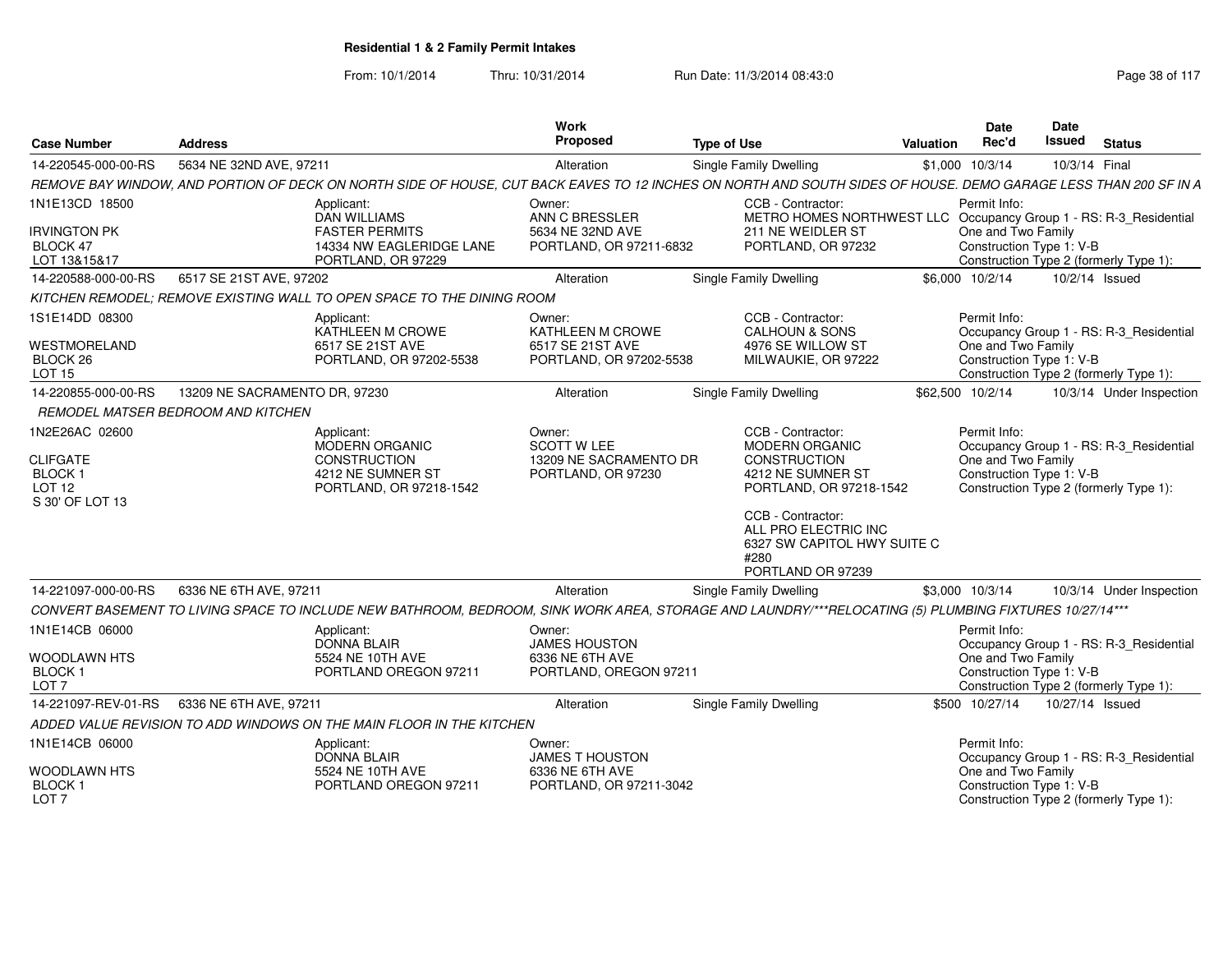**Residential 1 & 2 Family Permit Intakes**

From: 10/1/2014 Thru: 10/31/2014 Run Date: 11/3/2014 08:43:0

| Case Number | Address | Work Proposed | Type of Use | Valuation | Date Rec'd | Date Issued | Status |
|---|---|---|---|---|---|---|---|
| 14-220545-000-00-RS | 5634 NE 32ND AVE, 97211 | Alteration | Single Family Dwelling | $1,000 | 10/3/14 | 10/3/14 | Final |

REMOVE BAY WINDOW, AND PORTION OF DECK ON NORTH SIDE OF HOUSE, CUT BACK EAVES TO 12 INCHES ON NORTH AND SOUTH SIDES OF HOUSE. DEMO GARAGE LESS THAN 200 SF IN A

1N1E13CD 18500
IRVINGTON PK
BLOCK 47
LOT 13&15&17

Applicant: DAN WILLIAMS, FASTER PERMITS, 14334 NW EAGLERIDGE LANE, PORTLAND, OR 97229

Owner: ANN C BRESSLER, 5634 NE 32ND AVE, PORTLAND, OR 97211-6832

CCB - Contractor: METRO HOMES NORTHWEST LLC, 211 NE WEIDLER ST, PORTLAND, OR 97232

Permit Info: Occupancy Group 1 - RS: R-3_Residential One and Two Family; Construction Type 1: V-B; Construction Type 2 (formerly Type 1):

| Case Number | Address | Work Proposed | Type of Use | Valuation | Date Rec'd | Date Issued | Status |
|---|---|---|---|---|---|---|---|
| 14-220588-000-00-RS | 6517 SE 21ST AVE, 97202 | Alteration | Single Family Dwelling | $6,000 | 10/2/14 | 10/2/14 | Issued |

KITCHEN REMODEL; REMOVE EXISTING WALL TO OPEN SPACE TO THE DINING ROOM

1S1E14DD 08300
WESTMORELAND
BLOCK 26
LOT 15

Applicant: KATHLEEN M CROWE, 6517 SE 21ST AVE, PORTLAND, OR 97202-5538

Owner: KATHLEEN M CROWE, 6517 SE 21ST AVE, PORTLAND, OR 97202-5538

CCB - Contractor: CALHOUN & SONS, 4976 SE WILLOW ST, MILWAUKIE, OR 97222

Permit Info: Occupancy Group 1 - RS: R-3_Residential One and Two Family; Construction Type 1: V-B; Construction Type 2 (formerly Type 1):

| Case Number | Address | Work Proposed | Type of Use | Valuation | Date Rec'd | Date Issued | Status |
|---|---|---|---|---|---|---|---|
| 14-220855-000-00-RS | 13209 NE SACRAMENTO DR, 97230 | Alteration | Single Family Dwelling | $62,500 | 10/2/14 | 10/3/14 | Under Inspection |

REMODEL MATSER BEDROOM AND KITCHEN

1N2E26AC 02600
CLIFGATE
BLOCK 1
LOT 12
S 30' OF LOT 13

Applicant: MODERN ORGANIC CONSTRUCTION, 4212 NE SUMNER ST, PORTLAND, OR 97218-1542

Owner: SCOTT W LEE, 13209 NE SACRAMENTO DR, PORTLAND, OR 97230

CCB - Contractor: MODERN ORGANIC CONSTRUCTION, 4212 NE SUMNER ST, PORTLAND, OR 97218-1542

CCB - Contractor: ALL PRO ELECTRIC INC, 6327 SW CAPITOL HWY SUITE C #280, PORTLAND OR 97239

Permit Info: Occupancy Group 1 - RS: R-3_Residential One and Two Family; Construction Type 1: V-B; Construction Type 2 (formerly Type 1):

| Case Number | Address | Work Proposed | Type of Use | Valuation | Date Rec'd | Date Issued | Status |
|---|---|---|---|---|---|---|---|
| 14-221097-000-00-RS | 6336 NE 6TH AVE, 97211 | Alteration | Single Family Dwelling | $3,000 | 10/3/14 | 10/3/14 | Under Inspection |

CONVERT BASEMENT TO LIVING SPACE TO INCLUDE NEW BATHROOM, BEDROOM, SINK WORK AREA, STORAGE AND LAUNDRY/***RELOCATING (5) PLUMBING FIXTURES 10/27/14***

1N1E14CB 06000
WOODLAWN HTS
BLOCK 1
LOT 7

Applicant: DONNA BLAIR, 5524 NE 10TH AVE, PORTLAND OREGON 97211

Owner: JAMES HOUSTON, 6336 NE 6TH AVE, PORTLAND, OREGON 97211

Permit Info: Occupancy Group 1 - RS: R-3_Residential One and Two Family; Construction Type 1: V-B; Construction Type 2 (formerly Type 1):

| Case Number | Address | Work Proposed | Type of Use | Valuation | Date Rec'd | Date Issued | Status |
|---|---|---|---|---|---|---|---|
| 14-221097-REV-01-RS | 6336 NE 6TH AVE, 97211 | Alteration | Single Family Dwelling | $500 | 10/27/14 | 10/27/14 | Issued |

ADDED VALUE REVISION TO ADD WINDOWS ON THE MAIN FLOOR IN THE KITCHEN

1N1E14CB 06000
WOODLAWN HTS
BLOCK 1
LOT 7

Applicant: DONNA BLAIR, 5524 NE 10TH AVE, PORTLAND OREGON 97211

Owner: JAMES T HOUSTON, 6336 NE 6TH AVE, PORTLAND, OR 97211-3042

Permit Info: Occupancy Group 1 - RS: R-3_Residential One and Two Family; Construction Type 1: V-B; Construction Type 2 (formerly Type 1):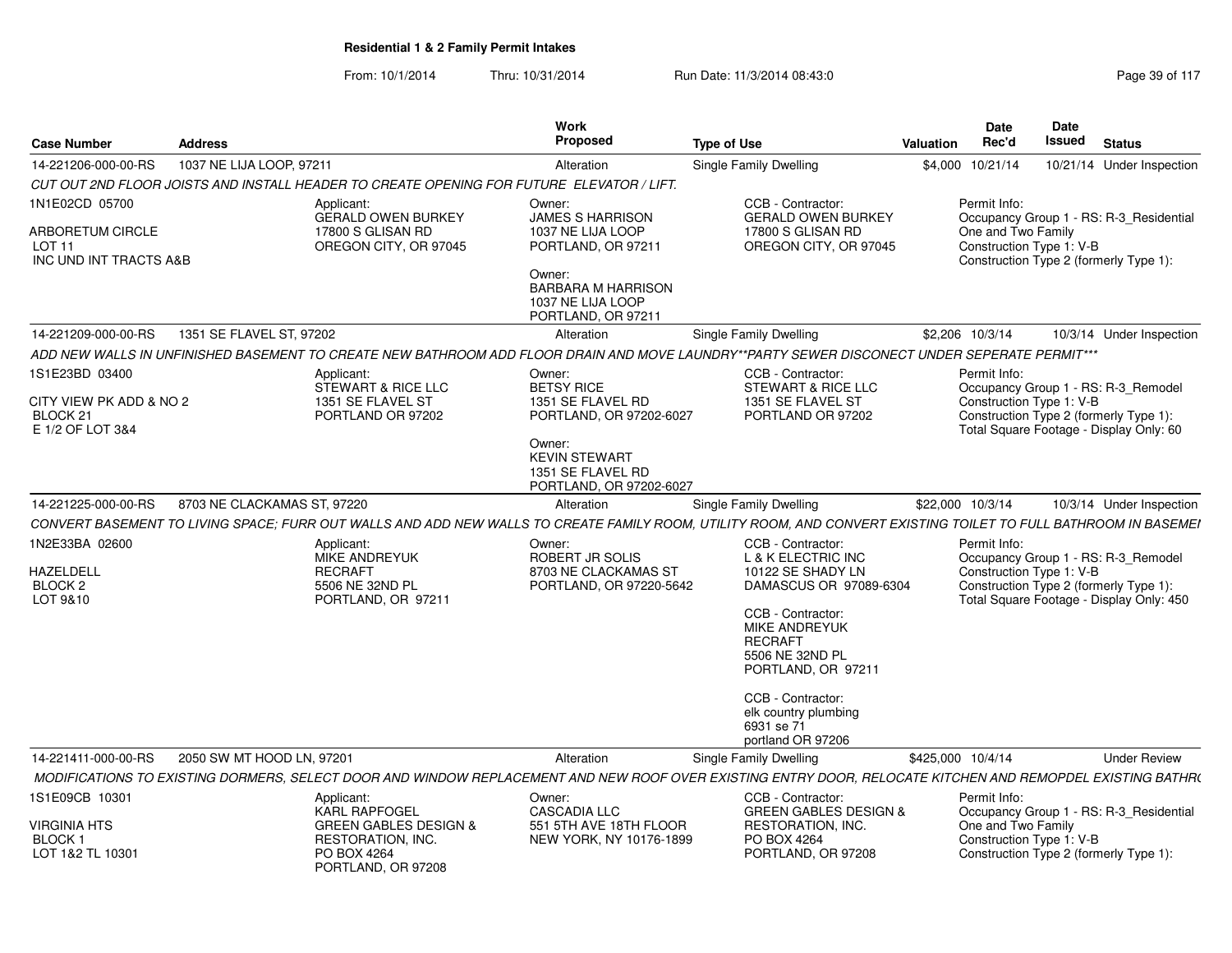**Residential 1 & 2 Family Permit Intakes**

From: 10/1/2014 Thru: 10/31/2014 Run Date: 11/3/2014 08:43:0

| Case Number | Address | Work Proposed | Type of Use | Valuation | Date Rec'd | Date Issued | Status |
|---|---|---|---|---|---|---|---|
| 14-221206-000-00-RS | 1037 NE LIJA LOOP, 97211 | Alteration | Single Family Dwelling | $4,000 | 10/21/14 | 10/21/14 | Under Inspection |

*CUT OUT 2ND FLOOR JOISTS AND INSTALL HEADER TO CREATE OPENING FOR FUTURE ELEVATOR / LIFT.*

1N1E02CD 05700
ARBORETUM CIRCLE
LOT 11
INC UND INT TRACTS A&B

Applicant:
GERALD OWEN BURKEY
17800 S GLISAN RD
OREGON CITY, OR 97045

Owner:
JAMES S HARRISON
1037 NE LIJA LOOP
PORTLAND, OR 97211

Owner:
BARBARA M HARRISON
1037 NE LIJA LOOP
PORTLAND, OR 97211

CCB - Contractor:
GERALD OWEN BURKEY
17800 S GLISAN RD
OREGON CITY, OR 97045

Permit Info:
Occupancy Group 1 - RS: R-3_Residential One and Two Family
Construction Type 1: V-B
Construction Type 2 (formerly Type 1):

| Case Number | Address | Work Proposed | Type of Use | Valuation | Date Rec'd | Date Issued | Status |
|---|---|---|---|---|---|---|---|
| 14-221209-000-00-RS | 1351 SE FLAVEL ST, 97202 | Alteration | Single Family Dwelling | $2,206 | 10/3/14 | 10/3/14 | Under Inspection |

*ADD NEW WALLS IN UNFINISHED BASEMENT TO CREATE NEW BATHROOM ADD FLOOR DRAIN AND MOVE LAUNDRY**PARTY SEWER DISCONECT UNDER SEPERATE PERMIT****

1S1E23BD 03400
CITY VIEW PK ADD & NO 2
BLOCK 21
E 1/2 OF LOT 3&4

Applicant:
STEWART & RICE LLC
1351 SE FLAVEL ST
PORTLAND OR 97202

Owner:
BETSY RICE
1351 SE FLAVEL RD
PORTLAND, OR 97202-6027

Owner:
KEVIN STEWART
1351 SE FLAVEL RD
PORTLAND, OR 97202-6027

CCB - Contractor:
STEWART & RICE LLC
1351 SE FLAVEL ST
PORTLAND OR 97202

Permit Info:
Occupancy Group 1 - RS: R-3_Remodel
Construction Type 1: V-B
Construction Type 2 (formerly Type 1):
Total Square Footage - Display Only: 60

| Case Number | Address | Work Proposed | Type of Use | Valuation | Date Rec'd | Date Issued | Status |
|---|---|---|---|---|---|---|---|
| 14-221225-000-00-RS | 8703 NE CLACKAMAS ST, 97220 | Alteration | Single Family Dwelling | $22,000 | 10/3/14 | 10/3/14 | Under Inspection |

*CONVERT BASEMENT TO LIVING SPACE; FURR OUT WALLS AND ADD NEW WALLS TO CREATE FAMILY ROOM, UTILITY ROOM, AND CONVERT EXISTING TOILET TO FULL BATHROOM IN BASEMEI*

1N2E33BA 02600
HAZELDELL
BLOCK 2
LOT 9&10

Applicant:
MIKE ANDREYUK
RECRAFT
5506 NE 32ND PL
PORTLAND, OR 97211

Owner:
ROBERT JR SOLIS
8703 NE CLACKAMAS ST
PORTLAND, OR 97220-5642

CCB - Contractor:
L & K ELECTRIC INC
10122 SE SHADY LN
DAMASCUS OR 97089-6304

CCB - Contractor:
MIKE ANDREYUK
RECRAFT
5506 NE 32ND PL
PORTLAND, OR 97211

CCB - Contractor:
elk country plumbing
6931 se 71
portland OR 97206

Permit Info:
Occupancy Group 1 - RS: R-3_Remodel
Construction Type 1: V-B
Construction Type 2 (formerly Type 1):
Total Square Footage - Display Only: 450

| Case Number | Address | Work Proposed | Type of Use | Valuation | Date Rec'd | Date Issued | Status |
|---|---|---|---|---|---|---|---|
| 14-221411-000-00-RS | 2050 SW MT HOOD LN, 97201 | Alteration | Single Family Dwelling | $425,000 | 10/4/14 | | Under Review |

*MODIFICATIONS TO EXISTING DORMERS, SELECT DOOR AND WINDOW REPLACEMENT AND NEW ROOF OVER EXISTING ENTRY DOOR, RELOCATE KITCHEN AND REMOPDEL EXISTING BATHR(*

1S1E09CB 10301
VIRGINIA HTS
BLOCK 1
LOT 1&2 TL 10301

Applicant:
KARL RAPFOGEL
GREEN GABLES DESIGN & RESTORATION, INC.
PO BOX 4264
PORTLAND, OR 97208

Owner:
CASCADIA LLC
551 5TH AVE 18TH FLOOR
NEW YORK, NY 10176-1899

CCB - Contractor:
GREEN GABLES DESIGN & RESTORATION, INC.
PO BOX 4264
PORTLAND, OR 97208

Permit Info:
Occupancy Group 1 - RS: R-3_Residential One and Two Family
Construction Type 1: V-B
Construction Type 2 (formerly Type 1):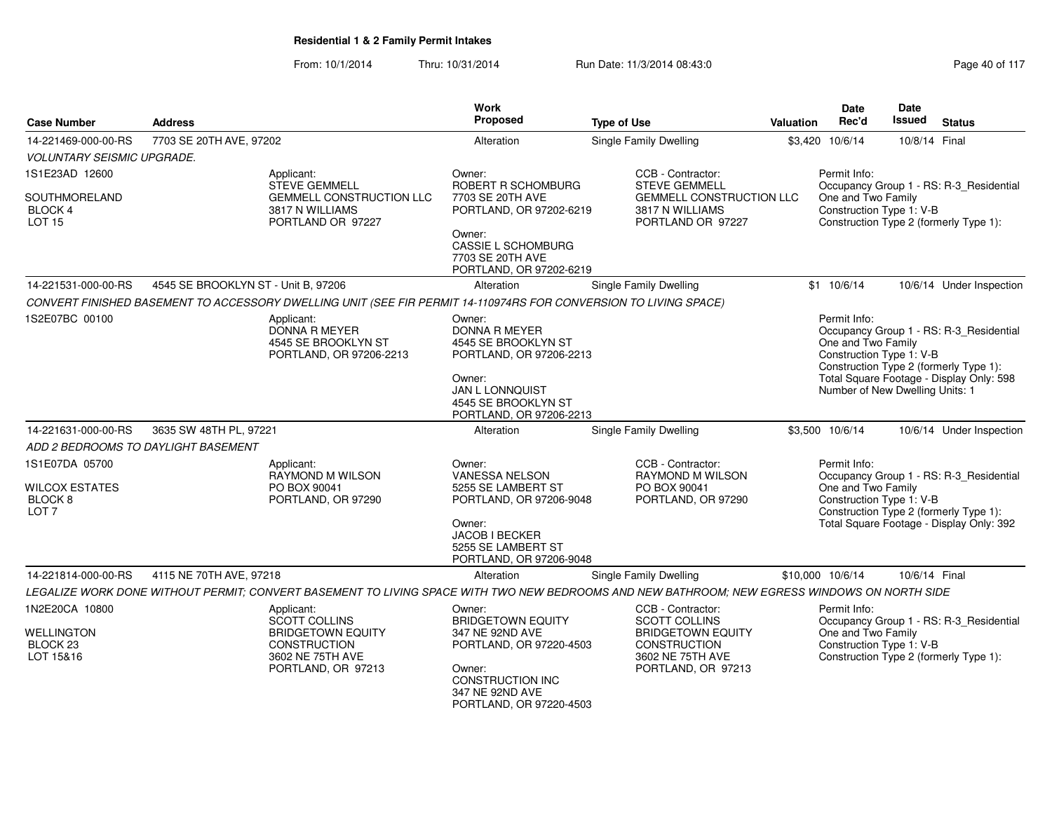## Residential 1 & 2 Family Permit Intakes

From: 10/1/2014 Thru: 10/31/2014 Run Date: 11/3/2014 08:43:0

| Case Number | Address | Work Proposed | Type of Use | Valuation | Date Rec'd | Date Issued | Status |
|---|---|---|---|---|---|---|---|
| 14-221469-000-00-RS | 7703 SE 20TH AVE, 97202 | Alteration | Single Family Dwelling | $3,420 | 10/6/14 | 10/8/14 | Final |

*VOLUNTARY SEISMIC UPGRADE.*

1S1E23AD 12600
SOUTHMORELAND
BLOCK 4
LOT 15

Applicant:
STEVE GEMMELL
GEMMELL CONSTRUCTION LLC
3817 N WILLIAMS
PORTLAND OR 97227

Owner:
ROBERT R SCHOMBURG
7703 SE 20TH AVE
PORTLAND, OR 97202-6219

Owner:
CASSIE L SCHOMBURG
7703 SE 20TH AVE
PORTLAND, OR 97202-6219

CCB - Contractor:
STEVE GEMMELL
GEMMELL CONSTRUCTION LLC
3817 N WILLIAMS
PORTLAND OR 97227

Permit Info:
Occupancy Group 1 - RS: R-3_Residential One and Two Family
Construction Type 1: V-B
Construction Type 2 (formerly Type 1):

| Case Number | Address | Work Proposed | Type of Use | Valuation | Date Rec'd | Date Issued | Status |
|---|---|---|---|---|---|---|---|
| 14-221531-000-00-RS | 4545 SE BROOKLYN ST - Unit B, 97206 | Alteration | Single Family Dwelling | $1 | 10/6/14 | 10/6/14 | Under Inspection |

*CONVERT FINISHED BASEMENT TO ACCESSORY DWELLING UNIT (SEE FIR PERMIT 14-110974RS FOR CONVERSION TO LIVING SPACE)*

1S2E07BC 00100

Applicant:
DONNA R MEYER
4545 SE BROOKLYN ST
PORTLAND, OR 97206-2213

Owner:
DONNA R MEYER
4545 SE BROOKLYN ST
PORTLAND, OR 97206-2213

Owner:
JAN L LONNQUIST
4545 SE BROOKLYN ST
PORTLAND, OR 97206-2213

Permit Info:
Occupancy Group 1 - RS: R-3_Residential One and Two Family
Construction Type 1: V-B
Construction Type 2 (formerly Type 1):
Total Square Footage - Display Only: 598
Number of New Dwelling Units: 1

| Case Number | Address | Work Proposed | Type of Use | Valuation | Date Rec'd | Date Issued | Status |
|---|---|---|---|---|---|---|---|
| 14-221631-000-00-RS | 3635 SW 48TH PL, 97221 | Alteration | Single Family Dwelling | $3,500 | 10/6/14 | 10/6/14 | Under Inspection |

*ADD 2 BEDROOMS TO DAYLIGHT BASEMENT*

1S1E07DA 05700
WILCOX ESTATES
BLOCK 8
LOT 7

Applicant:
RAYMOND M WILSON
PO BOX 90041
PORTLAND, OR 97290

Owner:
VANESSA NELSON
5255 SE LAMBERT ST
PORTLAND, OR 97206-9048

Owner:
JACOB I BECKER
5255 SE LAMBERT ST
PORTLAND, OR 97206-9048

CCB - Contractor:
RAYMOND M WILSON
PO BOX 90041
PORTLAND, OR 97290

Permit Info:
Occupancy Group 1 - RS: R-3_Residential One and Two Family
Construction Type 1: V-B
Construction Type 2 (formerly Type 1):
Total Square Footage - Display Only: 392

| Case Number | Address | Work Proposed | Type of Use | Valuation | Date Rec'd | Date Issued | Status |
|---|---|---|---|---|---|---|---|
| 14-221814-000-00-RS | 4115 NE 70TH AVE, 97218 | Alteration | Single Family Dwelling | $10,000 | 10/6/14 | 10/6/14 | Final |

*LEGALIZE WORK DONE WITHOUT PERMIT; CONVERT BASEMENT TO LIVING SPACE WITH TWO NEW BEDROOMS AND NEW BATHROOM; NEW EGRESS WINDOWS ON NORTH SIDE*

1N2E20CA 10800
WELLINGTON
BLOCK 23
LOT 15&16

Applicant:
SCOTT COLLINS
BRIDGETOWN EQUITY CONSTRUCTION
3602 NE 75TH AVE
PORTLAND, OR 97213

Owner:
BRIDGETOWN EQUITY
347 NE 92ND AVE
PORTLAND, OR 97220-4503

Owner:
CONSTRUCTION INC
347 NE 92ND AVE
PORTLAND, OR 97220-4503

CCB - Contractor:
SCOTT COLLINS
BRIDGETOWN EQUITY CONSTRUCTION
3602 NE 75TH AVE
PORTLAND, OR 97213

Permit Info:
Occupancy Group 1 - RS: R-3_Residential One and Two Family
Construction Type 1: V-B
Construction Type 2 (formerly Type 1):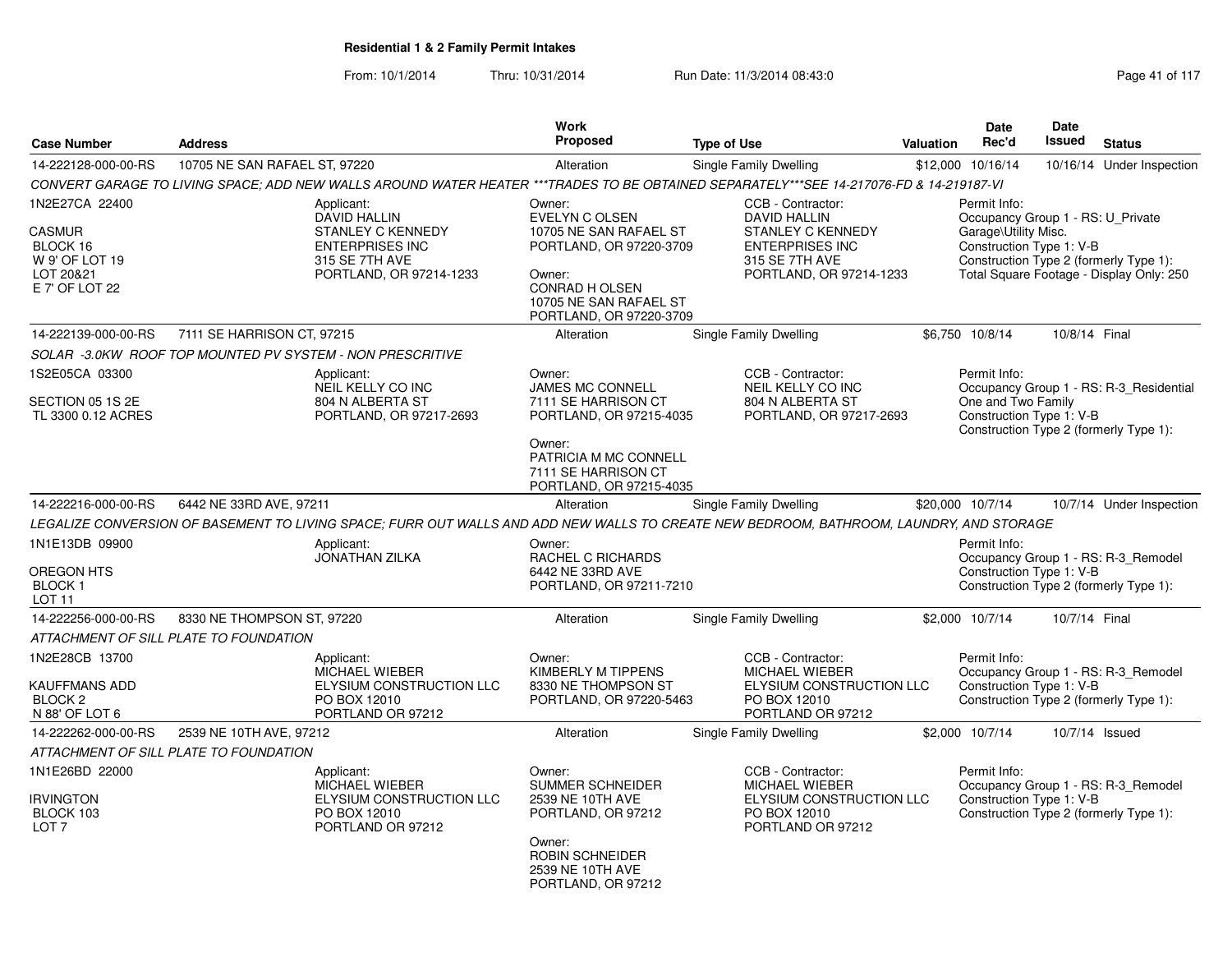**Residential 1 & 2 Family Permit Intakes**

From: 10/1/2014 Thru: 10/31/2014 Run Date: 11/3/2014 08:43:0

| Case Number | Address | Work Proposed | Type of Use | Valuation | Date Rec'd | Date Issued | Status |
|---|---|---|---|---|---|---|---|
| 14-222128-000-00-RS | 10705 NE SAN RAFAEL ST, 97220 | Alteration | Single Family Dwelling | $12,000 | 10/16/14 | 10/16/14 | Under Inspection |

*CONVERT GARAGE TO LIVING SPACE; ADD NEW WALLS AROUND WATER HEATER ***TRADES TO BE OBTAINED SEPARATELY***SEE 14-217076-FD & 14-219187-VI*

1N2E27CA 22400
CASMUR
BLOCK 16
W 9' OF LOT 19
LOT 20&21
E 7' OF LOT 22

Applicant:
DAVID HALLIN
STANLEY C KENNEDY ENTERPRISES INC
315 SE 7TH AVE
PORTLAND, OR 97214-1233

Owner:
EVELYN C OLSEN
10705 NE SAN RAFAEL ST
PORTLAND, OR 97220-3709

Owner:
CONRAD H OLSEN
10705 NE SAN RAFAEL ST
PORTLAND, OR 97220-3709

CCB - Contractor:
DAVID HALLIN
STANLEY C KENNEDY ENTERPRISES INC
315 SE 7TH AVE
PORTLAND, OR 97214-1233

Permit Info:
Occupancy Group 1 - RS: U_Private Garage\Utility Misc.
Construction Type 1: V-B
Construction Type 2 (formerly Type 1):
Total Square Footage - Display Only: 250

| Case Number | Address | Work Proposed | Type of Use | Valuation | Date Rec'd | Date Issued | Status |
|---|---|---|---|---|---|---|---|
| 14-222139-000-00-RS | 7111 SE HARRISON CT, 97215 | Alteration | Single Family Dwelling | $6,750 | 10/8/14 | 10/8/14 | Final |

*SOLAR -3.0KW ROOF TOP MOUNTED PV SYSTEM - NON PRESCRITIVE*

1S2E05CA 03300
SECTION 05 1S 2E
TL 3300 0.12 ACRES

Applicant:
NEIL KELLY CO INC
804 N ALBERTA ST
PORTLAND, OR 97217-2693

Owner:
JAMES MC CONNELL
7111 SE HARRISON CT
PORTLAND, OR 97215-4035

Owner:
PATRICIA M MC CONNELL
7111 SE HARRISON CT
PORTLAND, OR 97215-4035

CCB - Contractor:
NEIL KELLY CO INC
804 N ALBERTA ST
PORTLAND, OR 97217-2693

Permit Info:
Occupancy Group 1 - RS: R-3_Residential One and Two Family
Construction Type 1: V-B
Construction Type 2 (formerly Type 1):

| Case Number | Address | Work Proposed | Type of Use | Valuation | Date Rec'd | Date Issued | Status |
|---|---|---|---|---|---|---|---|
| 14-222216-000-00-RS | 6442 NE 33RD AVE, 97211 | Alteration | Single Family Dwelling | $20,000 | 10/7/14 | 10/7/14 | Under Inspection |

*LEGALIZE CONVERSION OF BASEMENT TO LIVING SPACE; FURR OUT WALLS AND ADD NEW WALLS TO CREATE NEW BEDROOM, BATHROOM, LAUNDRY, AND STORAGE*

1N1E13DB 09900
OREGON HTS
BLOCK 1
LOT 11

Applicant:
JONATHAN ZILKA

Owner:
RACHEL C RICHARDS
6442 NE 33RD AVE
PORTLAND, OR 97211-7210

Permit Info:
Occupancy Group 1 - RS: R-3_Remodel
Construction Type 1: V-B
Construction Type 2 (formerly Type 1):

| Case Number | Address | Work Proposed | Type of Use | Valuation | Date Rec'd | Date Issued | Status |
|---|---|---|---|---|---|---|---|
| 14-222256-000-00-RS | 8330 NE THOMPSON ST, 97220 | Alteration | Single Family Dwelling | $2,000 | 10/7/14 | 10/7/14 | Final |

*ATTACHMENT OF SILL PLATE TO FOUNDATION*

1N2E28CB 13700
KAUFFMANS ADD
BLOCK 2
N 88' OF LOT 6

Applicant:
MICHAEL WIEBER
ELYSIUM CONSTRUCTION LLC
PO BOX 12010
PORTLAND OR 97212

Owner:
KIMBERLY M TIPPENS
8330 NE THOMPSON ST
PORTLAND, OR 97220-5463

CCB - Contractor:
MICHAEL WIEBER
ELYSIUM CONSTRUCTION LLC
PO BOX 12010
PORTLAND OR 97212

Permit Info:
Occupancy Group 1 - RS: R-3_Remodel
Construction Type 1: V-B
Construction Type 2 (formerly Type 1):

| Case Number | Address | Work Proposed | Type of Use | Valuation | Date Rec'd | Date Issued | Status |
|---|---|---|---|---|---|---|---|
| 14-222262-000-00-RS | 2539 NE 10TH AVE, 97212 | Alteration | Single Family Dwelling | $2,000 | 10/7/14 | 10/7/14 | Issued |

*ATTACHMENT OF SILL PLATE TO FOUNDATION*

1N1E26BD 22000
IRVINGTON
BLOCK 103
LOT 7

Applicant:
MICHAEL WIEBER
ELYSIUM CONSTRUCTION LLC
PO BOX 12010
PORTLAND OR 97212

Owner:
SUMMER SCHNEIDER
2539 NE 10TH AVE
PORTLAND, OR 97212

Owner:
ROBIN SCHNEIDER
2539 NE 10TH AVE
PORTLAND, OR 97212

CCB - Contractor:
MICHAEL WIEBER
ELYSIUM CONSTRUCTION LLC
PO BOX 12010
PORTLAND OR 97212

Permit Info:
Occupancy Group 1 - RS: R-3_Remodel
Construction Type 1: V-B
Construction Type 2 (formerly Type 1):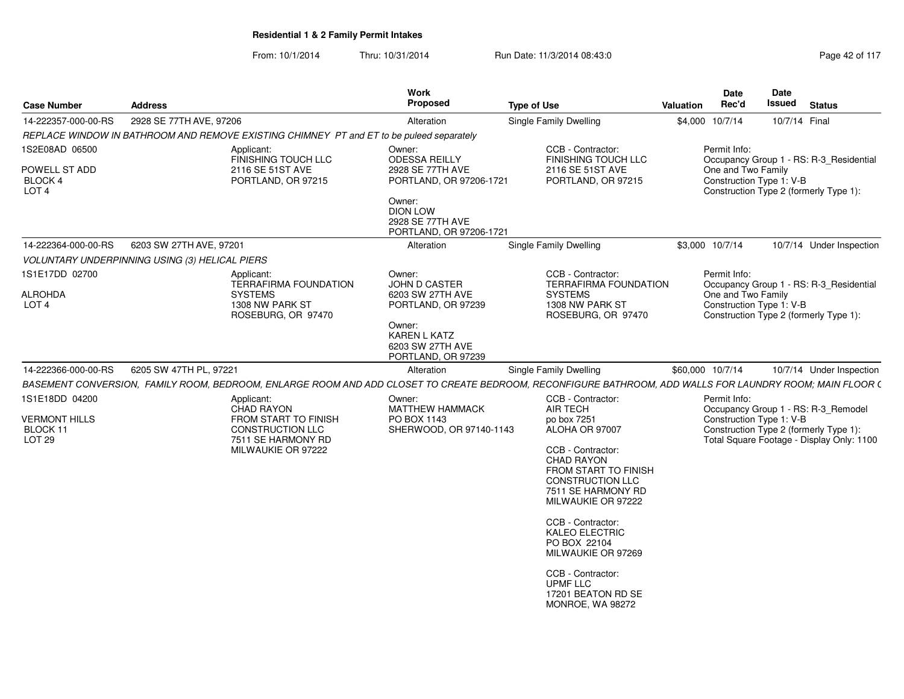**Residential 1 & 2 Family Permit Intakes**

From: 10/1/2014 Thru: 10/31/2014 Run Date: 11/3/2014 08:43:0

| Case Number | Address | Work Proposed | Type of Use | Valuation | Date Rec'd | Date Issued | Status |
|---|---|---|---|---|---|---|---|
| 14-222357-000-00-RS | 2928 SE 77TH AVE, 97206 | Alteration | Single Family Dwelling | $4,000 | 10/7/14 | 10/7/14 | Final |

*REPLACE WINDOW IN BATHROOM AND REMOVE EXISTING CHIMNEY PT and ET to be puleed separately*

1S2E08AD 06500
POWELL ST ADD
BLOCK 4
LOT 4

Applicant:
FINISHING TOUCH LLC
2116 SE 51ST AVE
PORTLAND, OR 97215

Owner:
ODESSA REILLY
2928 SE 77TH AVE
PORTLAND, OR 97206-1721

Owner:
DION LOW
2928 SE 77TH AVE
PORTLAND, OR 97206-1721

CCB - Contractor:
FINISHING TOUCH LLC
2116 SE 51ST AVE
PORTLAND, OR 97215

Permit Info:
Occupancy Group 1 - RS: R-3_Residential One and Two Family
Construction Type 1: V-B
Construction Type 2 (formerly Type 1):

| Case Number | Address | Work Proposed | Type of Use | Valuation | Date Rec'd | Date Issued | Status |
|---|---|---|---|---|---|---|---|
| 14-222364-000-00-RS | 6203 SW 27TH AVE, 97201 | Alteration | Single Family Dwelling | $3,000 | 10/7/14 | 10/7/14 | Under Inspection |

*VOLUNTARY UNDERPINNING USING (3) HELICAL PIERS*

1S1E17DD 02700
ALROHDA
LOT 4

Applicant:
TERRAFIRMA FOUNDATION SYSTEMS
1308 NW PARK ST
ROSEBURG, OR 97470

Owner:
JOHN D CASTER
6203 SW 27TH AVE
PORTLAND, OR 97239

Owner:
KAREN L KATZ
6203 SW 27TH AVE
PORTLAND, OR 97239

CCB - Contractor:
TERRAFIRMA FOUNDATION SYSTEMS
1308 NW PARK ST
ROSEBURG, OR 97470

Permit Info:
Occupancy Group 1 - RS: R-3_Residential One and Two Family
Construction Type 1: V-B
Construction Type 2 (formerly Type 1):

| Case Number | Address | Work Proposed | Type of Use | Valuation | Date Rec'd | Date Issued | Status |
|---|---|---|---|---|---|---|---|
| 14-222366-000-00-RS | 6205 SW 47TH PL, 97221 | Alteration | Single Family Dwelling | $60,000 | 10/7/14 | 10/7/14 | Under Inspection |

*BASEMENT CONVERSION, FAMILY ROOM, BEDROOM, ENLARGE ROOM AND ADD CLOSET TO CREATE BEDROOM, RECONFIGURE BATHROOM, ADD WALLS FOR LAUNDRY ROOM; MAIN FLOOR (*

1S1E18DD 04200
VERMONT HILLS
BLOCK 11
LOT 29

Applicant:
CHAD RAYON
FROM START TO FINISH CONSTRUCTION LLC
7511 SE HARMONY RD
MILWAUKIE OR 97222

Owner:
MATTHEW HAMMACK
PO BOX 1143
SHERWOOD, OR 97140-1143

CCB - Contractor:
AIR TECH
po box 7251
ALOHA OR 97007

CCB - Contractor:
CHAD RAYON
FROM START TO FINISH CONSTRUCTION LLC
7511 SE HARMONY RD
MILWAUKIE OR 97222

CCB - Contractor:
KALEO ELECTRIC
PO BOX 22104
MILWAUKIE OR 97269

CCB - Contractor:
UPMF LLC
17201 BEATON RD SE
MONROE, WA 98272

Permit Info:
Occupancy Group 1 - RS: R-3_Remodel
Construction Type 1: V-B
Construction Type 2 (formerly Type 1):
Total Square Footage - Display Only: 1100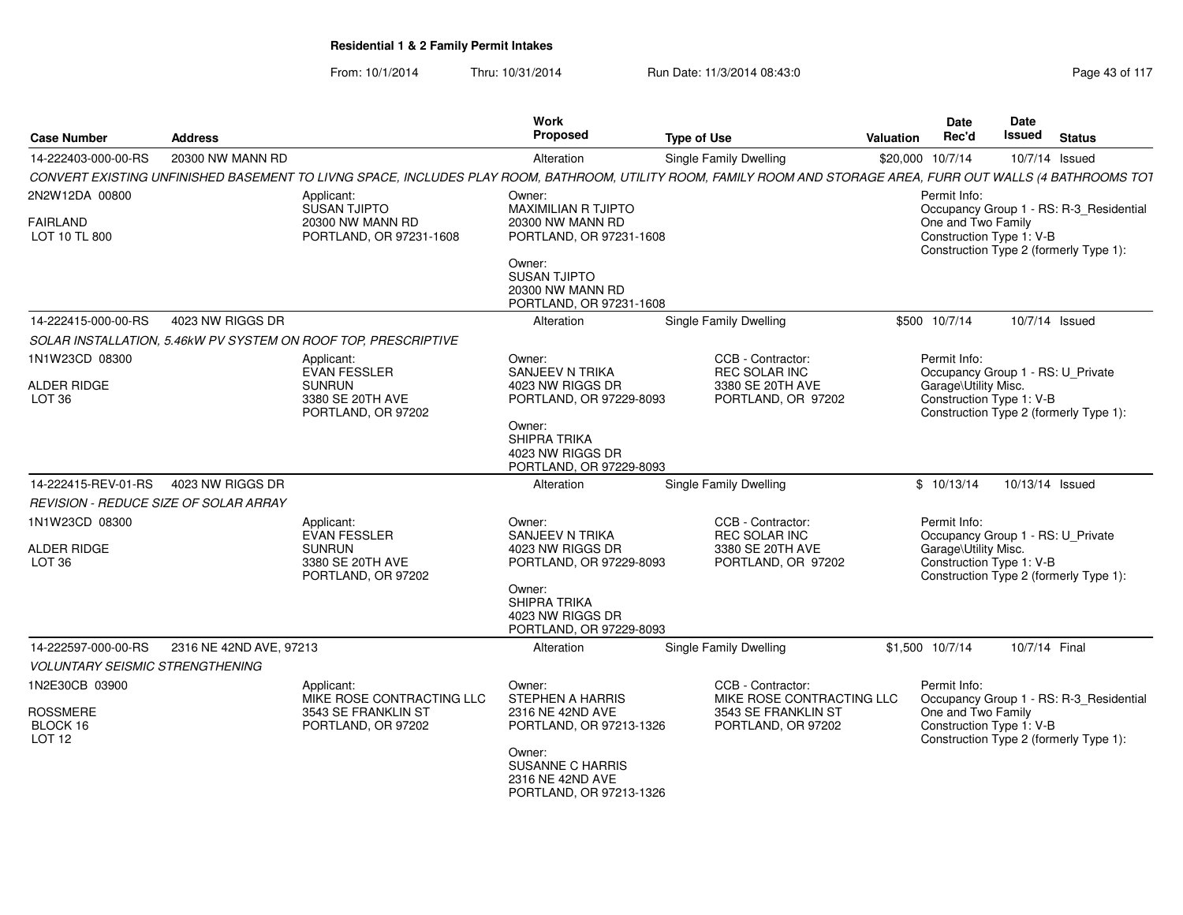# Residential 1 & 2 Family Permit Intakes

From: 10/1/2014 Thru: 10/31/2014 Run Date: 11/3/2014 08:43:0

| Case Number | Address | Work Proposed | Type of Use | Valuation | Date Rec'd | Date Issued | Status |
|---|---|---|---|---|---|---|---|
| 14-222403-000-00-RS | 20300 NW MANN RD | Alteration | Single Family Dwelling | $20,000 | 10/7/14 | 10/7/14 | Issued |

*CONVERT EXISTING UNFINISHED BASEMENT TO LIVNG SPACE, INCLUDES PLAY ROOM, BATHROOM, UTILITY ROOM, FAMILY ROOM AND STORAGE AREA, FURR OUT WALLS (4 BATHROOMS TOT*

2N2W12DA 00800
FAIRLAND
LOT 10 TL 800

Applicant:
SUSAN TJIPTO
20300 NW MANN RD
PORTLAND, OR 97231-1608

Owner:
MAXIMILIAN R TJIPTO
20300 NW MANN RD
PORTLAND, OR 97231-1608

Owner:
SUSAN TJIPTO
20300 NW MANN RD
PORTLAND, OR 97231-1608

Permit Info:
Occupancy Group 1 - RS: R-3_Residential One and Two Family
Construction Type 1: V-B
Construction Type 2 (formerly Type 1):

| Case Number | Address | Work Proposed | Type of Use | Valuation | Date Rec'd | Date Issued | Status |
|---|---|---|---|---|---|---|---|
| 14-222415-000-00-RS | 4023 NW RIGGS DR | Alteration | Single Family Dwelling | $500 | 10/7/14 | 10/7/14 | Issued |

*SOLAR INSTALLATION, 5.46kW PV SYSTEM ON ROOF TOP, PRESCRIPTIVE*

1N1W23CD 08300
ALDER RIDGE
LOT 36

Applicant:
EVAN FESSLER
SUNRUN
3380 SE 20TH AVE
PORTLAND, OR 97202

Owner:
SANJEEV N TRIKA
4023 NW RIGGS DR
PORTLAND, OR 97229-8093

Owner:
SHIPRA TRIKA
4023 NW RIGGS DR
PORTLAND, OR 97229-8093

CCB - Contractor:
REC SOLAR INC
3380 SE 20TH AVE
PORTLAND, OR 97202

Permit Info:
Occupancy Group 1 - RS: U_Private Garage\Utility Misc.
Construction Type 1: V-B
Construction Type 2 (formerly Type 1):

| Case Number | Address | Work Proposed | Type of Use | Valuation | Date Rec'd | Date Issued | Status |
|---|---|---|---|---|---|---|---|
| 14-222415-REV-01-RS | 4023 NW RIGGS DR | Alteration | Single Family Dwelling | $ | 10/13/14 | 10/13/14 | Issued |

*REVISION - REDUCE SIZE OF SOLAR ARRAY*

1N1W23CD 08300
ALDER RIDGE
LOT 36

Applicant:
EVAN FESSLER
SUNRUN
3380 SE 20TH AVE
PORTLAND, OR 97202

Owner:
SANJEEV N TRIKA
4023 NW RIGGS DR
PORTLAND, OR 97229-8093

Owner:
SHIPRA TRIKA
4023 NW RIGGS DR
PORTLAND, OR 97229-8093

CCB - Contractor:
REC SOLAR INC
3380 SE 20TH AVE
PORTLAND, OR 97202

Permit Info:
Occupancy Group 1 - RS: U_Private Garage\Utility Misc.
Construction Type 1: V-B
Construction Type 2 (formerly Type 1):

| Case Number | Address | Work Proposed | Type of Use | Valuation | Date Rec'd | Date Issued | Status |
|---|---|---|---|---|---|---|---|
| 14-222597-000-00-RS | 2316 NE 42ND AVE, 97213 | Alteration | Single Family Dwelling | $1,500 | 10/7/14 | 10/7/14 | Final |

*VOLUNTARY SEISMIC STRENGTHENING*

1N2E30CB 03900
ROSSMERE
BLOCK 16
LOT 12

Applicant:
MIKE ROSE CONTRACTING LLC
3543 SE FRANKLIN ST
PORTLAND, OR 97202

Owner:
STEPHEN A HARRIS
2316 NE 42ND AVE
PORTLAND, OR 97213-1326

Owner:
SUSANNE C HARRIS
2316 NE 42ND AVE
PORTLAND, OR 97213-1326

CCB - Contractor:
MIKE ROSE CONTRACTING LLC
3543 SE FRANKLIN ST
PORTLAND, OR 97202

Permit Info:
Occupancy Group 1 - RS: R-3_Residential One and Two Family
Construction Type 1: V-B
Construction Type 2 (formerly Type 1):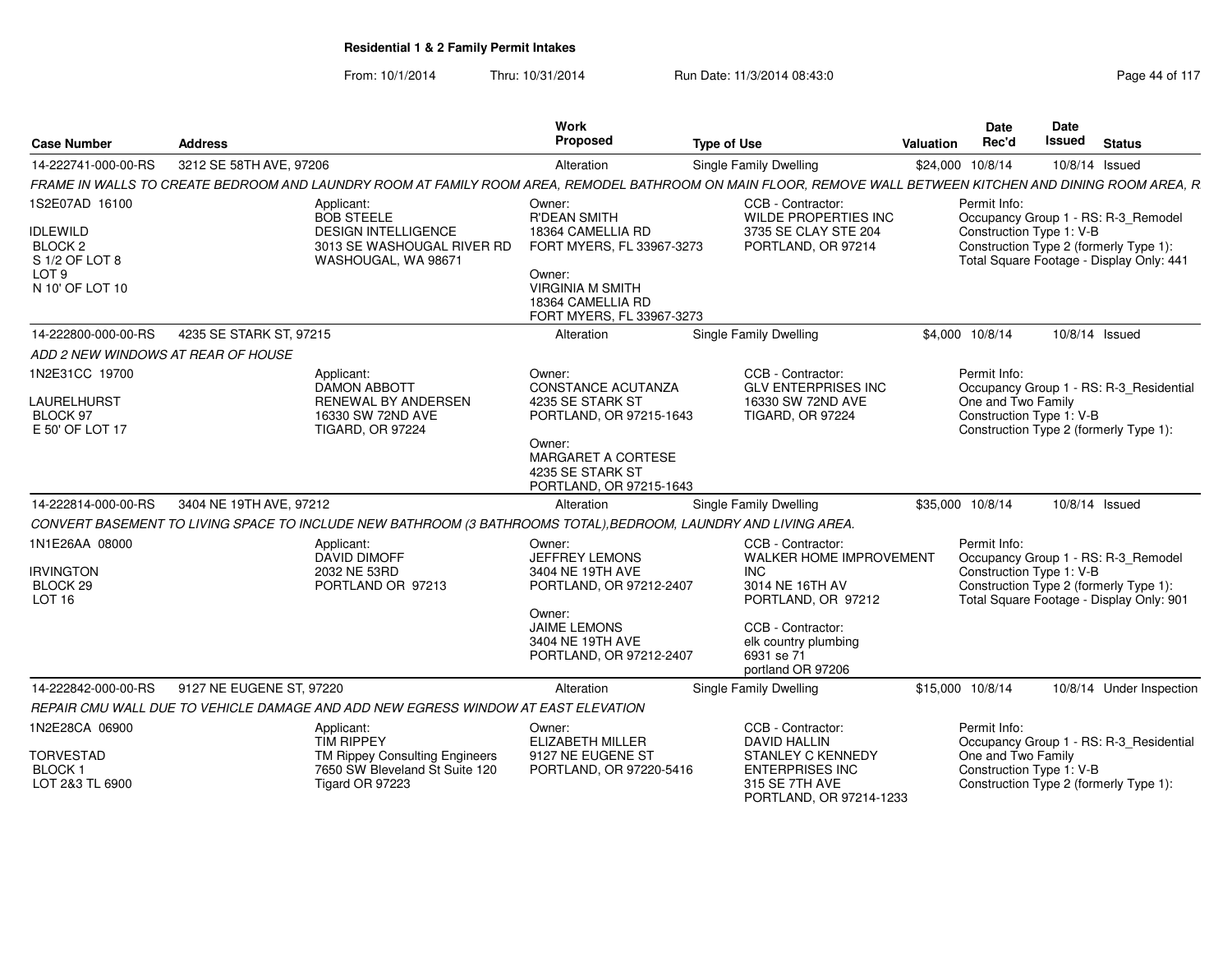## Residential 1 & 2 Family Permit Intakes

From: 10/1/2014 Thru: 10/31/2014 Run Date: 11/3/2014 08:43:0

| Case Number | Address | Work Proposed | Type of Use | Valuation | Date Rec'd | Date Issued | Status |
|---|---|---|---|---|---|---|---|
| 14-222741-000-00-RS | 3212 SE 58TH AVE, 97206 | Alteration | Single Family Dwelling | $24,000 | 10/8/14 | 10/8/14 | Issued |

FRAME IN WALLS TO CREATE BEDROOM AND LAUNDRY ROOM AT FAMILY ROOM AREA, REMODEL BATHROOM ON MAIN FLOOR, REMOVE WALL BETWEEN KITCHEN AND DINING ROOM AREA, R

1S2E07AD 16100
IDLEWILD
BLOCK 2
S 1/2 OF LOT 8
LOT 9
N 10' OF LOT 10

Applicant: BOB STEELE, DESIGN INTELLIGENCE, 3013 SE WASHOUGAL RIVER RD, WASHOUGAL, WA 98671

Owner: R'DEAN SMITH, 18364 CAMELLIA RD, FORT MYERS, FL 33967-3273
Owner: VIRGINIA M SMITH, 18364 CAMELLIA RD, FORT MYERS, FL 33967-3273

CCB - Contractor: WILDE PROPERTIES INC, 3735 SE CLAY STE 204, PORTLAND, OR 97214

Permit Info:
Occupancy Group 1 - RS: R-3_Remodel
Construction Type 1: V-B
Construction Type 2 (formerly Type 1):
Total Square Footage - Display Only: 441

| Case Number | Address | Work Proposed | Type of Use | Valuation | Date Rec'd | Date Issued | Status |
|---|---|---|---|---|---|---|---|
| 14-222800-000-00-RS | 4235 SE STARK ST, 97215 | Alteration | Single Family Dwelling | $4,000 | 10/8/14 | 10/8/14 | Issued |

ADD 2 NEW WINDOWS AT REAR OF HOUSE

1N2E31CC 19700
LAURELHURST
BLOCK 97
E 50' OF LOT 17

Applicant: DAMON ABBOTT, RENEWAL BY ANDERSEN, 16330 SW 72ND AVE, TIGARD, OR 97224

Owner: CONSTANCE ACUTANZA, 4235 SE STARK ST, PORTLAND, OR 97215-1643
Owner: MARGARET A CORTESE, 4235 SE STARK ST, PORTLAND, OR 97215-1643

CCB - Contractor: GLV ENTERPRISES INC, 16330 SW 72ND AVE, TIGARD, OR 97224

Permit Info:
Occupancy Group 1 - RS: R-3_Residential One and Two Family
Construction Type 1: V-B
Construction Type 2 (formerly Type 1):

| Case Number | Address | Work Proposed | Type of Use | Valuation | Date Rec'd | Date Issued | Status |
|---|---|---|---|---|---|---|---|
| 14-222814-000-00-RS | 3404 NE 19TH AVE, 97212 | Alteration | Single Family Dwelling | $35,000 | 10/8/14 | 10/8/14 | Issued |

CONVERT BASEMENT TO LIVING SPACE TO INCLUDE NEW BATHROOM (3 BATHROOMS TOTAL),BEDROOM, LAUNDRY AND LIVING AREA.

1N1E26AA 08000
IRVINGTON
BLOCK 29
LOT 16

Applicant: DAVID DIMOFF, 2032 NE 53RD, PORTLAND OR 97213

Owner: JEFFREY LEMONS, 3404 NE 19TH AVE, PORTLAND, OR 97212-2407
Owner: JAIME LEMONS, 3404 NE 19TH AVE, PORTLAND, OR 97212-2407

CCB - Contractor: WALKER HOME IMPROVEMENT INC, 3014 NE 16TH AV, PORTLAND, OR 97212
CCB - Contractor: elk country plumbing, 6931 se 71, portland OR 97206

Permit Info:
Occupancy Group 1 - RS: R-3_Remodel
Construction Type 1: V-B
Construction Type 2 (formerly Type 1):
Total Square Footage - Display Only: 901

| Case Number | Address | Work Proposed | Type of Use | Valuation | Date Rec'd | Date Issued | Status |
|---|---|---|---|---|---|---|---|
| 14-222842-000-00-RS | 9127 NE EUGENE ST, 97220 | Alteration | Single Family Dwelling | $15,000 | 10/8/14 | 10/8/14 | Under Inspection |

REPAIR CMU WALL DUE TO VEHICLE DAMAGE AND ADD NEW EGRESS WINDOW AT EAST ELEVATION

1N2E28CA 06900
TORVESTAD
BLOCK 1
LOT 2&3 TL 6900

Applicant: TIM RIPPEY, TM Rippey Consulting Engineers, 7650 SW Bleveland St Suite 120, Tigard OR 97223

Owner: ELIZABETH MILLER, 9127 NE EUGENE ST, PORTLAND, OR 97220-5416

CCB - Contractor: DAVID HALLIN, STANLEY C KENNEDY ENTERPRISES INC, 315 SE 7TH AVE, PORTLAND, OR 97214-1233

Permit Info:
Occupancy Group 1 - RS: R-3_Residential One and Two Family
Construction Type 1: V-B
Construction Type 2 (formerly Type 1):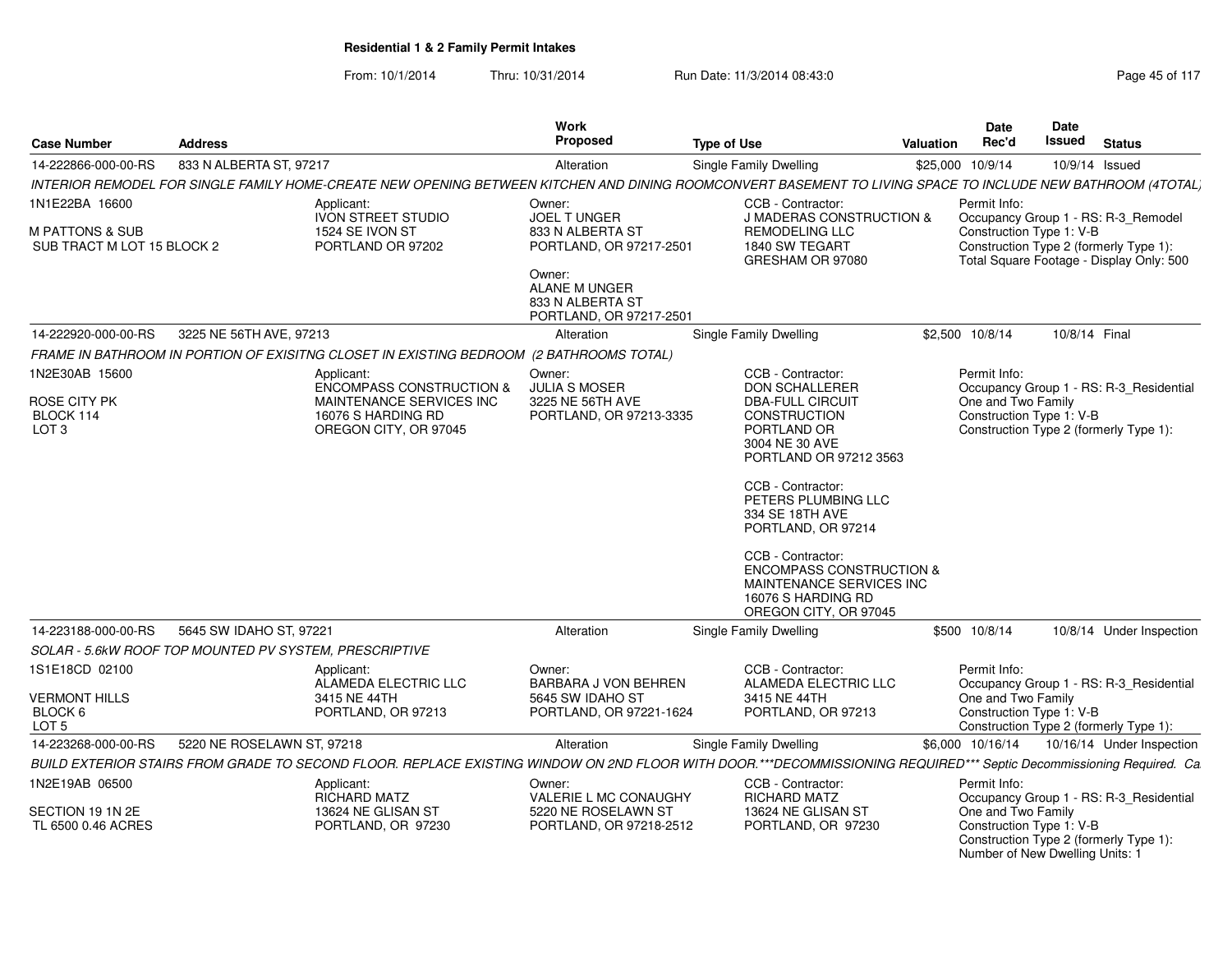**Residential 1 & 2 Family Permit Intakes**

From: 10/1/2014 Thru: 10/31/2014 Run Date: 11/3/2014 08:43:0

| Case Number | Address | Work Proposed | Type of Use | Valuation | Date Rec'd | Date Issued | Status |
|---|---|---|---|---|---|---|---|
| 14-222866-000-00-RS | 833 N ALBERTA ST, 97217 | Alteration | Single Family Dwelling | $25,000 | 10/9/14 | 10/9/14 | Issued |

*INTERIOR REMODEL FOR SINGLE FAMILY HOME-CREATE NEW OPENING BETWEEN KITCHEN AND DINING ROOMCONVERT BASEMENT TO LIVING SPACE TO INCLUDE NEW BATHROOM (4TOTAL)*

1N1E22BA 16600
M PATTONS & SUB
SUB TRACT M LOT 15 BLOCK 2

Applicant: IVON STREET STUDIO, 1524 SE IVON ST, PORTLAND OR 97202

Owner: JOEL T UNGER, 833 N ALBERTA ST, PORTLAND, OR 97217-2501

Owner: ALANE M UNGER, 833 N ALBERTA ST, PORTLAND, OR 97217-2501

CCB - Contractor: J MADERAS CONSTRUCTION & REMODELING LLC, 1840 SW TEGART, GRESHAM OR 97080

Permit Info: Occupancy Group 1 - RS: R-3_Remodel; Construction Type 1: V-B; Construction Type 2 (formerly Type 1):; Total Square Footage - Display Only: 500

| Case Number | Address | Work Proposed | Type of Use | Valuation | Date Rec'd | Date Issued | Status |
|---|---|---|---|---|---|---|---|
| 14-222920-000-00-RS | 3225 NE 56TH AVE, 97213 | Alteration | Single Family Dwelling | $2,500 | 10/8/14 | 10/8/14 | Final |

*FRAME IN BATHROOM IN PORTION OF EXISITNG CLOSET IN EXISTING BEDROOM (2 BATHROOMS TOTAL)*

1N2E30AB 15600
ROSE CITY PK
BLOCK 114
LOT 3

Applicant: ENCOMPASS CONSTRUCTION & MAINTENANCE SERVICES INC, 16076 S HARDING RD, OREGON CITY, OR 97045

Owner: JULIA S MOSER, 3225 NE 56TH AVE, PORTLAND, OR 97213-3335

CCB - Contractor: DON SCHALLERER DBA-FULL CIRCUIT CONSTRUCTION PORTLAND OR, 3004 NE 30 AVE, PORTLAND OR 97212 3563

CCB - Contractor: PETERS PLUMBING LLC, 334 SE 18TH AVE, PORTLAND, OR 97214

CCB - Contractor: ENCOMPASS CONSTRUCTION & MAINTENANCE SERVICES INC, 16076 S HARDING RD, OREGON CITY, OR 97045

Permit Info: Occupancy Group 1 - RS: R-3_Residential One and Two Family; Construction Type 1: V-B; Construction Type 2 (formerly Type 1):

| Case Number | Address | Work Proposed | Type of Use | Valuation | Date Rec'd | Date Issued | Status |
|---|---|---|---|---|---|---|---|
| 14-223188-000-00-RS | 5645 SW IDAHO ST, 97221 | Alteration | Single Family Dwelling | $500 | 10/8/14 | 10/8/14 | Under Inspection |

*SOLAR - 5.6kW ROOF TOP MOUNTED PV SYSTEM, PRESCRIPTIVE*

1S1E18CD 02100
VERMONT HILLS
BLOCK 6
LOT 5

Applicant: ALAMEDA ELECTRIC LLC, 3415 NE 44TH, PORTLAND, OR 97213

Owner: BARBARA J VON BEHREN, 5645 SW IDAHO ST, PORTLAND, OR 97221-1624

CCB - Contractor: ALAMEDA ELECTRIC LLC, 3415 NE 44TH, PORTLAND, OR 97213

Permit Info: Occupancy Group 1 - RS: R-3_Residential One and Two Family; Construction Type 1: V-B; Construction Type 2 (formerly Type 1):

| Case Number | Address | Work Proposed | Type of Use | Valuation | Date Rec'd | Date Issued | Status |
|---|---|---|---|---|---|---|---|
| 14-223268-000-00-RS | 5220 NE ROSELAWN ST, 97218 | Alteration | Single Family Dwelling | $6,000 | 10/16/14 | 10/16/14 | Under Inspection |

*BUILD EXTERIOR STAIRS FROM GRADE TO SECOND FLOOR. REPLACE EXISTING WINDOW ON 2ND FLOOR WITH DOOR.\*\*\*DECOMMISSIONING REQUIRED\*\*\* Septic Decommissioning Required. Ca*

1N2E19AB 06500
SECTION 19 1N 2E
TL 6500 0.46 ACRES

Applicant: RICHARD MATZ, 13624 NE GLISAN ST, PORTLAND, OR 97230

Owner: VALERIE L MC CONAUGHY, 5220 NE ROSELAWN ST, PORTLAND, OR 97218-2512

CCB - Contractor: RICHARD MATZ, 13624 NE GLISAN ST, PORTLAND, OR 97230

Permit Info: Occupancy Group 1 - RS: R-3_Residential One and Two Family; Construction Type 1: V-B; Construction Type 2 (formerly Type 1):; Number of New Dwelling Units: 1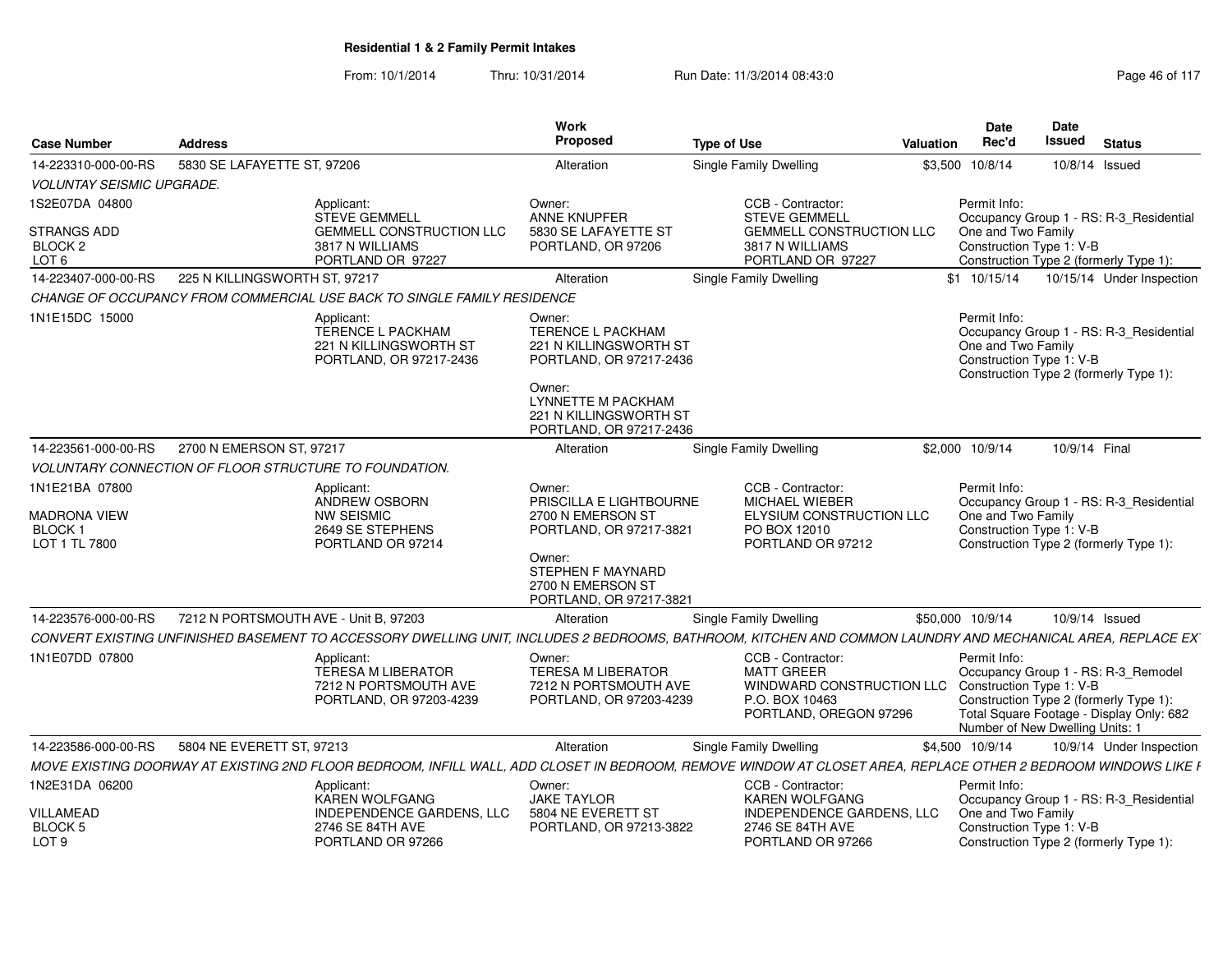# Residential 1 & 2 Family Permit Intakes

From: 10/1/2014 Thru: 10/31/2014 Run Date: 11/3/2014 08:43:0

| Case Number | Address | Work Proposed | Type of Use | Valuation | Date Rec'd | Date Issued | Status |
|---|---|---|---|---|---|---|---|
| 14-223310-000-00-RS | 5830 SE LAFAYETTE ST, 97206 | Alteration | Single Family Dwelling | $3,500 | 10/8/14 | 10/8/14 | Issued |

*VOLUNTAY SEISMIC UPGRADE.*

1S2E07DA 04800
STRANGS ADD
BLOCK 2
LOT 6

Applicant: STEVE GEMMELL, GEMMELL CONSTRUCTION LLC, 3817 N WILLIAMS, PORTLAND OR 97227

Owner: ANNE KNUPFER, 5830 SE LAFAYETTE ST, PORTLAND, OR 97206

CCB - Contractor: STEVE GEMMELL, GEMMELL CONSTRUCTION LLC, 3817 N WILLIAMS, PORTLAND OR 97227

Permit Info: Occupancy Group 1 - RS: R-3_Residential One and Two Family; Construction Type 1: V-B; Construction Type 2 (formerly Type 1):

| Case Number | Address | Work Proposed | Type of Use | Valuation | Date Rec'd | Date Issued | Status |
|---|---|---|---|---|---|---|---|
| 14-223407-000-00-RS | 225 N KILLINGSWORTH ST, 97217 | Alteration | Single Family Dwelling | $1 | 10/15/14 | 10/15/14 | Under Inspection |

*CHANGE OF OCCUPANCY FROM COMMERCIAL USE BACK TO SINGLE FAMILY RESIDENCE*

1N1E15DC 15000

Applicant: TERENCE L PACKHAM, 221 N KILLINGSWORTH ST, PORTLAND, OR 97217-2436

Owner: TERENCE L PACKHAM, 221 N KILLINGSWORTH ST, PORTLAND, OR 97217-2436

Owner: LYNNETTE M PACKHAM, 221 N KILLINGSWORTH ST, PORTLAND, OR 97217-2436

Permit Info: Occupancy Group 1 - RS: R-3_Residential One and Two Family; Construction Type 1: V-B; Construction Type 2 (formerly Type 1):

| Case Number | Address | Work Proposed | Type of Use | Valuation | Date Rec'd | Date Issued | Status |
|---|---|---|---|---|---|---|---|
| 14-223561-000-00-RS | 2700 N EMERSON ST, 97217 | Alteration | Single Family Dwelling | $2,000 | 10/9/14 | 10/9/14 | Final |

*VOLUNTARY CONNECTION OF FLOOR STRUCTURE TO FOUNDATION.*

1N1E21BA 07800
MADRONA VIEW
BLOCK 1
LOT 1 TL 7800

Applicant: ANDREW OSBORN, NW SEISMIC, 2649 SE STEPHENS, PORTLAND OR 97214

Owner: PRISCILLA E LIGHTBOURNE, 2700 N EMERSON ST, PORTLAND, OR 97217-3821

Owner: STEPHEN F MAYNARD, 2700 N EMERSON ST, PORTLAND, OR 97217-3821

CCB - Contractor: MICHAEL WIEBER, ELYSIUM CONSTRUCTION LLC, PO BOX 12010, PORTLAND OR 97212

Permit Info: Occupancy Group 1 - RS: R-3_Residential One and Two Family; Construction Type 1: V-B; Construction Type 2 (formerly Type 1):

| Case Number | Address | Work Proposed | Type of Use | Valuation | Date Rec'd | Date Issued | Status |
|---|---|---|---|---|---|---|---|
| 14-223576-000-00-RS | 7212 N PORTSMOUTH AVE - Unit B, 97203 | Alteration | Single Family Dwelling | $50,000 | 10/9/14 | 10/9/14 | Issued |

*CONVERT EXISTING UNFINISHED BASEMENT TO ACCESSORY DWELLING UNIT, INCLUDES 2 BEDROOMS, BATHROOM, KITCHEN AND COMMON LAUNDRY AND MECHANICAL AREA, REPLACE EX*

1N1E07DD 07800

Applicant: TERESA M LIBERATOR, 7212 N PORTSMOUTH AVE, PORTLAND, OR 97203-4239

Owner: TERESA M LIBERATOR, 7212 N PORTSMOUTH AVE, PORTLAND, OR 97203-4239

CCB - Contractor: MATT GREER, WINDWARD CONSTRUCTION LLC, P.O. BOX 10463, PORTLAND, OREGON 97296

Permit Info: Occupancy Group 1 - RS: R-3_Remodel; Construction Type 1: V-B; Construction Type 2 (formerly Type 1):; Total Square Footage - Display Only: 682; Number of New Dwelling Units: 1

| Case Number | Address | Work Proposed | Type of Use | Valuation | Date Rec'd | Date Issued | Status |
|---|---|---|---|---|---|---|---|
| 14-223586-000-00-RS | 5804 NE EVERETT ST, 97213 | Alteration | Single Family Dwelling | $4,500 | 10/9/14 | 10/9/14 | Under Inspection |

*MOVE EXISTING DOORWAY AT EXISTING 2ND FLOOR BEDROOM, INFILL WALL, ADD CLOSET IN BEDROOM, REMOVE WINDOW AT CLOSET AREA, REPLACE OTHER 2 BEDROOM WINDOWS LIKE F*

1N2E31DA 06200
VILLAMEAD
BLOCK 5
LOT 9

Applicant: KAREN WOLFGANG, INDEPENDENCE GARDENS, LLC, 2746 SE 84TH AVE, PORTLAND OR 97266

Owner: JAKE TAYLOR, 5804 NE EVERETT ST, PORTLAND, OR 97213-3822

CCB - Contractor: KAREN WOLFGANG, INDEPENDENCE GARDENS, LLC, 2746 SE 84TH AVE, PORTLAND OR 97266

Permit Info: Occupancy Group 1 - RS: R-3_Residential One and Two Family; Construction Type 1: V-B; Construction Type 2 (formerly Type 1):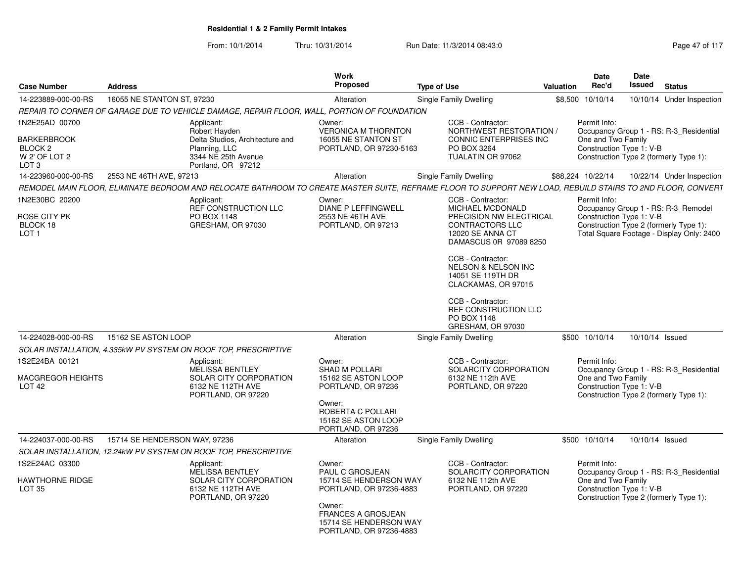**Residential 1 & 2 Family Permit Intakes**

From: 10/1/2014 Thru: 10/31/2014 Run Date: 11/3/2014 08:43:0

| Case Number | Address | Work Proposed | Type of Use | Valuation | Date Rec'd | Date Issued | Status |
|---|---|---|---|---|---|---|---|
| 14-223889-000-00-RS | 16055 NE STANTON ST, 97230 | Alteration | Single Family Dwelling | $8,500 | 10/10/14 | 10/10/14 | Under Inspection |

*REPAIR TO CORNER OF GARAGE DUE TO VEHICLE DAMAGE, REPAIR FLOOR, WALL, PORTION OF FOUNDATION*

1N2E25AD 00700
BARKERBROOK
BLOCK 2
W 2' OF LOT 2
LOT 3

Applicant:
Robert Hayden
Delta Studios, Architecture and Planning, LLC
3344 NE 25th Avenue
Portland, OR 97212

Owner:
VERONICA M THORNTON
16055 NE STANTON ST
PORTLAND, OR 97230-5163

CCB - Contractor:
NORTHWEST RESTORATION / CONNIC ENTERPRISES INC
PO BOX 3264
TUALATIN OR 97062

Permit Info:
Occupancy Group 1 - RS: R-3_Residential One and Two Family
Construction Type 1: V-B
Construction Type 2 (formerly Type 1):

| Case Number | Address | Work Proposed | Type of Use | Valuation | Date Rec'd | Date Issued | Status |
|---|---|---|---|---|---|---|---|
| 14-223960-000-00-RS | 2553 NE 46TH AVE, 97213 | Alteration | Single Family Dwelling | $88,224 | 10/22/14 | 10/22/14 | Under Inspection |

*REMODEL MAIN FLOOR, ELIMINATE BEDROOM AND RELOCATE BATHROOM TO CREATE MASTER SUITE, REFRAME FLOOR TO SUPPORT NEW LOAD, REBUILD STAIRS TO 2ND FLOOR, CONVERT*

1N2E30BC 20200
ROSE CITY PK
BLOCK 18
LOT 1

Applicant:
REF CONSTRUCTION LLC
PO BOX 1148
GRESHAM, OR 97030

Owner:
DIANE P LEFFINGWELL
2553 NE 46TH AVE
PORTLAND, OR 97213

CCB - Contractor:
MICHAEL MCDONALD
PRECISION NW ELECTRICAL CONTRACTORS LLC
12020 SE ANNA CT
DAMASCUS 0R 97089 8250

CCB - Contractor:
NELSON & NELSON INC
14051 SE 119TH DR
CLACKAMAS, OR 97015

CCB - Contractor:
REF CONSTRUCTION LLC
PO BOX 1148
GRESHAM, OR 97030

Permit Info:
Occupancy Group 1 - RS: R-3_Remodel
Construction Type 1: V-B
Construction Type 2 (formerly Type 1):
Total Square Footage - Display Only: 2400

| Case Number | Address | Work Proposed | Type of Use | Valuation | Date Rec'd | Date Issued | Status |
|---|---|---|---|---|---|---|---|
| 14-224028-000-00-RS | 15162 SE ASTON LOOP | Alteration | Single Family Dwelling | $500 | 10/10/14 | 10/10/14 | Issued |

*SOLAR INSTALLATION, 4.335kW PV SYSTEM ON ROOF TOP, PRESCRIPTIVE*

1S2E24BA 00121
MACGREGOR HEIGHTS
LOT 42

Applicant:
MELISSA BENTLEY
SOLAR CITY CORPORATION
6132 NE 112TH AVE
PORTLAND, OR 97220

Owner:
SHAD M POLLARI
15162 SE ASTON LOOP
PORTLAND, OR 97236

Owner:
ROBERTA C POLLARI
15162 SE ASTON LOOP
PORTLAND, OR 97236

CCB - Contractor:
SOLARCITY CORPORATION
6132 NE 112th AVE
PORTLAND, OR 97220

Permit Info:
Occupancy Group 1 - RS: R-3_Residential One and Two Family
Construction Type 1: V-B
Construction Type 2 (formerly Type 1):

| Case Number | Address | Work Proposed | Type of Use | Valuation | Date Rec'd | Date Issued | Status |
|---|---|---|---|---|---|---|---|
| 14-224037-000-00-RS | 15714 SE HENDERSON WAY, 97236 | Alteration | Single Family Dwelling | $500 | 10/10/14 | 10/10/14 | Issued |

*SOLAR INSTALLATION, 12.24kW PV SYSTEM ON ROOF TOP, PRESCRIPTIVE*

1S2E24AC 03300
HAWTHORNE RIDGE
LOT 35

Applicant:
MELISSA BENTLEY
SOLAR CITY CORPORATION
6132 NE 112TH AVE
PORTLAND, OR 97220

Owner:
PAUL C GROSJEAN
15714 SE HENDERSON WAY
PORTLAND, OR 97236-4883

Owner:
FRANCES A GROSJEAN
15714 SE HENDERSON WAY
PORTLAND, OR 97236-4883

CCB - Contractor:
SOLARCITY CORPORATION
6132 NE 112th AVE
PORTLAND, OR 97220

Permit Info:
Occupancy Group 1 - RS: R-3_Residential One and Two Family
Construction Type 1: V-B
Construction Type 2 (formerly Type 1):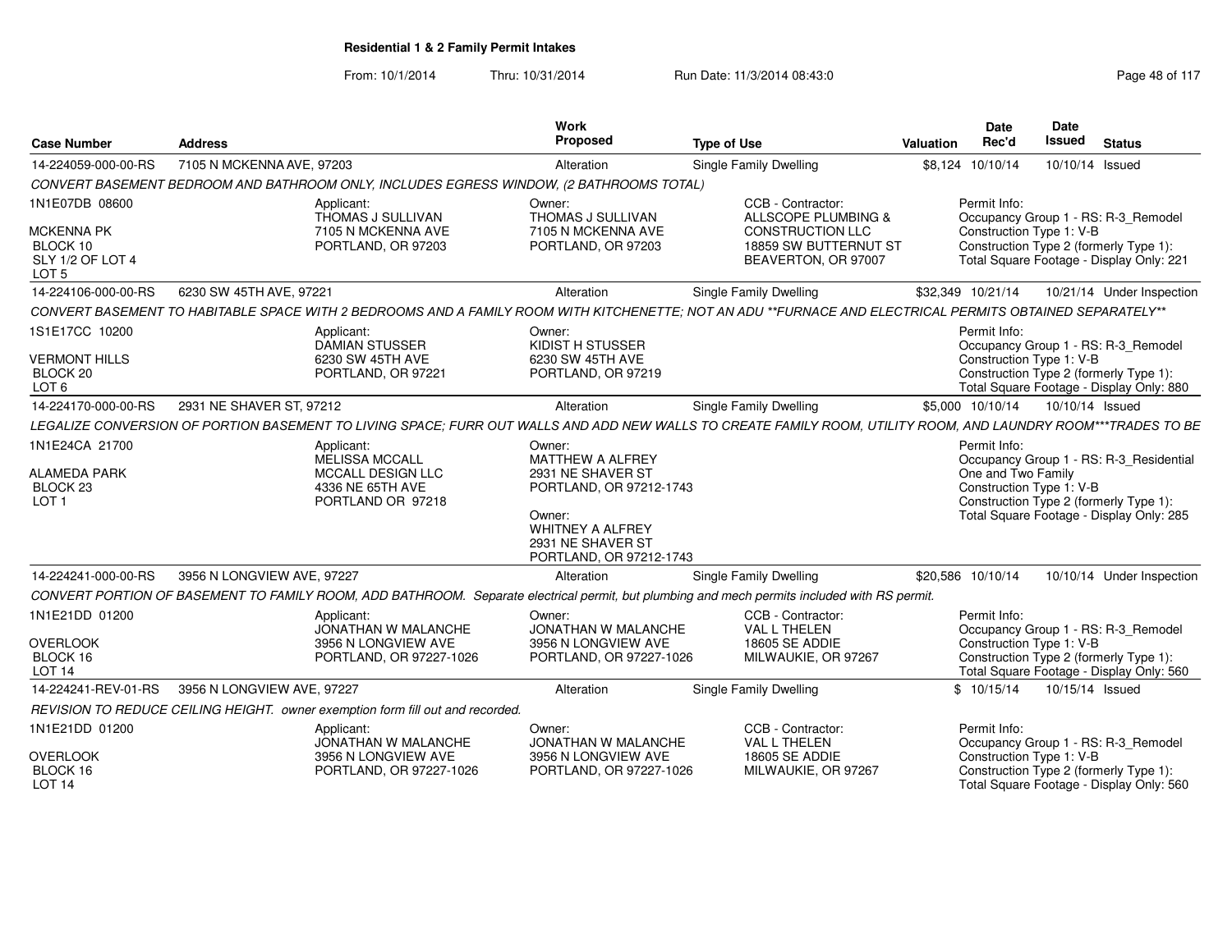**Residential 1 & 2 Family Permit Intakes**

From: 10/1/2014 Thru: 10/31/2014 Run Date: 11/3/2014 08:43:0

| Case Number | Address | Work Proposed | Type of Use | Valuation | Date Rec'd | Date Issued | Status |
|---|---|---|---|---|---|---|---|
| 14-224059-000-00-RS | 7105 N MCKENNA AVE, 97203 | Alteration | Single Family Dwelling | $8,124 | 10/10/14 | 10/10/14 | Issued |

CONVERT BASEMENT BEDROOM AND BATHROOM ONLY, INCLUDES EGRESS WINDOW, (2 BATHROOMS TOTAL)

1N1E07DB 08600
MCKENNA PK
BLOCK 10
SLY 1/2 OF LOT 4
LOT 5

Applicant: THOMAS J SULLIVAN, 7105 N MCKENNA AVE, PORTLAND, OR 97203

Owner: THOMAS J SULLIVAN, 7105 N MCKENNA AVE, PORTLAND, OR 97203

CCB - Contractor: ALLSCOPE PLUMBING & CONSTRUCTION LLC, 18859 SW BUTTERNUT ST, BEAVERTON, OR 97007

Permit Info: Occupancy Group 1 - RS: R-3_Remodel; Construction Type 1: V-B; Construction Type 2 (formerly Type 1):; Total Square Footage - Display Only: 221

| Case Number | Address | Work Proposed | Type of Use | Valuation | Date Rec'd | Date Issued | Status |
|---|---|---|---|---|---|---|---|
| 14-224106-000-00-RS | 6230 SW 45TH AVE, 97221 | Alteration | Single Family Dwelling | $32,349 | 10/21/14 | 10/21/14 | Under Inspection |

CONVERT BASEMENT TO HABITABLE SPACE WITH 2 BEDROOMS AND A FAMILY ROOM WITH KITCHENETTE; NOT AN ADU **FURNACE AND ELECTRICAL PERMITS OBTAINED SEPARATELY**

1S1E17CC 10200
VERMONT HILLS
BLOCK 20
LOT 6

Applicant: DAMIAN STUSSER, 6230 SW 45TH AVE, PORTLAND, OR 97221

Owner: KIDIST H STUSSER, 6230 SW 45TH AVE, PORTLAND, OR 97219

Permit Info: Occupancy Group 1 - RS: R-3_Remodel; Construction Type 1: V-B; Construction Type 2 (formerly Type 1):; Total Square Footage - Display Only: 880

| Case Number | Address | Work Proposed | Type of Use | Valuation | Date Rec'd | Date Issued | Status |
|---|---|---|---|---|---|---|---|
| 14-224170-000-00-RS | 2931 NE SHAVER ST, 97212 | Alteration | Single Family Dwelling | $5,000 | 10/10/14 | 10/10/14 | Issued |

LEGALIZE CONVERSION OF PORTION BASEMENT TO LIVING SPACE; FURR OUT WALLS AND ADD NEW WALLS TO CREATE FAMILY ROOM, UTILITY ROOM, AND LAUNDRY ROOM***TRADES TO BE

1N1E24CA 21700
ALAMEDA PARK
BLOCK 23
LOT 1

Applicant: MELISSA MCCALL, MCCALL DESIGN LLC, 4336 NE 65TH AVE, PORTLAND OR 97218

Owner: MATTHEW A ALFREY, 2931 NE SHAVER ST, PORTLAND, OR 97212-1743

Owner: WHITNEY A ALFREY, 2931 NE SHAVER ST, PORTLAND, OR 97212-1743

Permit Info: Occupancy Group 1 - RS: R-3_Residential One and Two Family; Construction Type 1: V-B; Construction Type 2 (formerly Type 1):; Total Square Footage - Display Only: 285

| Case Number | Address | Work Proposed | Type of Use | Valuation | Date Rec'd | Date Issued | Status |
|---|---|---|---|---|---|---|---|
| 14-224241-000-00-RS | 3956 N LONGVIEW AVE, 97227 | Alteration | Single Family Dwelling | $20,586 | 10/10/14 | 10/10/14 | Under Inspection |

CONVERT PORTION OF BASEMENT TO FAMILY ROOM, ADD BATHROOM. Separate electrical permit, but plumbing and mech permits included with RS permit.

1N1E21DD 01200
OVERLOOK
BLOCK 16
LOT 14

Applicant: JONATHAN W MALANCHE, 3956 N LONGVIEW AVE, PORTLAND, OR 97227-1026

Owner: JONATHAN W MALANCHE, 3956 N LONGVIEW AVE, PORTLAND, OR 97227-1026

CCB - Contractor: VAL L THELEN, 18605 SE ADDIE, MILWAUKIE, OR 97267

Permit Info: Occupancy Group 1 - RS: R-3_Remodel; Construction Type 1: V-B; Construction Type 2 (formerly Type 1):; Total Square Footage - Display Only: 560

| Case Number | Address | Work Proposed | Type of Use | Valuation | Date Rec'd | Date Issued | Status |
|---|---|---|---|---|---|---|---|
| 14-224241-REV-01-RS | 3956 N LONGVIEW AVE, 97227 | Alteration | Single Family Dwelling | $ | 10/15/14 | 10/15/14 | Issued |

REVISION TO REDUCE CEILING HEIGHT. owner exemption form fill out and recorded.

1N1E21DD 01200
OVERLOOK
BLOCK 16
LOT 14

Applicant: JONATHAN W MALANCHE, 3956 N LONGVIEW AVE, PORTLAND, OR 97227-1026

Owner: JONATHAN W MALANCHE, 3956 N LONGVIEW AVE, PORTLAND, OR 97227-1026

CCB - Contractor: VAL L THELEN, 18605 SE ADDIE, MILWAUKIE, OR 97267

Permit Info: Occupancy Group 1 - RS: R-3_Remodel; Construction Type 1: V-B; Construction Type 2 (formerly Type 1):; Total Square Footage - Display Only: 560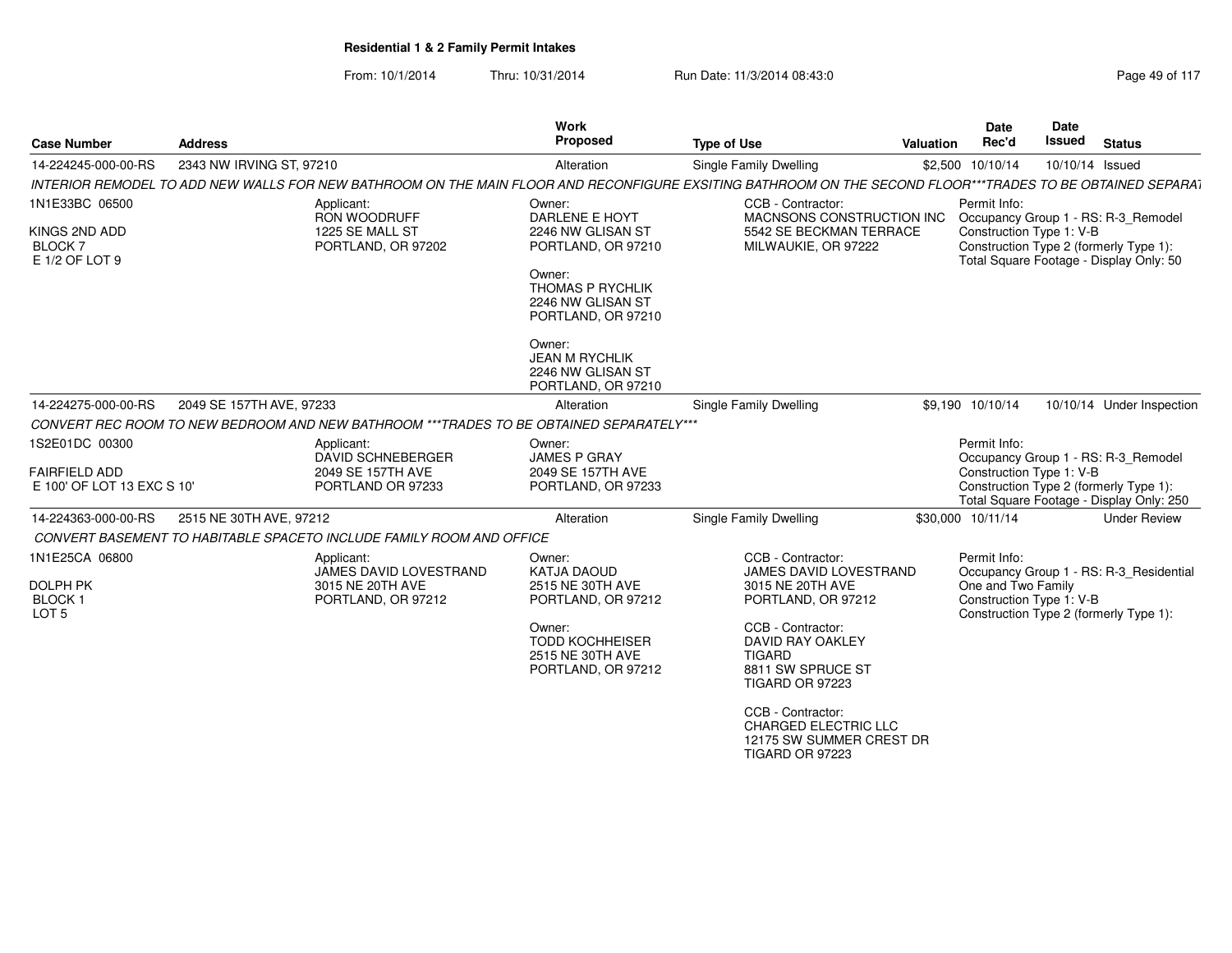**Residential 1 & 2 Family Permit Intakes**

From: 10/1/2014 Thru: 10/31/2014 Run Date: 11/3/2014 08:43:0

| Case Number | Address | Work Proposed | Type of Use | Valuation | Date Rec'd | Date Issued | Status |
|---|---|---|---|---|---|---|---|
| 14-224245-000-00-RS | 2343 NW IRVING ST, 97210 | Alteration | Single Family Dwelling | $2,500 | 10/10/14 | 10/10/14 | Issued |

*INTERIOR REMODEL TO ADD NEW WALLS FOR NEW BATHROOM ON THE MAIN FLOOR AND RECONFIGURE EXSITING BATHROOM ON THE SECOND FLOOR***TRADES TO BE OBTAINED SEPARAT*

1N1E33BC 06500
KINGS 2ND ADD
BLOCK 7
E 1/2 OF LOT 9

Applicant:
RON WOODRUFF
1225 SE MALL ST
PORTLAND, OR 97202

Owner:
DARLENE E HOYT
2246 NW GLISAN ST
PORTLAND, OR 97210

Owner:
THOMAS P RYCHLIK
2246 NW GLISAN ST
PORTLAND, OR 97210

Owner:
JEAN M RYCHLIK
2246 NW GLISAN ST
PORTLAND, OR 97210

CCB - Contractor:
MACNSONS CONSTRUCTION INC
5542 SE BECKMAN TERRACE
MILWAUKIE, OR 97222

Permit Info:
Occupancy Group 1 - RS: R-3_Remodel
Construction Type 1: V-B
Construction Type 2 (formerly Type 1):
Total Square Footage - Display Only: 50

| Case Number | Address | Work Proposed | Type of Use | Valuation | Date Rec'd | Date Issued | Status |
|---|---|---|---|---|---|---|---|
| 14-224275-000-00-RS | 2049 SE 157TH AVE, 97233 | Alteration | Single Family Dwelling | $9,190 | 10/10/14 | 10/10/14 | Under Inspection |

*CONVERT REC ROOM TO NEW BEDROOM AND NEW BATHROOM ***TRADES TO BE OBTAINED SEPARATELY****

1S2E01DC 00300
FAIRFIELD ADD
E 100' OF LOT 13 EXC S 10'

Applicant:
DAVID SCHNEBERGER
2049 SE 157TH AVE
PORTLAND OR 97233

Owner:
JAMES P GRAY
2049 SE 157TH AVE
PORTLAND, OR 97233

Permit Info:
Occupancy Group 1 - RS: R-3_Remodel
Construction Type 1: V-B
Construction Type 2 (formerly Type 1):
Total Square Footage - Display Only: 250

| Case Number | Address | Work Proposed | Type of Use | Valuation | Date Rec'd | Date Issued | Status |
|---|---|---|---|---|---|---|---|
| 14-224363-000-00-RS | 2515 NE 30TH AVE, 97212 | Alteration | Single Family Dwelling | $30,000 | 10/11/14 | | Under Review |

*CONVERT BASEMENT TO HABITABLE SPACETO INCLUDE FAMILY ROOM AND OFFICE*

1N1E25CA 06800
DOLPH PK
BLOCK 1
LOT 5

Applicant:
JAMES DAVID LOVESTRAND
3015 NE 20TH AVE
PORTLAND, OR 97212

Owner:
KATJA DAOUD
2515 NE 30TH AVE
PORTLAND, OR 97212

Owner:
TODD KOCHHEISER
2515 NE 30TH AVE
PORTLAND, OR 97212

CCB - Contractor:
JAMES DAVID LOVESTRAND
3015 NE 20TH AVE
PORTLAND, OR 97212

CCB - Contractor:
DAVID RAY OAKLEY
TIGARD
8811 SW SPRUCE ST
TIGARD OR 97223

CCB - Contractor:
CHARGED ELECTRIC LLC
12175 SW SUMMER CREST DR
TIGARD OR 97223

Permit Info:
Occupancy Group 1 - RS: R-3_Residential One and Two Family
Construction Type 1: V-B
Construction Type 2 (formerly Type 1):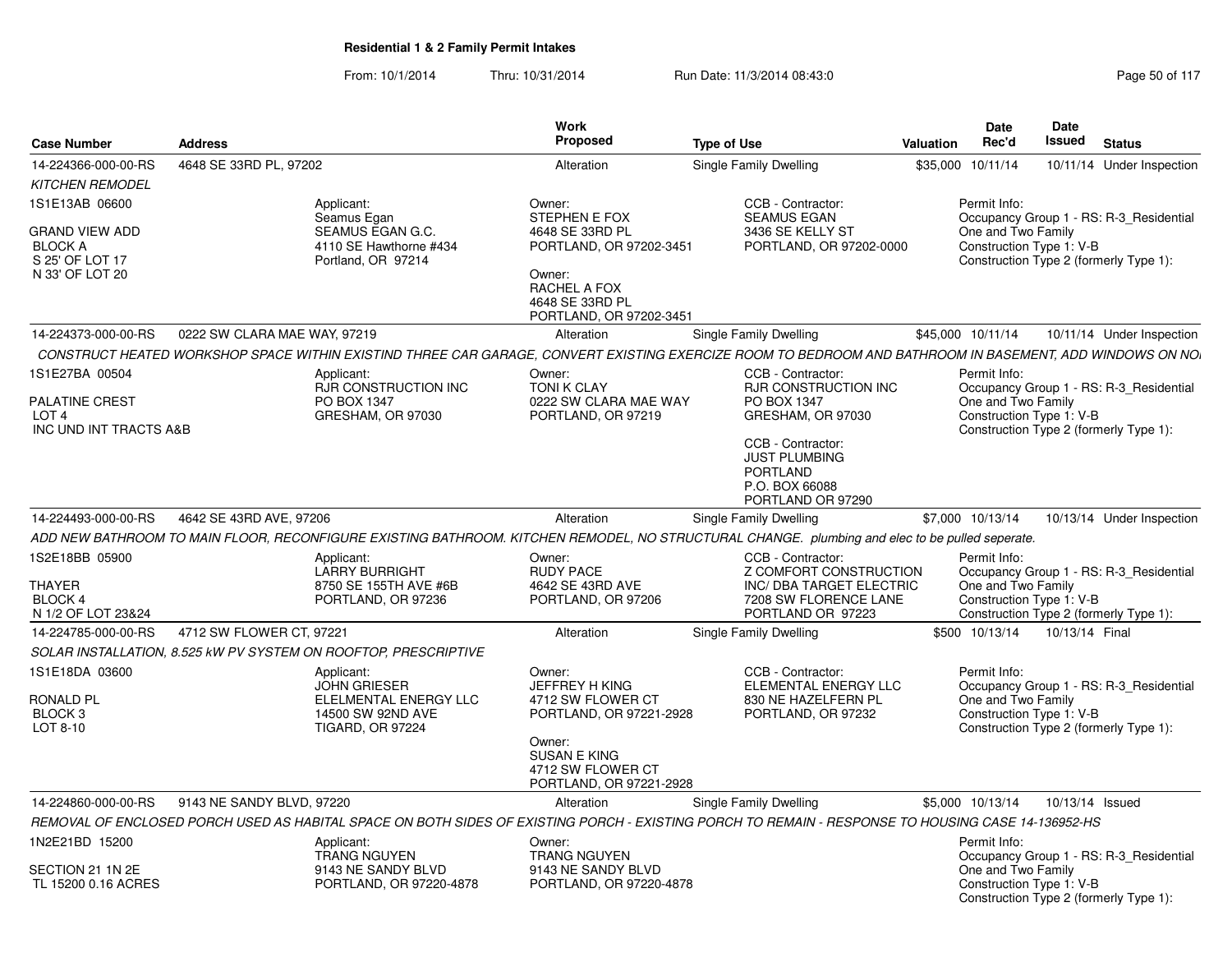## Residential 1 & 2 Family Permit Intakes

From: 10/1/2014 Thru: 10/31/2014 Run Date: 11/3/2014 08:43:0

| Case Number | Address | Work Proposed | Type of Use | Valuation | Date Rec'd | Date Issued | Status |
|---|---|---|---|---|---|---|---|
| 14-224366-000-00-RS | 4648 SE 33RD PL, 97202 | Alteration | Single Family Dwelling | $35,000 | 10/11/14 | 10/11/14 | Under Inspection |

*KITCHEN REMODEL*

1S1E13AB 06600

GRAND VIEW ADD
BLOCK A
S 25' OF LOT 17
N 33' OF LOT 20

Applicant:
Seamus Egan
SEAMUS EGAN G.C.
4110 SE Hawthorne #434
Portland, OR 97214

Owner:
STEPHEN E FOX
4648 SE 33RD PL
PORTLAND, OR 97202-3451

Owner:
RACHEL A FOX
4648 SE 33RD PL
PORTLAND, OR 97202-3451

CCB - Contractor:
SEAMUS EGAN
3436 SE KELLY ST
PORTLAND, OR 97202-0000

Permit Info:
Occupancy Group 1 - RS: R-3_Residential One and Two Family
Construction Type 1: V-B
Construction Type 2 (formerly Type 1):

| Case Number | Address | Work Proposed | Type of Use | Valuation | Date Rec'd | Date Issued | Status |
|---|---|---|---|---|---|---|---|
| 14-224373-000-00-RS | 0222 SW CLARA MAE WAY, 97219 | Alteration | Single Family Dwelling | $45,000 | 10/11/14 | 10/11/14 | Under Inspection |

*CONSTRUCT HEATED WORKSHOP SPACE WITHIN EXISTIND THREE CAR GARAGE, CONVERT EXISTING EXERCIZE ROOM TO BEDROOM AND BATHROOM IN BASEMENT, ADD WINDOWS ON NO*

1S1E27BA 00504

PALATINE CREST
LOT 4
INC UND INT TRACTS A&B

Applicant:
RJR CONSTRUCTION INC
PO BOX 1347
GRESHAM, OR 97030

Owner:
TONI K CLAY
0222 SW CLARA MAE WAY
PORTLAND, OR 97219

CCB - Contractor:
RJR CONSTRUCTION INC
PO BOX 1347
GRESHAM, OR 97030

CCB - Contractor:
JUST PLUMBING
PORTLAND
P.O. BOX 66088
PORTLAND OR 97290

Permit Info:
Occupancy Group 1 - RS: R-3_Residential One and Two Family
Construction Type 1: V-B
Construction Type 2 (formerly Type 1):

| Case Number | Address | Work Proposed | Type of Use | Valuation | Date Rec'd | Date Issued | Status |
|---|---|---|---|---|---|---|---|
| 14-224493-000-00-RS | 4642 SE 43RD AVE, 97206 | Alteration | Single Family Dwelling | $7,000 | 10/13/14 | 10/13/14 | Under Inspection |

*ADD NEW BATHROOM TO MAIN FLOOR, RECONFIGURE EXISTING BATHROOM. KITCHEN REMODEL, NO STRUCTURAL CHANGE. plumbing and elec to be pulled seperate.*

1S2E18BB 05900

THAYER
BLOCK 4
N 1/2 OF LOT 23&24

Applicant:
LARRY BURRIGHT
8750 SE 155TH AVE #6B
PORTLAND, OR 97236

Owner:
RUDY PACE
4642 SE 43RD AVE
PORTLAND, OR 97206

CCB - Contractor:
Z COMFORT CONSTRUCTION INC/ DBA TARGET ELECTRIC
7208 SW FLORENCE LANE
PORTLAND OR 97223

Permit Info:
Occupancy Group 1 - RS: R-3_Residential One and Two Family
Construction Type 1: V-B
Construction Type 2 (formerly Type 1):

| Case Number | Address | Work Proposed | Type of Use | Valuation | Date Rec'd | Date Issued | Status |
|---|---|---|---|---|---|---|---|
| 14-224785-000-00-RS | 4712 SW FLOWER CT, 97221 | Alteration | Single Family Dwelling | $500 | 10/13/14 | 10/13/14 | Final |

*SOLAR INSTALLATION, 8.525 kW PV SYSTEM ON ROOFTOP, PRESCRIPTIVE*

1S1E18DA 03600

RONALD PL
BLOCK 3
LOT 8-10

Applicant:
JOHN GRIESER
ELELMENTAL ENERGY LLC
14500 SW 92ND AVE
TIGARD, OR 97224

Owner:
JEFFREY H KING
4712 SW FLOWER CT
PORTLAND, OR 97221-2928

Owner:
SUSAN E KING
4712 SW FLOWER CT
PORTLAND, OR 97221-2928

CCB - Contractor:
ELEMENTAL ENERGY LLC
830 NE HAZELFERN PL
PORTLAND, OR 97232

Permit Info:
Occupancy Group 1 - RS: R-3_Residential One and Two Family
Construction Type 1: V-B
Construction Type 2 (formerly Type 1):

| Case Number | Address | Work Proposed | Type of Use | Valuation | Date Rec'd | Date Issued | Status |
|---|---|---|---|---|---|---|---|
| 14-224860-000-00-RS | 9143 NE SANDY BLVD, 97220 | Alteration | Single Family Dwelling | $5,000 | 10/13/14 | 10/13/14 | Issued |

*REMOVAL OF ENCLOSED PORCH USED AS HABITAL SPACE ON BOTH SIDES OF EXISTING PORCH - EXISTING PORCH TO REMAIN - RESPONSE TO HOUSING CASE 14-136952-HS*

1N2E21BD 15200

SECTION 21 1N 2E
TL 15200 0.16 ACRES

Applicant:
TRANG NGUYEN
9143 NE SANDY BLVD
PORTLAND, OR 97220-4878

Owner:
TRANG NGUYEN
9143 NE SANDY BLVD
PORTLAND, OR 97220-4878

Permit Info:
Occupancy Group 1 - RS: R-3_Residential One and Two Family
Construction Type 1: V-B
Construction Type 2 (formerly Type 1):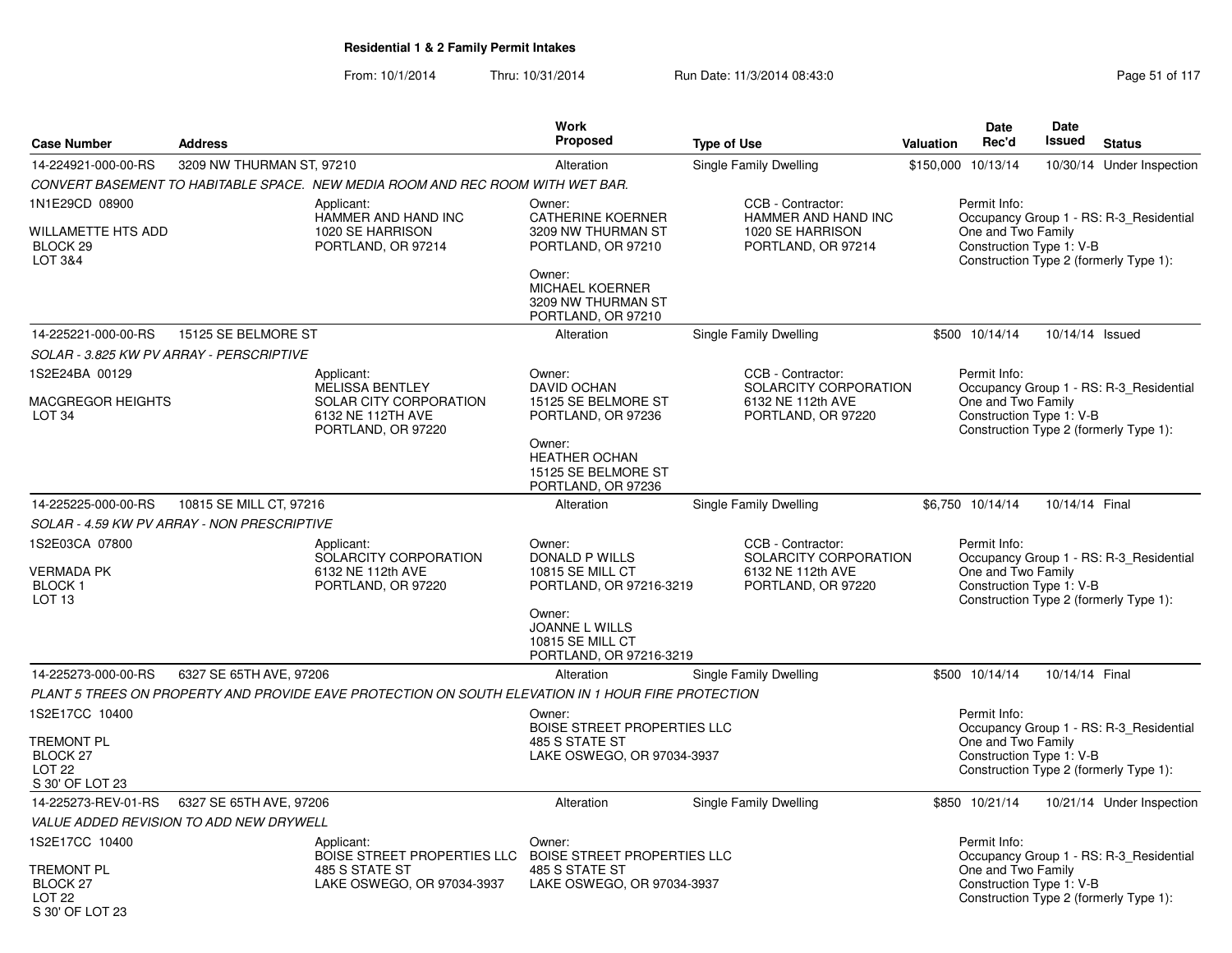**Residential 1 & 2 Family Permit Intakes**

From: 10/1/2014 Thru: 10/31/2014 Run Date: 11/3/2014 08:43:0

| Case Number | Address | Work Proposed | Type of Use | Valuation | Date Rec'd | Date Issued | Status |
|---|---|---|---|---|---|---|---|
| 14-224921-000-00-RS | 3209 NW THURMAN ST, 97210 | Alteration | Single Family Dwelling | $150,000 | 10/13/14 | 10/30/14 | Under Inspection |

*CONVERT BASEMENT TO HABITABLE SPACE. NEW MEDIA ROOM AND REC ROOM WITH WET BAR.*

1N1E29CD 08900
WILLAMETTE HTS ADD
BLOCK 29
LOT 3&4

Applicant:
HAMMER AND HAND INC
1020 SE HARRISON
PORTLAND, OR 97214

Owner:
CATHERINE KOERNER
3209 NW THURMAN ST
PORTLAND, OR 97210

Owner:
MICHAEL KOERNER
3209 NW THURMAN ST
PORTLAND, OR 97210

CCB - Contractor:
HAMMER AND HAND INC
1020 SE HARRISON
PORTLAND, OR 97214

Permit Info:
Occupancy Group 1 - RS: R-3_Residential One and Two Family
Construction Type 1: V-B
Construction Type 2 (formerly Type 1):

| Case Number | Address | Work Proposed | Type of Use | Valuation | Date Rec'd | Date Issued | Status |
|---|---|---|---|---|---|---|---|
| 14-225221-000-00-RS | 15125 SE BELMORE ST | Alteration | Single Family Dwelling | $500 | 10/14/14 | 10/14/14 | Issued |

*SOLAR - 3.825 KW PV ARRAY - PERSCRIPTIVE*

1S2E24BA 00129
MACGREGOR HEIGHTS
LOT 34

Applicant:
MELISSA BENTLEY
SOLAR CITY CORPORATION
6132 NE 112TH AVE
PORTLAND, OR 97220

Owner:
DAVID OCHAN
15125 SE BELMORE ST
PORTLAND, OR 97236

Owner:
HEATHER OCHAN
15125 SE BELMORE ST
PORTLAND, OR 97236

CCB - Contractor:
SOLARCITY CORPORATION
6132 NE 112th AVE
PORTLAND, OR 97220

Permit Info:
Occupancy Group 1 - RS: R-3_Residential One and Two Family
Construction Type 1: V-B
Construction Type 2 (formerly Type 1):

| Case Number | Address | Work Proposed | Type of Use | Valuation | Date Rec'd | Date Issued | Status |
|---|---|---|---|---|---|---|---|
| 14-225225-000-00-RS | 10815 SE MILL CT, 97216 | Alteration | Single Family Dwelling | $6,750 | 10/14/14 | 10/14/14 | Final |

*SOLAR - 4.59 KW PV ARRAY - NON PRESCRIPTIVE*

1S2E03CA 07800
VERMADA PK
BLOCK 1
LOT 13

Applicant:
SOLARCITY CORPORATION
6132 NE 112th AVE
PORTLAND, OR 97220

Owner:
DONALD P WILLS
10815 SE MILL CT
PORTLAND, OR 97216-3219

Owner:
JOANNE L WILLS
10815 SE MILL CT
PORTLAND, OR 97216-3219

CCB - Contractor:
SOLARCITY CORPORATION
6132 NE 112th AVE
PORTLAND, OR 97220

Permit Info:
Occupancy Group 1 - RS: R-3_Residential One and Two Family
Construction Type 1: V-B
Construction Type 2 (formerly Type 1):

| Case Number | Address | Work Proposed | Type of Use | Valuation | Date Rec'd | Date Issued | Status |
|---|---|---|---|---|---|---|---|
| 14-225273-000-00-RS | 6327 SE 65TH AVE, 97206 | Alteration | Single Family Dwelling | $500 | 10/14/14 | 10/14/14 | Final |

*PLANT 5 TREES ON PROPERTY AND PROVIDE EAVE PROTECTION ON SOUTH ELEVATION IN 1 HOUR FIRE PROTECTION*

1S2E17CC 10400
TREMONT PL
BLOCK 27
LOT 22
S 30' OF LOT 23

Owner:
BOISE STREET PROPERTIES LLC
485 S STATE ST
LAKE OSWEGO, OR 97034-3937

Permit Info:
Occupancy Group 1 - RS: R-3_Residential One and Two Family
Construction Type 1: V-B
Construction Type 2 (formerly Type 1):

| Case Number | Address | Work Proposed | Type of Use | Valuation | Date Rec'd | Date Issued | Status |
|---|---|---|---|---|---|---|---|
| 14-225273-REV-01-RS | 6327 SE 65TH AVE, 97206 | Alteration | Single Family Dwelling | $850 | 10/21/14 | 10/21/14 | Under Inspection |

*VALUE ADDED REVISION TO ADD NEW DRYWELL*

1S2E17CC 10400
TREMONT PL
BLOCK 27
LOT 22
S 30' OF LOT 23

Applicant:
BOISE STREET PROPERTIES LLC
485 S STATE ST
LAKE OSWEGO, OR 97034-3937

Owner:
BOISE STREET PROPERTIES LLC
485 S STATE ST
LAKE OSWEGO, OR 97034-3937

Permit Info:
Occupancy Group 1 - RS: R-3_Residential One and Two Family
Construction Type 1: V-B
Construction Type 2 (formerly Type 1):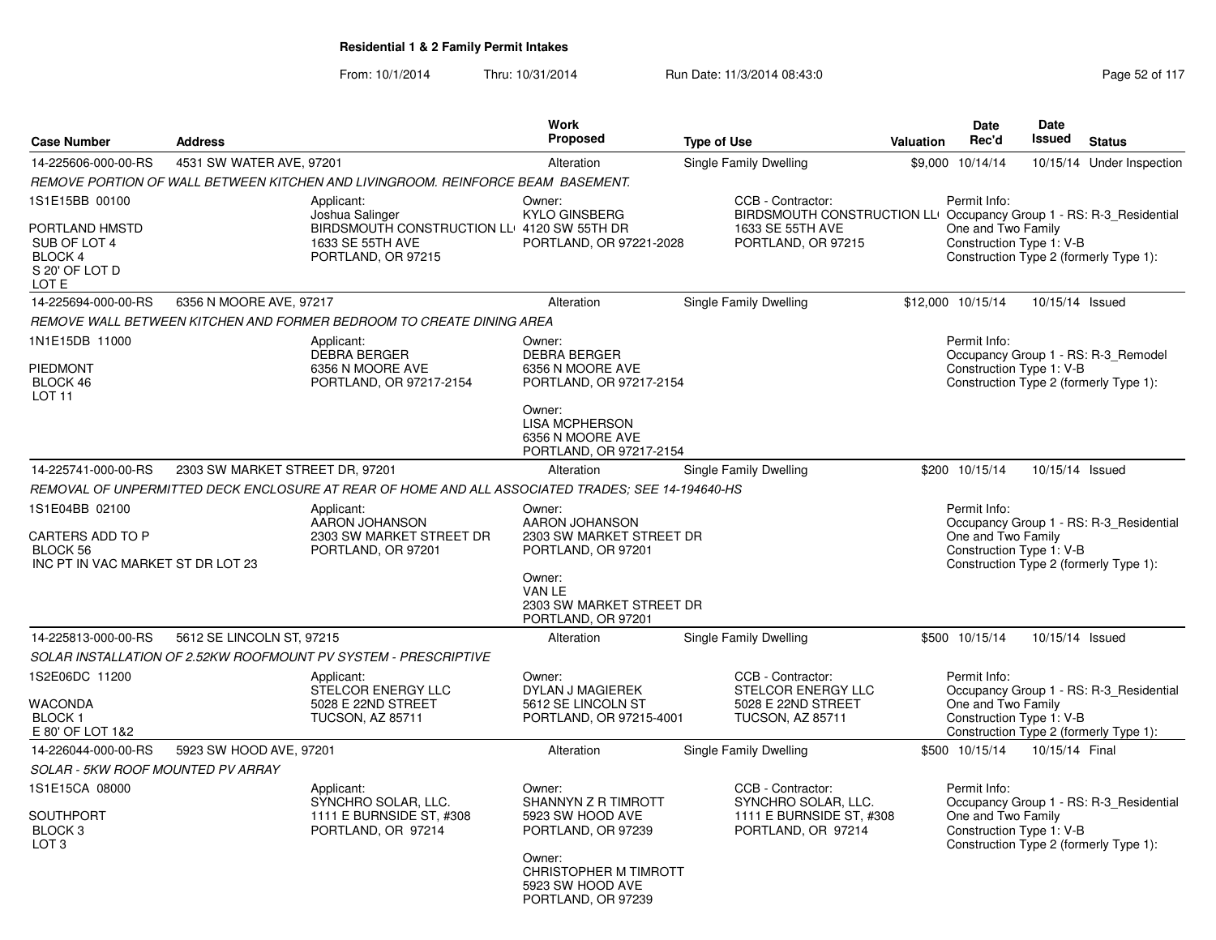## Residential 1 & 2 Family Permit Intakes

From: 10/1/2014 Thru: 10/31/2014 Run Date: 11/3/2014 08:43:0

| Case Number | Address | Work Proposed | Type of Use | Valuation | Date Rec'd | Date Issued | Status |
|---|---|---|---|---|---|---|---|
| 14-225606-000-00-RS | 4531 SW WATER AVE, 97201 | Alteration | Single Family Dwelling | $9,000 | 10/14/14 | 10/15/14 | Under Inspection |

*REMOVE PORTION OF WALL BETWEEN KITCHEN AND LIVINGROOM. REINFORCE BEAM BASEMENT.*

1S1E15BB 00100
PORTLAND HMSTD
SUB OF LOT 4
BLOCK 4
S 20' OF LOT D
LOT E

Applicant:
Joshua Salinger
BIRDSMOUTH CONSTRUCTION LL
1633 SE 55TH AVE
PORTLAND, OR 97215

Owner:
KYLO GINSBERG
4120 SW 55TH DR
PORTLAND, OR 97221-2028

CCB - Contractor:
BIRDSMOUTH CONSTRUCTION LL
1633 SE 55TH AVE
PORTLAND, OR 97215

Permit Info:
Occupancy Group 1 - RS: R-3_Residential One and Two Family
Construction Type 1: V-B
Construction Type 2 (formerly Type 1):

| Case Number | Address | Work Proposed | Type of Use | Valuation | Date Rec'd | Date Issued | Status |
|---|---|---|---|---|---|---|---|
| 14-225694-000-00-RS | 6356 N MOORE AVE, 97217 | Alteration | Single Family Dwelling | $12,000 | 10/15/14 | 10/15/14 | Issued |

*REMOVE WALL BETWEEN KITCHEN AND FORMER BEDROOM TO CREATE DINING AREA*

1N1E15DB 11000
PIEDMONT
BLOCK 46
LOT 11

Applicant:
DEBRA BERGER
6356 N MOORE AVE
PORTLAND, OR 97217-2154

Owner:
DEBRA BERGER
6356 N MOORE AVE
PORTLAND, OR 97217-2154

Owner:
LISA MCPHERSON
6356 N MOORE AVE
PORTLAND, OR 97217-2154

Permit Info:
Occupancy Group 1 - RS: R-3_Remodel
Construction Type 1: V-B
Construction Type 2 (formerly Type 1):

| Case Number | Address | Work Proposed | Type of Use | Valuation | Date Rec'd | Date Issued | Status |
|---|---|---|---|---|---|---|---|
| 14-225741-000-00-RS | 2303 SW MARKET STREET DR, 97201 | Alteration | Single Family Dwelling | $200 | 10/15/14 | 10/15/14 | Issued |

*REMOVAL OF UNPERMITTED DECK ENCLOSURE AT REAR OF HOME AND ALL ASSOCIATED TRADES; SEE 14-194640-HS*

1S1E04BB 02100
CARTERS ADD TO P
BLOCK 56
INC PT IN VAC MARKET ST DR LOT 23

Applicant:
AARON JOHANSON
2303 SW MARKET STREET DR
PORTLAND, OR 97201

Owner:
AARON JOHANSON
2303 SW MARKET STREET DR
PORTLAND, OR 97201

Owner:
VAN LE
2303 SW MARKET STREET DR
PORTLAND, OR 97201

Permit Info:
Occupancy Group 1 - RS: R-3_Residential One and Two Family
Construction Type 1: V-B
Construction Type 2 (formerly Type 1):

| Case Number | Address | Work Proposed | Type of Use | Valuation | Date Rec'd | Date Issued | Status |
|---|---|---|---|---|---|---|---|
| 14-225813-000-00-RS | 5612 SE LINCOLN ST, 97215 | Alteration | Single Family Dwelling | $500 | 10/15/14 | 10/15/14 | Issued |

*SOLAR INSTALLATION OF 2.52KW ROOFMOUNT PV SYSTEM - PRESCRIPTIVE*

1S2E06DC 11200
WACONDA
BLOCK 1
E 80' OF LOT 1&2

Applicant:
STELCOR ENERGY LLC
5028 E 22ND STREET
TUCSON, AZ 85711

Owner:
DYLAN J MAGIEREK
5612 SE LINCOLN ST
PORTLAND, OR 97215-4001

CCB - Contractor:
STELCOR ENERGY LLC
5028 E 22ND STREET
TUCSON, AZ 85711

Permit Info:
Occupancy Group 1 - RS: R-3_Residential One and Two Family
Construction Type 1: V-B
Construction Type 2 (formerly Type 1):

| Case Number | Address | Work Proposed | Type of Use | Valuation | Date Rec'd | Date Issued | Status |
|---|---|---|---|---|---|---|---|
| 14-226044-000-00-RS | 5923 SW HOOD AVE, 97201 | Alteration | Single Family Dwelling | $500 | 10/15/14 | 10/15/14 | Final |

*SOLAR - 5KW ROOF MOUNTED PV ARRAY*

1S1E15CA 08000
SOUTHPORT
BLOCK 3
LOT 3

Applicant:
SYNCHRO SOLAR, LLC.
1111 E BURNSIDE ST, #308
PORTLAND, OR 97214

Owner:
SHANNYN Z R TIMROTT
5923 SW HOOD AVE
PORTLAND, OR 97239

Owner:
CHRISTOPHER M TIMROTT
5923 SW HOOD AVE
PORTLAND, OR 97239

CCB - Contractor:
SYNCHRO SOLAR, LLC.
1111 E BURNSIDE ST, #308
PORTLAND, OR 97214

Permit Info:
Occupancy Group 1 - RS: R-3_Residential One and Two Family
Construction Type 1: V-B
Construction Type 2 (formerly Type 1):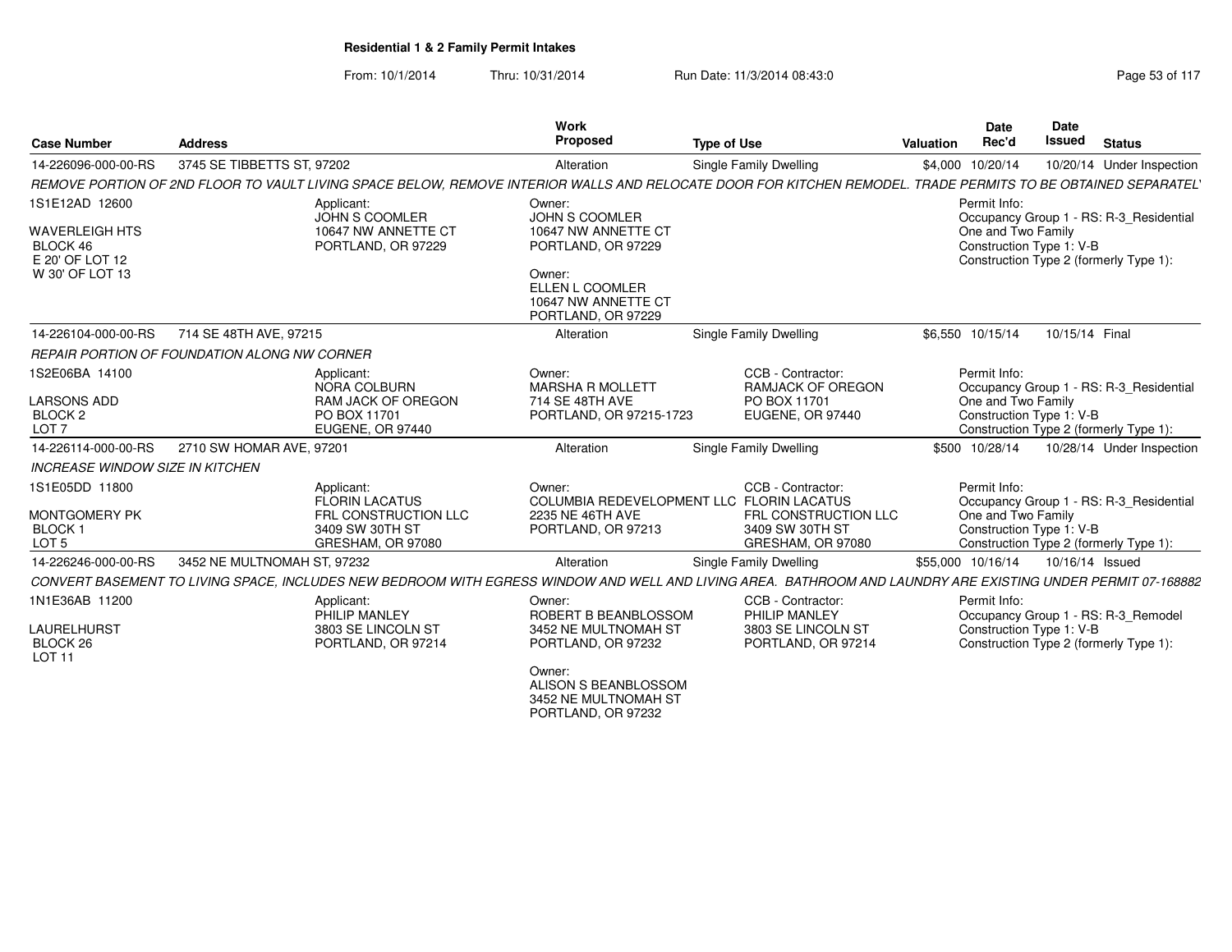**Residential 1 & 2 Family Permit Intakes**

From: 10/1/2014 Thru: 10/31/2014 Run Date: 11/3/2014 08:43:0

| Case Number | Address | Work Proposed | Type of Use | Valuation | Date Rec'd | Date Issued | Status |
|---|---|---|---|---|---|---|---|
| 14-226096-000-00-RS | 3745 SE TIBBETTS ST, 97202 | Alteration | Single Family Dwelling | $4,000 | 10/20/14 | 10/20/14 | Under Inspection |

*REMOVE PORTION OF 2ND FLOOR TO VAULT LIVING SPACE BELOW, REMOVE INTERIOR WALLS AND RELOCATE DOOR FOR KITCHEN REMODEL. TRADE PERMITS TO BE OBTAINED SEPARATEL'*

1S1E12AD 12600
WAVERLEIGH HTS
BLOCK 46
E 20' OF LOT 12
W 30' OF LOT 13

Applicant:
JOHN S COOMLER
10647 NW ANNETTE CT
PORTLAND, OR 97229

Owner:
JOHN S COOMLER
10647 NW ANNETTE CT
PORTLAND, OR 97229

Owner:
ELLEN L COOMLER
10647 NW ANNETTE CT
PORTLAND, OR 97229

Permit Info:
Occupancy Group 1 - RS: R-3_Residential
One and Two Family
Construction Type 1: V-B
Construction Type 2 (formerly Type 1):

| Case Number | Address | Work Proposed | Type of Use | Valuation | Date Rec'd | Date Issued | Status |
|---|---|---|---|---|---|---|---|
| 14-226104-000-00-RS | 714 SE 48TH AVE, 97215 | Alteration | Single Family Dwelling | $6,550 | 10/15/14 | 10/15/14 | Final |

*REPAIR PORTION OF FOUNDATION ALONG NW CORNER*

1S2E06BA 14100
LARSONS ADD
BLOCK 2
LOT 7

Applicant:
NORA COLBURN
RAM JACK OF OREGON
PO BOX 11701
EUGENE, OR 97440

Owner:
MARSHA R MOLLETT
714 SE 48TH AVE
PORTLAND, OR 97215-1723

CCB - Contractor:
RAMJACK OF OREGON
PO BOX 11701
EUGENE, OR 97440

Permit Info:
Occupancy Group 1 - RS: R-3_Residential
One and Two Family
Construction Type 1: V-B
Construction Type 2 (formerly Type 1):

| Case Number | Address | Work Proposed | Type of Use | Valuation | Date Rec'd | Date Issued | Status |
|---|---|---|---|---|---|---|---|
| 14-226114-000-00-RS | 2710 SW HOMAR AVE, 97201 | Alteration | Single Family Dwelling | $500 | 10/28/14 | 10/28/14 | Under Inspection |

*INCREASE WINDOW SIZE IN KITCHEN*

1S1E05DD 11800
MONTGOMERY PK
BLOCK 1
LOT 5

Applicant:
FLORIN LACATUS
FRL CONSTRUCTION LLC
3409 SW 30TH ST
GRESHAM, OR 97080

Owner:
COLUMBIA REDEVELOPMENT LLC
2235 NE 46TH AVE
PORTLAND, OR 97213

CCB - Contractor:
FLORIN LACATUS
FRL CONSTRUCTION LLC
3409 SW 30TH ST
GRESHAM, OR 97080

Permit Info:
Occupancy Group 1 - RS: R-3_Residential
One and Two Family
Construction Type 1: V-B
Construction Type 2 (formerly Type 1):

| Case Number | Address | Work Proposed | Type of Use | Valuation | Date Rec'd | Date Issued | Status |
|---|---|---|---|---|---|---|---|
| 14-226246-000-00-RS | 3452 NE MULTNOMAH ST, 97232 | Alteration | Single Family Dwelling | $55,000 | 10/16/14 | 10/16/14 | Issued |

*CONVERT BASEMENT TO LIVING SPACE, INCLUDES NEW BEDROOM WITH EGRESS WINDOW AND WELL AND LIVING AREA. BATHROOM AND LAUNDRY ARE EXISTING UNDER PERMIT 07-168882*

1N1E36AB 11200
LAURELHURST
BLOCK 26
LOT 11

Applicant:
PHILIP MANLEY
3803 SE LINCOLN ST
PORTLAND, OR 97214

Owner:
ROBERT B BEANBLOSSOM
3452 NE MULTNOMAH ST
PORTLAND, OR 97232

Owner:
ALISON S BEANBLOSSOM
3452 NE MULTNOMAH ST
PORTLAND, OR 97232

CCB - Contractor:
PHILIP MANLEY
3803 SE LINCOLN ST
PORTLAND, OR 97214

Permit Info:
Occupancy Group 1 - RS: R-3_Remodel
Construction Type 1: V-B
Construction Type 2 (formerly Type 1):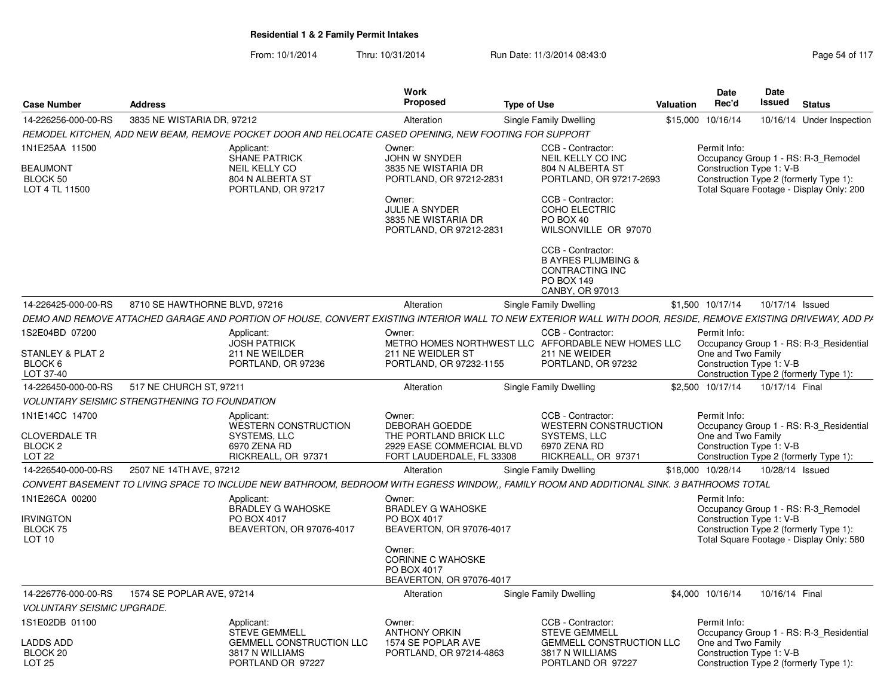**Residential 1 & 2 Family Permit Intakes**

From: 10/1/2014 Thru: 10/31/2014 Run Date: 11/3/2014 08:43:0

| Case Number | Address | Work Proposed | Type of Use | Valuation | Date Rec'd | Date Issued | Status |
|---|---|---|---|---|---|---|---|
| 14-226256-000-00-RS | 3835 NE WISTARIA DR, 97212 | Alteration | Single Family Dwelling | $15,000 | 10/16/14 | 10/16/14 | Under Inspection |

REMODEL KITCHEN, ADD NEW BEAM, REMOVE POCKET DOOR AND RELOCATE CASED OPENING, NEW FOOTING FOR SUPPORT

1N1E25AA 11500
BEAUMONT
BLOCK 50
LOT 4 TL 11500

Applicant: SHANE PATRICK, NEIL KELLY CO, 804 N ALBERTA ST, PORTLAND, OR 97217

Owner: JOHN W SNYDER, 3835 NE WISTARIA DR, PORTLAND, OR 97212-2831

Owner: JULIE A SNYDER, 3835 NE WISTARIA DR, PORTLAND, OR 97212-2831

CCB - Contractor: NEIL KELLY CO INC, 804 N ALBERTA ST, PORTLAND, OR 97217-2693

CCB - Contractor: COHO ELECTRIC, PO BOX 40, WILSONVILLE OR 97070

CCB - Contractor: B AYRES PLUMBING & CONTRACTING INC, PO BOX 149, CANBY, OR 97013

Permit Info:
Occupancy Group 1 - RS: R-3_Remodel
Construction Type 1: V-B
Construction Type 2 (formerly Type 1):
Total Square Footage - Display Only: 200

| Case Number | Address | Work Proposed | Type of Use | Valuation | Date Rec'd | Date Issued | Status |
|---|---|---|---|---|---|---|---|
| 14-226425-000-00-RS | 8710 SE HAWTHORNE BLVD, 97216 | Alteration | Single Family Dwelling | $1,500 | 10/17/14 | 10/17/14 | Issued |

DEMO AND REMOVE ATTACHED GARAGE AND PORTION OF HOUSE, CONVERT EXISTING INTERIOR WALL TO NEW EXTERIOR WALL WITH DOOR, RESIDE, REMOVE EXISTING DRIVEWAY, ADD PA

1S2E04BD 07200
STANLEY & PLAT 2
BLOCK 6
LOT 37-40

Applicant: JOSH PATRICK, 211 NE WEILDER, PORTLAND, OR 97236

Owner: METRO HOMES NORTHWEST LLC, 211 NE WEILDER ST, PORTLAND, OR 97232-1155

CCB - Contractor: AFFORDABLE NEW HOMES LLC, 211 NE WEIDER, PORTLAND, OR 97232

Permit Info:
Occupancy Group 1 - RS: R-3_Residential One and Two Family
Construction Type 1: V-B
Construction Type 2 (formerly Type 1):

| Case Number | Address | Work Proposed | Type of Use | Valuation | Date Rec'd | Date Issued | Status |
|---|---|---|---|---|---|---|---|
| 14-226450-000-00-RS | 517 NE CHURCH ST, 97211 | Alteration | Single Family Dwelling | $2,500 | 10/17/14 | 10/17/14 | Final |

VOLUNTARY SEISMIC STRENGTHENING TO FOUNDATION

1N1E14CC 14700
CLOVERDALE TR
BLOCK 2
LOT 22

Applicant: WESTERN CONSTRUCTION SYSTEMS, LLC, 6970 ZENA RD, RICKREALL, OR 97371

Owner: DEBORAH GOEDDE, THE PORTLAND BRICK LLC, 2929 EASE COMMERCIAL BLVD, FORT LAUDERDALE, FL 33308

CCB - Contractor: WESTERN CONSTRUCTION SYSTEMS, LLC, 6970 ZENA RD, RICKREALL, OR 97371

Permit Info:
Occupancy Group 1 - RS: R-3_Residential One and Two Family
Construction Type 1: V-B
Construction Type 2 (formerly Type 1):

| Case Number | Address | Work Proposed | Type of Use | Valuation | Date Rec'd | Date Issued | Status |
|---|---|---|---|---|---|---|---|
| 14-226540-000-00-RS | 2507 NE 14TH AVE, 97212 | Alteration | Single Family Dwelling | $18,000 | 10/28/14 | 10/28/14 | Issued |

CONVERT BASEMENT TO LIVING SPACE TO INCLUDE NEW BATHROOM, BEDROOM WITH EGRESS WINDOW,, FAMILY ROOM AND ADDITIONAL SINK. 3 BATHROOMS TOTAL

1N1E26CA 00200
IRVINGTON
BLOCK 75
LOT 10

Applicant: BRADLEY G WAHOSKE, PO BOX 4017, BEAVERTON, OR 97076-4017

Owner: BRADLEY G WAHOSKE, PO BOX 4017, BEAVERTON, OR 97076-4017

Owner: CORINNE C WAHOSKE, PO BOX 4017, BEAVERTON, OR 97076-4017

Permit Info:
Occupancy Group 1 - RS: R-3_Remodel
Construction Type 1: V-B
Construction Type 2 (formerly Type 1):
Total Square Footage - Display Only: 580

| Case Number | Address | Work Proposed | Type of Use | Valuation | Date Rec'd | Date Issued | Status |
|---|---|---|---|---|---|---|---|
| 14-226776-000-00-RS | 1574 SE POPLAR AVE, 97214 | Alteration | Single Family Dwelling | $4,000 | 10/16/14 | 10/16/14 | Final |

VOLUNTARY SEISMIC UPGRADE.

1S1E02DB 01100
LADDS ADD
BLOCK 20
LOT 25

Applicant: STEVE GEMMELL, GEMMELL CONSTRUCTION LLC, 3817 N WILLIAMS, PORTLAND OR 97227

Owner: ANTHONY ORKIN, 1574 SE POPLAR AVE, PORTLAND, OR 97214-4863

CCB - Contractor: STEVE GEMMELL, GEMMELL CONSTRUCTION LLC, 3817 N WILLIAMS, PORTLAND OR 97227

Permit Info:
Occupancy Group 1 - RS: R-3_Residential One and Two Family
Construction Type 1: V-B
Construction Type 2 (formerly Type 1):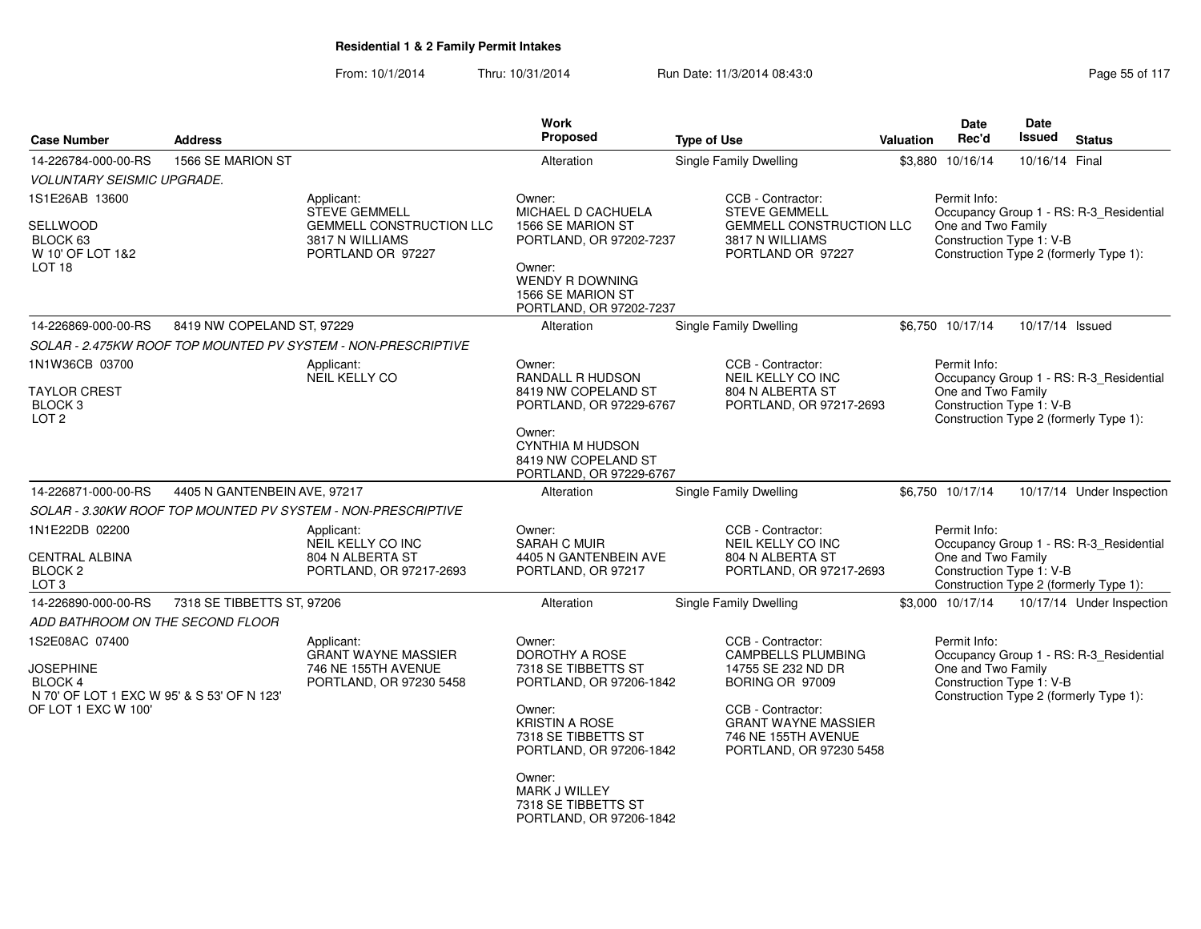**Residential 1 & 2 Family Permit Intakes**

From: 10/1/2014 Thru: 10/31/2014 Run Date: 11/3/2014 08:43:0

| Case Number | Address | Work Proposed | Type of Use | Valuation | Date Rec'd | Date Issued | Status |
|---|---|---|---|---|---|---|---|
| 14-226784-000-00-RS | 1566 SE MARION ST | Alteration | Single Family Dwelling | $3,880 | 10/16/14 | 10/16/14 | Final |

*VOLUNTARY SEISMIC UPGRADE.*

1S1E26AB 13600

SELLWOOD
BLOCK 63
W 10' OF LOT 1&2
LOT 18

Applicant:
STEVE GEMMELL
GEMMELL CONSTRUCTION LLC
3817 N WILLIAMS
PORTLAND OR 97227

Owner:
MICHAEL D CACHUELA
1566 SE MARION ST
PORTLAND, OR 97202-7237

Owner:
WENDY R DOWNING
1566 SE MARION ST
PORTLAND, OR 97202-7237

CCB - Contractor:
STEVE GEMMELL
GEMMELL CONSTRUCTION LLC
3817 N WILLIAMS
PORTLAND OR 97227

Permit Info:
Occupancy Group 1 - RS: R-3_Residential One and Two Family
Construction Type 1: V-B
Construction Type 2 (formerly Type 1):

| Case Number | Address | Work Proposed | Type of Use | Valuation | Date Rec'd | Date Issued | Status |
|---|---|---|---|---|---|---|---|
| 14-226869-000-00-RS | 8419 NW COPELAND ST, 97229 | Alteration | Single Family Dwelling | $6,750 | 10/17/14 | 10/17/14 | Issued |

*SOLAR - 2.475KW ROOF TOP MOUNTED PV SYSTEM - NON-PRESCRIPTIVE*

1N1W36CB 03700

TAYLOR CREST
BLOCK 3
LOT 2

Applicant:
NEIL KELLY CO

Owner:
RANDALL R HUDSON
8419 NW COPELAND ST
PORTLAND, OR 97229-6767

Owner:
CYNTHIA M HUDSON
8419 NW COPELAND ST
PORTLAND, OR 97229-6767

CCB - Contractor:
NEIL KELLY CO INC
804 N ALBERTA ST
PORTLAND, OR 97217-2693

Permit Info:
Occupancy Group 1 - RS: R-3_Residential One and Two Family
Construction Type 1: V-B
Construction Type 2 (formerly Type 1):

| Case Number | Address | Work Proposed | Type of Use | Valuation | Date Rec'd | Date Issued | Status |
|---|---|---|---|---|---|---|---|
| 14-226871-000-00-RS | 4405 N GANTENBEIN AVE, 97217 | Alteration | Single Family Dwelling | $6,750 | 10/17/14 | 10/17/14 | Under Inspection |

*SOLAR - 3.30KW ROOF TOP MOUNTED PV SYSTEM - NON-PRESCRIPTIVE*

1N1E22DB 02200

CENTRAL ALBINA
BLOCK 2
LOT 3

Applicant:
NEIL KELLY CO INC
804 N ALBERTA ST
PORTLAND, OR 97217-2693

Owner:
SARAH C MUIR
4405 N GANTENBEIN AVE
PORTLAND, OR 97217

CCB - Contractor:
NEIL KELLY CO INC
804 N ALBERTA ST
PORTLAND, OR 97217-2693

Permit Info:
Occupancy Group 1 - RS: R-3_Residential One and Two Family
Construction Type 1: V-B
Construction Type 2 (formerly Type 1):

| Case Number | Address | Work Proposed | Type of Use | Valuation | Date Rec'd | Date Issued | Status |
|---|---|---|---|---|---|---|---|
| 14-226890-000-00-RS | 7318 SE TIBBETTS ST, 97206 | Alteration | Single Family Dwelling | $3,000 | 10/17/14 | 10/17/14 | Under Inspection |

*ADD BATHROOM ON THE SECOND FLOOR*

1S2E08AC 07400

JOSEPHINE
BLOCK 4
N 70' OF LOT 1 EXC W 95' & S 53' OF N 123' OF LOT 1 EXC W 100'

Applicant:
GRANT WAYNE MASSIER
746 NE 155TH AVENUE
PORTLAND, OR 97230 5458

Owner:
DOROTHY A ROSE
7318 SE TIBBETTS ST
PORTLAND, OR 97206-1842

Owner:
KRISTIN A ROSE
7318 SE TIBBETTS ST
PORTLAND, OR 97206-1842

Owner:
MARK J WILLEY
7318 SE TIBBETTS ST
PORTLAND, OR 97206-1842

CCB - Contractor:
CAMPBELLS PLUMBING
14755 SE 232 ND DR
BORING OR 97009

CCB - Contractor:
GRANT WAYNE MASSIER
746 NE 155TH AVENUE
PORTLAND, OR 97230 5458

Permit Info:
Occupancy Group 1 - RS: R-3_Residential One and Two Family
Construction Type 1: V-B
Construction Type 2 (formerly Type 1):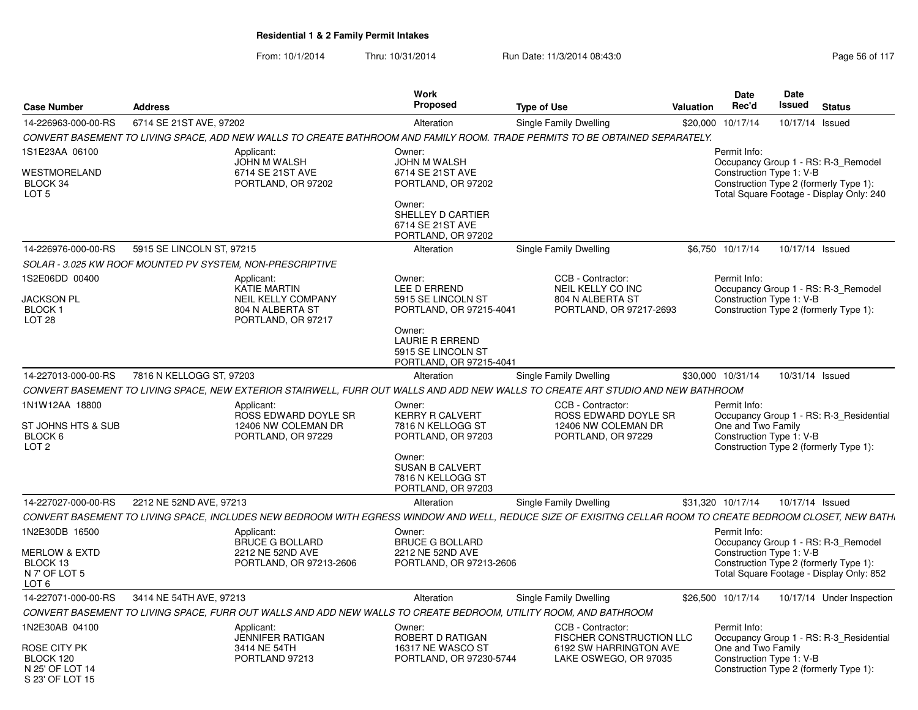# Residential 1 & 2 Family Permit Intakes

From: 10/1/2014 Thru: 10/31/2014 Run Date: 11/3/2014 08:43:0

| Case Number | Address | Work Proposed | Type of Use | Valuation | Date Rec'd | Date Issued | Status |
|---|---|---|---|---|---|---|---|
| 14-226963-000-00-RS | 6714 SE 21ST AVE, 97202 | Alteration | Single Family Dwelling | $20,000 | 10/17/14 | 10/17/14 | Issued |

*CONVERT BASEMENT TO LIVING SPACE, ADD NEW WALLS TO CREATE BATHROOM AND FAMILY ROOM. TRADE PERMITS TO BE OBTAINED SEPARATELY.*

1S1E23AA 06100

WESTMORELAND
BLOCK 34
LOT 5

Applicant:
JOHN M WALSH
6714 SE 21ST AVE
PORTLAND, OR 97202

Owner:
JOHN M WALSH
6714 SE 21ST AVE
PORTLAND, OR 97202

Owner:
SHELLEY D CARTIER
6714 SE 21ST AVE
PORTLAND, OR 97202

Permit Info:
Occupancy Group 1 - RS: R-3_Remodel
Construction Type 1: V-B
Construction Type 2 (formerly Type 1):
Total Square Footage - Display Only: 240

| Case Number | Address | Work Proposed | Type of Use | Valuation | Date Rec'd | Date Issued | Status |
|---|---|---|---|---|---|---|---|
| 14-226976-000-00-RS | 5915 SE LINCOLN ST, 97215 | Alteration | Single Family Dwelling | $6,750 | 10/17/14 | 10/17/14 | Issued |

*SOLAR - 3.025 KW ROOF MOUNTED PV SYSTEM, NON-PRESCRIPTIVE*

1S2E06DD 00400

JACKSON PL
BLOCK 1
LOT 28

Applicant:
KATIE MARTIN
NEIL KELLY COMPANY
804 N ALBERTA ST
PORTLAND, OR 97217

Owner:
LEE D ERREND
5915 SE LINCOLN ST
PORTLAND, OR 97215-4041

Owner:
LAURIE R ERREND
5915 SE LINCOLN ST
PORTLAND, OR 97215-4041

CCB - Contractor:
NEIL KELLY CO INC
804 N ALBERTA ST
PORTLAND, OR 97217-2693

Permit Info:
Occupancy Group 1 - RS: R-3_Remodel
Construction Type 1: V-B
Construction Type 2 (formerly Type 1):

| Case Number | Address | Work Proposed | Type of Use | Valuation | Date Rec'd | Date Issued | Status |
|---|---|---|---|---|---|---|---|
| 14-227013-000-00-RS | 7816 N KELLOGG ST, 97203 | Alteration | Single Family Dwelling | $30,000 | 10/31/14 | 10/31/14 | Issued |

*CONVERT BASEMENT TO LIVING SPACE, NEW EXTERIOR STAIRWELL, FURR OUT WALLS AND ADD NEW WALLS TO CREATE ART STUDIO AND NEW BATHROOM*

1N1W12AA 18800

ST JOHNS HTS & SUB
BLOCK 6
LOT 2

Applicant:
ROSS EDWARD DOYLE SR
12406 NW COLEMAN DR
PORTLAND, OR 97229

Owner:
KERRY R CALVERT
7816 N KELLOGG ST
PORTLAND, OR 97203

Owner:
SUSAN B CALVERT
7816 N KELLOGG ST
PORTLAND, OR 97203

CCB - Contractor:
ROSS EDWARD DOYLE SR
12406 NW COLEMAN DR
PORTLAND, OR 97229

Permit Info:
Occupancy Group 1 - RS: R-3_Residential One and Two Family
Construction Type 1: V-B
Construction Type 2 (formerly Type 1):

| Case Number | Address | Work Proposed | Type of Use | Valuation | Date Rec'd | Date Issued | Status |
|---|---|---|---|---|---|---|---|
| 14-227027-000-00-RS | 2212 NE 52ND AVE, 97213 | Alteration | Single Family Dwelling | $31,320 | 10/17/14 | 10/17/14 | Issued |

*CONVERT BASEMENT TO LIVING SPACE, INCLUDES NEW BEDROOM WITH EGRESS WINDOW AND WELL, REDUCE SIZE OF EXISITNG CELLAR ROOM TO CREATE BEDROOM CLOSET, NEW BATH*

1N2E30DB 16500

MERLOW & EXTD
BLOCK 13
N 7' OF LOT 5
LOT 6

Applicant:
BRUCE G BOLLARD
2212 NE 52ND AVE
PORTLAND, OR 97213-2606

Owner:
BRUCE G BOLLARD
2212 NE 52ND AVE
PORTLAND, OR 97213-2606

Permit Info:
Occupancy Group 1 - RS: R-3_Remodel
Construction Type 1: V-B
Construction Type 2 (formerly Type 1):
Total Square Footage - Display Only: 852

| Case Number | Address | Work Proposed | Type of Use | Valuation | Date Rec'd | Date Issued | Status |
|---|---|---|---|---|---|---|---|
| 14-227071-000-00-RS | 3414 NE 54TH AVE, 97213 | Alteration | Single Family Dwelling | $26,500 | 10/17/14 | 10/17/14 | Under Inspection |

*CONVERT BASEMENT TO LIVING SPACE, FURR OUT WALLS AND ADD NEW WALLS TO CREATE BEDROOM, UTILITY ROOM, AND BATHROOM*

1N2E30AB 04100

ROSE CITY PK
BLOCK 120
N 25' OF LOT 14
S 23' OF LOT 15

Applicant:
JENNIFER RATIGAN
3414 NE 54TH
PORTLAND 97213

Owner:
ROBERT D RATIGAN
16317 NE WASCO ST
PORTLAND, OR 97230-5744

CCB - Contractor:
FISCHER CONSTRUCTION LLC
6192 SW HARRINGTON AVE
LAKE OSWEGO, OR 97035

Permit Info:
Occupancy Group 1 - RS: R-3_Residential One and Two Family
Construction Type 1: V-B
Construction Type 2 (formerly Type 1):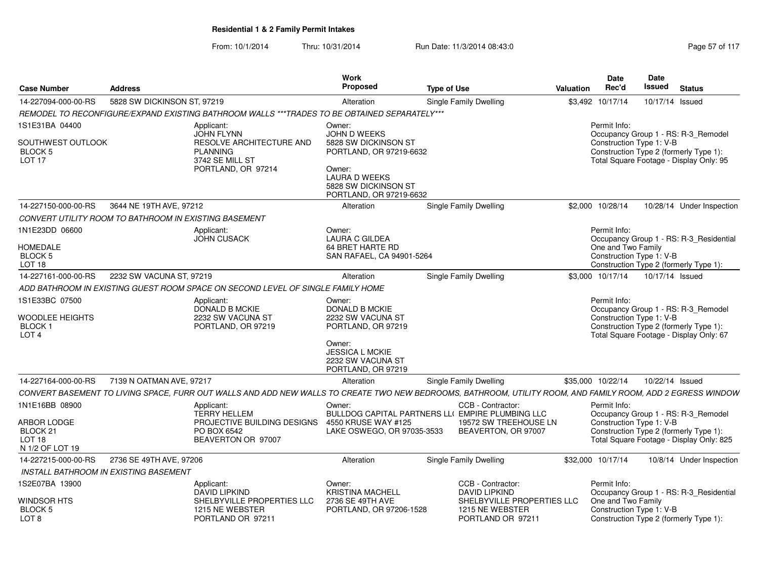**Residential 1 & 2 Family Permit Intakes**

From: 10/1/2014 Thru: 10/31/2014 Run Date: 11/3/2014 08:43:0

| Case Number | Address | | Work Proposed | Type of Use | | Valuation | Date Rec'd | Date Issued | Status |
|---|---|---|---|---|---|---|---|---|---|
| 14-227094-000-00-RS | 5828 SW DICKINSON ST, 97219 | | Alteration | Single Family Dwelling | | $3,492 | 10/17/14 | 10/17/14 | Issued |
| *REMODEL TO RECONFIGURE/EXPAND EXISTING BATHROOM WALLS ***TRADES TO BE OBTAINED SEPARATELY**** | | | | | | | | | |
| 1S1E31BA 04400<br><br>SOUTHWEST OUTLOOK<br>BLOCK 5<br>LOT 17 | | Applicant:<br>JOHN FLYNN<br>RESOLVE ARCHITECTURE AND PLANNING<br>3742 SE MILL ST<br>PORTLAND, OR 97214 | Owner:<br>JOHN D WEEKS<br>5828 SW DICKINSON ST<br>PORTLAND, OR 97219-6632<br><br>Owner:<br>LAURA D WEEKS<br>5828 SW DICKINSON ST<br>PORTLAND, OR 97219-6632 | | | | Permit Info:<br>Occupancy Group 1 - RS: R-3_Remodel<br>Construction Type 1: V-B<br>Construction Type 2 (formerly Type 1):<br>Total Square Footage - Display Only: 95 | | |
| 14-227150-000-00-RS | 3644 NE 19TH AVE, 97212 | | Alteration | Single Family Dwelling | | $2,000 | 10/28/14 | 10/28/14 | Under Inspection |
| *CONVERT UTILITY ROOM TO BATHROOM IN EXISTING BASEMENT* | | | | | | | | | |
| 1N1E23DD 06600<br><br>HOMEDALE<br>BLOCK 5<br>LOT 18 | | Applicant:<br>JOHN CUSACK | Owner:<br>LAURA C GILDEA<br>64 BRET HARTE RD<br>SAN RAFAEL, CA 94901-5264 | | | | Permit Info:<br>Occupancy Group 1 - RS: R-3_Residential One and Two Family<br>Construction Type 1: V-B<br>Construction Type 2 (formerly Type 1): | | |
| 14-227161-000-00-RS | 2232 SW VACUNA ST, 97219 | | Alteration | Single Family Dwelling | | $3,000 | 10/17/14 | 10/17/14 | Issued |
| *ADD BATHROOM IN EXISTING GUEST ROOM SPACE ON SECOND LEVEL OF SINGLE FAMILY HOME* | | | | | | | | | |
| 1S1E33BC 07500<br><br>WOODLEE HEIGHTS<br>BLOCK 1<br>LOT 4 | | Applicant:<br>DONALD B MCKIE<br>2232 SW VACUNA ST<br>PORTLAND, OR 97219 | Owner:<br>DONALD B MCKIE<br>2232 SW VACUNA ST<br>PORTLAND, OR 97219<br><br>Owner:<br>JESSICA L MCKIE<br>2232 SW VACUNA ST<br>PORTLAND, OR 97219 | | | | Permit Info:<br>Occupancy Group 1 - RS: R-3_Remodel<br>Construction Type 1: V-B<br>Construction Type 2 (formerly Type 1):<br>Total Square Footage - Display Only: 67 | | |
| 14-227164-000-00-RS | 7139 N OATMAN AVE, 97217 | | Alteration | Single Family Dwelling | | $35,000 | 10/22/14 | 10/22/14 | Issued |
| *CONVERT BASEMENT TO LIVING SPACE, FURR OUT WALLS AND ADD NEW WALLS TO CREATE TWO NEW BEDROOMS, BATHROOM, UTILITY ROOM, AND FAMILY ROOM, ADD 2 EGRESS WINDOW* | | | | | | | | | |
| 1N1E16BB 08900<br><br>ARBOR LODGE<br>BLOCK 21<br>LOT 18<br>N 1/2 OF LOT 19 | | Applicant:<br>TERRY HELLEM<br>PROJECTIVE BUILDING DESIGNS<br>PO BOX 6542<br>BEAVERTON OR 97007 | Owner:<br>BULLDOG CAPITAL PARTNERS LL(<br>4550 KRUSE WAY #125<br>LAKE OSWEGO, OR 97035-3533 | CCB - Contractor:<br>EMPIRE PLUMBING LLC<br>19572 SW TREEHOUSE LN<br>BEAVERTON, OR 97007 | | | Permit Info:<br>Occupancy Group 1 - RS: R-3_Remodel<br>Construction Type 1: V-B<br>Construction Type 2 (formerly Type 1):<br>Total Square Footage - Display Only: 825 | | |
| 14-227215-000-00-RS | 2736 SE 49TH AVE, 97206 | | Alteration | Single Family Dwelling | | $32,000 | 10/17/14 | 10/8/14 | Under Inspection |
| *INSTALL BATHROOM IN EXISTING BASEMENT* | | | | | | | | | |
| 1S2E07BA 13900<br><br>WINDSOR HTS<br>BLOCK 5<br>LOT 8 | | Applicant:<br>DAVID LIPKIND<br>SHELBYVILLE PROPERTIES LLC<br>1215 NE WEBSTER<br>PORTLAND OR 97211 | Owner:<br>KRISTINA MACHELL<br>2736 SE 49TH AVE<br>PORTLAND, OR 97206-1528 | CCB - Contractor:<br>DAVID LIPKIND<br>SHELBYVILLE PROPERTIES LLC<br>1215 NE WEBSTER<br>PORTLAND OR 97211 | | | Permit Info:<br>Occupancy Group 1 - RS: R-3_Residential One and Two Family<br>Construction Type 1: V-B<br>Construction Type 2 (formerly Type 1): | | |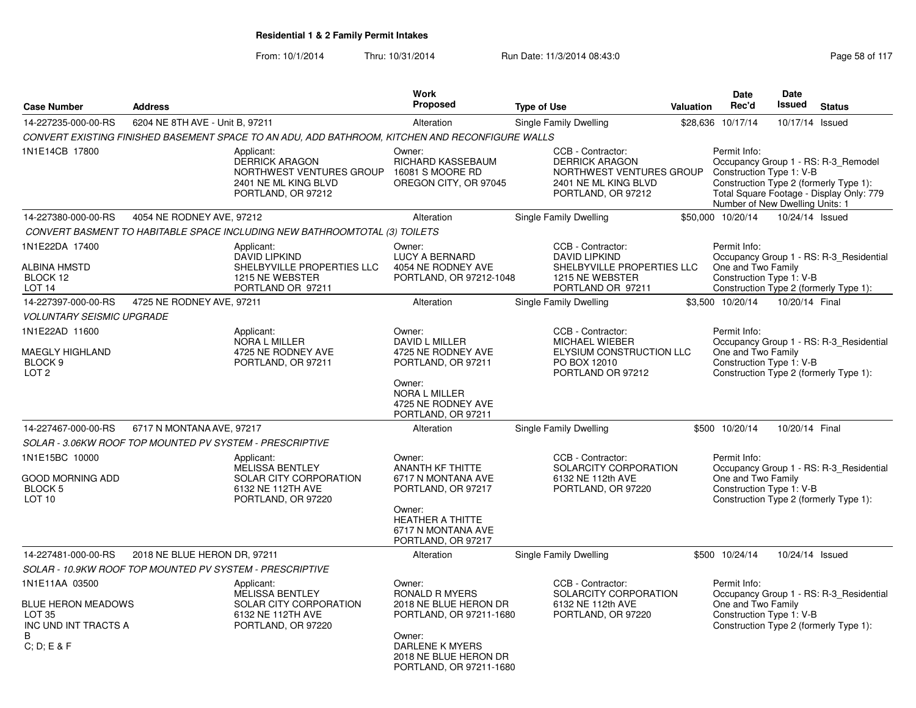**Residential 1 & 2 Family Permit Intakes**

From: 10/1/2014 Thru: 10/31/2014 Run Date: 11/3/2014 08:43:0

| Case Number | Address | Work Proposed | Type of Use | Valuation | Date Rec'd | Date Issued | Status |
|---|---|---|---|---|---|---|---|
| 14-227235-000-00-RS | 6204 NE 8TH AVE - Unit B, 97211 | Alteration | Single Family Dwelling | $28,636 | 10/17/14 | 10/17/14 | Issued |

*CONVERT EXISTING FINISHED BASEMENT SPACE TO AN ADU, ADD BATHROOM, KITCHEN AND RECONFIGURE WALLS*

1N1E14CB 17800

Applicant: DERRICK ARAGON, NORTHWEST VENTURES GROUP, 2401 NE ML KING BLVD, PORTLAND, OR 97212

Owner: RICHARD KASSEBAUM, 16081 S MOORE RD, OREGON CITY, OR 97045

CCB - Contractor: DERRICK ARAGON, NORTHWEST VENTURES GROUP, 2401 NE ML KING BLVD, PORTLAND, OR 97212

Permit Info: Occupancy Group 1 - RS: R-3_Remodel; Construction Type 1: V-B; Construction Type 2 (formerly Type 1):; Total Square Footage - Display Only: 779; Number of New Dwelling Units: 1

| Case Number | Address | Work Proposed | Type of Use | Valuation | Date Rec'd | Date Issued | Status |
|---|---|---|---|---|---|---|---|
| 14-227380-000-00-RS | 4054 NE RODNEY AVE, 97212 | Alteration | Single Family Dwelling | $50,000 | 10/20/14 | 10/24/14 | Issued |

*CONVERT BASMENT TO HABITABLE SPACE INCLUDING NEW BATHROOMTOTAL (3) TOILETS*

1N1E22DA 17400
ALBINA HMSTD
BLOCK 12
LOT 14

Applicant: DAVID LIPKIND, SHELBYVILLE PROPERTIES LLC, 1215 NE WEBSTER, PORTLAND OR 97211

Owner: LUCY A BERNARD, 4054 NE RODNEY AVE, PORTLAND, OR 97212-1048

CCB - Contractor: DAVID LIPKIND, SHELBYVILLE PROPERTIES LLC, 1215 NE WEBSTER, PORTLAND OR 97211

Permit Info: Occupancy Group 1 - RS: R-3_Residential One and Two Family; Construction Type 1: V-B; Construction Type 2 (formerly Type 1):

| Case Number | Address | Work Proposed | Type of Use | Valuation | Date Rec'd | Date Issued | Status |
|---|---|---|---|---|---|---|---|
| 14-227397-000-00-RS | 4725 NE RODNEY AVE, 97211 | Alteration | Single Family Dwelling | $3,500 | 10/20/14 | 10/20/14 | Final |

*VOLUNTARY SEISMIC UPGRADE*

1N1E22AD 11600
MAEGLY HIGHLAND
BLOCK 9
LOT 2

Applicant: NORA L MILLER, 4725 NE RODNEY AVE, PORTLAND, OR 97211

Owner: DAVID L MILLER, 4725 NE RODNEY AVE, PORTLAND, OR 97211

Owner: NORA L MILLER, 4725 NE RODNEY AVE, PORTLAND, OR 97211

CCB - Contractor: MICHAEL WIEBER, ELYSIUM CONSTRUCTION LLC, PO BOX 12010, PORTLAND OR 97212

Permit Info: Occupancy Group 1 - RS: R-3_Residential One and Two Family; Construction Type 1: V-B; Construction Type 2 (formerly Type 1):

| Case Number | Address | Work Proposed | Type of Use | Valuation | Date Rec'd | Date Issued | Status |
|---|---|---|---|---|---|---|---|
| 14-227467-000-00-RS | 6717 N MONTANA AVE, 97217 | Alteration | Single Family Dwelling | $500 | 10/20/14 | 10/20/14 | Final |

*SOLAR - 3.06KW ROOF TOP MOUNTED PV SYSTEM - PRESCRIPTIVE*

1N1E15BC 10000
GOOD MORNING ADD
BLOCK 5
LOT 10

Applicant: MELISSA BENTLEY, SOLAR CITY CORPORATION, 6132 NE 112TH AVE, PORTLAND, OR 97220

Owner: ANANTH KF THITTE, 6717 N MONTANA AVE, PORTLAND, OR 97217

Owner: HEATHER A THITTE, 6717 N MONTANA AVE, PORTLAND, OR 97217

CCB - Contractor: SOLARCITY CORPORATION, 6132 NE 112th AVE, PORTLAND, OR 97220

Permit Info: Occupancy Group 1 - RS: R-3_Residential One and Two Family; Construction Type 1: V-B; Construction Type 2 (formerly Type 1):

| Case Number | Address | Work Proposed | Type of Use | Valuation | Date Rec'd | Date Issued | Status |
|---|---|---|---|---|---|---|---|
| 14-227481-000-00-RS | 2018 NE BLUE HERON DR, 97211 | Alteration | Single Family Dwelling | $500 | 10/24/14 | 10/24/14 | Issued |

*SOLAR - 10.9KW ROOF TOP MOUNTED PV SYSTEM - PRESCRIPTIVE*

1N1E11AA 03500
BLUE HERON MEADOWS
LOT 35
INC UND INT TRACTS A
B
C; D; E & F

Applicant: MELISSA BENTLEY, SOLAR CITY CORPORATION, 6132 NE 112TH AVE, PORTLAND, OR 97220

Owner: RONALD R MYERS, 2018 NE BLUE HERON DR, PORTLAND, OR 97211-1680

Owner: DARLENE K MYERS, 2018 NE BLUE HERON DR, PORTLAND, OR 97211-1680

CCB - Contractor: SOLARCITY CORPORATION, 6132 NE 112th AVE, PORTLAND, OR 97220

Permit Info: Occupancy Group 1 - RS: R-3_Residential One and Two Family; Construction Type 1: V-B; Construction Type 2 (formerly Type 1):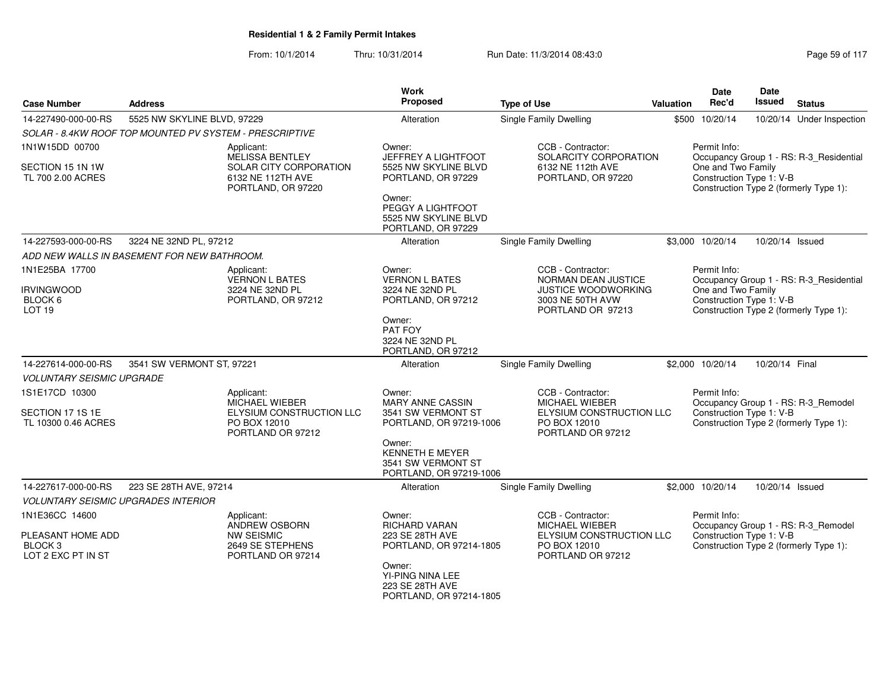# Residential 1 & 2 Family Permit Intakes

From: 10/1/2014 Thru: 10/31/2014 Run Date: 11/3/2014 08:43:0

| Case Number | Address | Work Proposed | Type of Use | Valuation | Date Rec'd | Date Issued | Status |
|---|---|---|---|---|---|---|---|
| 14-227490-000-00-RS | 5525 NW SKYLINE BLVD, 97229 | Alteration | Single Family Dwelling | $500 | 10/20/14 | 10/20/14 | Under Inspection |

*SOLAR - 8.4KW ROOF TOP MOUNTED PV SYSTEM - PRESCRIPTIVE*

1N1W15DD 00700
SECTION 15 1N 1W
TL 700 2.00 ACRES

Applicant:
MELISSA BENTLEY
SOLAR CITY CORPORATION
6132 NE 112TH AVE
PORTLAND, OR 97220

Owner:
JEFFREY A LIGHTFOOT
5525 NW SKYLINE BLVD
PORTLAND, OR 97229

Owner:
PEGGY A LIGHTFOOT
5525 NW SKYLINE BLVD
PORTLAND, OR 97229

CCB - Contractor:
SOLARCITY CORPORATION
6132 NE 112th AVE
PORTLAND, OR 97220

Permit Info:
Occupancy Group 1 - RS: R-3_Residential One and Two Family
Construction Type 1: V-B
Construction Type 2 (formerly Type 1):

| Case Number | Address | Work Proposed | Type of Use | Valuation | Date Rec'd | Date Issued | Status |
|---|---|---|---|---|---|---|---|
| 14-227593-000-00-RS | 3224 NE 32ND PL, 97212 | Alteration | Single Family Dwelling | $3,000 | 10/20/14 | 10/20/14 | Issued |

*ADD NEW WALLS IN BASEMENT FOR NEW BATHROOM.*

1N1E25BA 17700
IRVINGWOOD
BLOCK 6
LOT 19

Applicant:
VERNON L BATES
3224 NE 32ND PL
PORTLAND, OR 97212

Owner:
VERNON L BATES
3224 NE 32ND PL
PORTLAND, OR 97212

Owner:
PAT FOY
3224 NE 32ND PL
PORTLAND, OR 97212

CCB - Contractor:
NORMAN DEAN JUSTICE
JUSTICE WOODWORKING
3003 NE 50TH AVW
PORTLAND OR 97213

Permit Info:
Occupancy Group 1 - RS: R-3_Residential One and Two Family
Construction Type 1: V-B
Construction Type 2 (formerly Type 1):

| Case Number | Address | Work Proposed | Type of Use | Valuation | Date Rec'd | Date Issued | Status |
|---|---|---|---|---|---|---|---|
| 14-227614-000-00-RS | 3541 SW VERMONT ST, 97221 | Alteration | Single Family Dwelling | $2,000 | 10/20/14 | 10/20/14 | Final |

*VOLUNTARY SEISMIC UPGRADE*

1S1E17CD 10300
SECTION 17 1S 1E
TL 10300 0.46 ACRES

Applicant:
MICHAEL WIEBER
ELYSIUM CONSTRUCTION LLC
PO BOX 12010
PORTLAND OR 97212

Owner:
MARY ANNE CASSIN
3541 SW VERMONT ST
PORTLAND, OR 97219-1006

Owner:
KENNETH E MEYER
3541 SW VERMONT ST
PORTLAND, OR 97219-1006

CCB - Contractor:
MICHAEL WIEBER
ELYSIUM CONSTRUCTION LLC
PO BOX 12010
PORTLAND OR 97212

Permit Info:
Occupancy Group 1 - RS: R-3_Remodel
Construction Type 1: V-B
Construction Type 2 (formerly Type 1):

| Case Number | Address | Work Proposed | Type of Use | Valuation | Date Rec'd | Date Issued | Status |
|---|---|---|---|---|---|---|---|
| 14-227617-000-00-RS | 223 SE 28TH AVE, 97214 | Alteration | Single Family Dwelling | $2,000 | 10/20/14 | 10/20/14 | Issued |

*VOLUNTARY SEISMIC UPGRADES INTERIOR*

1N1E36CC 14600
PLEASANT HOME ADD
BLOCK 3
LOT 2 EXC PT IN ST

Applicant:
ANDREW OSBORN
NW SEISMIC
2649 SE STEPHENS
PORTLAND OR 97214

Owner:
RICHARD VARAN
223 SE 28TH AVE
PORTLAND, OR 97214-1805

Owner:
YI-PING NINA LEE
223 SE 28TH AVE
PORTLAND, OR 97214-1805

CCB - Contractor:
MICHAEL WIEBER
ELYSIUM CONSTRUCTION LLC
PO BOX 12010
PORTLAND OR 97212

Permit Info:
Occupancy Group 1 - RS: R-3_Remodel
Construction Type 1: V-B
Construction Type 2 (formerly Type 1):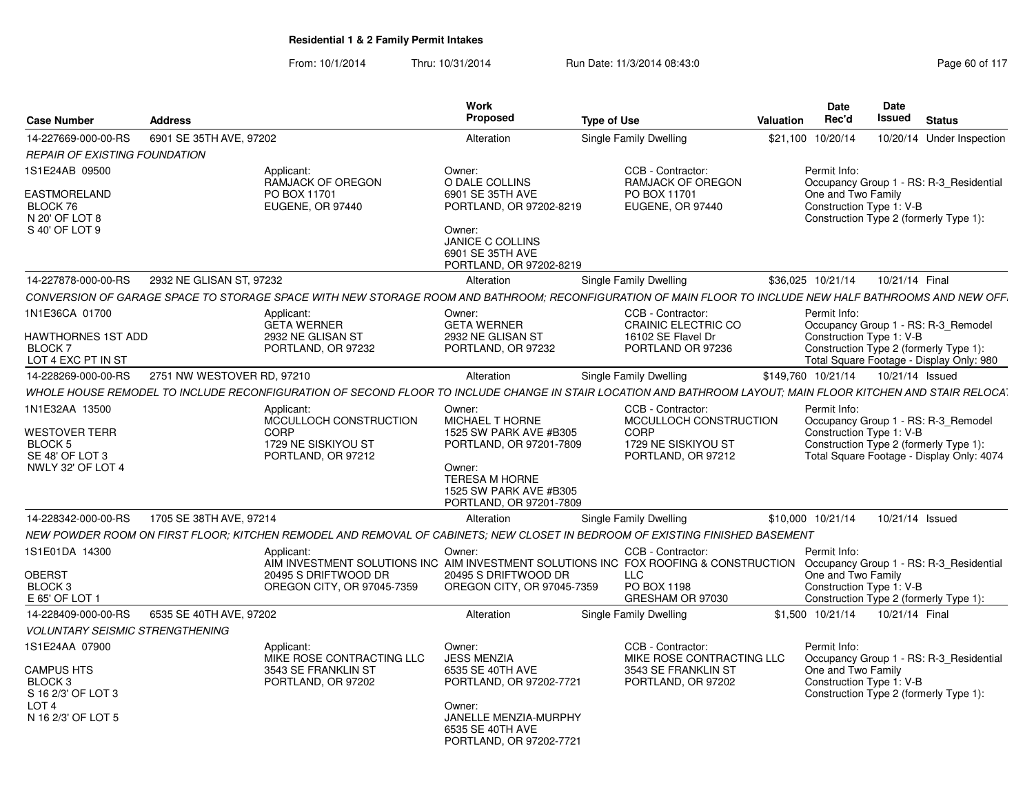# Residential 1 & 2 Family Permit Intakes

From: 10/1/2014 Thru: 10/31/2014 Run Date: 11/3/2014 08:43:0

| Case Number | Address | Work Proposed | Type of Use | Valuation | Date Rec'd | Date Issued | Status |
|---|---|---|---|---|---|---|---|
| 14-227669-000-00-RS | 6901 SE 35TH AVE, 97202 | Alteration | Single Family Dwelling | $21,100 | 10/20/14 | 10/20/14 | Under Inspection |

*REPAIR OF EXISTING FOUNDATION*

1S1E24AB 09500
EASTMORELAND
BLOCK 76
N 20' OF LOT 8
S 40' OF LOT 9

Applicant: RAMJACK OF OREGON, PO BOX 11701, EUGENE, OR 97440

Owner: O DALE COLLINS, 6901 SE 35TH AVE, PORTLAND, OR 97202-8219

Owner: JANICE C COLLINS, 6901 SE 35TH AVE, PORTLAND, OR 97202-8219

CCB - Contractor: RAMJACK OF OREGON, PO BOX 11701, EUGENE, OR 97440

Permit Info:
Occupancy Group 1 - RS: R-3_Residential One and Two Family
Construction Type 1: V-B
Construction Type 2 (formerly Type 1):

| Case Number | Address | Work Proposed | Type of Use | Valuation | Date Rec'd | Date Issued | Status |
|---|---|---|---|---|---|---|---|
| 14-227878-000-00-RS | 2932 NE GLISAN ST, 97232 | Alteration | Single Family Dwelling | $36,025 | 10/21/14 | 10/21/14 | Final |

*CONVERSION OF GARAGE SPACE TO STORAGE SPACE WITH NEW STORAGE ROOM AND BATHROOM; RECONFIGURATION OF MAIN FLOOR TO INCLUDE NEW HALF BATHROOMS AND NEW OFF*

1N1E36CA 01700
HAWTHORNES 1ST ADD
BLOCK 7
LOT 4 EXC PT IN ST

Applicant: GETA WERNER, 2932 NE GLISAN ST, PORTLAND, OR 97232

Owner: GETA WERNER, 2932 NE GLISAN ST, PORTLAND, OR 97232

CCB - Contractor: CRAINIC ELECTRIC CO, 16102 SE Flavel Dr, PORTLAND OR 97236

Permit Info:
Occupancy Group 1 - RS: R-3_Remodel
Construction Type 1: V-B
Construction Type 2 (formerly Type 1):
Total Square Footage - Display Only: 980

| Case Number | Address | Work Proposed | Type of Use | Valuation | Date Rec'd | Date Issued | Status |
|---|---|---|---|---|---|---|---|
| 14-228269-000-00-RS | 2751 NW WESTOVER RD, 97210 | Alteration | Single Family Dwelling | $149,760 | 10/21/14 | 10/21/14 | Issued |

*WHOLE HOUSE REMODEL TO INCLUDE RECONFIGURATION OF SECOND FLOOR TO INCLUDE CHANGE IN STAIR LOCATION AND BATHROOM LAYOUT; MAIN FLOOR KITCHEN AND STAIR RELOCA*

1N1E32AA 13500
WESTOVER TERR
BLOCK 5
SE 48' OF LOT 3
NWLY 32' OF LOT 4

Applicant: MCCULLOCH CONSTRUCTION CORP, 1729 NE SISKIYOU ST, PORTLAND, OR 97212

Owner: MICHAEL T HORNE, 1525 SW PARK AVE #B305, PORTLAND, OR 97201-7809

Owner: TERESA M HORNE, 1525 SW PARK AVE #B305, PORTLAND, OR 97201-7809

CCB - Contractor: MCCULLOCH CONSTRUCTION CORP, 1729 NE SISKIYOU ST, PORTLAND, OR 97212

Permit Info:
Occupancy Group 1 - RS: R-3_Remodel
Construction Type 1: V-B
Construction Type 2 (formerly Type 1):
Total Square Footage - Display Only: 4074

| Case Number | Address | Work Proposed | Type of Use | Valuation | Date Rec'd | Date Issued | Status |
|---|---|---|---|---|---|---|---|
| 14-228342-000-00-RS | 1705 SE 38TH AVE, 97214 | Alteration | Single Family Dwelling | $10,000 | 10/21/14 | 10/21/14 | Issued |

*NEW POWDER ROOM ON FIRST FLOOR; KITCHEN REMODEL AND REMOVAL OF CABINETS; NEW CLOSET IN BEDROOM OF EXISTING FINISHED BASEMENT*

1S1E01DA 14300
OBERST
BLOCK 3
E 65' OF LOT 1

Applicant: AIM INVESTMENT SOLUTIONS INC, 20495 S DRIFTWOOD DR, OREGON CITY, OR 97045-7359

Owner: AIM INVESTMENT SOLUTIONS INC, 20495 S DRIFTWOOD DR, OREGON CITY, OR 97045-7359

CCB - Contractor: FOX ROOFING & CONSTRUCTION LLC, PO BOX 1198, GRESHAM OR 97030

Permit Info:
Occupancy Group 1 - RS: R-3_Residential One and Two Family
Construction Type 1: V-B
Construction Type 2 (formerly Type 1):

| Case Number | Address | Work Proposed | Type of Use | Valuation | Date Rec'd | Date Issued | Status |
|---|---|---|---|---|---|---|---|
| 14-228409-000-00-RS | 6535 SE 40TH AVE, 97202 | Alteration | Single Family Dwelling | $1,500 | 10/21/14 | 10/21/14 | Final |

*VOLUNTARY SEISMIC STRENGTHENING*

1S1E24AA 07900
CAMPUS HTS
BLOCK 3
S 16 2/3' OF LOT 3
LOT 4
N 16 2/3' OF LOT 5

Applicant: MIKE ROSE CONTRACTING LLC, 3543 SE FRANKLIN ST, PORTLAND, OR 97202

Owner: JESS MENZIA, 6535 SE 40TH AVE, PORTLAND, OR 97202-7721

Owner: JANELLE MENZIA-MURPHY, 6535 SE 40TH AVE, PORTLAND, OR 97202-7721

CCB - Contractor: MIKE ROSE CONTRACTING LLC, 3543 SE FRANKLIN ST, PORTLAND, OR 97202

Permit Info:
Occupancy Group 1 - RS: R-3_Residential One and Two Family
Construction Type 1: V-B
Construction Type 2 (formerly Type 1):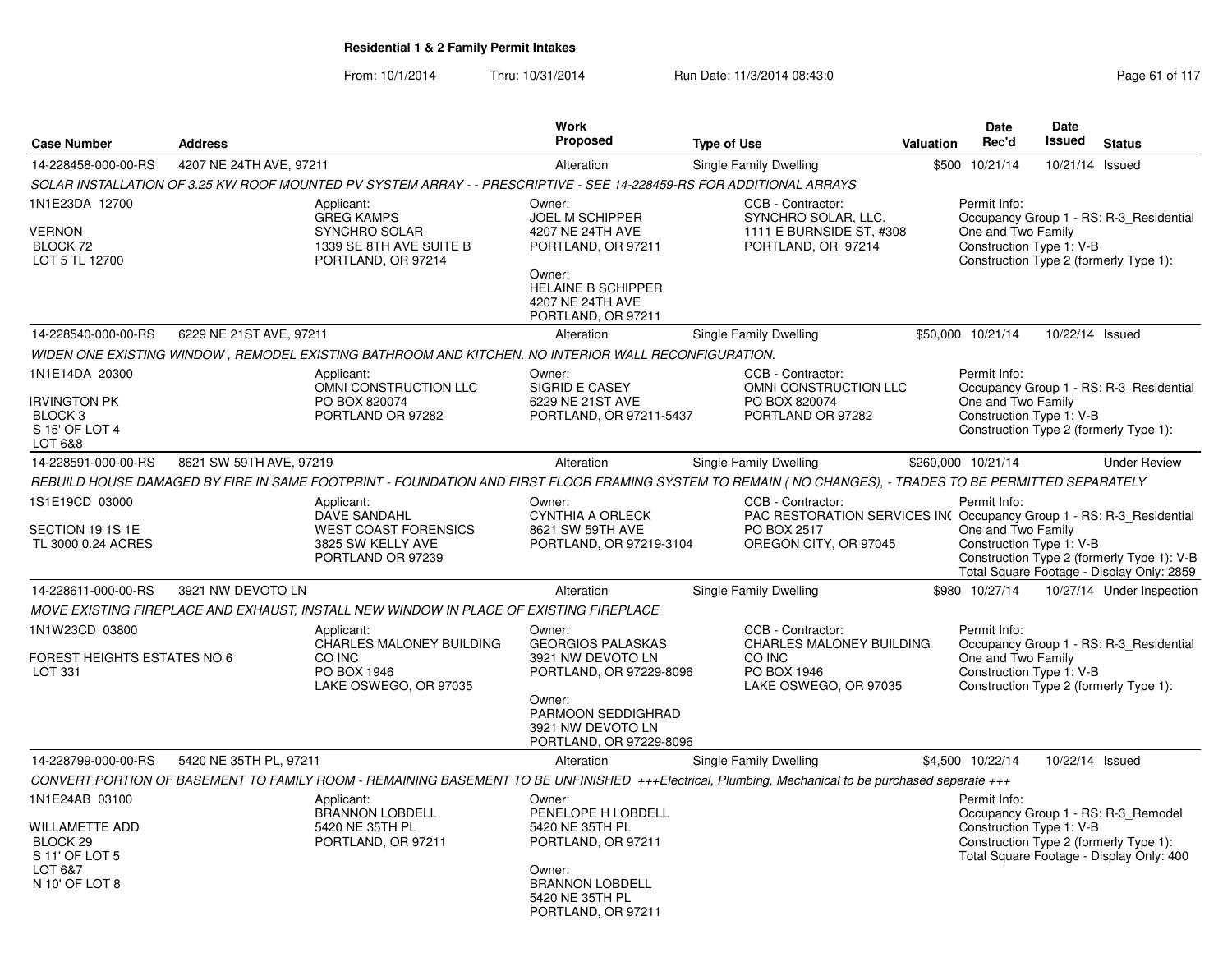## Residential 1 & 2 Family Permit Intakes

From: 10/1/2014 Thru: 10/31/2014 Run Date: 11/3/2014 08:43:0

| Case Number | Address | Work Proposed | Type of Use | Valuation | Date Rec'd | Date Issued | Status |
|---|---|---|---|---|---|---|---|
| 14-228458-000-00-RS | 4207 NE 24TH AVE, 97211 | Alteration | Single Family Dwelling | $500 | 10/21/14 | 10/21/14 | Issued |

*SOLAR INSTALLATION OF 3.25 KW ROOF MOUNTED PV SYSTEM ARRAY - - PRESCRIPTIVE - SEE 14-228459-RS FOR ADDITIONAL ARRAYS*

1N1E23DA 12700
VERNON
BLOCK 72
LOT 5 TL 12700

Applicant: GREG KAMPS, SYNCHRO SOLAR, 1339 SE 8TH AVE SUITE B, PORTLAND, OR 97214

Owner: JOEL M SCHIPPER, 4207 NE 24TH AVE, PORTLAND, OR 97211

Owner: HELAINE B SCHIPPER, 4207 NE 24TH AVE, PORTLAND, OR 97211

CCB - Contractor: SYNCHRO SOLAR, LLC., 1111 E BURNSIDE ST, #308, PORTLAND, OR 97214

Permit Info:
Occupancy Group 1 - RS: R-3_Residential One and Two Family
Construction Type 1: V-B
Construction Type 2 (formerly Type 1):

---

| Case Number | Address | Work Proposed | Type of Use | Valuation | Date Rec'd | Date Issued | Status |
|---|---|---|---|---|---|---|---|
| 14-228540-000-00-RS | 6229 NE 21ST AVE, 97211 | Alteration | Single Family Dwelling | $50,000 | 10/21/14 | 10/22/14 | Issued |

*WIDEN ONE EXISTING WINDOW , REMODEL EXISTING BATHROOM AND KITCHEN. NO INTERIOR WALL RECONFIGURATION.*

1N1E14DA 20300
IRVINGTON PK
BLOCK 3
S 15' OF LOT 4
LOT 6&8

Applicant: OMNI CONSTRUCTION LLC, PO BOX 820074, PORTLAND OR 97282

Owner: SIGRID E CASEY, 6229 NE 21ST AVE, PORTLAND, OR 97211-5437

CCB - Contractor: OMNI CONSTRUCTION LLC, PO BOX 820074, PORTLAND OR 97282

Permit Info:
Occupancy Group 1 - RS: R-3_Residential One and Two Family
Construction Type 1: V-B
Construction Type 2 (formerly Type 1):

---

| Case Number | Address | Work Proposed | Type of Use | Valuation | Date Rec'd | Date Issued | Status |
|---|---|---|---|---|---|---|---|
| 14-228591-000-00-RS | 8621 SW 59TH AVE, 97219 | Alteration | Single Family Dwelling | $260,000 | 10/21/14 | | Under Review |

*REBUILD HOUSE DAMAGED BY FIRE IN SAME FOOTPRINT - FOUNDATION AND FIRST FLOOR FRAMING SYSTEM TO REMAIN ( NO CHANGES), - TRADES TO BE PERMITTED SEPARATELY*

1S1E19CD 03000
SECTION 19 1S 1E
TL 3000 0.24 ACRES

Applicant: DAVE SANDAHL, WEST COAST FORENSICS, 3825 SW KELLY AVE, PORTLAND OR 97239

Owner: CYNTHIA A ORLECK, 8621 SW 59TH AVE, PORTLAND, OR 97219-3104

CCB - Contractor: PAC RESTORATION SERVICES IN( PO BOX 2517, OREGON CITY, OR 97045

Permit Info:
Occupancy Group 1 - RS: R-3_Residential One and Two Family
Construction Type 1: V-B
Construction Type 2 (formerly Type 1): V-B
Total Square Footage - Display Only: 2859

---

| Case Number | Address | Work Proposed | Type of Use | Valuation | Date Rec'd | Date Issued | Status |
|---|---|---|---|---|---|---|---|
| 14-228611-000-00-RS | 3921 NW DEVOTO LN | Alteration | Single Family Dwelling | $980 | 10/27/14 | 10/27/14 | Under Inspection |

*MOVE EXISTING FIREPLACE AND EXHAUST, INSTALL NEW WINDOW IN PLACE OF EXISTING FIREPLACE*

1N1W23CD 03800
FOREST HEIGHTS ESTATES NO 6
LOT 331

Applicant: CHARLES MALONEY BUILDING CO INC, PO BOX 1946, LAKE OSWEGO, OR 97035

Owner: GEORGIOS PALASKAS, 3921 NW DEVOTO LN, PORTLAND, OR 97229-8096

Owner: PARMOON SEDDIGHRAD, 3921 NW DEVOTO LN, PORTLAND, OR 97229-8096

CCB - Contractor: CHARLES MALONEY BUILDING CO INC, PO BOX 1946, LAKE OSWEGO, OR 97035

Permit Info:
Occupancy Group 1 - RS: R-3_Residential One and Two Family
Construction Type 1: V-B
Construction Type 2 (formerly Type 1):

---

| Case Number | Address | Work Proposed | Type of Use | Valuation | Date Rec'd | Date Issued | Status |
|---|---|---|---|---|---|---|---|
| 14-228799-000-00-RS | 5420 NE 35TH PL, 97211 | Alteration | Single Family Dwelling | $4,500 | 10/22/14 | 10/22/14 | Issued |

*CONVERT PORTION OF BASEMENT TO FAMILY ROOM - REMAINING BASEMENT TO BE UNFINISHED +++Electrical, Plumbing, Mechanical to be purchased seperate +++*

1N1E24AB 03100
WILLAMETTE ADD
BLOCK 29
S 11' OF LOT 5
LOT 6&7
N 10' OF LOT 8

Applicant: BRANNON LOBDELL, 5420 NE 35TH PL, PORTLAND, OR 97211

Owner: PENELOPE H LOBDELL, 5420 NE 35TH PL, PORTLAND, OR 97211

Owner: BRANNON LOBDELL, 5420 NE 35TH PL, PORTLAND, OR 97211

Permit Info:
Occupancy Group 1 - RS: R-3_Remodel
Construction Type 1: V-B
Construction Type 2 (formerly Type 1):
Total Square Footage - Display Only: 400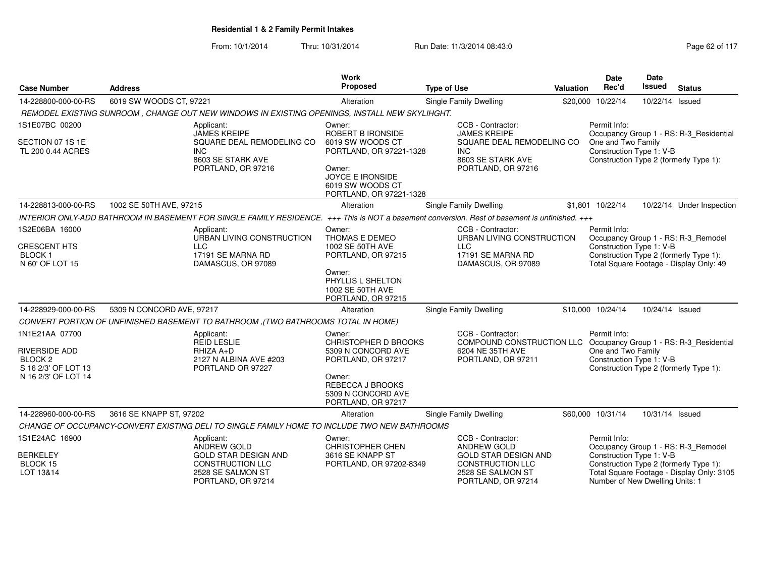**Residential 1 & 2 Family Permit Intakes**

From: 10/1/2014 Thru: 10/31/2014 Run Date: 11/3/2014 08:43:0

| Case Number | Address | Work Proposed | Type of Use | Valuation | Date Rec'd | Date Issued | Status |
|---|---|---|---|---|---|---|---|
| 14-228800-000-00-RS | 6019 SW WOODS CT, 97221 | Alteration | Single Family Dwelling | $20,000 | 10/22/14 | 10/22/14 | Issued |

*REMODEL EXISTING SUNROOM , CHANGE OUT NEW WINDOWS IN EXISTING OPENINGS, INSTALL NEW SKYLIHGHT.*

1S1E07BC 00200
SECTION 07 1S 1E
TL 200 0.44 ACRES

Applicant: JAMES KREIPE, SQUARE DEAL REMODELING CO INC, 8603 SE STARK AVE, PORTLAND, OR 97216

Owner: ROBERT B IRONSIDE, 6019 SW WOODS CT, PORTLAND, OR 97221-1328
Owner: JOYCE E IRONSIDE, 6019 SW WOODS CT, PORTLAND, OR 97221-1328

CCB - Contractor: JAMES KREIPE, SQUARE DEAL REMODELING CO INC, 8603 SE STARK AVE, PORTLAND, OR 97216

Permit Info: Occupancy Group 1 - RS: R-3_Residential One and Two Family; Construction Type 1: V-B; Construction Type 2 (formerly Type 1):

| Case Number | Address | Work Proposed | Type of Use | Valuation | Date Rec'd | Date Issued | Status |
|---|---|---|---|---|---|---|---|
| 14-228813-000-00-RS | 1002 SE 50TH AVE, 97215 | Alteration | Single Family Dwelling | $1,801 | 10/22/14 | 10/22/14 | Under Inspection |

*INTERIOR ONLY-ADD BATHROOM IN BASEMENT FOR SINGLE FAMILY RESIDENCE. +++ This is NOT a basement conversion. Rest of basement is unfinished. +++*

1S2E06BA 16000
CRESCENT HTS
BLOCK 1
N 60' OF LOT 15

Applicant: URBAN LIVING CONSTRUCTION LLC, 17191 SE MARNA RD, DAMASCUS, OR 97089

Owner: THOMAS E DEMEO, 1002 SE 50TH AVE, PORTLAND, OR 97215
Owner: PHYLLIS L SHELTON, 1002 SE 50TH AVE, PORTLAND, OR 97215

CCB - Contractor: URBAN LIVING CONSTRUCTION LLC, 17191 SE MARNA RD, DAMASCUS, OR 97089

Permit Info: Occupancy Group 1 - RS: R-3_Remodel; Construction Type 1: V-B; Construction Type 2 (formerly Type 1):; Total Square Footage - Display Only: 49

| Case Number | Address | Work Proposed | Type of Use | Valuation | Date Rec'd | Date Issued | Status |
|---|---|---|---|---|---|---|---|
| 14-228929-000-00-RS | 5309 N CONCORD AVE, 97217 | Alteration | Single Family Dwelling | $10,000 | 10/24/14 | 10/24/14 | Issued |

*CONVERT PORTION OF UNFINISHED BASEMENT TO BATHROOM ,(TWO BATHROOMS TOTAL IN HOME)*

1N1E21AA 07700
RIVERSIDE ADD
BLOCK 2
S 16 2/3' OF LOT 13
N 16 2/3' OF LOT 14

Applicant: REID LESLIE, RHIZA A+D, 2127 N ALBINA AVE #203, PORTLAND OR 97227

Owner: CHRISTOPHER D BROOKS, 5309 N CONCORD AVE, PORTLAND, OR 97217
Owner: REBECCA J BROOKS, 5309 N CONCORD AVE, PORTLAND, OR 97217

CCB - Contractor: COMPOUND CONSTRUCTION LLC, 6204 NE 35TH AVE, PORTLAND, OR 97211

Permit Info: Occupancy Group 1 - RS: R-3_Residential One and Two Family; Construction Type 1: V-B; Construction Type 2 (formerly Type 1):

| Case Number | Address | Work Proposed | Type of Use | Valuation | Date Rec'd | Date Issued | Status |
|---|---|---|---|---|---|---|---|
| 14-228960-000-00-RS | 3616 SE KNAPP ST, 97202 | Alteration | Single Family Dwelling | $60,000 | 10/31/14 | 10/31/14 | Issued |

*CHANGE OF OCCUPANCY-CONVERT EXISTING DELI TO SINGLE FAMILY HOME TO INCLUDE TWO NEW BATHROOMS*

1S1E24AC 16900
BERKELEY
BLOCK 15
LOT 13&14

Applicant: ANDREW GOLD, GOLD STAR DESIGN AND CONSTRUCTION LLC, 2528 SE SALMON ST, PORTLAND, OR 97214

Owner: CHRISTOPHER CHEN, 3616 SE KNAPP ST, PORTLAND, OR 97202-8349

CCB - Contractor: ANDREW GOLD, GOLD STAR DESIGN AND CONSTRUCTION LLC, 2528 SE SALMON ST, PORTLAND, OR 97214

Permit Info: Occupancy Group 1 - RS: R-3_Remodel; Construction Type 1: V-B; Construction Type 2 (formerly Type 1):; Total Square Footage - Display Only: 3105; Number of New Dwelling Units: 1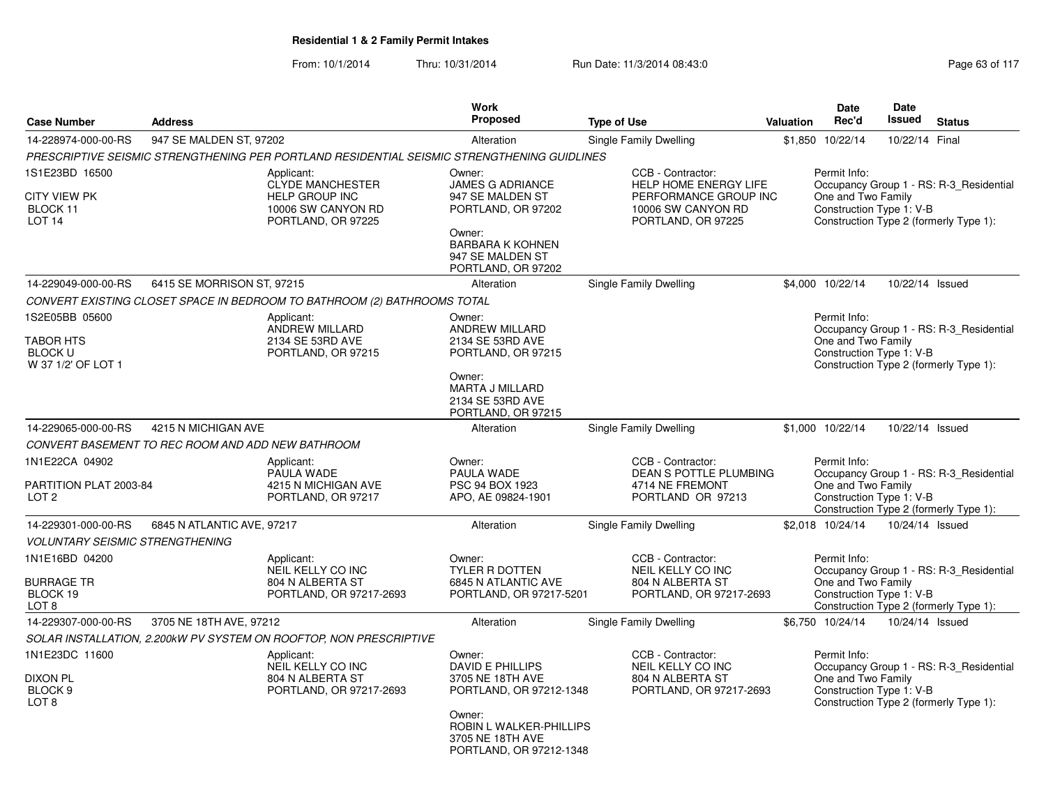**Residential 1 & 2 Family Permit Intakes**

From: 10/1/2014 Thru: 10/31/2014 Run Date: 11/3/2014 08:43:0

| Case Number | Address | Work Proposed | Type of Use | Valuation | Date Rec'd | Date Issued | Status |
|---|---|---|---|---|---|---|---|
| 14-228974-000-00-RS | 947 SE MALDEN ST, 97202 | Alteration | Single Family Dwelling | $1,850 | 10/22/14 | 10/22/14 | Final |

*PRESCRIPTIVE SEISMIC STRENGTHENING PER PORTLAND RESIDENTIAL SEISMIC STRENGTHENING GUIDLINES*

1S1E23BD 16500
CITY VIEW PK
BLOCK 11
LOT 14

Applicant:
CLYDE MANCHESTER
HELP GROUP INC
10006 SW CANYON RD
PORTLAND, OR 97225

Owner:
JAMES G ADRIANCE
947 SE MALDEN ST
PORTLAND, OR 97202

Owner:
BARBARA K KOHNEN
947 SE MALDEN ST
PORTLAND, OR 97202

CCB - Contractor:
HELP HOME ENERGY LIFE PERFORMANCE GROUP INC
10006 SW CANYON RD
PORTLAND, OR 97225

Permit Info:
Occupancy Group 1 - RS: R-3_Residential One and Two Family
Construction Type 1: V-B
Construction Type 2 (formerly Type 1):

| Case Number | Address | Work Proposed | Type of Use | Valuation | Date Rec'd | Date Issued | Status |
|---|---|---|---|---|---|---|---|
| 14-229049-000-00-RS | 6415 SE MORRISON ST, 97215 | Alteration | Single Family Dwelling | $4,000 | 10/22/14 | 10/22/14 | Issued |

*CONVERT EXISTING CLOSET SPACE IN BEDROOM TO BATHROOM (2) BATHROOMS TOTAL*

1S2E05BB 05600
TABOR HTS
BLOCK U
W 37 1/2' OF LOT 1

Applicant:
ANDREW MILLARD
2134 SE 53RD AVE
PORTLAND, OR 97215

Owner:
ANDREW MILLARD
2134 SE 53RD AVE
PORTLAND, OR 97215

Owner:
MARTA J MILLARD
2134 SE 53RD AVE
PORTLAND, OR 97215

Permit Info:
Occupancy Group 1 - RS: R-3_Residential One and Two Family
Construction Type 1: V-B
Construction Type 2 (formerly Type 1):

| Case Number | Address | Work Proposed | Type of Use | Valuation | Date Rec'd | Date Issued | Status |
|---|---|---|---|---|---|---|---|
| 14-229065-000-00-RS | 4215 N MICHIGAN AVE | Alteration | Single Family Dwelling | $1,000 | 10/22/14 | 10/22/14 | Issued |

*CONVERT BASEMENT TO REC ROOM AND ADD NEW BATHROOM*

1N1E22CA 04902
PARTITION PLAT 2003-84
LOT 2

Applicant:
PAULA WADE
4215 N MICHIGAN AVE
PORTLAND, OR 97217

Owner:
PAULA WADE
PSC 94 BOX 1923
APO, AE 09824-1901

CCB - Contractor:
DEAN S POTTLE PLUMBING
4714 NE FREMONT
PORTLAND OR 97213

Permit Info:
Occupancy Group 1 - RS: R-3_Residential One and Two Family
Construction Type 1: V-B
Construction Type 2 (formerly Type 1):

| Case Number | Address | Work Proposed | Type of Use | Valuation | Date Rec'd | Date Issued | Status |
|---|---|---|---|---|---|---|---|
| 14-229301-000-00-RS | 6845 N ATLANTIC AVE, 97217 | Alteration | Single Family Dwelling | $2,018 | 10/24/14 | 10/24/14 | Issued |

*VOLUNTARY SEISMIC STRENGTHENING*

1N1E16BD 04200
BURRAGE TR
BLOCK 19
LOT 8

Applicant:
NEIL KELLY CO INC
804 N ALBERTA ST
PORTLAND, OR 97217-2693

Owner:
TYLER R DOTTEN
6845 N ATLANTIC AVE
PORTLAND, OR 97217-5201

CCB - Contractor:
NEIL KELLY CO INC
804 N ALBERTA ST
PORTLAND, OR 97217-2693

Permit Info:
Occupancy Group 1 - RS: R-3_Residential One and Two Family
Construction Type 1: V-B
Construction Type 2 (formerly Type 1):

| Case Number | Address | Work Proposed | Type of Use | Valuation | Date Rec'd | Date Issued | Status |
|---|---|---|---|---|---|---|---|
| 14-229307-000-00-RS | 3705 NE 18TH AVE, 97212 | Alteration | Single Family Dwelling | $6,750 | 10/24/14 | 10/24/14 | Issued |

*SOLAR INSTALLATION, 2.200kW PV SYSTEM ON ROOFTOP, NON PRESCRIPTIVE*

1N1E23DC 11600
DIXON PL
BLOCK 9
LOT 8

Applicant:
NEIL KELLY CO INC
804 N ALBERTA ST
PORTLAND, OR 97217-2693

Owner:
DAVID E PHILLIPS
3705 NE 18TH AVE
PORTLAND, OR 97212-1348

Owner:
ROBIN L WALKER-PHILLIPS
3705 NE 18TH AVE
PORTLAND, OR 97212-1348

CCB - Contractor:
NEIL KELLY CO INC
804 N ALBERTA ST
PORTLAND, OR 97217-2693

Permit Info:
Occupancy Group 1 - RS: R-3_Residential One and Two Family
Construction Type 1: V-B
Construction Type 2 (formerly Type 1):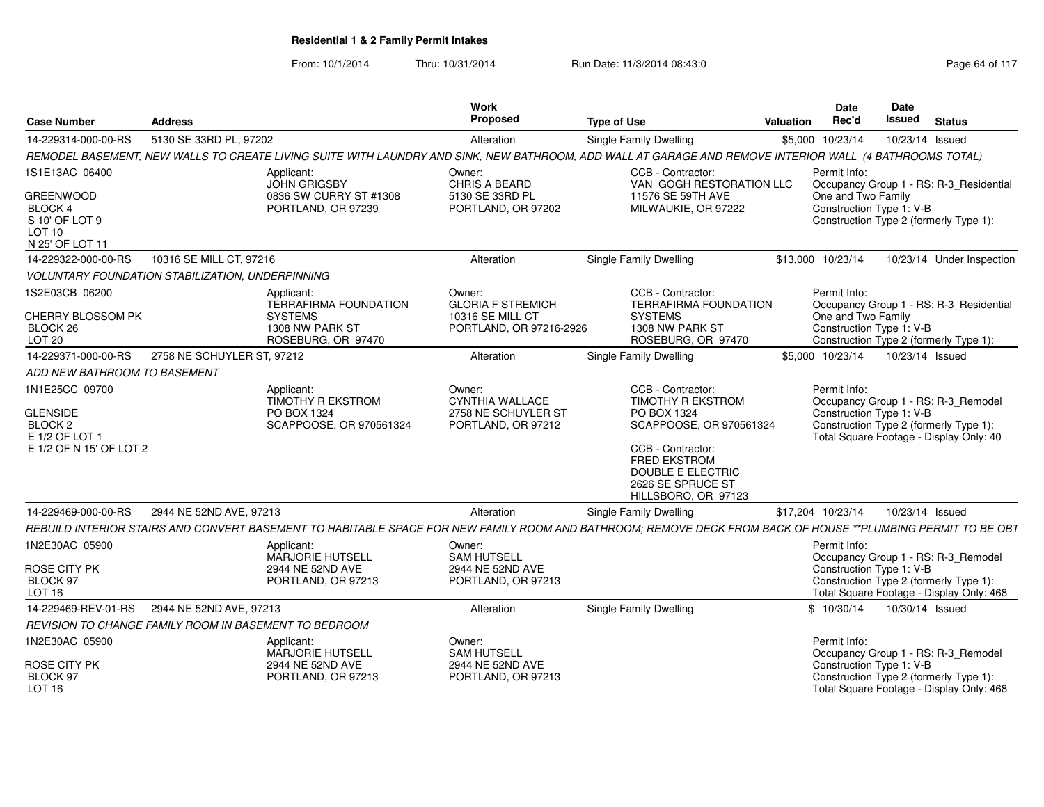**Residential 1 & 2 Family Permit Intakes**

From: 10/1/2014 Thru: 10/31/2014 Run Date: 11/3/2014 08:43:0

| Case Number | Address | Work Proposed | Type of Use | Valuation | Date Rec'd | Date Issued | Status |
|---|---|---|---|---|---|---|---|
| 14-229314-000-00-RS | 5130 SE 33RD PL, 97202 | Alteration | Single Family Dwelling | $5,000 | 10/23/14 | 10/23/14 | Issued |

*REMODEL BASEMENT, NEW WALLS TO CREATE LIVING SUITE WITH LAUNDRY AND SINK, NEW BATHROOM, ADD WALL AT GARAGE AND REMOVE INTERIOR WALL (4 BATHROOMS TOTAL)*

1S1E13AC 06400
GREENWOOD
BLOCK 4
S 10' OF LOT 9
LOT 10
N 25' OF LOT 11

Applicant: JOHN GRIGSBY, 0836 SW CURRY ST #1308, PORTLAND, OR 97239

Owner: CHRIS A BEARD, 5130 SE 33RD PL, PORTLAND, OR 97202

CCB - Contractor: VAN GOGH RESTORATION LLC, 11576 SE 59TH AVE, MILWAUKIE, OR 97222

Permit Info: Occupancy Group 1 - RS: R-3_Residential One and Two Family; Construction Type 1: V-B; Construction Type 2 (formerly Type 1):

| Case Number | Address | Work Proposed | Type of Use | Valuation | Date Rec'd | Date Issued | Status |
|---|---|---|---|---|---|---|---|
| 14-229322-000-00-RS | 10316 SE MILL CT, 97216 | Alteration | Single Family Dwelling | $13,000 | 10/23/14 | 10/23/14 | Under Inspection |

*VOLUNTARY FOUNDATION STABILIZATION, UNDERPINNING*

1S2E03CB 06200
CHERRY BLOSSOM PK
BLOCK 26
LOT 20

Applicant: TERRAFIRMA FOUNDATION SYSTEMS, 1308 NW PARK ST, ROSEBURG, OR 97470

Owner: GLORIA F STREMICH, 10316 SE MILL CT, PORTLAND, OR 97216-2926

CCB - Contractor: TERRAFIRMA FOUNDATION SYSTEMS, 1308 NW PARK ST, ROSEBURG, OR 97470

Permit Info: Occupancy Group 1 - RS: R-3_Residential One and Two Family; Construction Type 1: V-B; Construction Type 2 (formerly Type 1):

| Case Number | Address | Work Proposed | Type of Use | Valuation | Date Rec'd | Date Issued | Status |
|---|---|---|---|---|---|---|---|
| 14-229371-000-00-RS | 2758 NE SCHUYLER ST, 97212 | Alteration | Single Family Dwelling | $5,000 | 10/23/14 | 10/23/14 | Issued |

*ADD NEW BATHROOM TO BASEMENT*

1N1E25CC 09700
GLENSIDE
BLOCK 2
E 1/2 OF LOT 1
E 1/2 OF N 15' OF LOT 2

Applicant: TIMOTHY R EKSTROM, PO BOX 1324, SCAPPOOSE, OR 970561324

Owner: CYNTHIA WALLACE, 2758 NE SCHUYLER ST, PORTLAND, OR 97212

CCB - Contractor: TIMOTHY R EKSTROM, PO BOX 1324, SCAPPOOSE, OR 970561324

CCB - Contractor: FRED EKSTROM, DOUBLE E ELECTRIC, 2626 SE SPRUCE ST, HILLSBORO, OR 97123

Permit Info: Occupancy Group 1 - RS: R-3_Remodel; Construction Type 1: V-B; Construction Type 2 (formerly Type 1):; Total Square Footage - Display Only: 40

| Case Number | Address | Work Proposed | Type of Use | Valuation | Date Rec'd | Date Issued | Status |
|---|---|---|---|---|---|---|---|
| 14-229469-000-00-RS | 2944 NE 52ND AVE, 97213 | Alteration | Single Family Dwelling | $17,204 | 10/23/14 | 10/23/14 | Issued |

*REBUILD INTERIOR STAIRS AND CONVERT BASEMENT TO HABITABLE SPACE FOR NEW FAMILY ROOM AND BATHROOM; REMOVE DECK FROM BACK OF HOUSE **PLUMBING PERMIT TO BE OBT*

1N2E30AC 05900
ROSE CITY PK
BLOCK 97
LOT 16

Applicant: MARJORIE HUTSELL, 2944 NE 52ND AVE, PORTLAND, OR 97213

Owner: SAM HUTSELL, 2944 NE 52ND AVE, PORTLAND, OR 97213

Permit Info: Occupancy Group 1 - RS: R-3_Remodel; Construction Type 1: V-B; Construction Type 2 (formerly Type 1):; Total Square Footage - Display Only: 468

| Case Number | Address | Work Proposed | Type of Use | Valuation | Date Rec'd | Date Issued | Status |
|---|---|---|---|---|---|---|---|
| 14-229469-REV-01-RS | 2944 NE 52ND AVE, 97213 | Alteration | Single Family Dwelling | $ | 10/30/14 | 10/30/14 | Issued |

*REVISION TO CHANGE FAMILY ROOM IN BASEMENT TO BEDROOM*

1N2E30AC 05900
ROSE CITY PK
BLOCK 97
LOT 16

Applicant: MARJORIE HUTSELL, 2944 NE 52ND AVE, PORTLAND, OR 97213

Owner: SAM HUTSELL, 2944 NE 52ND AVE, PORTLAND, OR 97213

Permit Info: Occupancy Group 1 - RS: R-3_Remodel; Construction Type 1: V-B; Construction Type 2 (formerly Type 1):; Total Square Footage - Display Only: 468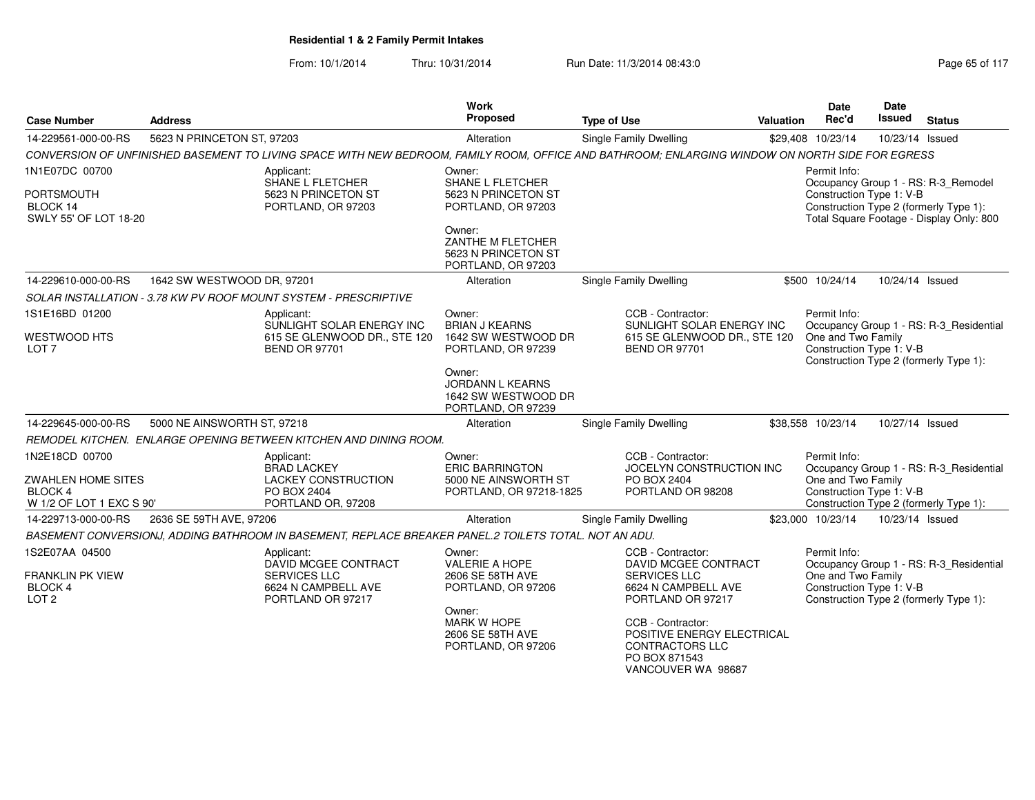**Residential 1 & 2 Family Permit Intakes**

From: 10/1/2014 Thru: 10/31/2014 Run Date: 11/3/2014 08:43:0

| Case Number | Address | Work Proposed | Type of Use | Valuation | Date Rec'd | Date Issued | Status |
|---|---|---|---|---|---|---|---|
| 14-229561-000-00-RS | 5623 N PRINCETON ST, 97203 | Alteration | Single Family Dwelling | $29,408 | 10/23/14 | 10/23/14 | Issued |

*CONVERSION OF UNFINISHED BASEMENT TO LIVING SPACE WITH NEW BEDROOM, FAMILY ROOM, OFFICE AND BATHROOM; ENLARGING WINDOW ON NORTH SIDE FOR EGRESS*

1N1E07DC 00700
PORTSMOUTH
BLOCK 14
SWLY 55' OF LOT 18-20

Applicant:
SHANE L FLETCHER
5623 N PRINCETON ST
PORTLAND, OR 97203

Owner:
SHANE L FLETCHER
5623 N PRINCETON ST
PORTLAND, OR 97203

Owner:
ZANTHE M FLETCHER
5623 N PRINCETON ST
PORTLAND, OR 97203

Permit Info:
Occupancy Group 1 - RS: R-3_Remodel
Construction Type 1: V-B
Construction Type 2 (formerly Type 1):
Total Square Footage - Display Only: 800

| Case Number | Address | Work Proposed | Type of Use | Valuation | Date Rec'd | Date Issued | Status |
|---|---|---|---|---|---|---|---|
| 14-229610-000-00-RS | 1642 SW WESTWOOD DR, 97201 | Alteration | Single Family Dwelling | $500 | 10/24/14 | 10/24/14 | Issued |

*SOLAR INSTALLATION - 3.78 KW PV ROOF MOUNT SYSTEM - PRESCRIPTIVE*

1S1E16BD 01200
WESTWOOD HTS
LOT 7

Applicant:
SUNLIGHT SOLAR ENERGY INC
615 SE GLENWOOD DR., STE 120
BEND OR 97701

Owner:
BRIAN J KEARNS
1642 SW WESTWOOD DR
PORTLAND, OR 97239

Owner:
JORDANN L KEARNS
1642 SW WESTWOOD DR
PORTLAND, OR 97239

CCB - Contractor:
SUNLIGHT SOLAR ENERGY INC
615 SE GLENWOOD DR., STE 120
BEND OR 97701

Permit Info:
Occupancy Group 1 - RS: R-3_Residential One and Two Family
Construction Type 1: V-B
Construction Type 2 (formerly Type 1):

| Case Number | Address | Work Proposed | Type of Use | Valuation | Date Rec'd | Date Issued | Status |
|---|---|---|---|---|---|---|---|
| 14-229645-000-00-RS | 5000 NE AINSWORTH ST, 97218 | Alteration | Single Family Dwelling | $38,558 | 10/23/14 | 10/27/14 | Issued |

*REMODEL KITCHEN. ENLARGE OPENING BETWEEN KITCHEN AND DINING ROOM.*

1N2E18CD 00700
ZWAHLEN HOME SITES
BLOCK 4
W 1/2 OF LOT 1 EXC S 90'

Applicant:
BRAD LACKEY
LACKEY CONSTRUCTION
PO BOX 2404
PORTLAND OR, 97208

Owner:
ERIC BARRINGTON
5000 NE AINSWORTH ST
PORTLAND, OR 97218-1825

CCB - Contractor:
JOCELYN CONSTRUCTION INC
PO BOX 2404
PORTLAND OR 98208

Permit Info:
Occupancy Group 1 - RS: R-3_Residential One and Two Family
Construction Type 1: V-B
Construction Type 2 (formerly Type 1):

| Case Number | Address | Work Proposed | Type of Use | Valuation | Date Rec'd | Date Issued | Status |
|---|---|---|---|---|---|---|---|
| 14-229713-000-00-RS | 2636 SE 59TH AVE, 97206 | Alteration | Single Family Dwelling | $23,000 | 10/23/14 | 10/23/14 | Issued |

*BASEMENT CONVERSIONJ, ADDING BATHROOM IN BASEMENT, REPLACE BREAKER PANEL.2 TOILETS TOTAL. NOT AN ADU.*

1S2E07AA 04500
FRANKLIN PK VIEW
BLOCK 4
LOT 2

Applicant:
DAVID MCGEE CONTRACT SERVICES LLC
6624 N CAMPBELL AVE
PORTLAND OR 97217

Owner:
VALERIE A HOPE
2606 SE 58TH AVE
PORTLAND, OR 97206

Owner:
MARK W HOPE
2606 SE 58TH AVE
PORTLAND, OR 97206

CCB - Contractor:
DAVID MCGEE CONTRACT SERVICES LLC
6624 N CAMPBELL AVE
PORTLAND OR 97217

CCB - Contractor:
POSITIVE ENERGY ELECTRICAL CONTRACTORS LLC
PO BOX 871543
VANCOUVER WA 98687

Permit Info:
Occupancy Group 1 - RS: R-3_Residential One and Two Family
Construction Type 1: V-B
Construction Type 2 (formerly Type 1):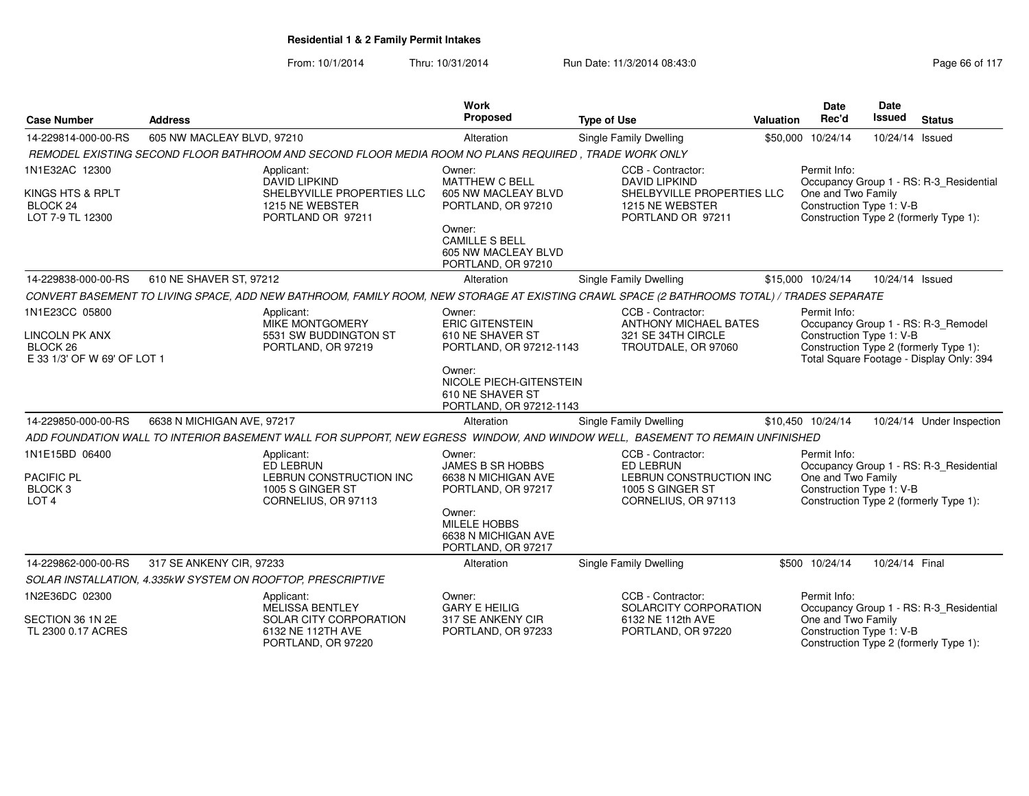**Residential 1 & 2 Family Permit Intakes**

From: 10/1/2014 Thru: 10/31/2014 Run Date: 11/3/2014 08:43:0

| Case Number | Address | Work Proposed | Type of Use | Valuation | Date Rec'd | Date Issued | Status |
|---|---|---|---|---|---|---|---|
| 14-229814-000-00-RS | 605 NW MACLEAY BLVD, 97210 | Alteration | Single Family Dwelling | $50,000 | 10/24/14 | 10/24/14 | Issued |
| *REMODEL EXISTING SECOND FLOOR BATHROOM AND SECOND FLOOR MEDIA ROOM NO PLANS REQUIRED , TRADE WORK ONLY* | | | | | | | |
| 1N1E32AC 12300<br>KINGS HTS & RPLT<br>BLOCK 24<br>LOT 7-9 TL 12300 | Applicant:<br>DAVID LIPKIND<br>SHELBYVILLE PROPERTIES LLC<br>1215 NE WEBSTER<br>PORTLAND OR 97211 | Owner:<br>MATTHEW C BELL<br>605 NW MACLEAY BLVD<br>PORTLAND, OR 97210<br>Owner:<br>CAMILLE S BELL<br>605 NW MACLEAY BLVD<br>PORTLAND, OR 97210 | CCB - Contractor:<br>DAVID LIPKIND<br>SHELBYVILLE PROPERTIES LLC<br>1215 NE WEBSTER<br>PORTLAND OR 97211 | | Permit Info:<br>Occupancy Group 1 - RS: R-3_Residential One and Two Family<br>Construction Type 1: V-B<br>Construction Type 2 (formerly Type 1): | | |
| 14-229838-000-00-RS | 610 NE SHAVER ST, 97212 | Alteration | Single Family Dwelling | $15,000 | 10/24/14 | 10/24/14 | Issued |
| *CONVERT BASEMENT TO LIVING SPACE, ADD NEW BATHROOM, FAMILY ROOM, NEW STORAGE AT EXISTING CRAWL SPACE (2 BATHROOMS TOTAL) / TRADES SEPARATE* | | | | | | | |
| 1N1E23CC 05800<br>LINCOLN PK ANX<br>BLOCK 26<br>E 33 1/3' OF W 69' OF LOT 1 | Applicant:<br>MIKE MONTGOMERY<br>5531 SW BUDDINGTON ST<br>PORTLAND, OR 97219 | Owner:<br>ERIC GITENSTEIN<br>610 NE SHAVER ST<br>PORTLAND, OR 97212-1143<br>Owner:<br>NICOLE PIECH-GITENSTEIN<br>610 NE SHAVER ST<br>PORTLAND, OR 97212-1143 | CCB - Contractor:<br>ANTHONY MICHAEL BATES<br>321 SE 34TH CIRCLE<br>TROUTDALE, OR 97060 | | Permit Info:<br>Occupancy Group 1 - RS: R-3_Remodel<br>Construction Type 1: V-B<br>Construction Type 2 (formerly Type 1):<br>Total Square Footage - Display Only: 394 | | |
| 14-229850-000-00-RS | 6638 N MICHIGAN AVE, 97217 | Alteration | Single Family Dwelling | $10,450 | 10/24/14 | 10/24/14 | Under Inspection |
| *ADD FOUNDATION WALL TO INTERIOR BASEMENT WALL FOR SUPPORT, NEW EGRESS WINDOW, AND WINDOW WELL, BASEMENT TO REMAIN UNFINISHED* | | | | | | | |
| 1N1E15BD 06400<br>PACIFIC PL<br>BLOCK 3<br>LOT 4 | Applicant:<br>ED LEBRUN<br>LEBRUN CONSTRUCTION INC<br>1005 S GINGER ST<br>CORNELIUS, OR 97113 | Owner:<br>JAMES B SR HOBBS<br>6638 N MICHIGAN AVE<br>PORTLAND, OR 97217<br>Owner:<br>MILELE HOBBS<br>6638 N MICHIGAN AVE<br>PORTLAND, OR 97217 | CCB - Contractor:<br>ED LEBRUN<br>LEBRUN CONSTRUCTION INC<br>1005 S GINGER ST<br>CORNELIUS, OR 97113 | | Permit Info:<br>Occupancy Group 1 - RS: R-3_Residential One and Two Family<br>Construction Type 1: V-B<br>Construction Type 2 (formerly Type 1): | | |
| 14-229862-000-00-RS | 317 SE ANKENY CIR, 97233 | Alteration | Single Family Dwelling | $500 | 10/24/14 | 10/24/14 | Final |
| *SOLAR INSTALLATION, 4.335kW SYSTEM ON ROOFTOP, PRESCRIPTIVE* | | | | | | | |
| 1N2E36DC 02300<br>SECTION 36 1N 2E<br>TL 2300 0.17 ACRES | Applicant:<br>MELISSA BENTLEY<br>SOLAR CITY CORPORATION<br>6132 NE 112TH AVE<br>PORTLAND, OR 97220 | Owner:<br>GARY E HEILIG<br>317 SE ANKENY CIR<br>PORTLAND, OR 97233 | CCB - Contractor:<br>SOLARCITY CORPORATION<br>6132 NE 112th AVE<br>PORTLAND, OR 97220 | | Permit Info:<br>Occupancy Group 1 - RS: R-3_Residential One and Two Family<br>Construction Type 1: V-B<br>Construction Type 2 (formerly Type 1): | | |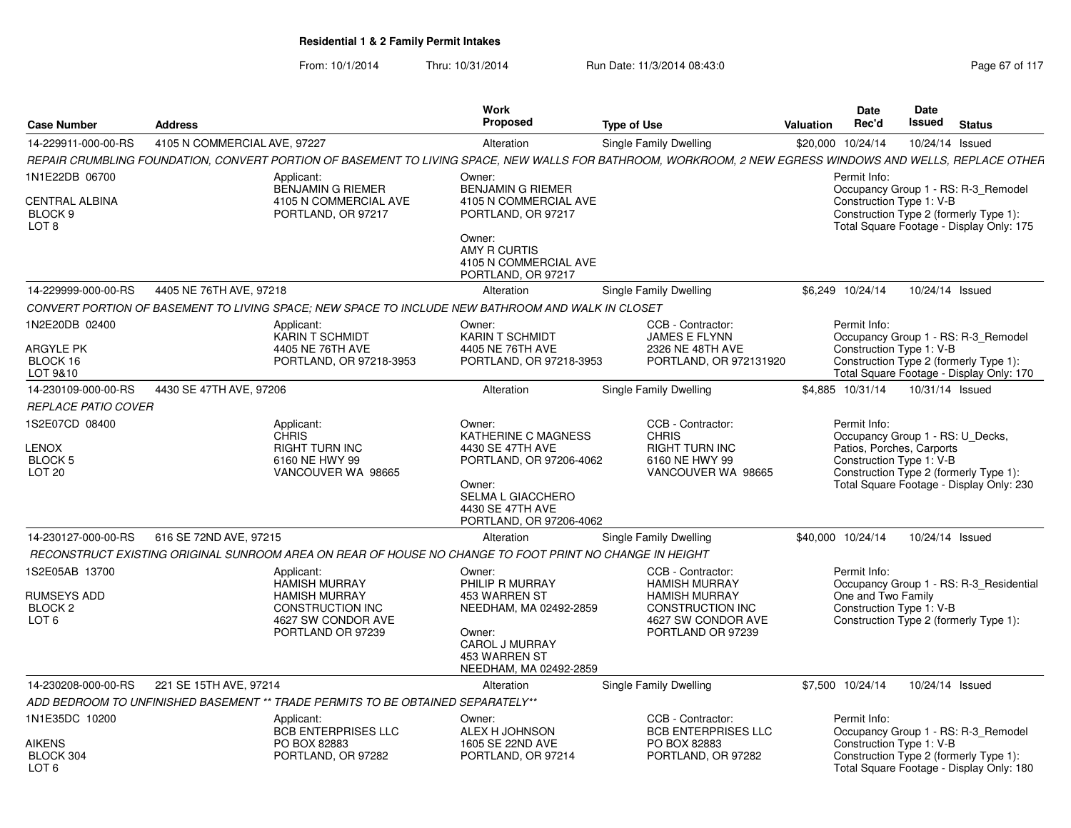**Residential 1 & 2 Family Permit Intakes**

From: 10/1/2014 Thru: 10/31/2014 Run Date: 11/3/2014 08:43:0

| Case Number | Address | Work Proposed | Type of Use | Valuation | Date Rec'd | Date Issued | Status |
|---|---|---|---|---|---|---|---|
| 14-229911-000-00-RS | 4105 N COMMERCIAL AVE, 97227 | Alteration | Single Family Dwelling | $20,000 | 10/24/14 | 10/24/14 | Issued |

*REPAIR CRUMBLING FOUNDATION, CONVERT PORTION OF BASEMENT TO LIVING SPACE, NEW WALLS FOR BATHROOM, WORKROOM, 2 NEW EGRESS WINDOWS AND WELLS, REPLACE OTHER*

1N1E22DB 06700
CENTRAL ALBINA
BLOCK 9
LOT 8

Applicant: BENJAMIN G RIEMER, 4105 N COMMERCIAL AVE, PORTLAND, OR 97217

Owner: BENJAMIN G RIEMER, 4105 N COMMERCIAL AVE, PORTLAND, OR 97217

Owner: AMY R CURTIS, 4105 N COMMERCIAL AVE, PORTLAND, OR 97217

Permit Info: Occupancy Group 1 - RS: R-3_Remodel; Construction Type 1: V-B; Construction Type 2 (formerly Type 1):; Total Square Footage - Display Only: 175

| Case Number | Address | Work Proposed | Type of Use | Valuation | Date Rec'd | Date Issued | Status |
|---|---|---|---|---|---|---|---|
| 14-229999-000-00-RS | 4405 NE 76TH AVE, 97218 | Alteration | Single Family Dwelling | $6,249 | 10/24/14 | 10/24/14 | Issued |

*CONVERT PORTION OF BASEMENT TO LIVING SPACE; NEW SPACE TO INCLUDE NEW BATHROOM AND WALK IN CLOSET*

1N2E20DB 02400
ARGYLE PK
BLOCK 16
LOT 9&10

Applicant: KARIN T SCHMIDT, 4405 NE 76TH AVE, PORTLAND, OR 97218-3953

Owner: KARIN T SCHMIDT, 4405 NE 76TH AVE, PORTLAND, OR 97218-3953

CCB - Contractor: JAMES E FLYNN, 2326 NE 48TH AVE, PORTLAND, OR 972131920

Permit Info: Occupancy Group 1 - RS: R-3_Remodel; Construction Type 1: V-B; Construction Type 2 (formerly Type 1):; Total Square Footage - Display Only: 170

| Case Number | Address | Work Proposed | Type of Use | Valuation | Date Rec'd | Date Issued | Status |
|---|---|---|---|---|---|---|---|
| 14-230109-000-00-RS | 4430 SE 47TH AVE, 97206 | Alteration | Single Family Dwelling | $4,885 | 10/31/14 | 10/31/14 | Issued |

*REPLACE PATIO COVER*

1S2E07CD 08400
LENOX
BLOCK 5
LOT 20

Applicant: CHRIS, RIGHT TURN INC, 6160 NE HWY 99, VANCOUVER WA 98665

Owner: KATHERINE C MAGNESS, 4430 SE 47TH AVE, PORTLAND, OR 97206-4062

Owner: SELMA L GIACCHERO, 4430 SE 47TH AVE, PORTLAND, OR 97206-4062

CCB - Contractor: CHRIS, RIGHT TURN INC, 6160 NE HWY 99, VANCOUVER WA 98665

Permit Info: Occupancy Group 1 - RS: U_Decks, Patios, Porches, Carports; Construction Type 1: V-B; Construction Type 2 (formerly Type 1):; Total Square Footage - Display Only: 230

| Case Number | Address | Work Proposed | Type of Use | Valuation | Date Rec'd | Date Issued | Status |
|---|---|---|---|---|---|---|---|
| 14-230127-000-00-RS | 616 SE 72ND AVE, 97215 | Alteration | Single Family Dwelling | $40,000 | 10/24/14 | 10/24/14 | Issued |

*RECONSTRUCT EXISTING ORIGINAL SUNROOM AREA ON REAR OF HOUSE NO CHANGE TO FOOT PRINT NO CHANGE IN HEIGHT*

1S2E05AB 13700
RUMSEYS ADD
BLOCK 2
LOT 6

Applicant: HAMISH MURRAY, HAMISH MURRAY CONSTRUCTION INC, 4627 SW CONDOR AVE, PORTLAND OR 97239

Owner: PHILIP R MURRAY, 453 WARREN ST, NEEDHAM, MA 02492-2859

Owner: CAROL J MURRAY, 453 WARREN ST, NEEDHAM, MA 02492-2859

CCB - Contractor: HAMISH MURRAY, HAMISH MURRAY CONSTRUCTION INC, 4627 SW CONDOR AVE, PORTLAND OR 97239

Permit Info: Occupancy Group 1 - RS: R-3_Residential One and Two Family; Construction Type 1: V-B; Construction Type 2 (formerly Type 1):

| Case Number | Address | Work Proposed | Type of Use | Valuation | Date Rec'd | Date Issued | Status |
|---|---|---|---|---|---|---|---|
| 14-230208-000-00-RS | 221 SE 15TH AVE, 97214 | Alteration | Single Family Dwelling | $7,500 | 10/24/14 | 10/24/14 | Issued |

*ADD BEDROOM TO UNFINISHED BASEMENT ** TRADE PERMITS TO BE OBTAINED SEPARATELY***

1N1E35DC 10200
AIKENS
BLOCK 304
LOT 6

Applicant: BCB ENTERPRISES LLC, PO BOX 82883, PORTLAND, OR 97282

Owner: ALEX H JOHNSON, 1605 SE 22ND AVE, PORTLAND, OR 97214

CCB - Contractor: BCB ENTERPRISES LLC, PO BOX 82883, PORTLAND, OR 97282

Permit Info: Occupancy Group 1 - RS: R-3_Remodel; Construction Type 1: V-B; Construction Type 2 (formerly Type 1):; Total Square Footage - Display Only: 180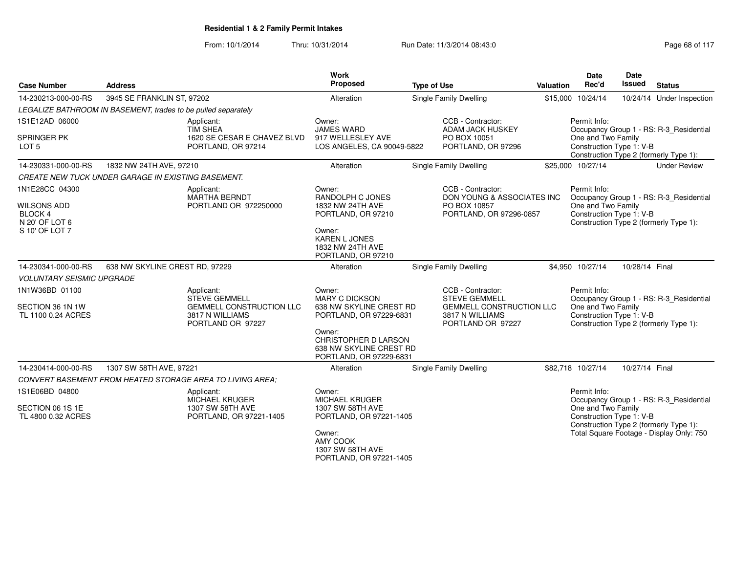## Residential 1 & 2 Family Permit Intakes

From: 10/1/2014 Thru: 10/31/2014 Run Date: 11/3/2014 08:43:0

| Case Number | Address | Work Proposed | Type of Use | Valuation | Date Rec'd | Date Issued | Status |
|---|---|---|---|---|---|---|---|
| 14-230213-000-00-RS | 3945 SE FRANKLIN ST, 97202 | Alteration | Single Family Dwelling | $15,000 | 10/24/14 | 10/24/14 | Under Inspection |

*LEGALIZE BATHROOM IN BASEMENT, trades to be pulled separately*

1S1E12AD 06000
SPRINGER PK
LOT 5

Applicant:
TIM SHEA
1620 SE CESAR E CHAVEZ BLVD
PORTLAND, OR 97214

Owner:
JAMES WARD
917 WELLESLEY AVE
LOS ANGELES, CA 90049-5822

CCB - Contractor:
ADAM JACK HUSKEY
PO BOX 10051
PORTLAND, OR 97296

Permit Info:
Occupancy Group 1 - RS: R-3_Residential One and Two Family
Construction Type 1: V-B
Construction Type 2 (formerly Type 1):

| Case Number | Address | Work Proposed | Type of Use | Valuation | Date Rec'd | Date Issued | Status |
|---|---|---|---|---|---|---|---|
| 14-230331-000-00-RS | 1832 NW 24TH AVE, 97210 | Alteration | Single Family Dwelling | $25,000 | 10/27/14 | | Under Review |

*CREATE NEW TUCK UNDER GARAGE IN EXISTING BASEMENT.*

1N1E28CC 04300
WILSONS ADD
BLOCK 4
N 20' OF LOT 6
S 10' OF LOT 7

Applicant:
MARTHA BERNDT
PORTLAND OR 972250000

Owner:
RANDOLPH C JONES
1832 NW 24TH AVE
PORTLAND, OR 97210

Owner:
KAREN L JONES
1832 NW 24TH AVE
PORTLAND, OR 97210

CCB - Contractor:
DON YOUNG & ASSOCIATES INC
PO BOX 10857
PORTLAND, OR 97296-0857

Permit Info:
Occupancy Group 1 - RS: R-3_Residential One and Two Family
Construction Type 1: V-B
Construction Type 2 (formerly Type 1):

| Case Number | Address | Work Proposed | Type of Use | Valuation | Date Rec'd | Date Issued | Status |
|---|---|---|---|---|---|---|---|
| 14-230341-000-00-RS | 638 NW SKYLINE CREST RD, 97229 | Alteration | Single Family Dwelling | $4,950 | 10/27/14 | 10/28/14 | Final |

*VOLUNTARY SEISMIC UPGRADE*

1N1W36BD 01100
SECTION 36 1N 1W
TL 1100 0.24 ACRES

Applicant:
STEVE GEMMELL
GEMMELL CONSTRUCTION LLC
3817 N WILLIAMS
PORTLAND OR 97227

Owner:
MARY C DICKSON
638 NW SKYLINE CREST RD
PORTLAND, OR 97229-6831

Owner:
CHRISTOPHER D LARSON
638 NW SKYLINE CREST RD
PORTLAND, OR 97229-6831

CCB - Contractor:
STEVE GEMMELL
GEMMELL CONSTRUCTION LLC
3817 N WILLIAMS
PORTLAND OR 97227

Permit Info:
Occupancy Group 1 - RS: R-3_Residential One and Two Family
Construction Type 1: V-B
Construction Type 2 (formerly Type 1):

| Case Number | Address | Work Proposed | Type of Use | Valuation | Date Rec'd | Date Issued | Status |
|---|---|---|---|---|---|---|---|
| 14-230414-000-00-RS | 1307 SW 58TH AVE, 97221 | Alteration | Single Family Dwelling | $82,718 | 10/27/14 | 10/27/14 | Final |

*CONVERT BASEMENT FROM HEATED STORAGE AREA TO LIVING AREA;*

1S1E06BD 04800
SECTION 06 1S 1E
TL 4800 0.32 ACRES

Applicant:
MICHAEL KRUGER
1307 SW 58TH AVE
PORTLAND, OR 97221-1405

Owner:
MICHAEL KRUGER
1307 SW 58TH AVE
PORTLAND, OR 97221-1405

Owner:
AMY COOK
1307 SW 58TH AVE
PORTLAND, OR 97221-1405

Permit Info:
Occupancy Group 1 - RS: R-3_Residential One and Two Family
Construction Type 1: V-B
Construction Type 2 (formerly Type 1):
Total Square Footage - Display Only: 750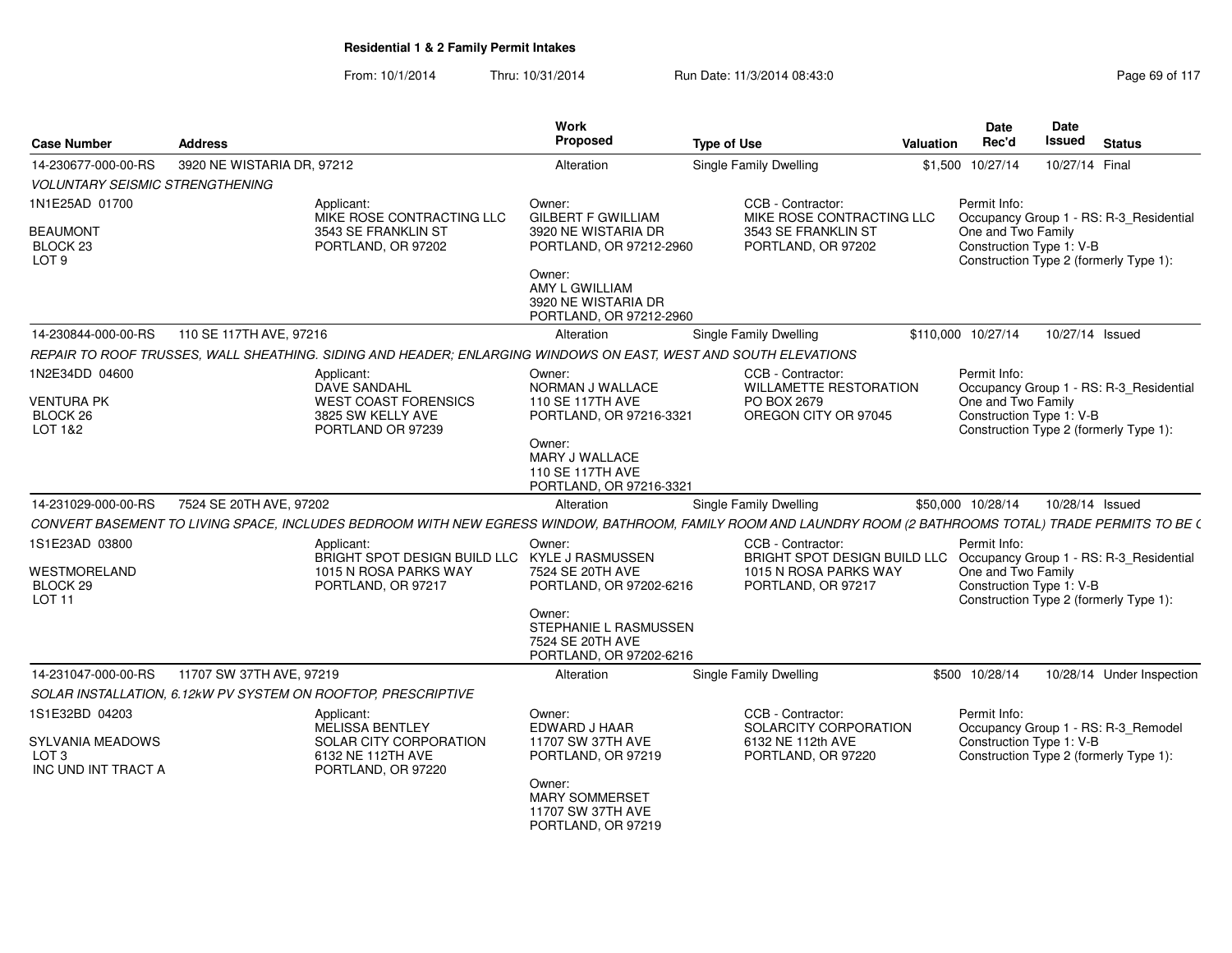**Residential 1 & 2 Family Permit Intakes**

From: 10/1/2014 Thru: 10/31/2014 Run Date: 11/3/2014 08:43:0

| Case Number | Address | Work Proposed | Type of Use | Valuation | Date Rec'd | Date Issued | Status |
|---|---|---|---|---|---|---|---|
| 14-230677-000-00-RS | 3920 NE WISTARIA DR, 97212 | Alteration | Single Family Dwelling | $1,500 | 10/27/14 | 10/27/14 | Final |

*VOLUNTARY SEISMIC STRENGTHENING*

1N1E25AD 01700
BEAUMONT
BLOCK 23
LOT 9

Applicant: MIKE ROSE CONTRACTING LLC, 3543 SE FRANKLIN ST, PORTLAND, OR 97202

Owner: GILBERT F GWILLIAM, 3920 NE WISTARIA DR, PORTLAND, OR 97212-2960

Owner: AMY L GWILLIAM, 3920 NE WISTARIA DR, PORTLAND, OR 97212-2960

CCB - Contractor: MIKE ROSE CONTRACTING LLC, 3543 SE FRANKLIN ST, PORTLAND, OR 97202

Permit Info: Occupancy Group 1 - RS: R-3_Residential One and Two Family; Construction Type 1: V-B; Construction Type 2 (formerly Type 1):

| Case Number | Address | Work Proposed | Type of Use | Valuation | Date Rec'd | Date Issued | Status |
|---|---|---|---|---|---|---|---|
| 14-230844-000-00-RS | 110 SE 117TH AVE, 97216 | Alteration | Single Family Dwelling | $110,000 | 10/27/14 | 10/27/14 | Issued |

*REPAIR TO ROOF TRUSSES, WALL SHEATHING. SIDING AND HEADER; ENLARGING WINDOWS ON EAST, WEST AND SOUTH ELEVATIONS*

1N2E34DD 04600
VENTURA PK
BLOCK 26
LOT 1&2

Applicant: DAVE SANDAHL, WEST COAST FORENSICS, 3825 SW KELLY AVE, PORTLAND OR 97239

Owner: NORMAN J WALLACE, 110 SE 117TH AVE, PORTLAND, OR 97216-3321

Owner: MARY J WALLACE, 110 SE 117TH AVE, PORTLAND, OR 97216-3321

CCB - Contractor: WILLAMETTE RESTORATION, PO BOX 2679, OREGON CITY OR 97045

Permit Info: Occupancy Group 1 - RS: R-3_Residential One and Two Family; Construction Type 1: V-B; Construction Type 2 (formerly Type 1):

| Case Number | Address | Work Proposed | Type of Use | Valuation | Date Rec'd | Date Issued | Status |
|---|---|---|---|---|---|---|---|
| 14-231029-000-00-RS | 7524 SE 20TH AVE, 97202 | Alteration | Single Family Dwelling | $50,000 | 10/28/14 | 10/28/14 | Issued |

*CONVERT BASEMENT TO LIVING SPACE, INCLUDES BEDROOM WITH NEW EGRESS WINDOW, BATHROOM, FAMILY ROOM AND LAUNDRY ROOM (2 BATHROOMS TOTAL) TRADE PERMITS TO BE (*

1S1E23AD 03800
WESTMORELAND
BLOCK 29
LOT 11

Applicant: BRIGHT SPOT DESIGN BUILD LLC, 1015 N ROSA PARKS WAY, PORTLAND, OR 97217

Owner: KYLE J RASMUSSEN, 7524 SE 20TH AVE, PORTLAND, OR 97202-6216

Owner: STEPHANIE L RASMUSSEN, 7524 SE 20TH AVE, PORTLAND, OR 97202-6216

CCB - Contractor: BRIGHT SPOT DESIGN BUILD LLC, 1015 N ROSA PARKS WAY, PORTLAND, OR 97217

Permit Info: Occupancy Group 1 - RS: R-3_Residential One and Two Family; Construction Type 1: V-B; Construction Type 2 (formerly Type 1):

| Case Number | Address | Work Proposed | Type of Use | Valuation | Date Rec'd | Date Issued | Status |
|---|---|---|---|---|---|---|---|
| 14-231047-000-00-RS | 11707 SW 37TH AVE, 97219 | Alteration | Single Family Dwelling | $500 | 10/28/14 | 10/28/14 | Under Inspection |

*SOLAR INSTALLATION, 6.12kW PV SYSTEM ON ROOFTOP, PRESCRIPTIVE*

1S1E32BD 04203
SYLVANIA MEADOWS
LOT 3
INC UND INT TRACT A

Applicant: MELISSA BENTLEY, SOLAR CITY CORPORATION, 6132 NE 112TH AVE, PORTLAND, OR 97220

Owner: EDWARD J HAAR, 11707 SW 37TH AVE, PORTLAND, OR 97219

Owner: MARY SOMMERSET, 11707 SW 37TH AVE, PORTLAND, OR 97219

CCB - Contractor: SOLARCITY CORPORATION, 6132 NE 112th AVE, PORTLAND, OR 97220

Permit Info: Occupancy Group 1 - RS: R-3_Remodel; Construction Type 1: V-B; Construction Type 2 (formerly Type 1):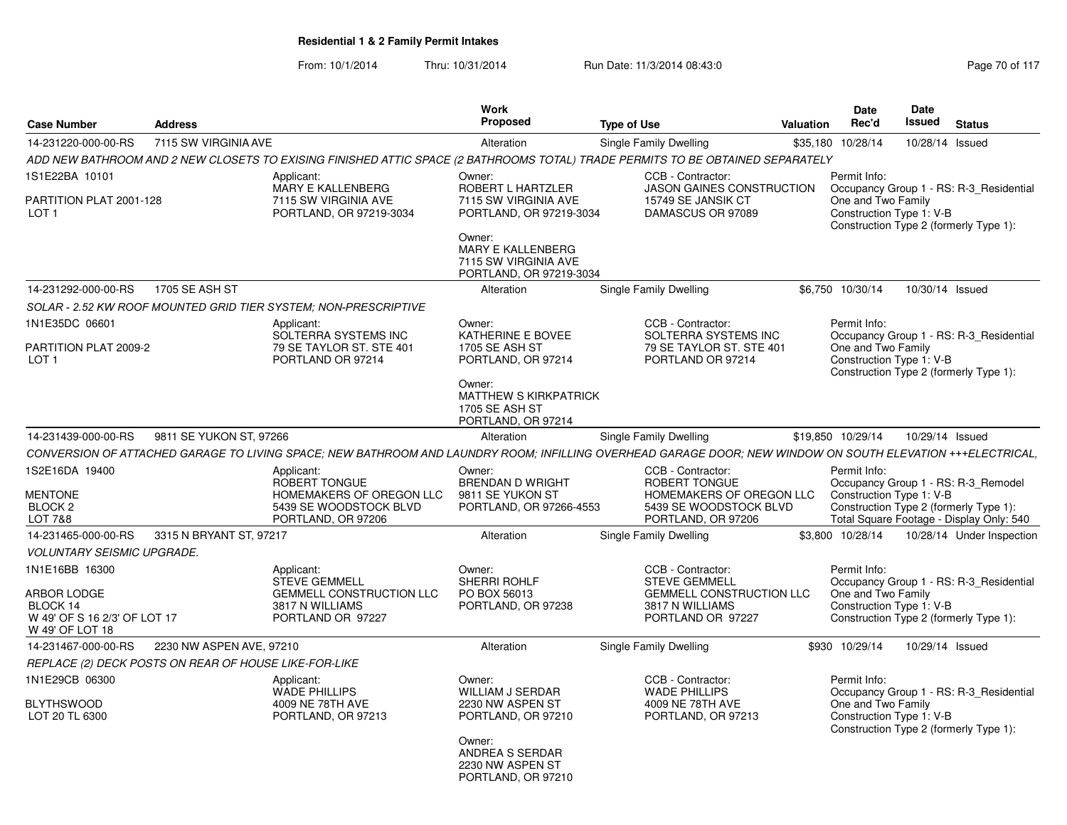**Residential 1 & 2 Family Permit Intakes**

From: 10/1/2014 Thru: 10/31/2014 Run Date: 11/3/2014 08:43:0

| Case Number | Address | Work Proposed | Type of Use | Valuation | Date Rec'd | Date Issued | Status |
|---|---|---|---|---|---|---|---|
| 14-231220-000-00-RS | 7115 SW VIRGINIA AVE | Alteration | Single Family Dwelling | $35,180 | 10/28/14 | 10/28/14 | Issued |

*ADD NEW BATHROOM AND 2 NEW CLOSETS TO EXISING FINISHED ATTIC SPACE (2 BATHROOMS TOTAL) TRADE PERMITS TO BE OBTAINED SEPARATELY*

1S1E22BA 10101
PARTITION PLAT 2001-128
LOT 1

Applicant: MARY E KALLENBERG, 7115 SW VIRGINIA AVE, PORTLAND, OR 97219-3034

Owner: ROBERT L HARTZLER, 7115 SW VIRGINIA AVE, PORTLAND, OR 97219-3034

Owner: MARY E KALLENBERG, 7115 SW VIRGINIA AVE, PORTLAND, OR 97219-3034

CCB - Contractor: JASON GAINES CONSTRUCTION, 15749 SE JANSIK CT, DAMASCUS OR 97089

Permit Info: Occupancy Group 1 - RS: R-3_Residential One and Two Family; Construction Type 1: V-B; Construction Type 2 (formerly Type 1):

| Case Number | Address | Work Proposed | Type of Use | Valuation | Date Rec'd | Date Issued | Status |
|---|---|---|---|---|---|---|---|
| 14-231292-000-00-RS | 1705 SE ASH ST | Alteration | Single Family Dwelling | $6,750 | 10/30/14 | 10/30/14 | Issued |

*SOLAR - 2.52 KW ROOF MOUNTED GRID TIER SYSTEM; NON-PRESCRIPTIVE*

1N1E35DC 06601
PARTITION PLAT 2009-2
LOT 1

Applicant: SOLTERRA SYSTEMS INC, 79 SE TAYLOR ST. STE 401, PORTLAND OR 97214

Owner: KATHERINE E BOVEE, 1705 SE ASH ST, PORTLAND, OR 97214

Owner: MATTHEW S KIRKPATRICK, 1705 SE ASH ST, PORTLAND, OR 97214

CCB - Contractor: SOLTERRA SYSTEMS INC, 79 SE TAYLOR ST. STE 401, PORTLAND OR 97214

Permit Info: Occupancy Group 1 - RS: R-3_Residential One and Two Family; Construction Type 1: V-B; Construction Type 2 (formerly Type 1):

| Case Number | Address | Work Proposed | Type of Use | Valuation | Date Rec'd | Date Issued | Status |
|---|---|---|---|---|---|---|---|
| 14-231439-000-00-RS | 9811 SE YUKON ST, 97266 | Alteration | Single Family Dwelling | $19,850 | 10/29/14 | 10/29/14 | Issued |

*CONVERSION OF ATTACHED GARAGE TO LIVING SPACE; NEW BATHROOM AND LAUNDRY ROOM; INFILLING OVERHEAD GARAGE DOOR; NEW WINDOW ON SOUTH ELEVATION +++ELECTRICAL,*

1S2E16DA 19400
MENTONE
BLOCK 2
LOT 7&8

Applicant: ROBERT TONGUE, HOMEMAKERS OF OREGON LLC, 5439 SE WOODSTOCK BLVD, PORTLAND, OR 97206

Owner: BRENDAN D WRIGHT, 9811 SE YUKON ST, PORTLAND, OR 97266-4553

CCB - Contractor: ROBERT TONGUE, HOMEMAKERS OF OREGON LLC, 5439 SE WOODSTOCK BLVD, PORTLAND, OR 97206

Permit Info: Occupancy Group 1 - RS: R-3_Remodel; Construction Type 1: V-B; Construction Type 2 (formerly Type 1):; Total Square Footage - Display Only: 540

| Case Number | Address | Work Proposed | Type of Use | Valuation | Date Rec'd | Date Issued | Status |
|---|---|---|---|---|---|---|---|
| 14-231465-000-00-RS | 3315 N BRYANT ST, 97217 | Alteration | Single Family Dwelling | $3,800 | 10/28/14 | 10/28/14 | Under Inspection |

*VOLUNTARY SEISMIC UPGRADE.*

1N1E16BB 16300
ARBOR LODGE
BLOCK 14
W 49' OF S 16 2/3' OF LOT 17
W 49' OF LOT 18

Applicant: STEVE GEMMELL, GEMMELL CONSTRUCTION LLC, 3817 N WILLIAMS, PORTLAND OR 97227

Owner: SHERRI ROHLF, PO BOX 56013, PORTLAND, OR 97238

CCB - Contractor: STEVE GEMMELL, GEMMELL CONSTRUCTION LLC, 3817 N WILLIAMS, PORTLAND OR 97227

Permit Info: Occupancy Group 1 - RS: R-3_Residential One and Two Family; Construction Type 1: V-B; Construction Type 2 (formerly Type 1):

| Case Number | Address | Work Proposed | Type of Use | Valuation | Date Rec'd | Date Issued | Status |
|---|---|---|---|---|---|---|---|
| 14-231467-000-00-RS | 2230 NW ASPEN AVE, 97210 | Alteration | Single Family Dwelling | $930 | 10/29/14 | 10/29/14 | Issued |

*REPLACE (2) DECK POSTS ON REAR OF HOUSE LIKE-FOR-LIKE*

1N1E29CB 06300
BLYTHSWOOD
LOT 20 TL 6300

Applicant: WADE PHILLIPS, 4009 NE 78TH AVE, PORTLAND, OR 97213

Owner: WILLIAM J SERDAR, 2230 NW ASPEN ST, PORTLAND, OR 97210

Owner: ANDREA S SERDAR, 2230 NW ASPEN ST, PORTLAND, OR 97210

CCB - Contractor: WADE PHILLIPS, 4009 NE 78TH AVE, PORTLAND, OR 97213

Permit Info: Occupancy Group 1 - RS: R-3_Residential One and Two Family; Construction Type 1: V-B; Construction Type 2 (formerly Type 1):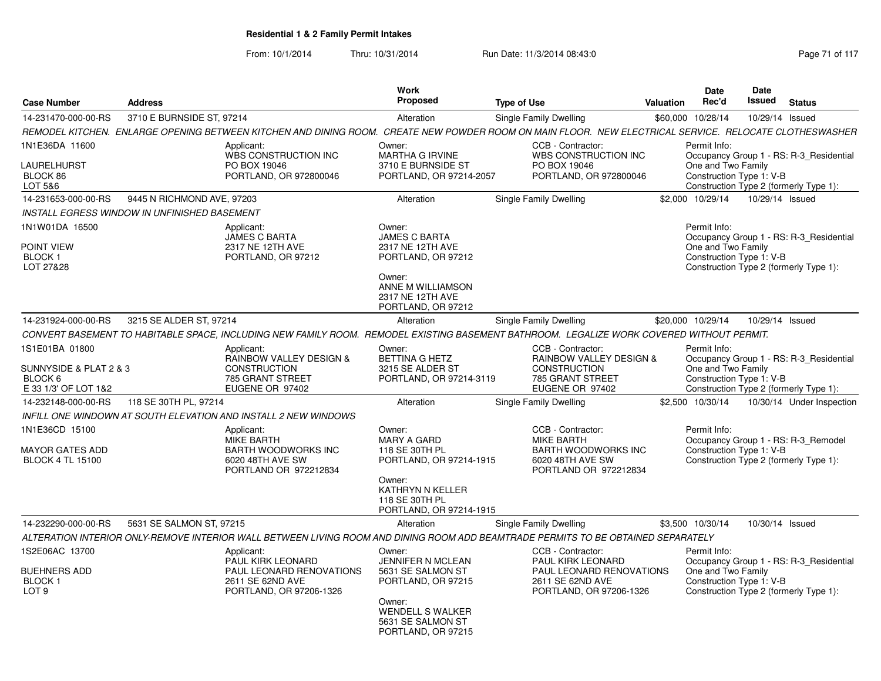**Residential 1 & 2 Family Permit Intakes**

From: 10/1/2014 Thru: 10/31/2014 Run Date: 11/3/2014 08:43:0

| Case Number | Address | Work Proposed | Type of Use | Valuation | Date Rec'd | Date Issued | Status |
|---|---|---|---|---|---|---|---|
| 14-231470-000-00-RS | 3710 E BURNSIDE ST, 97214 | Alteration | Single Family Dwelling | $60,000 | 10/28/14 | 10/29/14 | Issued |
| 14-231653-000-00-RS | 9445 N RICHMOND AVE, 97203 | Alteration | Single Family Dwelling | $2,000 | 10/29/14 | 10/29/14 | Issued |
| 14-231924-000-00-RS | 3215 SE ALDER ST, 97214 | Alteration | Single Family Dwelling | $20,000 | 10/29/14 | 10/29/14 | Issued |
| 14-232148-000-00-RS | 118 SE 30TH PL, 97214 | Alteration | Single Family Dwelling | $2,500 | 10/30/14 | 10/30/14 | Under Inspection |
| 14-232290-000-00-RS | 5631 SE SALMON ST, 97215 | Alteration | Single Family Dwelling | $3,500 | 10/30/14 | 10/30/14 | Issued |

**14-231470-000-00-RS** — 3710 E BURNSIDE ST, 97214

*REMODEL KITCHEN. ENLARGE OPENING BETWEEN KITCHEN AND DINING ROOM. CREATE NEW POWDER ROOM ON MAIN FLOOR. NEW ELECTRICAL SERVICE. RELOCATE CLOTHESWASHER*

1N1E36DA 11600
LAURELHURST
BLOCK 86
LOT 5&6

Applicant: WBS CONSTRUCTION INC, PO BOX 19046, PORTLAND, OR 972800046

Owner: MARTHA G IRVINE, 3710 E BURNSIDE ST, PORTLAND, OR 97214-2057

CCB - Contractor: WBS CONSTRUCTION INC, PO BOX 19046, PORTLAND, OR 972800046

Permit Info: Occupancy Group 1 - RS: R-3_Residential One and Two Family; Construction Type 1: V-B; Construction Type 2 (formerly Type 1):

**14-231653-000-00-RS** — 9445 N RICHMOND AVE, 97203

*INSTALL EGRESS WINDOW IN UNFINISHED BASEMENT*

1N1W01DA 16500
POINT VIEW
BLOCK 1
LOT 27&28

Applicant: JAMES C BARTA, 2317 NE 12TH AVE, PORTLAND, OR 97212

Owner: JAMES C BARTA, 2317 NE 12TH AVE, PORTLAND, OR 97212

Owner: ANNE M WILLIAMSON, 2317 NE 12TH AVE, PORTLAND, OR 97212

Permit Info: Occupancy Group 1 - RS: R-3_Residential One and Two Family; Construction Type 1: V-B; Construction Type 2 (formerly Type 1):

**14-231924-000-00-RS** — 3215 SE ALDER ST, 97214

*CONVERT BASEMENT TO HABITABLE SPACE, INCLUDING NEW FAMILY ROOM. REMODEL EXISTING BASEMENT BATHROOM. LEGALIZE WORK COVERED WITHOUT PERMIT.*

1S1E01BA 01800
SUNNYSIDE & PLAT 2 & 3
BLOCK 6
E 33 1/3' OF LOT 1&2

Applicant: RAINBOW VALLEY DESIGN & CONSTRUCTION, 785 GRANT STREET, EUGENE OR 97402

Owner: BETTINA G HETZ, 3215 SE ALDER ST, PORTLAND, OR 97214-3119

CCB - Contractor: RAINBOW VALLEY DESIGN & CONSTRUCTION, 785 GRANT STREET, EUGENE OR 97402

Permit Info: Occupancy Group 1 - RS: R-3_Residential One and Two Family; Construction Type 1: V-B; Construction Type 2 (formerly Type 1):

**14-232148-000-00-RS** — 118 SE 30TH PL, 97214

*INFILL ONE WINDOWN AT SOUTH ELEVATION AND INSTALL 2 NEW WINDOWS*

1N1E36CD 15100
MAYOR GATES ADD
BLOCK 4 TL 15100

Applicant: MIKE BARTH, BARTH WOODWORKS INC, 6020 48TH AVE SW, PORTLAND OR 972212834

Owner: MARY A GARD, 118 SE 30TH PL, PORTLAND, OR 97214-1915

Owner: KATHRYN N KELLER, 118 SE 30TH PL, PORTLAND, OR 97214-1915

CCB - Contractor: MIKE BARTH, BARTH WOODWORKS INC, 6020 48TH AVE SW, PORTLAND OR 972212834

Permit Info: Occupancy Group 1 - RS: R-3_Remodel; Construction Type 1: V-B; Construction Type 2 (formerly Type 1):

**14-232290-000-00-RS** — 5631 SE SALMON ST, 97215

*ALTERATION INTERIOR ONLY-REMOVE INTERIOR WALL BETWEEN LIVING ROOM AND DINING ROOM ADD BEAMTRADE PERMITS TO BE OBTAINED SEPARATELY*

1S2E06AC 13700
BUEHNERS ADD
BLOCK 1
LOT 9

Applicant: PAUL KIRK LEONARD, PAUL LEONARD RENOVATIONS, 2611 SE 62ND AVE, PORTLAND, OR 97206-1326

Owner: JENNIFER N MCLEAN, 5631 SE SALMON ST, PORTLAND, OR 97215

Owner: WENDELL S WALKER, 5631 SE SALMON ST, PORTLAND, OR 97215

CCB - Contractor: PAUL KIRK LEONARD, PAUL LEONARD RENOVATIONS, 2611 SE 62ND AVE, PORTLAND, OR 97206-1326

Permit Info: Occupancy Group 1 - RS: R-3_Residential One and Two Family; Construction Type 1: V-B; Construction Type 2 (formerly Type 1):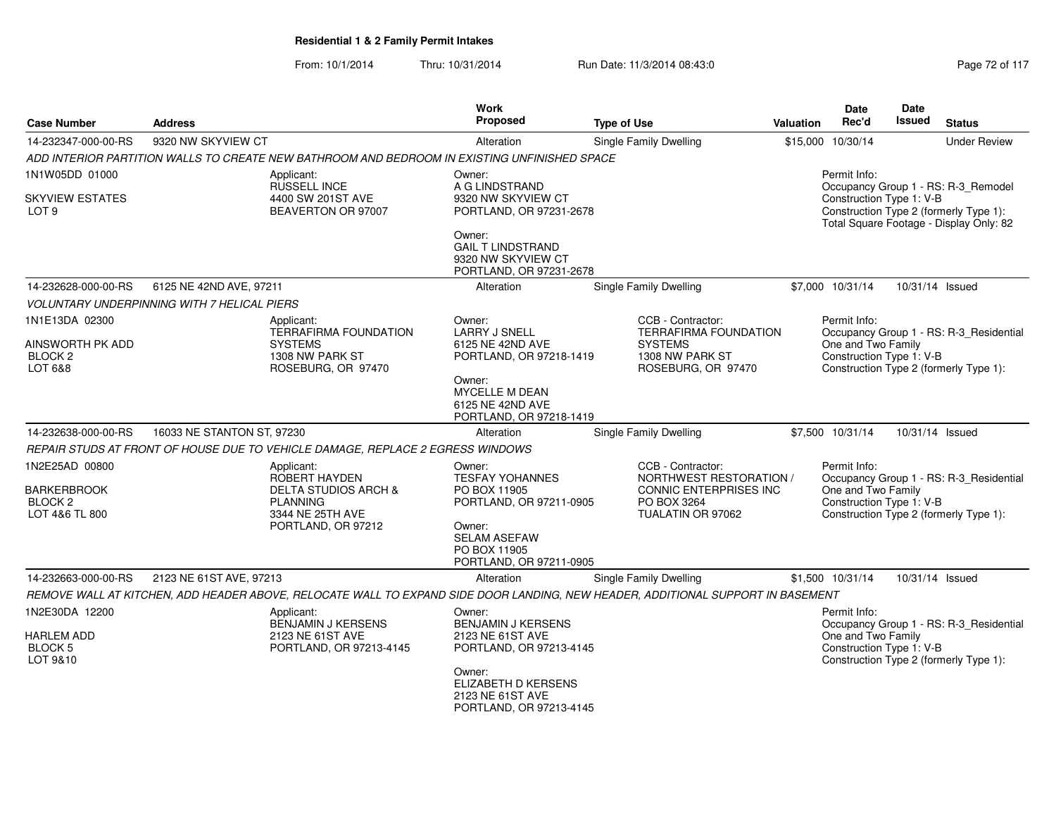**Residential 1 & 2 Family Permit Intakes**

From: 10/1/2014 Thru: 10/31/2014 Run Date: 11/3/2014 08:43:0

| Case Number | Address | Work Proposed | Type of Use | Valuation | Date Rec'd | Date Issued | Status |
|---|---|---|---|---|---|---|---|
| 14-232347-000-00-RS | 9320 NW SKYVIEW CT | Alteration | Single Family Dwelling | $15,000 | 10/30/14 | | Under Review |

*ADD INTERIOR PARTITION WALLS TO CREATE NEW BATHROOM AND BEDROOM IN EXISTING UNFINISHED SPACE*

1N1W05DD 01000
SKYVIEW ESTATES
LOT 9

Applicant:
RUSSELL INCE
4400 SW 201ST AVE
BEAVERTON OR 97007

Owner:
A G LINDSTRAND
9320 NW SKYVIEW CT
PORTLAND, OR 97231-2678

Owner:
GAIL T LINDSTRAND
9320 NW SKYVIEW CT
PORTLAND, OR 97231-2678

Permit Info:
Occupancy Group 1 - RS: R-3_Remodel
Construction Type 1: V-B
Construction Type 2 (formerly Type 1):
Total Square Footage - Display Only: 82

| Case Number | Address | Work Proposed | Type of Use | Valuation | Date Rec'd | Date Issued | Status |
|---|---|---|---|---|---|---|---|
| 14-232628-000-00-RS | 6125 NE 42ND AVE, 97211 | Alteration | Single Family Dwelling | $7,000 | 10/31/14 | 10/31/14 | Issued |

*VOLUNTARY UNDERPINNING WITH 7 HELICAL PIERS*

1N1E13DA 02300
AINSWORTH PK ADD
BLOCK 2
LOT 6&8

Applicant:
TERRAFIRMA FOUNDATION SYSTEMS
1308 NW PARK ST
ROSEBURG, OR 97470

Owner:
LARRY J SNELL
6125 NE 42ND AVE
PORTLAND, OR 97218-1419

Owner:
MYCELLE M DEAN
6125 NE 42ND AVE
PORTLAND, OR 97218-1419

CCB - Contractor:
TERRAFIRMA FOUNDATION SYSTEMS
1308 NW PARK ST
ROSEBURG, OR 97470

Permit Info:
Occupancy Group 1 - RS: R-3_Residential One and Two Family
Construction Type 1: V-B
Construction Type 2 (formerly Type 1):

| Case Number | Address | Work Proposed | Type of Use | Valuation | Date Rec'd | Date Issued | Status |
|---|---|---|---|---|---|---|---|
| 14-232638-000-00-RS | 16033 NE STANTON ST, 97230 | Alteration | Single Family Dwelling | $7,500 | 10/31/14 | 10/31/14 | Issued |

*REPAIR STUDS AT FRONT OF HOUSE DUE TO VEHICLE DAMAGE, REPLACE 2 EGRESS WINDOWS*

1N2E25AD 00800
BARKERBROOK
BLOCK 2
LOT 4&6 TL 800

Applicant:
ROBERT HAYDEN
DELTA STUDIOS ARCH & PLANNING
3344 NE 25TH AVE
PORTLAND, OR 97212

Owner:
TESFAY YOHANNES
PO BOX 11905
PORTLAND, OR 97211-0905

Owner:
SELAM ASEFAW
PO BOX 11905
PORTLAND, OR 97211-0905

CCB - Contractor:
NORTHWEST RESTORATION / CONNIC ENTERPRISES INC
PO BOX 3264
TUALATIN OR 97062

Permit Info:
Occupancy Group 1 - RS: R-3_Residential One and Two Family
Construction Type 1: V-B
Construction Type 2 (formerly Type 1):

| Case Number | Address | Work Proposed | Type of Use | Valuation | Date Rec'd | Date Issued | Status |
|---|---|---|---|---|---|---|---|
| 14-232663-000-00-RS | 2123 NE 61ST AVE, 97213 | Alteration | Single Family Dwelling | $1,500 | 10/31/14 | 10/31/14 | Issued |

*REMOVE WALL AT KITCHEN, ADD HEADER ABOVE, RELOCATE WALL TO EXPAND SIDE DOOR LANDING, NEW HEADER, ADDITIONAL SUPPORT IN BASEMENT*

1N2E30DA 12200
HARLEM ADD
BLOCK 5
LOT 9&10

Applicant:
BENJAMIN J KERSENS
2123 NE 61ST AVE
PORTLAND, OR 97213-4145

Owner:
BENJAMIN J KERSENS
2123 NE 61ST AVE
PORTLAND, OR 97213-4145

Owner:
ELIZABETH D KERSENS
2123 NE 61ST AVE
PORTLAND, OR 97213-4145

Permit Info:
Occupancy Group 1 - RS: R-3_Residential One and Two Family
Construction Type 1: V-B
Construction Type 2 (formerly Type 1):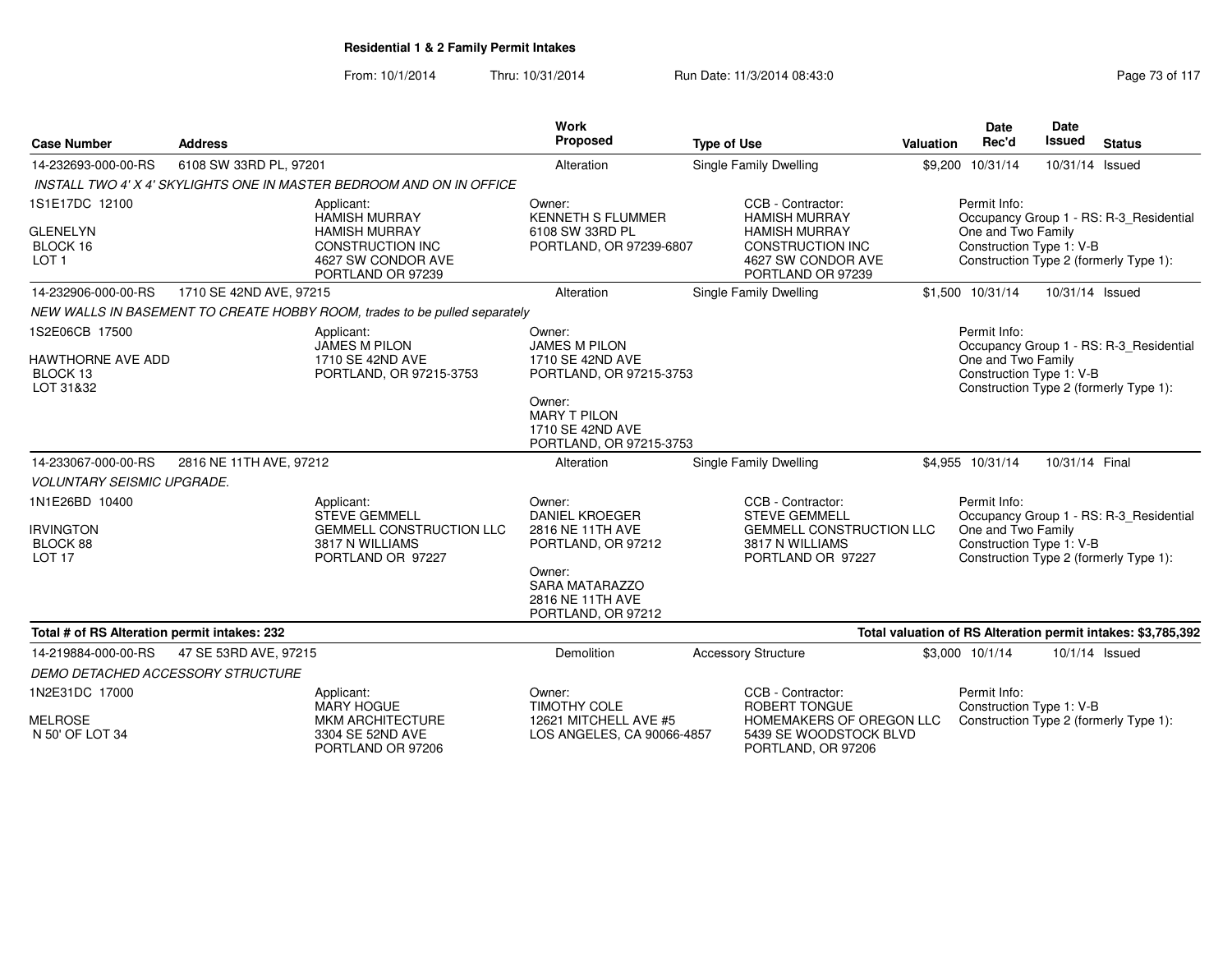**Residential 1 & 2 Family Permit Intakes**

From: 10/1/2014 Thru: 10/31/2014 Run Date: 11/3/2014 08:43:0

| Case Number | Address | | Work Proposed | Type of Use | | Valuation | Date Rec'd | Date Issued | Status |
|---|---|---|---|---|---|---|---|---|---|
| 14-232693-000-00-RS | 6108 SW 33RD PL, 97201 | | Alteration | Single Family Dwelling | | $9,200 | 10/31/14 | 10/31/14 | Issued |
| *INSTALL TWO 4' X 4' SKYLIGHTS ONE IN MASTER BEDROOM AND ON IN OFFICE* | | | | | | | | | |
| 1S1E17DC 12100<br><br>GLENELYN<br>BLOCK 16<br>LOT 1 | | Applicant:<br>HAMISH MURRAY<br>HAMISH MURRAY<br>CONSTRUCTION INC<br>4627 SW CONDOR AVE<br>PORTLAND OR 97239 | Owner:<br>KENNETH S FLUMMER<br>6108 SW 33RD PL<br>PORTLAND, OR 97239-6807 | | CCB - Contractor:<br>HAMISH MURRAY<br>HAMISH MURRAY<br>CONSTRUCTION INC<br>4627 SW CONDOR AVE<br>PORTLAND OR 97239 | | Permit Info:<br>Occupancy Group 1 - RS: R-3_Residential One and Two Family<br>Construction Type 1: V-B<br>Construction Type 2 (formerly Type 1): | | |
| 14-232906-000-00-RS | 1710 SE 42ND AVE, 97215 | | Alteration | Single Family Dwelling | | $1,500 | 10/31/14 | 10/31/14 | Issued |
| *NEW WALLS IN BASEMENT TO CREATE HOBBY ROOM, trades to be pulled separately* | | | | | | | | | |
| 1S2E06CB 17500<br><br>HAWTHORNE AVE ADD<br>BLOCK 13<br>LOT 31&32 | | Applicant:<br>JAMES M PILON<br>1710 SE 42ND AVE<br>PORTLAND, OR 97215-3753 | Owner:<br>JAMES M PILON<br>1710 SE 42ND AVE<br>PORTLAND, OR 97215-3753<br><br>Owner:<br>MARY T PILON<br>1710 SE 42ND AVE<br>PORTLAND, OR 97215-3753 | | | | Permit Info:<br>Occupancy Group 1 - RS: R-3_Residential One and Two Family<br>Construction Type 1: V-B<br>Construction Type 2 (formerly Type 1): | | |
| 14-233067-000-00-RS | 2816 NE 11TH AVE, 97212 | | Alteration | Single Family Dwelling | | $4,955 | 10/31/14 | 10/31/14 | Final |
| *VOLUNTARY SEISMIC UPGRADE.* | | | | | | | | | |
| 1N1E26BD 10400<br><br>IRVINGTON<br>BLOCK 88<br>LOT 17 | | Applicant:<br>STEVE GEMMELL<br>GEMMELL CONSTRUCTION LLC<br>3817 N WILLIAMS<br>PORTLAND OR 97227 | Owner:<br>DANIEL KROEGER<br>2816 NE 11TH AVE<br>PORTLAND, OR 97212<br><br>Owner:<br>SARA MATARAZZO<br>2816 NE 11TH AVE<br>PORTLAND, OR 97212 | | CCB - Contractor:<br>STEVE GEMMELL<br>GEMMELL CONSTRUCTION LLC<br>3817 N WILLIAMS<br>PORTLAND OR 97227 | | Permit Info:<br>Occupancy Group 1 - RS: R-3_Residential One and Two Family<br>Construction Type 1: V-B<br>Construction Type 2 (formerly Type 1): | | |

**Total # of RS Alteration permit intakes: 232**

**Total valuation of RS Alteration permit intakes: $3,785,392**

| Case Number | Address | | Work Proposed | Type of Use | | Valuation | Date Rec'd | Date Issued | Status |
|---|---|---|---|---|---|---|---|---|---|
| 14-219884-000-00-RS | 47 SE 53RD AVE, 97215 | | Demolition | Accessory Structure | | $3,000 | 10/1/14 | 10/1/14 | Issued |
| *DEMO DETACHED ACCESSORY STRUCTURE* | | | | | | | | | |
| 1N2E31DC 17000<br><br>MELROSE<br>N 50' OF LOT 34 | | Applicant:<br>MARY HOGUE<br>MKM ARCHITECTURE<br>3304 SE 52ND AVE<br>PORTLAND OR 97206 | Owner:<br>TIMOTHY COLE<br>12621 MITCHELL AVE #5<br>LOS ANGELES, CA 90066-4857 | | CCB - Contractor:<br>ROBERT TONGUE<br>HOMEMAKERS OF OREGON LLC<br>5439 SE WOODSTOCK BLVD<br>PORTLAND, OR 97206 | | Permit Info:<br>Construction Type 1: V-B<br>Construction Type 2 (formerly Type 1): | | |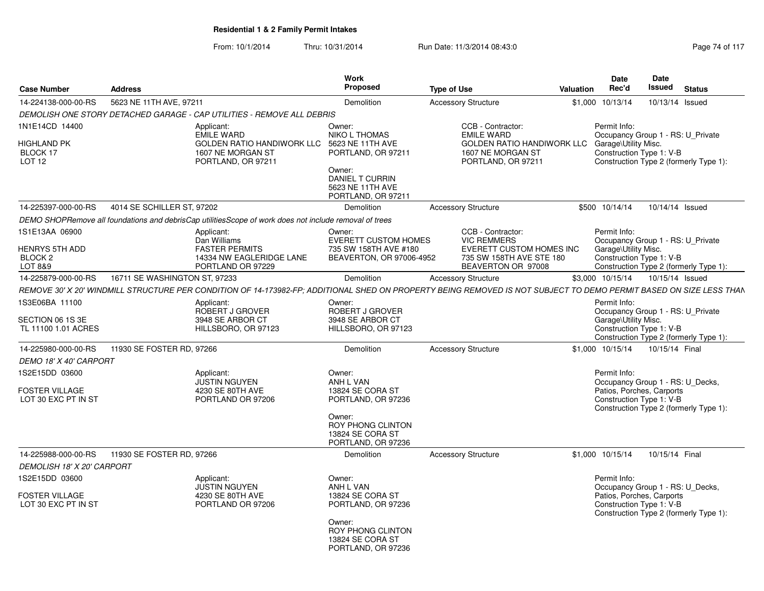**Residential 1 & 2 Family Permit Intakes**

From: 10/1/2014 Thru: 10/31/2014 Run Date: 11/3/2014 08:43:0

| Case Number | Address | Work Proposed | Type of Use | Valuation | Date Rec'd | Date Issued | Status |
|---|---|---|---|---|---|---|---|
| 14-224138-000-00-RS | 5623 NE 11TH AVE, 97211 | Demolition | Accessory Structure | $1,000 | 10/13/14 | 10/13/14 | Issued |

*DEMOLISH ONE STORY DETACHED GARAGE - CAP UTILITIES - REMOVE ALL DEBRIS*

1N1E14CD 14400
HIGHLAND PK
BLOCK 17
LOT 12

Applicant:
EMILE WARD
GOLDEN RATIO HANDIWORK LLC
1607 NE MORGAN ST
PORTLAND, OR 97211

Owner:
NIKO L THOMAS
5623 NE 11TH AVE
PORTLAND, OR 97211

Owner:
DANIEL T CURRIN
5623 NE 11TH AVE
PORTLAND, OR 97211

CCB - Contractor:
EMILE WARD
GOLDEN RATIO HANDIWORK LLC
1607 NE MORGAN ST
PORTLAND, OR 97211

Permit Info:
Occupancy Group 1 - RS: U_Private Garage\Utility Misc.
Construction Type 1: V-B
Construction Type 2 (formerly Type 1):

| Case Number | Address | Work Proposed | Type of Use | Valuation | Date Rec'd | Date Issued | Status |
|---|---|---|---|---|---|---|---|
| 14-225397-000-00-RS | 4014 SE SCHILLER ST, 97202 | Demolition | Accessory Structure | $500 | 10/14/14 | 10/14/14 | Issued |

*DEMO SHOPRemove all foundations and debrisCap utilitiesScope of work does not include removal of trees*

1S1E13AA 06900
HENRYS 5TH ADD
BLOCK 2
LOT 8&9

Applicant:
Dan Williams
FASTER PERMITS
14334 NW EAGLERIDGE LANE
PORTLAND OR 97229

Owner:
EVERETT CUSTOM HOMES
735 SW 158TH AVE #180
BEAVERTON, OR 97006-4952

CCB - Contractor:
VIC REMMERS
EVERETT CUSTOM HOMES INC
735 SW 158TH AVE STE 180
BEAVERTON OR 97008

Permit Info:
Occupancy Group 1 - RS: U_Private Garage\Utility Misc.
Construction Type 1: V-B
Construction Type 2 (formerly Type 1):

| Case Number | Address | Work Proposed | Type of Use | Valuation | Date Rec'd | Date Issued | Status |
|---|---|---|---|---|---|---|---|
| 14-225879-000-00-RS | 16711 SE WASHINGTON ST, 97233 | Demolition | Accessory Structure | $3,000 | 10/15/14 | 10/15/14 | Issued |

*REMOVE 30' X 20' WINDMILL STRUCTURE PER CONDITION OF 14-173982-FP; ADDITIONAL SHED ON PROPERTY BEING REMOVED IS NOT SUBJECT TO DEMO PERMIT BASED ON SIZE LESS THAN*

1S3E06BA 11100
SECTION 06 1S 3E
TL 11100 1.01 ACRES

Applicant:
ROBERT J GROVER
3948 SE ARBOR CT
HILLSBORO, OR 97123

Owner:
ROBERT J GROVER
3948 SE ARBOR CT
HILLSBORO, OR 97123

Permit Info:
Occupancy Group 1 - RS: U_Private Garage\Utility Misc.
Construction Type 1: V-B
Construction Type 2 (formerly Type 1):

| Case Number | Address | Work Proposed | Type of Use | Valuation | Date Rec'd | Date Issued | Status |
|---|---|---|---|---|---|---|---|
| 14-225980-000-00-RS | 11930 SE FOSTER RD, 97266 | Demolition | Accessory Structure | $1,000 | 10/15/14 | 10/15/14 | Final |

*DEMO 18' X 40' CARPORT*

1S2E15DD 03600
FOSTER VILLAGE
LOT 30 EXC PT IN ST

Applicant:
JUSTIN NGUYEN
4230 SE 80TH AVE
PORTLAND OR 97206

Owner:
ANH L VAN
13824 SE CORA ST
PORTLAND, OR 97236

Owner:
ROY PHONG CLINTON
13824 SE CORA ST
PORTLAND, OR 97236

Permit Info:
Occupancy Group 1 - RS: U_Decks, Patios, Porches, Carports
Construction Type 1: V-B
Construction Type 2 (formerly Type 1):

| Case Number | Address | Work Proposed | Type of Use | Valuation | Date Rec'd | Date Issued | Status |
|---|---|---|---|---|---|---|---|
| 14-225988-000-00-RS | 11930 SE FOSTER RD, 97266 | Demolition | Accessory Structure | $1,000 | 10/15/14 | 10/15/14 | Final |

*DEMOLISH 18' X 20' CARPORT*

1S2E15DD 03600
FOSTER VILLAGE
LOT 30 EXC PT IN ST

Applicant:
JUSTIN NGUYEN
4230 SE 80TH AVE
PORTLAND OR 97206

Owner:
ANH L VAN
13824 SE CORA ST
PORTLAND, OR 97236

Owner:
ROY PHONG CLINTON
13824 SE CORA ST
PORTLAND, OR 97236

Permit Info:
Occupancy Group 1 - RS: U_Decks, Patios, Porches, Carports
Construction Type 1: V-B
Construction Type 2 (formerly Type 1):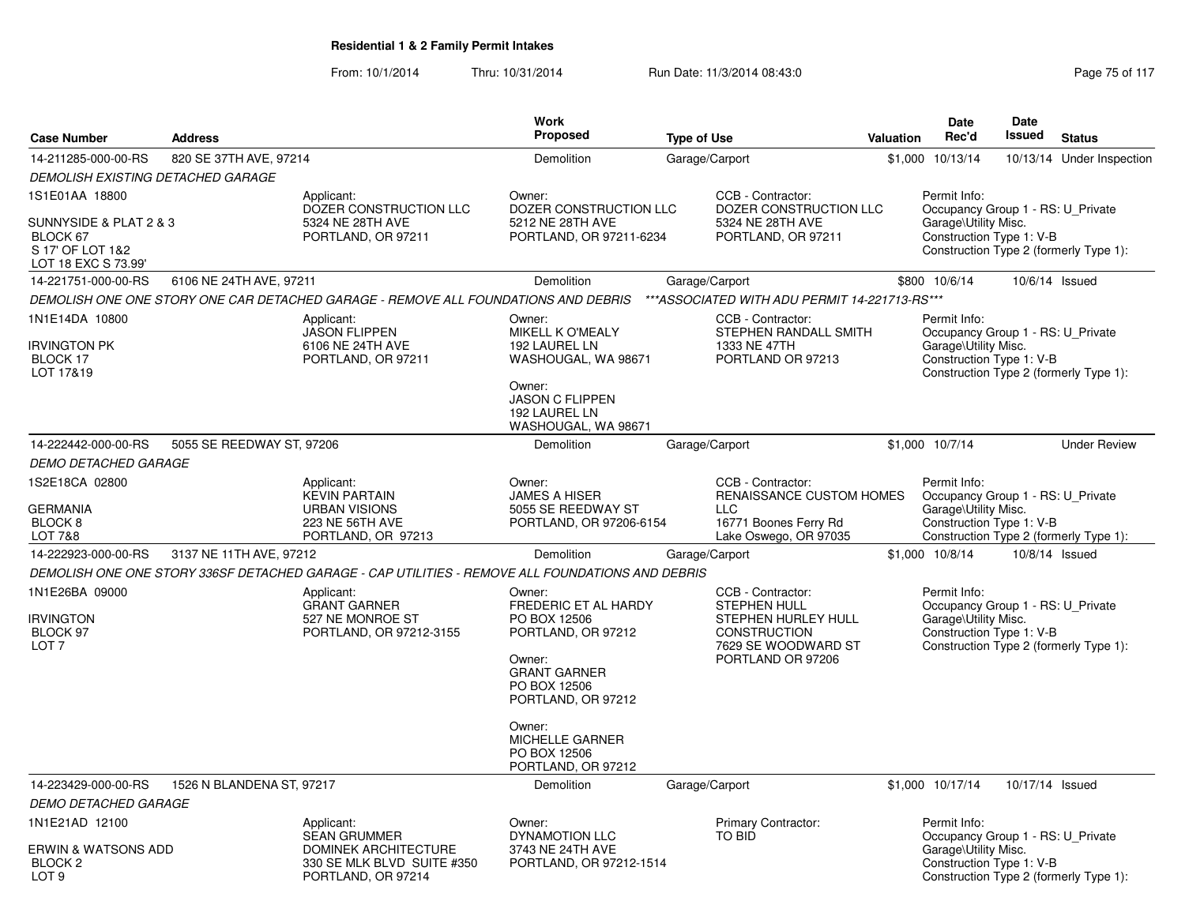## Residential 1 & 2 Family Permit Intakes

From: 10/1/2014 Thru: 10/31/2014 Run Date: 11/3/2014 08:43:0

| Case Number | Address | Work Proposed | Type of Use | Valuation | Date Rec'd | Date Issued | Status |
|---|---|---|---|---|---|---|---|
| 14-211285-000-00-RS | 820 SE 37TH AVE, 97214 | Demolition | Garage/Carport | $1,000 | 10/13/14 | 10/13/14 | Under Inspection |

*DEMOLISH EXISTING DETACHED GARAGE*

1S1E01AA 18800

SUNNYSIDE & PLAT 2 & 3
BLOCK 67
S 17' OF LOT 1&2
LOT 18 EXC S 73.99'

Applicant:
DOZER CONSTRUCTION LLC
5324 NE 28TH AVE
PORTLAND, OR 97211

Owner:
DOZER CONSTRUCTION LLC
5212 NE 28TH AVE
PORTLAND, OR 97211-6234

CCB - Contractor:
DOZER CONSTRUCTION LLC
5324 NE 28TH AVE
PORTLAND, OR 97211

Permit Info:
Occupancy Group 1 - RS: U_Private Garage\Utility Misc.
Construction Type 1: V-B
Construction Type 2 (formerly Type 1):

---

| Case Number | Address | Work Proposed | Type of Use | Valuation | Date Rec'd | Date Issued | Status |
|---|---|---|---|---|---|---|---|
| 14-221751-000-00-RS | 6106 NE 24TH AVE, 97211 | Demolition | Garage/Carport | $800 | 10/6/14 | 10/6/14 | Issued |

*DEMOLISH ONE ONE STORY ONE CAR DETACHED GARAGE - REMOVE ALL FOUNDATIONS AND DEBRIS \*\*\*ASSOCIATED WITH ADU PERMIT 14-221713-RS\*\*\**

1N1E14DA 10800

IRVINGTON PK
BLOCK 17
LOT 17&19

Applicant:
JASON FLIPPEN
6106 NE 24TH AVE
PORTLAND, OR 97211

Owner:
MIKELL K O'MEALY
192 LAUREL LN
WASHOUGAL, WA 98671

Owner:
JASON C FLIPPEN
192 LAUREL LN
WASHOUGAL, WA 98671

CCB - Contractor:
STEPHEN RANDALL SMITH
1333 NE 47TH
PORTLAND OR 97213

Permit Info:
Occupancy Group 1 - RS: U_Private Garage\Utility Misc.
Construction Type 1: V-B
Construction Type 2 (formerly Type 1):

---

| Case Number | Address | Work Proposed | Type of Use | Valuation | Date Rec'd | Date Issued | Status |
|---|---|---|---|---|---|---|---|
| 14-222442-000-00-RS | 5055 SE REEDWAY ST, 97206 | Demolition | Garage/Carport | $1,000 | 10/7/14 | | Under Review |

*DEMO DETACHED GARAGE*

1S2E18CA 02800

GERMANIA
BLOCK 8
LOT 7&8

Applicant:
KEVIN PARTAIN
URBAN VISIONS
223 NE 56TH AVE
PORTLAND, OR 97213

Owner:
JAMES A HISER
5055 SE REEDWAY ST
PORTLAND, OR 97206-6154

CCB - Contractor:
RENAISSANCE CUSTOM HOMES LLC
16771 Boones Ferry Rd
Lake Oswego, OR 97035

Permit Info:
Occupancy Group 1 - RS: U_Private Garage\Utility Misc.
Construction Type 1: V-B
Construction Type 2 (formerly Type 1):

---

| Case Number | Address | Work Proposed | Type of Use | Valuation | Date Rec'd | Date Issued | Status |
|---|---|---|---|---|---|---|---|
| 14-222923-000-00-RS | 3137 NE 11TH AVE, 97212 | Demolition | Garage/Carport | $1,000 | 10/8/14 | 10/8/14 | Issued |

*DEMOLISH ONE ONE STORY 336SF DETACHED GARAGE - CAP UTILITIES - REMOVE ALL FOUNDATIONS AND DEBRIS*

1N1E26BA 09000

IRVINGTON
BLOCK 97
LOT 7

Applicant:
GRANT GARNER
527 NE MONROE ST
PORTLAND, OR 97212-3155

Owner:
FREDERIC ET AL HARDY
PO BOX 12506
PORTLAND, OR 97212

Owner:
GRANT GARNER
PO BOX 12506
PORTLAND, OR 97212

Owner:
MICHELLE GARNER
PO BOX 12506
PORTLAND, OR 97212

CCB - Contractor:
STEPHEN HULL
STEPHEN HURLEY HULL CONSTRUCTION
7629 SE WOODWARD ST
PORTLAND OR 97206

Permit Info:
Occupancy Group 1 - RS: U_Private Garage\Utility Misc.
Construction Type 1: V-B
Construction Type 2 (formerly Type 1):

---

| Case Number | Address | Work Proposed | Type of Use | Valuation | Date Rec'd | Date Issued | Status |
|---|---|---|---|---|---|---|---|
| 14-223429-000-00-RS | 1526 N BLANDENA ST, 97217 | Demolition | Garage/Carport | $1,000 | 10/17/14 | 10/17/14 | Issued |

*DEMO DETACHED GARAGE*

1N1E21AD 12100

ERWIN & WATSONS ADD
BLOCK 2
LOT 9

Applicant:
SEAN GRUMMER
DOMINEK ARCHITECTURE
330 SE MLK BLVD SUITE #350
PORTLAND, OR 97214

Owner:
DYNAMOTION LLC
3743 NE 24TH AVE
PORTLAND, OR 97212-1514

Primary Contractor:
TO BID

Permit Info:
Occupancy Group 1 - RS: U_Private Garage\Utility Misc.
Construction Type 1: V-B
Construction Type 2 (formerly Type 1):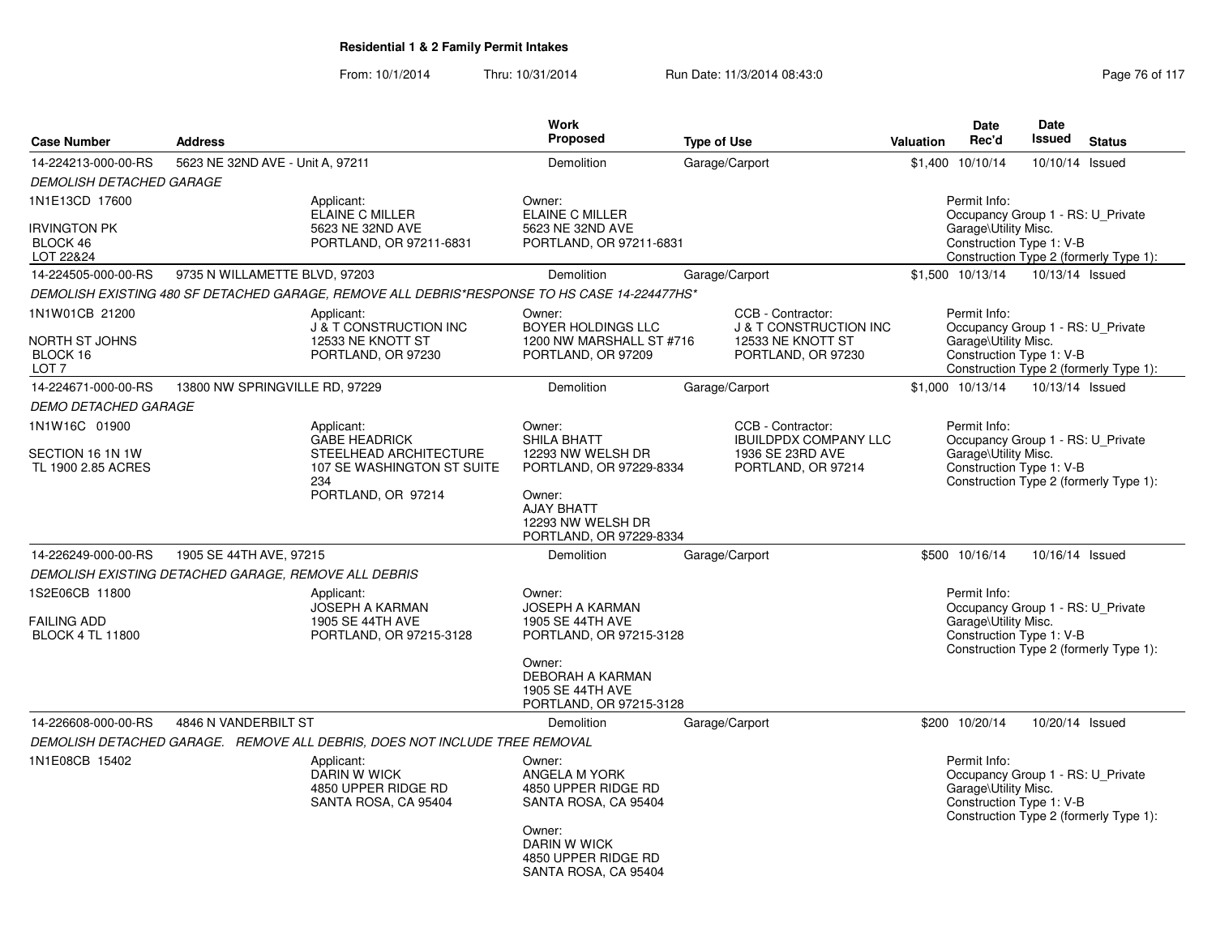**Residential 1 & 2 Family Permit Intakes**

From: 10/1/2014 Thru: 10/31/2014 Run Date: 11/3/2014 08:43:0

| Case Number | Address | Work Proposed | Type of Use | Valuation | Date Rec'd | Date Issued | Status |
|---|---|---|---|---|---|---|---|
| 14-224213-000-00-RS | 5623 NE 32ND AVE - Unit A, 97211 | Demolition | Garage/Carport | $1,400 | 10/10/14 | 10/10/14 | Issued |

*DEMOLISH DETACHED GARAGE*

1N1E13CD 17600
IRVINGTON PK
BLOCK 46
LOT 22&24

Applicant:
ELAINE C MILLER
5623 NE 32ND AVE
PORTLAND, OR 97211-6831

Owner:
ELAINE C MILLER
5623 NE 32ND AVE
PORTLAND, OR 97211-6831

Permit Info:
Occupancy Group 1 - RS: U_Private Garage\Utility Misc.
Construction Type 1: V-B
Construction Type 2 (formerly Type 1):

| Case Number | Address | Work Proposed | Type of Use | Valuation | Date Rec'd | Date Issued | Status |
|---|---|---|---|---|---|---|---|
| 14-224505-000-00-RS | 9735 N WILLAMETTE BLVD, 97203 | Demolition | Garage/Carport | $1,500 | 10/13/14 | 10/13/14 | Issued |

*DEMOLISH EXISTING 480 SF DETACHED GARAGE, REMOVE ALL DEBRIS*RESPONSE TO HS CASE 14-224477HS*

1N1W01CB 21200
NORTH ST JOHNS
BLOCK 16
LOT 7

Applicant:
J & T CONSTRUCTION INC
12533 NE KNOTT ST
PORTLAND, OR 97230

Owner:
BOYER HOLDINGS LLC
1200 NW MARSHALL ST #716
PORTLAND, OR 97209

CCB - Contractor:
J & T CONSTRUCTION INC
12533 NE KNOTT ST
PORTLAND, OR 97230

Permit Info:
Occupancy Group 1 - RS: U_Private Garage\Utility Misc.
Construction Type 1: V-B
Construction Type 2 (formerly Type 1):

| Case Number | Address | Work Proposed | Type of Use | Valuation | Date Rec'd | Date Issued | Status |
|---|---|---|---|---|---|---|---|
| 14-224671-000-00-RS | 13800 NW SPRINGVILLE RD, 97229 | Demolition | Garage/Carport | $1,000 | 10/13/14 | 10/13/14 | Issued |

*DEMO DETACHED GARAGE*

1N1W16C 01900
SECTION 16 1N 1W
TL 1900 2.85 ACRES

Applicant:
GABE HEADRICK
STEELHEAD ARCHITECTURE
107 SE WASHINGTON ST SUITE 234
PORTLAND, OR 97214

Owner:
SHILA BHATT
12293 NW WELSH DR
PORTLAND, OR 97229-8334

Owner:
AJAY BHATT
12293 NW WELSH DR
PORTLAND, OR 97229-8334

CCB - Contractor:
IBUILDPDX COMPANY LLC
1936 SE 23RD AVE
PORTLAND, OR 97214

Permit Info:
Occupancy Group 1 - RS: U_Private Garage\Utility Misc.
Construction Type 1: V-B
Construction Type 2 (formerly Type 1):

| Case Number | Address | Work Proposed | Type of Use | Valuation | Date Rec'd | Date Issued | Status |
|---|---|---|---|---|---|---|---|
| 14-226249-000-00-RS | 1905 SE 44TH AVE, 97215 | Demolition | Garage/Carport | $500 | 10/16/14 | 10/16/14 | Issued |

*DEMOLISH EXISTING DETACHED GARAGE, REMOVE ALL DEBRIS*

1S2E06CB 11800
FAILING ADD
BLOCK 4 TL 11800

Applicant:
JOSEPH A KARMAN
1905 SE 44TH AVE
PORTLAND, OR 97215-3128

Owner:
JOSEPH A KARMAN
1905 SE 44TH AVE
PORTLAND, OR 97215-3128

Owner:
DEBORAH A KARMAN
1905 SE 44TH AVE
PORTLAND, OR 97215-3128

Permit Info:
Occupancy Group 1 - RS: U_Private Garage\Utility Misc.
Construction Type 1: V-B
Construction Type 2 (formerly Type 1):

| Case Number | Address | Work Proposed | Type of Use | Valuation | Date Rec'd | Date Issued | Status |
|---|---|---|---|---|---|---|---|
| 14-226608-000-00-RS | 4846 N VANDERBILT ST | Demolition | Garage/Carport | $200 | 10/20/14 | 10/20/14 | Issued |

*DEMOLISH DETACHED GARAGE. REMOVE ALL DEBRIS, DOES NOT INCLUDE TREE REMOVAL*

1N1E08CB 15402

Applicant:
DARIN W WICK
4850 UPPER RIDGE RD
SANTA ROSA, CA 95404

Owner:
ANGELA M YORK
4850 UPPER RIDGE RD
SANTA ROSA, CA 95404

Owner:
DARIN W WICK
4850 UPPER RIDGE RD
SANTA ROSA, CA 95404

Permit Info:
Occupancy Group 1 - RS: U_Private Garage\Utility Misc.
Construction Type 1: V-B
Construction Type 2 (formerly Type 1):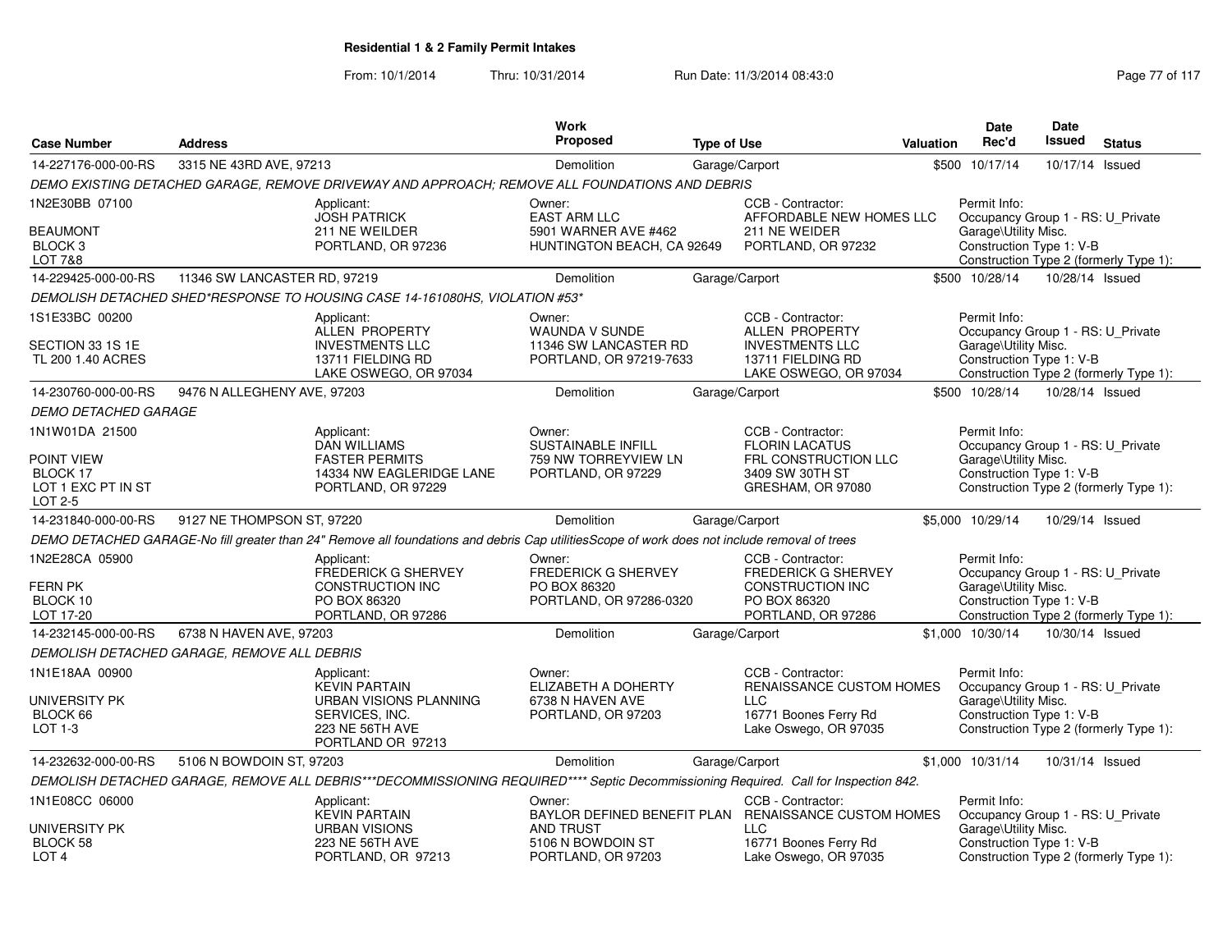# Residential 1 & 2 Family Permit Intakes

From: 10/1/2014 Thru: 10/31/2014 Run Date: 11/3/2014 08:43:0

| Case Number | Address | Work Proposed | Type of Use | Valuation | Date Rec'd | Date Issued | Status |
|---|---|---|---|---|---|---|---|
| 14-227176-000-00-RS | 3315 NE 43RD AVE, 97213 | Demolition | Garage/Carport | $500 | 10/17/14 | 10/17/14 | Issued |

DEMO EXISTING DETACHED GARAGE, REMOVE DRIVEWAY AND APPROACH; REMOVE ALL FOUNDATIONS AND DEBRIS

| Property | Applicant | Owner | CCB - Contractor | Permit Info |
|---|---|---|---|---|
| 1N2E30BB 07100<br>BEAUMONT<br>BLOCK 3<br>LOT 7&8 | JOSH PATRICK<br>211 NE WEILDER<br>PORTLAND, OR 97236 | EAST ARM LLC<br>5901 WARNER AVE #462<br>HUNTINGTON BEACH, CA 92649 | AFFORDABLE NEW HOMES LLC<br>211 NE WEIDER<br>PORTLAND, OR 97232 | Occupancy Group 1 - RS: U_Private<br>Garage\Utility Misc.<br>Construction Type 1: V-B<br>Construction Type 2 (formerly Type 1): |

| Case Number | Address | Work Proposed | Type of Use | Valuation | Date Rec'd | Date Issued | Status |
|---|---|---|---|---|---|---|---|
| 14-229425-000-00-RS | 11346 SW LANCASTER RD, 97219 | Demolition | Garage/Carport | $500 | 10/28/14 | 10/28/14 | Issued |

DEMOLISH DETACHED SHED*RESPONSE TO HOUSING CASE 14-161080HS, VIOLATION #53*

| Property | Applicant | Owner | CCB - Contractor | Permit Info |
|---|---|---|---|---|
| 1S1E33BC 00200<br>SECTION 33 1S 1E<br>TL 200 1.40 ACRES | ALLEN PROPERTY<br>INVESTMENTS LLC<br>13711 FIELDING RD<br>LAKE OSWEGO, OR 97034 | WAUNDA V SUNDE<br>11346 SW LANCASTER RD<br>PORTLAND, OR 97219-7633 | ALLEN PROPERTY<br>INVESTMENTS LLC<br>13711 FIELDING RD<br>LAKE OSWEGO, OR 97034 | Occupancy Group 1 - RS: U_Private<br>Garage\Utility Misc.<br>Construction Type 1: V-B<br>Construction Type 2 (formerly Type 1): |

| Case Number | Address | Work Proposed | Type of Use | Valuation | Date Rec'd | Date Issued | Status |
|---|---|---|---|---|---|---|---|
| 14-230760-000-00-RS | 9476 N ALLEGHENY AVE, 97203 | Demolition | Garage/Carport | $500 | 10/28/14 | 10/28/14 | Issued |

DEMO DETACHED GARAGE

| Property | Applicant | Owner | CCB - Contractor | Permit Info |
|---|---|---|---|---|
| 1N1W01DA 21500<br>POINT VIEW<br>BLOCK 17<br>LOT 1 EXC PT IN ST<br>LOT 2-5 | DAN WILLIAMS<br>FASTER PERMITS<br>14334 NW EAGLERIDGE LANE<br>PORTLAND, OR 97229 | SUSTAINABLE INFILL<br>759 NW TORREYVIEW LN<br>PORTLAND, OR 97229 | FLORIN LACATUS<br>FRL CONSTRUCTION LLC<br>3409 SW 30TH ST<br>GRESHAM, OR 97080 | Occupancy Group 1 - RS: U_Private<br>Garage\Utility Misc.<br>Construction Type 1: V-B<br>Construction Type 2 (formerly Type 1): |

| Case Number | Address | Work Proposed | Type of Use | Valuation | Date Rec'd | Date Issued | Status |
|---|---|---|---|---|---|---|---|
| 14-231840-000-00-RS | 9127 NE THOMPSON ST, 97220 | Demolition | Garage/Carport | $5,000 | 10/29/14 | 10/29/14 | Issued |

DEMO DETACHED GARAGE-No fill greater than 24" Remove all foundations and debris Cap utilitiesScope of work does not include removal of trees

| Property | Applicant | Owner | CCB - Contractor | Permit Info |
|---|---|---|---|---|
| 1N2E28CA 05900<br>FERN PK<br>BLOCK 10<br>LOT 17-20 | FREDERICK G SHERVEY<br>CONSTRUCTION INC<br>PO BOX 86320<br>PORTLAND, OR 97286 | FREDERICK G SHERVEY<br>PO BOX 86320<br>PORTLAND, OR 97286-0320 | FREDERICK G SHERVEY<br>CONSTRUCTION INC<br>PO BOX 86320<br>PORTLAND, OR 97286 | Occupancy Group 1 - RS: U_Private<br>Garage\Utility Misc.<br>Construction Type 1: V-B<br>Construction Type 2 (formerly Type 1): |

| Case Number | Address | Work Proposed | Type of Use | Valuation | Date Rec'd | Date Issued | Status |
|---|---|---|---|---|---|---|---|
| 14-232145-000-00-RS | 6738 N HAVEN AVE, 97203 | Demolition | Garage/Carport | $1,000 | 10/30/14 | 10/30/14 | Issued |

DEMOLISH DETACHED GARAGE, REMOVE ALL DEBRIS

| Property | Applicant | Owner | CCB - Contractor | Permit Info |
|---|---|---|---|---|
| 1N1E18AA 00900<br>UNIVERSITY PK<br>BLOCK 66<br>LOT 1-3 | KEVIN PARTAIN<br>URBAN VISIONS PLANNING<br>SERVICES, INC.<br>223 NE 56TH AVE<br>PORTLAND OR 97213 | ELIZABETH A DOHERTY<br>6738 N HAVEN AVE<br>PORTLAND, OR 97203 | RENAISSANCE CUSTOM HOMES<br>LLC<br>16771 Boones Ferry Rd<br>Lake Oswego, OR 97035 | Occupancy Group 1 - RS: U_Private<br>Garage\Utility Misc.<br>Construction Type 1: V-B<br>Construction Type 2 (formerly Type 1): |

| Case Number | Address | Work Proposed | Type of Use | Valuation | Date Rec'd | Date Issued | Status |
|---|---|---|---|---|---|---|---|
| 14-232632-000-00-RS | 5106 N BOWDOIN ST, 97203 | Demolition | Garage/Carport | $1,000 | 10/31/14 | 10/31/14 | Issued |

DEMOLISH DETACHED GARAGE, REMOVE ALL DEBRIS***DECOMMISSIONING REQUIRED**** Septic Decommissioning Required. Call for Inspection 842.

| Property | Applicant | Owner | CCB - Contractor | Permit Info |
|---|---|---|---|---|
| 1N1E08CC 06000<br>UNIVERSITY PK<br>BLOCK 58<br>LOT 4 | KEVIN PARTAIN<br>URBAN VISIONS<br>223 NE 56TH AVE<br>PORTLAND, OR 97213 | BAYLOR DEFINED BENEFIT PLAN<br>AND TRUST<br>5106 N BOWDOIN ST<br>PORTLAND, OR 97203 | RENAISSANCE CUSTOM HOMES<br>LLC<br>16771 Boones Ferry Rd<br>Lake Oswego, OR 97035 | Occupancy Group 1 - RS: U_Private<br>Garage\Utility Misc.<br>Construction Type 1: V-B<br>Construction Type 2 (formerly Type 1): |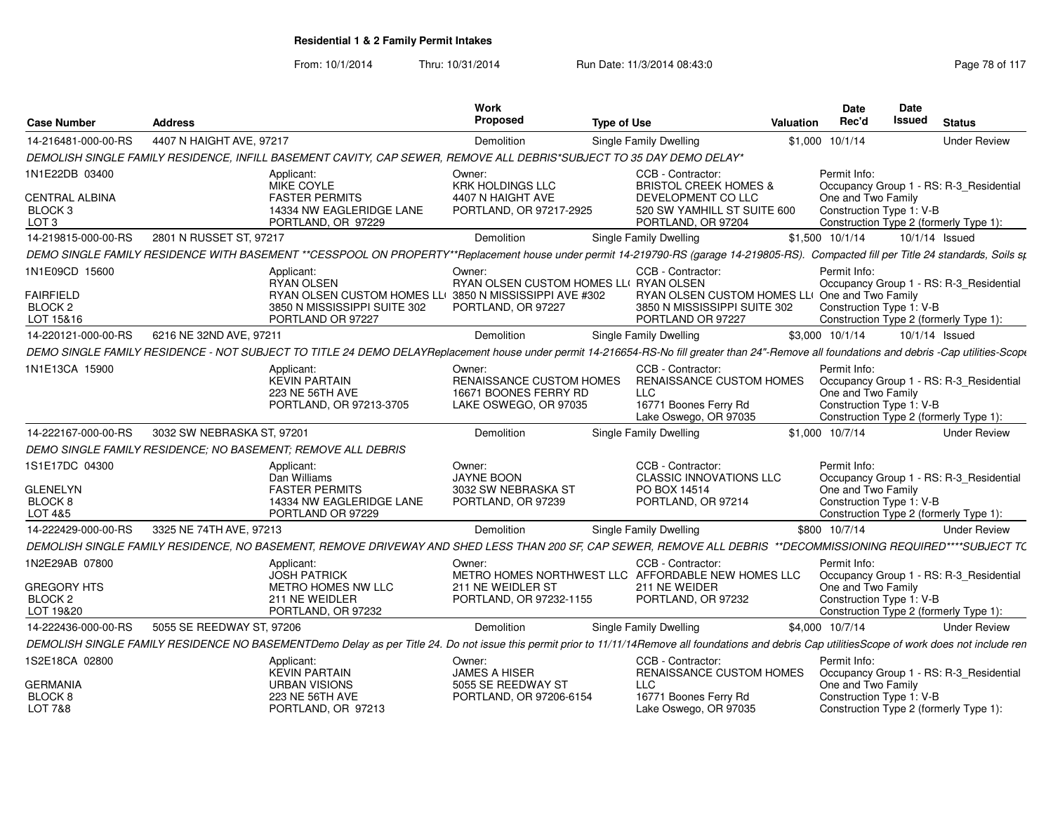**Residential 1 & 2 Family Permit Intakes**

From: 10/1/2014 Thru: 10/31/2014 Run Date: 11/3/2014 08:43:0

| Case Number | Address | Work Proposed | Type of Use | Valuation | Date Rec'd | Date Issued | Status |
|---|---|---|---|---|---|---|---|
| 14-216481-000-00-RS | 4407 N HAIGHT AVE, 97217 | Demolition | Single Family Dwelling | $1,000 | 10/1/14 | | Under Review |

*DEMOLISH SINGLE FAMILY RESIDENCE, INFILL BASEMENT CAVITY, CAP SEWER, REMOVE ALL DEBRIS*SUBJECT TO 35 DAY DEMO DELAY**

1N1E22DB 03400
CENTRAL ALBINA
BLOCK 3
LOT 3

Applicant: MIKE COYLE, FASTER PERMITS, 14334 NW EAGLERIDGE LANE, PORTLAND, OR 97229

Owner: KRK HOLDINGS LLC, 4407 N HAIGHT AVE, PORTLAND, OR 97217-2925

CCB - Contractor: BRISTOL CREEK HOMES & DEVELOPMENT CO LLC, 520 SW YAMHILL ST SUITE 600, PORTLAND, OR 97204

Permit Info: Occupancy Group 1 - RS: R-3_Residential One and Two Family; Construction Type 1: V-B; Construction Type 2 (formerly Type 1):

| Case Number | Address | Work Proposed | Type of Use | Valuation | Date Rec'd | Date Issued | Status |
|---|---|---|---|---|---|---|---|
| 14-219815-000-00-RS | 2801 N RUSSET ST, 97217 | Demolition | Single Family Dwelling | $1,500 | 10/1/14 | 10/1/14 | Issued |

*DEMO SINGLE FAMILY RESIDENCE WITH BASEMENT **CESSPOOL ON PROPERTY**Replacement house under permit 14-219790-RS (garage 14-219805-RS). Compacted fill per Title 24 standards, Soils sp*

1N1E09CD 15600
FAIRFIELD
BLOCK 2
LOT 15&16

Applicant: RYAN OLSEN, RYAN OLSEN CUSTOM HOMES LL(, 3850 N MISSISSIPPI SUITE 302, PORTLAND OR 97227

Owner: RYAN OLSEN CUSTOM HOMES LL(, 3850 N MISSISSIPPI AVE #302, PORTLAND, OR 97227

CCB - Contractor: RYAN OLSEN, RYAN OLSEN CUSTOM HOMES LL(, 3850 N MISSISSIPPI SUITE 302, PORTLAND OR 97227

Permit Info: Occupancy Group 1 - RS: R-3_Residential One and Two Family; Construction Type 1: V-B; Construction Type 2 (formerly Type 1):

| Case Number | Address | Work Proposed | Type of Use | Valuation | Date Rec'd | Date Issued | Status |
|---|---|---|---|---|---|---|---|
| 14-220121-000-00-RS | 6216 NE 32ND AVE, 97211 | Demolition | Single Family Dwelling | $3,000 | 10/1/14 | 10/1/14 | Issued |

*DEMO SINGLE FAMILY RESIDENCE - NOT SUBJECT TO TITLE 24 DEMO DELAYReplacement house under permit 14-216654-RS-No fill greater than 24"-Remove all foundations and debris -Cap utilities-Scope*

1N1E13CA 15900

Applicant: KEVIN PARTAIN, 223 NE 56TH AVE, PORTLAND, OR 97213-3705

Owner: RENAISSANCE CUSTOM HOMES, 16671 BOONES FERRY RD, LAKE OSWEGO, OR 97035

CCB - Contractor: RENAISSANCE CUSTOM HOMES LLC, 16771 Boones Ferry Rd, Lake Oswego, OR 97035

Permit Info: Occupancy Group 1 - RS: R-3_Residential One and Two Family; Construction Type 1: V-B; Construction Type 2 (formerly Type 1):

| Case Number | Address | Work Proposed | Type of Use | Valuation | Date Rec'd | Date Issued | Status |
|---|---|---|---|---|---|---|---|
| 14-222167-000-00-RS | 3032 SW NEBRASKA ST, 97201 | Demolition | Single Family Dwelling | $1,000 | 10/7/14 | | Under Review |

*DEMO SINGLE FAMILY RESIDENCE; NO BASEMENT; REMOVE ALL DEBRIS*

1S1E17DC 04300
GLENELYN
BLOCK 8
LOT 4&5

Applicant: Dan Williams, FASTER PERMITS, 14334 NW EAGLERIDGE LANE, PORTLAND OR 97229

Owner: JAYNE BOON, 3032 SW NEBRASKA ST, PORTLAND, OR 97239

CCB - Contractor: CLASSIC INNOVATIONS LLC, PO BOX 14514, PORTLAND, OR 97214

Permit Info: Occupancy Group 1 - RS: R-3_Residential One and Two Family; Construction Type 1: V-B; Construction Type 2 (formerly Type 1):

| Case Number | Address | Work Proposed | Type of Use | Valuation | Date Rec'd | Date Issued | Status |
|---|---|---|---|---|---|---|---|
| 14-222429-000-00-RS | 3325 NE 74TH AVE, 97213 | Demolition | Single Family Dwelling | $800 | 10/7/14 | | Under Review |

*DEMOLISH SINGLE FAMILY RESIDENCE, NO BASEMENT, REMOVE DRIVEWAY AND SHED LESS THAN 200 SF, CAP SEWER, REMOVE ALL DEBRIS **DECOMMISSIONING REQUIRED****SUBJECT TC*

1N2E29AB 07800
GREGORY HTS
BLOCK 2
LOT 19&20

Applicant: JOSH PATRICK, METRO HOMES NW LLC, 211 NE WEIDLER, PORTLAND, OR 97232

Owner: METRO HOMES NORTHWEST LLC, 211 NE WEIDLER ST, PORTLAND, OR 97232-1155

CCB - Contractor: AFFORDABLE NEW HOMES LLC, 211 NE WEIDER, PORTLAND, OR 97232

Permit Info: Occupancy Group 1 - RS: R-3_Residential One and Two Family; Construction Type 1: V-B; Construction Type 2 (formerly Type 1):

| Case Number | Address | Work Proposed | Type of Use | Valuation | Date Rec'd | Date Issued | Status |
|---|---|---|---|---|---|---|---|
| 14-222436-000-00-RS | 5055 SE REEDWAY ST, 97206 | Demolition | Single Family Dwelling | $4,000 | 10/7/14 | | Under Review |

*DEMOLISH SINGLE FAMILY RESIDENCE NO BASEMENTDemo Delay as per Title 24. Do not issue this permit prior to 11/11/14Remove all foundations and debris Cap utilitiesScope of work does not include ren*

1S2E18CA 02800
GERMANIA
BLOCK 8
LOT 7&8

Applicant: KEVIN PARTAIN, URBAN VISIONS, 223 NE 56TH AVE, PORTLAND, OR 97213

Owner: JAMES A HISER, 5055 SE REEDWAY ST, PORTLAND, OR 97206-6154

CCB - Contractor: RENAISSANCE CUSTOM HOMES LLC, 16771 Boones Ferry Rd, Lake Oswego, OR 97035

Permit Info: Occupancy Group 1 - RS: R-3_Residential One and Two Family; Construction Type 1: V-B; Construction Type 2 (formerly Type 1):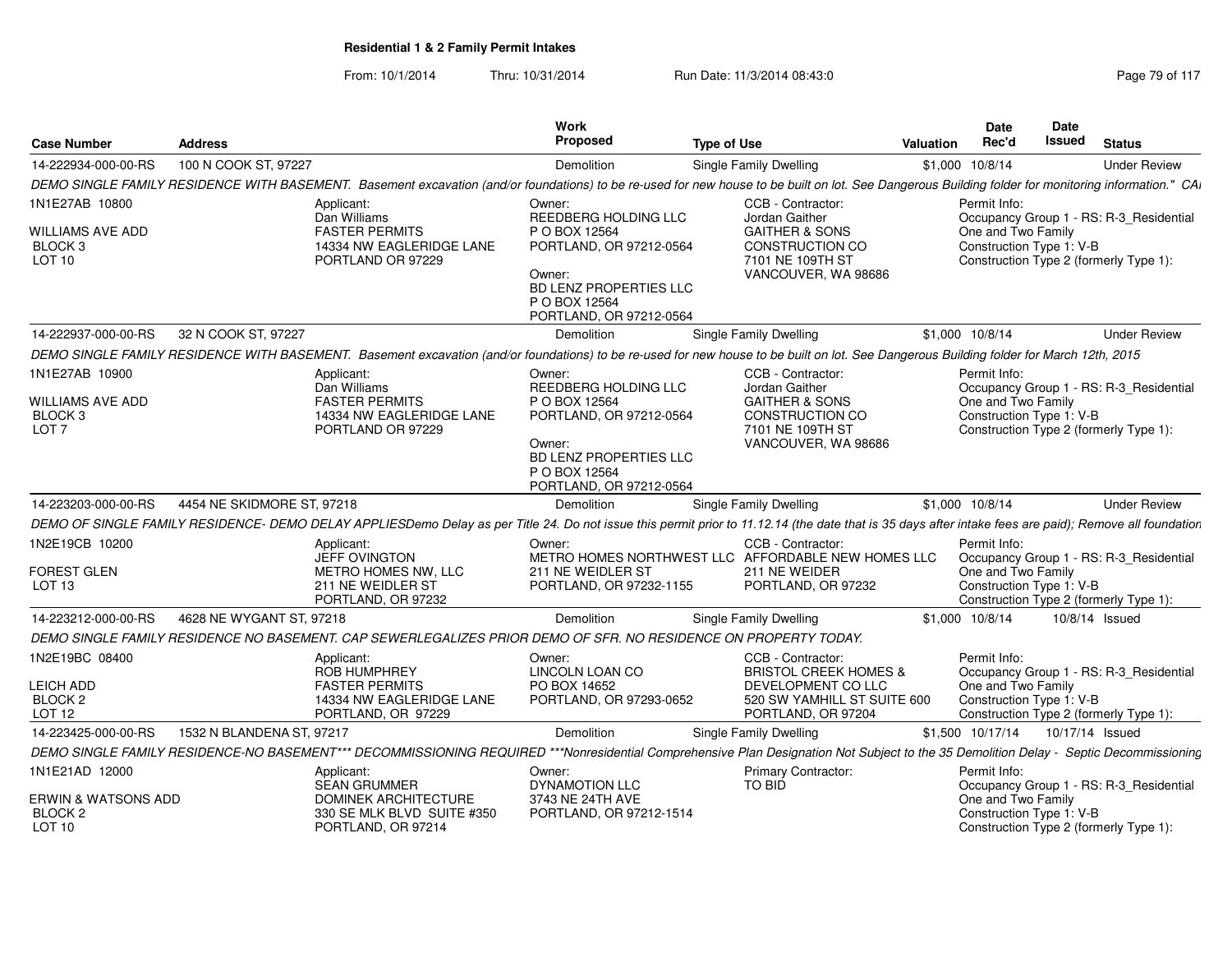# Residential 1 & 2 Family Permit Intakes

From: 10/1/2014 Thru: 10/31/2014 Run Date: 11/3/2014 08:43:0

| Case Number | Address | Work Proposed | Type of Use | Valuation | Date Rec'd | Date Issued | Status |
|---|---|---|---|---|---|---|---|
| 14-222934-000-00-RS | 100 N COOK ST, 97227 | Demolition | Single Family Dwelling | $1,000 | 10/8/14 | | Under Review |

DEMO SINGLE FAMILY RESIDENCE WITH BASEMENT. Basement excavation (and/or foundations) to be re-used for new house to be built on lot. See Dangerous Building folder for monitoring information." CAI

1N1E27AB 10800
WILLIAMS AVE ADD
BLOCK 3
LOT 10

Applicant:
Dan Williams
FASTER PERMITS
14334 NW EAGLERIDGE LANE
PORTLAND OR 97229

Owner:
REEDBERG HOLDING LLC
P O BOX 12564
PORTLAND, OR 97212-0564

Owner:
BD LENZ PROPERTIES LLC
P O BOX 12564
PORTLAND, OR 97212-0564

CCB - Contractor:
Jordan Gaither
GAITHER & SONS
CONSTRUCTION CO
7101 NE 109TH ST
VANCOUVER, WA 98686

Permit Info:
Occupancy Group 1 - RS: R-3_Residential One and Two Family
Construction Type 1: V-B
Construction Type 2 (formerly Type 1):

| Case Number | Address | Work Proposed | Type of Use | Valuation | Date Rec'd | Date Issued | Status |
|---|---|---|---|---|---|---|---|
| 14-222937-000-00-RS | 32 N COOK ST, 97227 | Demolition | Single Family Dwelling | $1,000 | 10/8/14 | | Under Review |

DEMO SINGLE FAMILY RESIDENCE WITH BASEMENT. Basement excavation (and/or foundations) to be re-used for new house to be built on lot. See Dangerous Building folder for March 12th, 2015

1N1E27AB 10900
WILLIAMS AVE ADD
BLOCK 3
LOT 7

Applicant:
Dan Williams
FASTER PERMITS
14334 NW EAGLERIDGE LANE
PORTLAND OR 97229

Owner:
REEDBERG HOLDING LLC
P O BOX 12564
PORTLAND, OR 97212-0564

Owner:
BD LENZ PROPERTIES LLC
P O BOX 12564
PORTLAND, OR 97212-0564

CCB - Contractor:
Jordan Gaither
GAITHER & SONS
CONSTRUCTION CO
7101 NE 109TH ST
VANCOUVER, WA 98686

Permit Info:
Occupancy Group 1 - RS: R-3_Residential One and Two Family
Construction Type 1: V-B
Construction Type 2 (formerly Type 1):

| Case Number | Address | Work Proposed | Type of Use | Valuation | Date Rec'd | Date Issued | Status |
|---|---|---|---|---|---|---|---|
| 14-223203-000-00-RS | 4454 NE SKIDMORE ST, 97218 | Demolition | Single Family Dwelling | $1,000 | 10/8/14 | | Under Review |

DEMO OF SINGLE FAMILY RESIDENCE- DEMO DELAY APPLIESDemo Delay as per Title 24. Do not issue this permit prior to 11.12.14 (the date that is 35 days after intake fees are paid); Remove all foundation

1N2E19CB 10200
FOREST GLEN
LOT 13

Applicant:
JEFF OVINGTON
METRO HOMES NW, LLC
211 NE WEIDLER ST
PORTLAND, OR 97232

Owner:
METRO HOMES NORTHWEST LLC
211 NE WEIDLER ST
PORTLAND, OR 97232-1155

CCB - Contractor:
AFFORDABLE NEW HOMES LLC
211 NE WEIDER
PORTLAND, OR 97232

Permit Info:
Occupancy Group 1 - RS: R-3_Residential One and Two Family
Construction Type 1: V-B
Construction Type 2 (formerly Type 1):

| Case Number | Address | Work Proposed | Type of Use | Valuation | Date Rec'd | Date Issued | Status |
|---|---|---|---|---|---|---|---|
| 14-223212-000-00-RS | 4628 NE WYGANT ST, 97218 | Demolition | Single Family Dwelling | $1,000 | 10/8/14 | 10/8/14 | Issued |

DEMO SINGLE FAMILY RESIDENCE NO BASEMENT. CAP SEWERLEGALIZES PRIOR DEMO OF SFR. NO RESIDENCE ON PROPERTY TODAY.

1N2E19BC 08400
LEICH ADD
BLOCK 2
LOT 12

Applicant:
ROB HUMPHREY
FASTER PERMITS
14334 NW EAGLERIDGE LANE
PORTLAND, OR 97229

Owner:
LINCOLN LOAN CO
PO BOX 14652
PORTLAND, OR 97293-0652

CCB - Contractor:
BRISTOL CREEK HOMES &
DEVELOPMENT CO LLC
520 SW YAMHILL ST SUITE 600
PORTLAND, OR 97204

Permit Info:
Occupancy Group 1 - RS: R-3_Residential One and Two Family
Construction Type 1: V-B
Construction Type 2 (formerly Type 1):

| Case Number | Address | Work Proposed | Type of Use | Valuation | Date Rec'd | Date Issued | Status |
|---|---|---|---|---|---|---|---|
| 14-223425-000-00-RS | 1532 N BLANDENA ST, 97217 | Demolition | Single Family Dwelling | $1,500 | 10/17/14 | 10/17/14 | Issued |

DEMO SINGLE FAMILY RESIDENCE-NO BASEMENT*** DECOMMISSIONING REQUIRED ***Nonresidential Comprehensive Plan Designation Not Subject to the 35 Demolition Delay - Septic Decommissioning

1N1E21AD 12000
ERWIN & WATSONS ADD
BLOCK 2
LOT 10

Applicant:
SEAN GRUMMER
DOMINEK ARCHITECTURE
330 SE MLK BLVD SUITE #350
PORTLAND, OR 97214

Owner:
DYNAMOTION LLC
3743 NE 24TH AVE
PORTLAND, OR 97212-1514

Primary Contractor:
TO BID

Permit Info:
Occupancy Group 1 - RS: R-3_Residential One and Two Family
Construction Type 1: V-B
Construction Type 2 (formerly Type 1):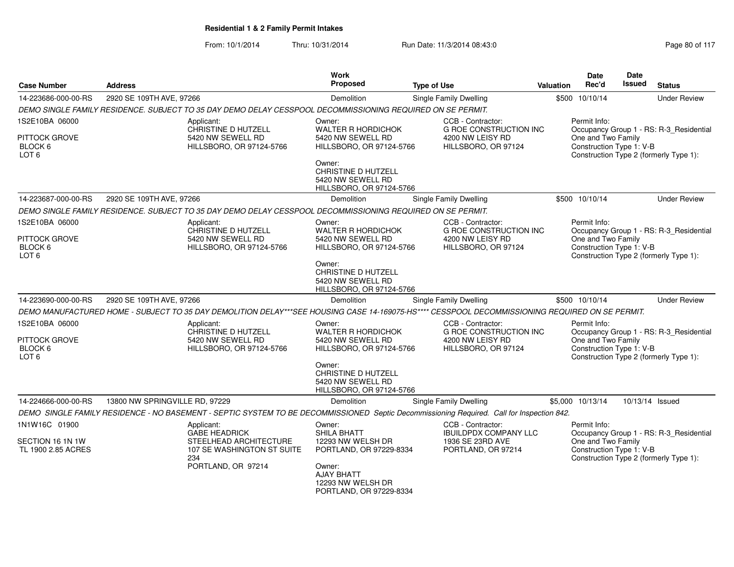**Residential 1 & 2 Family Permit Intakes**

From: 10/1/2014 Thru: 10/31/2014 Run Date: 11/3/2014 08:43:0

| Case Number | Address | Work Proposed | Type of Use | Valuation | Date Rec'd | Date Issued | Status |
|---|---|---|---|---|---|---|---|
| 14-223686-000-00-RS | 2920 SE 109TH AVE, 97266 | Demolition | Single Family Dwelling | $500 | 10/10/14 | | Under Review |

*DEMO SINGLE FAMILY RESIDENCE. SUBJECT TO 35 DAY DEMO DELAY CESSPOOL DECOMMISSIONING REQUIRED ON SE PERMIT.*

1S2E10BA 06000
PITTOCK GROVE
BLOCK 6
LOT 6

Applicant:
CHRISTINE D HUTZELL
5420 NW SEWELL RD
HILLSBORO, OR 97124-5766

Owner:
WALTER R HORDICHOK
5420 NW SEWELL RD
HILLSBORO, OR 97124-5766

Owner:
CHRISTINE D HUTZELL
5420 NW SEWELL RD
HILLSBORO, OR 97124-5766

CCB - Contractor:
G ROE CONSTRUCTION INC
4200 NW LEISY RD
HILLSBORO, OR 97124

Permit Info:
Occupancy Group 1 - RS: R-3_Residential One and Two Family
Construction Type 1: V-B
Construction Type 2 (formerly Type 1):

| Case Number | Address | Work Proposed | Type of Use | Valuation | Date Rec'd | Date Issued | Status |
|---|---|---|---|---|---|---|---|
| 14-223687-000-00-RS | 2920 SE 109TH AVE, 97266 | Demolition | Single Family Dwelling | $500 | 10/10/14 | | Under Review |

*DEMO SINGLE FAMILY RESIDENCE. SUBJECT TO 35 DAY DEMO DELAY CESSPOOL DECOMMISSIONING REQUIRED ON SE PERMIT.*

1S2E10BA 06000
PITTOCK GROVE
BLOCK 6
LOT 6

Applicant:
CHRISTINE D HUTZELL
5420 NW SEWELL RD
HILLSBORO, OR 97124-5766

Owner:
WALTER R HORDICHOK
5420 NW SEWELL RD
HILLSBORO, OR 97124-5766

Owner:
CHRISTINE D HUTZELL
5420 NW SEWELL RD
HILLSBORO, OR 97124-5766

CCB - Contractor:
G ROE CONSTRUCTION INC
4200 NW LEISY RD
HILLSBORO, OR 97124

Permit Info:
Occupancy Group 1 - RS: R-3_Residential One and Two Family
Construction Type 1: V-B
Construction Type 2 (formerly Type 1):

| Case Number | Address | Work Proposed | Type of Use | Valuation | Date Rec'd | Date Issued | Status |
|---|---|---|---|---|---|---|---|
| 14-223690-000-00-RS | 2920 SE 109TH AVE, 97266 | Demolition | Single Family Dwelling | $500 | 10/10/14 | | Under Review |

*DEMO MANUFACTURED HOME - SUBJECT TO 35 DAY DEMOLITION DELAY***SEE HOUSING CASE 14-169075-HS**** CESSPOOL DECOMMISSIONING REQUIRED ON SE PERMIT.*

1S2E10BA 06000
PITTOCK GROVE
BLOCK 6
LOT 6

Applicant:
CHRISTINE D HUTZELL
5420 NW SEWELL RD
HILLSBORO, OR 97124-5766

Owner:
WALTER R HORDICHOK
5420 NW SEWELL RD
HILLSBORO, OR 97124-5766

Owner:
CHRISTINE D HUTZELL
5420 NW SEWELL RD
HILLSBORO, OR 97124-5766

CCB - Contractor:
G ROE CONSTRUCTION INC
4200 NW LEISY RD
HILLSBORO, OR 97124

Permit Info:
Occupancy Group 1 - RS: R-3_Residential One and Two Family
Construction Type 1: V-B
Construction Type 2 (formerly Type 1):

| Case Number | Address | Work Proposed | Type of Use | Valuation | Date Rec'd | Date Issued | Status |
|---|---|---|---|---|---|---|---|
| 14-224666-000-00-RS | 13800 NW SPRINGVILLE RD, 97229 | Demolition | Single Family Dwelling | $5,000 | 10/13/14 | 10/13/14 | Issued |

*DEMO SINGLE FAMILY RESIDENCE - NO BASEMENT - SEPTIC SYSTEM TO BE DECOMMISSIONED Septic Decommissioning Required. Call for Inspection 842.*

1N1W16C 01900
SECTION 16 1N 1W
TL 1900 2.85 ACRES

Applicant:
GABE HEADRICK
STEELHEAD ARCHITECTURE
107 SE WASHINGTON ST SUITE 234
PORTLAND, OR 97214

Owner:
SHILA BHATT
12293 NW WELSH DR
PORTLAND, OR 97229-8334

Owner:
AJAY BHATT
12293 NW WELSH DR
PORTLAND, OR 97229-8334

CCB - Contractor:
IBUILDPDX COMPANY LLC
1936 SE 23RD AVE
PORTLAND, OR 97214

Permit Info:
Occupancy Group 1 - RS: R-3_Residential One and Two Family
Construction Type 1: V-B
Construction Type 2 (formerly Type 1):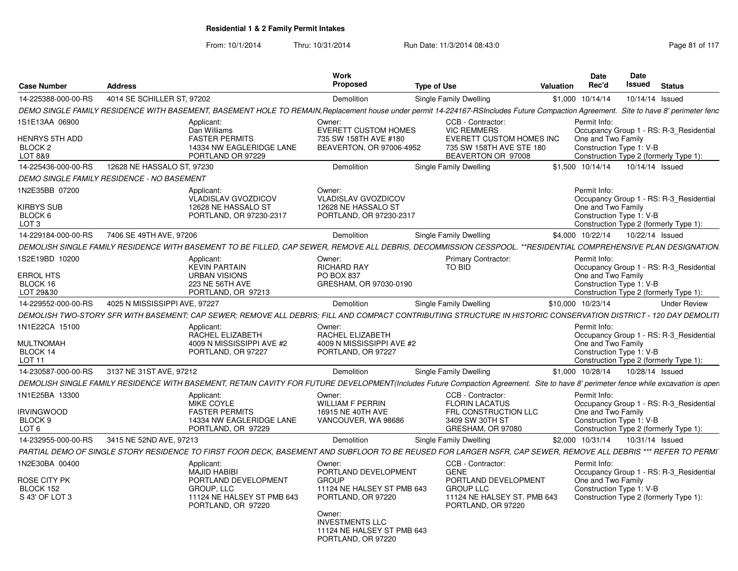## Residential 1 & 2 Family Permit Intakes

From: 10/1/2014 Thru: 10/31/2014 Run Date: 11/3/2014 08:43:0

| Case Number | Address | Work Proposed | Type of Use | Valuation | Date Rec'd | Date Issued | Status |
|---|---|---|---|---|---|---|---|
| 14-225388-000-00-RS | 4014 SE SCHILLER ST, 97202 | Demolition | Single Family Dwelling | $1,000 | 10/14/14 | 10/14/14 | Issued |

*DEMO SINGLE FAMILY RESIDENCE WITH BASEMENT, BASEMENT HOLE TO REMAIN,Replacement house under permit 14-224167-RSIncludes Future Compaction Agreement. Site to have 8' perimeter fenc*

1S1E13AA 06900
HENRYS 5TH ADD
BLOCK 2
LOT 8&9

Applicant: Dan Williams, FASTER PERMITS, 14334 NW EAGLERIDGE LANE, PORTLAND OR 97229

Owner: EVERETT CUSTOM HOMES, 735 SW 158TH AVE #180, BEAVERTON, OR 97006-4952

CCB - Contractor: VIC REMMERS, EVERETT CUSTOM HOMES INC, 735 SW 158TH AVE STE 180, BEAVERTON OR 97008

Permit Info: Occupancy Group 1 - RS: R-3_Residential One and Two Family; Construction Type 1: V-B; Construction Type 2 (formerly Type 1):

| Case Number | Address | Work Proposed | Type of Use | Valuation | Date Rec'd | Date Issued | Status |
|---|---|---|---|---|---|---|---|
| 14-225436-000-00-RS | 12628 NE HASSALO ST, 97230 | Demolition | Single Family Dwelling | $1,500 | 10/14/14 | 10/14/14 | Issued |

*DEMO SINGLE FAMILY RESIDENCE - NO BASEMENT*

1N2E35BB 07200
KIRBYS SUB
BLOCK 6
LOT 3

Applicant: VLADISLAV GVOZDICOV, 12628 NE HASSALO ST, PORTLAND, OR 97230-2317

Owner: VLADISLAV GVOZDICOV, 12628 NE HASSALO ST, PORTLAND, OR 97230-2317

Permit Info: Occupancy Group 1 - RS: R-3_Residential One and Two Family; Construction Type 1: V-B; Construction Type 2 (formerly Type 1):

| Case Number | Address | Work Proposed | Type of Use | Valuation | Date Rec'd | Date Issued | Status |
|---|---|---|---|---|---|---|---|
| 14-229184-000-00-RS | 7406 SE 49TH AVE, 97206 | Demolition | Single Family Dwelling | $4,000 | 10/22/14 | 10/22/14 | Issued |

*DEMOLISH SINGLE FAMILY RESIDENCE WITH BASEMENT TO BE FILLED, CAP SEWER, REMOVE ALL DEBRIS, DECOMMISSION CESSPOOL. **RESIDENTIAL COMPREHENSIVE PLAN DESIGNATION.*

1S2E19BD 10200
ERROL HTS
BLOCK 16
LOT 29&30

Applicant: KEVIN PARTAIN, URBAN VISIONS, 223 NE 56TH AVE, PORTLAND, OR 97213

Owner: RICHARD RAY, PO BOX 837, GRESHAM, OR 97030-0190

Primary Contractor: TO BID

Permit Info: Occupancy Group 1 - RS: R-3_Residential One and Two Family; Construction Type 1: V-B; Construction Type 2 (formerly Type 1):

| Case Number | Address | Work Proposed | Type of Use | Valuation | Date Rec'd | Date Issued | Status |
|---|---|---|---|---|---|---|---|
| 14-229552-000-00-RS | 4025 N MISSISSIPPI AVE, 97227 | Demolition | Single Family Dwelling | $10,000 | 10/23/14 | | Under Review |

*DEMOLISH TWO-STORY SFR WITH BASEMENT; CAP SEWER; REMOVE ALL DEBRIS; FILL AND COMPACT CONTRIBUTING STRUCTURE IN HISTORIC CONSERVATION DISTRICT - 120 DAY DEMOLITI*

1N1E22CA 15100
MULTNOMAH
BLOCK 14
LOT 11

Applicant: RACHEL ELIZABETH, 4009 N MISSISSIPPI AVE #2, PORTLAND, OR 97227

Owner: RACHEL ELIZABETH, 4009 N MISSISSIPPI AVE #2, PORTLAND, OR 97227

Permit Info: Occupancy Group 1 - RS: R-3_Residential One and Two Family; Construction Type 1: V-B; Construction Type 2 (formerly Type 1):

| Case Number | Address | Work Proposed | Type of Use | Valuation | Date Rec'd | Date Issued | Status |
|---|---|---|---|---|---|---|---|
| 14-230587-000-00-RS | 3137 NE 31ST AVE, 97212 | Demolition | Single Family Dwelling | $1,000 | 10/28/14 | 10/28/14 | Issued |

*DEMOLISH SINGLE FAMILY RESIDENCE WITH BASEMENT, RETAIN CAVITY FOR FUTURE DEVELOPMENT(Includes Future Compaction Agreement. Site to have 8' perimeter fence while excavation is open*

1N1E25BA 13300
IRVINGWOOD
BLOCK 9
LOT 6

Applicant: MIKE COYLE, FASTER PERMITS, 14334 NW EAGLERIDGE LANE, PORTLAND, OR 97229

Owner: WILLIAM F PERRIN, 16915 NE 40TH AVE, VANCOUVER, WA 98686

CCB - Contractor: FLORIN LACATUS, FRL CONSTRUCTION LLC, 3409 SW 30TH ST, GRESHAM, OR 97080

Permit Info: Occupancy Group 1 - RS: R-3_Residential One and Two Family; Construction Type 1: V-B; Construction Type 2 (formerly Type 1):

| Case Number | Address | Work Proposed | Type of Use | Valuation | Date Rec'd | Date Issued | Status |
|---|---|---|---|---|---|---|---|
| 14-232955-000-00-RS | 3415 NE 52ND AVE, 97213 | Demolition | Single Family Dwelling | $2,000 | 10/31/14 | 10/31/14 | Issued |

*PARTIAL DEMO OF SINGLE STORY RESIDENCE TO FIRST FOOR DECK, BASEMENT AND SUBFLOOR TO BE REUSED FOR LARGER NSFR, CAP SEWER, REMOVE ALL DEBRIS *** REFER TO PERMI*

1N2E30BA 00400
ROSE CITY PK
BLOCK 152
S 43' OF LOT 3

Applicant: MAJID HABIBI, PORTLAND DEVELOPMENT GROUP, LLC, 11124 NE HALSEY ST PMB 643, PORTLAND, OR 97220

Owner: PORTLAND DEVELOPMENT GROUP, 11124 NE HALSEY ST PMB 643, PORTLAND, OR 97220

Owner: INVESTMENTS LLC, 11124 NE HALSEY ST PMB 643, PORTLAND, OR 97220

CCB - Contractor: GENE, PORTLAND DEVELOPMENT GROUP LLC, 11124 NE HALSEY ST. PMB 643, PORTLAND, OR 97220

Permit Info: Occupancy Group 1 - RS: R-3_Residential One and Two Family; Construction Type 1: V-B; Construction Type 2 (formerly Type 1):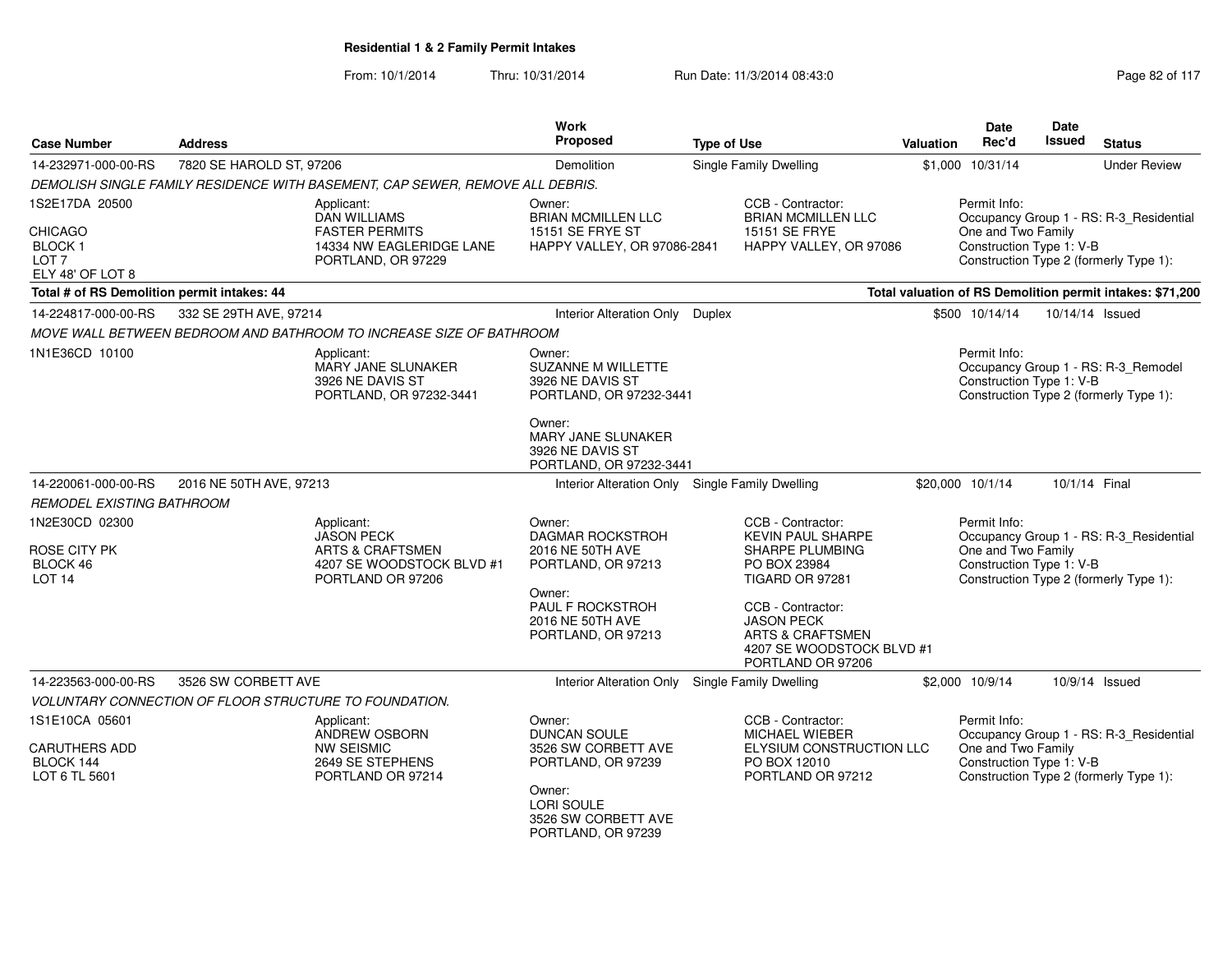## Residential 1 & 2 Family Permit Intakes

From: 10/1/2014 Thru: 10/31/2014 Run Date: 11/3/2014 08:43:0

| Case Number | Address | Work Proposed | Type of Use | Valuation | Date Rec'd | Date Issued | Status |
|---|---|---|---|---|---|---|---|
| 14-232971-000-00-RS | 7820 SE HAROLD ST, 97206 | Demolition | Single Family Dwelling | $1,000 | 10/31/14 | | Under Review |

*DEMOLISH SINGLE FAMILY RESIDENCE WITH BASEMENT, CAP SEWER, REMOVE ALL DEBRIS.*

1S2E17DA 20500
CHICAGO
BLOCK 1
LOT 7
ELY 48' OF LOT 8

Applicant:
DAN WILLIAMS
FASTER PERMITS
14334 NW EAGLERIDGE LANE
PORTLAND, OR 97229

Owner:
BRIAN MCMILLEN LLC
15151 SE FRYE ST
HAPPY VALLEY, OR 97086-2841

CCB - Contractor:
BRIAN MCMILLEN LLC
15151 SE FRYE
HAPPY VALLEY, OR 97086

Permit Info:
Occupancy Group 1 - RS: R-3_Residential One and Two Family
Construction Type 1: V-B
Construction Type 2 (formerly Type 1):

**Total # of RS Demolition permit intakes: 44**

**Total valuation of RS Demolition permit intakes: $71,200**

| Case Number | Address | Work Proposed | Type of Use | Valuation | Date Rec'd | Date Issued | Status |
|---|---|---|---|---|---|---|---|
| 14-224817-000-00-RS | 332 SE 29TH AVE, 97214 | Interior Alteration Only | Duplex | $500 | 10/14/14 | 10/14/14 | Issued |

*MOVE WALL BETWEEN BEDROOM AND BATHROOM TO INCREASE SIZE OF BATHROOM*

1N1E36CD 10100

Applicant:
MARY JANE SLUNAKER
3926 NE DAVIS ST
PORTLAND, OR 97232-3441

Owner:
SUZANNE M WILLETTE
3926 NE DAVIS ST
PORTLAND, OR 97232-3441

Owner:
MARY JANE SLUNAKER
3926 NE DAVIS ST
PORTLAND, OR 97232-3441

Permit Info:
Occupancy Group 1 - RS: R-3_Remodel
Construction Type 1: V-B
Construction Type 2 (formerly Type 1):

| Case Number | Address | Work Proposed | Type of Use | Valuation | Date Rec'd | Date Issued | Status |
|---|---|---|---|---|---|---|---|
| 14-220061-000-00-RS | 2016 NE 50TH AVE, 97213 | Interior Alteration Only | Single Family Dwelling | $20,000 | 10/1/14 | 10/1/14 | Final |

*REMODEL EXISTING BATHROOM*

1N2E30CD 02300
ROSE CITY PK
BLOCK 46
LOT 14

Applicant:
JASON PECK
ARTS & CRAFTSMEN
4207 SE WOODSTOCK BLVD #1
PORTLAND OR 97206

Owner:
DAGMAR ROCKSTROH
2016 NE 50TH AVE
PORTLAND, OR 97213

Owner:
PAUL F ROCKSTROH
2016 NE 50TH AVE
PORTLAND, OR 97213

CCB - Contractor:
KEVIN PAUL SHARPE
SHARPE PLUMBING
PO BOX 23984
TIGARD OR 97281

CCB - Contractor:
JASON PECK
ARTS & CRAFTSMEN
4207 SE WOODSTOCK BLVD #1
PORTLAND OR 97206

Permit Info:
Occupancy Group 1 - RS: R-3_Residential One and Two Family
Construction Type 1: V-B
Construction Type 2 (formerly Type 1):

| Case Number | Address | Work Proposed | Type of Use | Valuation | Date Rec'd | Date Issued | Status |
|---|---|---|---|---|---|---|---|
| 14-223563-000-00-RS | 3526 SW CORBETT AVE | Interior Alteration Only | Single Family Dwelling | $2,000 | 10/9/14 | 10/9/14 | Issued |

*VOLUNTARY CONNECTION OF FLOOR STRUCTURE TO FOUNDATION.*

1S1E10CA 05601
CARUTHERS ADD
BLOCK 144
LOT 6 TL 5601

Applicant:
ANDREW OSBORN
NW SEISMIC
2649 SE STEPHENS
PORTLAND OR 97214

Owner:
DUNCAN SOULE
3526 SW CORBETT AVE
PORTLAND, OR 97239

Owner:
LORI SOULE
3526 SW CORBETT AVE
PORTLAND, OR 97239

CCB - Contractor:
MICHAEL WIEBER
ELYSIUM CONSTRUCTION LLC
PO BOX 12010
PORTLAND OR 97212

Permit Info:
Occupancy Group 1 - RS: R-3_Residential One and Two Family
Construction Type 1: V-B
Construction Type 2 (formerly Type 1):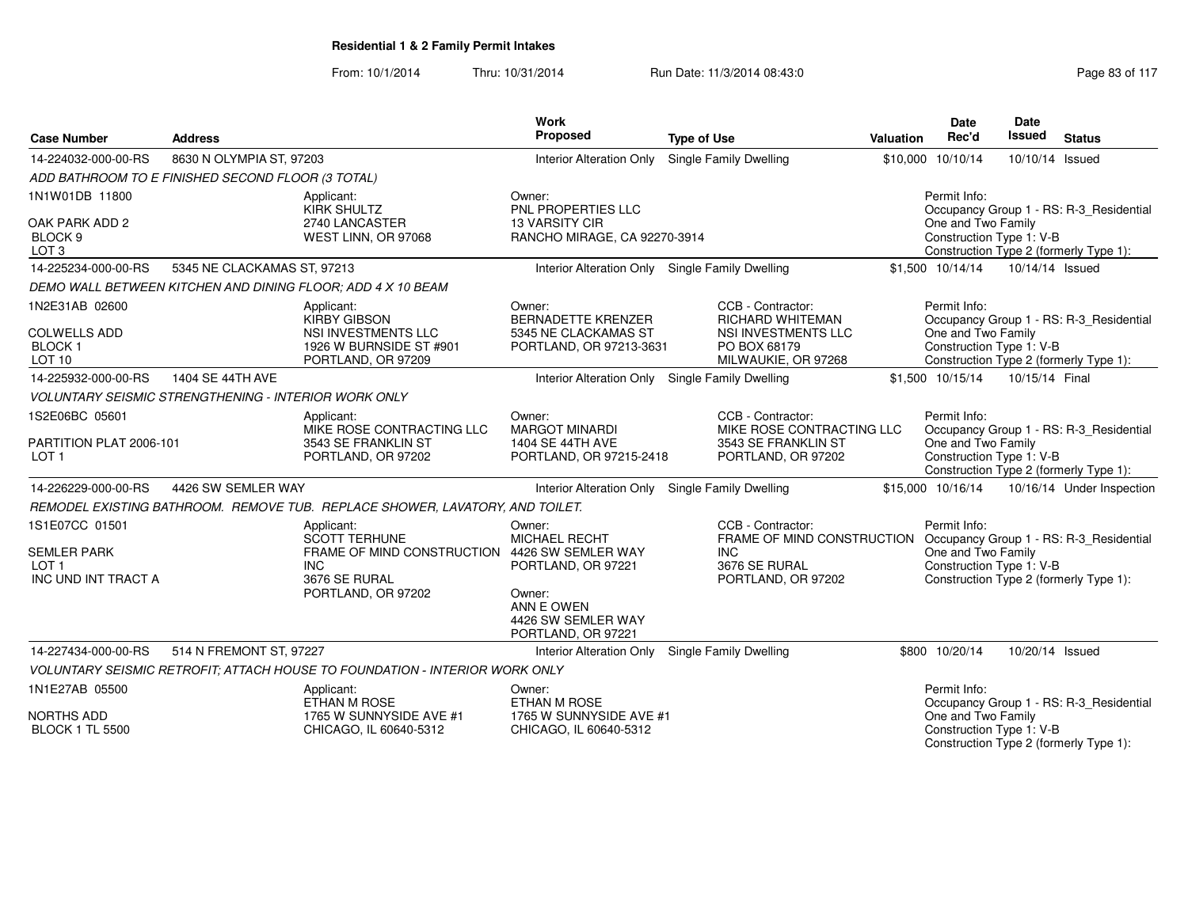## Residential 1 & 2 Family Permit Intakes

From: 10/1/2014 Thru: 10/31/2014 Run Date: 11/3/2014 08:43:0

| Case Number | Address | Work Proposed | Type of Use | Valuation | Date Rec'd | Date Issued | Status |
|---|---|---|---|---|---|---|---|
| 14-224032-000-00-RS | 8630 N OLYMPIA ST, 97203 | Interior Alteration Only | Single Family Dwelling | $10,000 | 10/10/14 | 10/10/14 | Issued |

*ADD BATHROOM TO E FINISHED SECOND FLOOR (3 TOTAL)*

1N1W01DB 11800
OAK PARK ADD 2
BLOCK 9
LOT 3

Applicant: KIRK SHULTZ, 2740 LANCASTER, WEST LINN, OR 97068

Owner: PNL PROPERTIES LLC, 13 VARSITY CIR, RANCHO MIRAGE, CA 92270-3914

Permit Info: Occupancy Group 1 - RS: R-3_Residential One and Two Family; Construction Type 1: V-B; Construction Type 2 (formerly Type 1):

| Case Number | Address | Work Proposed | Type of Use | Valuation | Date Rec'd | Date Issued | Status |
|---|---|---|---|---|---|---|---|
| 14-225234-000-00-RS | 5345 NE CLACKAMAS ST, 97213 | Interior Alteration Only | Single Family Dwelling | $1,500 | 10/14/14 | 10/14/14 | Issued |

*DEMO WALL BETWEEN KITCHEN AND DINING FLOOR; ADD 4 X 10 BEAM*

1N2E31AB 02600
COLWELLS ADD
BLOCK 1
LOT 10

Applicant: KIRBY GIBSON, NSI INVESTMENTS LLC, 1926 W BURNSIDE ST #901, PORTLAND, OR 97209

Owner: BERNADETTE KRENZER, 5345 NE CLACKAMAS ST, PORTLAND, OR 97213-3631

CCB - Contractor: RICHARD WHITEMAN, NSI INVESTMENTS LLC, PO BOX 68179, MILWAUKIE, OR 97268

Permit Info: Occupancy Group 1 - RS: R-3_Residential One and Two Family; Construction Type 1: V-B; Construction Type 2 (formerly Type 1):

| Case Number | Address | Work Proposed | Type of Use | Valuation | Date Rec'd | Date Issued | Status |
|---|---|---|---|---|---|---|---|
| 14-225932-000-00-RS | 1404 SE 44TH AVE | Interior Alteration Only | Single Family Dwelling | $1,500 | 10/15/14 | 10/15/14 | Final |

*VOLUNTARY SEISMIC STRENGTHENING - INTERIOR WORK ONLY*

1S2E06BC 05601
PARTITION PLAT 2006-101
LOT 1

Applicant: MIKE ROSE CONTRACTING LLC, 3543 SE FRANKLIN ST, PORTLAND, OR 97202

Owner: MARGOT MINARDI, 1404 SE 44TH AVE, PORTLAND, OR 97215-2418

CCB - Contractor: MIKE ROSE CONTRACTING LLC, 3543 SE FRANKLIN ST, PORTLAND, OR 97202

Permit Info: Occupancy Group 1 - RS: R-3_Residential One and Two Family; Construction Type 1: V-B; Construction Type 2 (formerly Type 1):

| Case Number | Address | Work Proposed | Type of Use | Valuation | Date Rec'd | Date Issued | Status |
|---|---|---|---|---|---|---|---|
| 14-226229-000-00-RS | 4426 SW SEMLER WAY | Interior Alteration Only | Single Family Dwelling | $15,000 | 10/16/14 | 10/16/14 | Under Inspection |

*REMODEL EXISTING BATHROOM. REMOVE TUB. REPLACE SHOWER, LAVATORY, AND TOILET.*

1S1E07CC 01501
SEMLER PARK
LOT 1
INC UND INT TRACT A

Applicant: SCOTT TERHUNE, FRAME OF MIND CONSTRUCTION INC, 3676 SE RURAL, PORTLAND, OR 97202

Owner: MICHAEL RECHT, 4426 SW SEMLER WAY, PORTLAND, OR 97221

Owner: ANN E OWEN, 4426 SW SEMLER WAY, PORTLAND, OR 97221

CCB - Contractor: FRAME OF MIND CONSTRUCTION INC, 3676 SE RURAL, PORTLAND, OR 97202

Permit Info: Occupancy Group 1 - RS: R-3_Residential One and Two Family; Construction Type 1: V-B; Construction Type 2 (formerly Type 1):

| Case Number | Address | Work Proposed | Type of Use | Valuation | Date Rec'd | Date Issued | Status |
|---|---|---|---|---|---|---|---|
| 14-227434-000-00-RS | 514 N FREMONT ST, 97227 | Interior Alteration Only | Single Family Dwelling | $800 | 10/20/14 | 10/20/14 | Issued |

*VOLUNTARY SEISMIC RETROFIT; ATTACH HOUSE TO FOUNDATION - INTERIOR WORK ONLY*

1N1E27AB 05500
NORTHS ADD
BLOCK 1 TL 5500

Applicant: ETHAN M ROSE, 1765 W SUNNYSIDE AVE #1, CHICAGO, IL 60640-5312

Owner: ETHAN M ROSE, 1765 W SUNNYSIDE AVE #1, CHICAGO, IL 60640-5312

Permit Info: Occupancy Group 1 - RS: R-3_Residential One and Two Family; Construction Type 1: V-B; Construction Type 2 (formerly Type 1):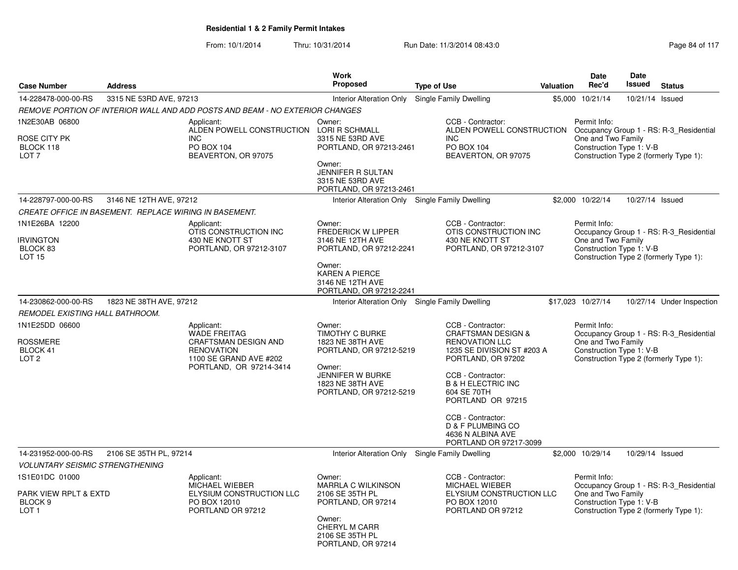## Residential 1 & 2 Family Permit Intakes

From: 10/1/2014 Thru: 10/31/2014 Run Date: 11/3/2014 08:43:0

| Case Number | Address | Work Proposed | Type of Use | Valuation | Date Rec'd | Date Issued | Status |
|---|---|---|---|---|---|---|---|
| 14-228478-000-00-RS | 3315 NE 53RD AVE, 97213 | Interior Alteration Only | Single Family Dwelling | $5,000 | 10/21/14 | 10/21/14 | Issued |

*REMOVE PORTION OF INTERIOR WALL AND ADD POSTS AND BEAM - NO EXTERIOR CHANGES*

1N2E30AB 06800
ROSE CITY PK
BLOCK 118
LOT 7

Applicant:
ALDEN POWELL CONSTRUCTION INC
PO BOX 104
BEAVERTON, OR 97075

Owner:
LORI R SCHMALL
3315 NE 53RD AVE
PORTLAND, OR 97213-2461

Owner:
JENNIFER R SULTAN
3315 NE 53RD AVE
PORTLAND, OR 97213-2461

CCB - Contractor:
ALDEN POWELL CONSTRUCTION INC
PO BOX 104
BEAVERTON, OR 97075

Permit Info:
Occupancy Group 1 - RS: R-3_Residential One and Two Family
Construction Type 1: V-B
Construction Type 2 (formerly Type 1):

| Case Number | Address | Work Proposed | Type of Use | Valuation | Date Rec'd | Date Issued | Status |
|---|---|---|---|---|---|---|---|
| 14-228797-000-00-RS | 3146 NE 12TH AVE, 97212 | Interior Alteration Only | Single Family Dwelling | $2,000 | 10/22/14 | 10/27/14 | Issued |

*CREATE OFFICE IN BASEMENT. REPLACE WIRING IN BASEMENT.*

1N1E26BA 12200
IRVINGTON
BLOCK 83
LOT 15

Applicant:
OTIS CONSTRUCTION INC
430 NE KNOTT ST
PORTLAND, OR 97212-3107

Owner:
FREDERICK W LIPPER
3146 NE 12TH AVE
PORTLAND, OR 97212-2241

Owner:
KAREN A PIERCE
3146 NE 12TH AVE
PORTLAND, OR 97212-2241

CCB - Contractor:
OTIS CONSTRUCTION INC
430 NE KNOTT ST
PORTLAND, OR 97212-3107

Permit Info:
Occupancy Group 1 - RS: R-3_Residential One and Two Family
Construction Type 1: V-B
Construction Type 2 (formerly Type 1):

| Case Number | Address | Work Proposed | Type of Use | Valuation | Date Rec'd | Date Issued | Status |
|---|---|---|---|---|---|---|---|
| 14-230862-000-00-RS | 1823 NE 38TH AVE, 97212 | Interior Alteration Only | Single Family Dwelling | $17,023 | 10/27/14 | 10/27/14 | Under Inspection |

*REMODEL EXISTING HALL BATHROOM.*

1N1E25DD 06600
ROSSMERE
BLOCK 41
LOT 2

Applicant:
WADE FREITAG
CRAFTSMAN DESIGN AND RENOVATION
1100 SE GRAND AVE #202
PORTLAND, OR 97214-3414

Owner:
TIMOTHY C BURKE
1823 NE 38TH AVE
PORTLAND, OR 97212-5219

Owner:
JENNIFER W BURKE
1823 NE 38TH AVE
PORTLAND, OR 97212-5219

CCB - Contractor:
CRAFTSMAN DESIGN & RENOVATION LLC
1235 SE DIVISION ST #203 A
PORTLAND, OR 97202

CCB - Contractor:
B & H ELECTRIC INC
604 SE 70TH
PORTLAND OR 97215

CCB - Contractor:
D & F PLUMBING CO
4636 N ALBINA AVE
PORTLAND OR 97217-3099

Permit Info:
Occupancy Group 1 - RS: R-3_Residential One and Two Family
Construction Type 1: V-B
Construction Type 2 (formerly Type 1):

| Case Number | Address | Work Proposed | Type of Use | Valuation | Date Rec'd | Date Issued | Status |
|---|---|---|---|---|---|---|---|
| 14-231952-000-00-RS | 2106 SE 35TH PL, 97214 | Interior Alteration Only | Single Family Dwelling | $2,000 | 10/29/14 | 10/29/14 | Issued |

*VOLUNTARY SEISMIC STRENGTHENING*

1S1E01DC 01000
PARK VIEW RPLT & EXTD
BLOCK 9
LOT 1

Applicant:
MICHAEL WIEBER
ELYSIUM CONSTRUCTION LLC
PO BOX 12010
PORTLAND OR 97212

Owner:
MARRLA C WILKINSON
2106 SE 35TH PL
PORTLAND, OR 97214

Owner:
CHERYL M CARR
2106 SE 35TH PL
PORTLAND, OR 97214

CCB - Contractor:
MICHAEL WIEBER
ELYSIUM CONSTRUCTION LLC
PO BOX 12010
PORTLAND OR 97212

Permit Info:
Occupancy Group 1 - RS: R-3_Residential One and Two Family
Construction Type 1: V-B
Construction Type 2 (formerly Type 1):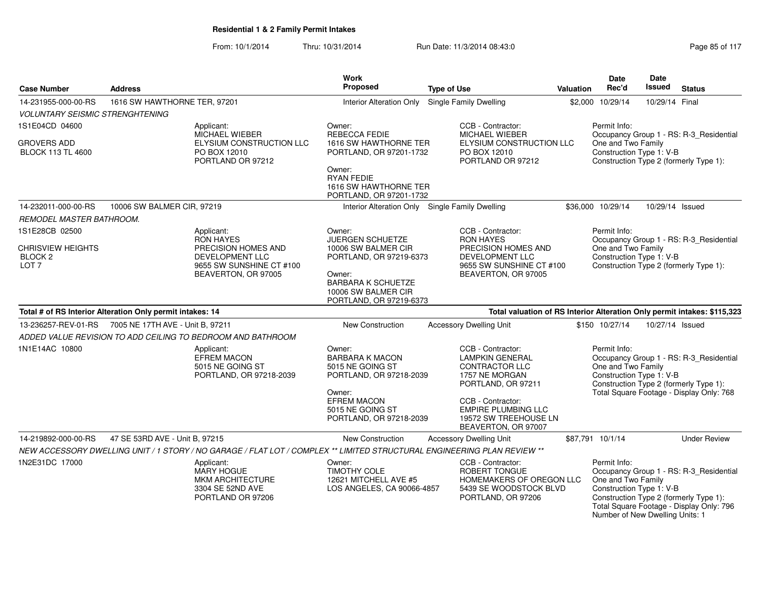**Residential 1 & 2 Family Permit Intakes**

From: 10/1/2014 Thru: 10/31/2014 Run Date: 11/3/2014 08:43:0

| Case Number | Address | Work Proposed | Type of Use | Valuation | Date Rec'd | Date Issued | Status |
|---|---|---|---|---|---|---|---|
| 14-231955-000-00-RS | 1616 SW HAWTHORNE TER, 97201 | Interior Alteration Only | Single Family Dwelling | $2,000 | 10/29/14 | 10/29/14 | Final |

*VOLUNTARY SEISMIC STRENGHTENING*

1S1E04CD 04600
GROVERS ADD
BLOCK 113 TL 4600

Applicant: MICHAEL WIEBER, ELYSIUM CONSTRUCTION LLC, PO BOX 12010, PORTLAND OR 97212

Owner: REBECCA FEDIE, 1616 SW HAWTHORNE TER, PORTLAND, OR 97201-1732
Owner: RYAN FEDIE, 1616 SW HAWTHORNE TER, PORTLAND, OR 97201-1732

CCB - Contractor: MICHAEL WIEBER, ELYSIUM CONSTRUCTION LLC, PO BOX 12010, PORTLAND OR 97212

Permit Info:
Occupancy Group 1 - RS: R-3_Residential One and Two Family
Construction Type 1: V-B
Construction Type 2 (formerly Type 1):

| Case Number | Address | Work Proposed | Type of Use | Valuation | Date Rec'd | Date Issued | Status |
|---|---|---|---|---|---|---|---|
| 14-232011-000-00-RS | 10006 SW BALMER CIR, 97219 | Interior Alteration Only | Single Family Dwelling | $36,000 | 10/29/14 | 10/29/14 | Issued |

*REMODEL MASTER BATHROOM.*

1S1E28CB 02500
CHRISVIEW HEIGHTS
BLOCK 2
LOT 7

Applicant: RON HAYES, PRECISION HOMES AND DEVELOPMENT LLC, 9655 SW SUNSHINE CT #100, BEAVERTON, OR 97005

Owner: JUERGEN SCHUETZE, 10006 SW BALMER CIR, PORTLAND, OR 97219-6373
Owner: BARBARA K SCHUETZE, 10006 SW BALMER CIR, PORTLAND, OR 97219-6373

CCB - Contractor: RON HAYES, PRECISION HOMES AND DEVELOPMENT LLC, 9655 SW SUNSHINE CT #100, BEAVERTON, OR 97005

Permit Info:
Occupancy Group 1 - RS: R-3_Residential One and Two Family
Construction Type 1: V-B
Construction Type 2 (formerly Type 1):

**Total # of RS Interior Alteration Only permit intakes: 14**

**Total valuation of RS Interior Alteration Only permit intakes: $115,323**

| Case Number | Address | Work Proposed | Type of Use | Valuation | Date Rec'd | Date Issued | Status |
|---|---|---|---|---|---|---|---|
| 13-236257-REV-01-RS | 7005 NE 17TH AVE - Unit B, 97211 | New Construction | Accessory Dwelling Unit | $150 | 10/27/14 | 10/27/14 | Issued |

*ADDED VALUE REVISION TO ADD CEILING TO BEDROOM AND BATHROOM*

1N1E14AC 10800

Applicant: EFREM MACON, 5015 NE GOING ST, PORTLAND, OR 97218-2039

Owner: BARBARA K MACON, 5015 NE GOING ST, PORTLAND, OR 97218-2039
Owner: EFREM MACON, 5015 NE GOING ST, PORTLAND, OR 97218-2039

CCB - Contractor: LAMPKIN GENERAL CONTRACTOR LLC, 1757 NE MORGAN, PORTLAND, OR 97211
CCB - Contractor: EMPIRE PLUMBING LLC, 19572 SW TREEHOUSE LN, BEAVERTON, OR 97007

Permit Info:
Occupancy Group 1 - RS: R-3_Residential One and Two Family
Construction Type 1: V-B
Construction Type 2 (formerly Type 1):
Total Square Footage - Display Only: 768

| Case Number | Address | Work Proposed | Type of Use | Valuation | Date Rec'd | Date Issued | Status |
|---|---|---|---|---|---|---|---|
| 14-219892-000-00-RS | 47 SE 53RD AVE - Unit B, 97215 | New Construction | Accessory Dwelling Unit | $87,791 | 10/1/14 | | Under Review |

*NEW ACCESSORY DWELLING UNIT / 1 STORY / NO GARAGE / FLAT LOT / COMPLEX ** LIMITED STRUCTURAL ENGINEERING PLAN REVIEW ***

1N2E31DC 17000

Applicant: MARY HOGUE, MKM ARCHITECTURE, 3304 SE 52ND AVE, PORTLAND OR 97206

Owner: TIMOTHY COLE, 12621 MITCHELL AVE #5, LOS ANGELES, CA 90066-4857

CCB - Contractor: ROBERT TONGUE, HOMEMAKERS OF OREGON LLC, 5439 SE WOODSTOCK BLVD, PORTLAND, OR 97206

Permit Info:
Occupancy Group 1 - RS: R-3_Residential One and Two Family
Construction Type 1: V-B
Construction Type 2 (formerly Type 1):
Total Square Footage - Display Only: 796
Number of New Dwelling Units: 1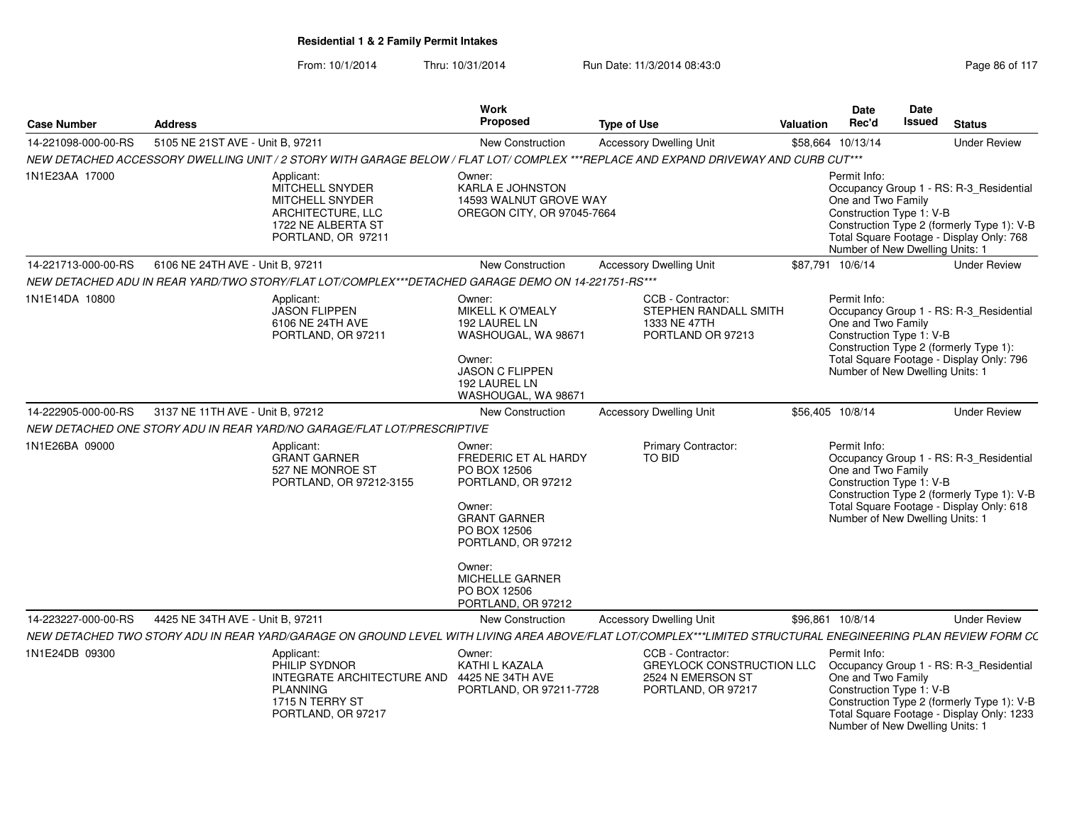**Residential 1 & 2 Family Permit Intakes**

From: 10/1/2014 Thru: 10/31/2014 Run Date: 11/3/2014 08:43:0

| Case Number | Address | Work Proposed | Type of Use | Valuation | Date Rec'd | Date Issued | Status |
|---|---|---|---|---|---|---|---|
| 14-221098-000-00-RS | 5105 NE 21ST AVE - Unit B, 97211 | New Construction | Accessory Dwelling Unit | $58,664 | 10/13/14 | | Under Review |

*NEW DETACHED ACCESSORY DWELLING UNIT / 2 STORY WITH GARAGE BELOW / FLAT LOT/ COMPLEX ***REPLACE AND EXPAND DRIVEWAY AND CURB CUT****

1N1E23AA 17000

Applicant:
MITCHELL SNYDER
MITCHELL SNYDER ARCHITECTURE, LLC
1722 NE ALBERTA ST
PORTLAND, OR 97211

Owner:
KARLA E JOHNSTON
14593 WALNUT GROVE WAY
OREGON CITY, OR 97045-7664

Permit Info:
Occupancy Group 1 - RS: R-3_Residential One and Two Family
Construction Type 1: V-B
Construction Type 2 (formerly Type 1): V-B
Total Square Footage - Display Only: 768
Number of New Dwelling Units: 1

| Case Number | Address | Work Proposed | Type of Use | Valuation | Date Rec'd | Date Issued | Status |
|---|---|---|---|---|---|---|---|
| 14-221713-000-00-RS | 6106 NE 24TH AVE - Unit B, 97211 | New Construction | Accessory Dwelling Unit | $87,791 | 10/6/14 | | Under Review |

*NEW DETACHED ADU IN REAR YARD/TWO STORY/FLAT LOT/COMPLEX***DETACHED GARAGE DEMO ON 14-221751-RS****

1N1E14DA 10800

Applicant:
JASON FLIPPEN
6106 NE 24TH AVE
PORTLAND, OR 97211

Owner:
MIKELL K O'MEALY
192 LAUREL LN
WASHOUGAL, WA 98671

Owner:
JASON C FLIPPEN
192 LAUREL LN
WASHOUGAL, WA 98671

CCB - Contractor:
STEPHEN RANDALL SMITH
1333 NE 47TH
PORTLAND OR 97213

Permit Info:
Occupancy Group 1 - RS: R-3_Residential One and Two Family
Construction Type 1: V-B
Construction Type 2 (formerly Type 1):
Total Square Footage - Display Only: 796
Number of New Dwelling Units: 1

| Case Number | Address | Work Proposed | Type of Use | Valuation | Date Rec'd | Date Issued | Status |
|---|---|---|---|---|---|---|---|
| 14-222905-000-00-RS | 3137 NE 11TH AVE - Unit B, 97212 | New Construction | Accessory Dwelling Unit | $56,405 | 10/8/14 | | Under Review |

*NEW DETACHED ONE STORY ADU IN REAR YARD/NO GARAGE/FLAT LOT/PRESCRIPTIVE*

1N1E26BA 09000

Applicant:
GRANT GARNER
527 NE MONROE ST
PORTLAND, OR 97212-3155

Owner:
FREDERIC ET AL HARDY
PO BOX 12506
PORTLAND, OR 97212

Owner:
GRANT GARNER
PO BOX 12506
PORTLAND, OR 97212

Owner:
MICHELLE GARNER
PO BOX 12506
PORTLAND, OR 97212

Primary Contractor:
TO BID

Permit Info:
Occupancy Group 1 - RS: R-3_Residential One and Two Family
Construction Type 1: V-B
Construction Type 2 (formerly Type 1): V-B
Total Square Footage - Display Only: 618
Number of New Dwelling Units: 1

| Case Number | Address | Work Proposed | Type of Use | Valuation | Date Rec'd | Date Issued | Status |
|---|---|---|---|---|---|---|---|
| 14-223227-000-00-RS | 4425 NE 34TH AVE - Unit B, 97211 | New Construction | Accessory Dwelling Unit | $96,861 | 10/8/14 | | Under Review |

*NEW DETACHED TWO STORY ADU IN REAR YARD/GARAGE ON GROUND LEVEL WITH LIVING AREA ABOVE/FLAT LOT/COMPLEX***LIMITED STRUCTURAL ENEGINEERING PLAN REVIEW FORM CC*

1N1E24DB 09300

Applicant:
PHILIP SYDNOR
INTEGRATE ARCHITECTURE AND PLANNING
1715 N TERRY ST
PORTLAND, OR 97217

Owner:
KATHI L KAZALA
4425 NE 34TH AVE
PORTLAND, OR 97211-7728

CCB - Contractor:
GREYLOCK CONSTRUCTION LLC
2524 N EMERSON ST
PORTLAND, OR 97217

Permit Info:
Occupancy Group 1 - RS: R-3_Residential One and Two Family
Construction Type 1: V-B
Construction Type 2 (formerly Type 1): V-B
Total Square Footage - Display Only: 1233
Number of New Dwelling Units: 1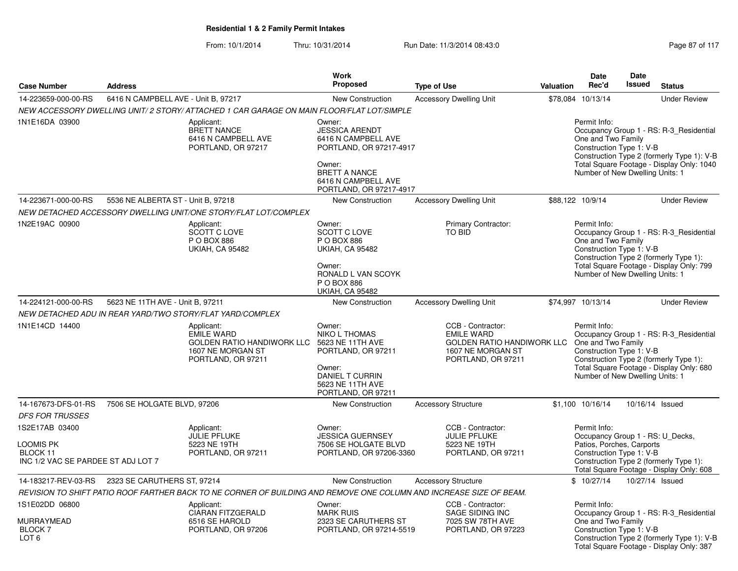**Residential 1 & 2 Family Permit Intakes**

From: 10/1/2014 Thru: 10/31/2014 Run Date: 11/3/2014 08:43:0

| Case Number | Address | Work Proposed | Type of Use | Valuation | Date Rec'd | Date Issued | Status |
|---|---|---|---|---|---|---|---|
| 14-223659-000-00-RS | 6416 N CAMPBELL AVE - Unit B, 97217 | New Construction | Accessory Dwelling Unit | $78,084 | 10/13/14 | | Under Review |

*NEW ACCESSORY DWELLING UNIT/ 2 STORY/ ATTACHED 1 CAR GARAGE ON MAIN FLOOR/FLAT LOT/SIMPLE*

1N1E16DA 03900

Applicant: BRETT NANCE, 6416 N CAMPBELL AVE, PORTLAND, OR 97217

Owner: JESSICA ARENDT, 6416 N CAMPBELL AVE, PORTLAND, OR 97217-4917

Owner: BRETT A NANCE, 6416 N CAMPBELL AVE, PORTLAND, OR 97217-4917

Permit Info:
Occupancy Group 1 - RS: R-3_Residential One and Two Family
Construction Type 1: V-B
Construction Type 2 (formerly Type 1): V-B
Total Square Footage - Display Only: 1040
Number of New Dwelling Units: 1

| Case Number | Address | Work Proposed | Type of Use | Valuation | Date Rec'd | Date Issued | Status |
|---|---|---|---|---|---|---|---|
| 14-223671-000-00-RS | 5536 NE ALBERTA ST - Unit B, 97218 | New Construction | Accessory Dwelling Unit | $88,122 | 10/9/14 | | Under Review |

*NEW DETACHED ACCESSORY DWELLING UNIT/ONE STORY/FLAT LOT/COMPLEX*

1N2E19AC 00900

Applicant: SCOTT C LOVE, P O BOX 886, UKIAH, CA 95482

Owner: SCOTT C LOVE, P O BOX 886, UKIAH, CA 95482

Owner: RONALD L VAN SCOYK, P O BOX 886, UKIAH, CA 95482

Primary Contractor: TO BID

Permit Info:
Occupancy Group 1 - RS: R-3_Residential One and Two Family
Construction Type 1: V-B
Construction Type 2 (formerly Type 1):
Total Square Footage - Display Only: 799
Number of New Dwelling Units: 1

| Case Number | Address | Work Proposed | Type of Use | Valuation | Date Rec'd | Date Issued | Status |
|---|---|---|---|---|---|---|---|
| 14-224121-000-00-RS | 5623 NE 11TH AVE - Unit B, 97211 | New Construction | Accessory Dwelling Unit | $74,997 | 10/13/14 | | Under Review |

*NEW DETACHED ADU IN REAR YARD/TWO STORY/FLAT YARD/COMPLEX*

1N1E14CD 14400

Applicant: EMILE WARD, GOLDEN RATIO HANDIWORK LLC, 1607 NE MORGAN ST, PORTLAND, OR 97211

Owner: NIKO L THOMAS, 5623 NE 11TH AVE, PORTLAND, OR 97211

Owner: DANIEL T CURRIN, 5623 NE 11TH AVE, PORTLAND, OR 97211

CCB - Contractor: EMILE WARD, GOLDEN RATIO HANDIWORK LLC, 1607 NE MORGAN ST, PORTLAND, OR 97211

Permit Info:
Occupancy Group 1 - RS: R-3_Residential One and Two Family
Construction Type 1: V-B
Construction Type 2 (formerly Type 1):
Total Square Footage - Display Only: 680
Number of New Dwelling Units: 1

| Case Number | Address | Work Proposed | Type of Use | Valuation | Date Rec'd | Date Issued | Status |
|---|---|---|---|---|---|---|---|
| 14-167673-DFS-01-RS | 7506 SE HOLGATE BLVD, 97206 | New Construction | Accessory Structure | $1,100 | 10/16/14 | 10/16/14 | Issued |

*DFS FOR TRUSSES*

1S2E17AB 03400

LOOMIS PK
BLOCK 11
INC 1/2 VAC SE PARDEE ST ADJ LOT 7

Applicant: JULIE PFLUKE, 5223 NE 19TH, PORTLAND, OR 97211

Owner: JESSICA GUERNSEY, 7506 SE HOLGATE BLVD, PORTLAND, OR 97206-3360

CCB - Contractor: JULIE PFLUKE, 5223 NE 19TH, PORTLAND, OR 97211

Permit Info:
Occupancy Group 1 - RS: U_Decks, Patios, Porches, Carports
Construction Type 1: V-B
Construction Type 2 (formerly Type 1):
Total Square Footage - Display Only: 608

| Case Number | Address | Work Proposed | Type of Use | Valuation | Date Rec'd | Date Issued | Status |
|---|---|---|---|---|---|---|---|
| 14-183217-REV-03-RS | 2323 SE CARUTHERS ST, 97214 | New Construction | Accessory Structure | $ | 10/27/14 | 10/27/14 | Issued |

*REVISION TO SHIFT PATIO ROOF FARTHER BACK TO NE CORNER OF BUILDING AND REMOVE ONE COLUMN AND INCREASE SIZE OF BEAM.*

1S1E02DD 06800

MURRAYMEAD
BLOCK 7
LOT 6

Applicant: CIARAN FITZGERALD, 6516 SE HAROLD, PORTLAND, OR 97206

Owner: MARK RUIS, 2323 SE CARUTHERS ST, PORTLAND, OR 97214-5519

CCB - Contractor: SAGE SIDING INC, 7025 SW 78TH AVE, PORTLAND, OR 97223

Permit Info:
Occupancy Group 1 - RS: R-3_Residential One and Two Family
Construction Type 1: V-B
Construction Type 2 (formerly Type 1): V-B
Total Square Footage - Display Only: 387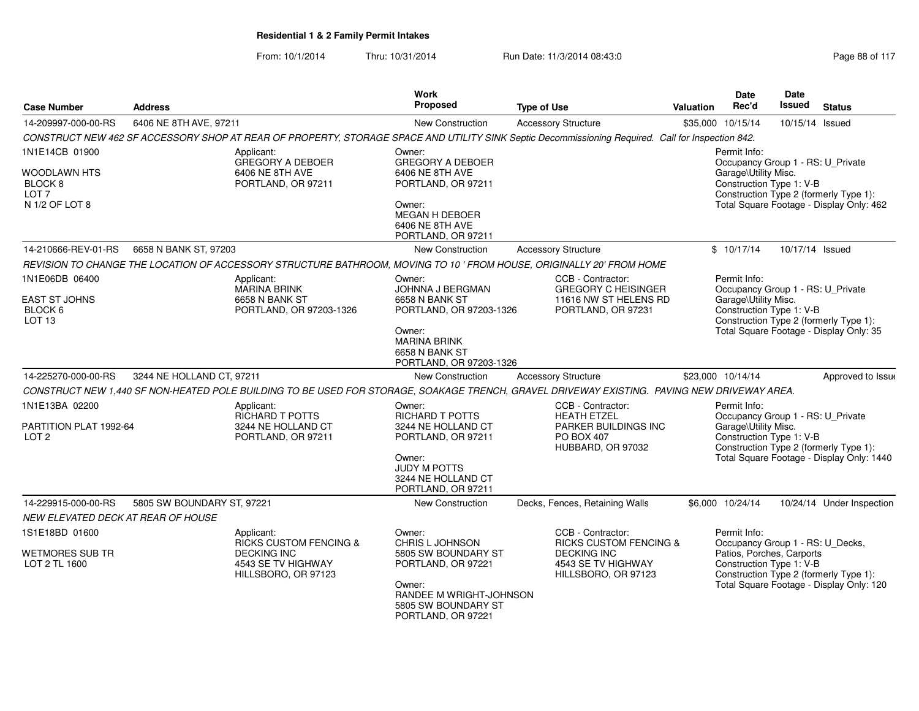# Residential 1 & 2 Family Permit Intakes

From: 10/1/2014 Thru: 10/31/2014 Run Date: 11/3/2014 08:43:0

| Case Number | Address | Work Proposed | Type of Use | Valuation | Date Rec'd | Date Issued | Status |
|---|---|---|---|---|---|---|---|
| 14-209997-000-00-RS | 6406 NE 8TH AVE, 97211 | New Construction | Accessory Structure | $35,000 | 10/15/14 | 10/15/14 | Issued |

CONSTRUCT NEW 462 SF ACCESSORY SHOP AT REAR OF PROPERTY, STORAGE SPACE AND UTILITY SINK Septic Decommissioning Required. Call for Inspection 842.

1N1E14CB 01900
WOODLAWN HTS
BLOCK 8
LOT 7
N 1/2 OF LOT 8

Applicant:
GREGORY A DEBOER
6406 NE 8TH AVE
PORTLAND, OR 97211

Owner:
GREGORY A DEBOER
6406 NE 8TH AVE
PORTLAND, OR 97211

Owner:
MEGAN H DEBOER
6406 NE 8TH AVE
PORTLAND, OR 97211

Permit Info:
Occupancy Group 1 - RS: U_Private Garage\Utility Misc.
Construction Type 1: V-B
Construction Type 2 (formerly Type 1):
Total Square Footage - Display Only: 462

| Case Number | Address | Work Proposed | Type of Use | Valuation | Date Rec'd | Date Issued | Status |
|---|---|---|---|---|---|---|---|
| 14-210666-REV-01-RS | 6658 N BANK ST, 97203 | New Construction | Accessory Structure | $ | 10/17/14 | 10/17/14 | Issued |

REVISION TO CHANGE THE LOCATION OF ACCESSORY STRUCTURE BATHROOM, MOVING TO 10 ' FROM HOUSE, ORIGINALLY 20' FROM HOME

1N1E06DB 06400
EAST ST JOHNS
BLOCK 6
LOT 13

Applicant:
MARINA BRINK
6658 N BANK ST
PORTLAND, OR 97203-1326

Owner:
JOHNNA J BERGMAN
6658 N BANK ST
PORTLAND, OR 97203-1326

Owner:
MARINA BRINK
6658 N BANK ST
PORTLAND, OR 97203-1326

CCB - Contractor:
GREGORY C HEISINGER
11616 NW ST HELENS RD
PORTLAND, OR 97231

Permit Info:
Occupancy Group 1 - RS: U_Private Garage\Utility Misc.
Construction Type 1: V-B
Construction Type 2 (formerly Type 1):
Total Square Footage - Display Only: 35

| Case Number | Address | Work Proposed | Type of Use | Valuation | Date Rec'd | Date Issued | Status |
|---|---|---|---|---|---|---|---|
| 14-225270-000-00-RS | 3244 NE HOLLAND CT, 97211 | New Construction | Accessory Structure | $23,000 | 10/14/14 | | Approved to Issue |

CONSTRUCT NEW 1,440 SF NON-HEATED POLE BUILDING TO BE USED FOR STORAGE, SOAKAGE TRENCH, GRAVEL DRIVEWAY EXISTING. PAVING NEW DRIVEWAY AREA.

1N1E13BA 02200
PARTITION PLAT 1992-64
LOT 2

Applicant:
RICHARD T POTTS
3244 NE HOLLAND CT
PORTLAND, OR 97211

Owner:
RICHARD T POTTS
3244 NE HOLLAND CT
PORTLAND, OR 97211

Owner:
JUDY M POTTS
3244 NE HOLLAND CT
PORTLAND, OR 97211

CCB - Contractor:
HEATH ETZEL
PARKER BUILDINGS INC
PO BOX 407
HUBBARD, OR 97032

Permit Info:
Occupancy Group 1 - RS: U_Private Garage\Utility Misc.
Construction Type 1: V-B
Construction Type 2 (formerly Type 1):
Total Square Footage - Display Only: 1440

| Case Number | Address | Work Proposed | Type of Use | Valuation | Date Rec'd | Date Issued | Status |
|---|---|---|---|---|---|---|---|
| 14-229915-000-00-RS | 5805 SW BOUNDARY ST, 97221 | New Construction | Decks, Fences, Retaining Walls | $6,000 | 10/24/14 | 10/24/14 | Under Inspection |

NEW ELEVATED DECK AT REAR OF HOUSE

1S1E18BD 01600
WETMORES SUB TR
LOT 2 TL 1600

Applicant:
RICKS CUSTOM FENCING & DECKING INC
4543 SE TV HIGHWAY
HILLSBORO, OR 97123

Owner:
CHRIS L JOHNSON
5805 SW BOUNDARY ST
PORTLAND, OR 97221

Owner:
RANDEE M WRIGHT-JOHNSON
5805 SW BOUNDARY ST
PORTLAND, OR 97221

CCB - Contractor:
RICKS CUSTOM FENCING & DECKING INC
4543 SE TV HIGHWAY
HILLSBORO, OR 97123

Permit Info:
Occupancy Group 1 - RS: U_Decks, Patios, Porches, Carports
Construction Type 1: V-B
Construction Type 2 (formerly Type 1):
Total Square Footage - Display Only: 120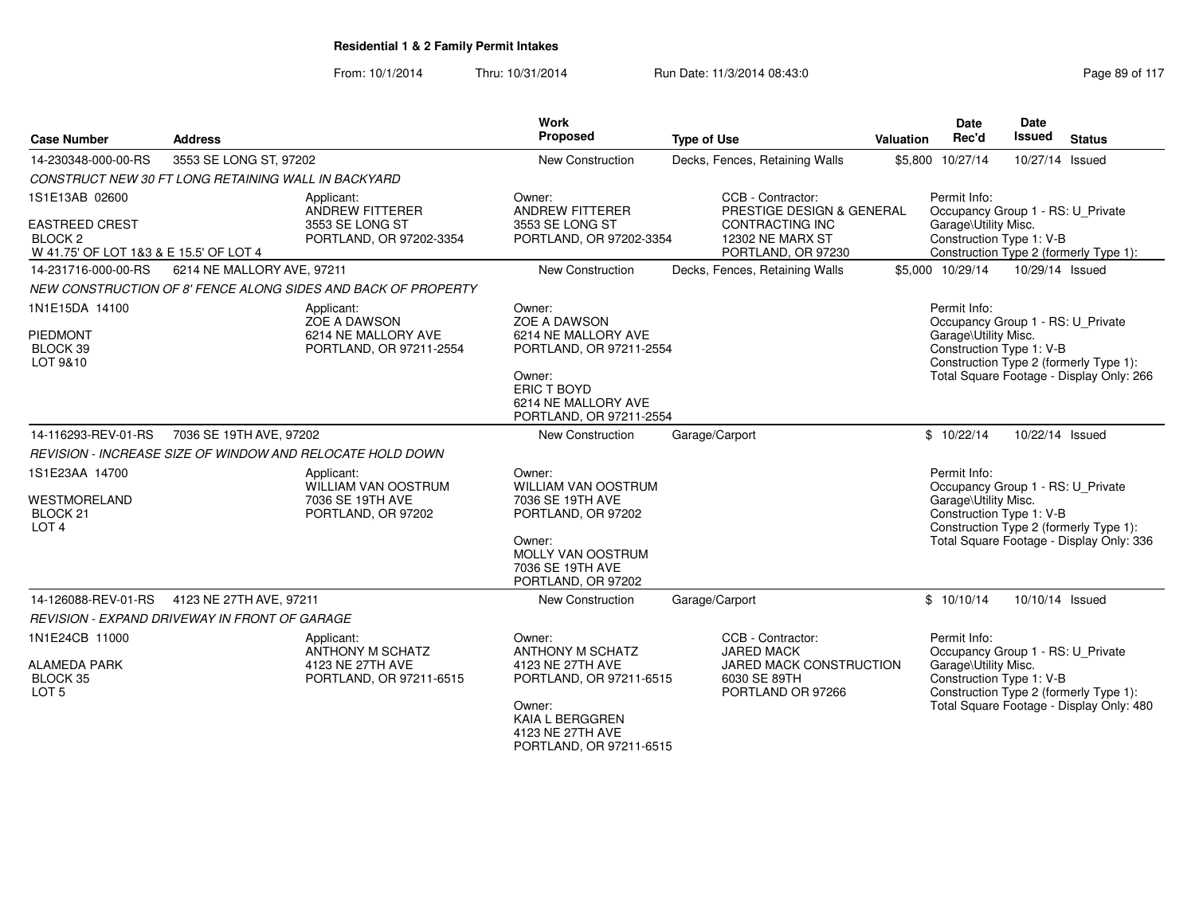# Residential 1 & 2 Family Permit Intakes

From: 10/1/2014 Thru: 10/31/2014 Run Date: 11/3/2014 08:43:0

| Case Number | Address | Work Proposed | Type of Use | Valuation | Date Rec'd | Date Issued | Status |
|---|---|---|---|---|---|---|---|
| 14-230348-000-00-RS | 3553 SE LONG ST, 97202 | New Construction | Decks, Fences, Retaining Walls | $5,800 | 10/27/14 | 10/27/14 | Issued |

CONSTRUCT NEW 30 FT LONG RETAINING WALL IN BACKYARD

1S1E13AB 02600
EASTREED CREST
BLOCK 2
W 41.75' OF LOT 1&3 & E 15.5' OF LOT 4

Applicant: ANDREW FITTERER, 3553 SE LONG ST, PORTLAND, OR 97202-3354

Owner: ANDREW FITTERER, 3553 SE LONG ST, PORTLAND, OR 97202-3354

CCB - Contractor: PRESTIGE DESIGN & GENERAL CONTRACTING INC, 12302 NE MARX ST, PORTLAND, OR 97230

Permit Info:
Occupancy Group 1 - RS: U_Private Garage\Utility Misc.
Construction Type 1: V-B
Construction Type 2 (formerly Type 1):

| Case Number | Address | Work Proposed | Type of Use | Valuation | Date Rec'd | Date Issued | Status |
|---|---|---|---|---|---|---|---|
| 14-231716-000-00-RS | 6214 NE MALLORY AVE, 97211 | New Construction | Decks, Fences, Retaining Walls | $5,000 | 10/29/14 | 10/29/14 | Issued |

NEW CONSTRUCTION OF 8' FENCE ALONG SIDES AND BACK OF PROPERTY

1N1E15DA 14100
PIEDMONT
BLOCK 39
LOT 9&10

Applicant: ZOE A DAWSON, 6214 NE MALLORY AVE, PORTLAND, OR 97211-2554

Owner: ZOE A DAWSON, 6214 NE MALLORY AVE, PORTLAND, OR 97211-2554

Owner: ERIC T BOYD, 6214 NE MALLORY AVE, PORTLAND, OR 97211-2554

Permit Info:
Occupancy Group 1 - RS: U_Private Garage\Utility Misc.
Construction Type 1: V-B
Construction Type 2 (formerly Type 1):
Total Square Footage - Display Only: 266

| Case Number | Address | Work Proposed | Type of Use | Valuation | Date Rec'd | Date Issued | Status |
|---|---|---|---|---|---|---|---|
| 14-116293-REV-01-RS | 7036 SE 19TH AVE, 97202 | New Construction | Garage/Carport | $ | 10/22/14 | 10/22/14 | Issued |

REVISION - INCREASE SIZE OF WINDOW AND RELOCATE HOLD DOWN

1S1E23AA 14700
WESTMORELAND
BLOCK 21
LOT 4

Applicant: WILLIAM VAN OOSTRUM, 7036 SE 19TH AVE, PORTLAND, OR 97202

Owner: WILLIAM VAN OOSTRUM, 7036 SE 19TH AVE, PORTLAND, OR 97202

Owner: MOLLY VAN OOSTRUM, 7036 SE 19TH AVE, PORTLAND, OR 97202

Permit Info:
Occupancy Group 1 - RS: U_Private Garage\Utility Misc.
Construction Type 1: V-B
Construction Type 2 (formerly Type 1):
Total Square Footage - Display Only: 336

| Case Number | Address | Work Proposed | Type of Use | Valuation | Date Rec'd | Date Issued | Status |
|---|---|---|---|---|---|---|---|
| 14-126088-REV-01-RS | 4123 NE 27TH AVE, 97211 | New Construction | Garage/Carport | $ | 10/10/14 | 10/10/14 | Issued |

REVISION - EXPAND DRIVEWAY IN FRONT OF GARAGE

1N1E24CB 11000
ALAMEDA PARK
BLOCK 35
LOT 5

Applicant: ANTHONY M SCHATZ, 4123 NE 27TH AVE, PORTLAND, OR 97211-6515

Owner: ANTHONY M SCHATZ, 4123 NE 27TH AVE, PORTLAND, OR 97211-6515

Owner: KAIA L BERGGREN, 4123 NE 27TH AVE, PORTLAND, OR 97211-6515

CCB - Contractor: JARED MACK, JARED MACK CONSTRUCTION, 6030 SE 89TH, PORTLAND OR 97266

Permit Info:
Occupancy Group 1 - RS: U_Private Garage\Utility Misc.
Construction Type 1: V-B
Construction Type 2 (formerly Type 1):
Total Square Footage - Display Only: 480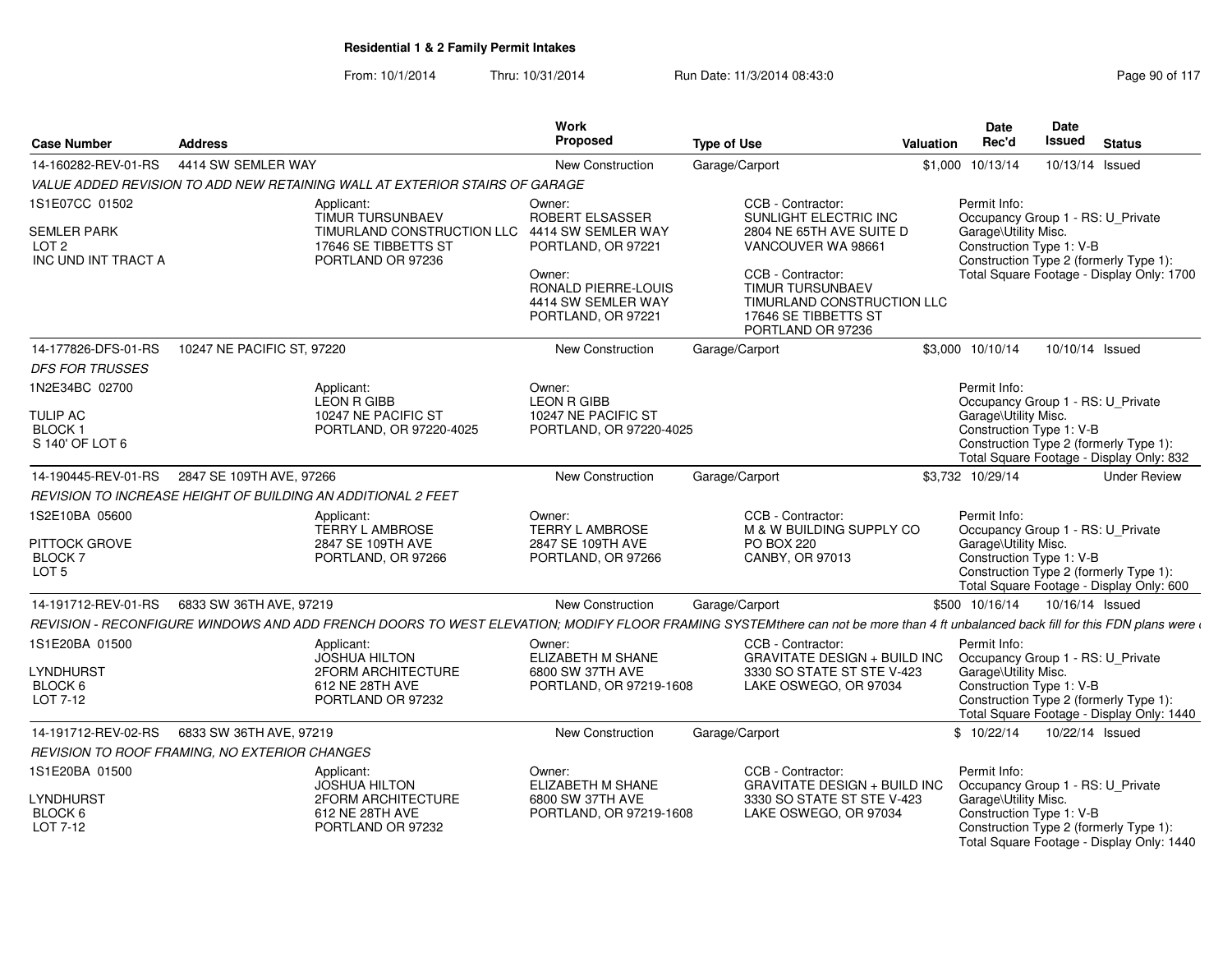**Residential 1 & 2 Family Permit Intakes**

From: 10/1/2014 Thru: 10/31/2014 Run Date: 11/3/2014 08:43:0

| Case Number | Address | Work Proposed | Type of Use | Valuation | Date Rec'd | Date Issued | Status |
|---|---|---|---|---|---|---|---|
| 14-160282-REV-01-RS | 4414 SW SEMLER WAY | New Construction | Garage/Carport | $1,000 | 10/13/14 | 10/13/14 | Issued |
| 14-177826-DFS-01-RS | 10247 NE PACIFIC ST, 97220 | New Construction | Garage/Carport | $3,000 | 10/10/14 | 10/10/14 | Issued |
| 14-190445-REV-01-RS | 2847 SE 109TH AVE, 97266 | New Construction | Garage/Carport | $3,732 | 10/29/14 | | Under Review |
| 14-191712-REV-01-RS | 6833 SW 36TH AVE, 97219 | New Construction | Garage/Carport | $500 | 10/16/14 | 10/16/14 | Issued |
| 14-191712-REV-02-RS | 6833 SW 36TH AVE, 97219 | New Construction | Garage/Carport | $ | 10/22/14 | 10/22/14 | Issued |

**14-160282-REV-01-RS** — 4414 SW SEMLER WAY

*VALUE ADDED REVISION TO ADD NEW RETAINING WALL AT EXTERIOR STAIRS OF GARAGE*

1S1E07CC 01502
SEMLER PARK
LOT 2
INC UND INT TRACT A

Applicant:
TIMUR TURSUNBAEV
TIMURLAND CONSTRUCTION LLC
17646 SE TIBBETTS ST
PORTLAND OR 97236

Owner:
ROBERT ELSASSER
4414 SW SEMLER WAY
PORTLAND, OR 97221

Owner:
RONALD PIERRE-LOUIS
4414 SW SEMLER WAY
PORTLAND, OR 97221

CCB - Contractor:
SUNLIGHT ELECTRIC INC
2804 NE 65TH AVE SUITE D
VANCOUVER WA 98661

CCB - Contractor:
TIMUR TURSUNBAEV
TIMURLAND CONSTRUCTION LLC
17646 SE TIBBETTS ST
PORTLAND OR 97236

Permit Info:
Occupancy Group 1 - RS: U_Private
Garage\Utility Misc.
Construction Type 1: V-B
Construction Type 2 (formerly Type 1):
Total Square Footage - Display Only: 1700

**14-177826-DFS-01-RS** — 10247 NE PACIFIC ST, 97220

*DFS FOR TRUSSES*

1N2E34BC 02700
TULIP AC
BLOCK 1
S 140' OF LOT 6

Applicant:
LEON R GIBB
10247 NE PACIFIC ST
PORTLAND, OR 97220-4025

Owner:
LEON R GIBB
10247 NE PACIFIC ST
PORTLAND, OR 97220-4025

Permit Info:
Occupancy Group 1 - RS: U_Private
Garage\Utility Misc.
Construction Type 1: V-B
Construction Type 2 (formerly Type 1):
Total Square Footage - Display Only: 832

**14-190445-REV-01-RS** — 2847 SE 109TH AVE, 97266

*REVISION TO INCREASE HEIGHT OF BUILDING AN ADDITIONAL 2 FEET*

1S2E10BA 05600
PITTOCK GROVE
BLOCK 7
LOT 5

Applicant:
TERRY L AMBROSE
2847 SE 109TH AVE
PORTLAND, OR 97266

Owner:
TERRY L AMBROSE
2847 SE 109TH AVE
PORTLAND, OR 97266

CCB - Contractor:
M & W BUILDING SUPPLY CO
PO BOX 220
CANBY, OR 97013

Permit Info:
Occupancy Group 1 - RS: U_Private
Garage\Utility Misc.
Construction Type 1: V-B
Construction Type 2 (formerly Type 1):
Total Square Footage - Display Only: 600

**14-191712-REV-01-RS** — 6833 SW 36TH AVE, 97219

*REVISION - RECONFIGURE WINDOWS AND ADD FRENCH DOORS TO WEST ELEVATION; MODIFY FLOOR FRAMING SYSTEMthere can not be more than 4 ft unbalanced back fill for this FDN plans were*

1S1E20BA 01500
LYNDHURST
BLOCK 6
LOT 7-12

Applicant:
JOSHUA HILTON
2FORM ARCHITECTURE
612 NE 28TH AVE
PORTLAND OR 97232

Owner:
ELIZABETH M SHANE
6800 SW 37TH AVE
PORTLAND, OR 97219-1608

CCB - Contractor:
GRAVITATE DESIGN + BUILD INC
3330 SO STATE ST STE V-423
LAKE OSWEGO, OR 97034

Permit Info:
Occupancy Group 1 - RS: U_Private
Garage\Utility Misc.
Construction Type 1: V-B
Construction Type 2 (formerly Type 1):
Total Square Footage - Display Only: 1440

**14-191712-REV-02-RS** — 6833 SW 36TH AVE, 97219

*REVISION TO ROOF FRAMING, NO EXTERIOR CHANGES*

1S1E20BA 01500
LYNDHURST
BLOCK 6
LOT 7-12

Applicant:
JOSHUA HILTON
2FORM ARCHITECTURE
612 NE 28TH AVE
PORTLAND OR 97232

Owner:
ELIZABETH M SHANE
6800 SW 37TH AVE
PORTLAND, OR 97219-1608

CCB - Contractor:
GRAVITATE DESIGN + BUILD INC
3330 SO STATE ST STE V-423
LAKE OSWEGO, OR 97034

Permit Info:
Occupancy Group 1 - RS: U_Private
Garage\Utility Misc.
Construction Type 1: V-B
Construction Type 2 (formerly Type 1):
Total Square Footage - Display Only: 1440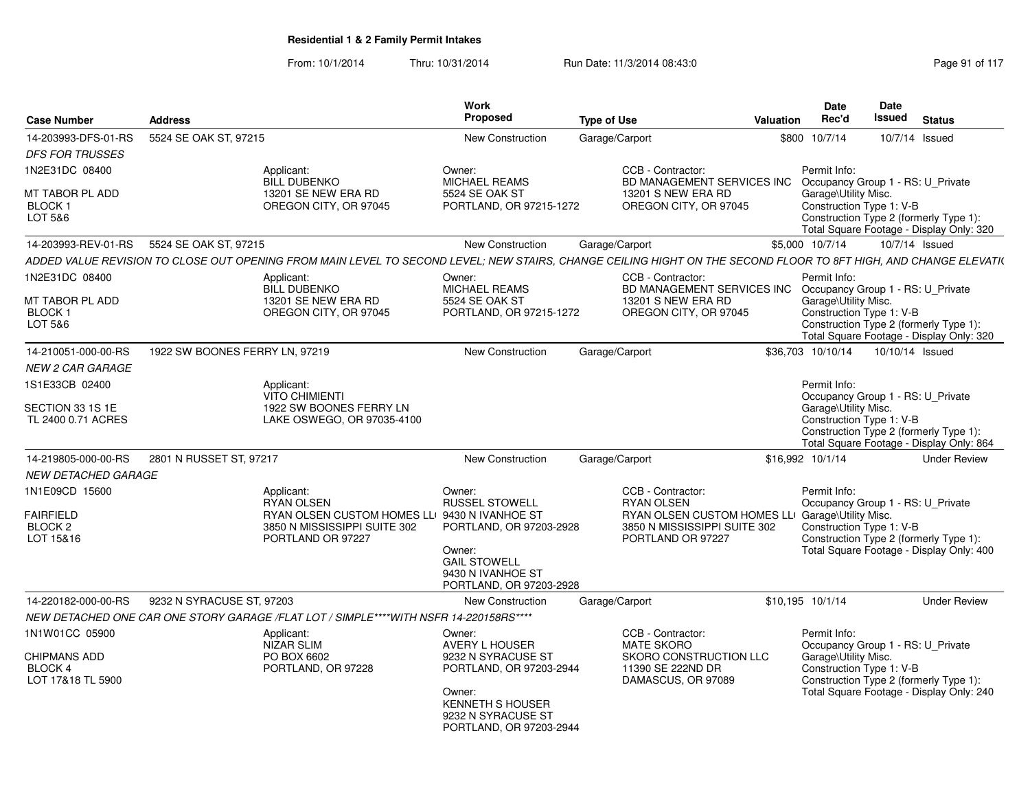**Residential 1 & 2 Family Permit Intakes**

From: 10/1/2014 Thru: 10/31/2014 Run Date: 11/3/2014 08:43:0

| Case Number | Address | Work Proposed | Type of Use | Valuation | Date Rec'd | Date Issued | Status |
|---|---|---|---|---|---|---|---|
| 14-203993-DFS-01-RS | 5524 SE OAK ST, 97215 | New Construction | Garage/Carport | $800 | 10/7/14 | 10/7/14 | Issued |

*DFS FOR TRUSSES*

1N2E31DC 08400
MT TABOR PL ADD
BLOCK 1
LOT 5&6

Applicant: BILL DUBENKO, 13201 SE NEW ERA RD, OREGON CITY, OR 97045

Owner: MICHAEL REAMS, 5524 SE OAK ST, PORTLAND, OR 97215-1272

CCB - Contractor: BD MANAGEMENT SERVICES INC, 13201 S NEW ERA RD, OREGON CITY, OR 97045

Permit Info: Occupancy Group 1 - RS: U_Private Garage\Utility Misc. Construction Type 1: V-B Construction Type 2 (formerly Type 1): Total Square Footage - Display Only: 320

| Case Number | Address | Work Proposed | Type of Use | Valuation | Date Rec'd | Date Issued | Status |
|---|---|---|---|---|---|---|---|
| 14-203993-REV-01-RS | 5524 SE OAK ST, 97215 | New Construction | Garage/Carport | $5,000 | 10/7/14 | 10/7/14 | Issued |

*ADDED VALUE REVISION TO CLOSE OUT OPENING FROM MAIN LEVEL TO SECOND LEVEL; NEW STAIRS, CHANGE CEILING HIGHT ON THE SECOND FLOOR TO 8FT HIGH, AND CHANGE ELEVATI*

1N2E31DC 08400
MT TABOR PL ADD
BLOCK 1
LOT 5&6

Applicant: BILL DUBENKO, 13201 SE NEW ERA RD, OREGON CITY, OR 97045

Owner: MICHAEL REAMS, 5524 SE OAK ST, PORTLAND, OR 97215-1272

CCB - Contractor: BD MANAGEMENT SERVICES INC, 13201 S NEW ERA RD, OREGON CITY, OR 97045

Permit Info: Occupancy Group 1 - RS: U_Private Garage\Utility Misc. Construction Type 1: V-B Construction Type 2 (formerly Type 1): Total Square Footage - Display Only: 320

| Case Number | Address | Work Proposed | Type of Use | Valuation | Date Rec'd | Date Issued | Status |
|---|---|---|---|---|---|---|---|
| 14-210051-000-00-RS | 1922 SW BOONES FERRY LN, 97219 | New Construction | Garage/Carport | $36,703 | 10/10/14 | 10/10/14 | Issued |

*NEW 2 CAR GARAGE*

1S1E33CB 02400
SECTION 33 1S 1E
TL 2400 0.71 ACRES

Applicant: VITO CHIMIENTI, 1922 SW BOONES FERRY LN, LAKE OSWEGO, OR 97035-4100

Permit Info: Occupancy Group 1 - RS: U_Private Garage\Utility Misc. Construction Type 1: V-B Construction Type 2 (formerly Type 1): Total Square Footage - Display Only: 864

| Case Number | Address | Work Proposed | Type of Use | Valuation | Date Rec'd | Date Issued | Status |
|---|---|---|---|---|---|---|---|
| 14-219805-000-00-RS | 2801 N RUSSET ST, 97217 | New Construction | Garage/Carport | $16,992 | 10/1/14 | | Under Review |

*NEW DETACHED GARAGE*

1N1E09CD 15600
FAIRFIELD
BLOCK 2
LOT 15&16

Applicant: RYAN OLSEN, RYAN OLSEN CUSTOM HOMES LL(, 3850 N MISSISSIPPI SUITE 302, PORTLAND OR 97227

Owner: RUSSEL STOWELL, 9430 N IVANHOE ST, PORTLAND, OR 97203-2928

Owner: GAIL STOWELL, 9430 N IVANHOE ST, PORTLAND, OR 97203-2928

CCB - Contractor: RYAN OLSEN, RYAN OLSEN CUSTOM HOMES LL(, 3850 N MISSISSIPPI SUITE 302, PORTLAND OR 97227

Permit Info: Occupancy Group 1 - RS: U_Private Garage\Utility Misc. Construction Type 1: V-B Construction Type 2 (formerly Type 1): Total Square Footage - Display Only: 400

| Case Number | Address | Work Proposed | Type of Use | Valuation | Date Rec'd | Date Issued | Status |
|---|---|---|---|---|---|---|---|
| 14-220182-000-00-RS | 9232 N SYRACUSE ST, 97203 | New Construction | Garage/Carport | $10,195 | 10/1/14 | | Under Review |

*NEW DETACHED ONE CAR ONE STORY GARAGE /FLAT LOT / SIMPLE****WITH NSFR 14-220158RS*****

1N1W01CC 05900
CHIPMANS ADD
BLOCK 4
LOT 17&18 TL 5900

Applicant: NIZAR SLIM, PO BOX 6602, PORTLAND, OR 97228

Owner: AVERY L HOUSER, 9232 N SYRACUSE ST, PORTLAND, OR 97203-2944

Owner: KENNETH S HOUSER, 9232 N SYRACUSE ST, PORTLAND, OR 97203-2944

CCB - Contractor: MATE SKORO, SKORO CONSTRUCTION LLC, 11390 SE 222ND DR, DAMASCUS, OR 97089

Permit Info: Occupancy Group 1 - RS: U_Private Garage\Utility Misc. Construction Type 1: V-B Construction Type 2 (formerly Type 1): Total Square Footage - Display Only: 240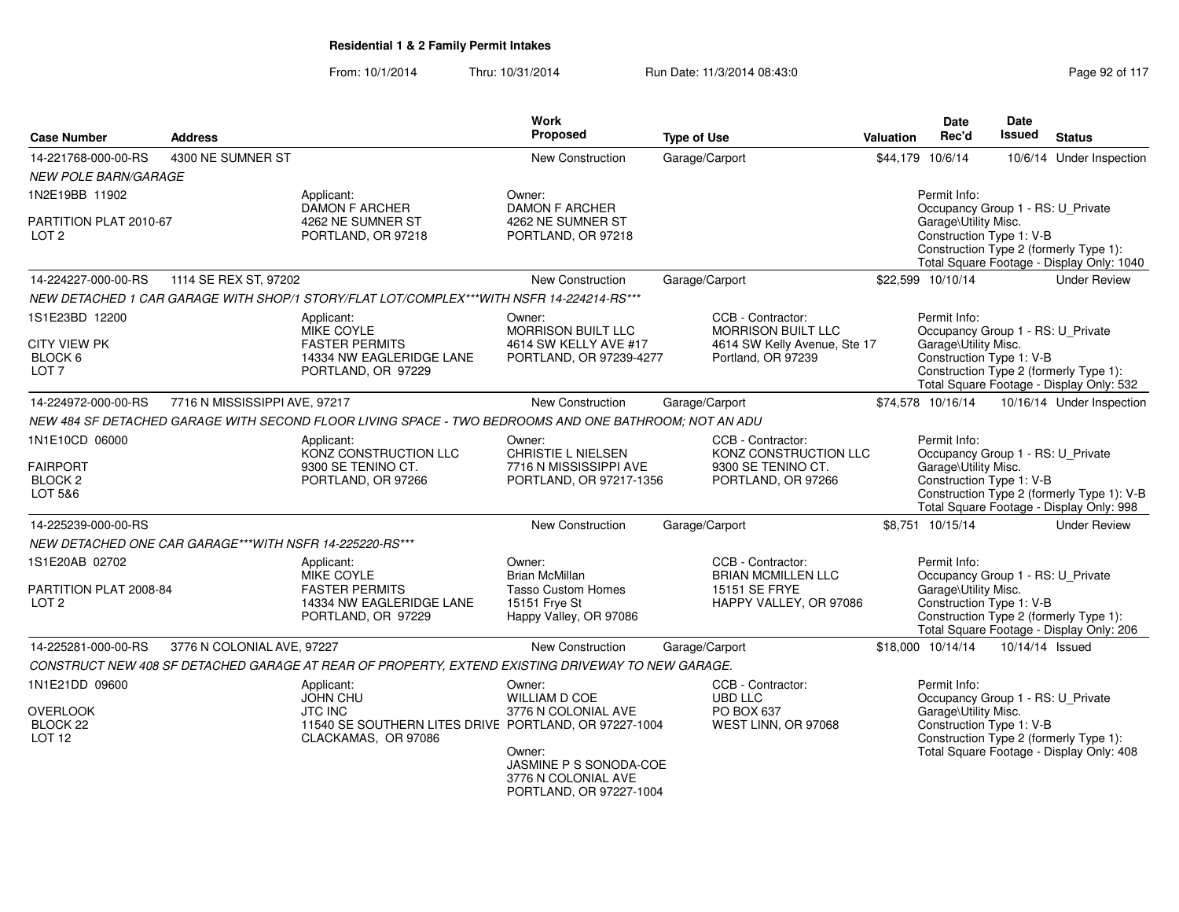## Residential 1 & 2 Family Permit Intakes

From: 10/1/2014 Thru: 10/31/2014 Run Date: 11/3/2014 08:43:0

| Case Number | Address | | Work Proposed | Type of Use | Valuation | Date Rec'd | Date Issued | Status |
|---|---|---|---|---|---|---|---|---|
| 14-221768-000-00-RS | 4300 NE SUMNER ST | | New Construction | Garage/Carport | $44,179 | 10/6/14 | 10/6/14 | Under Inspection |
| *NEW POLE BARN/GARAGE* | | | | | | | | |
| 1N2E19BB 11902<br>PARTITION PLAT 2010-67<br>LOT 2 | | Applicant:<br>DAMON F ARCHER<br>4262 NE SUMNER ST<br>PORTLAND, OR 97218 | Owner:<br>DAMON F ARCHER<br>4262 NE SUMNER ST<br>PORTLAND, OR 97218 | | | Permit Info:<br>Occupancy Group 1 - RS: U_Private Garage\Utility Misc.<br>Construction Type 1: V-B<br>Construction Type 2 (formerly Type 1):<br>Total Square Footage - Display Only: 1040 | | |
| 14-224227-000-00-RS | 1114 SE REX ST, 97202 | | New Construction | Garage/Carport | $22,599 | 10/10/14 | | Under Review |
| *NEW DETACHED 1 CAR GARAGE WITH SHOP/1 STORY/FLAT LOT/COMPLEX\*\*\*WITH NSFR 14-224214-RS\*\*\** | | | | | | | | |
| 1S1E23BD 12200<br>CITY VIEW PK<br>BLOCK 6<br>LOT 7 | | Applicant:<br>MIKE COYLE<br>FASTER PERMITS<br>14334 NW EAGLERIDGE LANE<br>PORTLAND, OR 97229 | Owner:<br>MORRISON BUILT LLC<br>4614 SW KELLY AVE #17<br>PORTLAND, OR 97239-4277 | CCB - Contractor:<br>MORRISON BUILT LLC<br>4614 SW Kelly Avenue, Ste 17<br>Portland, OR 97239 | | Permit Info:<br>Occupancy Group 1 - RS: U_Private Garage\Utility Misc.<br>Construction Type 1: V-B<br>Construction Type 2 (formerly Type 1):<br>Total Square Footage - Display Only: 532 | | |
| 14-224972-000-00-RS | 7716 N MISSISSIPPI AVE, 97217 | | New Construction | Garage/Carport | $74,578 | 10/16/14 | 10/16/14 | Under Inspection |
| *NEW 484 SF DETACHED GARAGE WITH SECOND FLOOR LIVING SPACE - TWO BEDROOMS AND ONE BATHROOM; NOT AN ADU* | | | | | | | | |
| 1N1E10CD 06000<br>FAIRPORT<br>BLOCK 2<br>LOT 5&6 | | Applicant:<br>KONZ CONSTRUCTION LLC<br>9300 SE TENINO CT.<br>PORTLAND, OR 97266 | Owner:<br>CHRISTIE L NIELSEN<br>7716 N MISSISSIPPI AVE<br>PORTLAND, OR 97217-1356 | CCB - Contractor:<br>KONZ CONSTRUCTION LLC<br>9300 SE TENINO CT.<br>PORTLAND, OR 97266 | | Permit Info:<br>Occupancy Group 1 - RS: U_Private Garage\Utility Misc.<br>Construction Type 1: V-B<br>Construction Type 2 (formerly Type 1): V-B<br>Total Square Footage - Display Only: 998 | | |
| 14-225239-000-00-RS | | | New Construction | Garage/Carport | $8,751 | 10/15/14 | | Under Review |
| *NEW DETACHED ONE CAR GARAGE\*\*\*WITH NSFR 14-225220-RS\*\*\** | | | | | | | | |
| 1S1E20AB 02702<br>PARTITION PLAT 2008-84<br>LOT 2 | | Applicant:<br>MIKE COYLE<br>FASTER PERMITS<br>14334 NW EAGLERIDGE LANE<br>PORTLAND, OR 97229 | Owner:<br>Brian McMillan<br>Tasso Custom Homes<br>15151 Frye St<br>Happy Valley, OR 97086 | CCB - Contractor:<br>BRIAN MCMILLEN LLC<br>15151 SE FRYE<br>HAPPY VALLEY, OR 97086 | | Permit Info:<br>Occupancy Group 1 - RS: U_Private Garage\Utility Misc.<br>Construction Type 1: V-B<br>Construction Type 2 (formerly Type 1):<br>Total Square Footage - Display Only: 206 | | |
| 14-225281-000-00-RS | 3776 N COLONIAL AVE, 97227 | | New Construction | Garage/Carport | $18,000 | 10/14/14 | 10/14/14 | Issued |
| *CONSTRUCT NEW 408 SF DETACHED GARAGE AT REAR OF PROPERTY, EXTEND EXISTING DRIVEWAY TO NEW GARAGE.* | | | | | | | | |
| 1N1E21DD 09600<br>OVERLOOK<br>BLOCK 22<br>LOT 12 | | Applicant:<br>JOHN CHU<br>JTC INC<br>11540 SE SOUTHERN LITES DRIVE<br>CLACKAMAS, OR 97086 | Owner:<br>WILLIAM D COE<br>3776 N COLONIAL AVE<br>PORTLAND, OR 97227-1004<br>Owner:<br>JASMINE P S SONODA-COE<br>3776 N COLONIAL AVE<br>PORTLAND, OR 97227-1004 | CCB - Contractor:<br>UBD LLC<br>PO BOX 637<br>WEST LINN, OR 97068 | | Permit Info:<br>Occupancy Group 1 - RS: U_Private Garage\Utility Misc.<br>Construction Type 1: V-B<br>Construction Type 2 (formerly Type 1):<br>Total Square Footage - Display Only: 408 | | |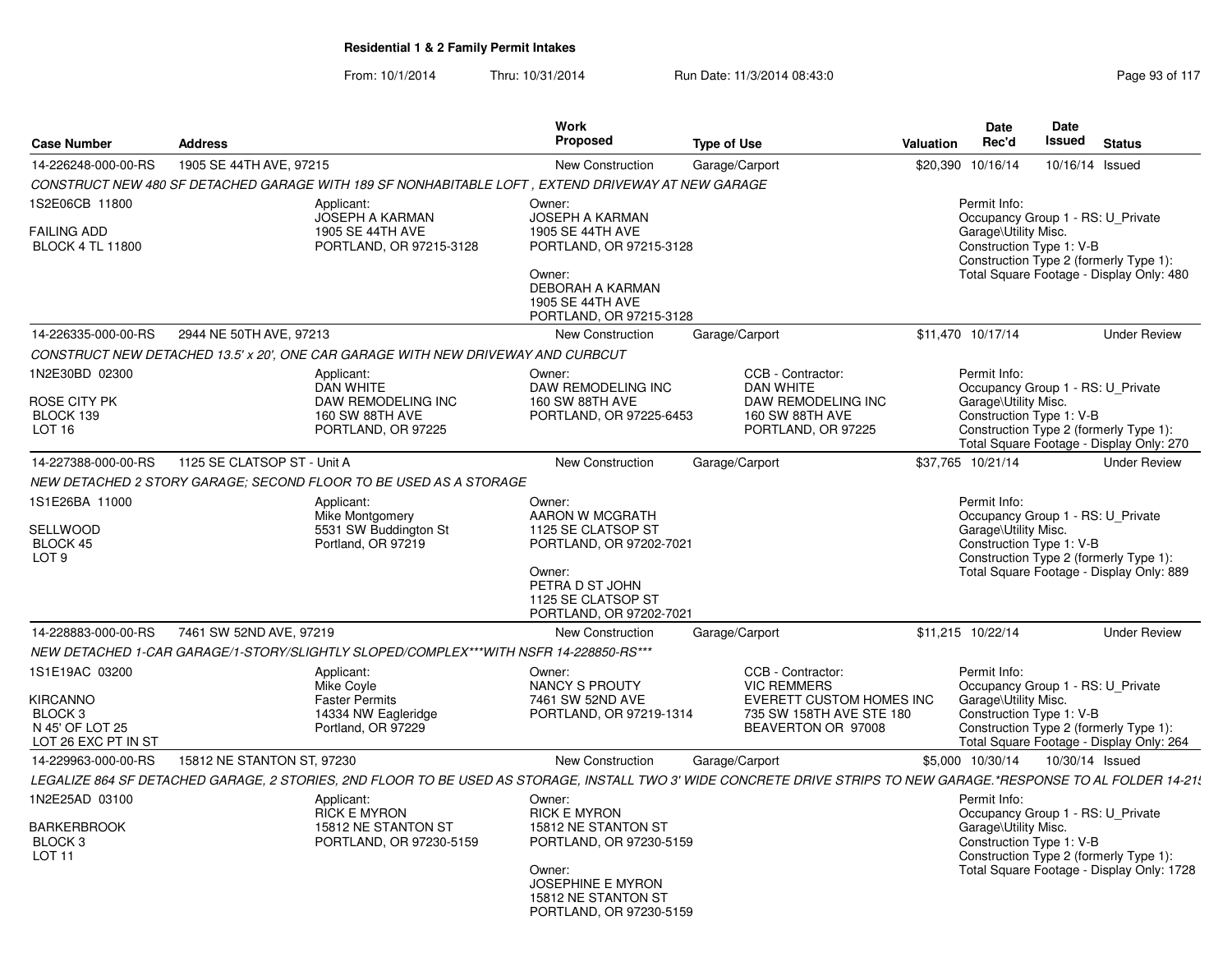# Residential 1 & 2 Family Permit Intakes

From: 10/1/2014 Thru: 10/31/2014 Run Date: 11/3/2014 08:43:0

| Case Number | Address | Work Proposed | Type of Use | Valuation | Date Rec'd | Date Issued | Status |
|---|---|---|---|---|---|---|---|
| 14-226248-000-00-RS | 1905 SE 44TH AVE, 97215 | New Construction | Garage/Carport | $20,390 | 10/16/14 | 10/16/14 | Issued |

*CONSTRUCT NEW 480 SF DETACHED GARAGE WITH 189 SF NONHABITABLE LOFT , EXTEND DRIVEWAY AT NEW GARAGE*

1S2E06CB 11800
FAILING ADD
BLOCK 4 TL 11800

Applicant:
JOSEPH A KARMAN
1905 SE 44TH AVE
PORTLAND, OR 97215-3128

Owner:
JOSEPH A KARMAN
1905 SE 44TH AVE
PORTLAND, OR 97215-3128

Owner:
DEBORAH A KARMAN
1905 SE 44TH AVE
PORTLAND, OR 97215-3128

Permit Info:
Occupancy Group 1 - RS: U_Private Garage\Utility Misc.
Construction Type 1: V-B
Construction Type 2 (formerly Type 1):
Total Square Footage - Display Only: 480

| Case Number | Address | Work Proposed | Type of Use | Valuation | Date Rec'd | Date Issued | Status |
|---|---|---|---|---|---|---|---|
| 14-226335-000-00-RS | 2944 NE 50TH AVE, 97213 | New Construction | Garage/Carport | $11,470 | 10/17/14 | | Under Review |

*CONSTRUCT NEW DETACHED 13.5' x 20', ONE CAR GARAGE WITH NEW DRIVEWAY AND CURBCUT*

1N2E30BD 02300
ROSE CITY PK
BLOCK 139
LOT 16

Applicant:
DAN WHITE
DAW REMODELING INC
160 SW 88TH AVE
PORTLAND, OR 97225

Owner:
DAW REMODELING INC
160 SW 88TH AVE
PORTLAND, OR 97225-6453

CCB - Contractor:
DAN WHITE
DAW REMODELING INC
160 SW 88TH AVE
PORTLAND, OR 97225

Permit Info:
Occupancy Group 1 - RS: U_Private Garage\Utility Misc.
Construction Type 1: V-B
Construction Type 2 (formerly Type 1):
Total Square Footage - Display Only: 270

| Case Number | Address | Work Proposed | Type of Use | Valuation | Date Rec'd | Date Issued | Status |
|---|---|---|---|---|---|---|---|
| 14-227388-000-00-RS | 1125 SE CLATSOP ST - Unit A | New Construction | Garage/Carport | $37,765 | 10/21/14 | | Under Review |

*NEW DETACHED 2 STORY GARAGE; SECOND FLOOR TO BE USED AS A STORAGE*

1S1E26BA 11000
SELLWOOD
BLOCK 45
LOT 9

Applicant:
Mike Montgomery
5531 SW Buddington St
Portland, OR 97219

Owner:
AARON W MCGRATH
1125 SE CLATSOP ST
PORTLAND, OR 97202-7021

Owner:
PETRA D ST JOHN
1125 SE CLATSOP ST
PORTLAND, OR 97202-7021

Permit Info:
Occupancy Group 1 - RS: U_Private Garage\Utility Misc.
Construction Type 1: V-B
Construction Type 2 (formerly Type 1):
Total Square Footage - Display Only: 889

| Case Number | Address | Work Proposed | Type of Use | Valuation | Date Rec'd | Date Issued | Status |
|---|---|---|---|---|---|---|---|
| 14-228883-000-00-RS | 7461 SW 52ND AVE, 97219 | New Construction | Garage/Carport | $11,215 | 10/22/14 | | Under Review |

*NEW DETACHED 1-CAR GARAGE/1-STORY/SLIGHTLY SLOPED/COMPLEX***WITH NSFR 14-228850-RS****

1S1E19AC 03200
KIRCANNO
BLOCK 3
N 45' OF LOT 25
LOT 26 EXC PT IN ST

Applicant:
Mike Coyle
Faster Permits
14334 NW Eagleridge
Portland, OR 97229

Owner:
NANCY S PROUTY
7461 SW 52ND AVE
PORTLAND, OR 97219-1314

CCB - Contractor:
VIC REMMERS
EVERETT CUSTOM HOMES INC
735 SW 158TH AVE STE 180
BEAVERTON OR 97008

Permit Info:
Occupancy Group 1 - RS: U_Private Garage\Utility Misc.
Construction Type 1: V-B
Construction Type 2 (formerly Type 1):
Total Square Footage - Display Only: 264

| Case Number | Address | Work Proposed | Type of Use | Valuation | Date Rec'd | Date Issued | Status |
|---|---|---|---|---|---|---|---|
| 14-229963-000-00-RS | 15812 NE STANTON ST, 97230 | New Construction | Garage/Carport | $5,000 | 10/30/14 | 10/30/14 | Issued |

*LEGALIZE 864 SF DETACHED GARAGE, 2 STORIES, 2ND FLOOR TO BE USED AS STORAGE, INSTALL TWO 3' WIDE CONCRETE DRIVE STRIPS TO NEW GARAGE.*RESPONSE TO AL FOLDER 14-21*

1N2E25AD 03100
BARKERBROOK
BLOCK 3
LOT 11

Applicant:
RICK E MYRON
15812 NE STANTON ST
PORTLAND, OR 97230-5159

Owner:
RICK E MYRON
15812 NE STANTON ST
PORTLAND, OR 97230-5159

Owner:
JOSEPHINE E MYRON
15812 NE STANTON ST
PORTLAND, OR 97230-5159

Permit Info:
Occupancy Group 1 - RS: U_Private Garage\Utility Misc.
Construction Type 1: V-B
Construction Type 2 (formerly Type 1):
Total Square Footage - Display Only: 1728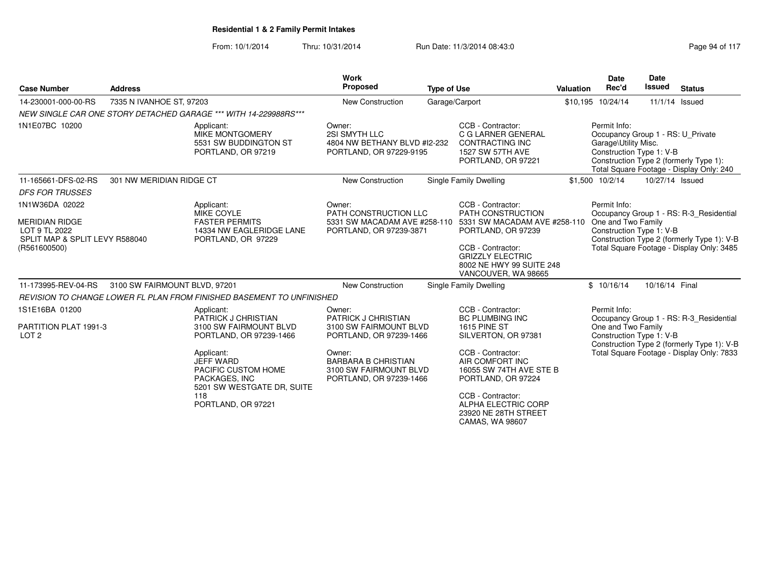**Residential 1 & 2 Family Permit Intakes**

From: 10/1/2014 Thru: 10/31/2014 Run Date: 11/3/2014 08:43:0

| Case Number | Address | Work Proposed | Type of Use | Valuation | Date Rec'd | Date Issued | Status |
|---|---|---|---|---|---|---|---|
| 14-230001-000-00-RS | 7335 N IVANHOE ST, 97203 | New Construction | Garage/Carport | $10,195 | 10/24/14 | 11/1/14 | Issued |
| *NEW SINGLE CAR ONE STORY DETACHED GARAGE *** WITH 14-229988RS**** | | | | | | | |
| 1N1E07BC 10200 | Applicant: MIKE MONTGOMERY 5531 SW BUDDINGTON ST PORTLAND, OR 97219 | Owner: 2SI SMYTH LLC 4804 NW BETHANY BLVD #I2-232 PORTLAND, OR 97229-9195 | CCB - Contractor: C G LARNER GENERAL CONTRACTING INC 1527 SW 57TH AVE PORTLAND, OR 97221 | | Permit Info: Occupancy Group 1 - RS: U_Private Garage\Utility Misc. Construction Type 1: V-B Construction Type 2 (formerly Type 1): Total Square Footage - Display Only: 240 | | |
| 11-165661-DFS-02-RS | 301 NW MERIDIAN RIDGE CT | New Construction | Single Family Dwelling | $1,500 | 10/2/14 | 10/27/14 | Issued |
| *DFS FOR TRUSSES* | | | | | | | |
| 1N1W36DA 02022<br><br>MERIDIAN RIDGE<br>LOT 9 TL 2022<br>SPLIT MAP & SPLIT LEVY R588040<br>(R561600500) | Applicant: MIKE COYLE FASTER PERMITS 14334 NW EAGLERIDGE LANE PORTLAND, OR 97229 | Owner: PATH CONSTRUCTION LLC 5331 SW MACADAM AVE #258-110 PORTLAND, OR 97239-3871 | CCB - Contractor: PATH CONSTRUCTION 5331 SW MACADAM AVE #258-110 PORTLAND, OR 97239<br><br>CCB - Contractor: GRIZZLY ELECTRIC 8002 NE HWY 99 SUITE 248 VANCOUVER, WA 98665 | | Permit Info: Occupancy Group 1 - RS: R-3_Residential One and Two Family Construction Type 1: V-B Construction Type 2 (formerly Type 1): V-B Total Square Footage - Display Only: 3485 | | |
| 11-173995-REV-04-RS | 3100 SW FAIRMOUNT BLVD, 97201 | New Construction | Single Family Dwelling | $ | 10/16/14 | 10/16/14 | Final |
| *REVISION TO CHANGE LOWER FL PLAN FROM FINISHED BASEMENT TO UNFINISHED* | | | | | | | |
| 1S1E16BA 01200<br><br>PARTITION PLAT 1991-3<br>LOT 2 | Applicant: PATRICK J CHRISTIAN 3100 SW FAIRMOUNT BLVD PORTLAND, OR 97239-1466<br><br>Applicant: JEFF WARD PACIFIC CUSTOM HOME PACKAGES, INC 5201 SW WESTGATE DR, SUITE 118 PORTLAND, OR 97221 | Owner: PATRICK J CHRISTIAN 3100 SW FAIRMOUNT BLVD PORTLAND, OR 97239-1466<br><br>Owner: BARBARA B CHRISTIAN 3100 SW FAIRMOUNT BLVD PORTLAND, OR 97239-1466 | CCB - Contractor: BC PLUMBING INC 1615 PINE ST SILVERTON, OR 97381<br><br>CCB - Contractor: AIR COMFORT INC 16055 SW 74TH AVE STE B PORTLAND, OR 97224<br><br>CCB - Contractor: ALPHA ELECTRIC CORP 23920 NE 28TH STREET CAMAS, WA 98607 | | Permit Info: Occupancy Group 1 - RS: R-3_Residential One and Two Family Construction Type 1: V-B Construction Type 2 (formerly Type 1): V-B Total Square Footage - Display Only: 7833 | | |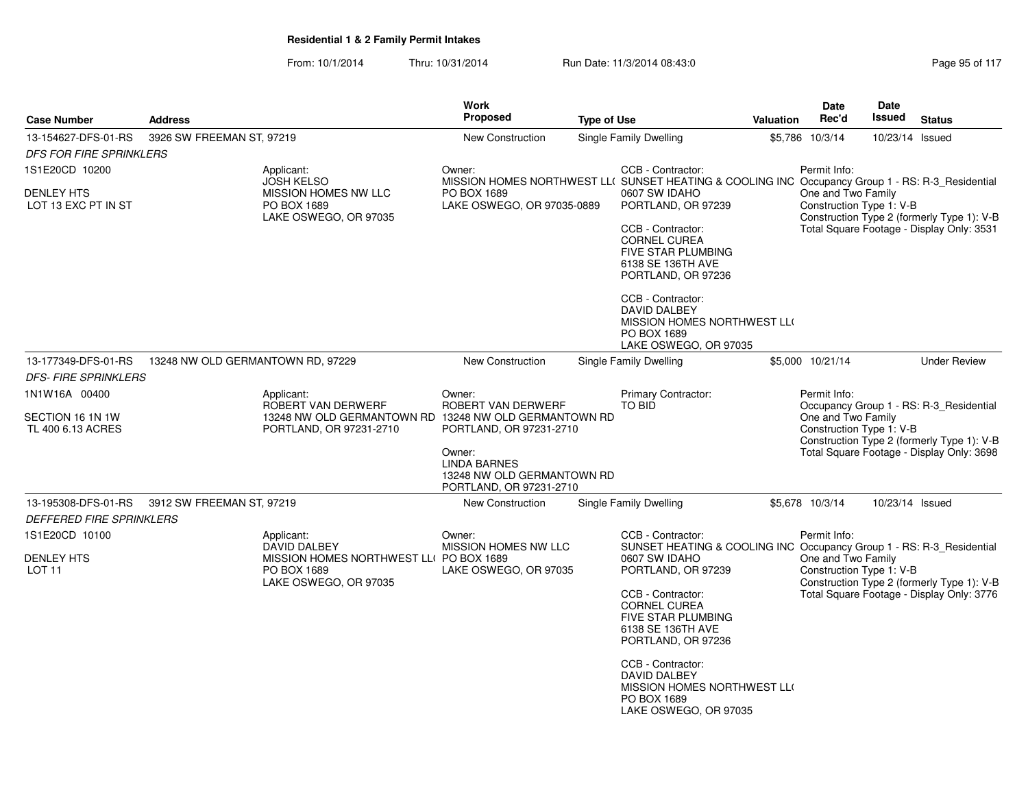**Residential 1 & 2 Family Permit Intakes**

From: 10/1/2014 Thru: 10/31/2014 Run Date: 11/3/2014 08:43:0

| Case Number | Address | Work Proposed | Type of Use | Valuation | Date Rec'd | Date Issued | Status |
|---|---|---|---|---|---|---|---|
| 13-154627-DFS-01-RS | 3926 SW FREEMAN ST, 97219 | New Construction | Single Family Dwelling | $5,786 | 10/3/14 | 10/23/14 | Issued |

*DFS FOR FIRE SPRINKLERS*

1S1E20CD 10200
DENLEY HTS
LOT 13 EXC PT IN ST

Applicant:
JOSH KELSO
MISSION HOMES NW LLC
PO BOX 1689
LAKE OSWEGO, OR 97035

Owner:
MISSION HOMES NORTHWEST LL(
PO BOX 1689
LAKE OSWEGO, OR 97035-0889

CCB - Contractor:
SUNSET HEATING & COOLING INC
0607 SW IDAHO
PORTLAND, OR 97239

CCB - Contractor:
CORNEL CUREA
FIVE STAR PLUMBING
6138 SE 136TH AVE
PORTLAND, OR 97236

CCB - Contractor:
DAVID DALBEY
MISSION HOMES NORTHWEST LL(
PO BOX 1689
LAKE OSWEGO, OR 97035

Permit Info:
Occupancy Group 1 - RS: R-3_Residential One and Two Family
Construction Type 1: V-B
Construction Type 2 (formerly Type 1): V-B
Total Square Footage - Display Only: 3531

| Case Number | Address | Work Proposed | Type of Use | Valuation | Date Rec'd | Date Issued | Status |
|---|---|---|---|---|---|---|---|
| 13-177349-DFS-01-RS | 13248 NW OLD GERMANTOWN RD, 97229 | New Construction | Single Family Dwelling | $5,000 | 10/21/14 | | Under Review |

*DFS- FIRE SPRINKLERS*

1N1W16A 00400
SECTION 16 1N 1W
TL 400 6.13 ACRES

Applicant:
ROBERT VAN DERWERF
13248 NW OLD GERMANTOWN RD
PORTLAND, OR 97231-2710

Owner:
ROBERT VAN DERWERF
13248 NW OLD GERMANTOWN RD
PORTLAND, OR 97231-2710

Owner:
LINDA BARNES
13248 NW OLD GERMANTOWN RD
PORTLAND, OR 97231-2710

Primary Contractor:
TO BID

Permit Info:
Occupancy Group 1 - RS: R-3_Residential One and Two Family
Construction Type 1: V-B
Construction Type 2 (formerly Type 1): V-B
Total Square Footage - Display Only: 3698

| Case Number | Address | Work Proposed | Type of Use | Valuation | Date Rec'd | Date Issued | Status |
|---|---|---|---|---|---|---|---|
| 13-195308-DFS-01-RS | 3912 SW FREEMAN ST, 97219 | New Construction | Single Family Dwelling | $5,678 | 10/3/14 | 10/23/14 | Issued |

*DEFFERED FIRE SPRINKLERS*

1S1E20CD 10100
DENLEY HTS
LOT 11

Applicant:
DAVID DALBEY
MISSION HOMES NORTHWEST LL(
PO BOX 1689
LAKE OSWEGO, OR 97035

Owner:
MISSION HOMES NW LLC
PO BOX 1689
LAKE OSWEGO, OR 97035

CCB - Contractor:
SUNSET HEATING & COOLING INC
0607 SW IDAHO
PORTLAND, OR 97239

CCB - Contractor:
CORNEL CUREA
FIVE STAR PLUMBING
6138 SE 136TH AVE
PORTLAND, OR 97236

CCB - Contractor:
DAVID DALBEY
MISSION HOMES NORTHWEST LL(
PO BOX 1689
LAKE OSWEGO, OR 97035

Permit Info:
Occupancy Group 1 - RS: R-3_Residential One and Two Family
Construction Type 1: V-B
Construction Type 2 (formerly Type 1): V-B
Total Square Footage - Display Only: 3776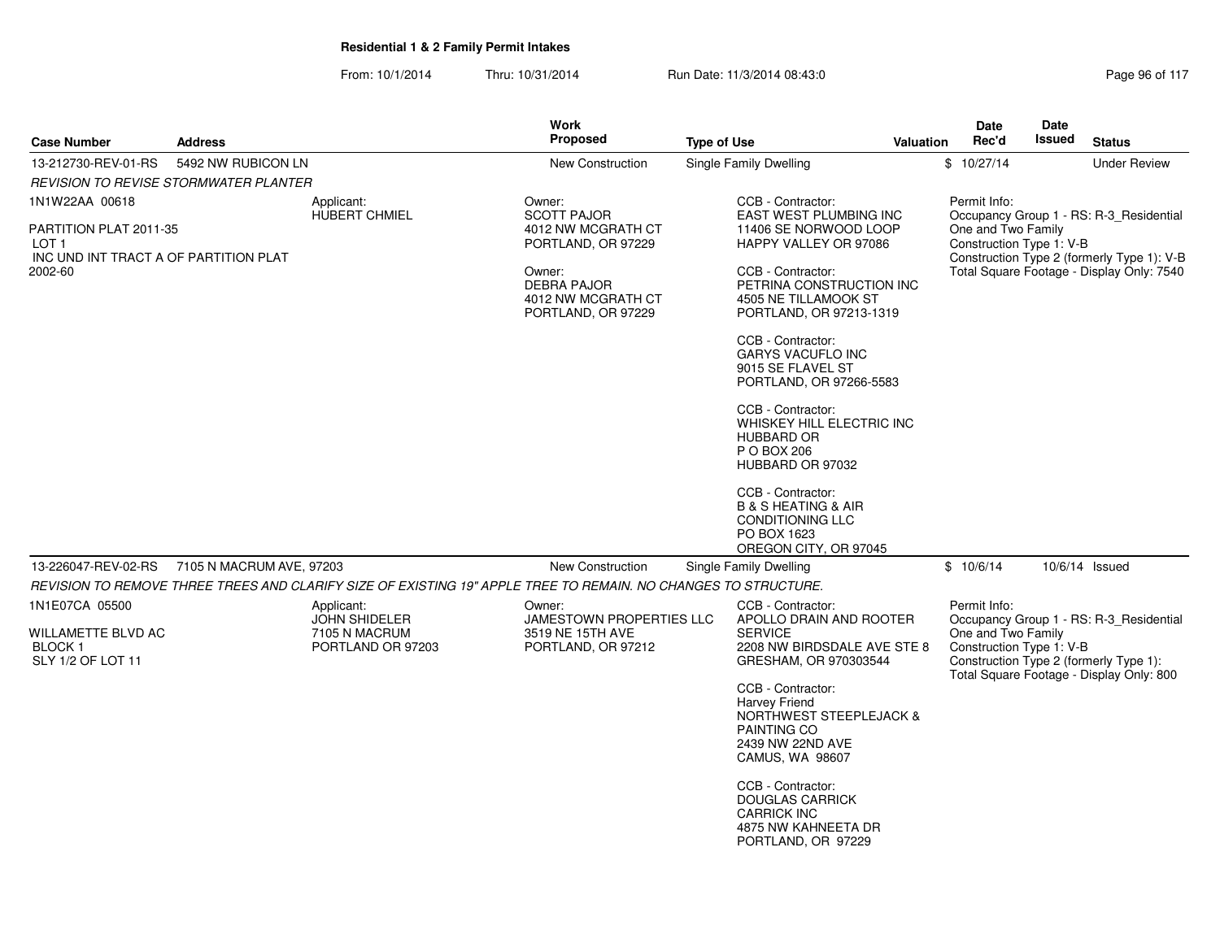**Residential 1 & 2 Family Permit Intakes**

From: 10/1/2014 Thru: 10/31/2014 Run Date: 11/3/2014 08:43:0

| Case Number | Address | Work Proposed | Type of Use | Valuation | Date Rec'd | Date Issued | Status |
|---|---|---|---|---|---|---|---|
| 13-212730-REV-01-RS | 5492 NW RUBICON LN | New Construction | Single Family Dwelling | $ | 10/27/14 | | Under Review |

*REVISION TO REVISE STORMWATER PLANTER*

1N1W22AA 00618

PARTITION PLAT 2011-35
LOT 1
INC UND INT TRACT A OF PARTITION PLAT 2002-60

Applicant:
HUBERT CHMIEL

Owner:
SCOTT PAJOR
4012 NW MCGRATH CT
PORTLAND, OR 97229

Owner:
DEBRA PAJOR
4012 NW MCGRATH CT
PORTLAND, OR 97229

CCB - Contractor:
EAST WEST PLUMBING INC
11406 SE NORWOOD LOOP
HAPPY VALLEY OR 97086

CCB - Contractor:
PETRINA CONSTRUCTION INC
4505 NE TILLAMOOK ST
PORTLAND, OR 97213-1319

CCB - Contractor:
GARYS VACUFLO INC
9015 SE FLAVEL ST
PORTLAND, OR 97266-5583

CCB - Contractor:
WHISKEY HILL ELECTRIC INC
HUBBARD OR
P O BOX 206
HUBBARD OR 97032

CCB - Contractor:
B & S HEATING & AIR CONDITIONING LLC
PO BOX 1623
OREGON CITY, OR 97045

Permit Info:
Occupancy Group 1 - RS: R-3_Residential One and Two Family
Construction Type 1: V-B
Construction Type 2 (formerly Type 1): V-B
Total Square Footage - Display Only: 7540

| Case Number | Address | Work Proposed | Type of Use | Valuation | Date Rec'd | Date Issued | Status |
|---|---|---|---|---|---|---|---|
| 13-226047-REV-02-RS | 7105 N MACRUM AVE, 97203 | New Construction | Single Family Dwelling | $ | 10/6/14 | 10/6/14 | Issued |

*REVISION TO REMOVE THREE TREES AND CLARIFY SIZE OF EXISTING 19" APPLE TREE TO REMAIN. NO CHANGES TO STRUCTURE.*

1N1E07CA 05500

WILLAMETTE BLVD AC
BLOCK 1
SLY 1/2 OF LOT 11

Applicant:
JOHN SHIDELER
7105 N MACRUM
PORTLAND OR 97203

Owner:
JAMESTOWN PROPERTIES LLC
3519 NE 15TH AVE
PORTLAND, OR 97212

CCB - Contractor:
APOLLO DRAIN AND ROOTER SERVICE
2208 NW BIRDSDALE AVE STE 8
GRESHAM, OR 970303544

CCB - Contractor:
Harvey Friend
NORTHWEST STEEPLEJACK & PAINTING CO
2439 NW 22ND AVE
CAMUS, WA 98607

CCB - Contractor:
DOUGLAS CARRICK
CARRICK INC
4875 NW KAHNEETA DR
PORTLAND, OR 97229

Permit Info:
Occupancy Group 1 - RS: R-3_Residential One and Two Family
Construction Type 1: V-B
Construction Type 2 (formerly Type 1):
Total Square Footage - Display Only: 800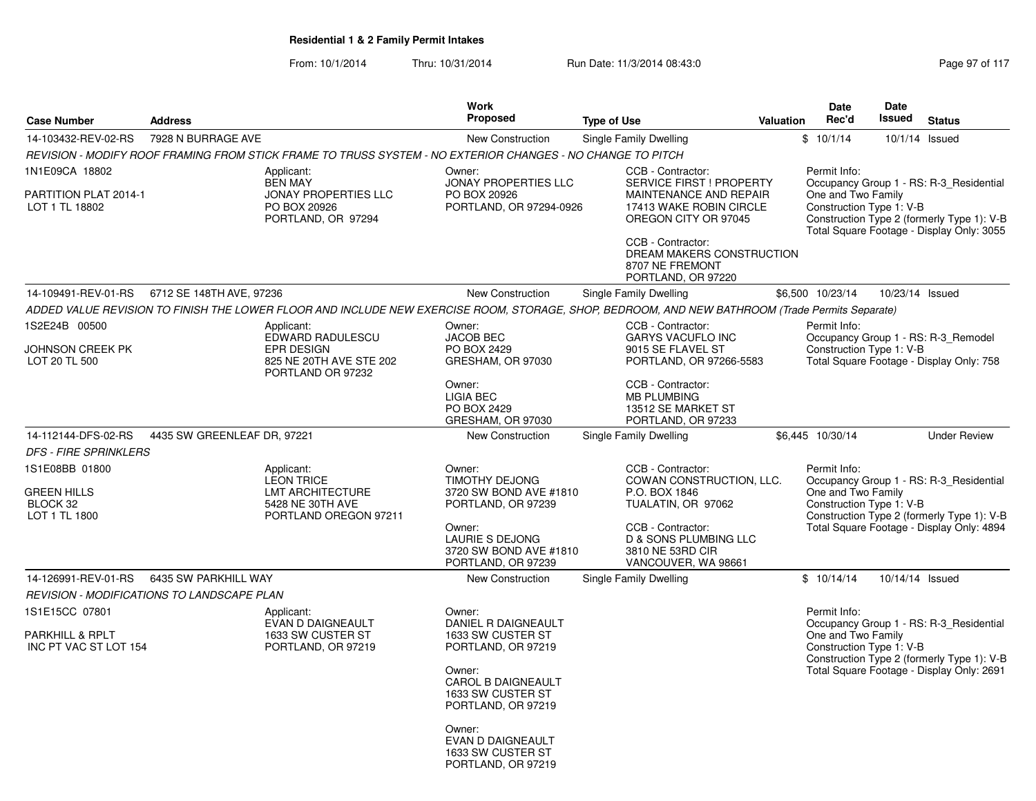**Residential 1 & 2 Family Permit Intakes**

From: 10/1/2014 Thru: 10/31/2014 Run Date: 11/3/2014 08:43:0

| Case Number | Address | Work Proposed | Type of Use | Valuation | Date Rec'd | Date Issued | Status |
|---|---|---|---|---|---|---|---|
| 14-103432-REV-02-RS | 7928 N BURRAGE AVE | New Construction | Single Family Dwelling | $ | 10/1/14 | 10/1/14 | Issued |

*REVISION - MODIFY ROOF FRAMING FROM STICK FRAME TO TRUSS SYSTEM - NO EXTERIOR CHANGES - NO CHANGE TO PITCH*

1N1E09CA 18802
PARTITION PLAT 2014-1
LOT 1 TL 18802

Applicant:
BEN MAY
JONAY PROPERTIES LLC
PO BOX 20926
PORTLAND, OR 97294

Owner:
JONAY PROPERTIES LLC
PO BOX 20926
PORTLAND, OR 97294-0926

CCB - Contractor:
SERVICE FIRST ! PROPERTY MAINTENANCE AND REPAIR
17413 WAKE ROBIN CIRCLE
OREGON CITY OR 97045

CCB - Contractor:
DREAM MAKERS CONSTRUCTION
8707 NE FREMONT
PORTLAND, OR 97220

Permit Info:
Occupancy Group 1 - RS: R-3_Residential One and Two Family
Construction Type 1: V-B
Construction Type 2 (formerly Type 1): V-B
Total Square Footage - Display Only: 3055

---

| Case Number | Address | Work Proposed | Type of Use | Valuation | Date Rec'd | Date Issued | Status |
|---|---|---|---|---|---|---|---|
| 14-109491-REV-01-RS | 6712 SE 148TH AVE, 97236 | New Construction | Single Family Dwelling | $6,500 | 10/23/14 | 10/23/14 | Issued |

*ADDED VALUE REVISION TO FINISH THE LOWER FLOOR AND INCLUDE NEW EXERCISE ROOM, STORAGE, SHOP, BEDROOM, AND NEW BATHROOM (Trade Permits Separate)*

1S2E24B 00500
JOHNSON CREEK PK
LOT 20 TL 500

Applicant:
EDWARD RADULESCU
EPR DESIGN
825 NE 20TH AVE STE 202
PORTLAND OR 97232

Owner:
JACOB BEC
PO BOX 2429
GRESHAM, OR 97030

Owner:
LIGIA BEC
PO BOX 2429
GRESHAM, OR 97030

CCB - Contractor:
GARYS VACUFLO INC
9015 SE FLAVEL ST
PORTLAND, OR 97266-5583

CCB - Contractor:
MB PLUMBING
13512 SE MARKET ST
PORTLAND, OR 97233

Permit Info:
Occupancy Group 1 - RS: R-3_Remodel
Construction Type 1: V-B
Total Square Footage - Display Only: 758

---

| Case Number | Address | Work Proposed | Type of Use | Valuation | Date Rec'd | Date Issued | Status |
|---|---|---|---|---|---|---|---|
| 14-112144-DFS-02-RS | 4435 SW GREENLEAF DR, 97221 | New Construction | Single Family Dwelling | $6,445 | 10/30/14 | | Under Review |

*DFS - FIRE SPRINKLERS*

1S1E08BB 01800
GREEN HILLS
BLOCK 32
LOT 1 TL 1800

Applicant:
LEON TRICE
LMT ARCHITECTURE
5428 NE 30TH AVE
PORTLAND OREGON 97211

Owner:
TIMOTHY DEJONG
3720 SW BOND AVE #1810
PORTLAND, OR 97239

Owner:
LAURIE S DEJONG
3720 SW BOND AVE #1810
PORTLAND, OR 97239

CCB - Contractor:
COWAN CONSTRUCTION, LLC.
P.O. BOX 1846
TUALATIN, OR 97062

CCB - Contractor:
D & SONS PLUMBING LLC
3810 NE 53RD CIR
VANCOUVER, WA 98661

Permit Info:
Occupancy Group 1 - RS: R-3_Residential One and Two Family
Construction Type 1: V-B
Construction Type 2 (formerly Type 1): V-B
Total Square Footage - Display Only: 4894

---

| Case Number | Address | Work Proposed | Type of Use | Valuation | Date Rec'd | Date Issued | Status |
|---|---|---|---|---|---|---|---|
| 14-126991-REV-01-RS | 6435 SW PARKHILL WAY | New Construction | Single Family Dwelling | $ | 10/14/14 | 10/14/14 | Issued |

*REVISION - MODIFICATIONS TO LANDSCAPE PLAN*

1S1E15CC 07801
PARKHILL & RPLT
INC PT VAC ST LOT 154

Applicant:
EVAN D DAIGNEAULT
1633 SW CUSTER ST
PORTLAND, OR 97219

Owner:
DANIEL R DAIGNEAULT
1633 SW CUSTER ST
PORTLAND, OR 97219

Owner:
CAROL B DAIGNEAULT
1633 SW CUSTER ST
PORTLAND, OR 97219

Owner:
EVAN D DAIGNEAULT
1633 SW CUSTER ST
PORTLAND, OR 97219

Permit Info:
Occupancy Group 1 - RS: R-3_Residential One and Two Family
Construction Type 1: V-B
Construction Type 2 (formerly Type 1): V-B
Total Square Footage - Display Only: 2691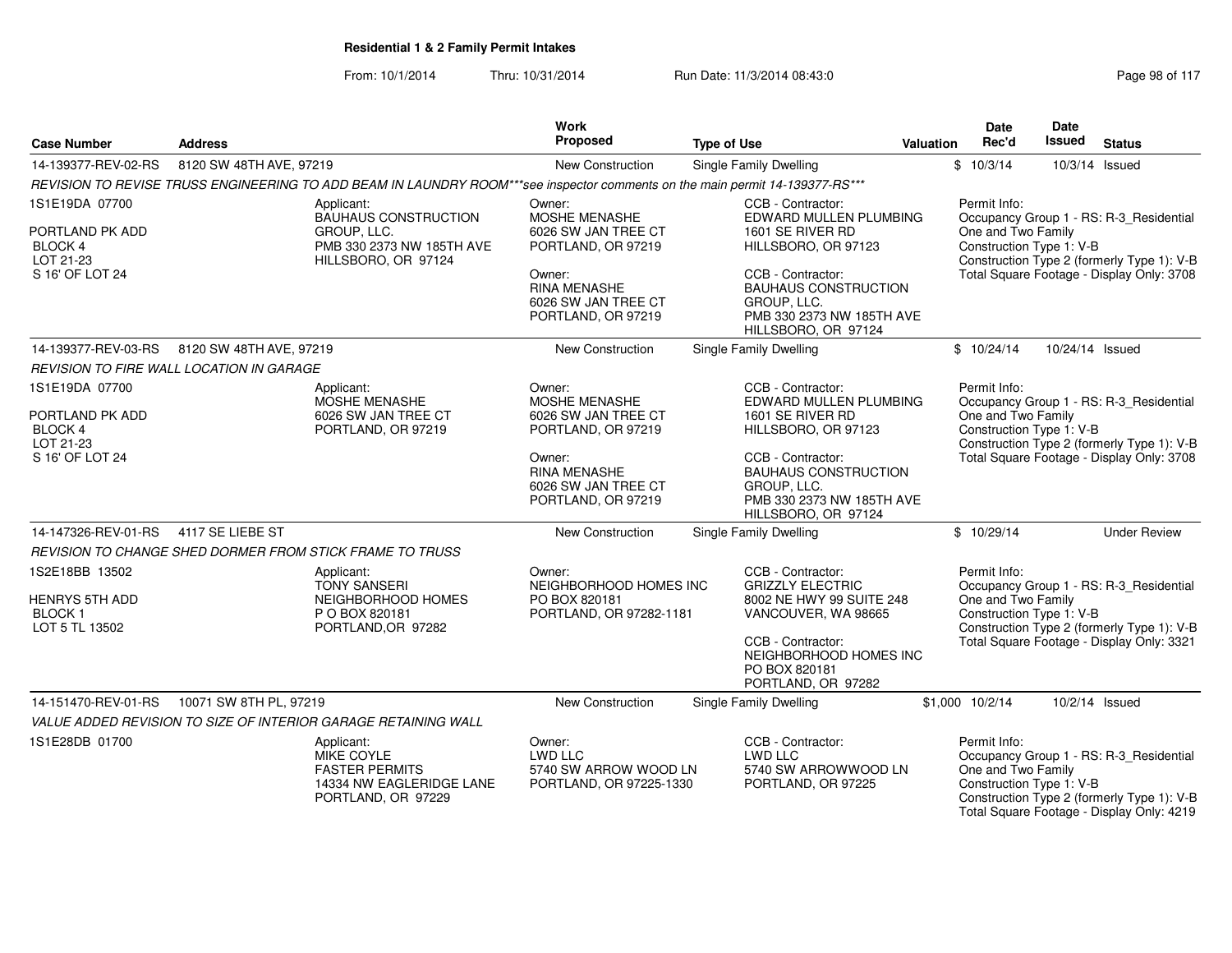**Residential 1 & 2 Family Permit Intakes**

From: 10/1/2014 Thru: 10/31/2014 Run Date: 11/3/2014 08:43:0

| Case Number | Address | Work Proposed | Type of Use | Valuation | Date Rec'd | Date Issued | Status |
|---|---|---|---|---|---|---|---|
| 14-139377-REV-02-RS | 8120 SW 48TH AVE, 97219 | New Construction | Single Family Dwelling | $ | 10/3/14 | 10/3/14 | Issued |

*REVISION TO REVISE TRUSS ENGINEERING TO ADD BEAM IN LAUNDRY ROOM***see inspector comments on the main permit 14-139377-RS****

1S1E19DA 07700

PORTLAND PK ADD
BLOCK 4
LOT 21-23
S 16' OF LOT 24

Applicant:
BAUHAUS CONSTRUCTION GROUP, LLC.
PMB 330 2373 NW 185TH AVE
HILLSBORO, OR 97124

Owner:
MOSHE MENASHE
6026 SW JAN TREE CT
PORTLAND, OR 97219

Owner:
RINA MENASHE
6026 SW JAN TREE CT
PORTLAND, OR 97219

CCB - Contractor:
EDWARD MULLEN PLUMBING
1601 SE RIVER RD
HILLSBORO, OR 97123

CCB - Contractor:
BAUHAUS CONSTRUCTION GROUP, LLC.
PMB 330 2373 NW 185TH AVE
HILLSBORO, OR 97124

Permit Info:
Occupancy Group 1 - RS: R-3_Residential One and Two Family
Construction Type 1: V-B
Construction Type 2 (formerly Type 1): V-B
Total Square Footage - Display Only: 3708

| Case Number | Address | Work Proposed | Type of Use | Valuation | Date Rec'd | Date Issued | Status |
|---|---|---|---|---|---|---|---|
| 14-139377-REV-03-RS | 8120 SW 48TH AVE, 97219 | New Construction | Single Family Dwelling | $ | 10/24/14 | 10/24/14 | Issued |

*REVISION TO FIRE WALL LOCATION IN GARAGE*

1S1E19DA 07700

PORTLAND PK ADD
BLOCK 4
LOT 21-23
S 16' OF LOT 24

Applicant:
MOSHE MENASHE
6026 SW JAN TREE CT
PORTLAND, OR 97219

Owner:
MOSHE MENASHE
6026 SW JAN TREE CT
PORTLAND, OR 97219

Owner:
RINA MENASHE
6026 SW JAN TREE CT
PORTLAND, OR 97219

CCB - Contractor:
EDWARD MULLEN PLUMBING
1601 SE RIVER RD
HILLSBORO, OR 97123

CCB - Contractor:
BAUHAUS CONSTRUCTION GROUP, LLC.
PMB 330 2373 NW 185TH AVE
HILLSBORO, OR 97124

Permit Info:
Occupancy Group 1 - RS: R-3_Residential One and Two Family
Construction Type 1: V-B
Construction Type 2 (formerly Type 1): V-B
Total Square Footage - Display Only: 3708

| Case Number | Address | Work Proposed | Type of Use | Valuation | Date Rec'd | Date Issued | Status |
|---|---|---|---|---|---|---|---|
| 14-147326-REV-01-RS | 4117 SE LIEBE ST | New Construction | Single Family Dwelling | $ | 10/29/14 | | Under Review |

*REVISION TO CHANGE SHED DORMER FROM STICK FRAME TO TRUSS*

1S2E18BB 13502

HENRYS 5TH ADD
BLOCK 1
LOT 5 TL 13502

Applicant:
TONY SANSERI
NEIGHBORHOOD HOMES
P O BOX 820181
PORTLAND,OR 97282

Owner:
NEIGHBORHOOD HOMES INC
PO BOX 820181
PORTLAND, OR 97282-1181

CCB - Contractor:
GRIZZLY ELECTRIC
8002 NE HWY 99 SUITE 248
VANCOUVER, WA 98665

CCB - Contractor:
NEIGHBORHOOD HOMES INC
PO BOX 820181
PORTLAND, OR 97282

Permit Info:
Occupancy Group 1 - RS: R-3_Residential One and Two Family
Construction Type 1: V-B
Construction Type 2 (formerly Type 1): V-B
Total Square Footage - Display Only: 3321

| Case Number | Address | Work Proposed | Type of Use | Valuation | Date Rec'd | Date Issued | Status |
|---|---|---|---|---|---|---|---|
| 14-151470-REV-01-RS | 10071 SW 8TH PL, 97219 | New Construction | Single Family Dwelling | $1,000 | 10/2/14 | 10/2/14 | Issued |

*VALUE ADDED REVISION TO SIZE OF INTERIOR GARAGE RETAINING WALL*

1S1E28DB 01700

Applicant:
MIKE COYLE
FASTER PERMITS
14334 NW EAGLERIDGE LANE
PORTLAND, OR 97229

Owner:
LWD LLC
5740 SW ARROW WOOD LN
PORTLAND, OR 97225-1330

CCB - Contractor:
LWD LLC
5740 SW ARROWWOOD LN
PORTLAND, OR 97225

Permit Info:
Occupancy Group 1 - RS: R-3_Residential One and Two Family
Construction Type 1: V-B
Construction Type 2 (formerly Type 1): V-B
Total Square Footage - Display Only: 4219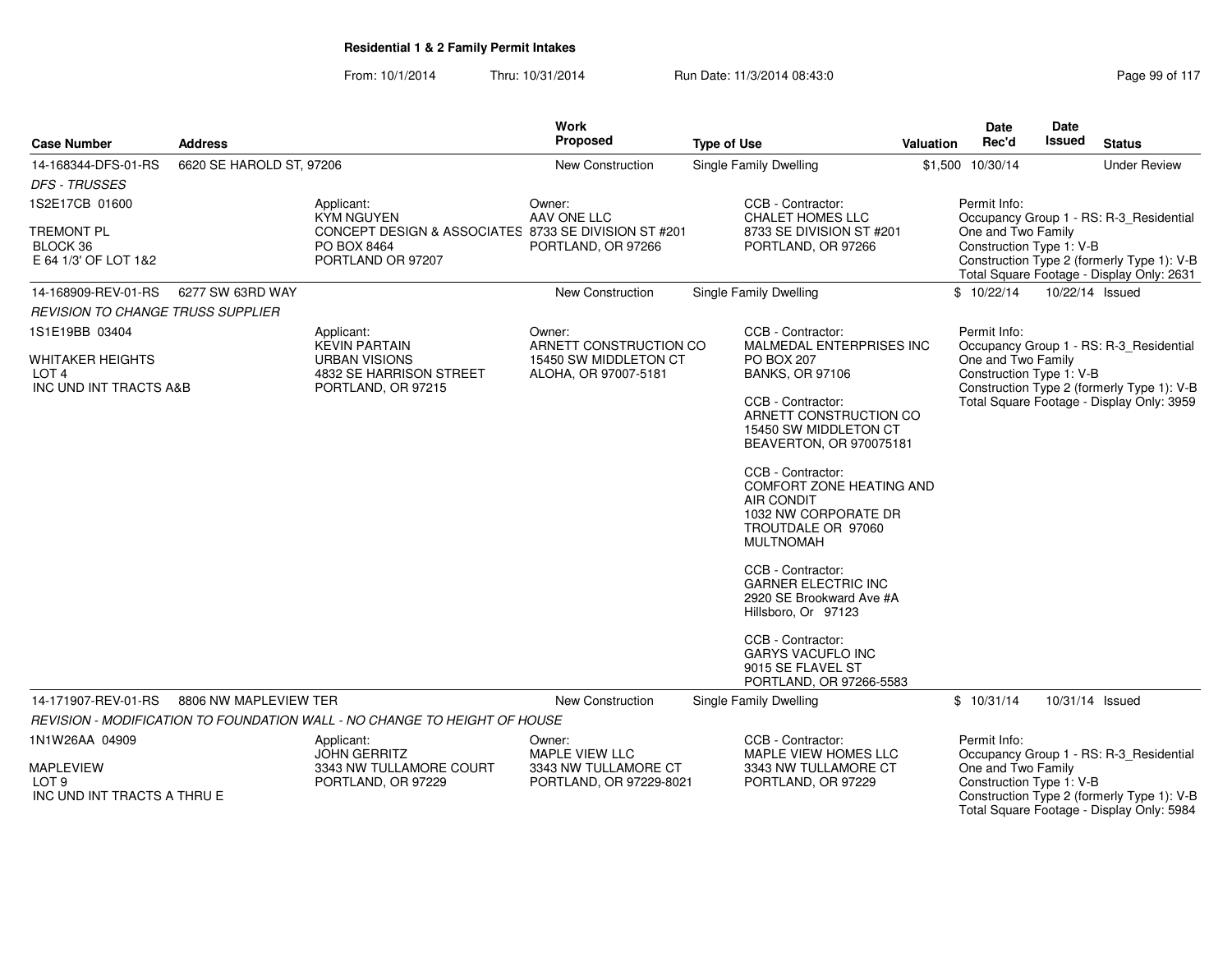## Residential 1 & 2 Family Permit Intakes

From: 10/1/2014 Thru: 10/31/2014 Run Date: 11/3/2014 08:43:0

| Case Number | Address | Work Proposed | Type of Use | Valuation | Date Rec'd | Date Issued | Status |
|---|---|---|---|---|---|---|---|
| 14-168344-DFS-01-RS | 6620 SE HAROLD ST, 97206 | New Construction | Single Family Dwelling | $1,500 | 10/30/14 | | Under Review |

*DFS - TRUSSES*

1S2E17CB 01600

TREMONT PL
BLOCK 36
E 64 1/3' OF LOT 1&2

Applicant:
KYM NGUYEN
CONCEPT DESIGN & ASSOCIATES
PO BOX 8464
PORTLAND OR 97207

Owner:
AAV ONE LLC
8733 SE DIVISION ST #201
PORTLAND, OR 97266

CCB - Contractor:
CHALET HOMES LLC
8733 SE DIVISION ST #201
PORTLAND, OR 97266

Permit Info:
Occupancy Group 1 - RS: R-3_Residential One and Two Family
Construction Type 1: V-B
Construction Type 2 (formerly Type 1): V-B
Total Square Footage - Display Only: 2631

| Case Number | Address | Work Proposed | Type of Use | Valuation | Date Rec'd | Date Issued | Status |
|---|---|---|---|---|---|---|---|
| 14-168909-REV-01-RS | 6277 SW 63RD WAY | New Construction | Single Family Dwelling | $ | 10/22/14 | 10/22/14 | Issued |

*REVISION TO CHANGE TRUSS SUPPLIER*

1S1E19BB 03404

WHITAKER HEIGHTS
LOT 4
INC UND INT TRACTS A&B

Applicant:
KEVIN PARTAIN
URBAN VISIONS
4832 SE HARRISON STREET
PORTLAND, OR 97215

Owner:
ARNETT CONSTRUCTION CO
15450 SW MIDDLETON CT
ALOHA, OR 97007-5181

CCB - Contractor:
MALMEDAL ENTERPRISES INC
PO BOX 207
BANKS, OR 97106

CCB - Contractor:
ARNETT CONSTRUCTION CO
15450 SW MIDDLETON CT
BEAVERTON, OR 970075181

CCB - Contractor:
COMFORT ZONE HEATING AND AIR CONDIT
1032 NW CORPORATE DR
TROUTDALE OR 97060
MULTNOMAH

CCB - Contractor:
GARNER ELECTRIC INC
2920 SE Brookward Ave #A
Hillsboro, Or 97123

CCB - Contractor:
GARYS VACUFLO INC
9015 SE FLAVEL ST
PORTLAND, OR 97266-5583

Permit Info:
Occupancy Group 1 - RS: R-3_Residential One and Two Family
Construction Type 1: V-B
Construction Type 2 (formerly Type 1): V-B
Total Square Footage - Display Only: 3959

| Case Number | Address | Work Proposed | Type of Use | Valuation | Date Rec'd | Date Issued | Status |
|---|---|---|---|---|---|---|---|
| 14-171907-REV-01-RS | 8806 NW MAPLEVIEW TER | New Construction | Single Family Dwelling | $ | 10/31/14 | 10/31/14 | Issued |

*REVISION - MODIFICATION TO FOUNDATION WALL - NO CHANGE TO HEIGHT OF HOUSE*

1N1W26AA 04909

MAPLEVIEW
LOT 9
INC UND INT TRACTS A THRU E

Applicant:
JOHN GERRITZ
3343 NW TULLAMORE COURT
PORTLAND, OR 97229

Owner:
MAPLE VIEW LLC
3343 NW TULLAMORE CT
PORTLAND, OR 97229-8021

CCB - Contractor:
MAPLE VIEW HOMES LLC
3343 NW TULLAMORE CT
PORTLAND, OR 97229

Permit Info:
Occupancy Group 1 - RS: R-3_Residential One and Two Family
Construction Type 1: V-B
Construction Type 2 (formerly Type 1): V-B
Total Square Footage - Display Only: 5984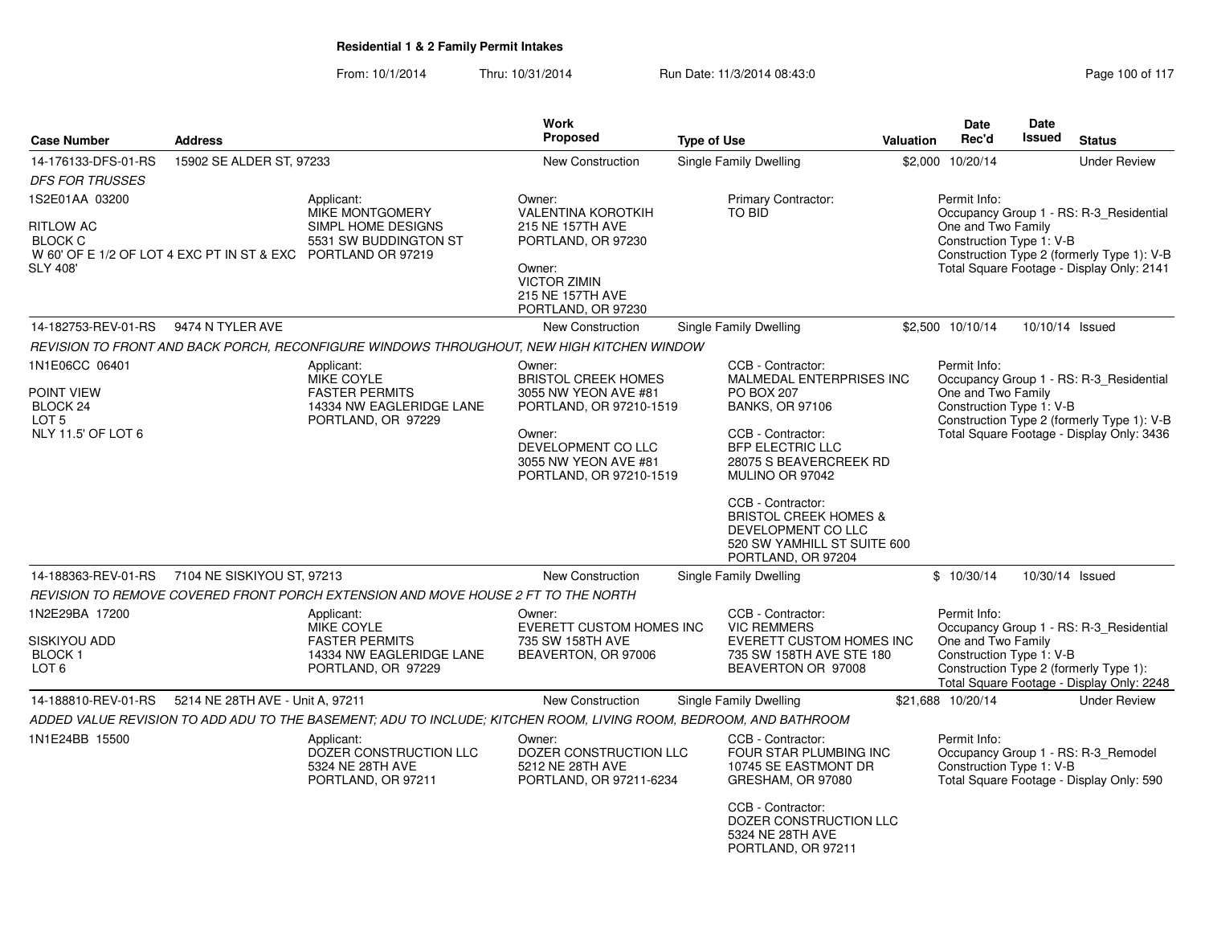## Residential 1 & 2 Family Permit Intakes

From: 10/1/2014 Thru: 10/31/2014 Run Date: 11/3/2014 08:43:0

| Case Number | Address | | Work Proposed | Type of Use | Valuation | Date Rec'd | Date Issued | Status |
|---|---|---|---|---|---|---|---|---|
| 14-176133-DFS-01-RS | 15902 SE ALDER ST, 97233 | | New Construction | Single Family Dwelling | $2,000 | 10/20/14 | | Under Review |
| *DFS FOR TRUSSES* | | | | | | | | |
| 1S2E01AA 03200<br><br>RITLOW AC<br>BLOCK C<br>W 60' OF E 1/2 OF LOT 4 EXC PT IN ST & EXC SLY 408' | | Applicant:<br>MIKE MONTGOMERY<br>SIMPL HOME DESIGNS<br>5531 SW BUDDINGTON ST<br>PORTLAND OR 97219 | Owner:<br>VALENTINA KOROTKIH<br>215 NE 157TH AVE<br>PORTLAND, OR 97230<br><br>Owner:<br>VICTOR ZIMIN<br>215 NE 157TH AVE<br>PORTLAND, OR 97230 | Primary Contractor:<br>TO BID | | Permit Info:<br>Occupancy Group 1 - RS: R-3_Residential One and Two Family<br>Construction Type 1: V-B<br>Construction Type 2 (formerly Type 1): V-B<br>Total Square Footage - Display Only: 2141 | | |
| 14-182753-REV-01-RS | 9474 N TYLER AVE | | New Construction | Single Family Dwelling | $2,500 | 10/10/14 | 10/10/14 | Issued |
| *REVISION TO FRONT AND BACK PORCH, RECONFIGURE WINDOWS THROUGHOUT, NEW HIGH KITCHEN WINDOW* | | | | | | | | |
| 1N1E06CC 06401<br><br>POINT VIEW<br>BLOCK 24<br>LOT 5<br>NLY 11.5' OF LOT 6 | | Applicant:<br>MIKE COYLE<br>FASTER PERMITS<br>14334 NW EAGLERIDGE LANE<br>PORTLAND, OR 97229 | Owner:<br>BRISTOL CREEK HOMES<br>3055 NW YEON AVE #81<br>PORTLAND, OR 97210-1519<br><br>Owner:<br>DEVELOPMENT CO LLC<br>3055 NW YEON AVE #81<br>PORTLAND, OR 97210-1519 | CCB - Contractor:<br>MALMEDAL ENTERPRISES INC<br>PO BOX 207<br>BANKS, OR 97106<br><br>CCB - Contractor:<br>BFP ELECTRIC LLC<br>28075 S BEAVERCREEK RD<br>MULINO OR 97042<br><br>CCB - Contractor:<br>BRISTOL CREEK HOMES & DEVELOPMENT CO LLC<br>520 SW YAMHILL ST SUITE 600<br>PORTLAND, OR 97204 | | Permit Info:<br>Occupancy Group 1 - RS: R-3_Residential One and Two Family<br>Construction Type 1: V-B<br>Construction Type 2 (formerly Type 1): V-B<br>Total Square Footage - Display Only: 3436 | | |
| 14-188363-REV-01-RS | 7104 NE SISKIYOU ST, 97213 | | New Construction | Single Family Dwelling | $ | 10/30/14 | 10/30/14 | Issued |
| *REVISION TO REMOVE COVERED FRONT PORCH EXTENSION AND MOVE HOUSE 2 FT TO THE NORTH* | | | | | | | | |
| 1N2E29BA 17200<br><br>SISKIYOU ADD<br>BLOCK 1<br>LOT 6 | | Applicant:<br>MIKE COYLE<br>FASTER PERMITS<br>14334 NW EAGLERIDGE LANE<br>PORTLAND, OR 97229 | Owner:<br>EVERETT CUSTOM HOMES INC<br>735 SW 158TH AVE<br>BEAVERTON, OR 97006 | CCB - Contractor:<br>VIC REMMERS<br>EVERETT CUSTOM HOMES INC<br>735 SW 158TH AVE STE 180<br>BEAVERTON OR 97008 | | Permit Info:<br>Occupancy Group 1 - RS: R-3_Residential One and Two Family<br>Construction Type 1: V-B<br>Construction Type 2 (formerly Type 1):<br>Total Square Footage - Display Only: 2248 | | |
| 14-188810-REV-01-RS | 5214 NE 28TH AVE - Unit A, 97211 | | New Construction | Single Family Dwelling | $21,688 | 10/20/14 | | Under Review |
| *ADDED VALUE REVISION TO ADD ADU TO THE BASEMENT; ADU TO INCLUDE; KITCHEN ROOM, LIVING ROOM, BEDROOM, AND BATHROOM* | | | | | | | | |
| 1N1E24BB 15500 | | Applicant:<br>DOZER CONSTRUCTION LLC<br>5324 NE 28TH AVE<br>PORTLAND, OR 97211 | Owner:<br>DOZER CONSTRUCTION LLC<br>5212 NE 28TH AVE<br>PORTLAND, OR 97211-6234 | CCB - Contractor:<br>FOUR STAR PLUMBING INC<br>10745 SE EASTMONT DR<br>GRESHAM, OR 97080<br><br>CCB - Contractor:<br>DOZER CONSTRUCTION LLC<br>5324 NE 28TH AVE<br>PORTLAND, OR 97211 | | Permit Info:<br>Occupancy Group 1 - RS: R-3_Remodel<br>Construction Type 1: V-B<br>Total Square Footage - Display Only: 590 | | |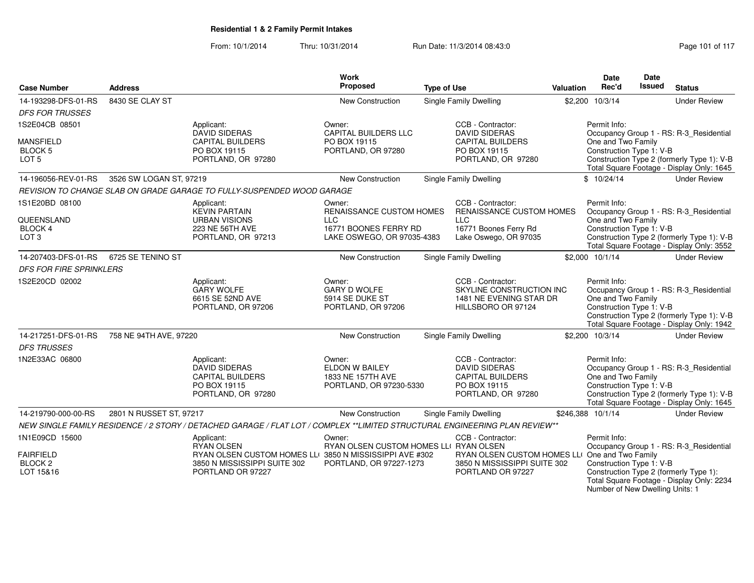**Residential 1 & 2 Family Permit Intakes**

From: 10/1/2014 Thru: 10/31/2014 Run Date: 11/3/2014 08:43:0

| Case Number | Address | | Work Proposed | Type of Use | Valuation | Date Rec'd | Date Issued | Status |
|---|---|---|---|---|---|---|---|---|
| 14-193298-DFS-01-RS | 8430 SE CLAY ST | | New Construction | Single Family Dwelling | $2,200 | 10/3/14 | | Under Review |
| *DFS FOR TRUSSES* | | | | | | | | |
| 1S2E04CB 08501<br>MANSFIELD<br>BLOCK 5<br>LOT 5 | | Applicant:<br>DAVID SIDERAS<br>CAPITAL BUILDERS<br>PO BOX 19115<br>PORTLAND, OR 97280 | Owner:<br>CAPITAL BUILDERS LLC<br>PO BOX 19115<br>PORTLAND, OR 97280 | CCB - Contractor:<br>DAVID SIDERAS<br>CAPITAL BUILDERS<br>PO BOX 19115<br>PORTLAND, OR 97280 | | Permit Info:<br>Occupancy Group 1 - RS: R-3_Residential One and Two Family<br>Construction Type 1: V-B<br>Construction Type 2 (formerly Type 1): V-B<br>Total Square Footage - Display Only: 1645 | | |
| 14-196056-REV-01-RS | 3526 SW LOGAN ST, 97219 | | New Construction | Single Family Dwelling | $ | 10/24/14 | | Under Review |
| *REVISION TO CHANGE SLAB ON GRADE GARAGE TO FULLY-SUSPENDED WOOD GARAGE* | | | | | | | | |
| 1S1E20BD 08100<br>QUEENSLAND<br>BLOCK 4<br>LOT 3 | | Applicant:<br>KEVIN PARTAIN<br>URBAN VISIONS<br>223 NE 56TH AVE<br>PORTLAND, OR 97213 | Owner:<br>RENAISSANCE CUSTOM HOMES LLC<br>16771 BOONES FERRY RD<br>LAKE OSWEGO, OR 97035-4383 | CCB - Contractor:<br>RENAISSANCE CUSTOM HOMES LLC<br>16771 Boones Ferry Rd<br>Lake Oswego, OR 97035 | | Permit Info:<br>Occupancy Group 1 - RS: R-3_Residential One and Two Family<br>Construction Type 1: V-B<br>Construction Type 2 (formerly Type 1): V-B<br>Total Square Footage - Display Only: 3552 | | |
| 14-207403-DFS-01-RS | 6725 SE TENINO ST | | New Construction | Single Family Dwelling | $2,000 | 10/1/14 | | Under Review |
| *DFS FOR FIRE SPRINKLERS* | | | | | | | | |
| 1S2E20CD 02002 | | Applicant:<br>GARY WOLFE<br>6615 SE 52ND AVE<br>PORTLAND, OR 97206 | Owner:<br>GARY D WOLFE<br>5914 SE DUKE ST<br>PORTLAND, OR 97206 | CCB - Contractor:<br>SKYLINE CONSTRUCTION INC<br>1481 NE EVENING STAR DR<br>HILLSBORO OR 97124 | | Permit Info:<br>Occupancy Group 1 - RS: R-3_Residential One and Two Family<br>Construction Type 1: V-B<br>Construction Type 2 (formerly Type 1): V-B<br>Total Square Footage - Display Only: 1942 | | |
| 14-217251-DFS-01-RS | 758 NE 94TH AVE, 97220 | | New Construction | Single Family Dwelling | $2,200 | 10/3/14 | | Under Review |
| *DFS TRUSSES* | | | | | | | | |
| 1N2E33AC 06800 | | Applicant:<br>DAVID SIDERAS<br>CAPITAL BUILDERS<br>PO BOX 19115<br>PORTLAND, OR 97280 | Owner:<br>ELDON W BAILEY<br>1833 NE 157TH AVE<br>PORTLAND, OR 97230-5330 | CCB - Contractor:<br>DAVID SIDERAS<br>CAPITAL BUILDERS<br>PO BOX 19115<br>PORTLAND, OR 97280 | | Permit Info:<br>Occupancy Group 1 - RS: R-3_Residential One and Two Family<br>Construction Type 1: V-B<br>Construction Type 2 (formerly Type 1): V-B<br>Total Square Footage - Display Only: 1645 | | |
| 14-219790-000-00-RS | 2801 N RUSSET ST, 97217 | | New Construction | Single Family Dwelling | $246,388 | 10/1/14 | | Under Review |
| *NEW SINGLE FAMILY RESIDENCE / 2 STORY / DETACHED GARAGE / FLAT LOT / COMPLEX **LIMITED STRUCTURAL ENGINEERING PLAN REVIEW*** | | | | | | | | |
| 1N1E09CD 15600<br>FAIRFIELD<br>BLOCK 2<br>LOT 15&16 | | Applicant:<br>RYAN OLSEN<br>RYAN OLSEN CUSTOM HOMES LL(<br>3850 N MISSISSIPPI SUITE 302<br>PORTLAND OR 97227 | Owner:<br>RYAN OLSEN CUSTOM HOMES LL(<br>3850 N MISSISSIPPI AVE #302<br>PORTLAND, OR 97227-1273 | CCB - Contractor:<br>RYAN OLSEN<br>RYAN OLSEN CUSTOM HOMES LL(<br>3850 N MISSISSIPPI SUITE 302<br>PORTLAND OR 97227 | | Permit Info:<br>Occupancy Group 1 - RS: R-3_Residential One and Two Family<br>Construction Type 1: V-B<br>Construction Type 2 (formerly Type 1):<br>Total Square Footage - Display Only: 2234<br>Number of New Dwelling Units: 1 | | |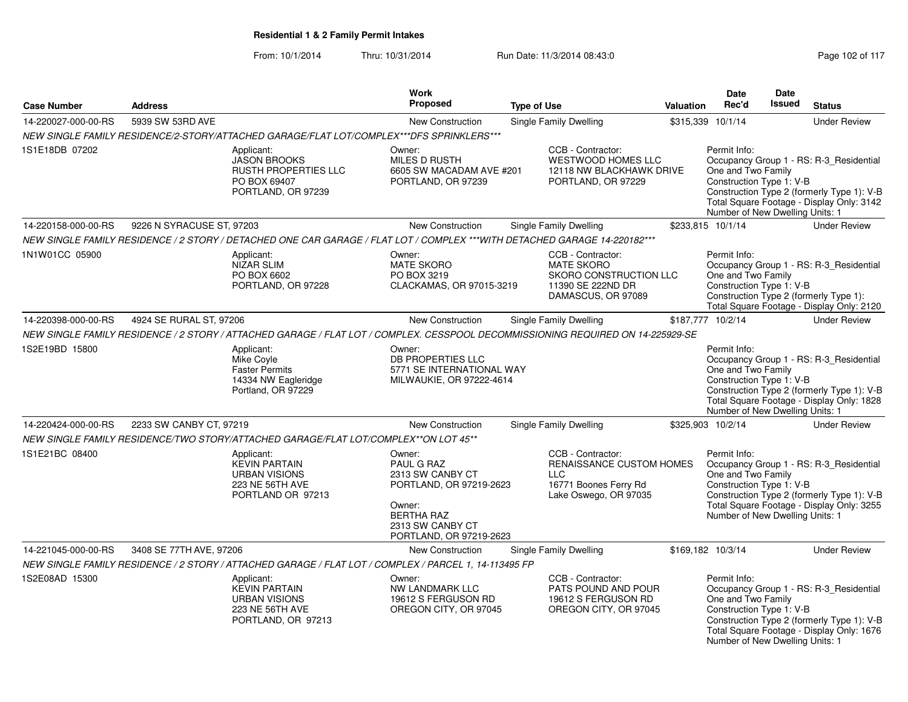# Residential 1 & 2 Family Permit Intakes

From: 10/1/2014 Thru: 10/31/2014 Run Date: 11/3/2014 08:43:0

| Case Number | Address | Work Proposed | Type of Use | Valuation | Date Rec'd | Date Issued | Status |
|---|---|---|---|---|---|---|---|
| 14-220027-000-00-RS | 5939 SW 53RD AVE | New Construction | Single Family Dwelling | $315,339 | 10/1/14 | | Under Review |

NEW SINGLE FAMILY RESIDENCE/2-STORY/ATTACHED GARAGE/FLAT LOT/COMPLEX***DFS SPRINKLERS***

1S1E18DB 07202

Applicant:
JASON BROOKS
RUSTH PROPERTIES LLC
PO BOX 69407
PORTLAND, OR 97239

Owner:
MILES D RUSTH
6605 SW MACADAM AVE #201
PORTLAND, OR 97239

CCB - Contractor:
WESTWOOD HOMES LLC
12118 NW BLACKHAWK DRIVE
PORTLAND, OR 97229

Permit Info:
Occupancy Group 1 - RS: R-3_Residential One and Two Family
Construction Type 1: V-B
Construction Type 2 (formerly Type 1): V-B
Total Square Footage - Display Only: 3142
Number of New Dwelling Units: 1

| Case Number | Address | Work Proposed | Type of Use | Valuation | Date Rec'd | Date Issued | Status |
|---|---|---|---|---|---|---|---|
| 14-220158-000-00-RS | 9226 N SYRACUSE ST, 97203 | New Construction | Single Family Dwelling | $233,815 | 10/1/14 | | Under Review |

NEW SINGLE FAMILY RESIDENCE / 2 STORY / DETACHED ONE CAR GARAGE / FLAT LOT / COMPLEX ***WITH DETACHED GARAGE 14-220182***

1N1W01CC 05900

Applicant:
NIZAR SLIM
PO BOX 6602
PORTLAND, OR 97228

Owner:
MATE SKORO
PO BOX 3219
CLACKAMAS, OR 97015-3219

CCB - Contractor:
MATE SKORO
SKORO CONSTRUCTION LLC
11390 SE 222ND DR
DAMASCUS, OR 97089

Permit Info:
Occupancy Group 1 - RS: R-3_Residential One and Two Family
Construction Type 1: V-B
Construction Type 2 (formerly Type 1):
Total Square Footage - Display Only: 2120

| Case Number | Address | Work Proposed | Type of Use | Valuation | Date Rec'd | Date Issued | Status |
|---|---|---|---|---|---|---|---|
| 14-220398-000-00-RS | 4924 SE RURAL ST, 97206 | New Construction | Single Family Dwelling | $187,777 | 10/2/14 | | Under Review |

NEW SINGLE FAMILY RESIDENCE / 2 STORY / ATTACHED GARAGE / FLAT LOT / COMPLEX. CESSPOOL DECOMMISSIONING REQUIRED ON 14-225929-SE

1S2E19BD 15800

Applicant:
Mike Coyle
Faster Permits
14334 NW Eagleridge
Portland, OR 97229

Owner:
DB PROPERTIES LLC
5771 SE INTERNATIONAL WAY
MILWAUKIE, OR 97222-4614

Permit Info:
Occupancy Group 1 - RS: R-3_Residential One and Two Family
Construction Type 1: V-B
Construction Type 2 (formerly Type 1): V-B
Total Square Footage - Display Only: 1828
Number of New Dwelling Units: 1

| Case Number | Address | Work Proposed | Type of Use | Valuation | Date Rec'd | Date Issued | Status |
|---|---|---|---|---|---|---|---|
| 14-220424-000-00-RS | 2233 SW CANBY CT, 97219 | New Construction | Single Family Dwelling | $325,903 | 10/2/14 | | Under Review |

NEW SINGLE FAMILY RESIDENCE/TWO STORY/ATTACHED GARAGE/FLAT LOT/COMPLEX**ON LOT 45**

1S1E21BC 08400

Applicant:
KEVIN PARTAIN
URBAN VISIONS
223 NE 56TH AVE
PORTLAND OR 97213

Owner:
PAUL G RAZ
2313 SW CANBY CT
PORTLAND, OR 97219-2623

Owner:
BERTHA RAZ
2313 SW CANBY CT
PORTLAND, OR 97219-2623

CCB - Contractor:
RENAISSANCE CUSTOM HOMES LLC
16771 Boones Ferry Rd
Lake Oswego, OR 97035

Permit Info:
Occupancy Group 1 - RS: R-3_Residential One and Two Family
Construction Type 1: V-B
Construction Type 2 (formerly Type 1): V-B
Total Square Footage - Display Only: 3255
Number of New Dwelling Units: 1

| Case Number | Address | Work Proposed | Type of Use | Valuation | Date Rec'd | Date Issued | Status |
|---|---|---|---|---|---|---|---|
| 14-221045-000-00-RS | 3408 SE 77TH AVE, 97206 | New Construction | Single Family Dwelling | $169,182 | 10/3/14 | | Under Review |

NEW SINGLE FAMILY RESIDENCE / 2 STORY / ATTACHED GARAGE / FLAT LOT / COMPLEX / PARCEL 1, 14-113495 FP

1S2E08AD 15300

Applicant:
KEVIN PARTAIN
URBAN VISIONS
223 NE 56TH AVE
PORTLAND, OR 97213

Owner:
NW LANDMARK LLC
19612 S FERGUSON RD
OREGON CITY, OR 97045

CCB - Contractor:
PATS POUND AND POUR
19612 S FERGUSON RD
OREGON CITY, OR 97045

Permit Info:
Occupancy Group 1 - RS: R-3_Residential One and Two Family
Construction Type 1: V-B
Construction Type 2 (formerly Type 1): V-B
Total Square Footage - Display Only: 1676
Number of New Dwelling Units: 1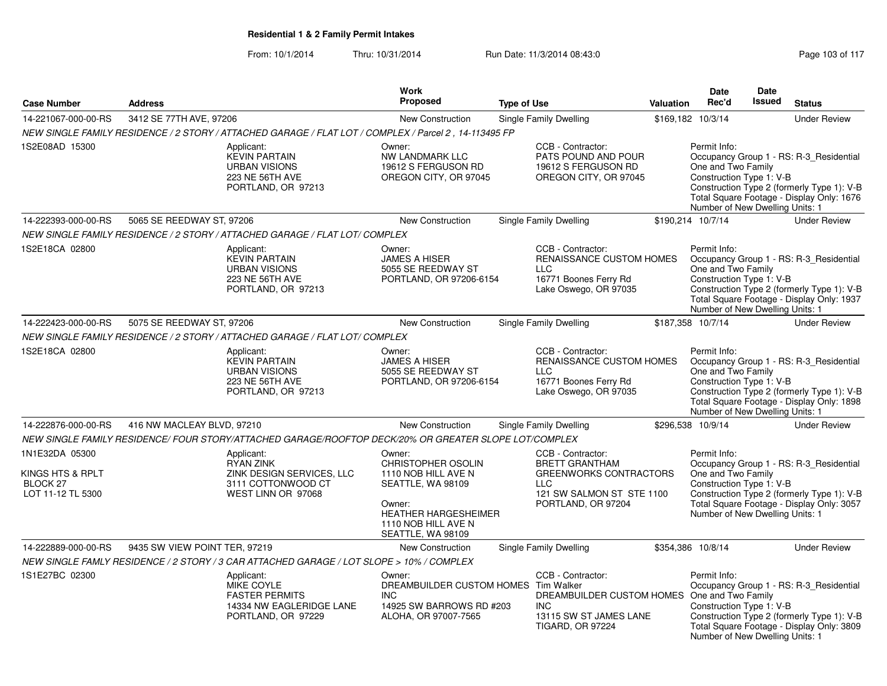**Residential 1 & 2 Family Permit Intakes**

From: 10/1/2014 Thru: 10/31/2014 Run Date: 11/3/2014 08:43:0

| Case Number | Address | Work Proposed | Type of Use | Valuation | Date Rec'd | Date Issued | Status |
|---|---|---|---|---|---|---|---|
| 14-221067-000-00-RS | 3412 SE 77TH AVE, 97206 | New Construction | Single Family Dwelling | $169,182 | 10/3/14 | | Under Review |

*NEW SINGLE FAMILY RESIDENCE / 2 STORY / ATTACHED GARAGE / FLAT LOT / COMPLEX / Parcel 2 , 14-113495 FP*

1S2E08AD 15300

Applicant: KEVIN PARTAIN, URBAN VISIONS, 223 NE 56TH AVE, PORTLAND, OR 97213

Owner: NW LANDMARK LLC, 19612 S FERGUSON RD, OREGON CITY, OR 97045

CCB - Contractor: PATS POUND AND POUR, 19612 S FERGUSON RD, OREGON CITY, OR 97045

Permit Info: Occupancy Group 1 - RS: R-3_Residential One and Two Family; Construction Type 1: V-B; Construction Type 2 (formerly Type 1): V-B; Total Square Footage - Display Only: 1676; Number of New Dwelling Units: 1

| Case Number | Address | Work Proposed | Type of Use | Valuation | Date Rec'd | Date Issued | Status |
|---|---|---|---|---|---|---|---|
| 14-222393-000-00-RS | 5065 SE REEDWAY ST, 97206 | New Construction | Single Family Dwelling | $190,214 | 10/7/14 | | Under Review |

*NEW SINGLE FAMILY RESIDENCE / 2 STORY / ATTACHED GARAGE / FLAT LOT/ COMPLEX*

1S2E18CA 02800

Applicant: KEVIN PARTAIN, URBAN VISIONS, 223 NE 56TH AVE, PORTLAND, OR 97213

Owner: JAMES A HISER, 5055 SE REEDWAY ST, PORTLAND, OR 97206-6154

CCB - Contractor: RENAISSANCE CUSTOM HOMES LLC, 16771 Boones Ferry Rd, Lake Oswego, OR 97035

Permit Info: Occupancy Group 1 - RS: R-3_Residential One and Two Family; Construction Type 1: V-B; Construction Type 2 (formerly Type 1): V-B; Total Square Footage - Display Only: 1937; Number of New Dwelling Units: 1

| Case Number | Address | Work Proposed | Type of Use | Valuation | Date Rec'd | Date Issued | Status |
|---|---|---|---|---|---|---|---|
| 14-222423-000-00-RS | 5075 SE REEDWAY ST, 97206 | New Construction | Single Family Dwelling | $187,358 | 10/7/14 | | Under Review |

*NEW SINGLE FAMILY RESIDENCE / 2 STORY / ATTACHED GARAGE / FLAT LOT/ COMPLEX*

1S2E18CA 02800

Applicant: KEVIN PARTAIN, URBAN VISIONS, 223 NE 56TH AVE, PORTLAND, OR 97213

Owner: JAMES A HISER, 5055 SE REEDWAY ST, PORTLAND, OR 97206-6154

CCB - Contractor: RENAISSANCE CUSTOM HOMES LLC, 16771 Boones Ferry Rd, Lake Oswego, OR 97035

Permit Info: Occupancy Group 1 - RS: R-3_Residential One and Two Family; Construction Type 1: V-B; Construction Type 2 (formerly Type 1): V-B; Total Square Footage - Display Only: 1898; Number of New Dwelling Units: 1

| Case Number | Address | Work Proposed | Type of Use | Valuation | Date Rec'd | Date Issued | Status |
|---|---|---|---|---|---|---|---|
| 14-222876-000-00-RS | 416 NW MACLEAY BLVD, 97210 | New Construction | Single Family Dwelling | $296,538 | 10/9/14 | | Under Review |

*NEW SINGLE FAMILY RESIDENCE/ FOUR STORY/ATTACHED GARAGE/ROOFTOP DECK/20% OR GREATER SLOPE LOT/COMPLEX*

1N1E32DA 05300

KINGS HTS & RPLT
BLOCK 27
LOT 11-12 TL 5300

Applicant: RYAN ZINK, ZINK DESIGN SERVICES, LLC, 3111 COTTONWOOD CT, WEST LINN OR 97068

Owner: CHRISTOPHER OSOLIN, 1110 NOB HILL AVE N, SEATTLE, WA 98109

Owner: HEATHER HARGESHEIMER, 1110 NOB HILL AVE N, SEATTLE, WA 98109

CCB - Contractor: BRETT GRANTHAM, GREENWORKS CONTRACTORS LLC, 121 SW SALMON ST STE 1100, PORTLAND, OR 97204

Permit Info: Occupancy Group 1 - RS: R-3_Residential One and Two Family; Construction Type 1: V-B; Construction Type 2 (formerly Type 1): V-B; Total Square Footage - Display Only: 3057; Number of New Dwelling Units: 1

| Case Number | Address | Work Proposed | Type of Use | Valuation | Date Rec'd | Date Issued | Status |
|---|---|---|---|---|---|---|---|
| 14-222889-000-00-RS | 9435 SW VIEW POINT TER, 97219 | New Construction | Single Family Dwelling | $354,386 | 10/8/14 | | Under Review |

*NEW SINGLE FAMLY RESIDENCE / 2 STORY / 3 CAR ATTACHED GARAGE / LOT SLOPE > 10% / COMPLEX*

1S1E27BC 02300

Applicant: MIKE COYLE, FASTER PERMITS, 14334 NW EAGLERIDGE LANE, PORTLAND, OR 97229

Owner: DREAMBUILDER CUSTOM HOMES INC, 14925 SW BARROWS RD #203, ALOHA, OR 97007-7565

CCB - Contractor: Tim Walker, DREAMBUILDER CUSTOM HOMES INC, 13115 SW ST JAMES LANE, TIGARD, OR 97224

Permit Info: Occupancy Group 1 - RS: R-3_Residential One and Two Family; Construction Type 1: V-B; Construction Type 2 (formerly Type 1): V-B; Total Square Footage - Display Only: 3809; Number of New Dwelling Units: 1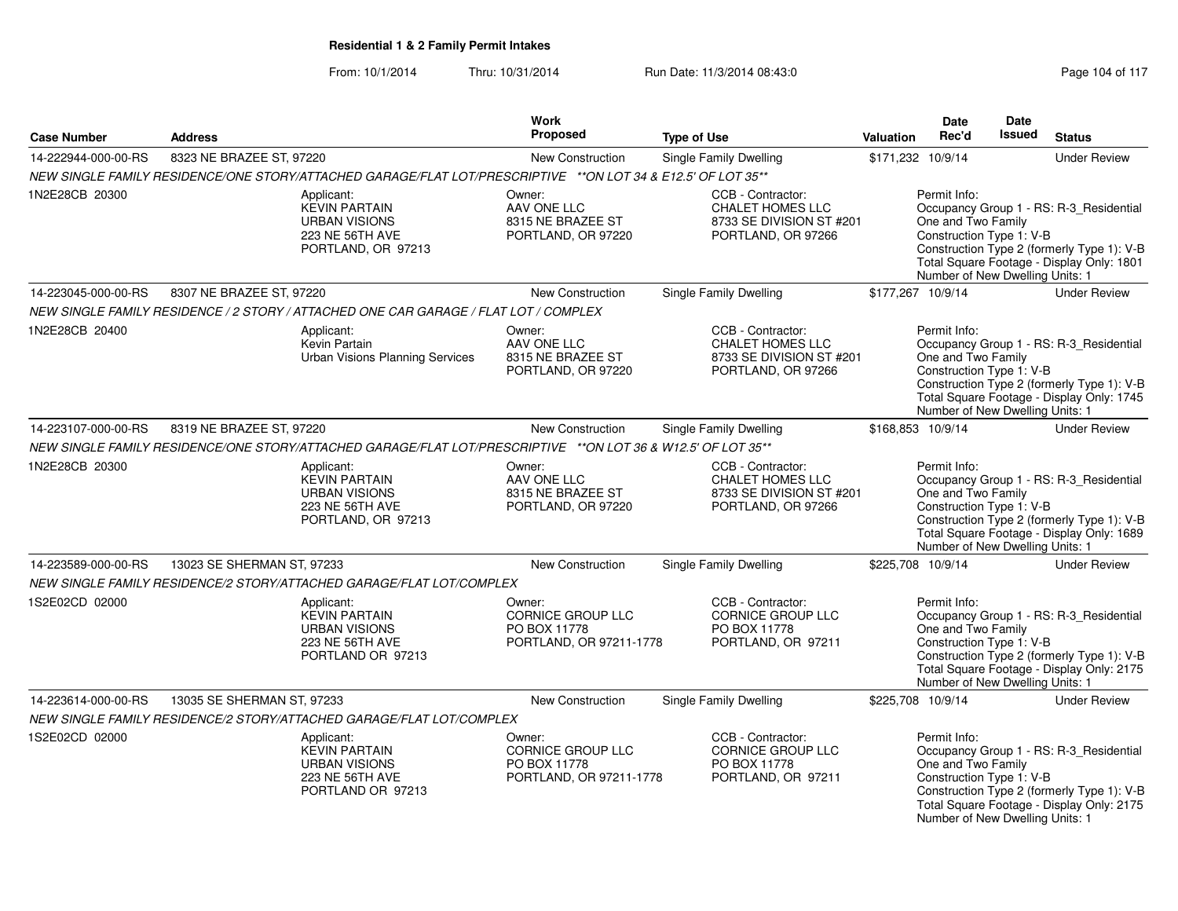**Residential 1 & 2 Family Permit Intakes**

From: 10/1/2014 Thru: 10/31/2014 Run Date: 11/3/2014 08:43:0

| Case Number | Address | Work Proposed | Type of Use | Valuation | Date Rec'd | Date Issued | Status |
|---|---|---|---|---|---|---|---|
| 14-222944-000-00-RS | 8323 NE BRAZEE ST, 97220 | New Construction | Single Family Dwelling | $171,232 | 10/9/14 | | Under Review |

*NEW SINGLE FAMILY RESIDENCE/ONE STORY/ATTACHED GARAGE/FLAT LOT/PRESCRIPTIVE **ON LOT 34 & E12.5' OF LOT 35***

1N2E28CB 20300

Applicant: KEVIN PARTAIN, URBAN VISIONS, 223 NE 56TH AVE, PORTLAND, OR 97213

Owner: AAV ONE LLC, 8315 NE BRAZEE ST, PORTLAND, OR 97220

CCB - Contractor: CHALET HOMES LLC, 8733 SE DIVISION ST #201, PORTLAND, OR 97266

Permit Info: Occupancy Group 1 - RS: R-3_Residential One and Two Family; Construction Type 1: V-B; Construction Type 2 (formerly Type 1): V-B; Total Square Footage - Display Only: 1801; Number of New Dwelling Units: 1

| Case Number | Address | Work Proposed | Type of Use | Valuation | Date Rec'd | Date Issued | Status |
|---|---|---|---|---|---|---|---|
| 14-223045-000-00-RS | 8307 NE BRAZEE ST, 97220 | New Construction | Single Family Dwelling | $177,267 | 10/9/14 | | Under Review |

*NEW SINGLE FAMILY RESIDENCE / 2 STORY / ATTACHED ONE CAR GARAGE / FLAT LOT / COMPLEX*

1N2E28CB 20400

Applicant: Kevin Partain, Urban Visions Planning Services

Owner: AAV ONE LLC, 8315 NE BRAZEE ST, PORTLAND, OR 97220

CCB - Contractor: CHALET HOMES LLC, 8733 SE DIVISION ST #201, PORTLAND, OR 97266

Permit Info: Occupancy Group 1 - RS: R-3_Residential One and Two Family; Construction Type 1: V-B; Construction Type 2 (formerly Type 1): V-B; Total Square Footage - Display Only: 1745; Number of New Dwelling Units: 1

| Case Number | Address | Work Proposed | Type of Use | Valuation | Date Rec'd | Date Issued | Status |
|---|---|---|---|---|---|---|---|
| 14-223107-000-00-RS | 8319 NE BRAZEE ST, 97220 | New Construction | Single Family Dwelling | $168,853 | 10/9/14 | | Under Review |

*NEW SINGLE FAMILY RESIDENCE/ONE STORY/ATTACHED GARAGE/FLAT LOT/PRESCRIPTIVE **ON LOT 36 & W12.5' OF LOT 35***

1N2E28CB 20300

Applicant: KEVIN PARTAIN, URBAN VISIONS, 223 NE 56TH AVE, PORTLAND, OR 97213

Owner: AAV ONE LLC, 8315 NE BRAZEE ST, PORTLAND, OR 97220

CCB - Contractor: CHALET HOMES LLC, 8733 SE DIVISION ST #201, PORTLAND, OR 97266

Permit Info: Occupancy Group 1 - RS: R-3_Residential One and Two Family; Construction Type 1: V-B; Construction Type 2 (formerly Type 1): V-B; Total Square Footage - Display Only: 1689; Number of New Dwelling Units: 1

| Case Number | Address | Work Proposed | Type of Use | Valuation | Date Rec'd | Date Issued | Status |
|---|---|---|---|---|---|---|---|
| 14-223589-000-00-RS | 13023 SE SHERMAN ST, 97233 | New Construction | Single Family Dwelling | $225,708 | 10/9/14 | | Under Review |

*NEW SINGLE FAMILY RESIDENCE/2 STORY/ATTACHED GARAGE/FLAT LOT/COMPLEX*

1S2E02CD 02000

Applicant: KEVIN PARTAIN, URBAN VISIONS, 223 NE 56TH AVE, PORTLAND OR 97213

Owner: CORNICE GROUP LLC, PO BOX 11778, PORTLAND, OR 97211-1778

CCB - Contractor: CORNICE GROUP LLC, PO BOX 11778, PORTLAND, OR 97211

Permit Info: Occupancy Group 1 - RS: R-3_Residential One and Two Family; Construction Type 1: V-B; Construction Type 2 (formerly Type 1): V-B; Total Square Footage - Display Only: 2175; Number of New Dwelling Units: 1

| Case Number | Address | Work Proposed | Type of Use | Valuation | Date Rec'd | Date Issued | Status |
|---|---|---|---|---|---|---|---|
| 14-223614-000-00-RS | 13035 SE SHERMAN ST, 97233 | New Construction | Single Family Dwelling | $225,708 | 10/9/14 | | Under Review |

*NEW SINGLE FAMILY RESIDENCE/2 STORY/ATTACHED GARAGE/FLAT LOT/COMPLEX*

1S2E02CD 02000

Applicant: KEVIN PARTAIN, URBAN VISIONS, 223 NE 56TH AVE, PORTLAND OR 97213

Owner: CORNICE GROUP LLC, PO BOX 11778, PORTLAND, OR 97211-1778

CCB - Contractor: CORNICE GROUP LLC, PO BOX 11778, PORTLAND, OR 97211

Permit Info: Occupancy Group 1 - RS: R-3_Residential One and Two Family; Construction Type 1: V-B; Construction Type 2 (formerly Type 1): V-B; Total Square Footage - Display Only: 2175; Number of New Dwelling Units: 1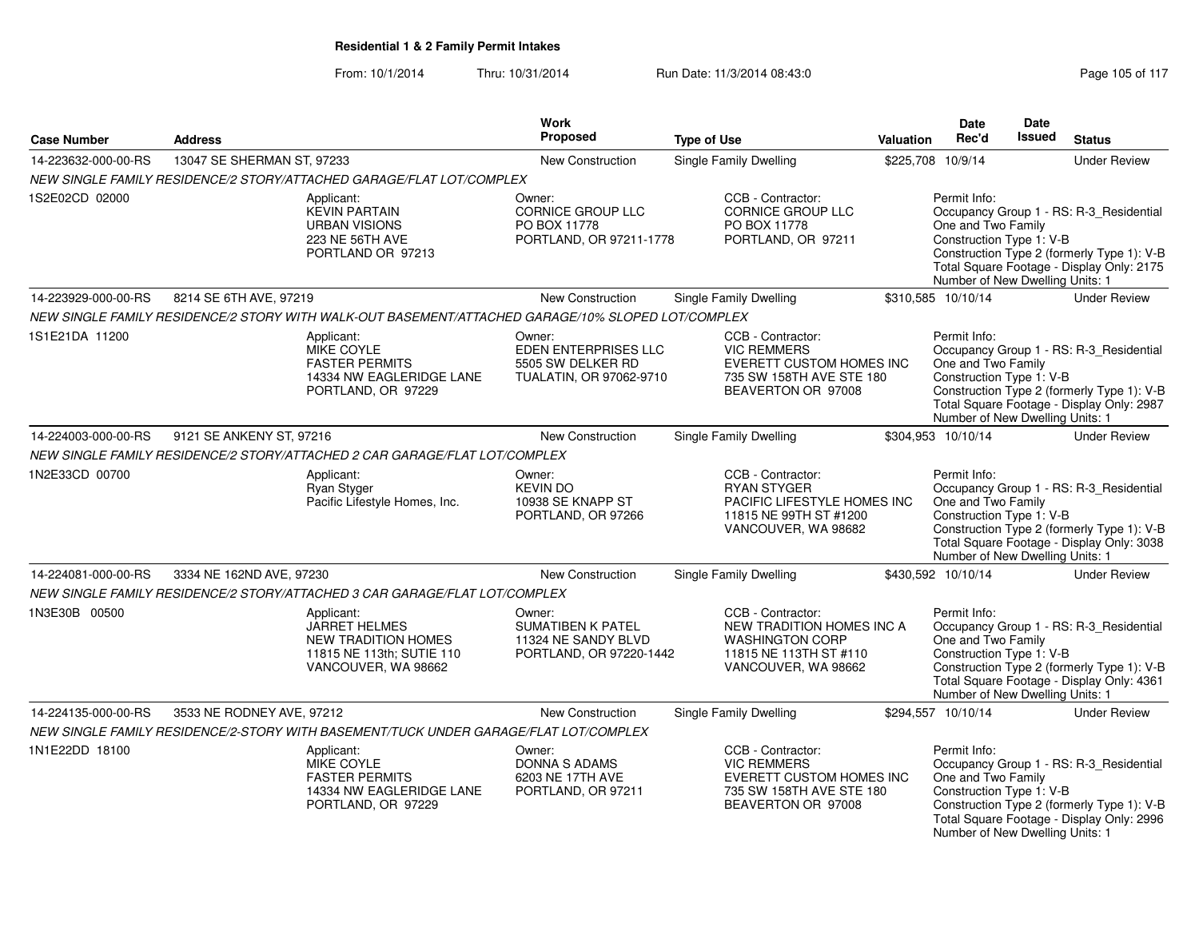**Residential 1 & 2 Family Permit Intakes**

From: 10/1/2014 Thru: 10/31/2014 Run Date: 11/3/2014 08:43:0

| Case Number | Address | Work Proposed | Type of Use | Valuation | Date Rec'd | Date Issued | Status |
|---|---|---|---|---|---|---|---|
| 14-223632-000-00-RS | 13047 SE SHERMAN ST, 97233 | New Construction | Single Family Dwelling | $225,708 | 10/9/14 | | Under Review |

*NEW SINGLE FAMILY RESIDENCE/2 STORY/ATTACHED GARAGE/FLAT LOT/COMPLEX*

1S2E02CD 02000

Applicant: KEVIN PARTAIN, URBAN VISIONS, 223 NE 56TH AVE, PORTLAND OR 97213

Owner: CORNICE GROUP LLC, PO BOX 11778, PORTLAND, OR 97211-1778

CCB - Contractor: CORNICE GROUP LLC, PO BOX 11778, PORTLAND, OR 97211

Permit Info: Occupancy Group 1 - RS: R-3_Residential One and Two Family; Construction Type 1: V-B; Construction Type 2 (formerly Type 1): V-B; Total Square Footage - Display Only: 2175; Number of New Dwelling Units: 1

| Case Number | Address | Work Proposed | Type of Use | Valuation | Date Rec'd | Date Issued | Status |
|---|---|---|---|---|---|---|---|
| 14-223929-000-00-RS | 8214 SE 6TH AVE, 97219 | New Construction | Single Family Dwelling | $310,585 | 10/10/14 | | Under Review |

*NEW SINGLE FAMILY RESIDENCE/2 STORY WITH WALK-OUT BASEMENT/ATTACHED GARAGE/10% SLOPED LOT/COMPLEX*

1S1E21DA 11200

Applicant: MIKE COYLE, FASTER PERMITS, 14334 NW EAGLERIDGE LANE, PORTLAND, OR 97229

Owner: EDEN ENTERPRISES LLC, 5505 SW DELKER RD, TUALATIN, OR 97062-9710

CCB - Contractor: VIC REMMERS, EVERETT CUSTOM HOMES INC, 735 SW 158TH AVE STE 180, BEAVERTON OR 97008

Permit Info: Occupancy Group 1 - RS: R-3_Residential One and Two Family; Construction Type 1: V-B; Construction Type 2 (formerly Type 1): V-B; Total Square Footage - Display Only: 2987; Number of New Dwelling Units: 1

| Case Number | Address | Work Proposed | Type of Use | Valuation | Date Rec'd | Date Issued | Status |
|---|---|---|---|---|---|---|---|
| 14-224003-000-00-RS | 9121 SE ANKENY ST, 97216 | New Construction | Single Family Dwelling | $304,953 | 10/10/14 | | Under Review |

*NEW SINGLE FAMILY RESIDENCE/2 STORY/ATTACHED 2 CAR GARAGE/FLAT LOT/COMPLEX*

1N2E33CD 00700

Applicant: Ryan Styger, Pacific Lifestyle Homes, Inc.

Owner: KEVIN DO, 10938 SE KNAPP ST, PORTLAND, OR 97266

CCB - Contractor: RYAN STYGER, PACIFIC LIFESTYLE HOMES INC, 11815 NE 99TH ST #1200, VANCOUVER, WA 98682

Permit Info: Occupancy Group 1 - RS: R-3_Residential One and Two Family; Construction Type 1: V-B; Construction Type 2 (formerly Type 1): V-B; Total Square Footage - Display Only: 3038; Number of New Dwelling Units: 1

| Case Number | Address | Work Proposed | Type of Use | Valuation | Date Rec'd | Date Issued | Status |
|---|---|---|---|---|---|---|---|
| 14-224081-000-00-RS | 3334 NE 162ND AVE, 97230 | New Construction | Single Family Dwelling | $430,592 | 10/10/14 | | Under Review |

*NEW SINGLE FAMILY RESIDENCE/2 STORY/ATTACHED 3 CAR GARAGE/FLAT LOT/COMPLEX*

1N3E30B 00500

Applicant: JARRET HELMES, NEW TRADITION HOMES, 11815 NE 113th; SUTIE 110, VANCOUVER, WA 98662

Owner: SUMATIBEN K PATEL, 11324 NE SANDY BLVD, PORTLAND, OR 97220-1442

CCB - Contractor: NEW TRADITION HOMES INC A WASHINGTON CORP, 11815 NE 113TH ST #110, VANCOUVER, WA 98662

Permit Info: Occupancy Group 1 - RS: R-3_Residential One and Two Family; Construction Type 1: V-B; Construction Type 2 (formerly Type 1): V-B; Total Square Footage - Display Only: 4361; Number of New Dwelling Units: 1

| Case Number | Address | Work Proposed | Type of Use | Valuation | Date Rec'd | Date Issued | Status |
|---|---|---|---|---|---|---|---|
| 14-224135-000-00-RS | 3533 NE RODNEY AVE, 97212 | New Construction | Single Family Dwelling | $294,557 | 10/10/14 | | Under Review |

*NEW SINGLE FAMILY RESIDENCE/2-STORY WITH BASEMENT/TUCK UNDER GARAGE/FLAT LOT/COMPLEX*

1N1E22DD 18100

Applicant: MIKE COYLE, FASTER PERMITS, 14334 NW EAGLERIDGE LANE, PORTLAND, OR 97229

Owner: DONNA S ADAMS, 6203 NE 17TH AVE, PORTLAND, OR 97211

CCB - Contractor: VIC REMMERS, EVERETT CUSTOM HOMES INC, 735 SW 158TH AVE STE 180, BEAVERTON OR 97008

Permit Info: Occupancy Group 1 - RS: R-3_Residential One and Two Family; Construction Type 1: V-B; Construction Type 2 (formerly Type 1): V-B; Total Square Footage - Display Only: 2996; Number of New Dwelling Units: 1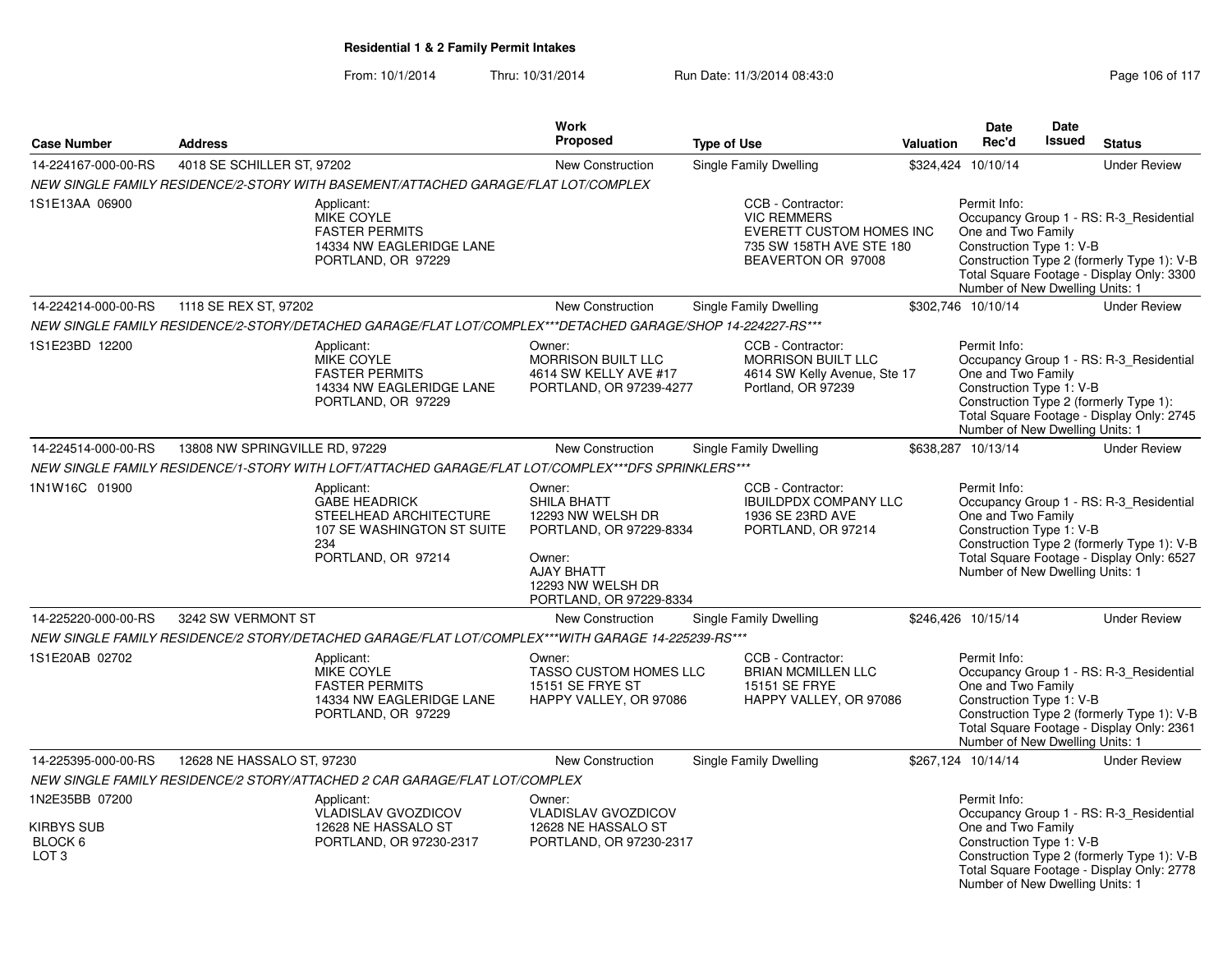# Residential 1 & 2 Family Permit Intakes

From: 10/1/2014 Thru: 10/31/2014 Run Date: 11/3/2014 08:43:0

| Case Number | Address | Work Proposed | Type of Use | Valuation | Date Rec'd | Date Issued | Status |
|---|---|---|---|---|---|---|---|
| 14-224167-000-00-RS | 4018 SE SCHILLER ST, 97202 | New Construction | Single Family Dwelling | $324,424 | 10/10/14 | | Under Review |

*NEW SINGLE FAMILY RESIDENCE/2-STORY WITH BASEMENT/ATTACHED GARAGE/FLAT LOT/COMPLEX*

1S1E13AA 06900

Applicant:
MIKE COYLE
FASTER PERMITS
14334 NW EAGLERIDGE LANE
PORTLAND, OR 97229

CCB - Contractor:
VIC REMMERS
EVERETT CUSTOM HOMES INC
735 SW 158TH AVE STE 180
BEAVERTON OR 97008

Permit Info:
Occupancy Group 1 - RS: R-3_Residential One and Two Family
Construction Type 1: V-B
Construction Type 2 (formerly Type 1): V-B
Total Square Footage - Display Only: 3300
Number of New Dwelling Units: 1

| Case Number | Address | Work Proposed | Type of Use | Valuation | Date Rec'd | Date Issued | Status |
|---|---|---|---|---|---|---|---|
| 14-224214-000-00-RS | 1118 SE REX ST, 97202 | New Construction | Single Family Dwelling | $302,746 | 10/10/14 | | Under Review |

*NEW SINGLE FAMILY RESIDENCE/2-STORY/DETACHED GARAGE/FLAT LOT/COMPLEX***DETACHED GARAGE/SHOP 14-224227-RS****

1S1E23BD 12200

Applicant:
MIKE COYLE
FASTER PERMITS
14334 NW EAGLERIDGE LANE
PORTLAND, OR 97229

Owner:
MORRISON BUILT LLC
4614 SW KELLY AVE #17
PORTLAND, OR 97239-4277

CCB - Contractor:
MORRISON BUILT LLC
4614 SW Kelly Avenue, Ste 17
Portland, OR 97239

Permit Info:
Occupancy Group 1 - RS: R-3_Residential One and Two Family
Construction Type 1: V-B
Construction Type 2 (formerly Type 1):
Total Square Footage - Display Only: 2745
Number of New Dwelling Units: 1

| Case Number | Address | Work Proposed | Type of Use | Valuation | Date Rec'd | Date Issued | Status |
|---|---|---|---|---|---|---|---|
| 14-224514-000-00-RS | 13808 NW SPRINGVILLE RD, 97229 | New Construction | Single Family Dwelling | $638,287 | 10/13/14 | | Under Review |

*NEW SINGLE FAMILY RESIDENCE/1-STORY WITH LOFT/ATTACHED GARAGE/FLAT LOT/COMPLEX***DFS SPRINKLERS****

1N1W16C 01900

Applicant:
GABE HEADRICK
STEELHEAD ARCHITECTURE
107 SE WASHINGTON ST SUITE 234
PORTLAND, OR 97214

Owner:
SHILA BHATT
12293 NW WELSH DR
PORTLAND, OR 97229-8334

Owner:
AJAY BHATT
12293 NW WELSH DR
PORTLAND, OR 97229-8334

CCB - Contractor:
IBUILDPDX COMPANY LLC
1936 SE 23RD AVE
PORTLAND, OR 97214

Permit Info:
Occupancy Group 1 - RS: R-3_Residential One and Two Family
Construction Type 1: V-B
Construction Type 2 (formerly Type 1): V-B
Total Square Footage - Display Only: 6527
Number of New Dwelling Units: 1

| Case Number | Address | Work Proposed | Type of Use | Valuation | Date Rec'd | Date Issued | Status |
|---|---|---|---|---|---|---|---|
| 14-225220-000-00-RS | 3242 SW VERMONT ST | New Construction | Single Family Dwelling | $246,426 | 10/15/14 | | Under Review |

*NEW SINGLE FAMILY RESIDENCE/2 STORY/DETACHED GARAGE/FLAT LOT/COMPLEX***WITH GARAGE 14-225239-RS****

1S1E20AB 02702

Applicant:
MIKE COYLE
FASTER PERMITS
14334 NW EAGLERIDGE LANE
PORTLAND, OR 97229

Owner:
TASSO CUSTOM HOMES LLC
15151 SE FRYE ST
HAPPY VALLEY, OR 97086

CCB - Contractor:
BRIAN MCMILLEN LLC
15151 SE FRYE
HAPPY VALLEY, OR 97086

Permit Info:
Occupancy Group 1 - RS: R-3_Residential One and Two Family
Construction Type 1: V-B
Construction Type 2 (formerly Type 1): V-B
Total Square Footage - Display Only: 2361
Number of New Dwelling Units: 1

| Case Number | Address | Work Proposed | Type of Use | Valuation | Date Rec'd | Date Issued | Status |
|---|---|---|---|---|---|---|---|
| 14-225395-000-00-RS | 12628 NE HASSALO ST, 97230 | New Construction | Single Family Dwelling | $267,124 | 10/14/14 | | Under Review |

*NEW SINGLE FAMILY RESIDENCE/2 STORY/ATTACHED 2 CAR GARAGE/FLAT LOT/COMPLEX*

1N2E35BB 07200

KIRBYS SUB
BLOCK 6
LOT 3

Applicant:
VLADISLAV GVOZDICOV
12628 NE HASSALO ST
PORTLAND, OR 97230-2317

Owner:
VLADISLAV GVOZDICOV
12628 NE HASSALO ST
PORTLAND, OR 97230-2317

Permit Info:
Occupancy Group 1 - RS: R-3_Residential One and Two Family
Construction Type 1: V-B
Construction Type 2 (formerly Type 1): V-B
Total Square Footage - Display Only: 2778
Number of New Dwelling Units: 1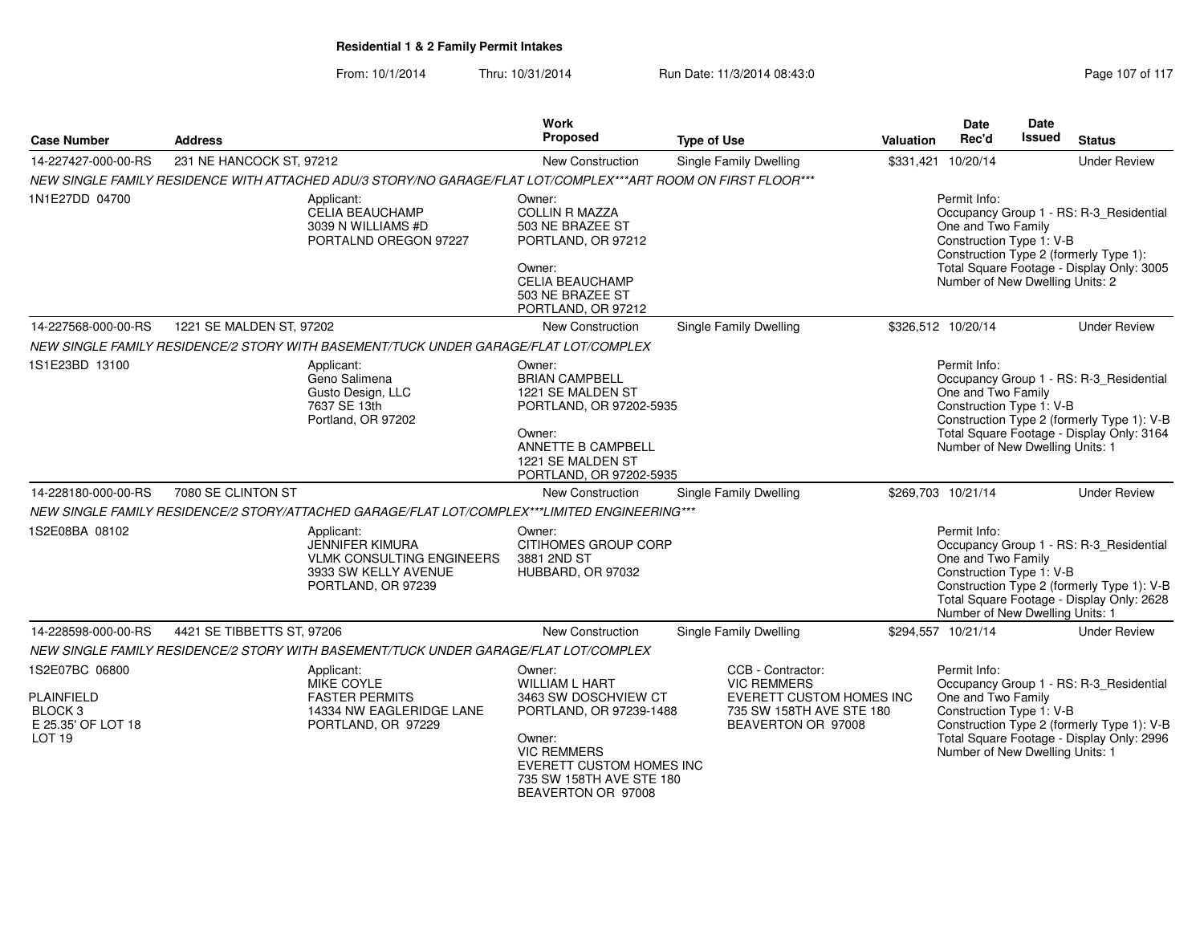**Residential 1 & 2 Family Permit Intakes**

From: 10/1/2014 Thru: 10/31/2014 Run Date: 11/3/2014 08:43:0

| Case Number | Address | Work Proposed | Type of Use | Valuation | Date Rec'd | Date Issued | Status |
|---|---|---|---|---|---|---|---|
| 14-227427-000-00-RS | 231 NE HANCOCK ST, 97212 | New Construction | Single Family Dwelling | $331,421 | 10/20/14 | | Under Review |
| NEW SINGLE FAMILY RESIDENCE WITH ATTACHED ADU/3 STORY/NO GARAGE/FLAT LOT/COMPLEX***ART ROOM ON FIRST FLOOR*** | | | | | | | |
| 1N1E27DD 04700 | Applicant: CELIA BEAUCHAMP 3039 N WILLIAMS #D PORTALND OREGON 97227 | Owner: COLLIN R MAZZA 503 NE BRAZEE ST PORTLAND, OR 97212 Owner: CELIA BEAUCHAMP 503 NE BRAZEE ST PORTLAND, OR 97212 | | | Permit Info: Occupancy Group 1 - RS: R-3_Residential One and Two Family Construction Type 1: V-B Construction Type 2 (formerly Type 1): Total Square Footage - Display Only: 3005 Number of New Dwelling Units: 2 | | |
| 14-227568-000-00-RS | 1221 SE MALDEN ST, 97202 | New Construction | Single Family Dwelling | $326,512 | 10/20/14 | | Under Review |
| NEW SINGLE FAMILY RESIDENCE/2 STORY WITH BASEMENT/TUCK UNDER GARAGE/FLAT LOT/COMPLEX | | | | | | | |
| 1S1E23BD 13100 | Applicant: Geno Salimena Gusto Design, LLC 7637 SE 13th Portland, OR 97202 | Owner: BRIAN CAMPBELL 1221 SE MALDEN ST PORTLAND, OR 97202-5935 Owner: ANNETTE B CAMPBELL 1221 SE MALDEN ST PORTLAND, OR 97202-5935 | | | Permit Info: Occupancy Group 1 - RS: R-3_Residential One and Two Family Construction Type 1: V-B Construction Type 2 (formerly Type 1): V-B Total Square Footage - Display Only: 3164 Number of New Dwelling Units: 1 | | |
| 14-228180-000-00-RS | 7080 SE CLINTON ST | New Construction | Single Family Dwelling | $269,703 | 10/21/14 | | Under Review |
| NEW SINGLE FAMILY RESIDENCE/2 STORY/ATTACHED GARAGE/FLAT LOT/COMPLEX***LIMITED ENGINEERING*** | | | | | | | |
| 1S2E08BA 08102 | Applicant: JENNIFER KIMURA VLMK CONSULTING ENGINEERS 3933 SW KELLY AVENUE PORTLAND, OR 97239 | Owner: CITIHOMES GROUP CORP 3881 2ND ST HUBBARD, OR 97032 | | | Permit Info: Occupancy Group 1 - RS: R-3_Residential One and Two Family Construction Type 1: V-B Construction Type 2 (formerly Type 1): V-B Total Square Footage - Display Only: 2628 Number of New Dwelling Units: 1 | | |
| 14-228598-000-00-RS | 4421 SE TIBBETTS ST, 97206 | New Construction | Single Family Dwelling | $294,557 | 10/21/14 | | Under Review |
| NEW SINGLE FAMILY RESIDENCE/2 STORY WITH BASEMENT/TUCK UNDER GARAGE/FLAT LOT/COMPLEX | | | | | | | |
| 1S2E07BC 06800 PLAINFIELD BLOCK 3 E 25.35' OF LOT 18 LOT 19 | Applicant: MIKE COYLE FASTER PERMITS 14334 NW EAGLERIDGE LANE PORTLAND, OR 97229 | Owner: WILLIAM L HART 3463 SW DOSCHVIEW CT PORTLAND, OR 97239-1488 Owner: VIC REMMERS EVERETT CUSTOM HOMES INC 735 SW 158TH AVE STE 180 BEAVERTON OR 97008 | CCB - Contractor: VIC REMMERS EVERETT CUSTOM HOMES INC 735 SW 158TH AVE STE 180 BEAVERTON OR 97008 | | Permit Info: Occupancy Group 1 - RS: R-3_Residential One and Two Family Construction Type 1: V-B Construction Type 2 (formerly Type 1): V-B Total Square Footage - Display Only: 2996 Number of New Dwelling Units: 1 | | |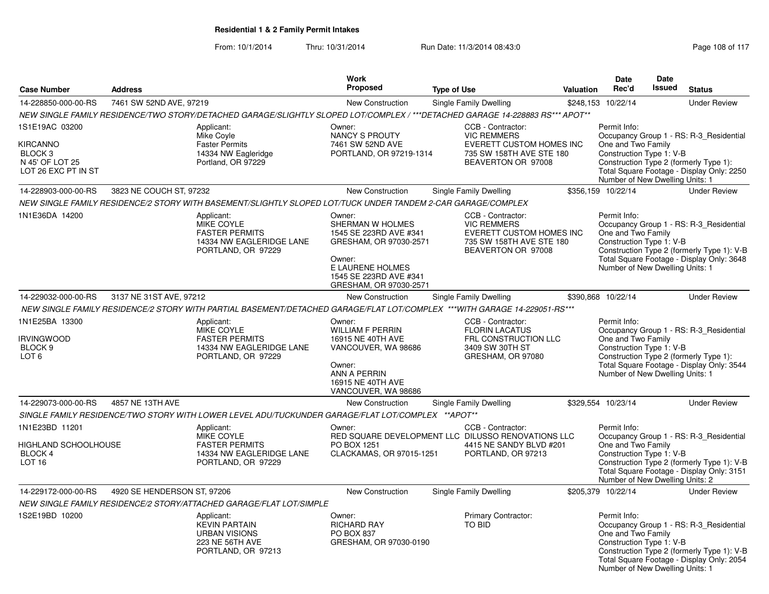**Residential 1 & 2 Family Permit Intakes**

From: 10/1/2014 Thru: 10/31/2014 Run Date: 11/3/2014 08:43:0

| Case Number | Address | Work Proposed | Type of Use | Valuation | Date Rec'd | Date Issued | Status |
|---|---|---|---|---|---|---|---|
| 14-228850-000-00-RS | 7461 SW 52ND AVE, 97219 | New Construction | Single Family Dwelling | $248,153 | 10/22/14 | | Under Review |

*NEW SINGLE FAMILY RESIDENCE/TWO STORY/DETACHED GARAGE/SLIGHTLY SLOPED LOT/COMPLEX / ***DETACHED GARAGE 14-228883 RS*** APOT***

1S1E19AC 03200
KIRCANNO
BLOCK 3
N 45' OF LOT 25
LOT 26 EXC PT IN ST

Applicant: Mike Coyle, Faster Permits, 14334 NW Eagleridge, Portland, OR 97229

Owner: NANCY S PROUTY, 7461 SW 52ND AVE, PORTLAND, OR 97219-1314

CCB - Contractor: VIC REMMERS, EVERETT CUSTOM HOMES INC, 735 SW 158TH AVE STE 180, BEAVERTON OR 97008

Permit Info:
Occupancy Group 1 - RS: R-3_Residential One and Two Family
Construction Type 1: V-B
Construction Type 2 (formerly Type 1):
Total Square Footage - Display Only: 2250
Number of New Dwelling Units: 1

| Case Number | Address | Work Proposed | Type of Use | Valuation | Date Rec'd | Date Issued | Status |
|---|---|---|---|---|---|---|---|
| 14-228903-000-00-RS | 3823 NE COUCH ST, 97232 | New Construction | Single Family Dwelling | $356,159 | 10/22/14 | | Under Review |

*NEW SINGLE FAMILY RESIDENCE/2 STORY WITH BASEMENT/SLIGHTLY SLOPED LOT/TUCK UNDER TANDEM 2-CAR GARAGE/COMPLEX*

1N1E36DA 14200

Applicant: MIKE COYLE, FASTER PERMITS, 14334 NW EAGLERIDGE LANE, PORTLAND, OR 97229

Owner: SHERMAN W HOLMES, 1545 SE 223RD AVE #341, GRESHAM, OR 97030-2571

Owner: E LAURENE HOLMES, 1545 SE 223RD AVE #341, GRESHAM, OR 97030-2571

CCB - Contractor: VIC REMMERS, EVERETT CUSTOM HOMES INC, 735 SW 158TH AVE STE 180, BEAVERTON OR 97008

Permit Info:
Occupancy Group 1 - RS: R-3_Residential One and Two Family
Construction Type 1: V-B
Construction Type 2 (formerly Type 1): V-B
Total Square Footage - Display Only: 3648
Number of New Dwelling Units: 1

| Case Number | Address | Work Proposed | Type of Use | Valuation | Date Rec'd | Date Issued | Status |
|---|---|---|---|---|---|---|---|
| 14-229032-000-00-RS | 3137 NE 31ST AVE, 97212 | New Construction | Single Family Dwelling | $390,868 | 10/22/14 | | Under Review |

*NEW SINGLE FAMILY RESIDENCE/2 STORY WITH PARTIAL BASEMENT/DETACHED GARAGE/FLAT LOT/COMPLEX ***WITH GARAGE 14-229051-RS****

1N1E25BA 13300
IRVINGWOOD
BLOCK 9
LOT 6

Applicant: MIKE COYLE, FASTER PERMITS, 14334 NW EAGLERIDGE LANE, PORTLAND, OR 97229

Owner: WILLIAM F PERRIN, 16915 NE 40TH AVE, VANCOUVER, WA 98686

Owner: ANN A PERRIN, 16915 NE 40TH AVE, VANCOUVER, WA 98686

CCB - Contractor: FLORIN LACATUS, FRL CONSTRUCTION LLC, 3409 SW 30TH ST, GRESHAM, OR 97080

Permit Info:
Occupancy Group 1 - RS: R-3_Residential One and Two Family
Construction Type 1: V-B
Construction Type 2 (formerly Type 1):
Total Square Footage - Display Only: 3544
Number of New Dwelling Units: 1

| Case Number | Address | Work Proposed | Type of Use | Valuation | Date Rec'd | Date Issued | Status |
|---|---|---|---|---|---|---|---|
| 14-229073-000-00-RS | 4857 NE 13TH AVE | New Construction | Single Family Dwelling | $329,554 | 10/23/14 | | Under Review |

*SINGLE FAMILY RESIDENCE/TWO STORY WITH LOWER LEVEL ADU/TUCKUNDER GARAGE/FLAT LOT/COMPLEX **APOT***

1N1E23BD 11201
HIGHLAND SCHOOLHOUSE
BLOCK 4
LOT 16

Applicant: MIKE COYLE, FASTER PERMITS, 14334 NW EAGLERIDGE LANE, PORTLAND, OR 97229

Owner: RED SQUARE DEVELOPMENT LLC, PO BOX 1251, CLACKAMAS, OR 97015-1251

CCB - Contractor: DILUSSO RENOVATIONS LLC, 4415 NE SANDY BLVD #201, PORTLAND, OR 97213

Permit Info:
Occupancy Group 1 - RS: R-3_Residential One and Two Family
Construction Type 1: V-B
Construction Type 2 (formerly Type 1): V-B
Total Square Footage - Display Only: 3151
Number of New Dwelling Units: 2

| Case Number | Address | Work Proposed | Type of Use | Valuation | Date Rec'd | Date Issued | Status |
|---|---|---|---|---|---|---|---|
| 14-229172-000-00-RS | 4920 SE HENDERSON ST, 97206 | New Construction | Single Family Dwelling | $205,379 | 10/22/14 | | Under Review |

*NEW SINGLE FAMILY RESIDENCE/2 STORY/ATTACHED GARAGE/FLAT LOT/SIMPLE*

1S2E19BD 10200

Applicant: KEVIN PARTAIN, URBAN VISIONS, 223 NE 56TH AVE, PORTLAND, OR 97213

Owner: RICHARD RAY, PO BOX 837, GRESHAM, OR 97030-0190

Primary Contractor: TO BID

Permit Info:
Occupancy Group 1 - RS: R-3_Residential One and Two Family
Construction Type 1: V-B
Construction Type 2 (formerly Type 1): V-B
Total Square Footage - Display Only: 2054
Number of New Dwelling Units: 1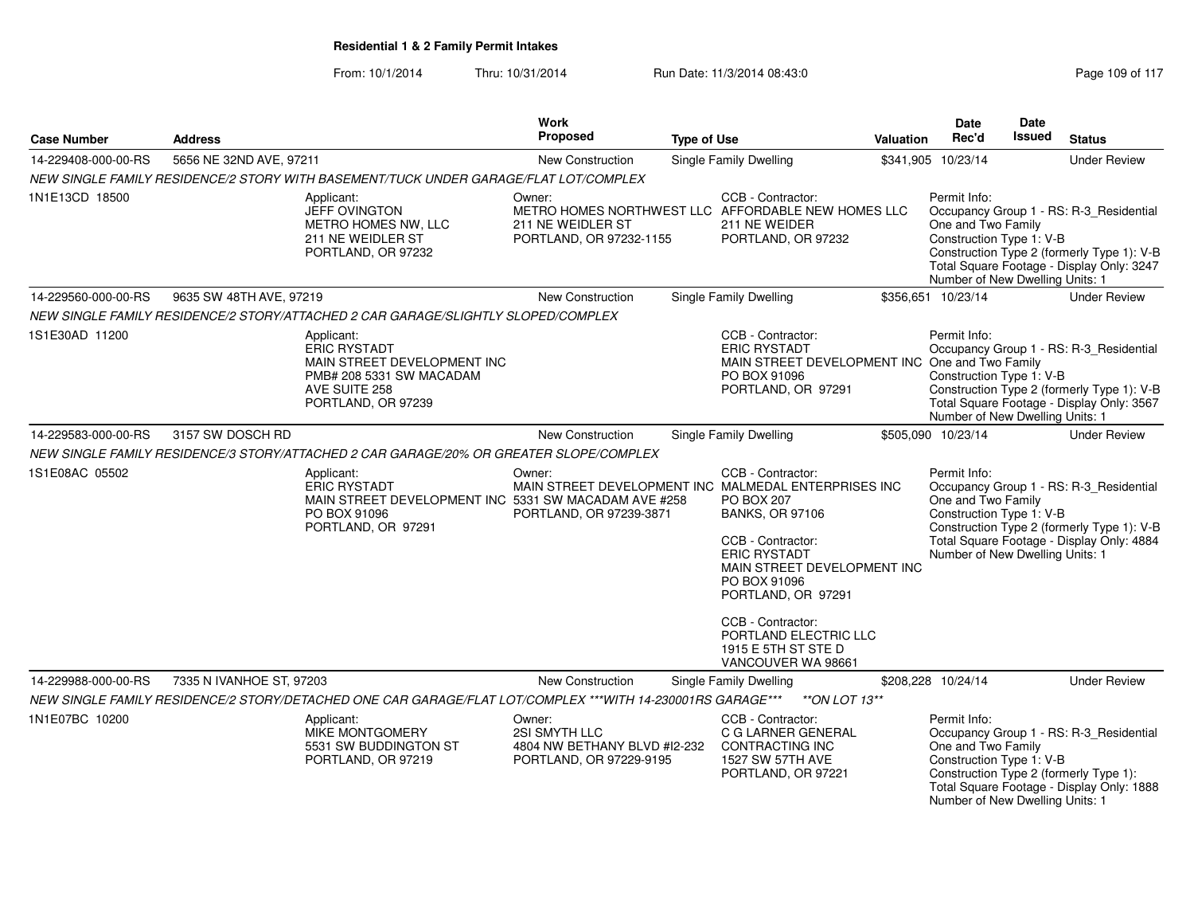**Residential 1 & 2 Family Permit Intakes**

From: 10/1/2014 Thru: 10/31/2014 Run Date: 11/3/2014 08:43:0

| Case Number | Address | Work Proposed | Type of Use | Valuation | Date Rec'd | Date Issued | Status |
|---|---|---|---|---|---|---|---|
| 14-229408-000-00-RS | 5656 NE 32ND AVE, 97211 | New Construction | Single Family Dwelling | $341,905 | 10/23/14 | | Under Review |

*NEW SINGLE FAMILY RESIDENCE/2 STORY WITH BASEMENT/TUCK UNDER GARAGE/FLAT LOT/COMPLEX*

1N1E13CD 18500

Applicant:
JEFF OVINGTON
METRO HOMES NW, LLC
211 NE WEIDLER ST
PORTLAND, OR 97232

Owner:
METRO HOMES NORTHWEST LLC
211 NE WEIDLER ST
PORTLAND, OR 97232-1155

CCB - Contractor:
AFFORDABLE NEW HOMES LLC
211 NE WEIDER
PORTLAND, OR 97232

Permit Info:
Occupancy Group 1 - RS: R-3_Residential One and Two Family
Construction Type 1: V-B
Construction Type 2 (formerly Type 1): V-B
Total Square Footage - Display Only: 3247
Number of New Dwelling Units: 1

| Case Number | Address | Work Proposed | Type of Use | Valuation | Date Rec'd | Date Issued | Status |
|---|---|---|---|---|---|---|---|
| 14-229560-000-00-RS | 9635 SW 48TH AVE, 97219 | New Construction | Single Family Dwelling | $356,651 | 10/23/14 | | Under Review |

*NEW SINGLE FAMILY RESIDENCE/2 STORY/ATTACHED 2 CAR GARAGE/SLIGHTLY SLOPED/COMPLEX*

1S1E30AD 11200

Applicant:
ERIC RYSTADT
MAIN STREET DEVELOPMENT INC
PMB# 208 5331 SW MACADAM AVE SUITE 258
PORTLAND, OR 97239

CCB - Contractor:
ERIC RYSTADT
MAIN STREET DEVELOPMENT INC
PO BOX 91096
PORTLAND, OR 97291

Permit Info:
Occupancy Group 1 - RS: R-3_Residential One and Two Family
Construction Type 1: V-B
Construction Type 2 (formerly Type 1): V-B
Total Square Footage - Display Only: 3567
Number of New Dwelling Units: 1

| Case Number | Address | Work Proposed | Type of Use | Valuation | Date Rec'd | Date Issued | Status |
|---|---|---|---|---|---|---|---|
| 14-229583-000-00-RS | 3157 SW DOSCH RD | New Construction | Single Family Dwelling | $505,090 | 10/23/14 | | Under Review |

*NEW SINGLE FAMILY RESIDENCE/3 STORY/ATTACHED 2 CAR GARAGE/20% OR GREATER SLOPE/COMPLEX*

1S1E08AC 05502

Applicant:
ERIC RYSTADT
MAIN STREET DEVELOPMENT INC
PO BOX 91096
PORTLAND, OR 97291

Owner:
MAIN STREET DEVELOPMENT INC
5331 SW MACADAM AVE #258
PORTLAND, OR 97239-3871

CCB - Contractor:
MALMEDAL ENTERPRISES INC
PO BOX 207
BANKS, OR 97106

CCB - Contractor:
ERIC RYSTADT
MAIN STREET DEVELOPMENT INC
PO BOX 91096
PORTLAND, OR 97291

CCB - Contractor:
PORTLAND ELECTRIC LLC
1915 E 5TH ST STE D
VANCOUVER WA 98661

Permit Info:
Occupancy Group 1 - RS: R-3_Residential One and Two Family
Construction Type 1: V-B
Construction Type 2 (formerly Type 1): V-B
Total Square Footage - Display Only: 4884
Number of New Dwelling Units: 1

| Case Number | Address | Work Proposed | Type of Use | Valuation | Date Rec'd | Date Issued | Status |
|---|---|---|---|---|---|---|---|
| 14-229988-000-00-RS | 7335 N IVANHOE ST, 97203 | New Construction | Single Family Dwelling | $208,228 | 10/24/14 | | Under Review |

*NEW SINGLE FAMILY RESIDENCE/2 STORY/DETACHED ONE CAR GARAGE/FLAT LOT/COMPLEX ***WITH 14-230001RS GARAGE*** **ON LOT 13***

1N1E07BC 10200

Applicant:
MIKE MONTGOMERY
5531 SW BUDDINGTON ST
PORTLAND, OR 97219

Owner:
2SI SMYTH LLC
4804 NW BETHANY BLVD #I2-232
PORTLAND, OR 97229-9195

CCB - Contractor:
C G LARNER GENERAL CONTRACTING INC
1527 SW 57TH AVE
PORTLAND, OR 97221

Permit Info:
Occupancy Group 1 - RS: R-3_Residential One and Two Family
Construction Type 1: V-B
Construction Type 2 (formerly Type 1):
Total Square Footage - Display Only: 1888
Number of New Dwelling Units: 1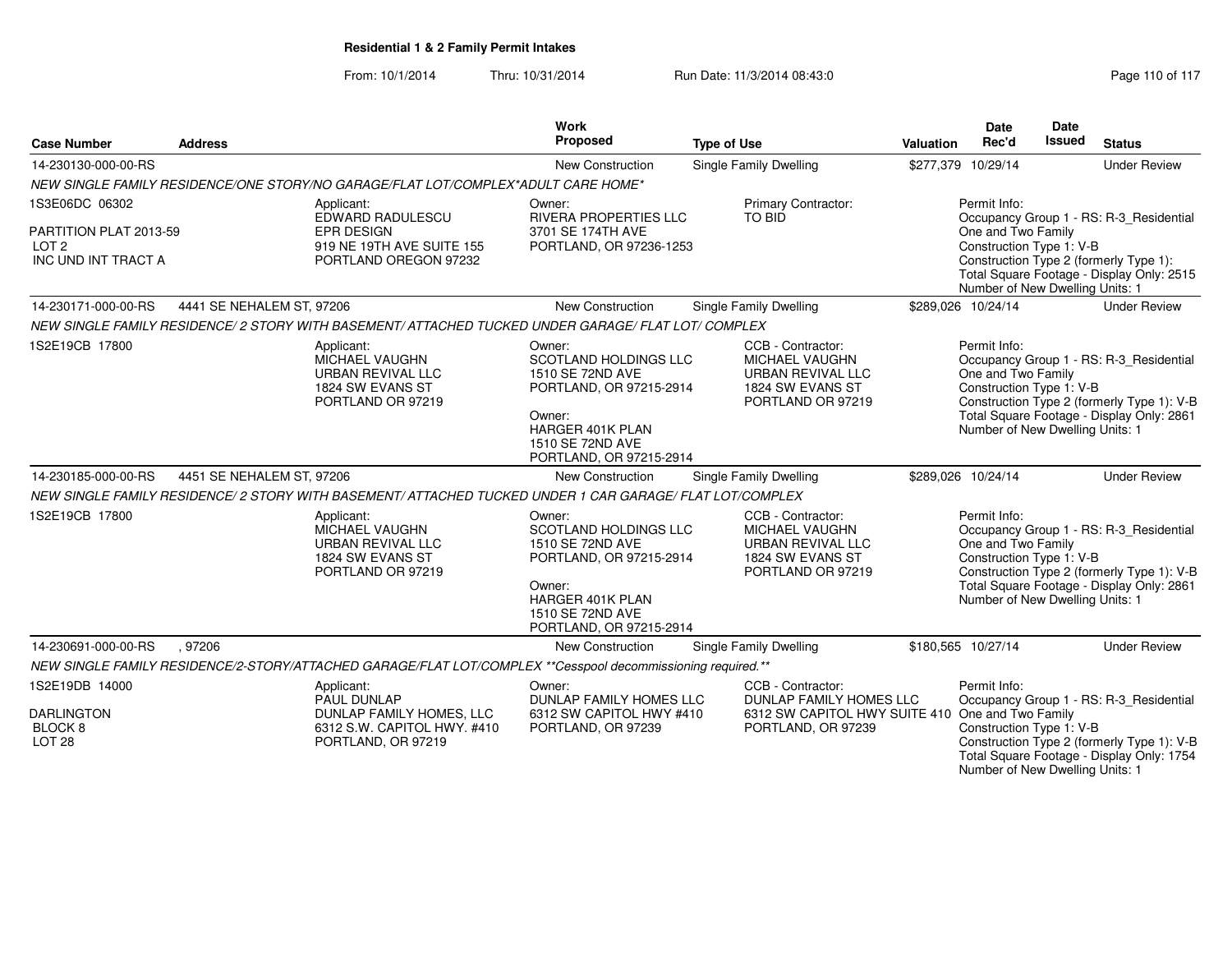**Residential 1 & 2 Family Permit Intakes**

From: 10/1/2014 Thru: 10/31/2014 Run Date: 11/3/2014 08:43:0

| Case Number | Address | Work Proposed | Type of Use | Valuation | Date Rec'd | Date Issued | Status |
|---|---|---|---|---|---|---|---|
| 14-230130-000-00-RS | | New Construction | Single Family Dwelling | $277,379 | 10/29/14 | | Under Review |
| NEW SINGLE FAMILY RESIDENCE/ONE STORY/NO GARAGE/FLAT LOT/COMPLEX*ADULT CARE HOME* | | | | | | | |
| 1S3E06DC 06302<br>PARTITION PLAT 2013-59<br>LOT 2<br>INC UND INT TRACT A | Applicant:<br>EDWARD RADULESCU<br>EPR DESIGN<br>919 NE 19TH AVE SUITE 155<br>PORTLAND OREGON 97232 | Owner:<br>RIVERA PROPERTIES LLC<br>3701 SE 174TH AVE<br>PORTLAND, OR 97236-1253 | Primary Contractor:<br>TO BID | | Permit Info:<br>Occupancy Group 1 - RS: R-3_Residential One and Two Family<br>Construction Type 1: V-B<br>Construction Type 2 (formerly Type 1):<br>Total Square Footage - Display Only: 2515<br>Number of New Dwelling Units: 1 | | |
| 14-230171-000-00-RS | 4441 SE NEHALEM ST, 97206 | New Construction | Single Family Dwelling | $289,026 | 10/24/14 | | Under Review |
| NEW SINGLE FAMILY RESIDENCE/ 2 STORY WITH BASEMENT/ ATTACHED TUCKED UNDER GARAGE/ FLAT LOT/ COMPLEX | | | | | | | |
| 1S2E19CB 17800 | Applicant:<br>MICHAEL VAUGHN<br>URBAN REVIVAL LLC<br>1824 SW EVANS ST<br>PORTLAND OR 97219 | Owner:<br>SCOTLAND HOLDINGS LLC<br>1510 SE 72ND AVE<br>PORTLAND, OR 97215-2914<br>Owner:<br>HARGER 401K PLAN<br>1510 SE 72ND AVE<br>PORTLAND, OR 97215-2914 | CCB - Contractor:<br>MICHAEL VAUGHN<br>URBAN REVIVAL LLC<br>1824 SW EVANS ST<br>PORTLAND OR 97219 | | Permit Info:<br>Occupancy Group 1 - RS: R-3_Residential One and Two Family<br>Construction Type 1: V-B<br>Construction Type 2 (formerly Type 1): V-B<br>Total Square Footage - Display Only: 2861<br>Number of New Dwelling Units: 1 | | |
| 14-230185-000-00-RS | 4451 SE NEHALEM ST, 97206 | New Construction | Single Family Dwelling | $289,026 | 10/24/14 | | Under Review |
| NEW SINGLE FAMILY RESIDENCE/ 2 STORY WITH BASEMENT/ ATTACHED TUCKED UNDER 1 CAR GARAGE/ FLAT LOT/COMPLEX | | | | | | | |
| 1S2E19CB 17800 | Applicant:<br>MICHAEL VAUGHN<br>URBAN REVIVAL LLC<br>1824 SW EVANS ST<br>PORTLAND OR 97219 | Owner:<br>SCOTLAND HOLDINGS LLC<br>1510 SE 72ND AVE<br>PORTLAND, OR 97215-2914<br>Owner:<br>HARGER 401K PLAN<br>1510 SE 72ND AVE<br>PORTLAND, OR 97215-2914 | CCB - Contractor:<br>MICHAEL VAUGHN<br>URBAN REVIVAL LLC<br>1824 SW EVANS ST<br>PORTLAND OR 97219 | | Permit Info:<br>Occupancy Group 1 - RS: R-3_Residential One and Two Family<br>Construction Type 1: V-B<br>Construction Type 2 (formerly Type 1): V-B<br>Total Square Footage - Display Only: 2861<br>Number of New Dwelling Units: 1 | | |
| 14-230691-000-00-RS | , 97206 | New Construction | Single Family Dwelling | $180,565 | 10/27/14 | | Under Review |
| NEW SINGLE FAMILY RESIDENCE/2-STORY/ATTACHED GARAGE/FLAT LOT/COMPLEX **Cesspool decommissioning required.** | | | | | | | |
| 1S2E19DB 14000<br>DARLINGTON<br>BLOCK 8<br>LOT 28 | Applicant:<br>PAUL DUNLAP<br>DUNLAP FAMILY HOMES, LLC<br>6312 S.W. CAPITOL HWY. #410<br>PORTLAND, OR 97219 | Owner:<br>DUNLAP FAMILY HOMES LLC<br>6312 SW CAPITOL HWY #410<br>PORTLAND, OR 97239 | CCB - Contractor:<br>DUNLAP FAMILY HOMES LLC<br>6312 SW CAPITOL HWY SUITE 410<br>PORTLAND, OR 97239 | | Permit Info:<br>Occupancy Group 1 - RS: R-3_Residential One and Two Family<br>Construction Type 1: V-B<br>Construction Type 2 (formerly Type 1): V-B<br>Total Square Footage - Display Only: 1754<br>Number of New Dwelling Units: 1 | | |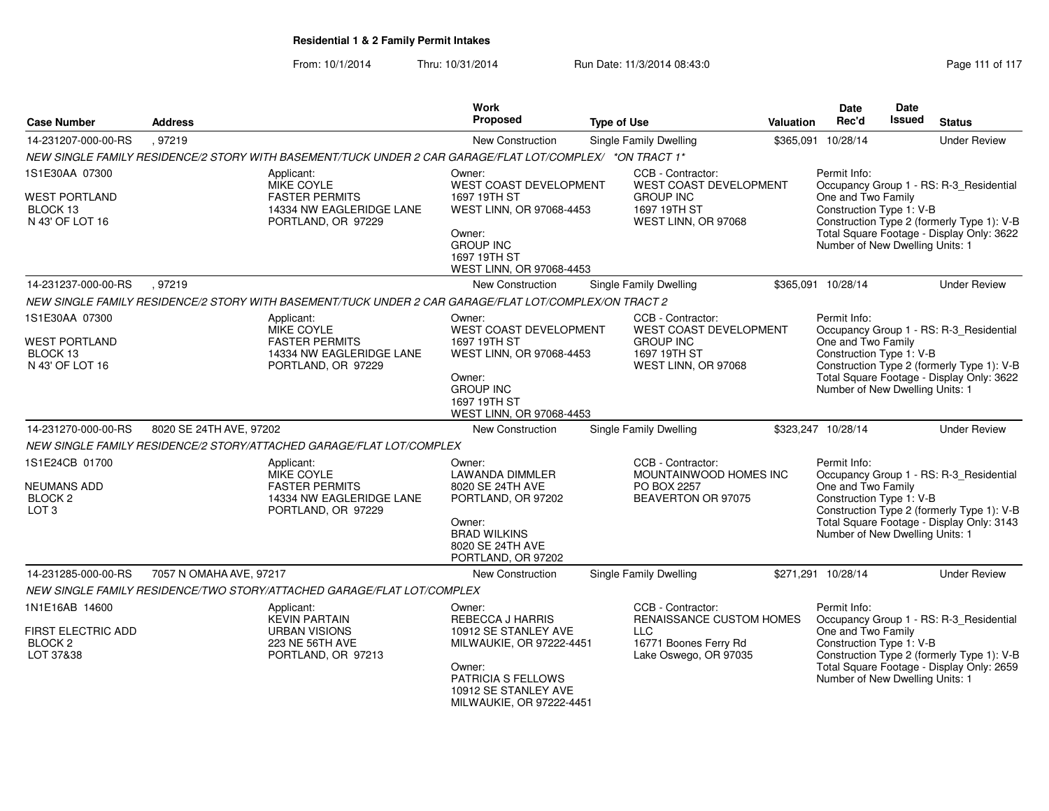# Residential 1 & 2 Family Permit Intakes

From: 10/1/2014 Thru: 10/31/2014 Run Date: 11/3/2014 08:43:0

| Case Number | Address | Work Proposed | Type of Use | Valuation | Date Rec'd | Date Issued | Status |
|---|---|---|---|---|---|---|---|
| 14-231207-000-00-RS | , 97219 | New Construction | Single Family Dwelling | $365,091 | 10/28/14 | | Under Review |

NEW SINGLE FAMILY RESIDENCE/2 STORY WITH BASEMENT/TUCK UNDER 2 CAR GARAGE/FLAT LOT/COMPLEX/ *ON TRACT 1*

1S1E30AA 07300
WEST PORTLAND
BLOCK 13
N 43' OF LOT 16

Applicant:
MIKE COYLE
FASTER PERMITS
14334 NW EAGLERIDGE LANE
PORTLAND, OR 97229

Owner:
WEST COAST DEVELOPMENT
1697 19TH ST
WEST LINN, OR 97068-4453

Owner:
GROUP INC
1697 19TH ST
WEST LINN, OR 97068-4453

CCB - Contractor:
WEST COAST DEVELOPMENT
GROUP INC
1697 19TH ST
WEST LINN, OR 97068

Permit Info:
Occupancy Group 1 - RS: R-3_Residential One and Two Family
Construction Type 1: V-B
Construction Type 2 (formerly Type 1): V-B
Total Square Footage - Display Only: 3622
Number of New Dwelling Units: 1

| Case Number | Address | Work Proposed | Type of Use | Valuation | Date Rec'd | Date Issued | Status |
|---|---|---|---|---|---|---|---|
| 14-231237-000-00-RS | , 97219 | New Construction | Single Family Dwelling | $365,091 | 10/28/14 | | Under Review |

NEW SINGLE FAMILY RESIDENCE/2 STORY WITH BASEMENT/TUCK UNDER 2 CAR GARAGE/FLAT LOT/COMPLEX/ON TRACT 2

1S1E30AA 07300
WEST PORTLAND
BLOCK 13
N 43' OF LOT 16

Applicant:
MIKE COYLE
FASTER PERMITS
14334 NW EAGLERIDGE LANE
PORTLAND, OR 97229

Owner:
WEST COAST DEVELOPMENT
1697 19TH ST
WEST LINN, OR 97068-4453

Owner:
GROUP INC
1697 19TH ST
WEST LINN, OR 97068-4453

CCB - Contractor:
WEST COAST DEVELOPMENT
GROUP INC
1697 19TH ST
WEST LINN, OR 97068

Permit Info:
Occupancy Group 1 - RS: R-3_Residential One and Two Family
Construction Type 1: V-B
Construction Type 2 (formerly Type 1): V-B
Total Square Footage - Display Only: 3622
Number of New Dwelling Units: 1

| Case Number | Address | Work Proposed | Type of Use | Valuation | Date Rec'd | Date Issued | Status |
|---|---|---|---|---|---|---|---|
| 14-231270-000-00-RS | 8020 SE 24TH AVE, 97202 | New Construction | Single Family Dwelling | $323,247 | 10/28/14 | | Under Review |

NEW SINGLE FAMILY RESIDENCE/2 STORY/ATTACHED GARAGE/FLAT LOT/COMPLEX

1S1E24CB 01700
NEUMANS ADD
BLOCK 2
LOT 3

Applicant:
MIKE COYLE
FASTER PERMITS
14334 NW EAGLERIDGE LANE
PORTLAND, OR 97229

Owner:
LAWANDA DIMMLER
8020 SE 24TH AVE
PORTLAND, OR 97202

Owner:
BRAD WILKINS
8020 SE 24TH AVE
PORTLAND, OR 97202

CCB - Contractor:
MOUNTAINWOOD HOMES INC
PO BOX 2257
BEAVERTON OR 97075

Permit Info:
Occupancy Group 1 - RS: R-3_Residential One and Two Family
Construction Type 1: V-B
Construction Type 2 (formerly Type 1): V-B
Total Square Footage - Display Only: 3143
Number of New Dwelling Units: 1

| Case Number | Address | Work Proposed | Type of Use | Valuation | Date Rec'd | Date Issued | Status |
|---|---|---|---|---|---|---|---|
| 14-231285-000-00-RS | 7057 N OMAHA AVE, 97217 | New Construction | Single Family Dwelling | $271,291 | 10/28/14 | | Under Review |

NEW SINGLE FAMILY RESIDENCE/TWO STORY/ATTACHED GARAGE/FLAT LOT/COMPLEX

1N1E16AB 14600
FIRST ELECTRIC ADD
BLOCK 2
LOT 37&38

Applicant:
KEVIN PARTAIN
URBAN VISIONS
223 NE 56TH AVE
PORTLAND, OR 97213

Owner:
REBECCA J HARRIS
10912 SE STANLEY AVE
MILWAUKIE, OR 97222-4451

Owner:
PATRICIA S FELLOWS
10912 SE STANLEY AVE
MILWAUKIE, OR 97222-4451

CCB - Contractor:
RENAISSANCE CUSTOM HOMES LLC
16771 Boones Ferry Rd
Lake Oswego, OR 97035

Permit Info:
Occupancy Group 1 - RS: R-3_Residential One and Two Family
Construction Type 1: V-B
Construction Type 2 (formerly Type 1): V-B
Total Square Footage - Display Only: 2659
Number of New Dwelling Units: 1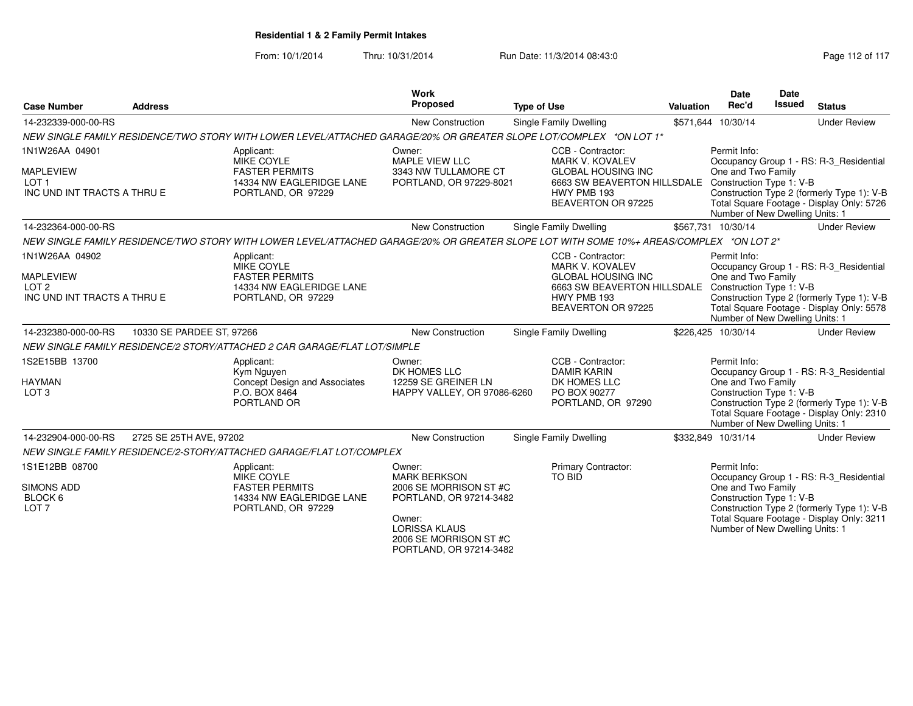**Residential 1 & 2 Family Permit Intakes**

From: 10/1/2014 Thru: 10/31/2014 Run Date: 11/3/2014 08:43:0

| Case Number | Address | Work Proposed | Type of Use | Valuation | Date Rec'd | Date Issued | Status |
|---|---|---|---|---|---|---|---|
| 14-232339-000-00-RS | | New Construction | Single Family Dwelling | $571,644 | 10/30/14 | | Under Review |

NEW SINGLE FAMILY RESIDENCE/TWO STORY WITH LOWER LEVEL/ATTACHED GARAGE/20% OR GREATER SLOPE LOT/COMPLEX *ON LOT 1*

1N1W26AA 04901
MAPLEVIEW
LOT 1
INC UND INT TRACTS A THRU E

Applicant:
MIKE COYLE
FASTER PERMITS
14334 NW EAGLERIDGE LANE
PORTLAND, OR 97229

Owner:
MAPLE VIEW LLC
3343 NW TULLAMORE CT
PORTLAND, OR 97229-8021

CCB - Contractor:
MARK V. KOVALEV
GLOBAL HOUSING INC
6663 SW BEAVERTON HILLSDALE HWY PMB 193
BEAVERTON OR 97225

Permit Info:
Occupancy Group 1 - RS: R-3_Residential One and Two Family
Construction Type 1: V-B
Construction Type 2 (formerly Type 1): V-B
Total Square Footage - Display Only: 5726
Number of New Dwelling Units: 1

| Case Number | Address | Work Proposed | Type of Use | Valuation | Date Rec'd | Date Issued | Status |
|---|---|---|---|---|---|---|---|
| 14-232364-000-00-RS | | New Construction | Single Family Dwelling | $567,731 | 10/30/14 | | Under Review |

NEW SINGLE FAMILY RESIDENCE/TWO STORY WITH LOWER LEVEL/ATTACHED GARAGE/20% OR GREATER SLOPE LOT WITH SOME 10%+ AREAS/COMPLEX *ON LOT 2*

1N1W26AA 04902
MAPLEVIEW
LOT 2
INC UND INT TRACTS A THRU E

Applicant:
MIKE COYLE
FASTER PERMITS
14334 NW EAGLERIDGE LANE
PORTLAND, OR 97229

CCB - Contractor:
MARK V. KOVALEV
GLOBAL HOUSING INC
6663 SW BEAVERTON HILLSDALE HWY PMB 193
BEAVERTON OR 97225

Permit Info:
Occupancy Group 1 - RS: R-3_Residential One and Two Family
Construction Type 1: V-B
Construction Type 2 (formerly Type 1): V-B
Total Square Footage - Display Only: 5578
Number of New Dwelling Units: 1

| Case Number | Address | Work Proposed | Type of Use | Valuation | Date Rec'd | Date Issued | Status |
|---|---|---|---|---|---|---|---|
| 14-232380-000-00-RS | 10330 SE PARDEE ST, 97266 | New Construction | Single Family Dwelling | $226,425 | 10/30/14 | | Under Review |

NEW SINGLE FAMILY RESIDENCE/2 STORY/ATTACHED 2 CAR GARAGE/FLAT LOT/SIMPLE

1S2E15BB 13700
HAYMAN
LOT 3

Applicant:
Kym Nguyen
Concept Design and Associates
P.O. BOX 8464
PORTLAND OR

Owner:
DK HOMES LLC
12259 SE GREINER LN
HAPPY VALLEY, OR 97086-6260

CCB - Contractor:
DAMIR KARIN
DK HOMES LLC
PO BOX 90277
PORTLAND, OR 97290

Permit Info:
Occupancy Group 1 - RS: R-3_Residential One and Two Family
Construction Type 1: V-B
Construction Type 2 (formerly Type 1): V-B
Total Square Footage - Display Only: 2310
Number of New Dwelling Units: 1

| Case Number | Address | Work Proposed | Type of Use | Valuation | Date Rec'd | Date Issued | Status |
|---|---|---|---|---|---|---|---|
| 14-232904-000-00-RS | 2725 SE 25TH AVE, 97202 | New Construction | Single Family Dwelling | $332,849 | 10/31/14 | | Under Review |

NEW SINGLE FAMILY RESIDENCE/2-STORY/ATTACHED GARAGE/FLAT LOT/COMPLEX

1S1E12BB 08700
SIMONS ADD
BLOCK 6
LOT 7

Applicant:
MIKE COYLE
FASTER PERMITS
14334 NW EAGLERIDGE LANE
PORTLAND, OR 97229

Owner:
MARK BERKSON
2006 SE MORRISON ST #C
PORTLAND, OR 97214-3482

Owner:
LORISSA KLAUS
2006 SE MORRISON ST #C
PORTLAND, OR 97214-3482

Primary Contractor:
TO BID

Permit Info:
Occupancy Group 1 - RS: R-3_Residential One and Two Family
Construction Type 1: V-B
Construction Type 2 (formerly Type 1): V-B
Total Square Footage - Display Only: 3211
Number of New Dwelling Units: 1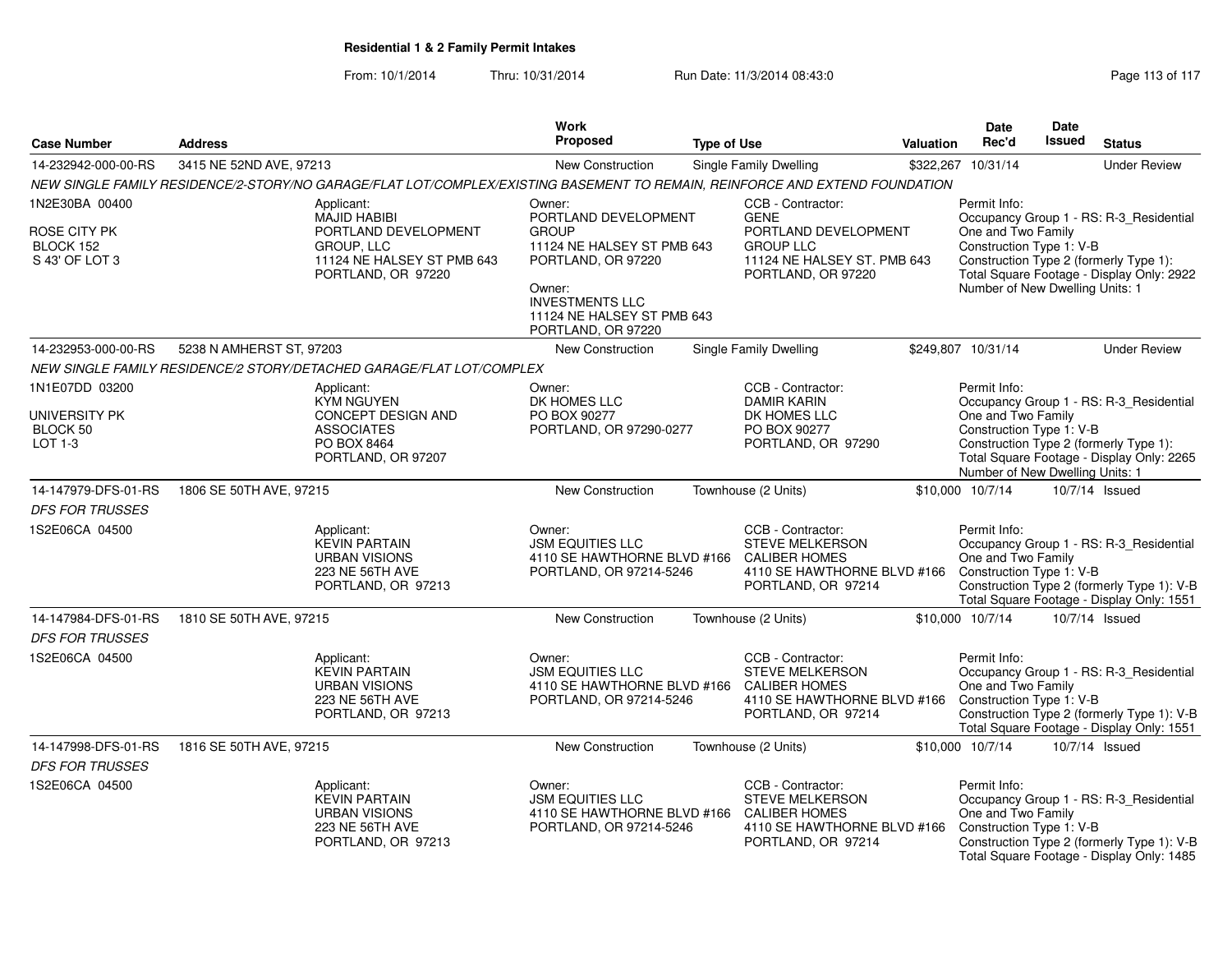**Residential 1 & 2 Family Permit Intakes**

From: 10/1/2014 Thru: 10/31/2014 Run Date: 11/3/2014 08:43:0

| Case Number | Address | Work Proposed | Type of Use | Valuation | Date Rec'd | Date Issued | Status |
|---|---|---|---|---|---|---|---|
| 14-232942-000-00-RS | 3415 NE 52ND AVE, 97213 | New Construction | Single Family Dwelling | $322,267 | 10/31/14 | | Under Review |

*NEW SINGLE FAMILY RESIDENCE/2-STORY/NO GARAGE/FLAT LOT/COMPLEX/EXISTING BASEMENT TO REMAIN, REINFORCE AND EXTEND FOUNDATION*

1N2E30BA 00400
ROSE CITY PK
BLOCK 152
S 43' OF LOT 3

Applicant: MAJID HABIBI, PORTLAND DEVELOPMENT GROUP, LLC, 11124 NE HALSEY ST PMB 643, PORTLAND, OR 97220

Owner: PORTLAND DEVELOPMENT GROUP, 11124 NE HALSEY ST PMB 643, PORTLAND, OR 97220

Owner: INVESTMENTS LLC, 11124 NE HALSEY ST PMB 643, PORTLAND, OR 97220

CCB - Contractor: GENE, PORTLAND DEVELOPMENT GROUP LLC, 11124 NE HALSEY ST. PMB 643, PORTLAND, OR 97220

Permit Info: Occupancy Group 1 - RS: R-3_Residential One and Two Family; Construction Type 1: V-B; Construction Type 2 (formerly Type 1):; Total Square Footage - Display Only: 2922; Number of New Dwelling Units: 1

| Case Number | Address | Work Proposed | Type of Use | Valuation | Date Rec'd | Date Issued | Status |
|---|---|---|---|---|---|---|---|
| 14-232953-000-00-RS | 5238 N AMHERST ST, 97203 | New Construction | Single Family Dwelling | $249,807 | 10/31/14 | | Under Review |

*NEW SINGLE FAMILY RESIDENCE/2 STORY/DETACHED GARAGE/FLAT LOT/COMPLEX*

1N1E07DD 03200
UNIVERSITY PK
BLOCK 50
LOT 1-3

Applicant: KYM NGUYEN, CONCEPT DESIGN AND ASSOCIATES, PO BOX 8464, PORTLAND, OR 97207

Owner: DK HOMES LLC, PO BOX 90277, PORTLAND, OR 97290-0277

CCB - Contractor: DAMIR KARIN, DK HOMES LLC, PO BOX 90277, PORTLAND, OR 97290

Permit Info: Occupancy Group 1 - RS: R-3_Residential One and Two Family; Construction Type 1: V-B; Construction Type 2 (formerly Type 1):; Total Square Footage - Display Only: 2265; Number of New Dwelling Units: 1

| Case Number | Address | Work Proposed | Type of Use | Valuation | Date Rec'd | Date Issued | Status |
|---|---|---|---|---|---|---|---|
| 14-147979-DFS-01-RS | 1806 SE 50TH AVE, 97215 | New Construction | Townhouse (2 Units) | $10,000 | 10/7/14 | 10/7/14 | Issued |

*DFS FOR TRUSSES*

1S2E06CA 04500

Applicant: KEVIN PARTAIN, URBAN VISIONS, 223 NE 56TH AVE, PORTLAND, OR 97213

Owner: JSM EQUITIES LLC, 4110 SE HAWTHORNE BLVD #166, PORTLAND, OR 97214-5246

CCB - Contractor: STEVE MELKERSON, CALIBER HOMES, 4110 SE HAWTHORNE BLVD #166, PORTLAND, OR 97214

Permit Info: Occupancy Group 1 - RS: R-3_Residential One and Two Family; Construction Type 1: V-B; Construction Type 2 (formerly Type 1): V-B; Total Square Footage - Display Only: 1551

| Case Number | Address | Work Proposed | Type of Use | Valuation | Date Rec'd | Date Issued | Status |
|---|---|---|---|---|---|---|---|
| 14-147984-DFS-01-RS | 1810 SE 50TH AVE, 97215 | New Construction | Townhouse (2 Units) | $10,000 | 10/7/14 | 10/7/14 | Issued |

*DFS FOR TRUSSES*

1S2E06CA 04500

Applicant: KEVIN PARTAIN, URBAN VISIONS, 223 NE 56TH AVE, PORTLAND, OR 97213

Owner: JSM EQUITIES LLC, 4110 SE HAWTHORNE BLVD #166, PORTLAND, OR 97214-5246

CCB - Contractor: STEVE MELKERSON, CALIBER HOMES, 4110 SE HAWTHORNE BLVD #166, PORTLAND, OR 97214

Permit Info: Occupancy Group 1 - RS: R-3_Residential One and Two Family; Construction Type 1: V-B; Construction Type 2 (formerly Type 1): V-B; Total Square Footage - Display Only: 1551

| Case Number | Address | Work Proposed | Type of Use | Valuation | Date Rec'd | Date Issued | Status |
|---|---|---|---|---|---|---|---|
| 14-147998-DFS-01-RS | 1816 SE 50TH AVE, 97215 | New Construction | Townhouse (2 Units) | $10,000 | 10/7/14 | 10/7/14 | Issued |

*DFS FOR TRUSSES*

1S2E06CA 04500

Applicant: KEVIN PARTAIN, URBAN VISIONS, 223 NE 56TH AVE, PORTLAND, OR 97213

Owner: JSM EQUITIES LLC, 4110 SE HAWTHORNE BLVD #166, PORTLAND, OR 97214-5246

CCB - Contractor: STEVE MELKERSON, CALIBER HOMES, 4110 SE HAWTHORNE BLVD #166, PORTLAND, OR 97214

Permit Info: Occupancy Group 1 - RS: R-3_Residential One and Two Family; Construction Type 1: V-B; Construction Type 2 (formerly Type 1): V-B; Total Square Footage - Display Only: 1485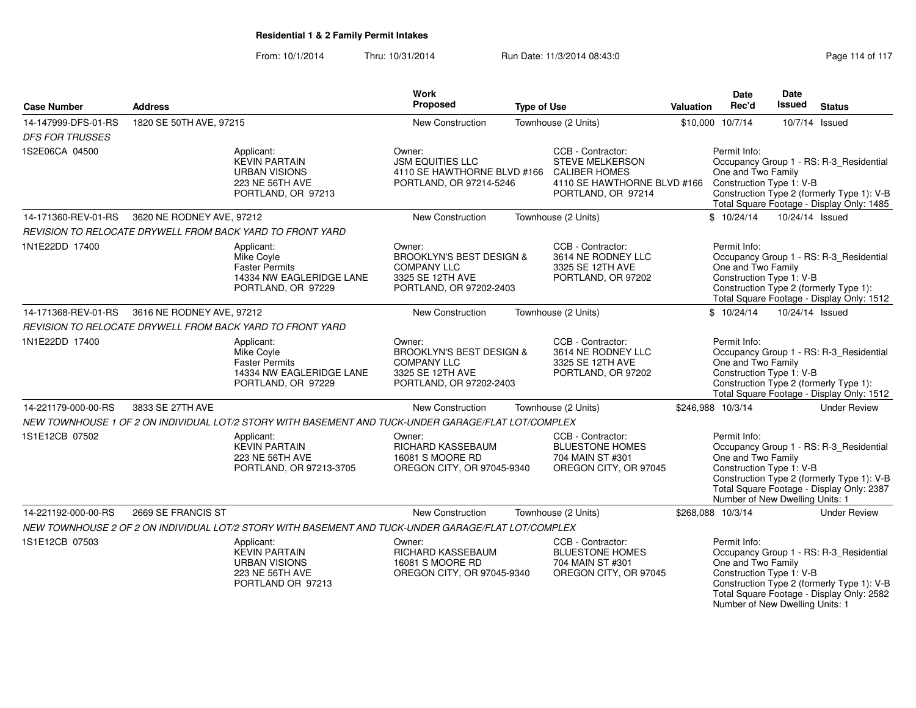# Residential 1 & 2 Family Permit Intakes

From: 10/1/2014 Thru: 10/31/2014 Run Date: 11/3/2014 08:43:0

| Case Number | Address | Work Proposed | Type of Use | Valuation | Date Rec'd | Date Issued | Status |
|---|---|---|---|---|---|---|---|
| 14-147999-DFS-01-RS | 1820 SE 50TH AVE, 97215 | New Construction | Townhouse (2 Units) | $10,000 | 10/7/14 | 10/7/14 | Issued |
| *DFS FOR TRUSSES* | | | | | | | |
| 1S2E06CA 04500 | Applicant: KEVIN PARTAIN URBAN VISIONS 223 NE 56TH AVE PORTLAND, OR 97213 | Owner: JSM EQUITIES LLC 4110 SE HAWTHORNE BLVD #166 PORTLAND, OR 97214-5246 | CCB - Contractor: STEVE MELKERSON CALIBER HOMES 4110 SE HAWTHORNE BLVD #166 PORTLAND, OR 97214 | | Permit Info: Occupancy Group 1 - RS: R-3_Residential One and Two Family Construction Type 1: V-B Construction Type 2 (formerly Type 1): V-B Total Square Footage - Display Only: 1485 | | |
| 14-171360-REV-01-RS | 3620 NE RODNEY AVE, 97212 | New Construction | Townhouse (2 Units) | $ | 10/24/14 | 10/24/14 | Issued |
| *REVISION TO RELOCATE DRYWELL FROM BACK YARD TO FRONT YARD* | | | | | | | |
| 1N1E22DD 17400 | Applicant: Mike Coyle Faster Permits 14334 NW EAGLERIDGE LANE PORTLAND, OR 97229 | Owner: BROOKLYN'S BEST DESIGN & COMPANY LLC 3325 SE 12TH AVE PORTLAND, OR 97202-2403 | CCB - Contractor: 3614 NE RODNEY LLC 3325 SE 12TH AVE PORTLAND, OR 97202 | | Permit Info: Occupancy Group 1 - RS: R-3_Residential One and Two Family Construction Type 1: V-B Construction Type 2 (formerly Type 1): Total Square Footage - Display Only: 1512 | | |
| 14-171368-REV-01-RS | 3616 NE RODNEY AVE, 97212 | New Construction | Townhouse (2 Units) | $ | 10/24/14 | 10/24/14 | Issued |
| *REVISION TO RELOCATE DRYWELL FROM BACK YARD TO FRONT YARD* | | | | | | | |
| 1N1E22DD 17400 | Applicant: Mike Coyle Faster Permits 14334 NW EAGLERIDGE LANE PORTLAND, OR 97229 | Owner: BROOKLYN'S BEST DESIGN & COMPANY LLC 3325 SE 12TH AVE PORTLAND, OR 97202-2403 | CCB - Contractor: 3614 NE RODNEY LLC 3325 SE 12TH AVE PORTLAND, OR 97202 | | Permit Info: Occupancy Group 1 - RS: R-3_Residential One and Two Family Construction Type 1: V-B Construction Type 2 (formerly Type 1): Total Square Footage - Display Only: 1512 | | |
| 14-221179-000-00-RS | 3833 SE 27TH AVE | New Construction | Townhouse (2 Units) | $246,988 | 10/3/14 | | Under Review |
| *NEW TOWNHOUSE 1 OF 2 ON INDIVIDUAL LOT/2 STORY WITH BASEMENT AND TUCK-UNDER GARAGE/FLAT LOT/COMPLEX* | | | | | | | |
| 1S1E12CB 07502 | Applicant: KEVIN PARTAIN 223 NE 56TH AVE PORTLAND, OR 97213-3705 | Owner: RICHARD KASSEBAUM 16081 S MOORE RD OREGON CITY, OR 97045-9340 | CCB - Contractor: BLUESTONE HOMES 704 MAIN ST #301 OREGON CITY, OR 97045 | | Permit Info: Occupancy Group 1 - RS: R-3_Residential One and Two Family Construction Type 1: V-B Construction Type 2 (formerly Type 1): V-B Total Square Footage - Display Only: 2387 Number of New Dwelling Units: 1 | | |
| 14-221192-000-00-RS | 2669 SE FRANCIS ST | New Construction | Townhouse (2 Units) | $268,088 | 10/3/14 | | Under Review |
| *NEW TOWNHOUSE 2 OF 2 ON INDIVIDUAL LOT/2 STORY WITH BASEMENT AND TUCK-UNDER GARAGE/FLAT LOT/COMPLEX* | | | | | | | |
| 1S1E12CB 07503 | Applicant: KEVIN PARTAIN URBAN VISIONS 223 NE 56TH AVE PORTLAND OR 97213 | Owner: RICHARD KASSEBAUM 16081 S MOORE RD OREGON CITY, OR 97045-9340 | CCB - Contractor: BLUESTONE HOMES 704 MAIN ST #301 OREGON CITY, OR 97045 | | Permit Info: Occupancy Group 1 - RS: R-3_Residential One and Two Family Construction Type 1: V-B Construction Type 2 (formerly Type 1): V-B Total Square Footage - Display Only: 2582 Number of New Dwelling Units: 1 | | |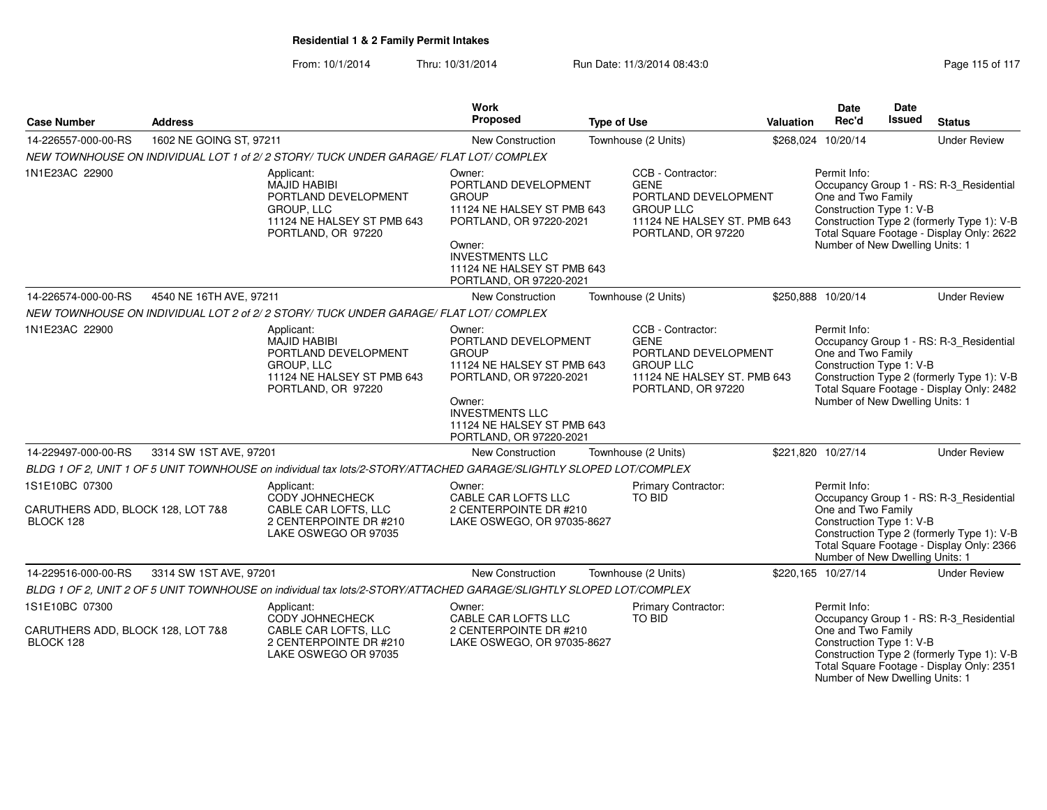**Residential 1 & 2 Family Permit Intakes**

From: 10/1/2014 Thru: 10/31/2014 Run Date: 11/3/2014 08:43:0

| Case Number | Address | Work Proposed | Type of Use | Valuation | Date Rec'd | Date Issued | Status |
|---|---|---|---|---|---|---|---|
| 14-226557-000-00-RS | 1602 NE GOING ST, 97211 | New Construction | Townhouse (2 Units) | $268,024 | 10/20/14 | | Under Review |

NEW TOWNHOUSE ON INDIVIDUAL LOT 1 of 2/ 2 STORY/ TUCK UNDER GARAGE/ FLAT LOT/ COMPLEX

1N1E23AC 22900

Applicant:
MAJID HABIBI
PORTLAND DEVELOPMENT GROUP, LLC
11124 NE HALSEY ST PMB 643
PORTLAND, OR 97220

Owner:
PORTLAND DEVELOPMENT GROUP
11124 NE HALSEY ST PMB 643
PORTLAND, OR 97220-2021

Owner:
INVESTMENTS LLC
11124 NE HALSEY ST PMB 643
PORTLAND, OR 97220-2021

CCB - Contractor:
GENE
PORTLAND DEVELOPMENT GROUP LLC
11124 NE HALSEY ST. PMB 643
PORTLAND, OR 97220

Permit Info:
Occupancy Group 1 - RS: R-3_Residential One and Two Family
Construction Type 1: V-B
Construction Type 2 (formerly Type 1): V-B
Total Square Footage - Display Only: 2622
Number of New Dwelling Units: 1

| Case Number | Address | Work Proposed | Type of Use | Valuation | Date Rec'd | Date Issued | Status |
|---|---|---|---|---|---|---|---|
| 14-226574-000-00-RS | 4540 NE 16TH AVE, 97211 | New Construction | Townhouse (2 Units) | $250,888 | 10/20/14 | | Under Review |

NEW TOWNHOUSE ON INDIVIDUAL LOT 2 of 2/ 2 STORY/ TUCK UNDER GARAGE/ FLAT LOT/ COMPLEX

1N1E23AC 22900

Applicant:
MAJID HABIBI
PORTLAND DEVELOPMENT GROUP, LLC
11124 NE HALSEY ST PMB 643
PORTLAND, OR 97220

Owner:
PORTLAND DEVELOPMENT GROUP
11124 NE HALSEY ST PMB 643
PORTLAND, OR 97220-2021

Owner:
INVESTMENTS LLC
11124 NE HALSEY ST PMB 643
PORTLAND, OR 97220-2021

CCB - Contractor:
GENE
PORTLAND DEVELOPMENT GROUP LLC
11124 NE HALSEY ST. PMB 643
PORTLAND, OR 97220

Permit Info:
Occupancy Group 1 - RS: R-3_Residential One and Two Family
Construction Type 1: V-B
Construction Type 2 (formerly Type 1): V-B
Total Square Footage - Display Only: 2482
Number of New Dwelling Units: 1

| Case Number | Address | Work Proposed | Type of Use | Valuation | Date Rec'd | Date Issued | Status |
|---|---|---|---|---|---|---|---|
| 14-229497-000-00-RS | 3314 SW 1ST AVE, 97201 | New Construction | Townhouse (2 Units) | $221,820 | 10/27/14 | | Under Review |

BLDG 1 OF 2, UNIT 1 OF 5 UNIT TOWNHOUSE on individual tax lots/2-STORY/ATTACHED GARAGE/SLIGHTLY SLOPED LOT/COMPLEX

1S1E10BC 07300

CARUTHERS ADD, BLOCK 128, LOT 7&8 BLOCK 128

Applicant:
CODY JOHNECHECK
CABLE CAR LOFTS, LLC
2 CENTERPOINTE DR #210
LAKE OSWEGO OR 97035

Owner:
CABLE CAR LOFTS LLC
2 CENTERPOINTE DR #210
LAKE OSWEGO, OR 97035-8627

Primary Contractor:
TO BID

Permit Info:
Occupancy Group 1 - RS: R-3_Residential One and Two Family
Construction Type 1: V-B
Construction Type 2 (formerly Type 1): V-B
Total Square Footage - Display Only: 2366
Number of New Dwelling Units: 1

| Case Number | Address | Work Proposed | Type of Use | Valuation | Date Rec'd | Date Issued | Status |
|---|---|---|---|---|---|---|---|
| 14-229516-000-00-RS | 3314 SW 1ST AVE, 97201 | New Construction | Townhouse (2 Units) | $220,165 | 10/27/14 | | Under Review |

BLDG 1 OF 2, UNIT 2 OF 5 UNIT TOWNHOUSE on individual tax lots/2-STORY/ATTACHED GARAGE/SLIGHTLY SLOPED LOT/COMPLEX

1S1E10BC 07300

CARUTHERS ADD, BLOCK 128, LOT 7&8 BLOCK 128

Applicant:
CODY JOHNECHECK
CABLE CAR LOFTS, LLC
2 CENTERPOINTE DR #210
LAKE OSWEGO OR 97035

Owner:
CABLE CAR LOFTS LLC
2 CENTERPOINTE DR #210
LAKE OSWEGO, OR 97035-8627

Primary Contractor:
TO BID

Permit Info:
Occupancy Group 1 - RS: R-3_Residential One and Two Family
Construction Type 1: V-B
Construction Type 2 (formerly Type 1): V-B
Total Square Footage - Display Only: 2351
Number of New Dwelling Units: 1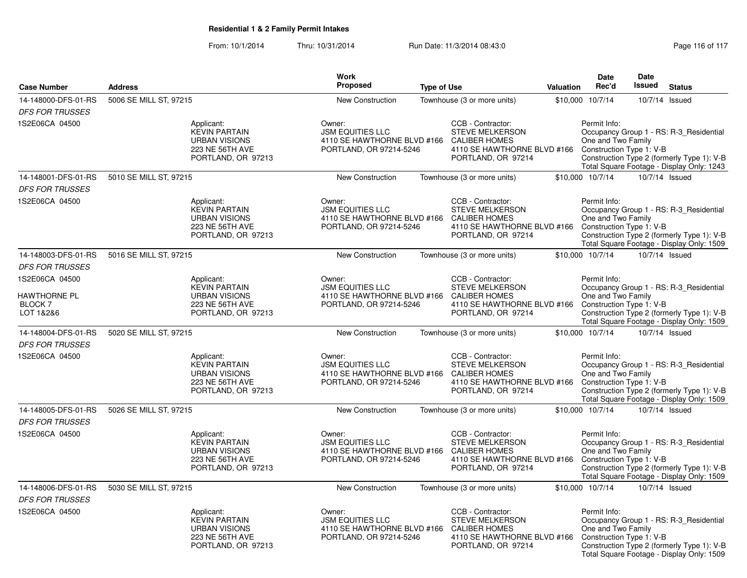**Residential 1 & 2 Family Permit Intakes**

From: 10/1/2014 Thru: 10/31/2014 Run Date: 11/3/2014 08:43:0

| Case Number | Address | Work Proposed | Type of Use | Valuation | Date Rec'd | Date Issued | Status |
|---|---|---|---|---|---|---|---|
| 14-148000-DFS-01-RS | 5006 SE MILL ST, 97215 | New Construction | Townhouse (3 or more units) | $10,000 | 10/7/14 | 10/7/14 | Issued |
| *DFS FOR TRUSSES* | | | | | | | |
| 1S2E06CA 04500 | Applicant: KEVIN PARTAIN URBAN VISIONS 223 NE 56TH AVE PORTLAND, OR 97213 | Owner: JSM EQUITIES LLC 4110 SE HAWTHORNE BLVD #166 PORTLAND, OR 97214-5246 | CCB - Contractor: STEVE MELKERSON CALIBER HOMES 4110 SE HAWTHORNE BLVD #166 PORTLAND, OR 97214 | Permit Info: Occupancy Group 1 - RS: R-3_Residential One and Two Family Construction Type 1: V-B Construction Type 2 (formerly Type 1): V-B Total Square Footage - Display Only: 1243 | | | |
| 14-148001-DFS-01-RS | 5010 SE MILL ST, 97215 | New Construction | Townhouse (3 or more units) | $10,000 | 10/7/14 | 10/7/14 | Issued |
| *DFS FOR TRUSSES* | | | | | | | |
| 1S2E06CA 04500 | Applicant: KEVIN PARTAIN URBAN VISIONS 223 NE 56TH AVE PORTLAND, OR 97213 | Owner: JSM EQUITIES LLC 4110 SE HAWTHORNE BLVD #166 PORTLAND, OR 97214-5246 | CCB - Contractor: STEVE MELKERSON CALIBER HOMES 4110 SE HAWTHORNE BLVD #166 PORTLAND, OR 97214 | Permit Info: Occupancy Group 1 - RS: R-3_Residential One and Two Family Construction Type 1: V-B Construction Type 2 (formerly Type 1): V-B Total Square Footage - Display Only: 1509 | | | |
| 14-148003-DFS-01-RS | 5016 SE MILL ST, 97215 | New Construction | Townhouse (3 or more units) | $10,000 | 10/7/14 | 10/7/14 | Issued |
| *DFS FOR TRUSSES* | | | | | | | |
| 1S2E06CA 04500 HAWTHORNE PL BLOCK 7 LOT 1&2&6 | Applicant: KEVIN PARTAIN URBAN VISIONS 223 NE 56TH AVE PORTLAND, OR 97213 | Owner: JSM EQUITIES LLC 4110 SE HAWTHORNE BLVD #166 PORTLAND, OR 97214-5246 | CCB - Contractor: STEVE MELKERSON CALIBER HOMES 4110 SE HAWTHORNE BLVD #166 PORTLAND, OR 97214 | Permit Info: Occupancy Group 1 - RS: R-3_Residential One and Two Family Construction Type 1: V-B Construction Type 2 (formerly Type 1): V-B Total Square Footage - Display Only: 1509 | | | |
| 14-148004-DFS-01-RS | 5020 SE MILL ST, 97215 | New Construction | Townhouse (3 or more units) | $10,000 | 10/7/14 | 10/7/14 | Issued |
| *DFS FOR TRUSSES* | | | | | | | |
| 1S2E06CA 04500 | Applicant: KEVIN PARTAIN URBAN VISIONS 223 NE 56TH AVE PORTLAND, OR 97213 | Owner: JSM EQUITIES LLC 4110 SE HAWTHORNE BLVD #166 PORTLAND, OR 97214-5246 | CCB - Contractor: STEVE MELKERSON CALIBER HOMES 4110 SE HAWTHORNE BLVD #166 PORTLAND, OR 97214 | Permit Info: Occupancy Group 1 - RS: R-3_Residential One and Two Family Construction Type 1: V-B Construction Type 2 (formerly Type 1): V-B Total Square Footage - Display Only: 1509 | | | |
| 14-148005-DFS-01-RS | 5026 SE MILL ST, 97215 | New Construction | Townhouse (3 or more units) | $10,000 | 10/7/14 | 10/7/14 | Issued |
| *DFS FOR TRUSSES* | | | | | | | |
| 1S2E06CA 04500 | Applicant: KEVIN PARTAIN URBAN VISIONS 223 NE 56TH AVE PORTLAND, OR 97213 | Owner: JSM EQUITIES LLC 4110 SE HAWTHORNE BLVD #166 PORTLAND, OR 97214-5246 | CCB - Contractor: STEVE MELKERSON CALIBER HOMES 4110 SE HAWTHORNE BLVD #166 PORTLAND, OR 97214 | Permit Info: Occupancy Group 1 - RS: R-3_Residential One and Two Family Construction Type 1: V-B Construction Type 2 (formerly Type 1): V-B Total Square Footage - Display Only: 1509 | | | |
| 14-148006-DFS-01-RS | 5030 SE MILL ST, 97215 | New Construction | Townhouse (3 or more units) | $10,000 | 10/7/14 | 10/7/14 | Issued |
| *DFS FOR TRUSSES* | | | | | | | |
| 1S2E06CA 04500 | Applicant: KEVIN PARTAIN URBAN VISIONS 223 NE 56TH AVE PORTLAND, OR 97213 | Owner: JSM EQUITIES LLC 4110 SE HAWTHORNE BLVD #166 PORTLAND, OR 97214-5246 | CCB - Contractor: STEVE MELKERSON CALIBER HOMES 4110 SE HAWTHORNE BLVD #166 PORTLAND, OR 97214 | Permit Info: Occupancy Group 1 - RS: R-3_Residential One and Two Family Construction Type 1: V-B Construction Type 2 (formerly Type 1): V-B Total Square Footage - Display Only: 1509 | | | |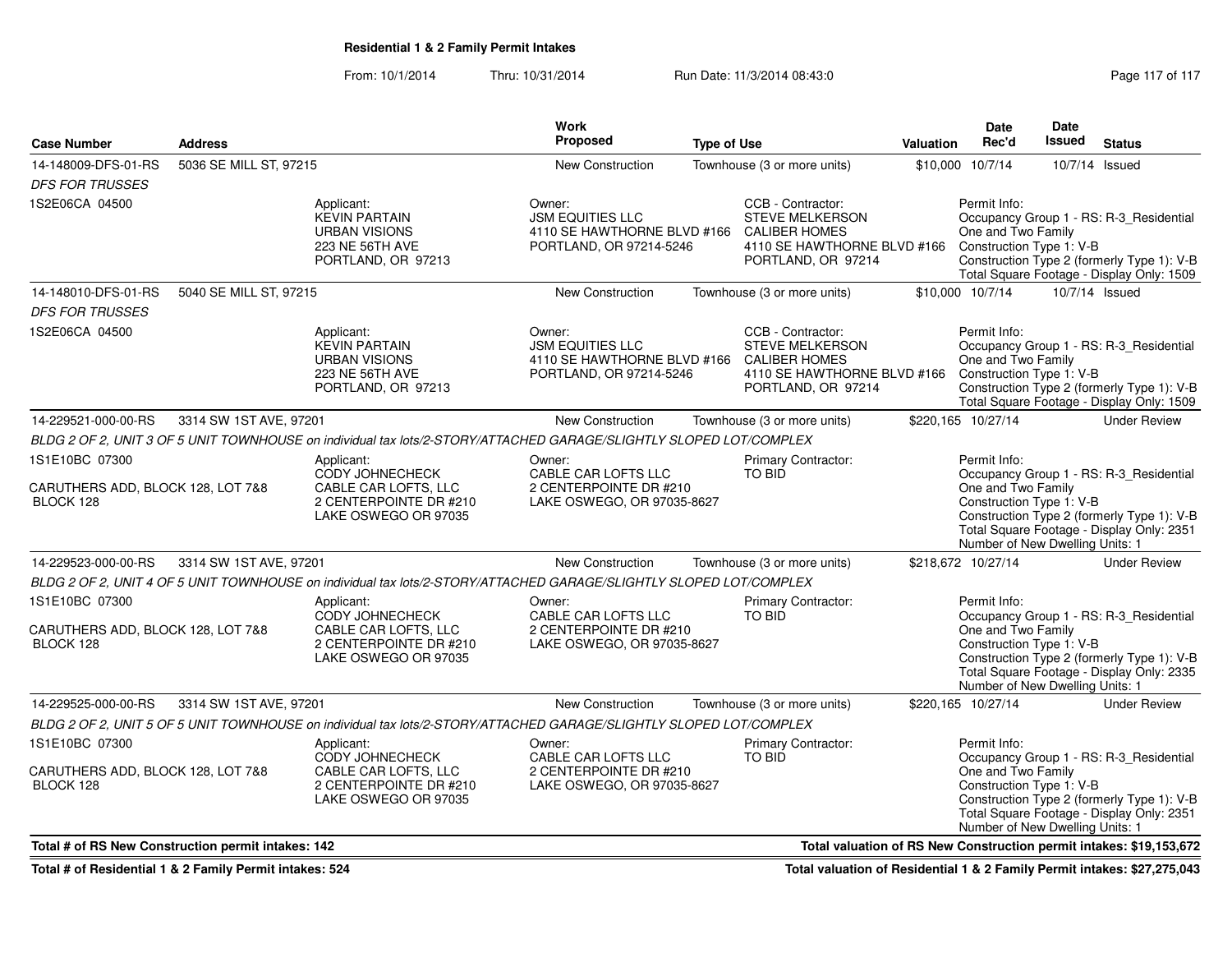**Residential 1 & 2 Family Permit Intakes**

From: 10/1/2014 Thru: 10/31/2014 Run Date: 11/3/2014 08:43:0

| Case Number | Address | Work Proposed | Type of Use | Valuation | Date Rec'd | Date Issued | Status |
|---|---|---|---|---|---|---|---|
| 14-148009-DFS-01-RS | 5036 SE MILL ST, 97215 | New Construction | Townhouse (3 or more units) | $10,000 | 10/7/14 | 10/7/14 | Issued |
| *DFS FOR TRUSSES* | | | | | | | |
| 1S2E06CA 04500 | Applicant: KEVIN PARTAIN URBAN VISIONS 223 NE 56TH AVE PORTLAND, OR 97213 | Owner: JSM EQUITIES LLC 4110 SE HAWTHORNE BLVD #166 PORTLAND, OR 97214-5246 | CCB - Contractor: STEVE MELKERSON CALIBER HOMES 4110 SE HAWTHORNE BLVD #166 PORTLAND, OR 97214 | | Permit Info: Occupancy Group 1 - RS: R-3_Residential One and Two Family Construction Type 1: V-B Construction Type 2 (formerly Type 1): V-B Total Square Footage - Display Only: 1509 | | |
| 14-148010-DFS-01-RS | 5040 SE MILL ST, 97215 | New Construction | Townhouse (3 or more units) | $10,000 | 10/7/14 | 10/7/14 | Issued |
| *DFS FOR TRUSSES* | | | | | | | |
| 1S2E06CA 04500 | Applicant: KEVIN PARTAIN URBAN VISIONS 223 NE 56TH AVE PORTLAND, OR 97213 | Owner: JSM EQUITIES LLC 4110 SE HAWTHORNE BLVD #166 PORTLAND, OR 97214-5246 | CCB - Contractor: STEVE MELKERSON CALIBER HOMES 4110 SE HAWTHORNE BLVD #166 PORTLAND, OR 97214 | | Permit Info: Occupancy Group 1 - RS: R-3_Residential One and Two Family Construction Type 1: V-B Construction Type 2 (formerly Type 1): V-B Total Square Footage - Display Only: 1509 | | |
| 14-229521-000-00-RS | 3314 SW 1ST AVE, 97201 | New Construction | Townhouse (3 or more units) | $220,165 | 10/27/14 | | Under Review |
| *BLDG 2 OF 2, UNIT 3 OF 5 UNIT TOWNHOUSE on individual tax lots/2-STORY/ATTACHED GARAGE/SLIGHTLY SLOPED LOT/COMPLEX* | | | | | | | |
| 1S1E10BC 07300 CARUTHERS ADD, BLOCK 128, LOT 7&8 BLOCK 128 | Applicant: CODY JOHNECHECK CABLE CAR LOFTS, LLC 2 CENTERPOINTE DR #210 LAKE OSWEGO OR 97035 | Owner: CABLE CAR LOFTS LLC 2 CENTERPOINTE DR #210 LAKE OSWEGO, OR 97035-8627 | Primary Contractor: TO BID | | Permit Info: Occupancy Group 1 - RS: R-3_Residential One and Two Family Construction Type 1: V-B Construction Type 2 (formerly Type 1): V-B Total Square Footage - Display Only: 2351 Number of New Dwelling Units: 1 | | |
| 14-229523-000-00-RS | 3314 SW 1ST AVE, 97201 | New Construction | Townhouse (3 or more units) | $218,672 | 10/27/14 | | Under Review |
| *BLDG 2 OF 2, UNIT 4 OF 5 UNIT TOWNHOUSE on individual tax lots/2-STORY/ATTACHED GARAGE/SLIGHTLY SLOPED LOT/COMPLEX* | | | | | | | |
| 1S1E10BC 07300 CARUTHERS ADD, BLOCK 128, LOT 7&8 BLOCK 128 | Applicant: CODY JOHNECHECK CABLE CAR LOFTS, LLC 2 CENTERPOINTE DR #210 LAKE OSWEGO OR 97035 | Owner: CABLE CAR LOFTS LLC 2 CENTERPOINTE DR #210 LAKE OSWEGO, OR 97035-8627 | Primary Contractor: TO BID | | Permit Info: Occupancy Group 1 - RS: R-3_Residential One and Two Family Construction Type 1: V-B Construction Type 2 (formerly Type 1): V-B Total Square Footage - Display Only: 2335 Number of New Dwelling Units: 1 | | |
| 14-229525-000-00-RS | 3314 SW 1ST AVE, 97201 | New Construction | Townhouse (3 or more units) | $220,165 | 10/27/14 | | Under Review |
| *BLDG 2 OF 2, UNIT 5 OF 5 UNIT TOWNHOUSE on individual tax lots/2-STORY/ATTACHED GARAGE/SLIGHTLY SLOPED LOT/COMPLEX* | | | | | | | |
| 1S1E10BC 07300 CARUTHERS ADD, BLOCK 128, LOT 7&8 BLOCK 128 | Applicant: CODY JOHNECHECK CABLE CAR LOFTS, LLC 2 CENTERPOINTE DR #210 LAKE OSWEGO OR 97035 | Owner: CABLE CAR LOFTS LLC 2 CENTERPOINTE DR #210 LAKE OSWEGO, OR 97035-8627 | Primary Contractor: TO BID | | Permit Info: Occupancy Group 1 - RS: R-3_Residential One and Two Family Construction Type 1: V-B Construction Type 2 (formerly Type 1): V-B Total Square Footage - Display Only: 2351 Number of New Dwelling Units: 1 | | |

**Total # of RS New Construction permit intakes: 142**

**Total valuation of RS New Construction permit intakes: $19,153,672**

**Total # of Residential 1 & 2 Family Permit intakes: 524**

**Total valuation of Residential 1 & 2 Family Permit intakes: $27,275,043**